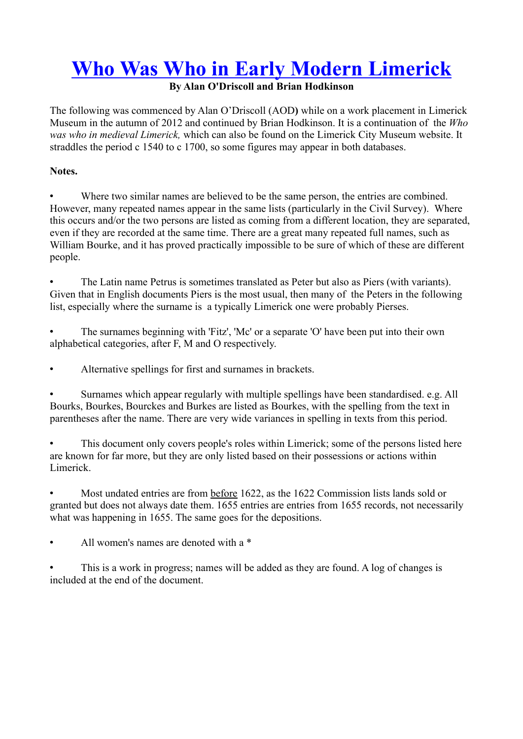# Who Was Who in Early Modern Limerick

**By Alan O'Driscoll and Brian Hodkinson**

The following was commenced by Alan O'Driscoll (AOD**)** while on a work placement in Limerick Museum in the autumn of 2012 and continued by Brian Hodkinson. It is a continuation of the *Who was who in medieval Limerick,* which can also be found on the Limerick City Museum website. It straddles the period c 1540 to c 1700, so some figures may appear in both databases.

**Notes.**

- Where two similar names are believed to be the same person, the entries are combined. However, many repeated names appear in the same lists (particularly in the Civil Survey). Where this occurs and/or the two persons are listed as coming from a different location, they are separated, even if they are recorded at the same time. There are a great many repeated full names, such as William Bourke, and it has proved practically impossible to be sure of which of these are different people.

- The Latin name Petrus is sometimes translated as Peter but also as Piers (with variants). Given that in English documents Piers is the most usual, then many of the Peters in the following list, especially where the surname is a typically Limerick one were probably Pierses.

- The surnames beginning with 'Fitz', 'Mc' or a separate 'O' have been put into their own alphabetical categories, after F, M and O respectively.

- Alternative spellings for first and surnames in brackets.

- Surnames which appear regularly with multiple spellings have been standardised. e.g. All Bourks, Bourkes, Bourckes and Burkes are listed as Bourkes, with the spelling from the text in parentheses after the name. There are very wide variances in spelling in texts from this period.

- This document only covers people's roles within Limerick; some of the persons listed here are known for far more, but they are only listed based on their possessions or actions within Limerick.

- Most undated entries are from before 1622, as the 1622 Commission lists lands sold or granted but does not always date them. 1655 entries are entries from 1655 records, not necessarily what was happening in 1655. The same goes for the depositions.

- All women's names are denoted with a *

- This is a work in progress; names will be added as they are found. A log of changes is included at the end of the document.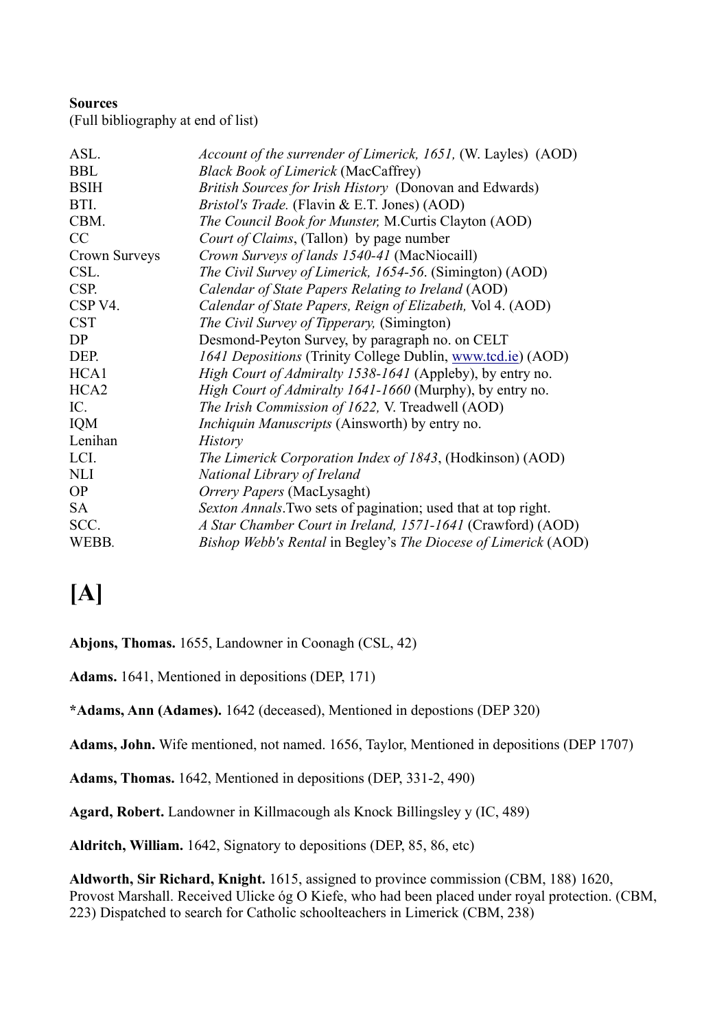**Sources**
(Full bibliography at end of list)

| | |
|---|---|
| ASL. | *Account of the surrender of Limerick, 1651,* (W. Layles) (AOD) |
| BBL | *Black Book of Limerick* (MacCaffrey) |
| BSIH | *British Sources for Irish History* (Donovan and Edwards) |
| BTI. | *Bristol's Trade.* (Flavin & E.T. Jones) (AOD) |
| CBM. | *The Council Book for Munster,* M.Curtis Clayton (AOD) |
| CC | *Court of Claims*, (Tallon) by page number |
| Crown Surveys | *Crown Surveys of lands 1540-41* (MacNiocaill) |
| CSL. | *The Civil Survey of Limerick, 1654-56.* (Simington) (AOD) |
| CSP. | *Calendar of State Papers Relating to Ireland* (AOD) |
| CSP V4. | *Calendar of State Papers, Reign of Elizabeth,* Vol 4. (AOD) |
| CST | *The Civil Survey of Tipperary,* (Simington) |
| DP | Desmond-Peyton Survey, by paragraph no. on CELT |
| DEP. | *1641 Depositions* (Trinity College Dublin, www.tcd.ie) (AOD) |
| HCA1 | *High Court of Admiralty 1538-1641* (Appleby), by entry no. |
| HCA2 | *High Court of Admiralty 1641-1660* (Murphy), by entry no. |
| IC. | *The Irish Commission of 1622,* V. Treadwell (AOD) |
| IQM | *Inchiquin Manuscripts* (Ainsworth) by entry no. |
| Lenihan | *History* |
| LCI. | *The Limerick Corporation Index of 1843*, (Hodkinson) (AOD) |
| NLI | *National Library of Ireland* |
| OP | *Orrery Papers* (MacLysaght) |
| SA | *Sexton Annals*.Two sets of pagination; used that at top right. |
| SCC. | *A Star Chamber Court in Ireland, 1571-1641* (Crawford) (AOD) |
| WEBB. | *Bishop Webb's Rental* in Begley's *The Diocese of Limerick* (AOD) |

# [A]

**Abjons, Thomas.** 1655, Landowner in Coonagh (CSL, 42)

**Adams.** 1641, Mentioned in depositions (DEP, 171)

***Adams, Ann (Adames).** 1642 (deceased), Mentioned in depostions (DEP 320)

**Adams, John.** Wife mentioned, not named. 1656, Taylor, Mentioned in depositions (DEP 1707)

**Adams, Thomas.** 1642, Mentioned in depositions (DEP, 331-2, 490)

**Agard, Robert.** Landowner in Killmacough als Knock Billingsley y (IC, 489)

**Aldritch, William.** 1642, Signatory to depositions (DEP, 85, 86, etc)

**Aldworth, Sir Richard, Knight.** 1615, assigned to province commission (CBM, 188) 1620, Provost Marshall. Received Ulicke óg O Kiefe, who had been placed under royal protection. (CBM, 223) Dispatched to search for Catholic schoolteachers in Limerick (CBM, 238)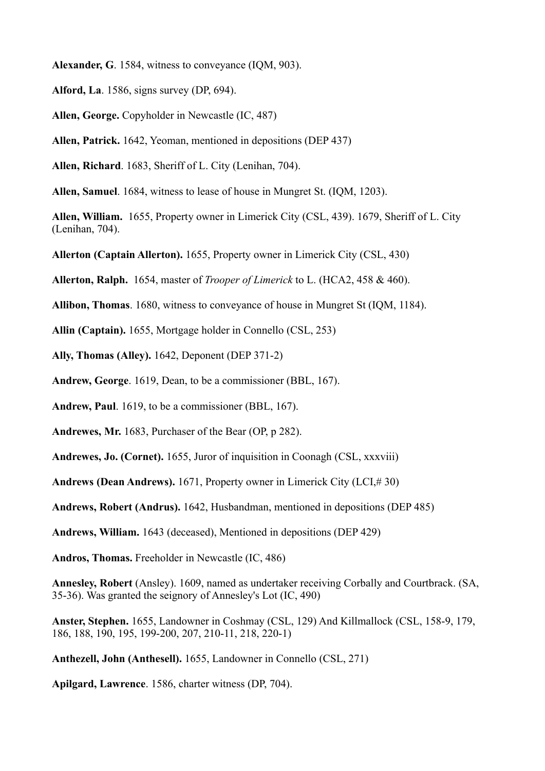**Alexander, G**. 1584, witness to conveyance (IQM, 903).

**Alford, La**. 1586, signs survey (DP, 694).

**Allen, George.** Copyholder in Newcastle (IC, 487)

**Allen, Patrick.** 1642, Yeoman, mentioned in depositions (DEP 437)

**Allen, Richard**. 1683, Sheriff of L. City (Lenihan, 704).

**Allen, Samuel**. 1684, witness to lease of house in Mungret St. (IQM, 1203).

**Allen, William.** 1655, Property owner in Limerick City (CSL, 439). 1679, Sheriff of L. City (Lenihan, 704).

**Allerton (Captain Allerton).** 1655, Property owner in Limerick City (CSL, 430)

**Allerton, Ralph.** 1654, master of *Trooper of Limerick* to L. (HCA2, 458 & 460).

**Allibon, Thomas**. 1680, witness to conveyance of house in Mungret St (IQM, 1184).

**Allin (Captain).** 1655, Mortgage holder in Connello (CSL, 253)

**Ally, Thomas (Alley).** 1642, Deponent (DEP 371-2)

**Andrew, George**. 1619, Dean, to be a commissioner (BBL, 167).

**Andrew, Paul**. 1619, to be a commissioner (BBL, 167).

**Andrewes, Mr.** 1683, Purchaser of the Bear (OP, p 282).

**Andrewes, Jo. (Cornet).** 1655, Juror of inquisition in Coonagh (CSL, xxxviii)

**Andrews (Dean Andrews).** 1671, Property owner in Limerick City (LCI,# 30)

**Andrews, Robert (Andrus).** 1642, Husbandman, mentioned in depositions (DEP 485)

**Andrews, William.** 1643 (deceased), Mentioned in depositions (DEP 429)

**Andros, Thomas.** Freeholder in Newcastle (IC, 486)

**Annesley, Robert** (Ansley). 1609, named as undertaker receiving Corbally and Courtbrack. (SA, 35-36). Was granted the seignory of Annesley's Lot (IC, 490)

**Anster, Stephen.** 1655, Landowner in Coshmay (CSL, 129) And Killmallock (CSL, 158-9, 179, 186, 188, 190, 195, 199-200, 207, 210-11, 218, 220-1)

**Anthezell, John (Anthesell).** 1655, Landowner in Connello (CSL, 271)

**Apilgard, Lawrence**. 1586, charter witness (DP, 704).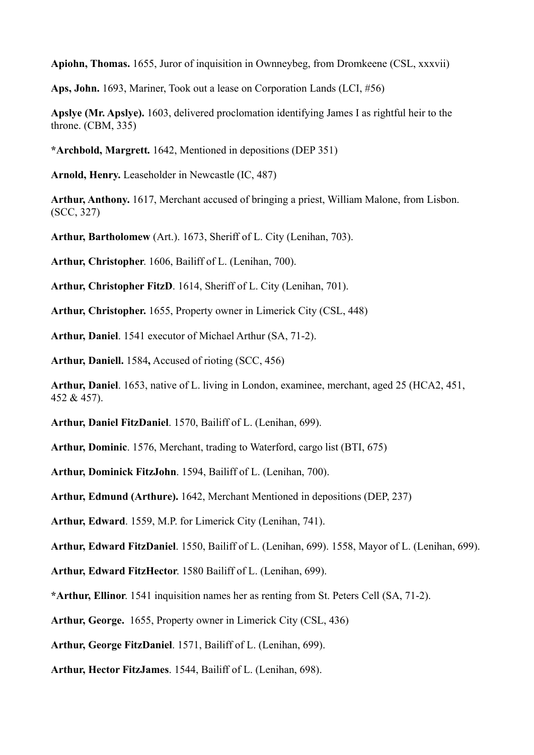**Apiohn, Thomas.** 1655, Juror of inquisition in Ownneybeg, from Dromkeene (CSL, xxxvii)

**Aps, John.** 1693, Mariner, Took out a lease on Corporation Lands (LCI, #56)

**Apslye (Mr. Apslye).** 1603, delivered proclomation identifying James I as rightful heir to the throne. (CBM, 335)

**\*Archbold, Margrett.** 1642, Mentioned in depositions (DEP 351)

**Arnold, Henry.** Leaseholder in Newcastle (IC, 487)

**Arthur, Anthony.** 1617, Merchant accused of bringing a priest, William Malone, from Lisbon. (SCC, 327)

**Arthur, Bartholomew** (Art.). 1673, Sheriff of L. City (Lenihan, 703).

**Arthur, Christopher**. 1606, Bailiff of L. (Lenihan, 700).

**Arthur, Christopher FitzD**. 1614, Sheriff of L. City (Lenihan, 701).

**Arthur, Christopher.** 1655, Property owner in Limerick City (CSL, 448)

**Arthur, Daniel**. 1541 executor of Michael Arthur (SA, 71-2).

**Arthur, Daniell.** 1584**,** Accused of rioting (SCC, 456)

**Arthur, Daniel**. 1653, native of L. living in London, examinee, merchant, aged 25 (HCA2, 451, 452 & 457).

**Arthur, Daniel FitzDaniel**. 1570, Bailiff of L. (Lenihan, 699).

**Arthur, Dominic**. 1576, Merchant, trading to Waterford, cargo list (BTI, 675)

**Arthur, Dominick FitzJohn**. 1594, Bailiff of L. (Lenihan, 700).

**Arthur, Edmund (Arthure).** 1642, Merchant Mentioned in depositions (DEP, 237)

**Arthur, Edward**. 1559, M.P. for Limerick City (Lenihan, 741).

**Arthur, Edward FitzDaniel**. 1550, Bailiff of L. (Lenihan, 699). 1558, Mayor of L. (Lenihan, 699).

**Arthur, Edward FitzHector**. 1580 Bailiff of L. (Lenihan, 699).

**\*Arthur, Ellinor**. 1541 inquisition names her as renting from St. Peters Cell (SA, 71-2).

**Arthur, George.** 1655, Property owner in Limerick City (CSL, 436)

**Arthur, George FitzDaniel**. 1571, Bailiff of L. (Lenihan, 699).

**Arthur, Hector FitzJames**. 1544, Bailiff of L. (Lenihan, 698).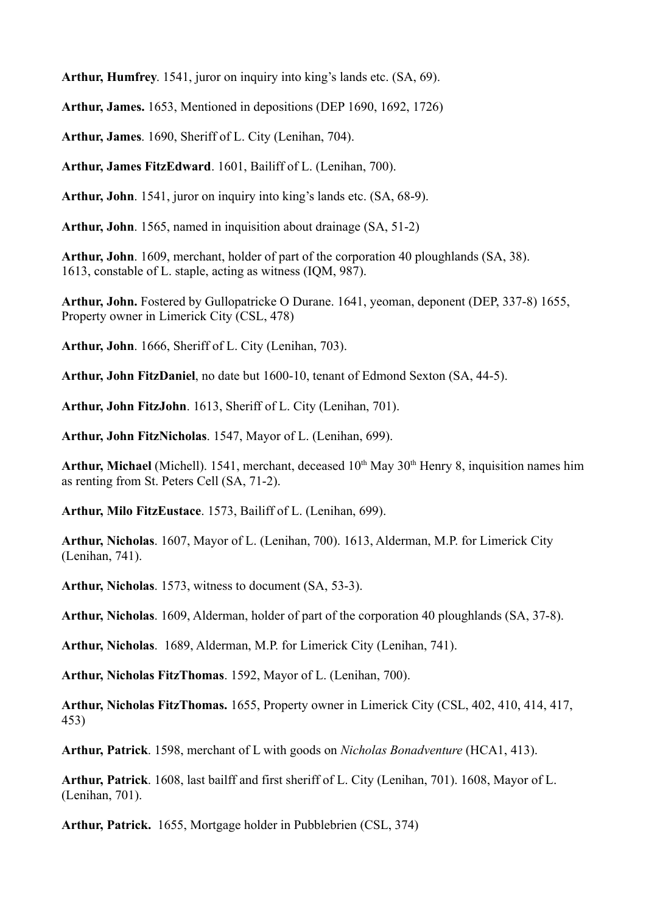**Arthur, Humfrey**. 1541, juror on inquiry into king's lands etc. (SA, 69).

**Arthur, James.** 1653, Mentioned in depositions (DEP 1690, 1692, 1726)

**Arthur, James**. 1690, Sheriff of L. City (Lenihan, 704).

**Arthur, James FitzEdward**. 1601, Bailiff of L. (Lenihan, 700).

**Arthur, John**. 1541, juror on inquiry into king's lands etc. (SA, 68-9).

**Arthur, John**. 1565, named in inquisition about drainage (SA, 51-2)

**Arthur, John**. 1609, merchant, holder of part of the corporation 40 ploughlands (SA, 38). 1613, constable of L. staple, acting as witness (IQM, 987).

**Arthur, John.** Fostered by Gullopatricke O Durane. 1641, yeoman, deponent (DEP, 337-8) 1655, Property owner in Limerick City (CSL, 478)

**Arthur, John**. 1666, Sheriff of L. City (Lenihan, 703).

**Arthur, John FitzDaniel**, no date but 1600-10, tenant of Edmond Sexton (SA, 44-5).

**Arthur, John FitzJohn**. 1613, Sheriff of L. City (Lenihan, 701).

**Arthur, John FitzNicholas**. 1547, Mayor of L. (Lenihan, 699).

**Arthur, Michael** (Michell). 1541, merchant, deceased 10th May 30th Henry 8, inquisition names him as renting from St. Peters Cell (SA, 71-2).

**Arthur, Milo FitzEustace**. 1573, Bailiff of L. (Lenihan, 699).

**Arthur, Nicholas**. 1607, Mayor of L. (Lenihan, 700). 1613, Alderman, M.P. for Limerick City (Lenihan, 741).

**Arthur, Nicholas**. 1573, witness to document (SA, 53-3).

**Arthur, Nicholas**. 1609, Alderman, holder of part of the corporation 40 ploughlands (SA, 37-8).

**Arthur, Nicholas**. 1689, Alderman, M.P. for Limerick City (Lenihan, 741).

**Arthur, Nicholas FitzThomas**. 1592, Mayor of L. (Lenihan, 700).

**Arthur, Nicholas FitzThomas.** 1655, Property owner in Limerick City (CSL, 402, 410, 414, 417, 453)

**Arthur, Patrick**. 1598, merchant of L with goods on *Nicholas Bonadventure* (HCA1, 413).

**Arthur, Patrick**. 1608, last bailff and first sheriff of L. City (Lenihan, 701). 1608, Mayor of L. (Lenihan, 701).

**Arthur, Patrick.** 1655, Mortgage holder in Pubblebrien (CSL, 374)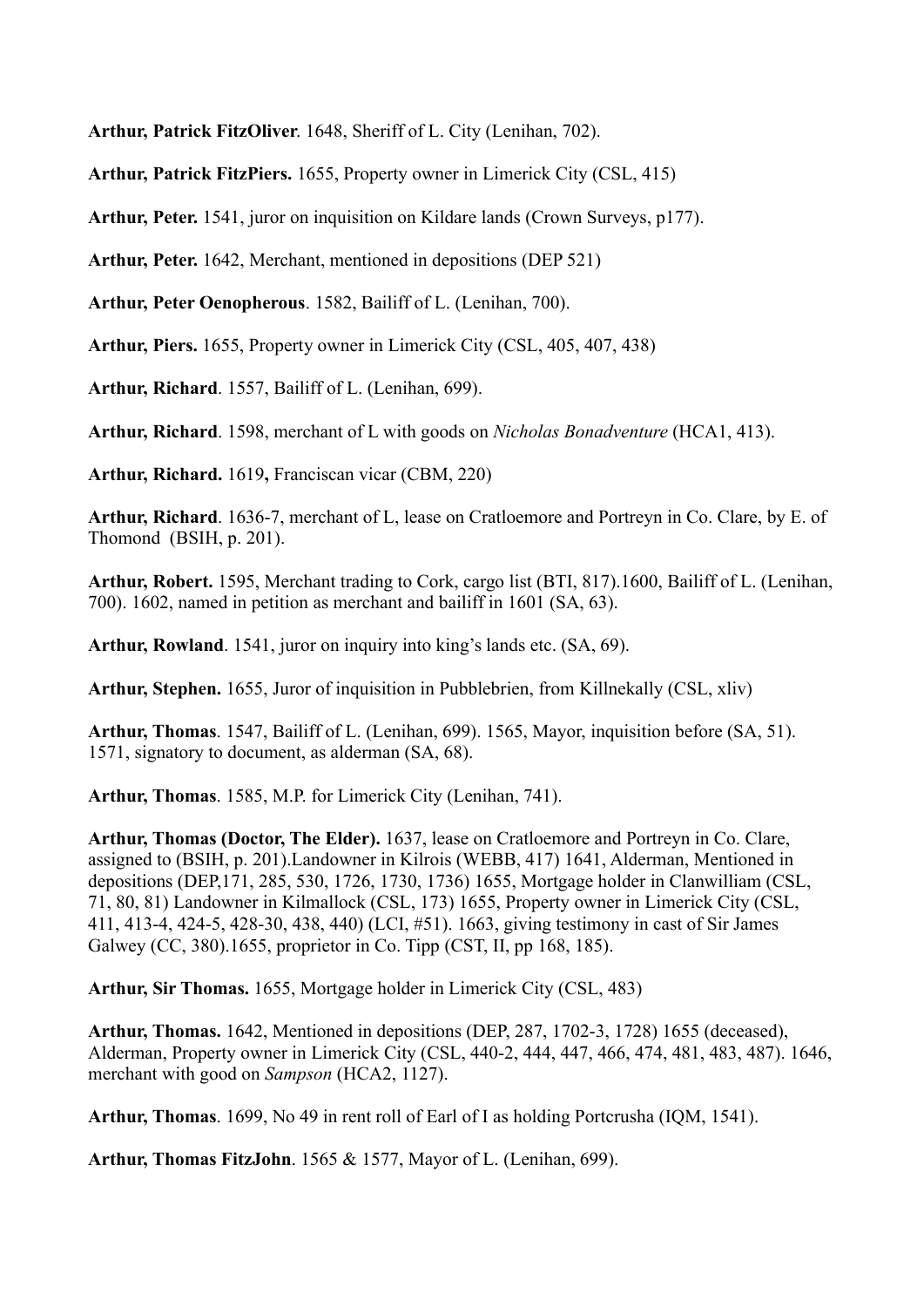**Arthur, Patrick FitzOliver**. 1648, Sheriff of L. City (Lenihan, 702).

**Arthur, Patrick FitzPiers.** 1655, Property owner in Limerick City (CSL, 415)

**Arthur, Peter.** 1541, juror on inquisition on Kildare lands (Crown Surveys, p177).

**Arthur, Peter.** 1642, Merchant, mentioned in depositions (DEP 521)

**Arthur, Peter Oenopherous**. 1582, Bailiff of L. (Lenihan, 700).

**Arthur, Piers.** 1655, Property owner in Limerick City (CSL, 405, 407, 438)

**Arthur, Richard**. 1557, Bailiff of L. (Lenihan, 699).

**Arthur, Richard**. 1598, merchant of L with goods on *Nicholas Bonadventure* (HCA1, 413).

**Arthur, Richard.** 1619**,** Franciscan vicar (CBM, 220)

**Arthur, Richard**. 1636-7, merchant of L, lease on Cratloemore and Portreyn in Co. Clare, by E. of Thomond (BSIH, p. 201).

**Arthur, Robert.** 1595, Merchant trading to Cork, cargo list (BTI, 817).1600, Bailiff of L. (Lenihan, 700). 1602, named in petition as merchant and bailiff in 1601 (SA, 63).

**Arthur, Rowland**. 1541, juror on inquiry into king's lands etc. (SA, 69).

**Arthur, Stephen.** 1655, Juror of inquisition in Pubblebrien, from Killnekally (CSL, xliv)

**Arthur, Thomas**. 1547, Bailiff of L. (Lenihan, 699). 1565, Mayor, inquisition before (SA, 51). 1571, signatory to document, as alderman (SA, 68).

**Arthur, Thomas**. 1585, M.P. for Limerick City (Lenihan, 741).

**Arthur, Thomas (Doctor, The Elder).** 1637, lease on Cratloemore and Portreyn in Co. Clare, assigned to (BSIH, p. 201).Landowner in Kilrois (WEBB, 417) 1641, Alderman, Mentioned in depositions (DEP,171, 285, 530, 1726, 1730, 1736) 1655, Mortgage holder in Clanwilliam (CSL, 71, 80, 81) Landowner in Kilmallock (CSL, 173) 1655, Property owner in Limerick City (CSL, 411, 413-4, 424-5, 428-30, 438, 440) (LCI, #51). 1663, giving testimony in cast of Sir James Galwey (CC, 380).1655, proprietor in Co. Tipp (CST, II, pp 168, 185).

**Arthur, Sir Thomas.** 1655, Mortgage holder in Limerick City (CSL, 483)

**Arthur, Thomas.** 1642, Mentioned in depositions (DEP, 287, 1702-3, 1728) 1655 (deceased), Alderman, Property owner in Limerick City (CSL, 440-2, 444, 447, 466, 474, 481, 483, 487). 1646, merchant with good on *Sampson* (HCA2, 1127).

**Arthur, Thomas**. 1699, No 49 in rent roll of Earl of I as holding Portcrusha (IQM, 1541).

**Arthur, Thomas FitzJohn**. 1565 & 1577, Mayor of L. (Lenihan, 699).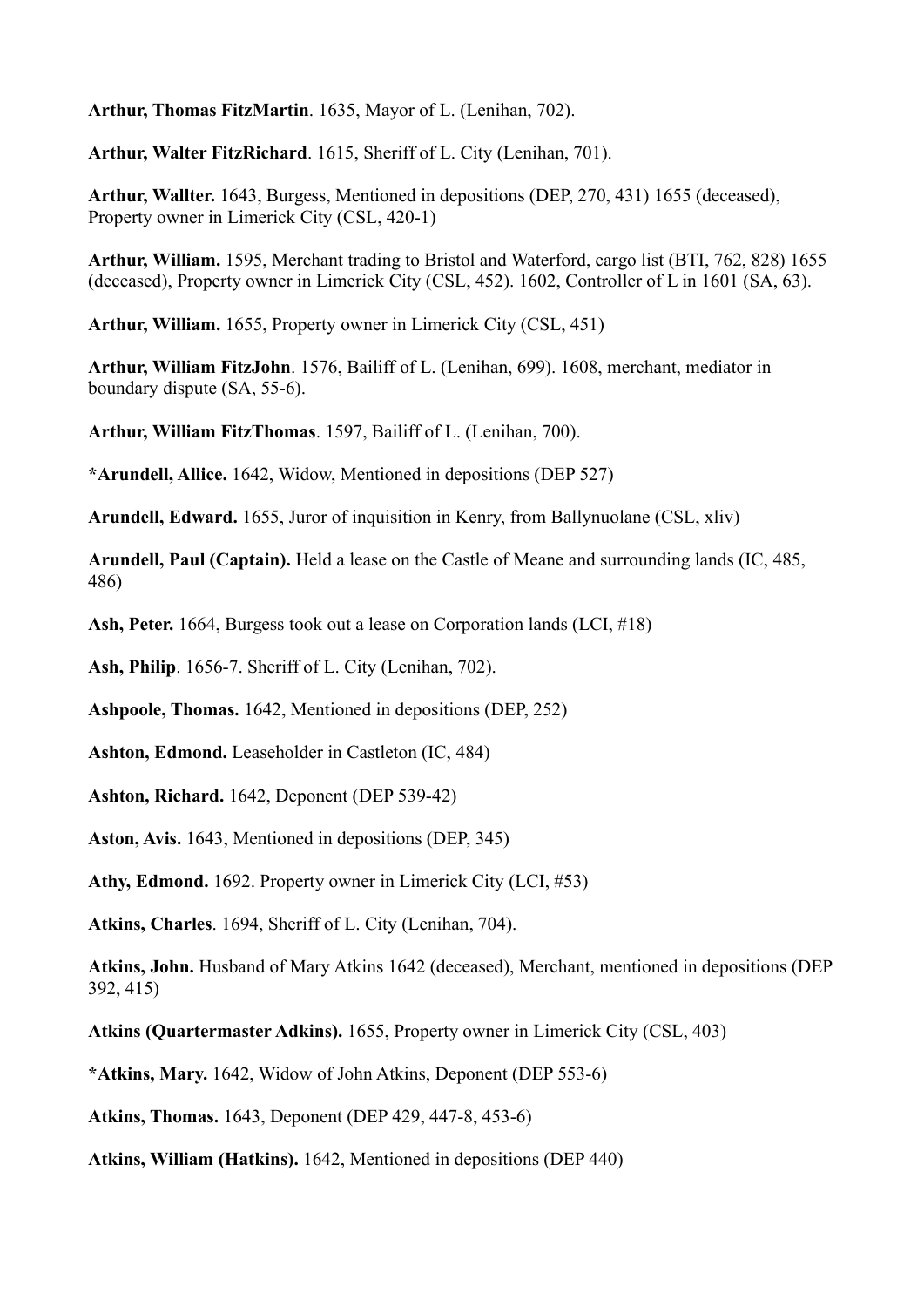**Arthur, Thomas FitzMartin**. 1635, Mayor of L. (Lenihan, 702).

**Arthur, Walter FitzRichard**. 1615, Sheriff of L. City (Lenihan, 701).

**Arthur, Wallter.** 1643, Burgess, Mentioned in depositions (DEP, 270, 431) 1655 (deceased), Property owner in Limerick City (CSL, 420-1)

**Arthur, William.** 1595, Merchant trading to Bristol and Waterford, cargo list (BTI, 762, 828) 1655 (deceased), Property owner in Limerick City (CSL, 452). 1602, Controller of L in 1601 (SA, 63).

**Arthur, William.** 1655, Property owner in Limerick City (CSL, 451)

**Arthur, William FitzJohn**. 1576, Bailiff of L. (Lenihan, 699). 1608, merchant, mediator in boundary dispute (SA, 55-6).

**Arthur, William FitzThomas**. 1597, Bailiff of L. (Lenihan, 700).

***Arundell, Allice.** 1642, Widow, Mentioned in depositions (DEP 527)

**Arundell, Edward.** 1655, Juror of inquisition in Kenry, from Ballynuolane (CSL, xliv)

**Arundell, Paul (Captain).** Held a lease on the Castle of Meane and surrounding lands (IC, 485, 486)

**Ash, Peter.** 1664, Burgess took out a lease on Corporation lands (LCI, #18)

**Ash, Philip**. 1656-7. Sheriff of L. City (Lenihan, 702).

**Ashpoole, Thomas.** 1642, Mentioned in depositions (DEP, 252)

**Ashton, Edmond.** Leaseholder in Castleton (IC, 484)

**Ashton, Richard.** 1642, Deponent (DEP 539-42)

**Aston, Avis.** 1643, Mentioned in depositions (DEP, 345)

**Athy, Edmond.** 1692. Property owner in Limerick City (LCI, #53)

**Atkins, Charles**. 1694, Sheriff of L. City (Lenihan, 704).

**Atkins, John.** Husband of Mary Atkins 1642 (deceased), Merchant, mentioned in depositions (DEP 392, 415)

**Atkins (Quartermaster Adkins).** 1655, Property owner in Limerick City (CSL, 403)

***Atkins, Mary.** 1642, Widow of John Atkins, Deponent (DEP 553-6)

**Atkins, Thomas.** 1643, Deponent (DEP 429, 447-8, 453-6)

**Atkins, William (Hatkins).** 1642, Mentioned in depositions (DEP 440)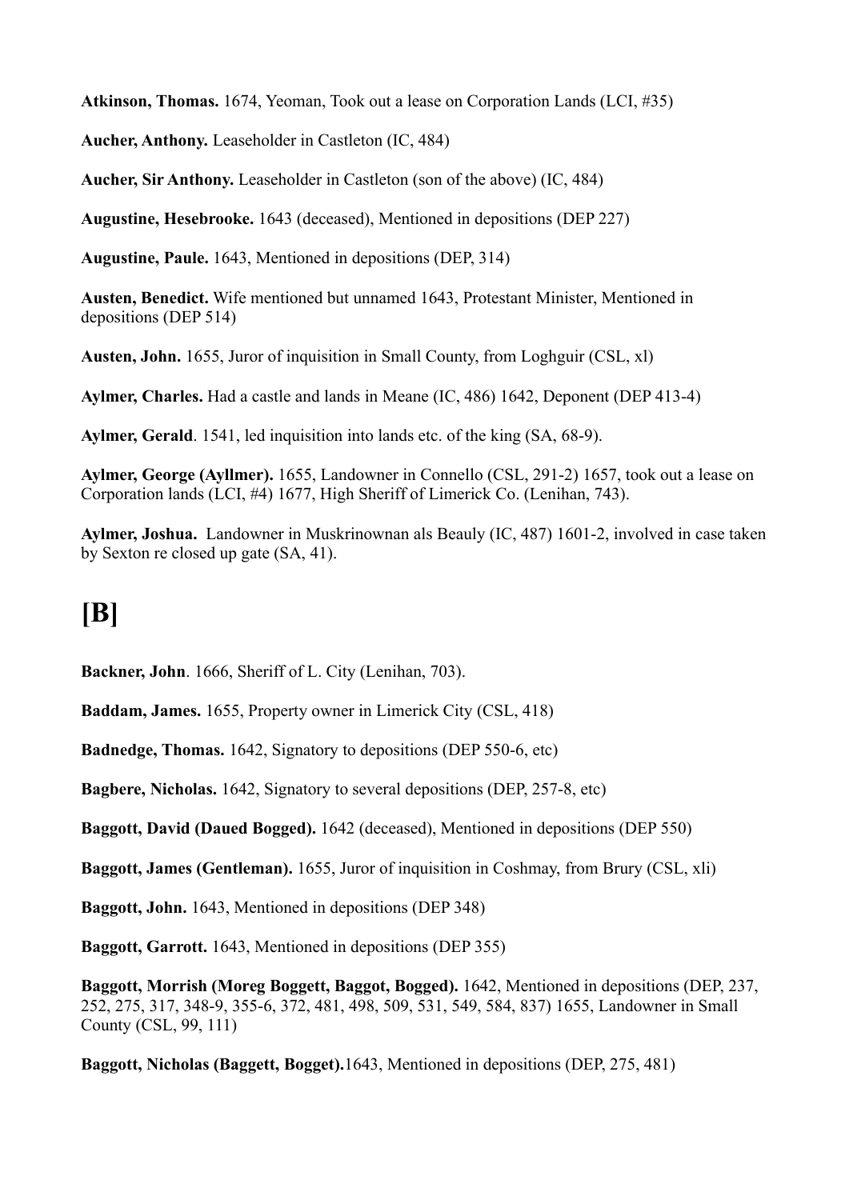**Atkinson, Thomas.** 1674, Yeoman, Took out a lease on Corporation Lands (LCI, #35)

**Aucher, Anthony.** Leaseholder in Castleton (IC, 484)

**Aucher, Sir Anthony.** Leaseholder in Castleton (son of the above) (IC, 484)

**Augustine, Hesebrooke.** 1643 (deceased), Mentioned in depositions (DEP 227)

**Augustine, Paule.** 1643, Mentioned in depositions (DEP, 314)

**Austen, Benedict.** Wife mentioned but unnamed 1643, Protestant Minister, Mentioned in depositions (DEP 514)

**Austen, John.** 1655, Juror of inquisition in Small County, from Loghguir (CSL, xl)

**Aylmer, Charles.** Had a castle and lands in Meane (IC, 486) 1642, Deponent (DEP 413-4)

**Aylmer, Gerald**. 1541, led inquisition into lands etc. of the king (SA, 68-9).

**Aylmer, George (Ayllmer).** 1655, Landowner in Connello (CSL, 291-2) 1657, took out a lease on Corporation lands (LCI, #4) 1677, High Sheriff of Limerick Co. (Lenihan, 743).

**Aylmer, Joshua.** Landowner in Muskrinownan als Beauly (IC, 487) 1601-2, involved in case taken by Sexton re closed up gate (SA, 41).

# [B]

**Backner, John**. 1666, Sheriff of L. City (Lenihan, 703).

**Baddam, James.** 1655, Property owner in Limerick City (CSL, 418)

**Badnedge, Thomas.** 1642, Signatory to depositions (DEP 550-6, etc)

**Bagbere, Nicholas.** 1642, Signatory to several depositions (DEP, 257-8, etc)

**Baggott, David (Daued Bogged).** 1642 (deceased), Mentioned in depositions (DEP 550)

**Baggott, James (Gentleman).** 1655, Juror of inquisition in Coshmay, from Brury (CSL, xli)

**Baggott, John.** 1643, Mentioned in depositions (DEP 348)

**Baggott, Garrott.** 1643, Mentioned in depositions (DEP 355)

**Baggott, Morrish (Moreg Boggett, Baggot, Bogged).** 1642, Mentioned in depositions (DEP, 237, 252, 275, 317, 348-9, 355-6, 372, 481, 498, 509, 531, 549, 584, 837) 1655, Landowner in Small County (CSL, 99, 111)

**Baggott, Nicholas (Baggett, Bogget).**1643, Mentioned in depositions (DEP, 275, 481)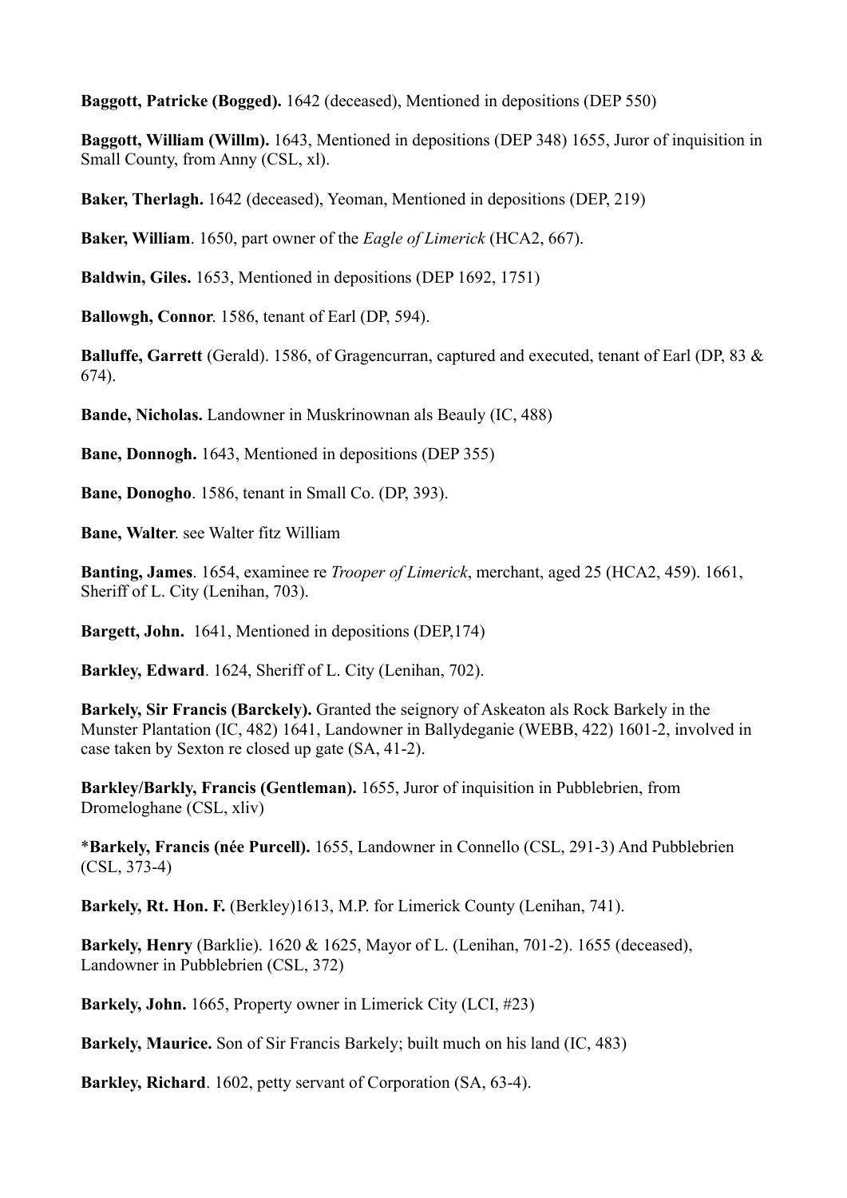**Baggott, Patricke (Bogged).** 1642 (deceased), Mentioned in depositions (DEP 550)

**Baggott, William (Willm).** 1643, Mentioned in depositions (DEP 348) 1655, Juror of inquisition in Small County, from Anny (CSL, xl).

**Baker, Therlagh.** 1642 (deceased), Yeoman, Mentioned in depositions (DEP, 219)

**Baker, William**. 1650, part owner of the *Eagle of Limerick* (HCA2, 667).

**Baldwin, Giles.** 1653, Mentioned in depositions (DEP 1692, 1751)

**Ballowgh, Connor**. 1586, tenant of Earl (DP, 594).

**Balluffe, Garrett** (Gerald). 1586, of Gragencurran, captured and executed, tenant of Earl (DP, 83 & 674).

**Bande, Nicholas.** Landowner in Muskrinownan als Beauly (IC, 488)

**Bane, Donnogh.** 1643, Mentioned in depositions (DEP 355)

**Bane, Donogho**. 1586, tenant in Small Co. (DP, 393).

**Bane, Walter**. see Walter fitz William

**Banting, James**. 1654, examinee re *Trooper of Limerick*, merchant, aged 25 (HCA2, 459). 1661, Sheriff of L. City (Lenihan, 703).

**Bargett, John.** 1641, Mentioned in depositions (DEP,174)

**Barkley, Edward**. 1624, Sheriff of L. City (Lenihan, 702).

**Barkely, Sir Francis (Barckely).** Granted the seignory of Askeaton als Rock Barkely in the Munster Plantation (IC, 482) 1641, Landowner in Ballydeganie (WEBB, 422) 1601-2, involved in case taken by Sexton re closed up gate (SA, 41-2).

**Barkley/Barkly, Francis (Gentleman).** 1655, Juror of inquisition in Pubblebrien, from Dromeloghane (CSL, xliv)

\***Barkely, Francis (née Purcell).** 1655, Landowner in Connello (CSL, 291-3) And Pubblebrien (CSL, 373-4)

**Barkely, Rt. Hon. F.** (Berkley)1613, M.P. for Limerick County (Lenihan, 741).

**Barkely, Henry** (Barklie). 1620 & 1625, Mayor of L. (Lenihan, 701-2). 1655 (deceased), Landowner in Pubblebrien (CSL, 372)

**Barkely, John.** 1665, Property owner in Limerick City (LCI, #23)

**Barkely, Maurice.** Son of Sir Francis Barkely; built much on his land (IC, 483)

**Barkley, Richard**. 1602, petty servant of Corporation (SA, 63-4).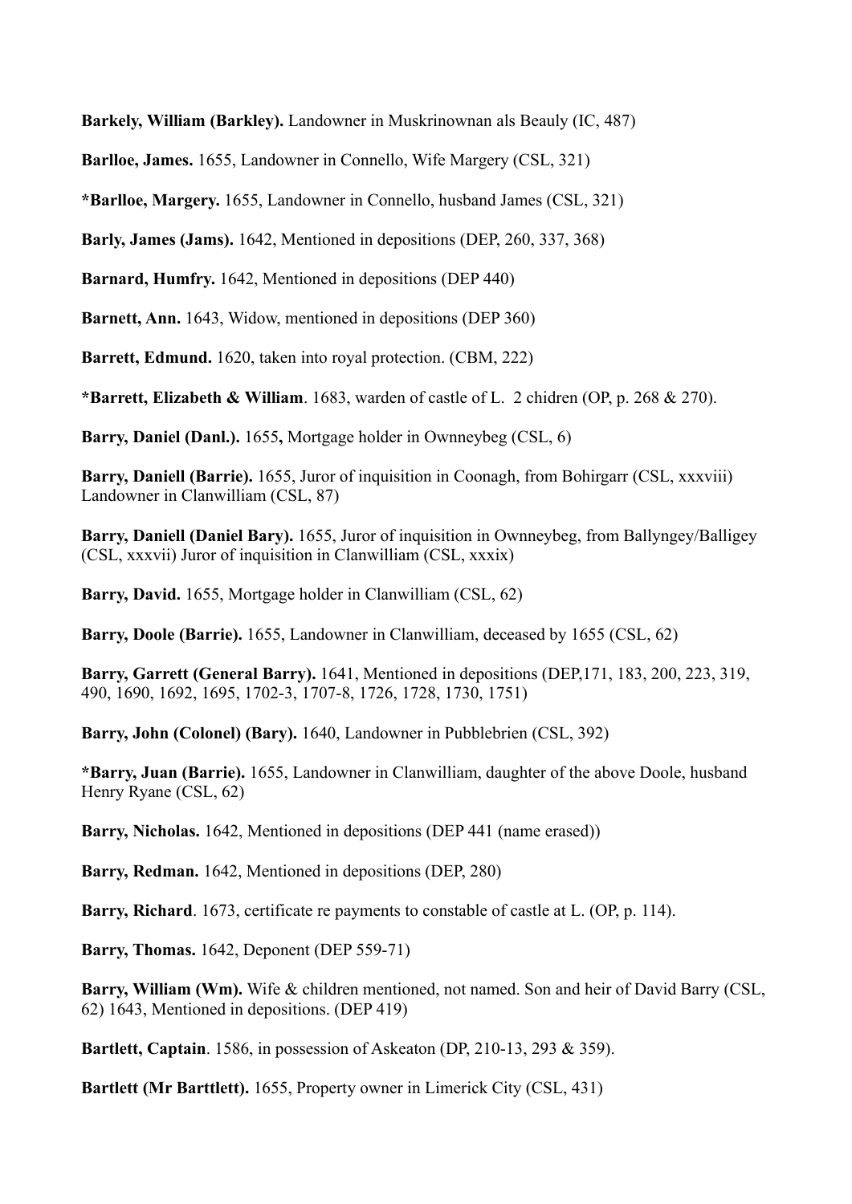**Barkely, William (Barkley).** Landowner in Muskrinownan als Beauly (IC, 487)

**Barlloe, James.** 1655, Landowner in Connello, Wife Margery (CSL, 321)

***Barlloe, Margery.** 1655, Landowner in Connello, husband James (CSL, 321)

**Barly, James (Jams).** 1642, Mentioned in depositions (DEP, 260, 337, 368)

**Barnard, Humfry.** 1642, Mentioned in depositions (DEP 440)

**Barnett, Ann.** 1643, Widow, mentioned in depositions (DEP 360)

**Barrett, Edmund.** 1620, taken into royal protection. (CBM, 222)

***Barrett, Elizabeth & William**. 1683, warden of castle of L. 2 chidren (OP, p. 268 & 270).

**Barry, Daniel (Danl.).** 1655**,** Mortgage holder in Ownneybeg (CSL, 6)

**Barry, Daniell (Barrie).** 1655, Juror of inquisition in Coonagh, from Bohirgarr (CSL, xxxviii) Landowner in Clanwilliam (CSL, 87)

**Barry, Daniell (Daniel Bary).** 1655, Juror of inquisition in Ownneybeg, from Ballyngey/Balligey (CSL, xxxvii) Juror of inquisition in Clanwilliam (CSL, xxxix)

**Barry, David.** 1655, Mortgage holder in Clanwilliam (CSL, 62)

**Barry, Doole (Barrie).** 1655, Landowner in Clanwilliam, deceased by 1655 (CSL, 62)

**Barry, Garrett (General Barry).** 1641, Mentioned in depositions (DEP,171, 183, 200, 223, 319, 490, 1690, 1692, 1695, 1702-3, 1707-8, 1726, 1728, 1730, 1751)

**Barry, John (Colonel) (Bary).** 1640, Landowner in Pubblebrien (CSL, 392)

***Barry, Juan (Barrie).** 1655, Landowner in Clanwilliam, daughter of the above Doole, husband Henry Ryane (CSL, 62)

**Barry, Nicholas.** 1642, Mentioned in depositions (DEP 441 (name erased))

**Barry, Redman.** 1642, Mentioned in depositions (DEP, 280)

**Barry, Richard**. 1673, certificate re payments to constable of castle at L. (OP, p. 114).

**Barry, Thomas.** 1642, Deponent (DEP 559-71)

**Barry, William (Wm).** Wife & children mentioned, not named. Son and heir of David Barry (CSL, 62) 1643, Mentioned in depositions. (DEP 419)

**Bartlett, Captain**. 1586, in possession of Askeaton (DP, 210-13, 293 & 359).

**Bartlett (Mr Barttlett).** 1655, Property owner in Limerick City (CSL, 431)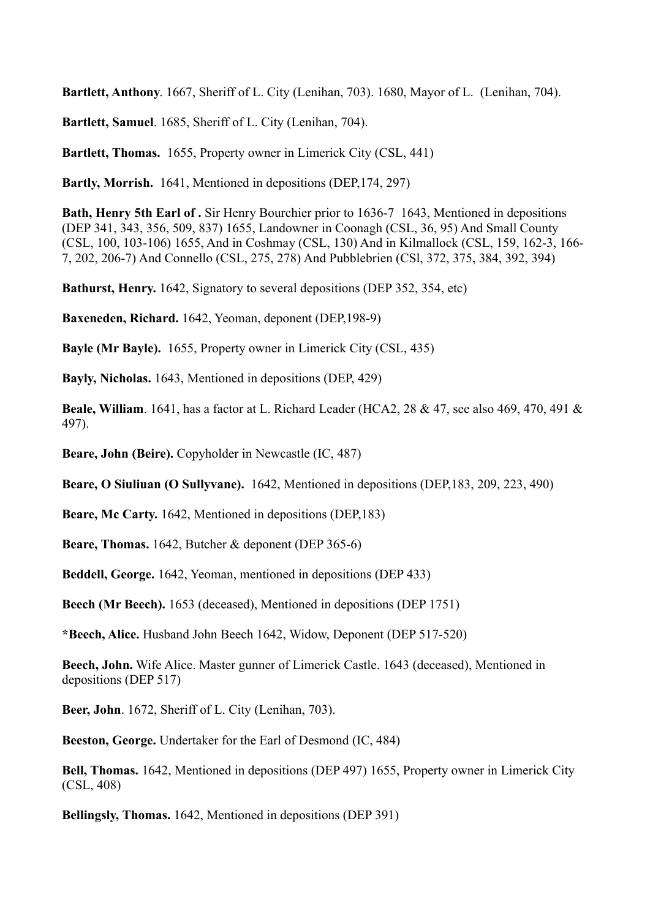**Bartlett, Anthony**. 1667, Sheriff of L. City (Lenihan, 703). 1680, Mayor of L. (Lenihan, 704).

**Bartlett, Samuel**. 1685, Sheriff of L. City (Lenihan, 704).

**Bartlett, Thomas.** 1655, Property owner in Limerick City (CSL, 441)

**Bartly, Morrish.** 1641, Mentioned in depositions (DEP,174, 297)

**Bath, Henry 5th Earl of .** Sir Henry Bourchier prior to 1636-7 1643, Mentioned in depositions (DEP 341, 343, 356, 509, 837) 1655, Landowner in Coonagh (CSL, 36, 95) And Small County (CSL, 100, 103-106) 1655, And in Coshmay (CSL, 130) And in Kilmallock (CSL, 159, 162-3, 166-7, 202, 206-7) And Connello (CSL, 275, 278) And Pubblebrien (CSl, 372, 375, 384, 392, 394)

**Bathurst, Henry.** 1642, Signatory to several depositions (DEP 352, 354, etc)

**Baxeneden, Richard.** 1642, Yeoman, deponent (DEP,198-9)

**Bayle (Mr Bayle).** 1655, Property owner in Limerick City (CSL, 435)

**Bayly, Nicholas.** 1643, Mentioned in depositions (DEP, 429)

**Beale, William**. 1641, has a factor at L. Richard Leader (HCA2, 28 & 47, see also 469, 470, 491 & 497).

**Beare, John (Beire).** Copyholder in Newcastle (IC, 487)

**Beare, O Siuliuan (O Sullyvane).** 1642, Mentioned in depositions (DEP,183, 209, 223, 490)

**Beare, Mc Carty.** 1642, Mentioned in depositions (DEP,183)

**Beare, Thomas.** 1642, Butcher & deponent (DEP 365-6)

**Beddell, George.** 1642, Yeoman, mentioned in depositions (DEP 433)

**Beech (Mr Beech).** 1653 (deceased), Mentioned in depositions (DEP 1751)

**\*Beech, Alice.** Husband John Beech 1642, Widow, Deponent (DEP 517-520)

**Beech, John.** Wife Alice. Master gunner of Limerick Castle. 1643 (deceased), Mentioned in depositions (DEP 517)

**Beer, John**. 1672, Sheriff of L. City (Lenihan, 703).

**Beeston, George.** Undertaker for the Earl of Desmond (IC, 484)

**Bell, Thomas.** 1642, Mentioned in depositions (DEP 497) 1655, Property owner in Limerick City (CSL, 408)

**Bellingsly, Thomas.** 1642, Mentioned in depositions (DEP 391)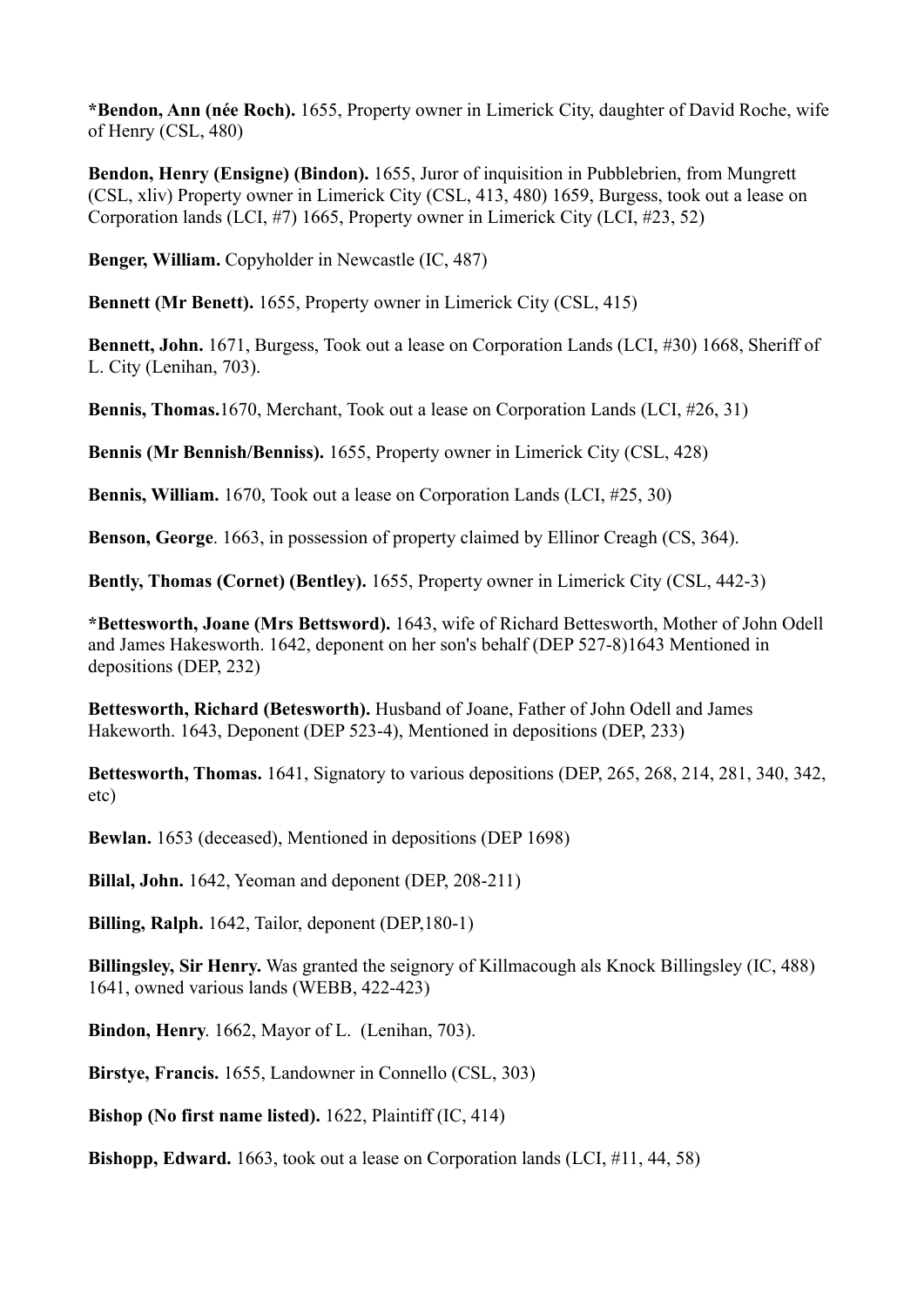**\*Bendon, Ann (née Roch).** 1655, Property owner in Limerick City, daughter of David Roche, wife of Henry (CSL, 480)

**Bendon, Henry (Ensigne) (Bindon).** 1655, Juror of inquisition in Pubblebrien, from Mungrett (CSL, xliv) Property owner in Limerick City (CSL, 413, 480) 1659, Burgess, took out a lease on Corporation lands (LCI, #7) 1665, Property owner in Limerick City (LCI, #23, 52)

**Benger, William.** Copyholder in Newcastle (IC, 487)

**Bennett (Mr Benett).** 1655, Property owner in Limerick City (CSL, 415)

**Bennett, John.** 1671, Burgess, Took out a lease on Corporation Lands (LCI, #30) 1668, Sheriff of L. City (Lenihan, 703).

**Bennis, Thomas.**1670, Merchant, Took out a lease on Corporation Lands (LCI, #26, 31)

**Bennis (Mr Bennish/Benniss).** 1655, Property owner in Limerick City (CSL, 428)

**Bennis, William.** 1670, Took out a lease on Corporation Lands (LCI, #25, 30)

**Benson, George**. 1663, in possession of property claimed by Ellinor Creagh (CS, 364).

**Bently, Thomas (Cornet) (Bentley).** 1655, Property owner in Limerick City (CSL, 442-3)

**\*Bettesworth, Joane (Mrs Bettsword).** 1643, wife of Richard Bettesworth, Mother of John Odell and James Hakesworth. 1642, deponent on her son's behalf (DEP 527-8)1643 Mentioned in depositions (DEP, 232)

**Bettesworth, Richard (Betesworth).** Husband of Joane, Father of John Odell and James Hakeworth. 1643, Deponent (DEP 523-4), Mentioned in depositions (DEP, 233)

**Bettesworth, Thomas.** 1641, Signatory to various depositions (DEP, 265, 268, 214, 281, 340, 342, etc)

**Bewlan.** 1653 (deceased), Mentioned in depositions (DEP 1698)

**Billal, John.** 1642, Yeoman and deponent (DEP, 208-211)

**Billing, Ralph.** 1642, Tailor, deponent (DEP,180-1)

**Billingsley, Sir Henry.** Was granted the seignory of Killmacough als Knock Billingsley (IC, 488) 1641, owned various lands (WEBB, 422-423)

**Bindon, Henry**. 1662, Mayor of L. (Lenihan, 703).

**Birstye, Francis.** 1655, Landowner in Connello (CSL, 303)

**Bishop (No first name listed).** 1622, Plaintiff (IC, 414)

**Bishopp, Edward.** 1663, took out a lease on Corporation lands (LCI, #11, 44, 58)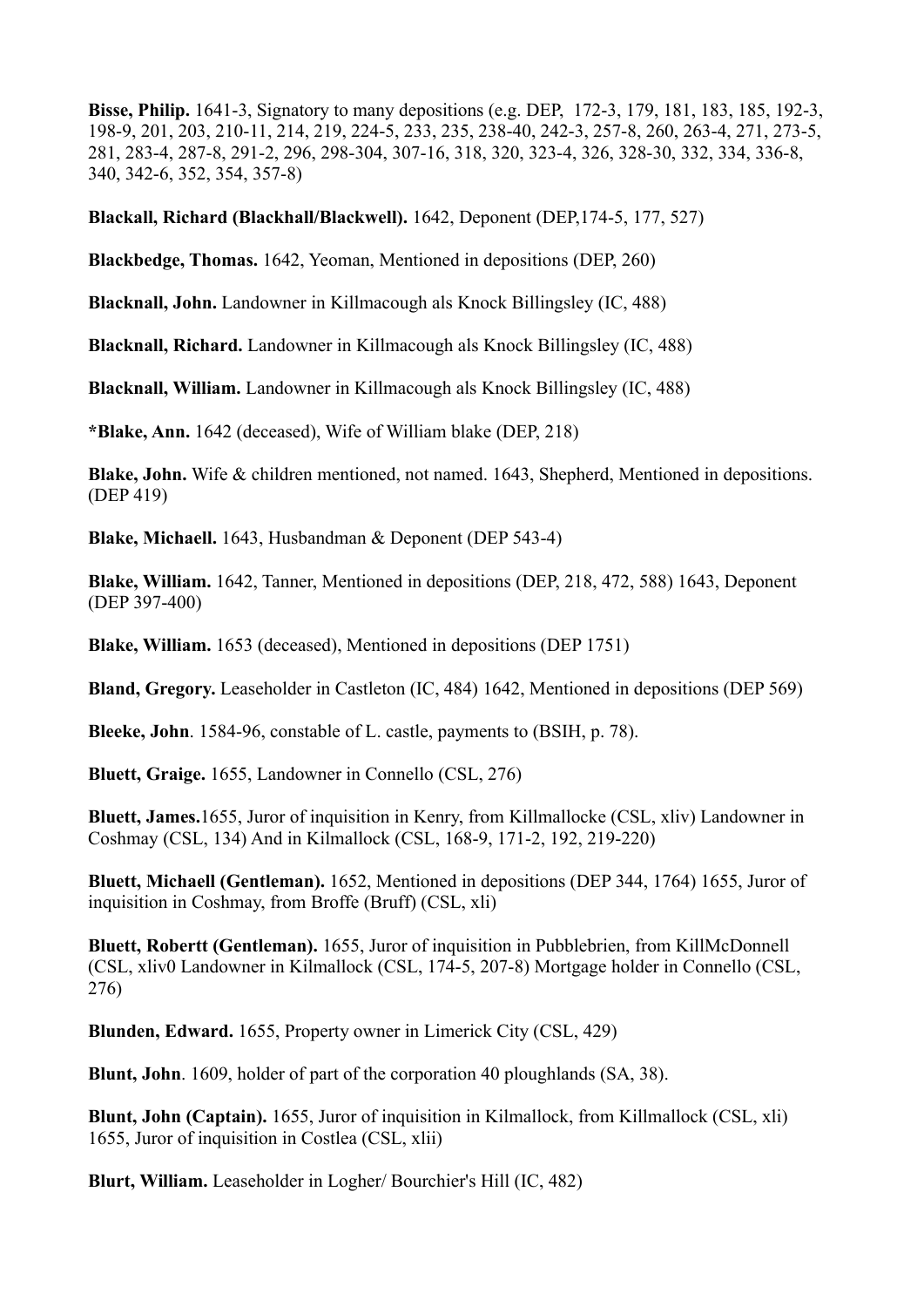**Bisse, Philip.** 1641-3, Signatory to many depositions (e.g. DEP,  172-3, 179, 181, 183, 185, 192-3, 198-9, 201, 203, 210-11, 214, 219, 224-5, 233, 235, 238-40, 242-3, 257-8, 260, 263-4, 271, 273-5, 281, 283-4, 287-8, 291-2, 296, 298-304, 307-16, 318, 320, 323-4, 326, 328-30, 332, 334, 336-8, 340, 342-6, 352, 354, 357-8)

**Blackall, Richard (Blackhall/Blackwell).** 1642, Deponent (DEP,174-5, 177, 527)

**Blackbedge, Thomas.** 1642, Yeoman, Mentioned in depositions (DEP, 260)

**Blacknall, John.** Landowner in Killmacough als Knock Billingsley (IC, 488)

**Blacknall, Richard.** Landowner in Killmacough als Knock Billingsley (IC, 488)

**Blacknall, William.** Landowner in Killmacough als Knock Billingsley (IC, 488)

***Blake, Ann.** 1642 (deceased), Wife of William blake (DEP, 218)

**Blake, John.** Wife & children mentioned, not named. 1643, Shepherd, Mentioned in depositions. (DEP 419)

**Blake, Michaell.** 1643, Husbandman & Deponent (DEP 543-4)

**Blake, William.** 1642, Tanner, Mentioned in depositions (DEP, 218, 472, 588) 1643, Deponent (DEP 397-400)

**Blake, William.** 1653 (deceased), Mentioned in depositions (DEP 1751)

**Bland, Gregory.** Leaseholder in Castleton (IC, 484) 1642, Mentioned in depositions (DEP 569)

**Bleeke, John**. 1584-96, constable of L. castle, payments to (BSIH, p. 78).

**Bluett, Graige.** 1655, Landowner in Connello (CSL, 276)

**Bluett, James.**1655, Juror of inquisition in Kenry, from Killmallocke (CSL, xliv) Landowner in Coshmay (CSL, 134) And in Kilmallock (CSL, 168-9, 171-2, 192, 219-220)

**Bluett, Michaell (Gentleman).** 1652, Mentioned in depositions (DEP 344, 1764) 1655, Juror of inquisition in Coshmay, from Broffe (Bruff) (CSL, xli)

**Bluett, Robertt (Gentleman).** 1655, Juror of inquisition in Pubblebrien, from KillMcDonnell (CSL, xliv0 Landowner in Kilmallock (CSL, 174-5, 207-8) Mortgage holder in Connello (CSL, 276)

**Blunden, Edward.** 1655, Property owner in Limerick City (CSL, 429)

**Blunt, John**. 1609, holder of part of the corporation 40 ploughlands (SA, 38).

**Blunt, John (Captain).** 1655, Juror of inquisition in Kilmallock, from Killmallock (CSL, xli) 1655, Juror of inquisition in Costlea (CSL, xlii)

**Blurt, William.** Leaseholder in Logher/ Bourchier's Hill (IC, 482)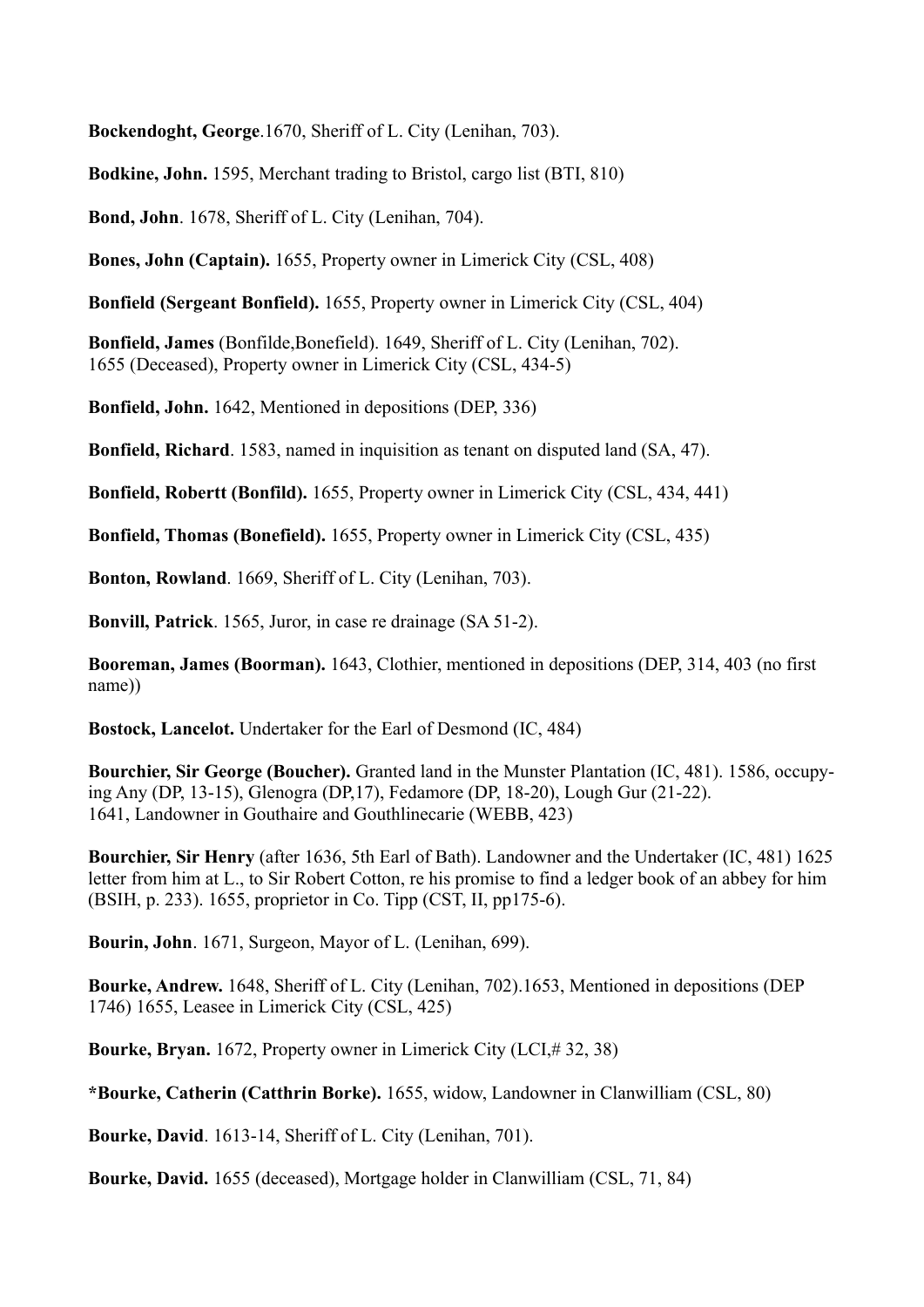**Bockendoght, George**.1670, Sheriff of L. City (Lenihan, 703).

**Bodkine, John.** 1595, Merchant trading to Bristol, cargo list (BTI, 810)

**Bond, John**. 1678, Sheriff of L. City (Lenihan, 704).

**Bones, John (Captain).** 1655, Property owner in Limerick City (CSL, 408)

**Bonfield (Sergeant Bonfield).** 1655, Property owner in Limerick City (CSL, 404)

**Bonfield, James** (Bonfilde,Bonefield). 1649, Sheriff of L. City (Lenihan, 702). 1655 (Deceased), Property owner in Limerick City (CSL, 434-5)

**Bonfield, John.** 1642, Mentioned in depositions (DEP, 336)

**Bonfield, Richard**. 1583, named in inquisition as tenant on disputed land (SA, 47).

**Bonfield, Robertt (Bonfild).** 1655, Property owner in Limerick City (CSL, 434, 441)

**Bonfield, Thomas (Bonefield).** 1655, Property owner in Limerick City (CSL, 435)

**Bonton, Rowland**. 1669, Sheriff of L. City (Lenihan, 703).

**Bonvill, Patrick**. 1565, Juror, in case re drainage (SA 51-2).

**Booreman, James (Boorman).** 1643, Clothier, mentioned in depositions (DEP, 314, 403 (no first name))

**Bostock, Lancelot.** Undertaker for the Earl of Desmond (IC, 484)

**Bourchier, Sir George (Boucher).** Granted land in the Munster Plantation (IC, 481). 1586, occupying Any (DP, 13-15), Glenogra (DP,17), Fedamore (DP, 18-20), Lough Gur (21-22). 1641, Landowner in Gouthaire and Gouthlinecarie (WEBB, 423)

**Bourchier, Sir Henry** (after 1636, 5th Earl of Bath). Landowner and the Undertaker (IC, 481) 1625 letter from him at L., to Sir Robert Cotton, re his promise to find a ledger book of an abbey for him (BSIH, p. 233). 1655, proprietor in Co. Tipp (CST, II, pp175-6).

**Bourin, John**. 1671, Surgeon, Mayor of L. (Lenihan, 699).

**Bourke, Andrew.** 1648, Sheriff of L. City (Lenihan, 702).1653, Mentioned in depositions (DEP 1746) 1655, Leasee in Limerick City (CSL, 425)

**Bourke, Bryan.** 1672, Property owner in Limerick City (LCI,# 32, 38)

**\*Bourke, Catherin (Catthrin Borke).** 1655, widow, Landowner in Clanwilliam (CSL, 80)

**Bourke, David**. 1613-14, Sheriff of L. City (Lenihan, 701).

**Bourke, David.** 1655 (deceased), Mortgage holder in Clanwilliam (CSL, 71, 84)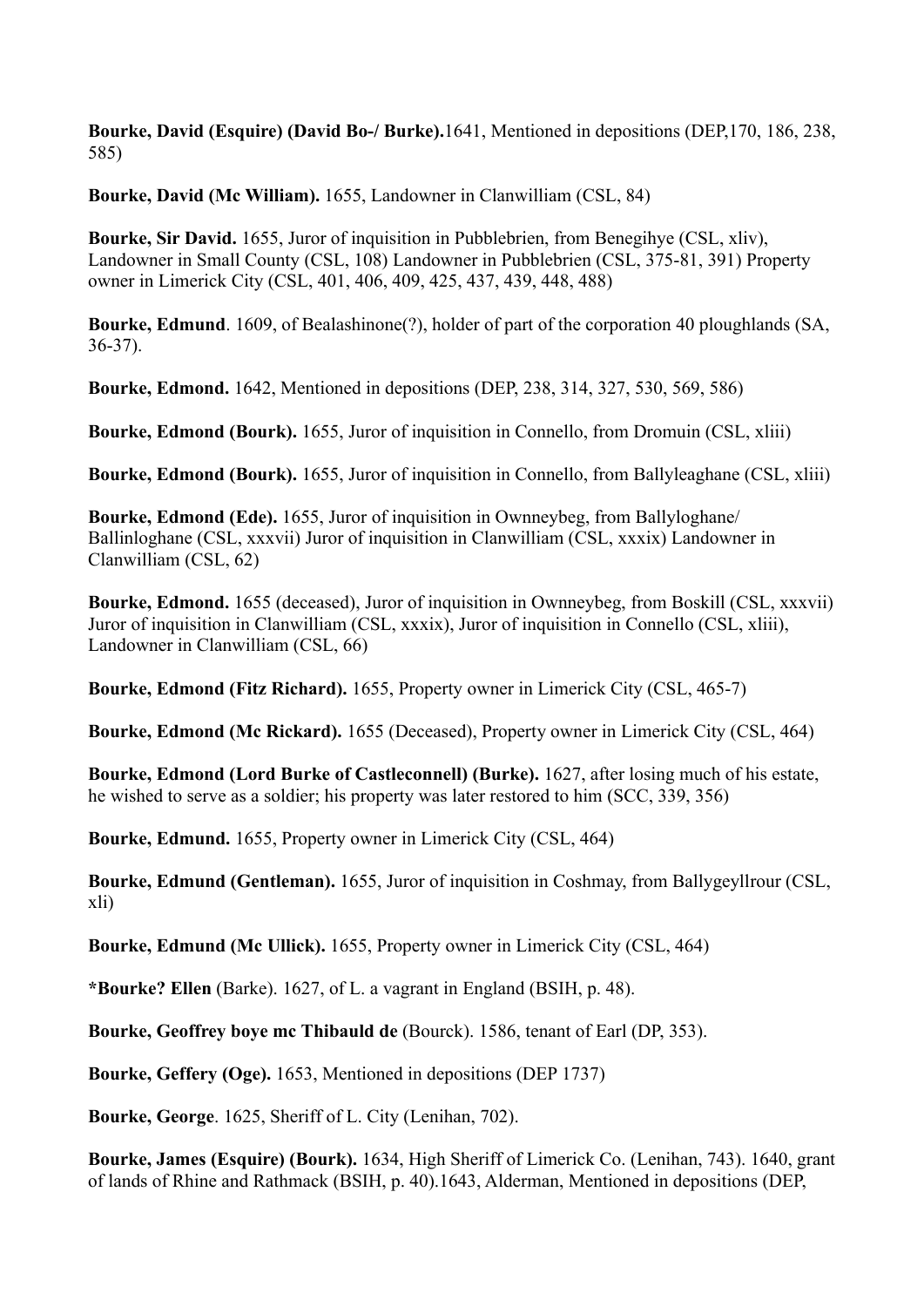**Bourke, David (Esquire) (David Bo-/ Burke).**1641, Mentioned in depositions (DEP,170, 186, 238, 585)

**Bourke, David (Mc William).** 1655, Landowner in Clanwilliam (CSL, 84)

**Bourke, Sir David.** 1655, Juror of inquisition in Pubblebrien, from Benegihye (CSL, xliv), Landowner in Small County (CSL, 108) Landowner in Pubblebrien (CSL, 375-81, 391) Property owner in Limerick City (CSL, 401, 406, 409, 425, 437, 439, 448, 488)

**Bourke, Edmund**. 1609, of Bealashinone(?), holder of part of the corporation 40 ploughlands (SA, 36-37).

**Bourke, Edmond.** 1642, Mentioned in depositions (DEP, 238, 314, 327, 530, 569, 586)

**Bourke, Edmond (Bourk).** 1655, Juror of inquisition in Connello, from Dromuin (CSL, xliii)

**Bourke, Edmond (Bourk).** 1655, Juror of inquisition in Connello, from Ballyleaghane (CSL, xliii)

**Bourke, Edmond (Ede).** 1655, Juror of inquisition in Ownneybeg, from Ballyloghane/ Ballinloghane (CSL, xxxvii) Juror of inquisition in Clanwilliam (CSL, xxxix) Landowner in Clanwilliam (CSL, 62)

**Bourke, Edmond.** 1655 (deceased), Juror of inquisition in Ownneybeg, from Boskill (CSL, xxxvii) Juror of inquisition in Clanwilliam (CSL, xxxix), Juror of inquisition in Connello (CSL, xliii), Landowner in Clanwilliam (CSL, 66)

**Bourke, Edmond (Fitz Richard).** 1655, Property owner in Limerick City (CSL, 465-7)

**Bourke, Edmond (Mc Rickard).** 1655 (Deceased), Property owner in Limerick City (CSL, 464)

**Bourke, Edmond (Lord Burke of Castleconnell) (Burke).** 1627, after losing much of his estate, he wished to serve as a soldier; his property was later restored to him (SCC, 339, 356)

**Bourke, Edmund.** 1655, Property owner in Limerick City (CSL, 464)

**Bourke, Edmund (Gentleman).** 1655, Juror of inquisition in Coshmay, from Ballygeyllrour (CSL, xli)

**Bourke, Edmond (Mc Ullick).** 1655, Property owner in Limerick City (CSL, 464)

***Bourke? Ellen** (Barke). 1627, of L. a vagrant in England (BSIH, p. 48).

**Bourke, Geoffrey boye mc Thibauld de** (Bourck). 1586, tenant of Earl (DP, 353).

**Bourke, Geffery (Oge).** 1653, Mentioned in depositions (DEP 1737)

**Bourke, George**. 1625, Sheriff of L. City (Lenihan, 702).

**Bourke, James (Esquire) (Bourk).** 1634, High Sheriff of Limerick Co. (Lenihan, 743). 1640, grant of lands of Rhine and Rathmack (BSIH, p. 40).1643, Alderman, Mentioned in depositions (DEP,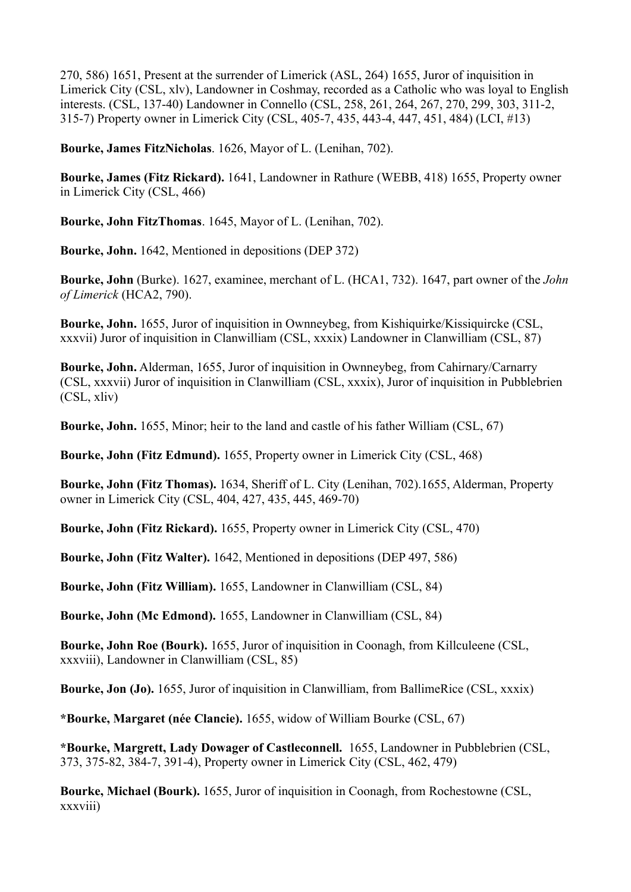270, 586) 1651, Present at the surrender of Limerick (ASL, 264) 1655, Juror of inquisition in Limerick City (CSL, xlv), Landowner in Coshmay, recorded as a Catholic who was loyal to English interests. (CSL, 137-40) Landowner in Connello (CSL, 258, 261, 264, 267, 270, 299, 303, 311-2, 315-7) Property owner in Limerick City (CSL, 405-7, 435, 443-4, 447, 451, 484) (LCI, #13)

**Bourke, James FitzNicholas**. 1626, Mayor of L. (Lenihan, 702).

**Bourke, James (Fitz Rickard).** 1641, Landowner in Rathure (WEBB, 418) 1655, Property owner in Limerick City (CSL, 466)

**Bourke, John FitzThomas**. 1645, Mayor of L. (Lenihan, 702).

**Bourke, John.** 1642, Mentioned in depositions (DEP 372)

**Bourke, John** (Burke). 1627, examinee, merchant of L. (HCA1, 732). 1647, part owner of the *John of Limerick* (HCA2, 790).

**Bourke, John.** 1655, Juror of inquisition in Ownneybeg, from Kishiquirke/Kissiquircke (CSL, xxxvii) Juror of inquisition in Clanwilliam (CSL, xxxix) Landowner in Clanwilliam (CSL, 87)

**Bourke, John.** Alderman, 1655, Juror of inquisition in Ownneybeg, from Cahirnary/Carnarry (CSL, xxxvii) Juror of inquisition in Clanwilliam (CSL, xxxix), Juror of inquisition in Pubblebrien (CSL, xliv)

**Bourke, John.** 1655, Minor; heir to the land and castle of his father William (CSL, 67)

**Bourke, John (Fitz Edmund).** 1655, Property owner in Limerick City (CSL, 468)

**Bourke, John (Fitz Thomas).** 1634, Sheriff of L. City (Lenihan, 702).1655, Alderman, Property owner in Limerick City (CSL, 404, 427, 435, 445, 469-70)

**Bourke, John (Fitz Rickard).** 1655, Property owner in Limerick City (CSL, 470)

**Bourke, John (Fitz Walter).** 1642, Mentioned in depositions (DEP 497, 586)

**Bourke, John (Fitz William).** 1655, Landowner in Clanwilliam (CSL, 84)

**Bourke, John (Mc Edmond).** 1655, Landowner in Clanwilliam (CSL, 84)

**Bourke, John Roe (Bourk).** 1655, Juror of inquisition in Coonagh, from Killculeene (CSL, xxxviii), Landowner in Clanwilliam (CSL, 85)

**Bourke, Jon (Jo).** 1655, Juror of inquisition in Clanwilliam, from BallimeRice (CSL, xxxix)

**\*Bourke, Margaret (née Clancie).** 1655, widow of William Bourke (CSL, 67)

**\*Bourke, Margrett, Lady Dowager of Castleconnell.** 1655, Landowner in Pubblebrien (CSL, 373, 375-82, 384-7, 391-4), Property owner in Limerick City (CSL, 462, 479)

**Bourke, Michael (Bourk).** 1655, Juror of inquisition in Coonagh, from Rochestowne (CSL, xxxviii)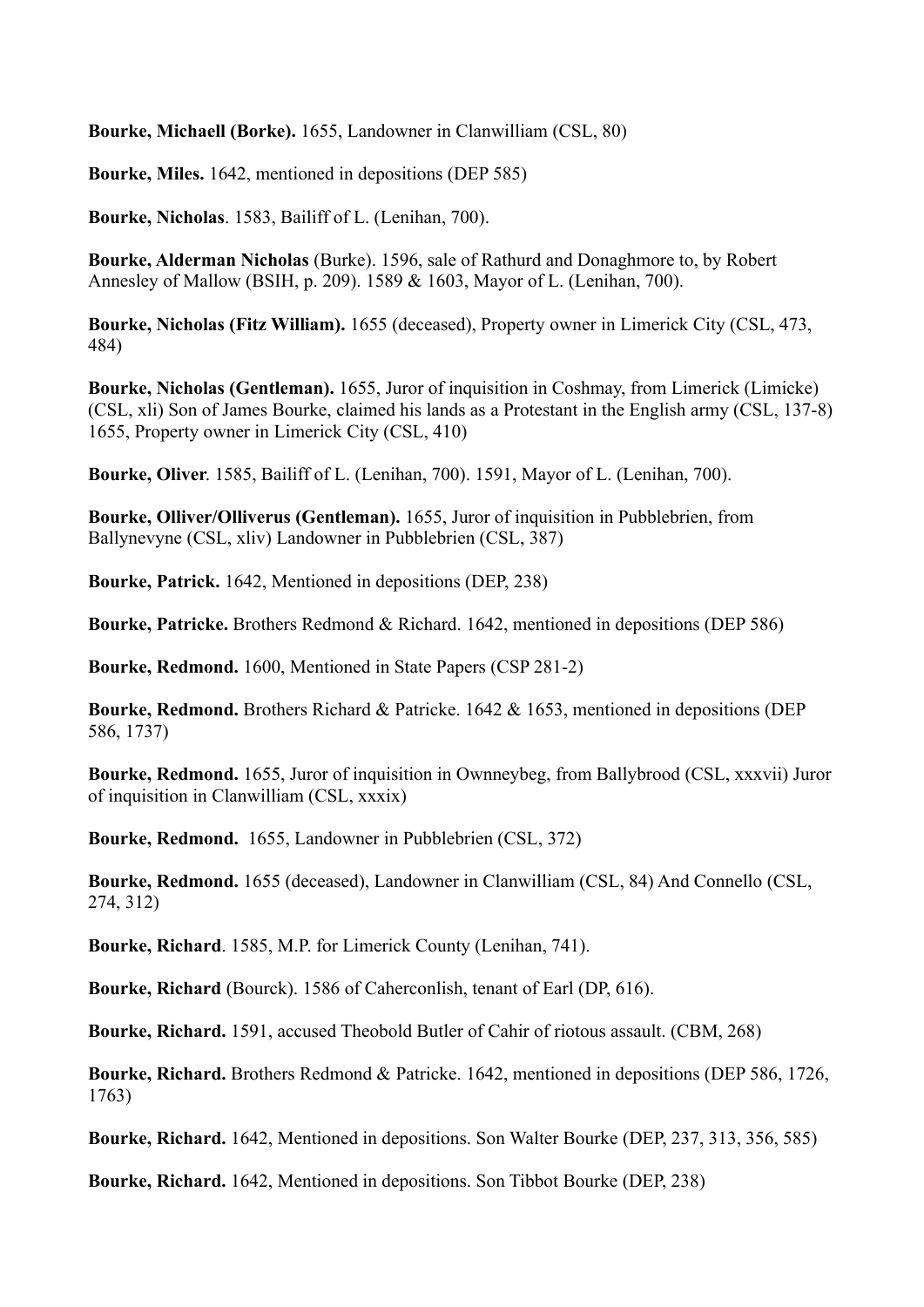**Bourke, Michaell (Borke).** 1655, Landowner in Clanwilliam (CSL, 80)

**Bourke, Miles.** 1642, mentioned in depositions (DEP 585)

**Bourke, Nicholas**. 1583, Bailiff of L. (Lenihan, 700).

**Bourke, Alderman Nicholas** (Burke). 1596, sale of Rathurd and Donaghmore to, by Robert Annesley of Mallow (BSIH, p. 209). 1589 & 1603, Mayor of L. (Lenihan, 700).

**Bourke, Nicholas (Fitz William).** 1655 (deceased), Property owner in Limerick City (CSL, 473, 484)

**Bourke, Nicholas (Gentleman).** 1655, Juror of inquisition in Coshmay, from Limerick (Limicke) (CSL, xli) Son of James Bourke, claimed his lands as a Protestant in the English army (CSL, 137-8) 1655, Property owner in Limerick City (CSL, 410)

**Bourke, Oliver**. 1585, Bailiff of L. (Lenihan, 700). 1591, Mayor of L. (Lenihan, 700).

**Bourke, Olliver/Olliverus (Gentleman).** 1655, Juror of inquisition in Pubblebrien, from Ballynevyne (CSL, xliv) Landowner in Pubblebrien (CSL, 387)

**Bourke, Patrick.** 1642, Mentioned in depositions (DEP, 238)

**Bourke, Patricke.** Brothers Redmond & Richard. 1642, mentioned in depositions (DEP 586)

**Bourke, Redmond.** 1600, Mentioned in State Papers (CSP 281-2)

**Bourke, Redmond.** Brothers Richard & Patricke. 1642 & 1653, mentioned in depositions (DEP 586, 1737)

**Bourke, Redmond.** 1655, Juror of inquisition in Ownneybeg, from Ballybrood (CSL, xxxvii) Juror of inquisition in Clanwilliam (CSL, xxxix)

**Bourke, Redmond.** 1655, Landowner in Pubblebrien (CSL, 372)

**Bourke, Redmond.** 1655 (deceased), Landowner in Clanwilliam (CSL, 84) And Connello (CSL, 274, 312)

**Bourke, Richard**. 1585, M.P. for Limerick County (Lenihan, 741).

**Bourke, Richard** (Bourck). 1586 of Caherconlish, tenant of Earl (DP, 616).

**Bourke, Richard.** 1591, accused Theobold Butler of Cahir of riotous assault. (CBM, 268)

**Bourke, Richard.** Brothers Redmond & Patricke. 1642, mentioned in depositions (DEP 586, 1726, 1763)

**Bourke, Richard.** 1642, Mentioned in depositions. Son Walter Bourke (DEP, 237, 313, 356, 585)

**Bourke, Richard.** 1642, Mentioned in depositions. Son Tibbot Bourke (DEP, 238)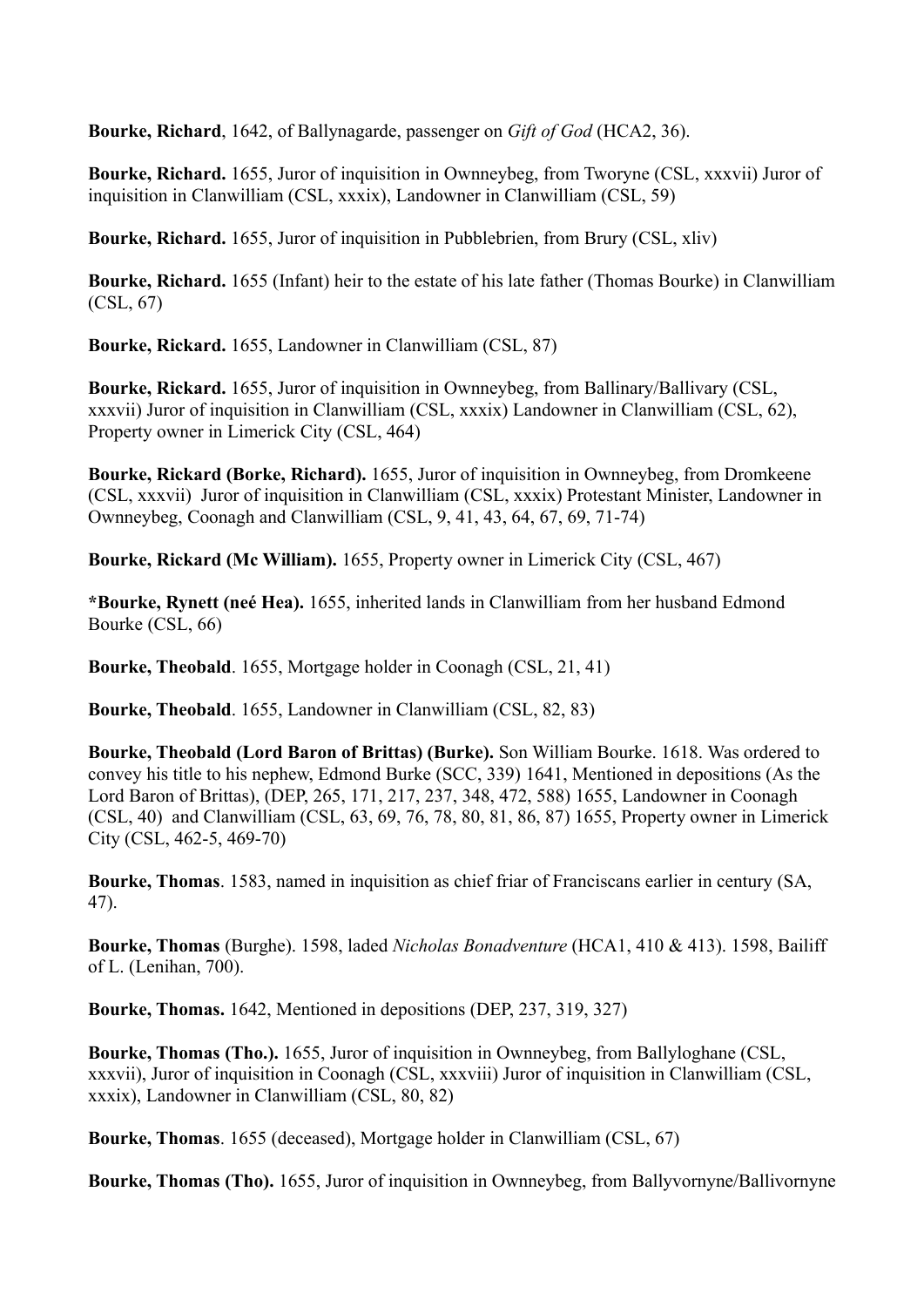**Bourke, Richard**, 1642, of Ballynagarde, passenger on *Gift of God* (HCA2, 36).

**Bourke, Richard.** 1655, Juror of inquisition in Ownneybeg, from Tworyne (CSL, xxxvii) Juror of inquisition in Clanwilliam (CSL, xxxix), Landowner in Clanwilliam (CSL, 59)

**Bourke, Richard.** 1655, Juror of inquisition in Pubblebrien, from Brury (CSL, xliv)

**Bourke, Richard.** 1655 (Infant) heir to the estate of his late father (Thomas Bourke) in Clanwilliam (CSL, 67)

**Bourke, Rickard.** 1655, Landowner in Clanwilliam (CSL, 87)

**Bourke, Rickard.** 1655, Juror of inquisition in Ownneybeg, from Ballinary/Ballivary (CSL, xxxvii) Juror of inquisition in Clanwilliam (CSL, xxxix) Landowner in Clanwilliam (CSL, 62), Property owner in Limerick City (CSL, 464)

**Bourke, Rickard (Borke, Richard).** 1655, Juror of inquisition in Ownneybeg, from Dromkeene (CSL, xxxvii) Juror of inquisition in Clanwilliam (CSL, xxxix) Protestant Minister, Landowner in Ownneybeg, Coonagh and Clanwilliam (CSL, 9, 41, 43, 64, 67, 69, 71-74)

**Bourke, Rickard (Mc William).** 1655, Property owner in Limerick City (CSL, 467)

**\*Bourke, Rynett (neé Hea).** 1655, inherited lands in Clanwilliam from her husband Edmond Bourke (CSL, 66)

**Bourke, Theobald**. 1655, Mortgage holder in Coonagh (CSL, 21, 41)

**Bourke, Theobald**. 1655, Landowner in Clanwilliam (CSL, 82, 83)

**Bourke, Theobald (Lord Baron of Brittas) (Burke).** Son William Bourke. 1618. Was ordered to convey his title to his nephew, Edmond Burke (SCC, 339) 1641, Mentioned in depositions (As the Lord Baron of Brittas), (DEP, 265, 171, 217, 237, 348, 472, 588) 1655, Landowner in Coonagh (CSL, 40) and Clanwilliam (CSL, 63, 69, 76, 78, 80, 81, 86, 87) 1655, Property owner in Limerick City (CSL, 462-5, 469-70)

**Bourke, Thomas**. 1583, named in inquisition as chief friar of Franciscans earlier in century (SA, 47).

**Bourke, Thomas** (Burghe). 1598, laded *Nicholas Bonadventure* (HCA1, 410 & 413). 1598, Bailiff of L. (Lenihan, 700).

**Bourke, Thomas.** 1642, Mentioned in depositions (DEP, 237, 319, 327)

**Bourke, Thomas (Tho.).** 1655, Juror of inquisition in Ownneybeg, from Ballyloghane (CSL, xxxvii), Juror of inquisition in Coonagh (CSL, xxxviii) Juror of inquisition in Clanwilliam (CSL, xxxix), Landowner in Clanwilliam (CSL, 80, 82)

**Bourke, Thomas**. 1655 (deceased), Mortgage holder in Clanwilliam (CSL, 67)

**Bourke, Thomas (Tho).** 1655, Juror of inquisition in Ownneybeg, from Ballyvornyne/Ballivornyne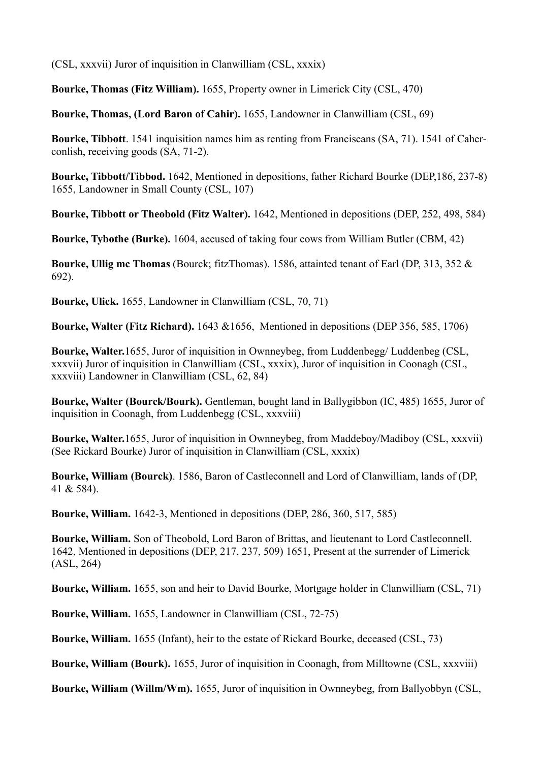(CSL, xxxvii) Juror of inquisition in Clanwilliam (CSL, xxxix)

**Bourke, Thomas (Fitz William).** 1655, Property owner in Limerick City (CSL, 470)

**Bourke, Thomas, (Lord Baron of Cahir).** 1655, Landowner in Clanwilliam (CSL, 69)

**Bourke, Tibbott**. 1541 inquisition names him as renting from Franciscans (SA, 71). 1541 of Caher-conlish, receiving goods (SA, 71-2).

**Bourke, Tibbott/Tibbod.** 1642, Mentioned in depositions, father Richard Bourke (DEP,186, 237-8) 1655, Landowner in Small County (CSL, 107)

**Bourke, Tibbott or Theobold (Fitz Walter).** 1642, Mentioned in depositions (DEP, 252, 498, 584)

**Bourke, Tybothe (Burke).** 1604, accused of taking four cows from William Butler (CBM, 42)

**Bourke, Ullig mc Thomas** (Bourck; fitzThomas). 1586, attainted tenant of Earl (DP, 313, 352 & 692).

**Bourke, Ulick.** 1655, Landowner in Clanwilliam (CSL, 70, 71)

**Bourke, Walter (Fitz Richard).** 1643 &1656, Mentioned in depositions (DEP 356, 585, 1706)

**Bourke, Walter.**1655, Juror of inquisition in Ownneybeg, from Luddenbegg/ Luddenbeg (CSL, xxxvii) Juror of inquisition in Clanwilliam (CSL, xxxix), Juror of inquisition in Coonagh (CSL, xxxviii) Landowner in Clanwilliam (CSL, 62, 84)

**Bourke, Walter (Bourck/Bourk).** Gentleman, bought land in Ballygibbon (IC, 485) 1655, Juror of inquisition in Coonagh, from Luddenbegg (CSL, xxxviii)

**Bourke, Walter.**1655, Juror of inquisition in Ownneybeg, from Maddeboy/Madiboy (CSL, xxxvii) (See Rickard Bourke) Juror of inquisition in Clanwilliam (CSL, xxxix)

**Bourke, William (Bourck)**. 1586, Baron of Castleconnell and Lord of Clanwilliam, lands of (DP, 41 & 584).

**Bourke, William.** 1642-3, Mentioned in depositions (DEP, 286, 360, 517, 585)

**Bourke, William.** Son of Theobold, Lord Baron of Brittas, and lieutenant to Lord Castleconnell. 1642, Mentioned in depositions (DEP, 217, 237, 509) 1651, Present at the surrender of Limerick (ASL, 264)

**Bourke, William.** 1655, son and heir to David Bourke, Mortgage holder in Clanwilliam (CSL, 71)

**Bourke, William.** 1655, Landowner in Clanwilliam (CSL, 72-75)

**Bourke, William.** 1655 (Infant), heir to the estate of Rickard Bourke, deceased (CSL, 73)

**Bourke, William (Bourk).** 1655, Juror of inquisition in Coonagh, from Milltowne (CSL, xxxviii)

**Bourke, William (Willm/Wm).** 1655, Juror of inquisition in Ownneybeg, from Ballyobbyn (CSL,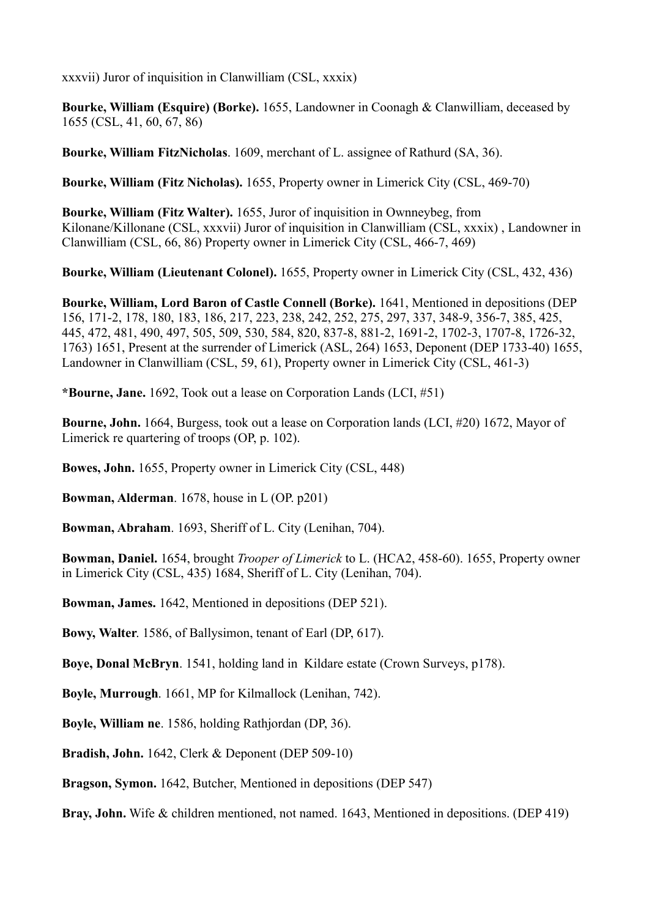xxxvii) Juror of inquisition in Clanwilliam (CSL, xxxix)

**Bourke, William (Esquire) (Borke).** 1655, Landowner in Coonagh & Clanwilliam, deceased by 1655 (CSL, 41, 60, 67, 86)

**Bourke, William FitzNicholas**. 1609, merchant of L. assignee of Rathurd (SA, 36).

**Bourke, William (Fitz Nicholas).** 1655, Property owner in Limerick City (CSL, 469-70)

**Bourke, William (Fitz Walter).** 1655, Juror of inquisition in Ownneybeg, from Kilonane/Killonane (CSL, xxxvii) Juror of inquisition in Clanwilliam (CSL, xxxix) , Landowner in Clanwilliam (CSL, 66, 86) Property owner in Limerick City (CSL, 466-7, 469)

**Bourke, William (Lieutenant Colonel).** 1655, Property owner in Limerick City (CSL, 432, 436)

**Bourke, William, Lord Baron of Castle Connell (Borke).** 1641, Mentioned in depositions (DEP 156, 171-2, 178, 180, 183, 186, 217, 223, 238, 242, 252, 275, 297, 337, 348-9, 356-7, 385, 425, 445, 472, 481, 490, 497, 505, 509, 530, 584, 820, 837-8, 881-2, 1691-2, 1702-3, 1707-8, 1726-32, 1763) 1651, Present at the surrender of Limerick (ASL, 264) 1653, Deponent (DEP 1733-40) 1655, Landowner in Clanwilliam (CSL, 59, 61), Property owner in Limerick City (CSL, 461-3)

**\*Bourne, Jane.** 1692, Took out a lease on Corporation Lands (LCI, #51)

**Bourne, John.** 1664, Burgess, took out a lease on Corporation lands (LCI, #20) 1672, Mayor of Limerick re quartering of troops (OP, p. 102).

**Bowes, John.** 1655, Property owner in Limerick City (CSL, 448)

**Bowman, Alderman**. 1678, house in L (OP. p201)

**Bowman, Abraham**. 1693, Sheriff of L. City (Lenihan, 704).

**Bowman, Daniel.** 1654, brought *Trooper of Limerick* to L. (HCA2, 458-60). 1655, Property owner in Limerick City (CSL, 435) 1684, Sheriff of L. City (Lenihan, 704).

**Bowman, James.** 1642, Mentioned in depositions (DEP 521).

**Bowy, Walter**. 1586, of Ballysimon, tenant of Earl (DP, 617).

**Boye, Donal McBryn**. 1541, holding land in Kildare estate (Crown Surveys, p178).

**Boyle, Murrough**. 1661, MP for Kilmallock (Lenihan, 742).

**Boyle, William ne**. 1586, holding Rathjordan (DP, 36).

**Bradish, John.** 1642, Clerk & Deponent (DEP 509-10)

**Bragson, Symon.** 1642, Butcher, Mentioned in depositions (DEP 547)

**Bray, John.** Wife & children mentioned, not named. 1643, Mentioned in depositions. (DEP 419)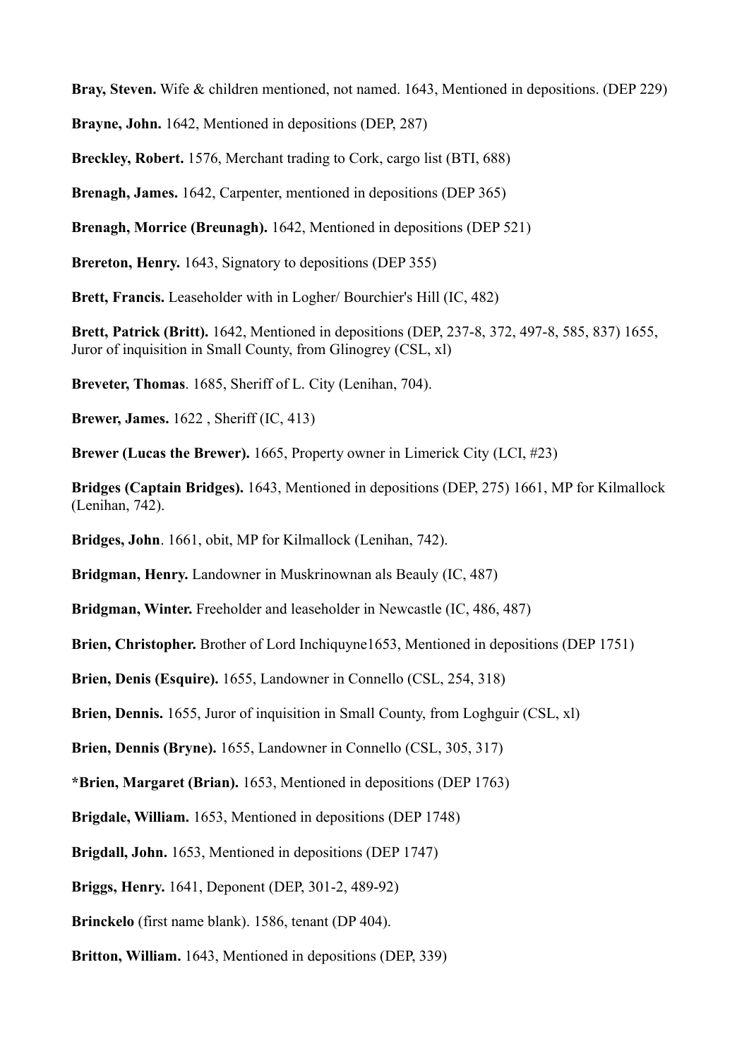**Bray, Steven.** Wife & children mentioned, not named. 1643, Mentioned in depositions. (DEP 229)

**Brayne, John.** 1642, Mentioned in depositions (DEP, 287)

**Breckley, Robert.** 1576, Merchant trading to Cork, cargo list (BTI, 688)

**Brenagh, James.** 1642, Carpenter, mentioned in depositions (DEP 365)

**Brenagh, Morrice (Breunagh).** 1642, Mentioned in depositions (DEP 521)

**Brereton, Henry.** 1643, Signatory to depositions (DEP 355)

**Brett, Francis.** Leaseholder with in Logher/ Bourchier's Hill (IC, 482)

**Brett, Patrick (Britt).** 1642, Mentioned in depositions (DEP, 237-8, 372, 497-8, 585, 837) 1655, Juror of inquisition in Small County, from Glinogrey (CSL, xl)

**Breveter, Thomas**. 1685, Sheriff of L. City (Lenihan, 704).

**Brewer, James.** 1622 , Sheriff (IC, 413)

**Brewer (Lucas the Brewer).** 1665, Property owner in Limerick City (LCI, #23)

**Bridges (Captain Bridges).** 1643, Mentioned in depositions (DEP, 275) 1661, MP for Kilmallock (Lenihan, 742).

**Bridges, John**. 1661, obit, MP for Kilmallock (Lenihan, 742).

**Bridgman, Henry.** Landowner in Muskrinownan als Beauly (IC, 487)

**Bridgman, Winter.** Freeholder and leaseholder in Newcastle (IC, 486, 487)

**Brien, Christopher.** Brother of Lord Inchiquyne1653, Mentioned in depositions (DEP 1751)

**Brien, Denis (Esquire).** 1655, Landowner in Connello (CSL, 254, 318)

**Brien, Dennis.** 1655, Juror of inquisition in Small County, from Loghguir (CSL, xl)

**Brien, Dennis (Bryne).** 1655, Landowner in Connello (CSL, 305, 317)

**\*Brien, Margaret (Brian).** 1653, Mentioned in depositions (DEP 1763)

**Brigdale, William.** 1653, Mentioned in depositions (DEP 1748)

**Brigdall, John.** 1653, Mentioned in depositions (DEP 1747)

**Briggs, Henry.** 1641, Deponent (DEP, 301-2, 489-92)

**Brinckelo** (first name blank). 1586, tenant (DP 404).

**Britton, William.** 1643, Mentioned in depositions (DEP, 339)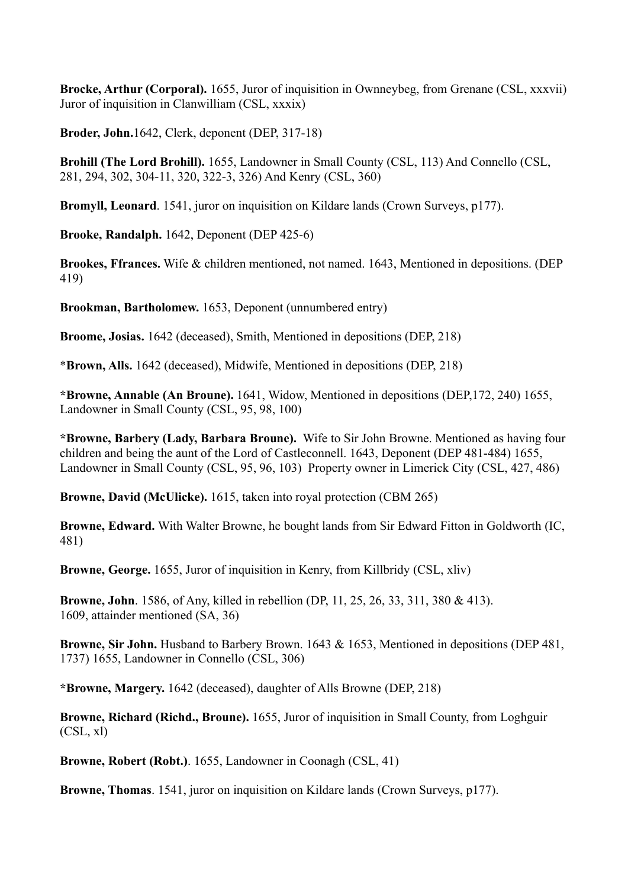**Brocke, Arthur (Corporal).** 1655, Juror of inquisition in Ownneybeg, from Grenane (CSL, xxxvii) Juror of inquisition in Clanwilliam (CSL, xxxix)

**Broder, John.**1642, Clerk, deponent (DEP, 317-18)

**Brohill (The Lord Brohill).** 1655, Landowner in Small County (CSL, 113) And Connello (CSL, 281, 294, 302, 304-11, 320, 322-3, 326) And Kenry (CSL, 360)

**Bromyll, Leonard**. 1541, juror on inquisition on Kildare lands (Crown Surveys, p177).

**Brooke, Randalph.** 1642, Deponent (DEP 425-6)

**Brookes, Ffrances.** Wife & children mentioned, not named. 1643, Mentioned in depositions. (DEP 419)

**Brookman, Bartholomew.** 1653, Deponent (unnumbered entry)

**Broome, Josias.** 1642 (deceased), Smith, Mentioned in depositions (DEP, 218)

\***Brown, Alls.** 1642 (deceased), Midwife, Mentioned in depositions (DEP, 218)

**\*Browne, Annable (An Broune).** 1641, Widow, Mentioned in depositions (DEP,172, 240) 1655, Landowner in Small County (CSL, 95, 98, 100)

**\*Browne, Barbery (Lady, Barbara Broune).** Wife to Sir John Browne. Mentioned as having four children and being the aunt of the Lord of Castleconnell. 1643, Deponent (DEP 481-484) 1655, Landowner in Small County (CSL, 95, 96, 103) Property owner in Limerick City (CSL, 427, 486)

**Browne, David (McUlicke).** 1615, taken into royal protection (CBM 265)

**Browne, Edward.** With Walter Browne, he bought lands from Sir Edward Fitton in Goldworth (IC, 481)

**Browne, George.** 1655, Juror of inquisition in Kenry, from Killbridy (CSL, xliv)

**Browne, John**. 1586, of Any, killed in rebellion (DP, 11, 25, 26, 33, 311, 380 & 413).
1609, attainder mentioned (SA, 36)

**Browne, Sir John.** Husband to Barbery Brown. 1643 & 1653, Mentioned in depositions (DEP 481, 1737) 1655, Landowner in Connello (CSL, 306)

**\*Browne, Margery.** 1642 (deceased), daughter of Alls Browne (DEP, 218)

**Browne, Richard (Richd., Broune).** 1655, Juror of inquisition in Small County, from Loghguir (CSL, xl)

**Browne, Robert (Robt.)**. 1655, Landowner in Coonagh (CSL, 41)

**Browne, Thomas**. 1541, juror on inquisition on Kildare lands (Crown Surveys, p177).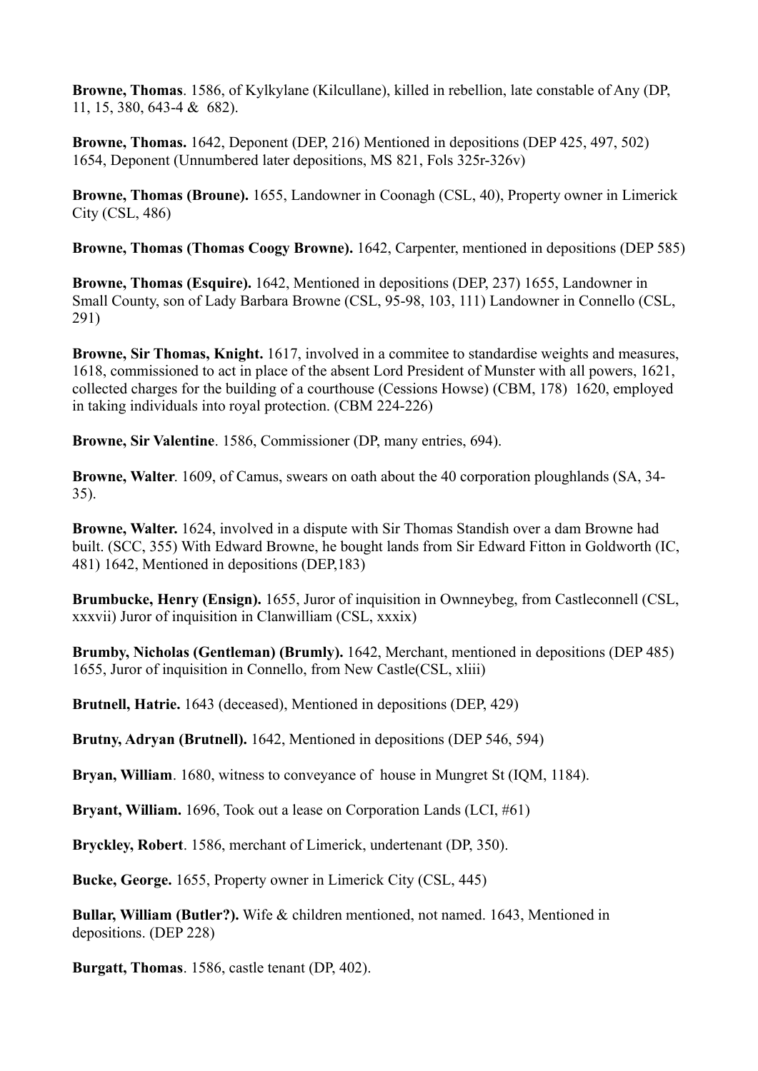**Browne, Thomas**. 1586, of Kylkylane (Kilcullane), killed in rebellion, late constable of Any (DP, 11, 15, 380, 643-4 & 682).

**Browne, Thomas.** 1642, Deponent (DEP, 216) Mentioned in depositions (DEP 425, 497, 502) 1654, Deponent (Unnumbered later depositions, MS 821, Fols 325r-326v)

**Browne, Thomas (Broune).** 1655, Landowner in Coonagh (CSL, 40), Property owner in Limerick City (CSL, 486)

**Browne, Thomas (Thomas Coogy Browne).** 1642, Carpenter, mentioned in depositions (DEP 585)

**Browne, Thomas (Esquire).** 1642, Mentioned in depositions (DEP, 237) 1655, Landowner in Small County, son of Lady Barbara Browne (CSL, 95-98, 103, 111) Landowner in Connello (CSL, 291)

**Browne, Sir Thomas, Knight.** 1617, involved in a commitee to standardise weights and measures, 1618, commissioned to act in place of the absent Lord President of Munster with all powers, 1621, collected charges for the building of a courthouse (Cessions Howse) (CBM, 178) 1620, employed in taking individuals into royal protection. (CBM 224-226)

**Browne, Sir Valentine**. 1586, Commissioner (DP, many entries, 694).

**Browne, Walter**. 1609, of Camus, swears on oath about the 40 corporation ploughlands (SA, 34-35).

**Browne, Walter.** 1624, involved in a dispute with Sir Thomas Standish over a dam Browne had built. (SCC, 355) With Edward Browne, he bought lands from Sir Edward Fitton in Goldworth (IC, 481) 1642, Mentioned in depositions (DEP,183)

**Brumbucke, Henry (Ensign).** 1655, Juror of inquisition in Ownneybeg, from Castleconnell (CSL, xxxvii) Juror of inquisition in Clanwilliam (CSL, xxxix)

**Brumby, Nicholas (Gentleman) (Brumly).** 1642, Merchant, mentioned in depositions (DEP 485) 1655, Juror of inquisition in Connello, from New Castle(CSL, xliii)

**Brutnell, Hatrie.** 1643 (deceased), Mentioned in depositions (DEP, 429)

**Brutny, Adryan (Brutnell).** 1642, Mentioned in depositions (DEP 546, 594)

**Bryan, William**. 1680, witness to conveyance of house in Mungret St (IQM, 1184).

**Bryant, William.** 1696, Took out a lease on Corporation Lands (LCI, #61)

**Bryckley, Robert**. 1586, merchant of Limerick, undertenant (DP, 350).

**Bucke, George.** 1655, Property owner in Limerick City (CSL, 445)

**Bullar, William (Butler?).** Wife & children mentioned, not named. 1643, Mentioned in depositions. (DEP 228)

**Burgatt, Thomas**. 1586, castle tenant (DP, 402).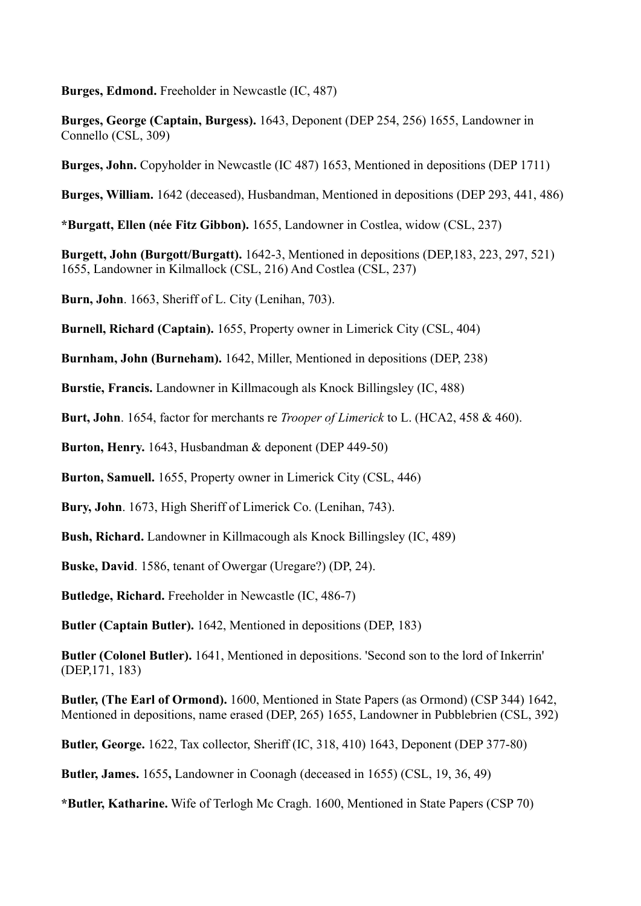**Burges, Edmond.** Freeholder in Newcastle (IC, 487)

**Burges, George (Captain, Burgess).** 1643, Deponent (DEP 254, 256) 1655, Landowner in Connello (CSL, 309)

**Burges, John.** Copyholder in Newcastle (IC 487) 1653, Mentioned in depositions (DEP 1711)

**Burges, William.** 1642 (deceased), Husbandman, Mentioned in depositions (DEP 293, 441, 486)

***Burgatt, Ellen (née Fitz Gibbon).** 1655, Landowner in Costlea, widow (CSL, 237)

**Burgett, John (Burgott/Burgatt).** 1642-3, Mentioned in depositions (DEP,183, 223, 297, 521) 1655, Landowner in Kilmallock (CSL, 216) And Costlea (CSL, 237)

**Burn, John**. 1663, Sheriff of L. City (Lenihan, 703).

**Burnell, Richard (Captain).** 1655, Property owner in Limerick City (CSL, 404)

**Burnham, John (Burneham).** 1642, Miller, Mentioned in depositions (DEP, 238)

**Burstie, Francis.** Landowner in Killmacough als Knock Billingsley (IC, 488)

**Burt, John**. 1654, factor for merchants re *Trooper of Limerick* to L. (HCA2, 458 & 460).

**Burton, Henry.** 1643, Husbandman & deponent (DEP 449-50)

**Burton, Samuell.** 1655, Property owner in Limerick City (CSL, 446)

**Bury, John**. 1673, High Sheriff of Limerick Co. (Lenihan, 743).

**Bush, Richard.** Landowner in Killmacough als Knock Billingsley (IC, 489)

**Buske, David**. 1586, tenant of Owergar (Uregare?) (DP, 24).

**Butledge, Richard.** Freeholder in Newcastle (IC, 486-7)

**Butler (Captain Butler).** 1642, Mentioned in depositions (DEP, 183)

**Butler (Colonel Butler).** 1641, Mentioned in depositions. 'Second son to the lord of Inkerrin' (DEP,171, 183)

**Butler, (The Earl of Ormond).** 1600, Mentioned in State Papers (as Ormond) (CSP 344) 1642, Mentioned in depositions, name erased (DEP, 265) 1655, Landowner in Pubblebrien (CSL, 392)

**Butler, George.** 1622, Tax collector, Sheriff (IC, 318, 410) 1643, Deponent (DEP 377-80)

**Butler, James.** 1655**,** Landowner in Coonagh (deceased in 1655) (CSL, 19, 36, 49)

***Butler, Katharine.** Wife of Terlogh Mc Cragh. 1600, Mentioned in State Papers (CSP 70)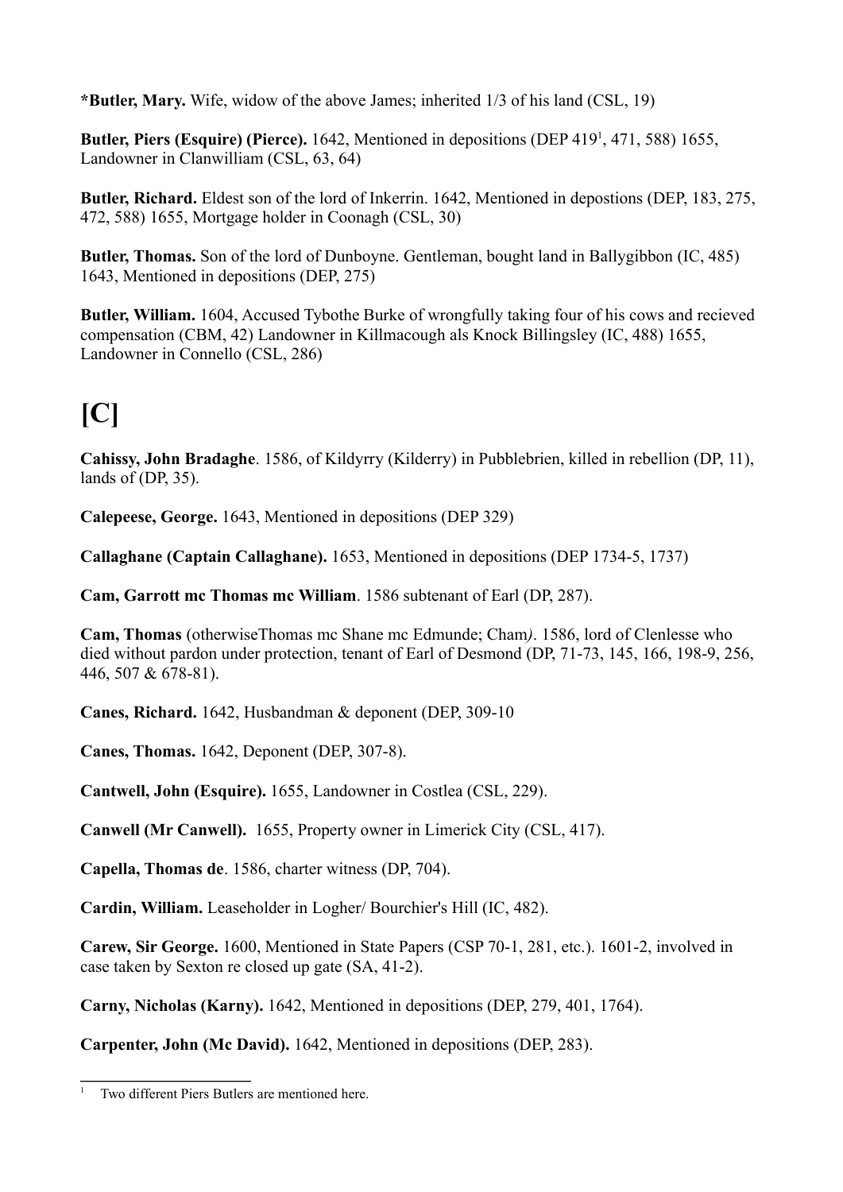***Butler, Mary.** Wife, widow of the above James; inherited 1/3 of his land (CSL, 19)

**Butler, Piers (Esquire) (Pierce).** 1642, Mentioned in depositions (DEP 419[1], 471, 588) 1655, Landowner in Clanwilliam (CSL, 63, 64)

**Butler, Richard.** Eldest son of the lord of Inkerrin. 1642, Mentioned in depostions (DEP, 183, 275, 472, 588) 1655, Mortgage holder in Coonagh (CSL, 30)

**Butler, Thomas.** Son of the lord of Dunboyne. Gentleman, bought land in Ballygibbon (IC, 485) 1643, Mentioned in depositions (DEP, 275)

**Butler, William.** 1604, Accused Tybothe Burke of wrongfully taking four of his cows and recieved compensation (CBM, 42) Landowner in Killmacough als Knock Billingsley (IC, 488) 1655, Landowner in Connello (CSL, 286)

# [C]

**Cahissy, John Bradaghe**. 1586, of Kildyrry (Kilderry) in Pubblebrien, killed in rebellion (DP, 11), lands of (DP, 35).

**Calepeese, George.** 1643, Mentioned in depositions (DEP 329)

**Callaghane (Captain Callaghane).** 1653, Mentioned in depositions (DEP 1734-5, 1737)

**Cam, Garrott mc Thomas mc William**. 1586 subtenant of Earl (DP, 287).

**Cam, Thomas** (otherwiseThomas mc Shane mc Edmunde; Cham*)*. 1586, lord of Clenlesse who died without pardon under protection, tenant of Earl of Desmond (DP, 71-73, 145, 166, 198-9, 256, 446, 507 & 678-81).

**Canes, Richard.** 1642, Husbandman & deponent (DEP, 309-10

**Canes, Thomas.** 1642, Deponent (DEP, 307-8).

**Cantwell, John (Esquire).** 1655, Landowner in Costlea (CSL, 229).

**Canwell (Mr Canwell).** 1655, Property owner in Limerick City (CSL, 417).

**Capella, Thomas de**. 1586, charter witness (DP, 704).

**Cardin, William.** Leaseholder in Logher/ Bourchier's Hill (IC, 482).

**Carew, Sir George.** 1600, Mentioned in State Papers (CSP 70-1, 281, etc.). 1601-2, involved in case taken by Sexton re closed up gate (SA, 41-2).

**Carny, Nicholas (Karny).** 1642, Mentioned in depositions (DEP, 279, 401, 1764).

**Carpenter, John (Mc David).** 1642, Mentioned in depositions (DEP, 283).

---

[1] Two different Piers Butlers are mentioned here.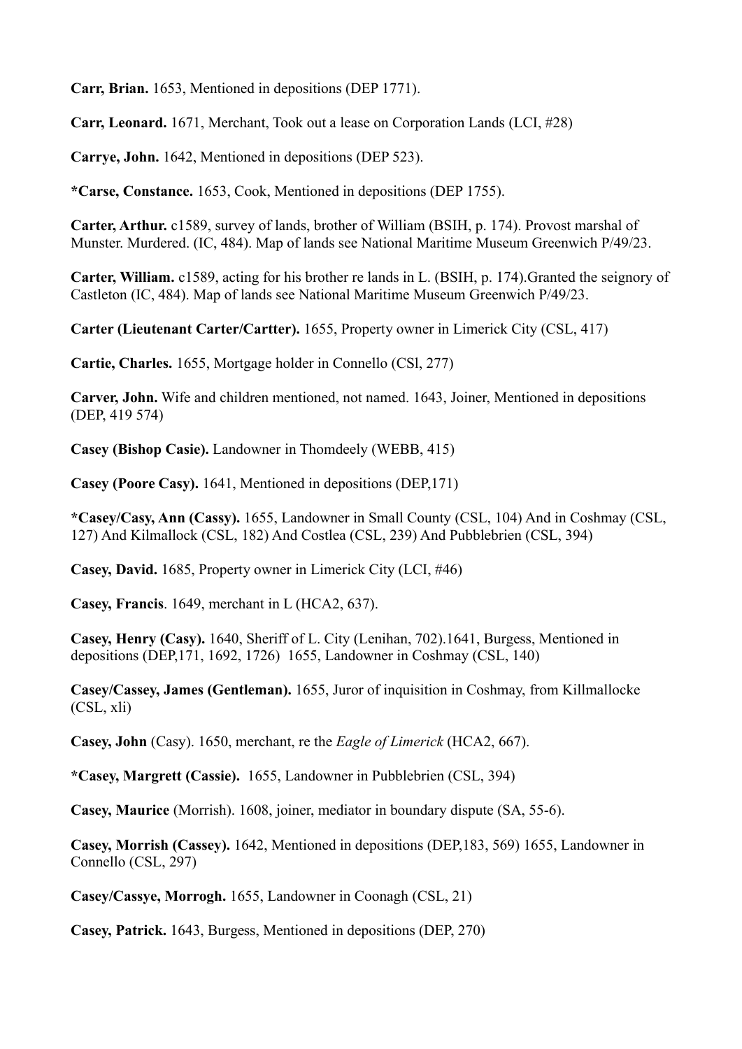**Carr, Brian.** 1653, Mentioned in depositions (DEP 1771).

**Carr, Leonard.** 1671, Merchant, Took out a lease on Corporation Lands (LCI, #28)

**Carrye, John.** 1642, Mentioned in depositions (DEP 523).

**\*Carse, Constance.** 1653, Cook, Mentioned in depositions (DEP 1755).

**Carter, Arthur.** c1589, survey of lands, brother of William (BSIH, p. 174). Provost marshal of Munster. Murdered. (IC, 484). Map of lands see National Maritime Museum Greenwich P/49/23.

**Carter, William.** c1589, acting for his brother re lands in L. (BSIH, p. 174).Granted the seignory of Castleton (IC, 484). Map of lands see National Maritime Museum Greenwich P/49/23.

**Carter (Lieutenant Carter/Cartter).** 1655, Property owner in Limerick City (CSL, 417)

**Cartie, Charles.** 1655, Mortgage holder in Connello (CSl, 277)

**Carver, John.** Wife and children mentioned, not named. 1643, Joiner, Mentioned in depositions (DEP, 419 574)

**Casey (Bishop Casie).** Landowner in Thomdeely (WEBB, 415)

**Casey (Poore Casy).** 1641, Mentioned in depositions (DEP,171)

**\*Casey/Casy, Ann (Cassy).** 1655, Landowner in Small County (CSL, 104) And in Coshmay (CSL, 127) And Kilmallock (CSL, 182) And Costlea (CSL, 239) And Pubblebrien (CSL, 394)

**Casey, David.** 1685, Property owner in Limerick City (LCI, #46)

**Casey, Francis**. 1649, merchant in L (HCA2, 637).

**Casey, Henry (Casy).** 1640, Sheriff of L. City (Lenihan, 702).1641, Burgess, Mentioned in depositions (DEP,171, 1692, 1726) 1655, Landowner in Coshmay (CSL, 140)

**Casey/Cassey, James (Gentleman).** 1655, Juror of inquisition in Coshmay, from Killmallocke (CSL, xli)

**Casey, John** (Casy). 1650, merchant, re the *Eagle of Limerick* (HCA2, 667).

**\*Casey, Margrett (Cassie).** 1655, Landowner in Pubblebrien (CSL, 394)

**Casey, Maurice** (Morrish). 1608, joiner, mediator in boundary dispute (SA, 55-6).

**Casey, Morrish (Cassey).** 1642, Mentioned in depositions (DEP,183, 569) 1655, Landowner in Connello (CSL, 297)

**Casey/Cassye, Morrogh.** 1655, Landowner in Coonagh (CSL, 21)

**Casey, Patrick.** 1643, Burgess, Mentioned in depositions (DEP, 270)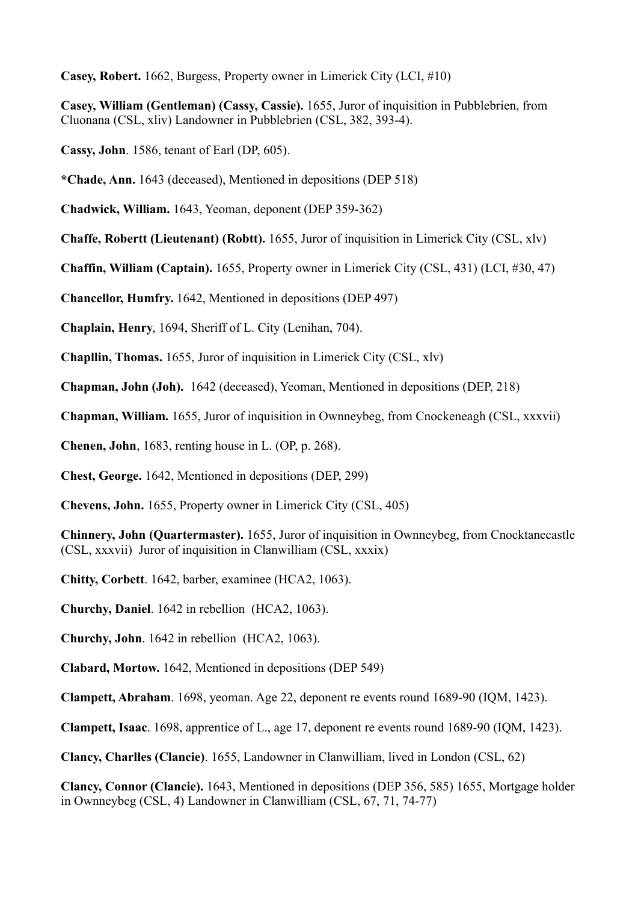**Casey, Robert.** 1662, Burgess, Property owner in Limerick City (LCI, #10)

**Casey, William (Gentleman) (Cassy, Cassie).** 1655, Juror of inquisition in Pubblebrien, from Cluonana (CSL, xliv) Landowner in Pubblebrien (CSL, 382, 393-4).

**Cassy, John**. 1586, tenant of Earl (DP, 605).

***Chade, Ann.** 1643 (deceased), Mentioned in depositions (DEP 518)

**Chadwick, William.** 1643, Yeoman, deponent (DEP 359-362)

**Chaffe, Robertt (Lieutenant) (Robtt).** 1655, Juror of inquisition in Limerick City (CSL, xlv)

**Chaffin, William (Captain).** 1655, Property owner in Limerick City (CSL, 431) (LCI, #30, 47)

**Chancellor, Humfry.** 1642, Mentioned in depositions (DEP 497)

**Chaplain, Henry**, 1694, Sheriff of L. City (Lenihan, 704).

**Chapllin, Thomas.** 1655, Juror of inquisition in Limerick City (CSL, xlv)

**Chapman, John (Joh).** 1642 (deceased), Yeoman, Mentioned in depositions (DEP, 218)

**Chapman, William.** 1655, Juror of inquisition in Ownneybeg, from Cnockeneagh (CSL, xxxvii)

**Chenen, John**, 1683, renting house in L. (OP, p. 268).

**Chest, George.** 1642, Mentioned in depositions (DEP, 299)

**Chevens, John.** 1655, Property owner in Limerick City (CSL, 405)

**Chinnery, John (Quartermaster).** 1655, Juror of inquisition in Ownneybeg, from Cnocktanecastle (CSL, xxxvii) Juror of inquisition in Clanwilliam (CSL, xxxix)

**Chitty, Corbett**. 1642, barber, examinee (HCA2, 1063).

**Churchy, Daniel**. 1642 in rebellion (HCA2, 1063).

**Churchy, John**. 1642 in rebellion (HCA2, 1063).

**Clabard, Mortow.** 1642, Mentioned in depositions (DEP 549)

**Clampett, Abraham**. 1698, yeoman. Age 22, deponent re events round 1689-90 (IQM, 1423).

**Clampett, Isaac**. 1698, apprentice of L., age 17, deponent re events round 1689-90 (IQM, 1423).

**Clancy, Charlles (Clancie)**. 1655, Landowner in Clanwilliam, lived in London (CSL, 62)

**Clancy, Connor (Clancie).** 1643, Mentioned in depositions (DEP 356, 585) 1655, Mortgage holder in Ownneybeg (CSL, 4) Landowner in Clanwilliam (CSL, 67, 71, 74-77)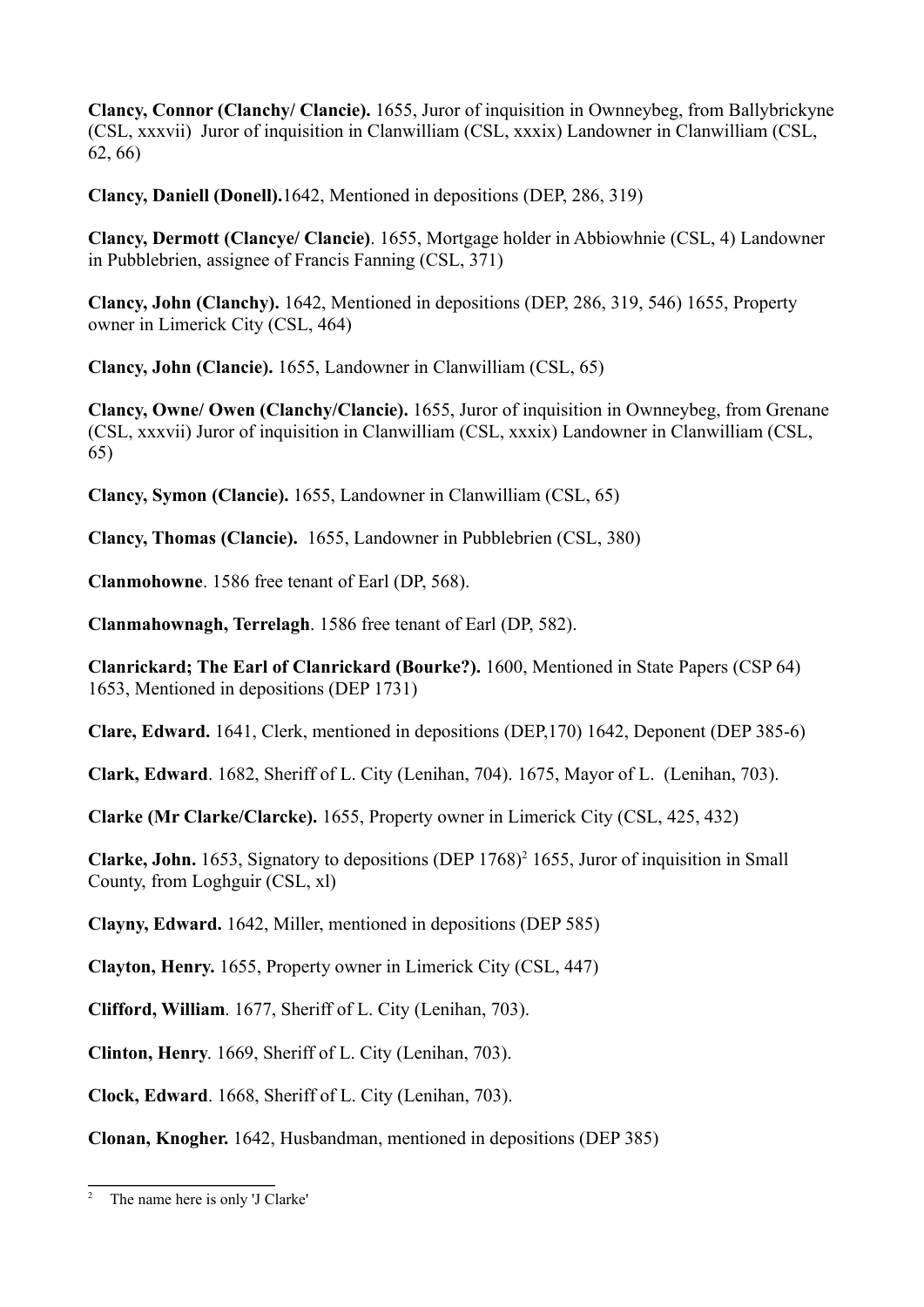**Clancy, Connor (Clanchy/ Clancie).** 1655, Juror of inquisition in Ownneybeg, from Ballybrickyne (CSL, xxxvii) Juror of inquisition in Clanwilliam (CSL, xxxix) Landowner in Clanwilliam (CSL, 62, 66)

**Clancy, Daniell (Donell).**1642, Mentioned in depositions (DEP, 286, 319)

**Clancy, Dermott (Clancye/ Clancie)**. 1655, Mortgage holder in Abbiowhnie (CSL, 4) Landowner in Pubblebrien, assignee of Francis Fanning (CSL, 371)

**Clancy, John (Clanchy).** 1642, Mentioned in depositions (DEP, 286, 319, 546) 1655, Property owner in Limerick City (CSL, 464)

**Clancy, John (Clancie).** 1655, Landowner in Clanwilliam (CSL, 65)

**Clancy, Owne/ Owen (Clanchy/Clancie).** 1655, Juror of inquisition in Ownneybeg, from Grenane (CSL, xxxvii) Juror of inquisition in Clanwilliam (CSL, xxxix) Landowner in Clanwilliam (CSL, 65)

**Clancy, Symon (Clancie).** 1655, Landowner in Clanwilliam (CSL, 65)

**Clancy, Thomas (Clancie).** 1655, Landowner in Pubblebrien (CSL, 380)

**Clanmohowne**. 1586 free tenant of Earl (DP, 568).

**Clanmahownagh, Terrelagh**. 1586 free tenant of Earl (DP, 582).

**Clanrickard; The Earl of Clanrickard (Bourke?).** 1600, Mentioned in State Papers (CSP 64) 1653, Mentioned in depositions (DEP 1731)

**Clare, Edward.** 1641, Clerk, mentioned in depositions (DEP,170) 1642, Deponent (DEP 385-6)

**Clark, Edward**. 1682, Sheriff of L. City (Lenihan, 704). 1675, Mayor of L. (Lenihan, 703).

**Clarke (Mr Clarke/Clarcke).** 1655, Property owner in Limerick City (CSL, 425, 432)

**Clarke, John.** 1653, Signatory to depositions (DEP 1768)[2] 1655, Juror of inquisition in Small County, from Loghguir (CSL, xl)

**Clayny, Edward.** 1642, Miller, mentioned in depositions (DEP 585)

**Clayton, Henry.** 1655, Property owner in Limerick City (CSL, 447)

**Clifford, William**. 1677, Sheriff of L. City (Lenihan, 703).

**Clinton, Henry**. 1669, Sheriff of L. City (Lenihan, 703).

**Clock, Edward**. 1668, Sheriff of L. City (Lenihan, 703).

**Clonan, Knogher.** 1642, Husbandman, mentioned in depositions (DEP 385)

---

[2] The name here is only 'J Clarke'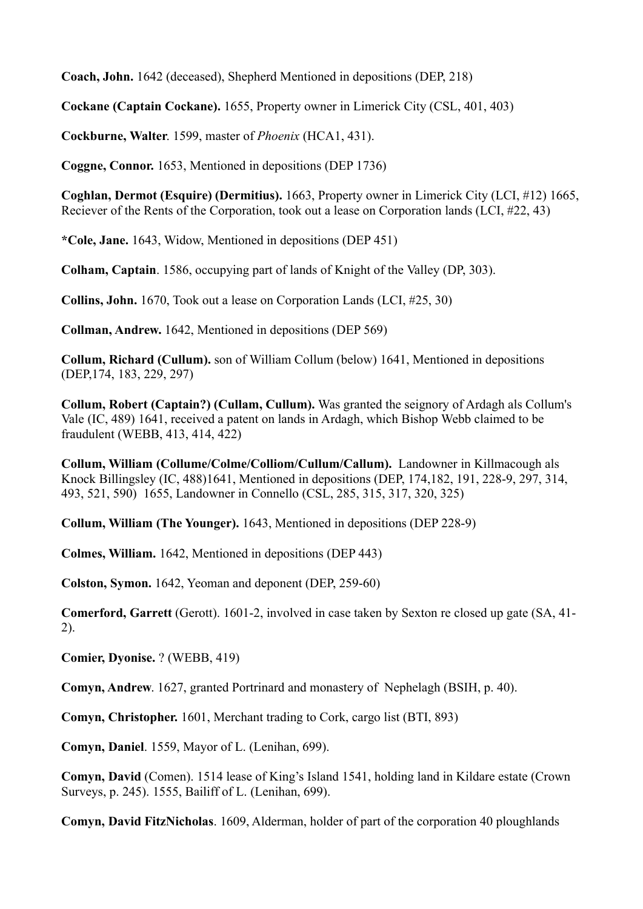**Coach, John.** 1642 (deceased), Shepherd Mentioned in depositions (DEP, 218)

**Cockane (Captain Cockane).** 1655, Property owner in Limerick City (CSL, 401, 403)

**Cockburne, Walter**. 1599, master of *Phoenix* (HCA1, 431).

**Coggne, Connor.** 1653, Mentioned in depositions (DEP 1736)

**Coghlan, Dermot (Esquire) (Dermitius).** 1663, Property owner in Limerick City (LCI, #12) 1665, Reciever of the Rents of the Corporation, took out a lease on Corporation lands (LCI, #22, 43)

***Cole, Jane.** 1643, Widow, Mentioned in depositions (DEP 451)

**Colham, Captain**. 1586, occupying part of lands of Knight of the Valley (DP, 303).

**Collins, John.** 1670, Took out a lease on Corporation Lands (LCI, #25, 30)

**Collman, Andrew.** 1642, Mentioned in depositions (DEP 569)

**Collum, Richard (Cullum).** son of William Collum (below) 1641, Mentioned in depositions (DEP,174, 183, 229, 297)

**Collum, Robert (Captain?) (Cullam, Cullum).** Was granted the seignory of Ardagh als Collum's Vale (IC, 489) 1641, received a patent on lands in Ardagh, which Bishop Webb claimed to be fraudulent (WEBB, 413, 414, 422)

**Collum, William (Collume/Colme/Colliom/Cullum/Callum).** Landowner in Killmacough als Knock Billingsley (IC, 488)1641, Mentioned in depositions (DEP, 174,182, 191, 228-9, 297, 314, 493, 521, 590) 1655, Landowner in Connello (CSL, 285, 315, 317, 320, 325)

**Collum, William (The Younger).** 1643, Mentioned in depositions (DEP 228-9)

**Colmes, William.** 1642, Mentioned in depositions (DEP 443)

**Colston, Symon.** 1642, Yeoman and deponent (DEP, 259-60)

**Comerford, Garrett** (Gerott). 1601-2, involved in case taken by Sexton re closed up gate (SA, 41-2).

**Comier, Dyonise.** ? (WEBB, 419)

**Comyn, Andrew**. 1627, granted Portrinard and monastery of Nephelagh (BSIH, p. 40).

**Comyn, Christopher.** 1601, Merchant trading to Cork, cargo list (BTI, 893)

**Comyn, Daniel**. 1559, Mayor of L. (Lenihan, 699).

**Comyn, David** (Comen). 1514 lease of King's Island 1541, holding land in Kildare estate (Crown Surveys, p. 245). 1555, Bailiff of L. (Lenihan, 699).

**Comyn, David FitzNicholas**. 1609, Alderman, holder of part of the corporation 40 ploughlands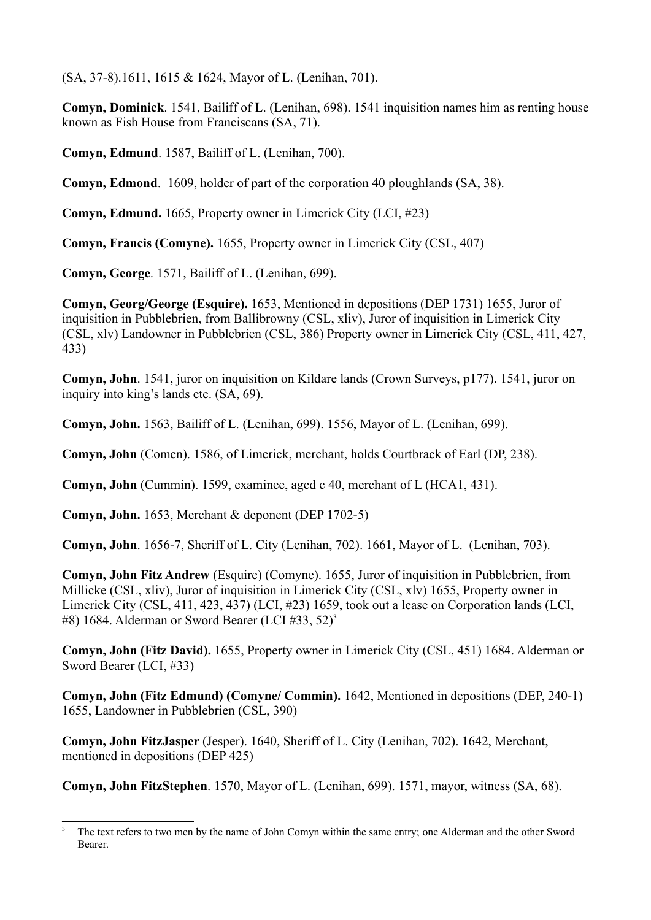(SA, 37-8).1611, 1615 & 1624, Mayor of L. (Lenihan, 701).

**Comyn, Dominick**. 1541, Bailiff of L. (Lenihan, 698). 1541 inquisition names him as renting house known as Fish House from Franciscans (SA, 71).

**Comyn, Edmund**. 1587, Bailiff of L. (Lenihan, 700).

**Comyn, Edmond**. 1609, holder of part of the corporation 40 ploughlands (SA, 38).

**Comyn, Edmund.** 1665, Property owner in Limerick City (LCI, #23)

**Comyn, Francis (Comyne).** 1655, Property owner in Limerick City (CSL, 407)

**Comyn, George**. 1571, Bailiff of L. (Lenihan, 699).

**Comyn, Georg/George (Esquire).** 1653, Mentioned in depositions (DEP 1731) 1655, Juror of inquisition in Pubblebrien, from Ballibrowny (CSL, xliv), Juror of inquisition in Limerick City (CSL, xlv) Landowner in Pubblebrien (CSL, 386) Property owner in Limerick City (CSL, 411, 427, 433)

**Comyn, John**. 1541, juror on inquisition on Kildare lands (Crown Surveys, p177). 1541, juror on inquiry into king's lands etc. (SA, 69).

**Comyn, John.** 1563, Bailiff of L. (Lenihan, 699). 1556, Mayor of L. (Lenihan, 699).

**Comyn, John** (Comen). 1586, of Limerick, merchant, holds Courtbrack of Earl (DP, 238).

**Comyn, John** (Cummin). 1599, examinee, aged c 40, merchant of L (HCA1, 431).

**Comyn, John.** 1653, Merchant & deponent (DEP 1702-5)

**Comyn, John**. 1656-7, Sheriff of L. City (Lenihan, 702). 1661, Mayor of L. (Lenihan, 703).

**Comyn, John Fitz Andrew** (Esquire) (Comyne). 1655, Juror of inquisition in Pubblebrien, from Millicke (CSL, xliv), Juror of inquisition in Limerick City (CSL, xlv) 1655, Property owner in Limerick City (CSL, 411, 423, 437) (LCI, #23) 1659, took out a lease on Corporation lands (LCI, #8) 1684. Alderman or Sword Bearer (LCI #33, 52)[3]

**Comyn, John (Fitz David).** 1655, Property owner in Limerick City (CSL, 451) 1684. Alderman or Sword Bearer (LCI, #33)

**Comyn, John (Fitz Edmund) (Comyne/ Commin).** 1642, Mentioned in depositions (DEP, 240-1) 1655, Landowner in Pubblebrien (CSL, 390)

**Comyn, John FitzJasper** (Jesper). 1640, Sheriff of L. City (Lenihan, 702). 1642, Merchant, mentioned in depositions (DEP 425)

**Comyn, John FitzStephen**. 1570, Mayor of L. (Lenihan, 699). 1571, mayor, witness (SA, 68).

---

[3] The text refers to two men by the name of John Comyn within the same entry; one Alderman and the other Sword Bearer.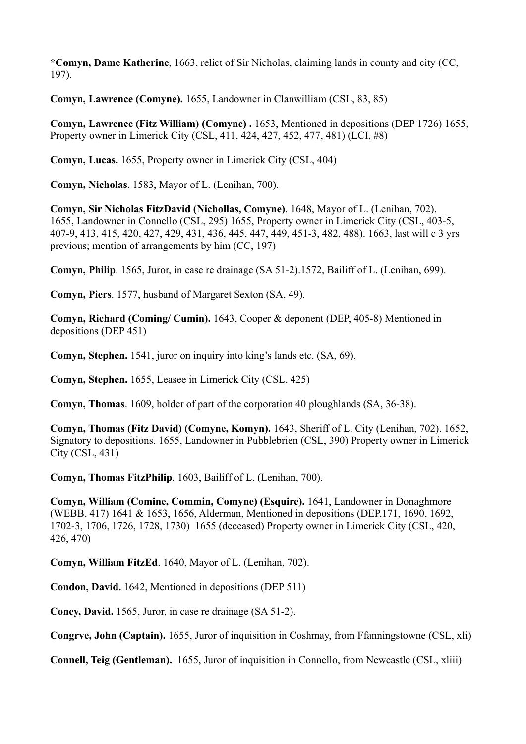**\*Comyn, Dame Katherine**, 1663, relict of Sir Nicholas, claiming lands in county and city (CC, 197).

**Comyn, Lawrence (Comyne).** 1655, Landowner in Clanwilliam (CSL, 83, 85)

**Comyn, Lawrence (Fitz William) (Comyne) .** 1653, Mentioned in depositions (DEP 1726) 1655, Property owner in Limerick City (CSL, 411, 424, 427, 452, 477, 481) (LCI, #8)

**Comyn, Lucas.** 1655, Property owner in Limerick City (CSL, 404)

**Comyn, Nicholas**. 1583, Mayor of L. (Lenihan, 700).

**Comyn, Sir Nicholas FitzDavid (Nichollas, Comyne)**. 1648, Mayor of L. (Lenihan, 702). 1655, Landowner in Connello (CSL, 295) 1655, Property owner in Limerick City (CSL, 403-5, 407-9, 413, 415, 420, 427, 429, 431, 436, 445, 447, 449, 451-3, 482, 488). 1663, last will c 3 yrs previous; mention of arrangements by him (CC, 197)

**Comyn, Philip**. 1565, Juror, in case re drainage (SA 51-2).1572, Bailiff of L. (Lenihan, 699).

**Comyn, Piers**. 1577, husband of Margaret Sexton (SA, 49).

**Comyn, Richard (Coming/ Cumin).** 1643, Cooper & deponent (DEP, 405-8) Mentioned in depositions (DEP 451)

**Comyn, Stephen.** 1541, juror on inquiry into king's lands etc. (SA, 69).

**Comyn, Stephen.** 1655, Leasee in Limerick City (CSL, 425)

**Comyn, Thomas**. 1609, holder of part of the corporation 40 ploughlands (SA, 36-38).

**Comyn, Thomas (Fitz David) (Comyne, Komyn).** 1643, Sheriff of L. City (Lenihan, 702). 1652, Signatory to depositions. 1655, Landowner in Pubblebrien (CSL, 390) Property owner in Limerick City (CSL, 431)

**Comyn, Thomas FitzPhilip**. 1603, Bailiff of L. (Lenihan, 700).

**Comyn, William (Comine, Commin, Comyne) (Esquire).** 1641, Landowner in Donaghmore (WEBB, 417) 1641 & 1653, 1656, Alderman, Mentioned in depositions (DEP,171, 1690, 1692, 1702-3, 1706, 1726, 1728, 1730) 1655 (deceased) Property owner in Limerick City (CSL, 420, 426, 470)

**Comyn, William FitzEd**. 1640, Mayor of L. (Lenihan, 702).

**Condon, David.** 1642, Mentioned in depositions (DEP 511)

**Coney, David.** 1565, Juror, in case re drainage (SA 51-2).

**Congrve, John (Captain).** 1655, Juror of inquisition in Coshmay, from Ffanningstowne (CSL, xli)

**Connell, Teig (Gentleman).** 1655, Juror of inquisition in Connello, from Newcastle (CSL, xliii)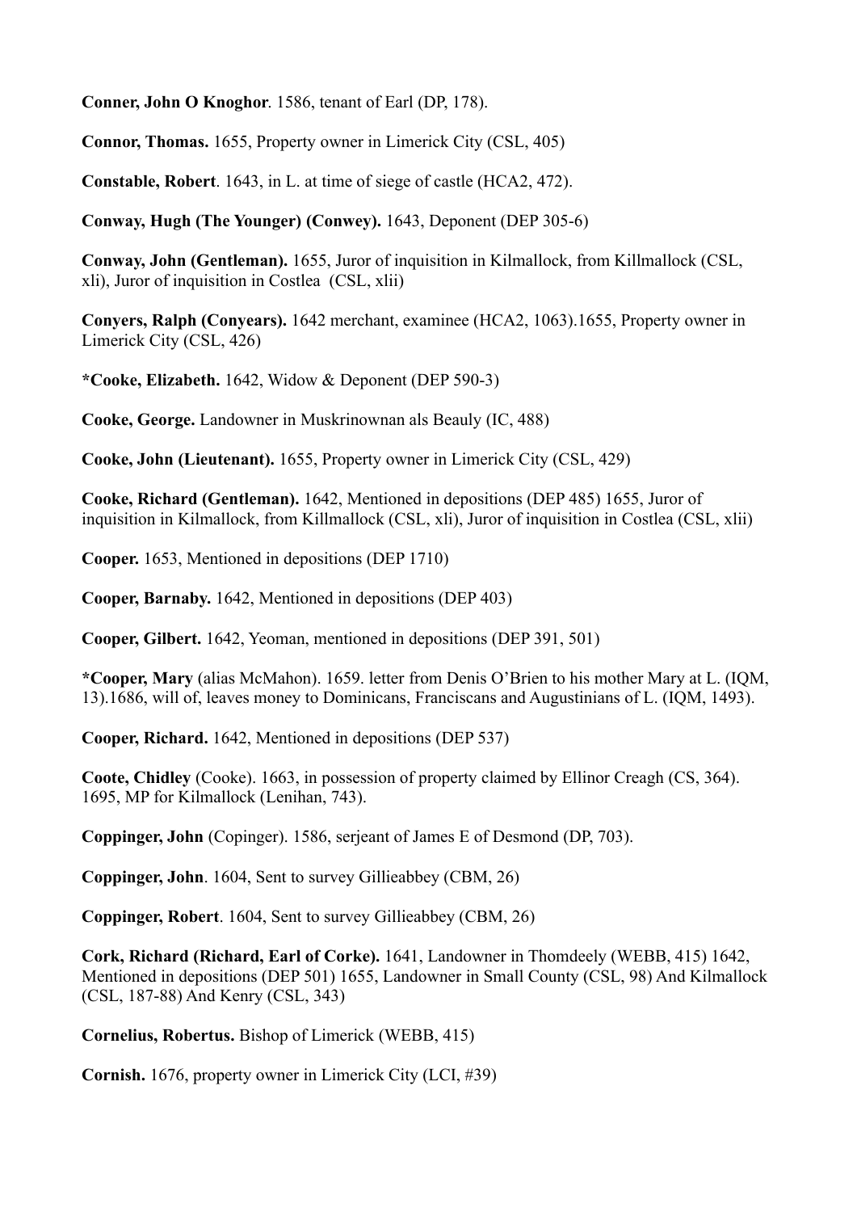**Conner, John O Knoghor**. 1586, tenant of Earl (DP, 178).

**Connor, Thomas.** 1655, Property owner in Limerick City (CSL, 405)

**Constable, Robert**. 1643, in L. at time of siege of castle (HCA2, 472).

**Conway, Hugh (The Younger) (Conwey).** 1643, Deponent (DEP 305-6)

**Conway, John (Gentleman).** 1655, Juror of inquisition in Kilmallock, from Killmallock (CSL, xli), Juror of inquisition in Costlea (CSL, xlii)

**Conyers, Ralph (Conyears).** 1642 merchant, examinee (HCA2, 1063).1655, Property owner in Limerick City (CSL, 426)

***Cooke, Elizabeth.** 1642, Widow & Deponent (DEP 590-3)

**Cooke, George.** Landowner in Muskrinownan als Beauly (IC, 488)

**Cooke, John (Lieutenant).** 1655, Property owner in Limerick City (CSL, 429)

**Cooke, Richard (Gentleman).** 1642, Mentioned in depositions (DEP 485) 1655, Juror of inquisition in Kilmallock, from Killmallock (CSL, xli), Juror of inquisition in Costlea (CSL, xlii)

**Cooper.** 1653, Mentioned in depositions (DEP 1710)

**Cooper, Barnaby.** 1642, Mentioned in depositions (DEP 403)

**Cooper, Gilbert.** 1642, Yeoman, mentioned in depositions (DEP 391, 501)

***Cooper, Mary** (alias McMahon). 1659. letter from Denis O'Brien to his mother Mary at L. (IQM, 13).1686, will of, leaves money to Dominicans, Franciscans and Augustinians of L. (IQM, 1493).

**Cooper, Richard.** 1642, Mentioned in depositions (DEP 537)

**Coote, Chidley** (Cooke). 1663, in possession of property claimed by Ellinor Creagh (CS, 364). 1695, MP for Kilmallock (Lenihan, 743).

**Coppinger, John** (Copinger). 1586, serjeant of James E of Desmond (DP, 703).

**Coppinger, John**. 1604, Sent to survey Gillieabbey (CBM, 26)

**Coppinger, Robert**. 1604, Sent to survey Gillieabbey (CBM, 26)

**Cork, Richard (Richard, Earl of Corke).** 1641, Landowner in Thomdeely (WEBB, 415) 1642, Mentioned in depositions (DEP 501) 1655, Landowner in Small County (CSL, 98) And Kilmallock (CSL, 187-88) And Kenry (CSL, 343)

**Cornelius, Robertus.** Bishop of Limerick (WEBB, 415)

**Cornish.** 1676, property owner in Limerick City (LCI, #39)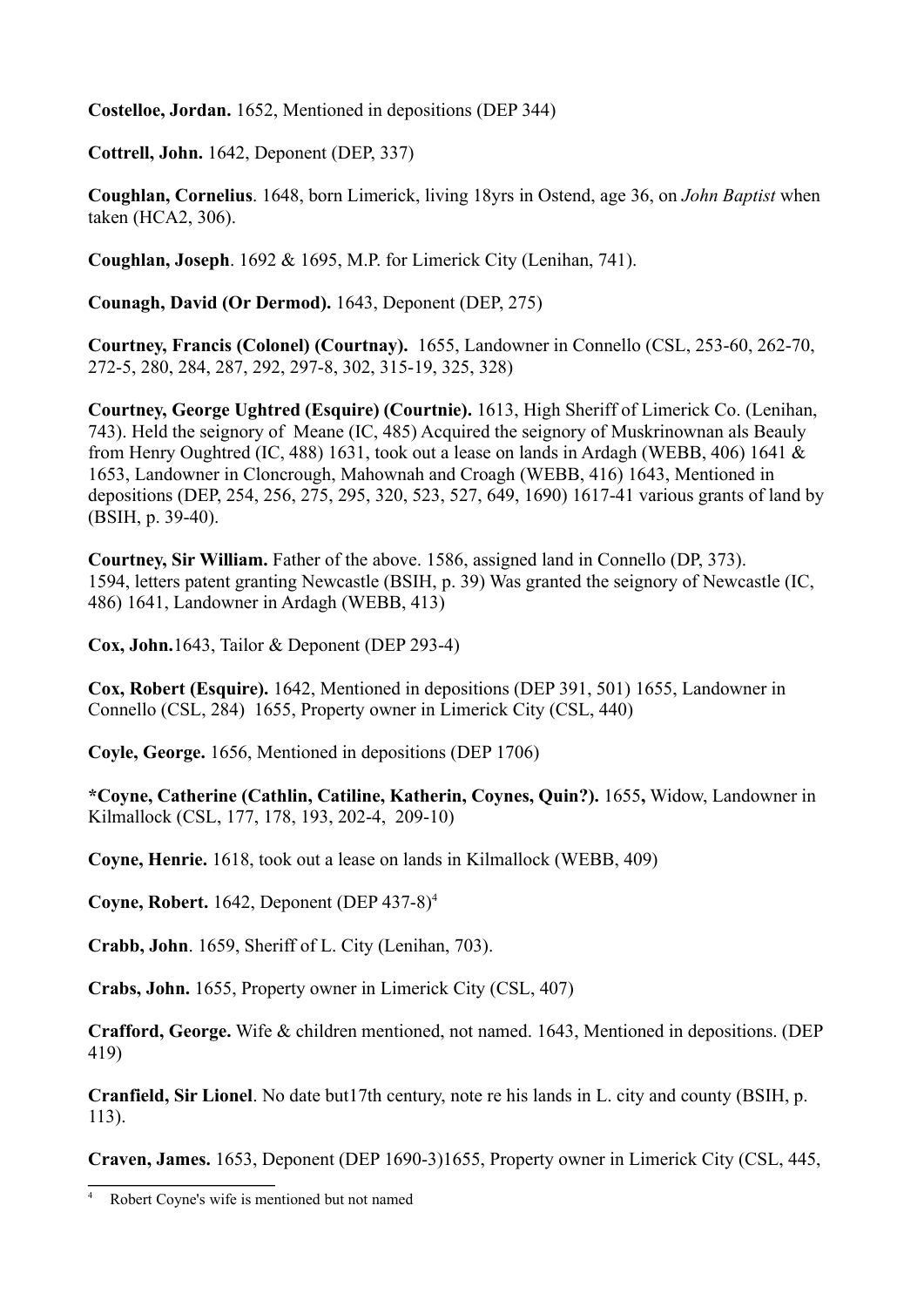**Costelloe, Jordan.** 1652, Mentioned in depositions (DEP 344)

**Cottrell, John.** 1642, Deponent (DEP, 337)

**Coughlan, Cornelius**. 1648, born Limerick, living 18yrs in Ostend, age 36, on *John Baptist* when taken (HCA2, 306).

**Coughlan, Joseph**. 1692 & 1695, M.P. for Limerick City (Lenihan, 741).

**Counagh, David (Or Dermod).** 1643, Deponent (DEP, 275)

**Courtney, Francis (Colonel) (Courtnay).** 1655, Landowner in Connello (CSL, 253-60, 262-70, 272-5, 280, 284, 287, 292, 297-8, 302, 315-19, 325, 328)

**Courtney, George Ughtred (Esquire) (Courtnie).** 1613, High Sheriff of Limerick Co. (Lenihan, 743). Held the seignory of Meane (IC, 485) Acquired the seignory of Muskrinownan als Beauly from Henry Oughtred (IC, 488) 1631, took out a lease on lands in Ardagh (WEBB, 406) 1641 & 1653, Landowner in Cloncrough, Mahownah and Croagh (WEBB, 416) 1643, Mentioned in depositions (DEP, 254, 256, 275, 295, 320, 523, 527, 649, 1690) 1617-41 various grants of land by (BSIH, p. 39-40).

**Courtney, Sir William.** Father of the above. 1586, assigned land in Connello (DP, 373). 1594, letters patent granting Newcastle (BSIH, p. 39) Was granted the seignory of Newcastle (IC, 486) 1641, Landowner in Ardagh (WEBB, 413)

**Cox, John.**1643, Tailor & Deponent (DEP 293-4)

**Cox, Robert (Esquire).** 1642, Mentioned in depositions (DEP 391, 501) 1655, Landowner in Connello (CSL, 284) 1655, Property owner in Limerick City (CSL, 440)

**Coyle, George.** 1656, Mentioned in depositions (DEP 1706)

**\*Coyne, Catherine (Cathlin, Catiline, Katherin, Coynes, Quin?). 1655,** Widow, Landowner in Kilmallock (CSL, 177, 178, 193, 202-4, 209-10)

**Coyne, Henrie.** 1618, took out a lease on lands in Kilmallock (WEBB, 409)

**Coyne, Robert.** 1642, Deponent (DEP 437-8)[4]

**Crabb, John**. 1659, Sheriff of L. City (Lenihan, 703).

**Crabs, John.** 1655, Property owner in Limerick City (CSL, 407)

**Crafford, George.** Wife & children mentioned, not named. 1643, Mentioned in depositions. (DEP 419)

**Cranfield, Sir Lionel**. No date but17th century, note re his lands in L. city and county (BSIH, p. 113).

**Craven, James.** 1653, Deponent (DEP 1690-3)1655, Property owner in Limerick City (CSL, 445,

---

[4] Robert Coyne's wife is mentioned but not named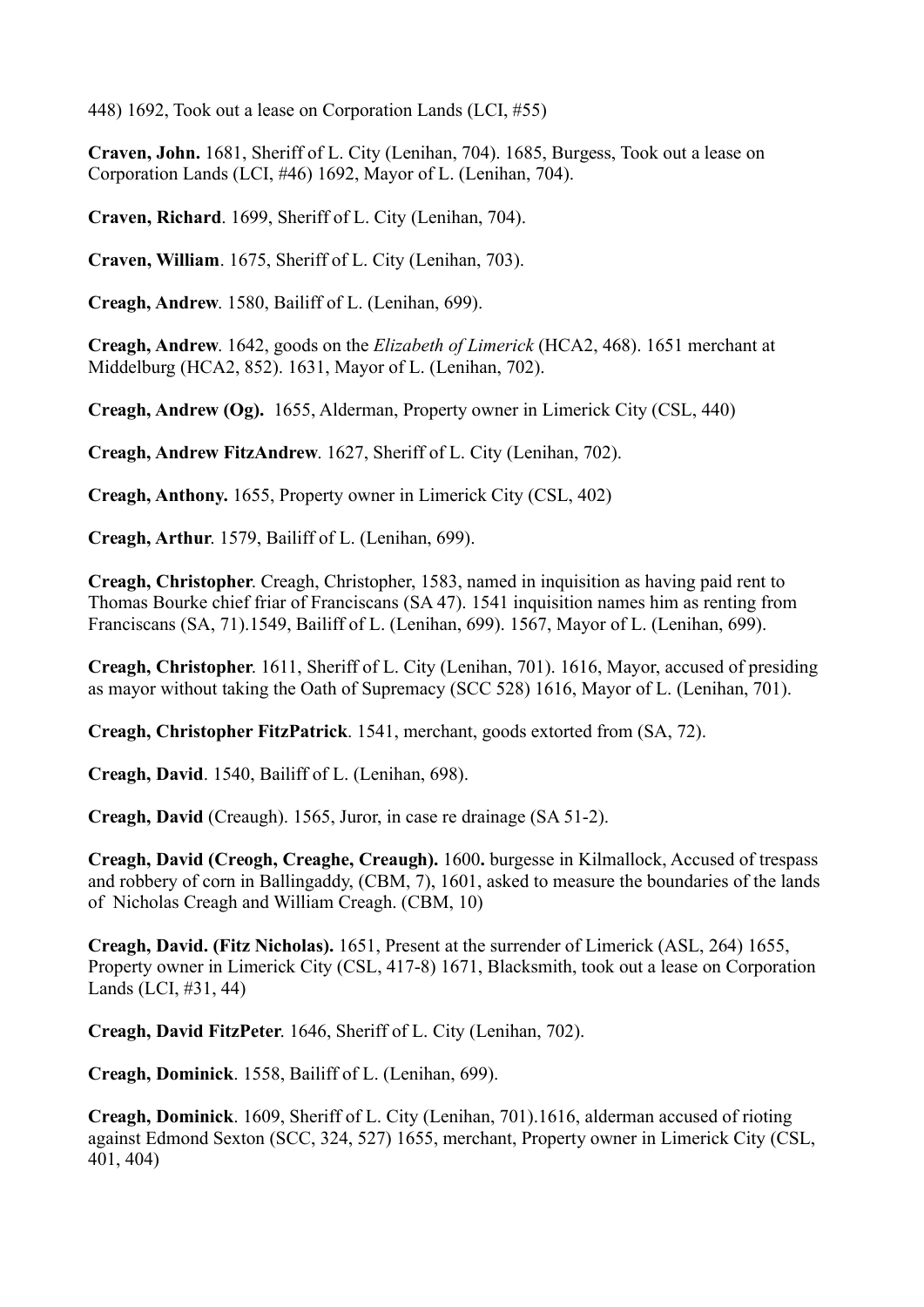448) 1692, Took out a lease on Corporation Lands (LCI, #55)

**Craven, John.** 1681, Sheriff of L. City (Lenihan, 704). 1685, Burgess, Took out a lease on Corporation Lands (LCI, #46) 1692, Mayor of L. (Lenihan, 704).

**Craven, Richard**. 1699, Sheriff of L. City (Lenihan, 704).

**Craven, William**. 1675, Sheriff of L. City (Lenihan, 703).

**Creagh, Andrew**. 1580, Bailiff of L. (Lenihan, 699).

**Creagh, Andrew**. 1642, goods on the *Elizabeth of Limerick* (HCA2, 468). 1651 merchant at Middelburg (HCA2, 852). 1631, Mayor of L. (Lenihan, 702).

**Creagh, Andrew (Og).** 1655, Alderman, Property owner in Limerick City (CSL, 440)

**Creagh, Andrew FitzAndrew**. 1627, Sheriff of L. City (Lenihan, 702).

**Creagh, Anthony.** 1655, Property owner in Limerick City (CSL, 402)

**Creagh, Arthur**. 1579, Bailiff of L. (Lenihan, 699).

**Creagh, Christopher**. Creagh, Christopher, 1583, named in inquisition as having paid rent to Thomas Bourke chief friar of Franciscans (SA 47). 1541 inquisition names him as renting from Franciscans (SA, 71).1549, Bailiff of L. (Lenihan, 699). 1567, Mayor of L. (Lenihan, 699).

**Creagh, Christopher**. 1611, Sheriff of L. City (Lenihan, 701). 1616, Mayor, accused of presiding as mayor without taking the Oath of Supremacy (SCC 528) 1616, Mayor of L. (Lenihan, 701).

**Creagh, Christopher FitzPatrick**. 1541, merchant, goods extorted from (SA, 72).

**Creagh, David**. 1540, Bailiff of L. (Lenihan, 698).

**Creagh, David** (Creaugh). 1565, Juror, in case re drainage (SA 51-2).

**Creagh, David (Creogh, Creaghe, Creaugh).** 1600**.** burgesse in Kilmallock, Accused of trespass and robbery of corn in Ballingaddy, (CBM, 7), 1601, asked to measure the boundaries of the lands of Nicholas Creagh and William Creagh. (CBM, 10)

**Creagh, David. (Fitz Nicholas).** 1651, Present at the surrender of Limerick (ASL, 264) 1655, Property owner in Limerick City (CSL, 417-8) 1671, Blacksmith, took out a lease on Corporation Lands (LCI, #31, 44)

**Creagh, David FitzPeter**. 1646, Sheriff of L. City (Lenihan, 702).

**Creagh, Dominick**. 1558, Bailiff of L. (Lenihan, 699).

**Creagh, Dominick**. 1609, Sheriff of L. City (Lenihan, 701).1616, alderman accused of rioting against Edmond Sexton (SCC, 324, 527) 1655, merchant, Property owner in Limerick City (CSL, 401, 404)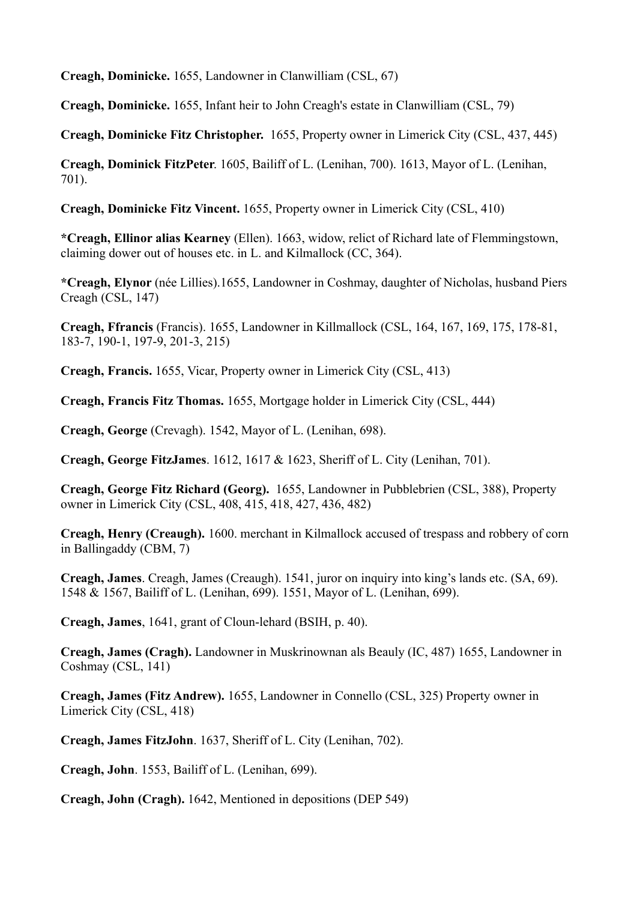**Creagh, Dominicke.** 1655, Landowner in Clanwilliam (CSL, 67)

**Creagh, Dominicke.** 1655, Infant heir to John Creagh's estate in Clanwilliam (CSL, 79)

**Creagh, Dominicke Fitz Christopher.** 1655, Property owner in Limerick City (CSL, 437, 445)

**Creagh, Dominick FitzPeter**. 1605, Bailiff of L. (Lenihan, 700). 1613, Mayor of L. (Lenihan, 701).

**Creagh, Dominicke Fitz Vincent.** 1655, Property owner in Limerick City (CSL, 410)

**\*Creagh, Ellinor alias Kearney** (Ellen). 1663, widow, relict of Richard late of Flemmingstown, claiming dower out of houses etc. in L. and Kilmallock (CC, 364).

**\*Creagh, Elynor** (née Lillies).1655, Landowner in Coshmay, daughter of Nicholas, husband Piers Creagh (CSL, 147)

**Creagh, Ffrancis** (Francis). 1655, Landowner in Killmallock (CSL, 164, 167, 169, 175, 178-81, 183-7, 190-1, 197-9, 201-3, 215)

**Creagh, Francis.** 1655, Vicar, Property owner in Limerick City (CSL, 413)

**Creagh, Francis Fitz Thomas.** 1655, Mortgage holder in Limerick City (CSL, 444)

**Creagh, George** (Crevagh). 1542, Mayor of L. (Lenihan, 698).

**Creagh, George FitzJames**. 1612, 1617 & 1623, Sheriff of L. City (Lenihan, 701).

**Creagh, George Fitz Richard (Georg).** 1655, Landowner in Pubblebrien (CSL, 388), Property owner in Limerick City (CSL, 408, 415, 418, 427, 436, 482)

**Creagh, Henry (Creaugh).** 1600. merchant in Kilmallock accused of trespass and robbery of corn in Ballingaddy (CBM, 7)

**Creagh, James**. Creagh, James (Creaugh). 1541, juror on inquiry into king's lands etc. (SA, 69). 1548 & 1567, Bailiff of L. (Lenihan, 699). 1551, Mayor of L. (Lenihan, 699).

**Creagh, James**, 1641, grant of Cloun-lehard (BSIH, p. 40).

**Creagh, James (Cragh).** Landowner in Muskrinownan als Beauly (IC, 487) 1655, Landowner in Coshmay (CSL, 141)

**Creagh, James (Fitz Andrew).** 1655, Landowner in Connello (CSL, 325) Property owner in Limerick City (CSL, 418)

**Creagh, James FitzJohn**. 1637, Sheriff of L. City (Lenihan, 702).

**Creagh, John**. 1553, Bailiff of L. (Lenihan, 699).

**Creagh, John (Cragh).** 1642, Mentioned in depositions (DEP 549)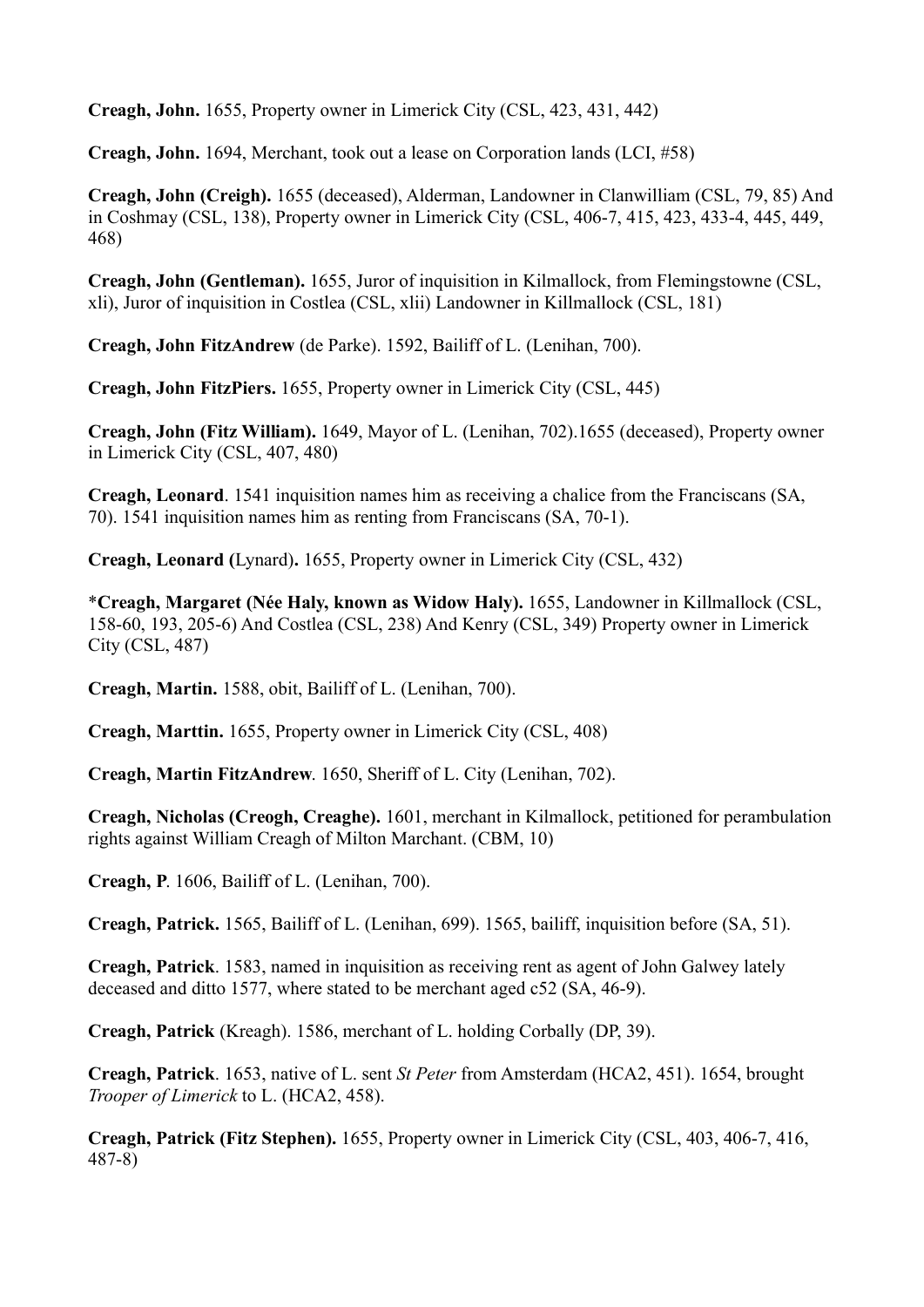**Creagh, John.** 1655, Property owner in Limerick City (CSL, 423, 431, 442)

**Creagh, John.** 1694, Merchant, took out a lease on Corporation lands (LCI, #58)

**Creagh, John (Creigh).** 1655 (deceased), Alderman, Landowner in Clanwilliam (CSL, 79, 85) And in Coshmay (CSL, 138), Property owner in Limerick City (CSL, 406-7, 415, 423, 433-4, 445, 449, 468)

**Creagh, John (Gentleman).** 1655, Juror of inquisition in Kilmallock, from Flemingstowne (CSL, xli), Juror of inquisition in Costlea (CSL, xlii) Landowner in Killmallock (CSL, 181)

**Creagh, John FitzAndrew** (de Parke). 1592, Bailiff of L. (Lenihan, 700).

**Creagh, John FitzPiers.** 1655, Property owner in Limerick City (CSL, 445)

**Creagh, John (Fitz William).** 1649, Mayor of L. (Lenihan, 702).1655 (deceased), Property owner in Limerick City (CSL, 407, 480)

**Creagh, Leonard**. 1541 inquisition names him as receiving a chalice from the Franciscans (SA, 70). 1541 inquisition names him as renting from Franciscans (SA, 70-1).

**Creagh, Leonard (**Lynard**).** 1655, Property owner in Limerick City (CSL, 432)

*​**Creagh, Margaret (Née Haly, known as Widow Haly).** 1655, Landowner in Killmallock (CSL, 158-60, 193, 205-6) And Costlea (CSL, 238) And Kenry (CSL, 349) Property owner in Limerick City (CSL, 487)

**Creagh, Martin.** 1588, obit, Bailiff of L. (Lenihan, 700).

**Creagh, Marttin.** 1655, Property owner in Limerick City (CSL, 408)

**Creagh, Martin FitzAndrew**. 1650, Sheriff of L. City (Lenihan, 702).

**Creagh, Nicholas (Creogh, Creaghe).** 1601, merchant in Kilmallock, petitioned for perambulation rights against William Creagh of Milton Marchant. (CBM, 10)

**Creagh, P**. 1606, Bailiff of L. (Lenihan, 700).

**Creagh, Patrick.** 1565, Bailiff of L. (Lenihan, 699). 1565, bailiff, inquisition before (SA, 51).

**Creagh, Patrick**. 1583, named in inquisition as receiving rent as agent of John Galwey lately deceased and ditto 1577, where stated to be merchant aged c52 (SA, 46-9).

**Creagh, Patrick** (Kreagh). 1586, merchant of L. holding Corbally (DP, 39).

**Creagh, Patrick**. 1653, native of L. sent *St Peter* from Amsterdam (HCA2, 451). 1654, brought *Trooper of Limerick* to L. (HCA2, 458).

**Creagh, Patrick (Fitz Stephen).** 1655, Property owner in Limerick City (CSL, 403, 406-7, 416, 487-8)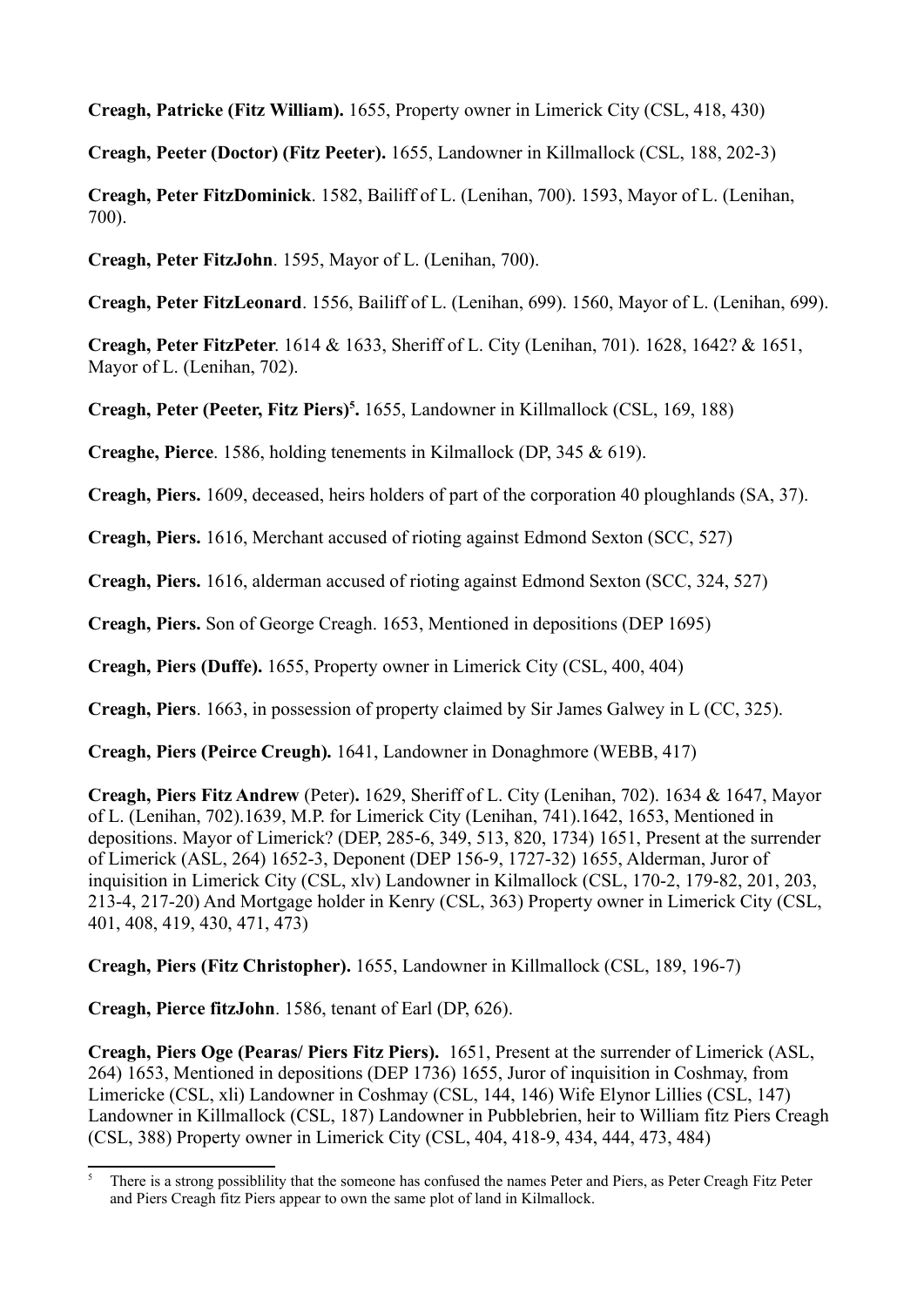**Creagh, Patricke (Fitz William).** 1655, Property owner in Limerick City (CSL, 418, 430)

**Creagh, Peeter (Doctor) (Fitz Peeter).** 1655, Landowner in Killmallock (CSL, 188, 202-3)

**Creagh, Peter FitzDominick**. 1582, Bailiff of L. (Lenihan, 700). 1593, Mayor of L. (Lenihan, 700).

**Creagh, Peter FitzJohn**. 1595, Mayor of L. (Lenihan, 700).

**Creagh, Peter FitzLeonard**. 1556, Bailiff of L. (Lenihan, 699). 1560, Mayor of L. (Lenihan, 699).

**Creagh, Peter FitzPeter**. 1614 & 1633, Sheriff of L. City (Lenihan, 701). 1628, 1642? & 1651, Mayor of L. (Lenihan, 702).

**Creagh, Peter (Peeter, Fitz Piers)[5].** 1655, Landowner in Killmallock (CSL, 169, 188)

**Creaghe, Pierce**. 1586, holding tenements in Kilmallock (DP, 345 & 619).

**Creagh, Piers.** 1609, deceased, heirs holders of part of the corporation 40 ploughlands (SA, 37).

**Creagh, Piers.** 1616, Merchant accused of rioting against Edmond Sexton (SCC, 527)

**Creagh, Piers.** 1616, alderman accused of rioting against Edmond Sexton (SCC, 324, 527)

**Creagh, Piers.** Son of George Creagh. 1653, Mentioned in depositions (DEP 1695)

**Creagh, Piers (Duffe).** 1655, Property owner in Limerick City (CSL, 400, 404)

**Creagh, Piers**. 1663, in possession of property claimed by Sir James Galwey in L (CC, 325).

**Creagh, Piers (Peirce Creugh).** 1641, Landowner in Donaghmore (WEBB, 417)

**Creagh, Piers Fitz Andrew** (Peter)**.** 1629, Sheriff of L. City (Lenihan, 702). 1634 & 1647, Mayor of L. (Lenihan, 702).1639, M.P. for Limerick City (Lenihan, 741).1642, 1653, Mentioned in depositions. Mayor of Limerick? (DEP, 285-6, 349, 513, 820, 1734) 1651, Present at the surrender of Limerick (ASL, 264) 1652-3, Deponent (DEP 156-9, 1727-32) 1655, Alderman, Juror of inquisition in Limerick City (CSL, xlv) Landowner in Kilmallock (CSL, 170-2, 179-82, 201, 203, 213-4, 217-20) And Mortgage holder in Kenry (CSL, 363) Property owner in Limerick City (CSL, 401, 408, 419, 430, 471, 473)

**Creagh, Piers (Fitz Christopher).** 1655, Landowner in Killmallock (CSL, 189, 196-7)

**Creagh, Pierce fitzJohn**. 1586, tenant of Earl (DP, 626).

**Creagh, Piers Oge (Pearas/ Piers Fitz Piers).** 1651, Present at the surrender of Limerick (ASL, 264) 1653, Mentioned in depositions (DEP 1736) 1655, Juror of inquisition in Coshmay, from Limericke (CSL, xli) Landowner in Coshmay (CSL, 144, 146) Wife Elynor Lillies (CSL, 147) Landowner in Killmallock (CSL, 187) Landowner in Pubblebrien, heir to William fitz Piers Creagh (CSL, 388) Property owner in Limerick City (CSL, 404, 418-9, 434, 444, 473, 484)

---

[5] There is a strong possiblility that the someone has confused the names Peter and Piers, as Peter Creagh Fitz Peter and Piers Creagh fitz Piers appear to own the same plot of land in Kilmallock.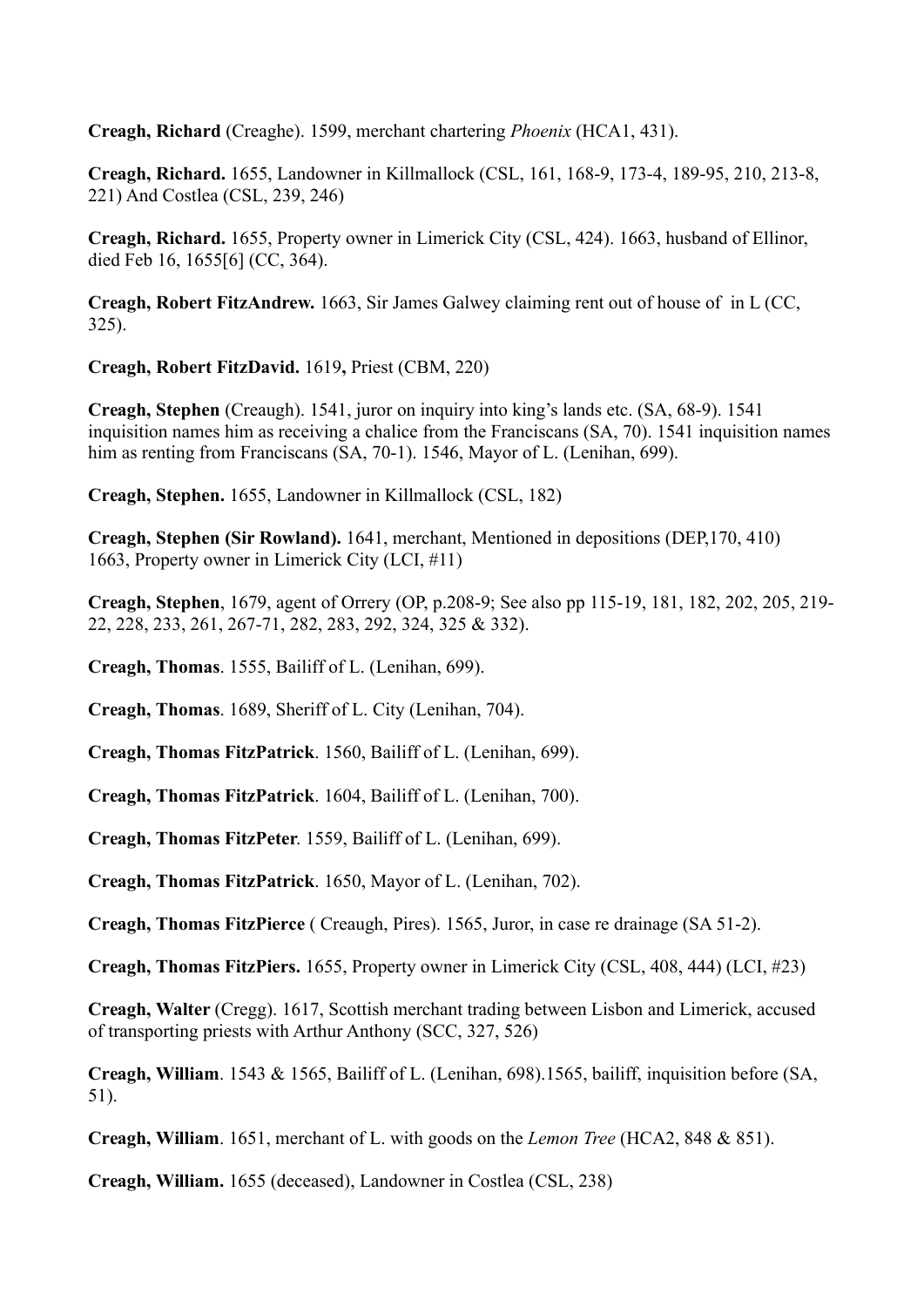**Creagh, Richard** (Creaghe). 1599, merchant chartering *Phoenix* (HCA1, 431).

**Creagh, Richard.** 1655, Landowner in Killmallock (CSL, 161, 168-9, 173-4, 189-95, 210, 213-8, 221) And Costlea (CSL, 239, 246)

**Creagh, Richard.** 1655, Property owner in Limerick City (CSL, 424). 1663, husband of Ellinor, died Feb 16, 1655[6] (CC, 364).

**Creagh, Robert FitzAndrew.** 1663, Sir James Galwey claiming rent out of house of in L (CC, 325).

**Creagh, Robert FitzDavid.** 1619**,** Priest (CBM, 220)

**Creagh, Stephen** (Creaugh). 1541, juror on inquiry into king's lands etc. (SA, 68-9). 1541 inquisition names him as receiving a chalice from the Franciscans (SA, 70). 1541 inquisition names him as renting from Franciscans (SA, 70-1). 1546, Mayor of L. (Lenihan, 699).

**Creagh, Stephen.** 1655, Landowner in Killmallock (CSL, 182)

**Creagh, Stephen (Sir Rowland).** 1641, merchant, Mentioned in depositions (DEP,170, 410) 1663, Property owner in Limerick City (LCI, #11)

**Creagh, Stephen**, 1679, agent of Orrery (OP, p.208-9; See also pp 115-19, 181, 182, 202, 205, 219-22, 228, 233, 261, 267-71, 282, 283, 292, 324, 325 & 332).

**Creagh, Thomas**. 1555, Bailiff of L. (Lenihan, 699).

**Creagh, Thomas**. 1689, Sheriff of L. City (Lenihan, 704).

**Creagh, Thomas FitzPatrick**. 1560, Bailiff of L. (Lenihan, 699).

**Creagh, Thomas FitzPatrick**. 1604, Bailiff of L. (Lenihan, 700).

**Creagh, Thomas FitzPeter**. 1559, Bailiff of L. (Lenihan, 699).

**Creagh, Thomas FitzPatrick**. 1650, Mayor of L. (Lenihan, 702).

**Creagh, Thomas FitzPierce** ( Creaugh, Pires). 1565, Juror, in case re drainage (SA 51-2).

**Creagh, Thomas FitzPiers.** 1655, Property owner in Limerick City (CSL, 408, 444) (LCI, #23)

**Creagh, Walter** (Cregg). 1617, Scottish merchant trading between Lisbon and Limerick, accused of transporting priests with Arthur Anthony (SCC, 327, 526)

**Creagh, William**. 1543 & 1565, Bailiff of L. (Lenihan, 698).1565, bailiff, inquisition before (SA, 51).

**Creagh, William**. 1651, merchant of L. with goods on the *Lemon Tree* (HCA2, 848 & 851).

**Creagh, William.** 1655 (deceased), Landowner in Costlea (CSL, 238)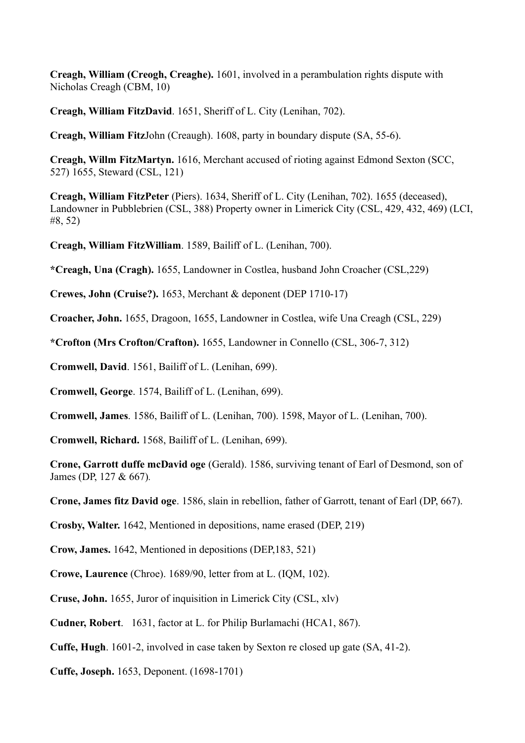**Creagh, William (Creogh, Creaghe).** 1601, involved in a perambulation rights dispute with Nicholas Creagh (CBM, 10)

**Creagh, William FitzDavid**. 1651, Sheriff of L. City (Lenihan, 702).

**Creagh, William Fitz**John (Creaugh). 1608, party in boundary dispute (SA, 55-6).

**Creagh, Willm FitzMartyn.** 1616, Merchant accused of rioting against Edmond Sexton (SCC, 527) 1655, Steward (CSL, 121)

**Creagh, William FitzPeter** (Piers). 1634, Sheriff of L. City (Lenihan, 702). 1655 (deceased), Landowner in Pubblebrien (CSL, 388) Property owner in Limerick City (CSL, 429, 432, 469) (LCI, #8, 52)

**Creagh, William FitzWilliam**. 1589, Bailiff of L. (Lenihan, 700).

***Creagh, Una (Cragh).** 1655, Landowner in Costlea, husband John Croacher (CSL,229)

**Crewes, John (Cruise?).** 1653, Merchant & deponent (DEP 1710-17)

**Croacher, John.** 1655, Dragoon, 1655, Landowner in Costlea, wife Una Creagh (CSL, 229)

***Crofton (Mrs Crofton/Crafton).** 1655, Landowner in Connello (CSL, 306-7, 312)

**Cromwell, David**. 1561, Bailiff of L. (Lenihan, 699).

**Cromwell, George**. 1574, Bailiff of L. (Lenihan, 699).

**Cromwell, James**. 1586, Bailiff of L. (Lenihan, 700). 1598, Mayor of L. (Lenihan, 700).

**Cromwell, Richard.** 1568, Bailiff of L. (Lenihan, 699).

**Crone, Garrott duffe mcDavid oge** (Gerald). 1586, surviving tenant of Earl of Desmond, son of James (DP, 127 & 667).

**Crone, James fitz David oge**. 1586, slain in rebellion, father of Garrott, tenant of Earl (DP, 667).

**Crosby, Walter.** 1642, Mentioned in depositions, name erased (DEP, 219)

**Crow, James.** 1642, Mentioned in depositions (DEP,183, 521)

**Crowe, Laurence** (Chroe). 1689/90, letter from at L. (IQM, 102).

**Cruse, John.** 1655, Juror of inquisition in Limerick City (CSL, xlv)

**Cudner, Robert**. 1631, factor at L. for Philip Burlamachi (HCA1, 867).

**Cuffe, Hugh**. 1601-2, involved in case taken by Sexton re closed up gate (SA, 41-2).

**Cuffe, Joseph.** 1653, Deponent. (1698-1701)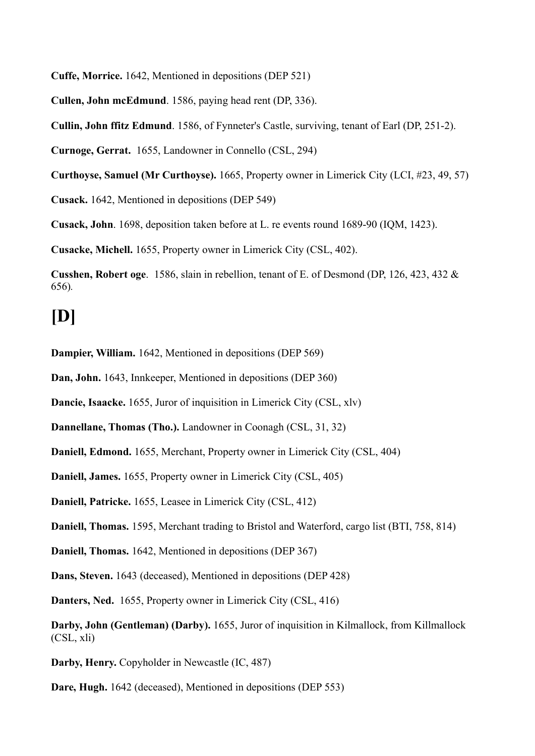**Cuffe, Morrice.** 1642, Mentioned in depositions (DEP 521)

**Cullen, John mcEdmund**. 1586, paying head rent (DP, 336).

**Cullin, John ffitz Edmund**. 1586, of Fynneter's Castle, surviving, tenant of Earl (DP, 251-2).

**Curnoge, Gerrat.** 1655, Landowner in Connello (CSL, 294)

**Curthoyse, Samuel (Mr Curthoyse).** 1665, Property owner in Limerick City (LCI, #23, 49, 57)

**Cusack.** 1642, Mentioned in depositions (DEP 549)

**Cusack, John**. 1698, deposition taken before at L. re events round 1689-90 (IQM, 1423).

**Cusacke, Michell.** 1655, Property owner in Limerick City (CSL, 402).

**Cusshen, Robert oge**. 1586, slain in rebellion, tenant of E. of Desmond (DP, 126, 423, 432 & 656).

# [D]

**Dampier, William.** 1642, Mentioned in depositions (DEP 569)

**Dan, John.** 1643, Innkeeper, Mentioned in depositions (DEP 360)

**Dancie, Isaacke.** 1655, Juror of inquisition in Limerick City (CSL, xlv)

**Dannellane, Thomas (Tho.).** Landowner in Coonagh (CSL, 31, 32)

**Daniell, Edmond.** 1655, Merchant, Property owner in Limerick City (CSL, 404)

**Daniell, James.** 1655, Property owner in Limerick City (CSL, 405)

**Daniell, Patricke.** 1655, Leasee in Limerick City (CSL, 412)

**Daniell, Thomas.** 1595, Merchant trading to Bristol and Waterford, cargo list (BTI, 758, 814)

**Daniell, Thomas.** 1642, Mentioned in depositions (DEP 367)

**Dans, Steven.** 1643 (deceased), Mentioned in depositions (DEP 428)

**Danters, Ned.** 1655, Property owner in Limerick City (CSL, 416)

**Darby, John (Gentleman) (Darby).** 1655, Juror of inquisition in Kilmallock, from Killmallock (CSL, xli)

**Darby, Henry.** Copyholder in Newcastle (IC, 487)

**Dare, Hugh.** 1642 (deceased), Mentioned in depositions (DEP 553)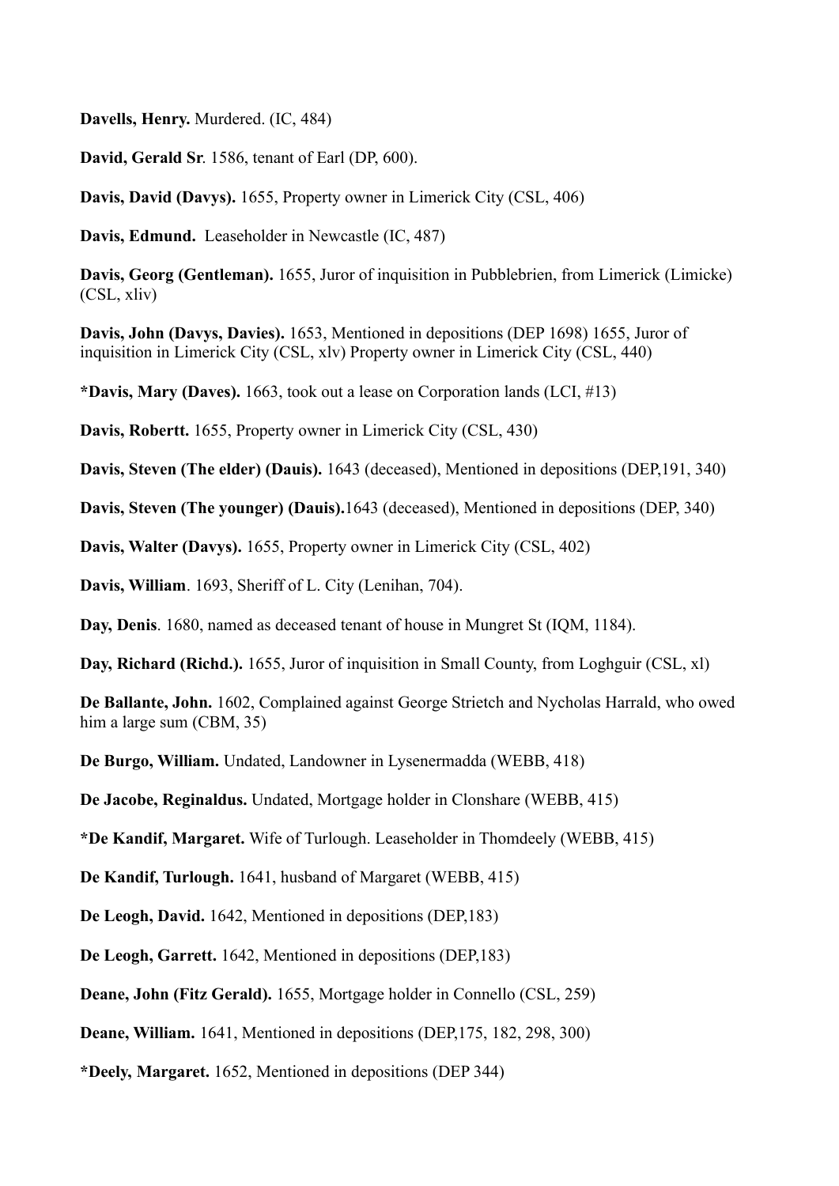**Davells, Henry.** Murdered. (IC, 484)

**David, Gerald Sr**. 1586, tenant of Earl (DP, 600).

**Davis, David (Davys).** 1655, Property owner in Limerick City (CSL, 406)

**Davis, Edmund.** Leaseholder in Newcastle (IC, 487)

**Davis, Georg (Gentleman).** 1655, Juror of inquisition in Pubblebrien, from Limerick (Limicke) (CSL, xliv)

**Davis, John (Davys, Davies).** 1653, Mentioned in depositions (DEP 1698) 1655, Juror of inquisition in Limerick City (CSL, xlv) Property owner in Limerick City (CSL, 440)

**\*Davis, Mary (Daves).** 1663, took out a lease on Corporation lands (LCI, #13)

**Davis, Robertt.** 1655, Property owner in Limerick City (CSL, 430)

**Davis, Steven (The elder) (Dauis).** 1643 (deceased), Mentioned in depositions (DEP,191, 340)

**Davis, Steven (The younger) (Dauis).**1643 (deceased), Mentioned in depositions (DEP, 340)

**Davis, Walter (Davys).** 1655, Property owner in Limerick City (CSL, 402)

**Davis, William**. 1693, Sheriff of L. City (Lenihan, 704).

**Day, Denis**. 1680, named as deceased tenant of house in Mungret St (IQM, 1184).

**Day, Richard (Richd.).** 1655, Juror of inquisition in Small County, from Loghguir (CSL, xl)

**De Ballante, John.** 1602, Complained against George Strietch and Nycholas Harrald, who owed him a large sum (CBM, 35)

**De Burgo, William.** Undated, Landowner in Lysenermadda (WEBB, 418)

**De Jacobe, Reginaldus.** Undated, Mortgage holder in Clonshare (WEBB, 415)

**\*De Kandif, Margaret.** Wife of Turlough. Leaseholder in Thomdeely (WEBB, 415)

**De Kandif, Turlough.** 1641, husband of Margaret (WEBB, 415)

**De Leogh, David.** 1642, Mentioned in depositions (DEP,183)

**De Leogh, Garrett.** 1642, Mentioned in depositions (DEP,183)

**Deane, John (Fitz Gerald).** 1655, Mortgage holder in Connello (CSL, 259)

**Deane, William.** 1641, Mentioned in depositions (DEP,175, 182, 298, 300)

**\*Deely, Margaret.** 1652, Mentioned in depositions (DEP 344)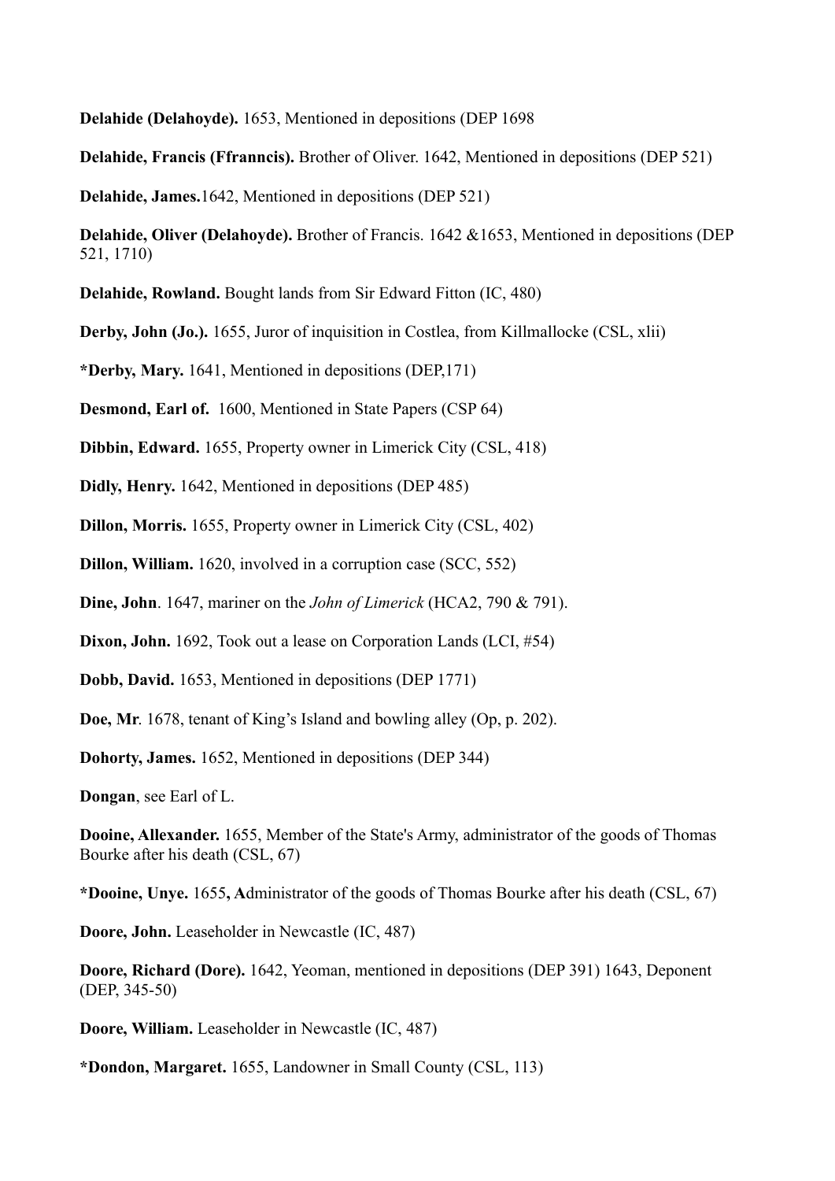**Delahide (Delahoyde).** 1653, Mentioned in depositions (DEP 1698

**Delahide, Francis (Ffranncis).** Brother of Oliver. 1642, Mentioned in depositions (DEP 521)

**Delahide, James.**1642, Mentioned in depositions (DEP 521)

**Delahide, Oliver (Delahoyde).** Brother of Francis. 1642 &1653, Mentioned in depositions (DEP 521, 1710)

**Delahide, Rowland.** Bought lands from Sir Edward Fitton (IC, 480)

**Derby, John (Jo.).** 1655, Juror of inquisition in Costlea, from Killmallocke (CSL, xlii)

***Derby, Mary.** 1641, Mentioned in depositions (DEP,171)

**Desmond, Earl of.** 1600, Mentioned in State Papers (CSP 64)

**Dibbin, Edward.** 1655, Property owner in Limerick City (CSL, 418)

**Didly, Henry.** 1642, Mentioned in depositions (DEP 485)

**Dillon, Morris.** 1655, Property owner in Limerick City (CSL, 402)

**Dillon, William.** 1620, involved in a corruption case (SCC, 552)

**Dine, John**. 1647, mariner on the *John of Limerick* (HCA2, 790 & 791).

**Dixon, John.** 1692, Took out a lease on Corporation Lands (LCI, #54)

**Dobb, David.** 1653, Mentioned in depositions (DEP 1771)

**Doe, Mr**. 1678, tenant of King's Island and bowling alley (Op, p. 202).

**Dohorty, James.** 1652, Mentioned in depositions (DEP 344)

**Dongan**, see Earl of L.

**Dooine, Allexander.** 1655, Member of the State's Army, administrator of the goods of Thomas Bourke after his death (CSL, 67)

***Dooine, Unye.** 1655**, A**dministrator of the goods of Thomas Bourke after his death (CSL, 67)

**Doore, John.** Leaseholder in Newcastle (IC, 487)

**Doore, Richard (Dore).** 1642, Yeoman, mentioned in depositions (DEP 391) 1643, Deponent (DEP, 345-50)

**Doore, William.** Leaseholder in Newcastle (IC, 487)

***Dondon, Margaret.** 1655, Landowner in Small County (CSL, 113)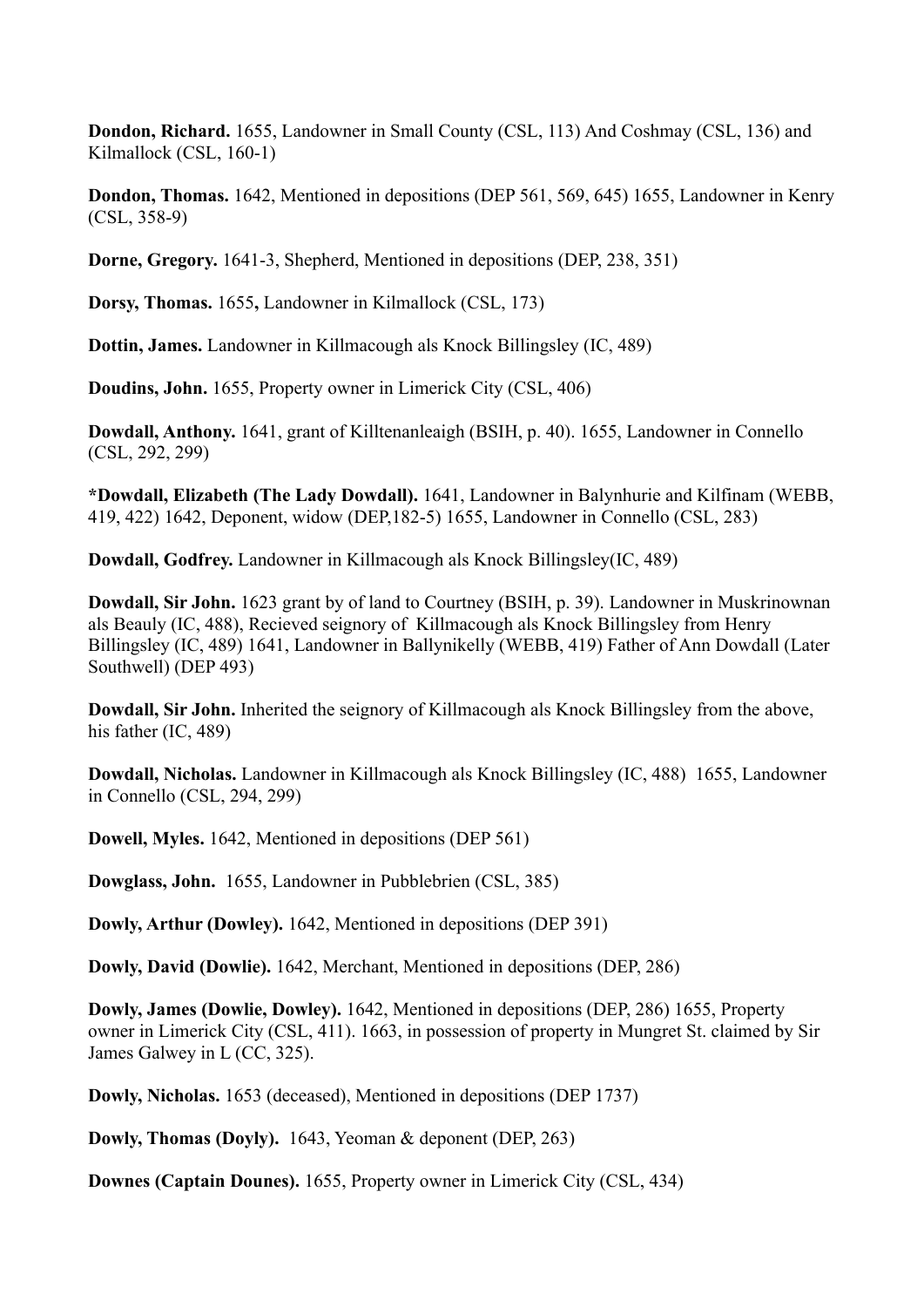**Dondon, Richard.** 1655, Landowner in Small County (CSL, 113) And Coshmay (CSL, 136) and Kilmallock (CSL, 160-1)

**Dondon, Thomas.** 1642, Mentioned in depositions (DEP 561, 569, 645) 1655, Landowner in Kenry (CSL, 358-9)

**Dorne, Gregory.** 1641-3, Shepherd, Mentioned in depositions (DEP, 238, 351)

**Dorsy, Thomas.** 1655**,** Landowner in Kilmallock (CSL, 173)

**Dottin, James.** Landowner in Killmacough als Knock Billingsley (IC, 489)

**Doudins, John.** 1655, Property owner in Limerick City (CSL, 406)

**Dowdall, Anthony.** 1641, grant of Killtenanleaigh (BSIH, p. 40). 1655, Landowner in Connello (CSL, 292, 299)

**\*Dowdall, Elizabeth (The Lady Dowdall).** 1641, Landowner in Balynhurie and Kilfinam (WEBB, 419, 422) 1642, Deponent, widow (DEP,182-5) 1655, Landowner in Connello (CSL, 283)

**Dowdall, Godfrey.** Landowner in Killmacough als Knock Billingsley(IC, 489)

**Dowdall, Sir John.** 1623 grant by of land to Courtney (BSIH, p. 39). Landowner in Muskrinownan als Beauly (IC, 488), Recieved seignory of Killmacough als Knock Billingsley from Henry Billingsley (IC, 489) 1641, Landowner in Ballynikelly (WEBB, 419) Father of Ann Dowdall (Later Southwell) (DEP 493)

**Dowdall, Sir John.** Inherited the seignory of Killmacough als Knock Billingsley from the above, his father (IC, 489)

**Dowdall, Nicholas.** Landowner in Killmacough als Knock Billingsley (IC, 488) 1655, Landowner in Connello (CSL, 294, 299)

**Dowell, Myles.** 1642, Mentioned in depositions (DEP 561)

**Dowglass, John.** 1655, Landowner in Pubblebrien (CSL, 385)

**Dowly, Arthur (Dowley).** 1642, Mentioned in depositions (DEP 391)

**Dowly, David (Dowlie).** 1642, Merchant, Mentioned in depositions (DEP, 286)

**Dowly, James (Dowlie, Dowley).** 1642, Mentioned in depositions (DEP, 286) 1655, Property owner in Limerick City (CSL, 411). 1663, in possession of property in Mungret St. claimed by Sir James Galwey in L (CC, 325).

**Dowly, Nicholas.** 1653 (deceased), Mentioned in depositions (DEP 1737)

**Dowly, Thomas (Doyly).** 1643, Yeoman & deponent (DEP, 263)

**Downes (Captain Dounes).** 1655, Property owner in Limerick City (CSL, 434)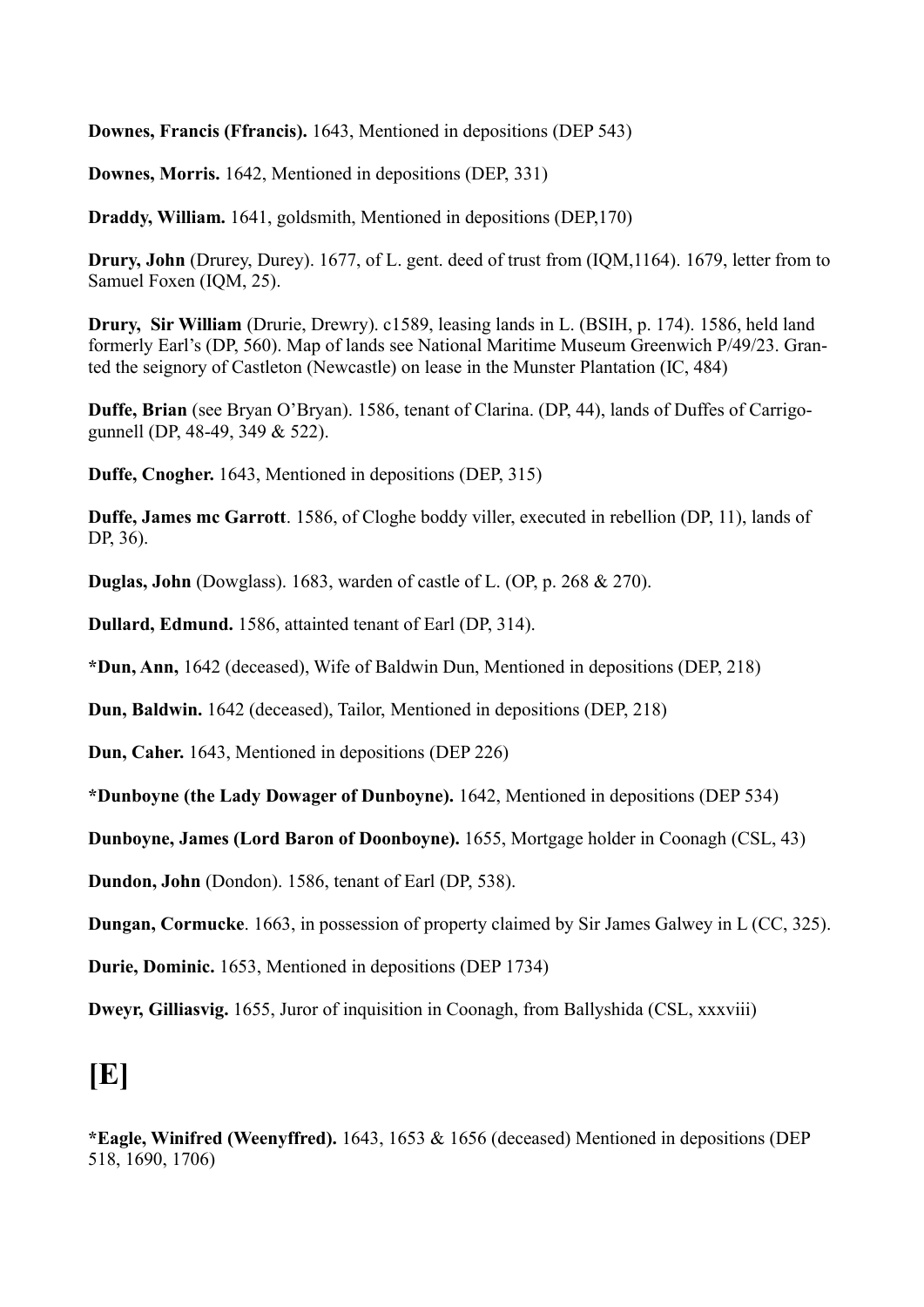**Downes, Francis (Ffrancis).** 1643, Mentioned in depositions (DEP 543)

**Downes, Morris.** 1642, Mentioned in depositions (DEP, 331)

**Draddy, William.** 1641, goldsmith, Mentioned in depositions (DEP,170)

**Drury, John** (Drurey, Durey). 1677, of L. gent. deed of trust from (IQM,1164). 1679, letter from to Samuel Foxen (IQM, 25).

**Drury, Sir William** (Drurie, Drewry). c1589, leasing lands in L. (BSIH, p. 174). 1586, held land formerly Earl's (DP, 560). Map of lands see National Maritime Museum Greenwich P/49/23. Granted the seignory of Castleton (Newcastle) on lease in the Munster Plantation (IC, 484)

**Duffe, Brian** (see Bryan O'Bryan). 1586, tenant of Clarina. (DP, 44), lands of Duffes of Carrigogunnell (DP, 48-49, 349 & 522).

**Duffe, Cnogher.** 1643, Mentioned in depositions (DEP, 315)

**Duffe, James mc Garrott**. 1586, of Cloghe boddy viller, executed in rebellion (DP, 11), lands of DP, 36).

**Duglas, John** (Dowglass). 1683, warden of castle of L. (OP, p. 268 & 270).

**Dullard, Edmund.** 1586, attainted tenant of Earl (DP, 314).

***Dun, Ann,** 1642 (deceased), Wife of Baldwin Dun, Mentioned in depositions (DEP, 218)

**Dun, Baldwin.** 1642 (deceased), Tailor, Mentioned in depositions (DEP, 218)

**Dun, Caher.** 1643, Mentioned in depositions (DEP 226)

***Dunboyne (the Lady Dowager of Dunboyne).** 1642, Mentioned in depositions (DEP 534)

**Dunboyne, James (Lord Baron of Doonboyne).** 1655, Mortgage holder in Coonagh (CSL, 43)

**Dundon, John** (Dondon). 1586, tenant of Earl (DP, 538).

**Dungan, Cormucke**. 1663, in possession of property claimed by Sir James Galwey in L (CC, 325).

**Durie, Dominic.** 1653, Mentioned in depositions (DEP 1734)

**Dweyr, Gilliasvig.** 1655, Juror of inquisition in Coonagh, from Ballyshida (CSL, xxxviii)

# [E]

***Eagle, Winifred (Weenyffred).** 1643, 1653 & 1656 (deceased) Mentioned in depositions (DEP 518, 1690, 1706)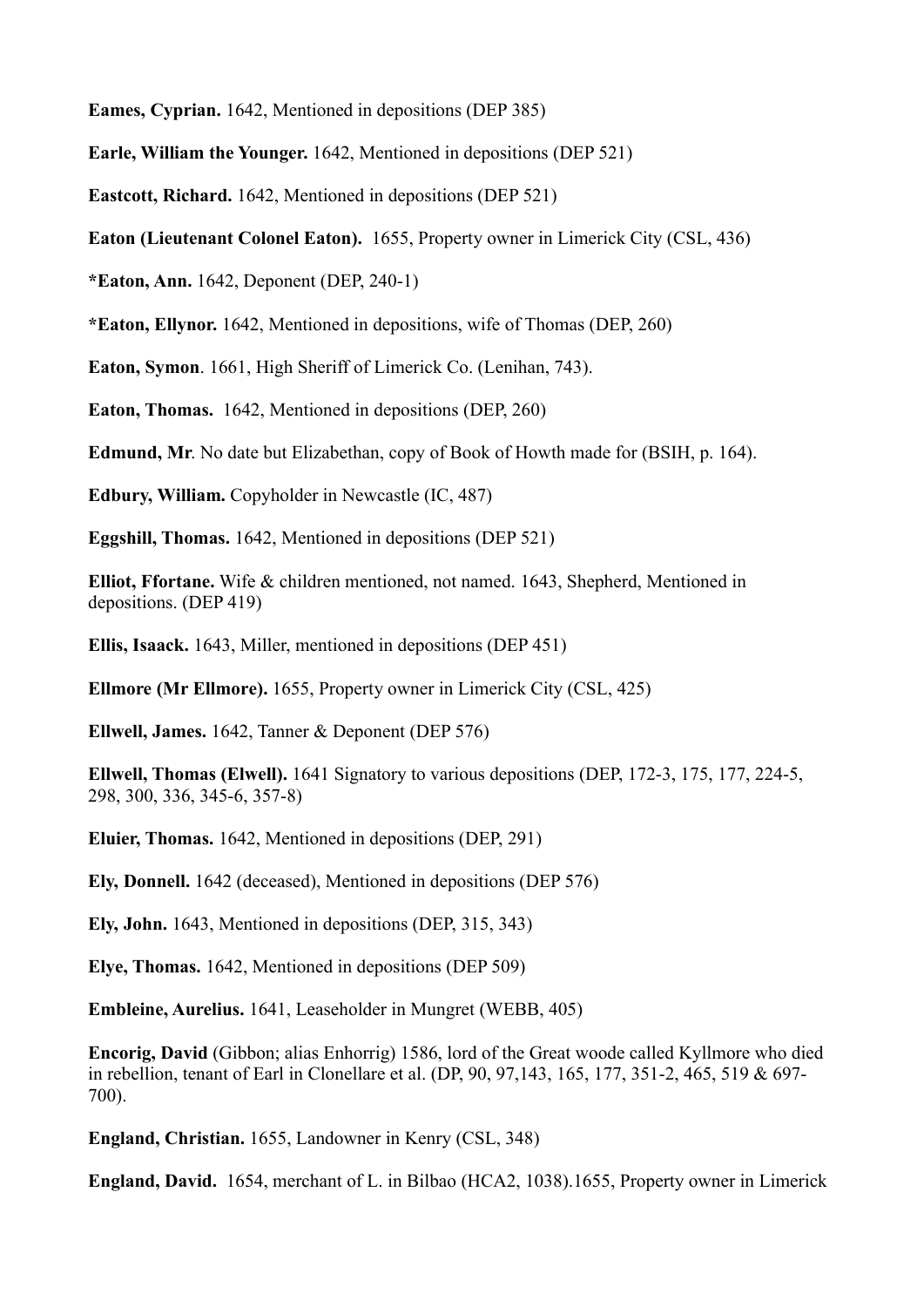**Eames, Cyprian.** 1642, Mentioned in depositions (DEP 385)

**Earle, William the Younger.** 1642, Mentioned in depositions (DEP 521)

**Eastcott, Richard.** 1642, Mentioned in depositions (DEP 521)

**Eaton (Lieutenant Colonel Eaton).** 1655, Property owner in Limerick City (CSL, 436)

***Eaton, Ann.** 1642, Deponent (DEP, 240-1)

***Eaton, Ellynor.** 1642, Mentioned in depositions, wife of Thomas (DEP, 260)

**Eaton, Symon**. 1661, High Sheriff of Limerick Co. (Lenihan, 743).

**Eaton, Thomas.** 1642, Mentioned in depositions (DEP, 260)

**Edmund, Mr**. No date but Elizabethan, copy of Book of Howth made for (BSIH, p. 164).

**Edbury, William.** Copyholder in Newcastle (IC, 487)

**Eggshill, Thomas.** 1642, Mentioned in depositions (DEP 521)

**Elliot, Ffortane.** Wife & children mentioned, not named. 1643, Shepherd, Mentioned in depositions. (DEP 419)

**Ellis, Isaack.** 1643, Miller, mentioned in depositions (DEP 451)

**Ellmore (Mr Ellmore).** 1655, Property owner in Limerick City (CSL, 425)

**Ellwell, James.** 1642, Tanner & Deponent (DEP 576)

**Ellwell, Thomas (Elwell).** 1641 Signatory to various depositions (DEP, 172-3, 175, 177, 224-5, 298, 300, 336, 345-6, 357-8)

**Eluier, Thomas.** 1642, Mentioned in depositions (DEP, 291)

**Ely, Donnell.** 1642 (deceased), Mentioned in depositions (DEP 576)

**Ely, John.** 1643, Mentioned in depositions (DEP, 315, 343)

**Elye, Thomas.** 1642, Mentioned in depositions (DEP 509)

**Embleine, Aurelius.** 1641, Leaseholder in Mungret (WEBB, 405)

**Encorig, David** (Gibbon; alias Enhorrig) 1586, lord of the Great woode called Kyllmore who died in rebellion, tenant of Earl in Clonellare et al. (DP, 90, 97,143, 165, 177, 351-2, 465, 519 & 697-700).

**England, Christian.** 1655, Landowner in Kenry (CSL, 348)

**England, David.** 1654, merchant of L. in Bilbao (HCA2, 1038).1655, Property owner in Limerick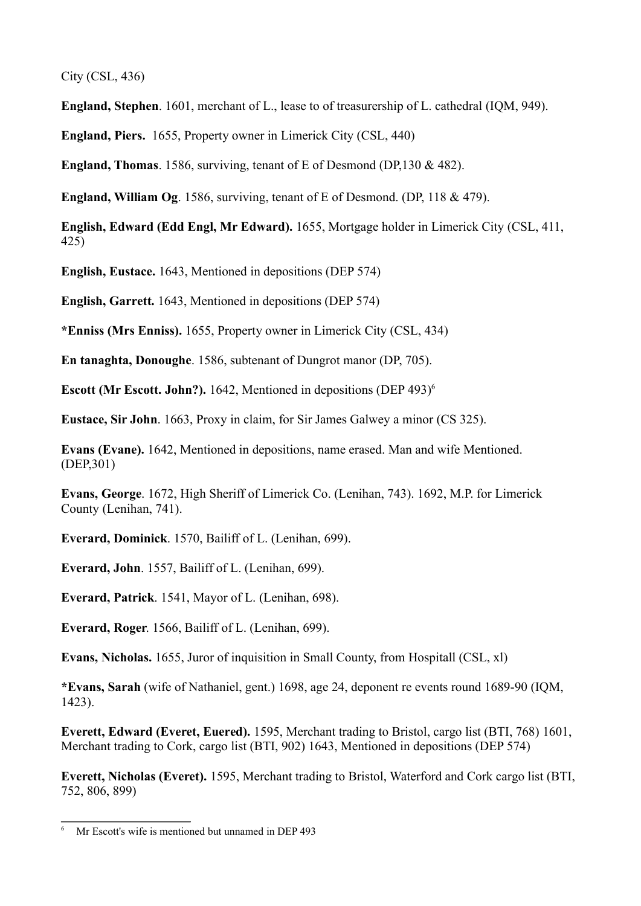City (CSL, 436)

**England, Stephen**. 1601, merchant of L., lease to of treasurership of L. cathedral (IQM, 949).

**England, Piers.** 1655, Property owner in Limerick City (CSL, 440)

**England, Thomas**. 1586, surviving, tenant of E of Desmond (DP,130 & 482).

**England, William Og**. 1586, surviving, tenant of E of Desmond. (DP, 118 & 479).

**English, Edward (Edd Engl, Mr Edward).** 1655, Mortgage holder in Limerick City (CSL, 411, 425)

**English, Eustace.** 1643, Mentioned in depositions (DEP 574)

**English, Garrett.** 1643, Mentioned in depositions (DEP 574)

**\*Enniss (Mrs Enniss).** 1655, Property owner in Limerick City (CSL, 434)

**En tanaghta, Donoughe**. 1586, subtenant of Dungrot manor (DP, 705).

**Escott (Mr Escott. John?).** 1642, Mentioned in depositions (DEP 493)[6]

**Eustace, Sir John**. 1663, Proxy in claim, for Sir James Galwey a minor (CS 325).

**Evans (Evane).** 1642, Mentioned in depositions, name erased. Man and wife Mentioned. (DEP,301)

**Evans, George**. 1672, High Sheriff of Limerick Co. (Lenihan, 743). 1692, M.P. for Limerick County (Lenihan, 741).

**Everard, Dominick**. 1570, Bailiff of L. (Lenihan, 699).

**Everard, John**. 1557, Bailiff of L. (Lenihan, 699).

**Everard, Patrick**. 1541, Mayor of L. (Lenihan, 698).

**Everard, Roger**. 1566, Bailiff of L. (Lenihan, 699).

**Evans, Nicholas.** 1655, Juror of inquisition in Small County, from Hospitall (CSL, xl)

**\*Evans, Sarah** (wife of Nathaniel, gent.) 1698, age 24, deponent re events round 1689-90 (IQM, 1423).

**Everett, Edward (Everet, Euered).** 1595, Merchant trading to Bristol, cargo list (BTI, 768) 1601, Merchant trading to Cork, cargo list (BTI, 902) 1643, Mentioned in depositions (DEP 574)

**Everett, Nicholas (Everet).** 1595, Merchant trading to Bristol, Waterford and Cork cargo list (BTI, 752, 806, 899)

---

[6] Mr Escott's wife is mentioned but unnamed in DEP 493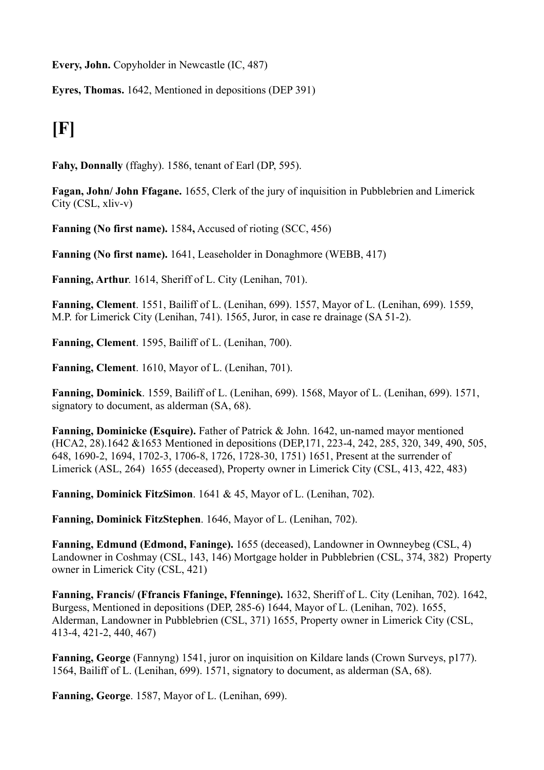**Every, John.** Copyholder in Newcastle (IC, 487)

**Eyres, Thomas.** 1642, Mentioned in depositions (DEP 391)

# [F]

**Fahy, Donnally** (ffaghy). 1586, tenant of Earl (DP, 595).

**Fagan, John/ John Ffagane.** 1655, Clerk of the jury of inquisition in Pubblebrien and Limerick City (CSL, xliv-v)

**Fanning (No first name).** 1584**,** Accused of rioting (SCC, 456)

**Fanning (No first name).** 1641, Leaseholder in Donaghmore (WEBB, 417)

**Fanning, Arthur**. 1614, Sheriff of L. City (Lenihan, 701).

**Fanning, Clement**. 1551, Bailiff of L. (Lenihan, 699). 1557, Mayor of L. (Lenihan, 699). 1559, M.P. for Limerick City (Lenihan, 741). 1565, Juror, in case re drainage (SA 51-2).

**Fanning, Clement**. 1595, Bailiff of L. (Lenihan, 700).

**Fanning, Clement**. 1610, Mayor of L. (Lenihan, 701).

**Fanning, Dominick**. 1559, Bailiff of L. (Lenihan, 699). 1568, Mayor of L. (Lenihan, 699). 1571, signatory to document, as alderman (SA, 68).

**Fanning, Dominicke (Esquire).** Father of Patrick & John. 1642, un-named mayor mentioned (HCA2, 28).1642 &1653 Mentioned in depositions (DEP,171, 223-4, 242, 285, 320, 349, 490, 505, 648, 1690-2, 1694, 1702-3, 1706-8, 1726, 1728-30, 1751) 1651, Present at the surrender of Limerick (ASL, 264) 1655 (deceased), Property owner in Limerick City (CSL, 413, 422, 483)

**Fanning, Dominick FitzSimon**. 1641 & 45, Mayor of L. (Lenihan, 702).

**Fanning, Dominick FitzStephen**. 1646, Mayor of L. (Lenihan, 702).

**Fanning, Edmund (Edmond, Faninge).** 1655 (deceased), Landowner in Ownneybeg (CSL, 4) Landowner in Coshmay (CSL, 143, 146) Mortgage holder in Pubblebrien (CSL, 374, 382) Property owner in Limerick City (CSL, 421)

**Fanning, Francis/ (Ffrancis Ffaninge, Ffenninge).** 1632, Sheriff of L. City (Lenihan, 702). 1642, Burgess, Mentioned in depositions (DEP, 285-6) 1644, Mayor of L. (Lenihan, 702). 1655, Alderman, Landowner in Pubblebrien (CSL, 371) 1655, Property owner in Limerick City (CSL, 413-4, 421-2, 440, 467)

**Fanning, George** (Fannyng) 1541, juror on inquisition on Kildare lands (Crown Surveys, p177). 1564, Bailiff of L. (Lenihan, 699). 1571, signatory to document, as alderman (SA, 68).

**Fanning, George**. 1587, Mayor of L. (Lenihan, 699).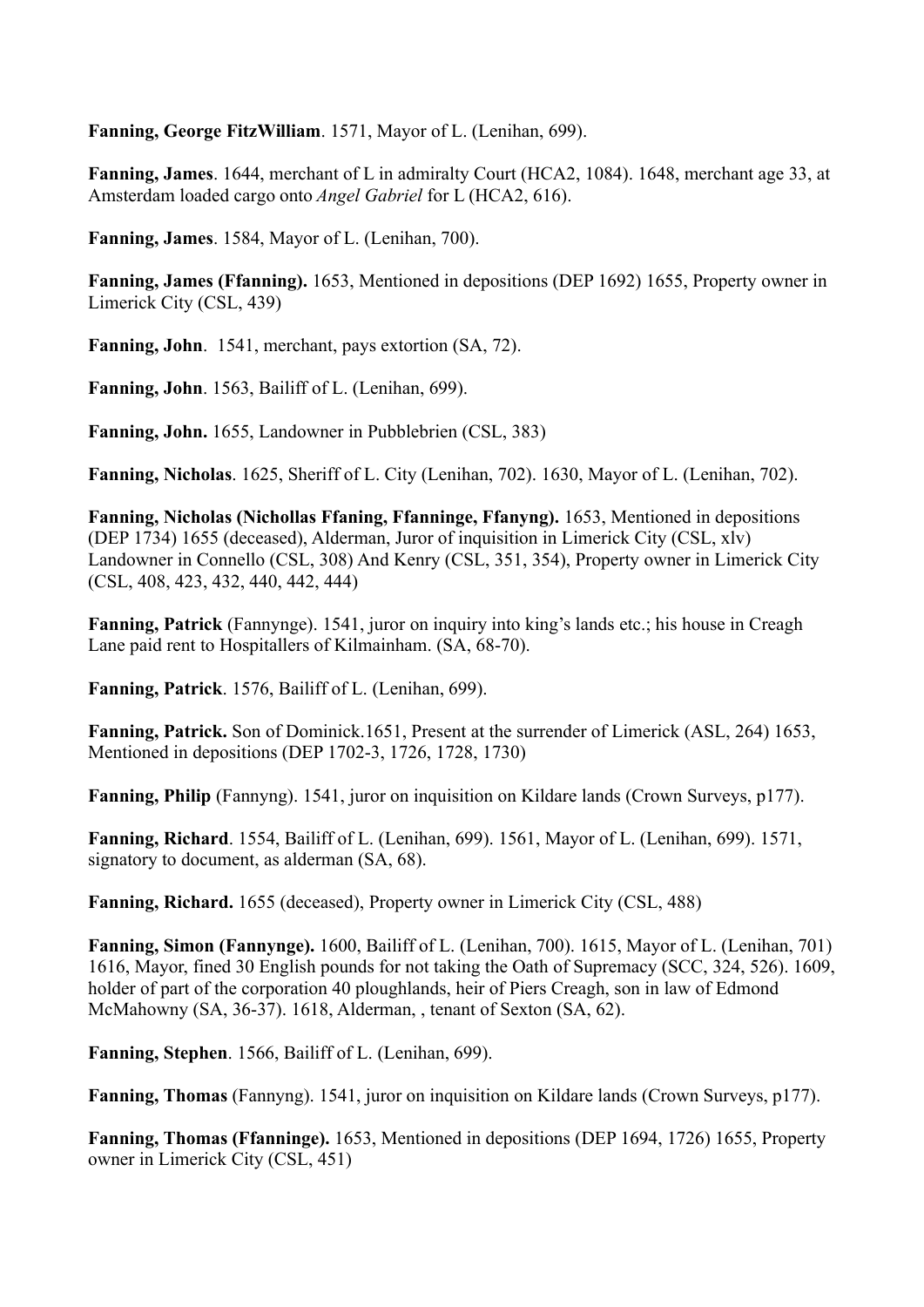**Fanning, George FitzWilliam**. 1571, Mayor of L. (Lenihan, 699).

**Fanning, James**. 1644, merchant of L in admiralty Court (HCA2, 1084). 1648, merchant age 33, at Amsterdam loaded cargo onto *Angel Gabriel* for L (HCA2, 616).

**Fanning, James**. 1584, Mayor of L. (Lenihan, 700).

**Fanning, James (Ffanning).** 1653, Mentioned in depositions (DEP 1692) 1655, Property owner in Limerick City (CSL, 439)

**Fanning, John**. 1541, merchant, pays extortion (SA, 72).

**Fanning, John**. 1563, Bailiff of L. (Lenihan, 699).

**Fanning, John.** 1655, Landowner in Pubblebrien (CSL, 383)

**Fanning, Nicholas**. 1625, Sheriff of L. City (Lenihan, 702). 1630, Mayor of L. (Lenihan, 702).

**Fanning, Nicholas (Nichollas Ffaning, Ffanninge, Ffanyng).** 1653, Mentioned in depositions (DEP 1734) 1655 (deceased), Alderman, Juror of inquisition in Limerick City (CSL, xlv) Landowner in Connello (CSL, 308) And Kenry (CSL, 351, 354), Property owner in Limerick City (CSL, 408, 423, 432, 440, 442, 444)

**Fanning, Patrick** (Fannynge). 1541, juror on inquiry into king's lands etc.; his house in Creagh Lane paid rent to Hospitallers of Kilmainham. (SA, 68-70).

**Fanning, Patrick**. 1576, Bailiff of L. (Lenihan, 699).

**Fanning, Patrick.** Son of Dominick.1651, Present at the surrender of Limerick (ASL, 264) 1653, Mentioned in depositions (DEP 1702-3, 1726, 1728, 1730)

**Fanning, Philip** (Fannyng). 1541, juror on inquisition on Kildare lands (Crown Surveys, p177).

**Fanning, Richard**. 1554, Bailiff of L. (Lenihan, 699). 1561, Mayor of L. (Lenihan, 699). 1571, signatory to document, as alderman (SA, 68).

**Fanning, Richard.** 1655 (deceased), Property owner in Limerick City (CSL, 488)

**Fanning, Simon (Fannynge).** 1600, Bailiff of L. (Lenihan, 700). 1615, Mayor of L. (Lenihan, 701) 1616, Mayor, fined 30 English pounds for not taking the Oath of Supremacy (SCC, 324, 526). 1609, holder of part of the corporation 40 ploughlands, heir of Piers Creagh, son in law of Edmond McMahowny (SA, 36-37). 1618, Alderman, , tenant of Sexton (SA, 62).

**Fanning, Stephen**. 1566, Bailiff of L. (Lenihan, 699).

**Fanning, Thomas** (Fannyng). 1541, juror on inquisition on Kildare lands (Crown Surveys, p177).

**Fanning, Thomas (Ffanninge).** 1653, Mentioned in depositions (DEP 1694, 1726) 1655, Property owner in Limerick City (CSL, 451)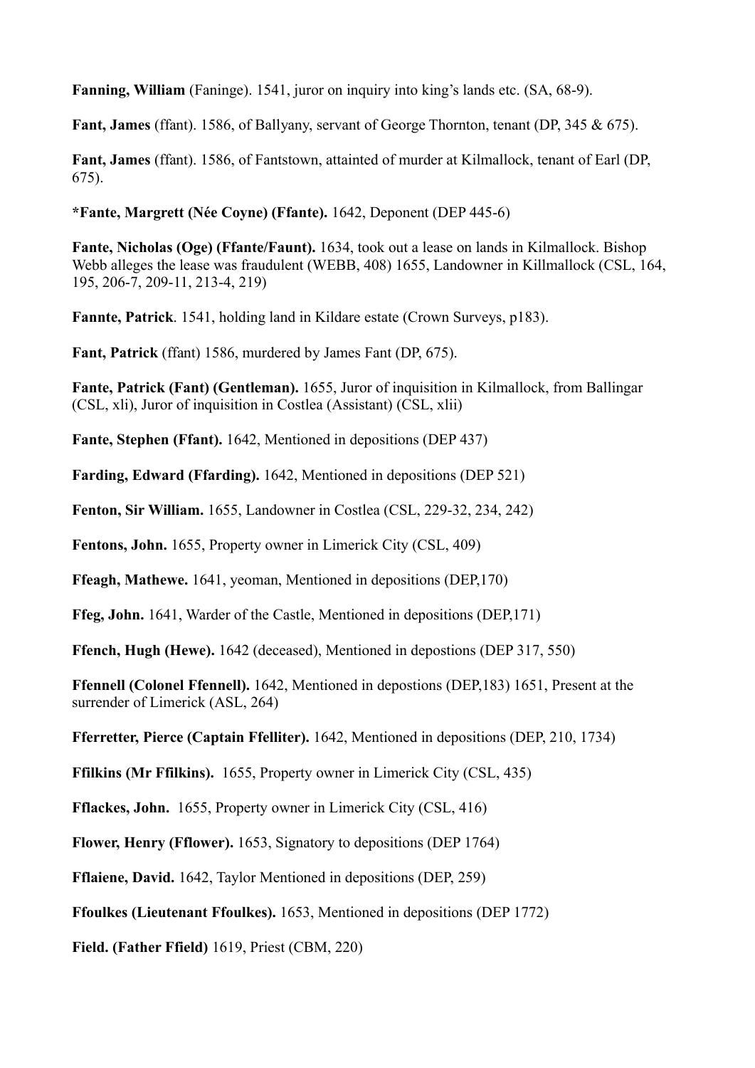**Fanning, William** (Faninge). 1541, juror on inquiry into king's lands etc. (SA, 68-9).

**Fant, James** (ffant). 1586, of Ballyany, servant of George Thornton, tenant (DP, 345 & 675).

**Fant, James** (ffant). 1586, of Fantstown, attainted of murder at Kilmallock, tenant of Earl (DP, 675).

***Fante, Margrett (Née Coyne) (Ffante).** 1642, Deponent (DEP 445-6)

**Fante, Nicholas (Oge) (Ffante/Faunt).** 1634, took out a lease on lands in Kilmallock. Bishop Webb alleges the lease was fraudulent (WEBB, 408) 1655, Landowner in Killmallock (CSL, 164, 195, 206-7, 209-11, 213-4, 219)

**Fannte, Patrick**. 1541, holding land in Kildare estate (Crown Surveys, p183).

**Fant, Patrick** (ffant) 1586, murdered by James Fant (DP, 675).

**Fante, Patrick (Fant) (Gentleman).** 1655, Juror of inquisition in Kilmallock, from Ballingar (CSL, xli), Juror of inquisition in Costlea (Assistant) (CSL, xlii)

**Fante, Stephen (Ffant).** 1642, Mentioned in depositions (DEP 437)

**Farding, Edward (Ffarding).** 1642, Mentioned in depositions (DEP 521)

**Fenton, Sir William.** 1655, Landowner in Costlea (CSL, 229-32, 234, 242)

**Fentons, John.** 1655, Property owner in Limerick City (CSL, 409)

**Ffeagh, Mathewe.** 1641, yeoman, Mentioned in depositions (DEP,170)

**Ffeg, John.** 1641, Warder of the Castle, Mentioned in depositions (DEP,171)

**Ffench, Hugh (Hewe).** 1642 (deceased), Mentioned in depostions (DEP 317, 550)

**Ffennell (Colonel Ffennell).** 1642, Mentioned in depostions (DEP,183) 1651, Present at the surrender of Limerick (ASL, 264)

**Fferretter, Pierce (Captain Ffelliter).** 1642, Mentioned in depositions (DEP, 210, 1734)

**Ffilkins (Mr Ffilkins).** 1655, Property owner in Limerick City (CSL, 435)

**Fflackes, John.** 1655, Property owner in Limerick City (CSL, 416)

**Flower, Henry (Fflower).** 1653, Signatory to depositions (DEP 1764)

**Fflaiene, David.** 1642, Taylor Mentioned in depositions (DEP, 259)

**Ffoulkes (Lieutenant Ffoulkes).** 1653, Mentioned in depositions (DEP 1772)

**Field. (Father Ffield)** 1619, Priest (CBM, 220)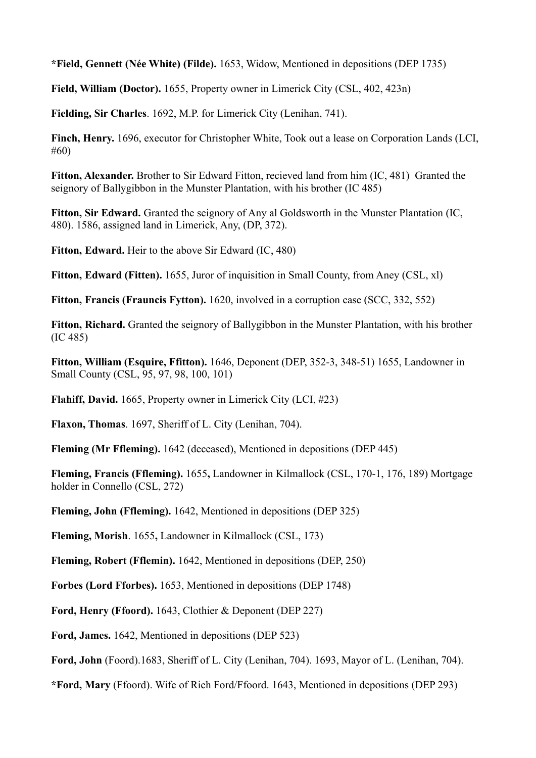**\*Field, Gennett (Née White) (Filde).** 1653, Widow, Mentioned in depositions (DEP 1735)

**Field, William (Doctor).** 1655, Property owner in Limerick City (CSL, 402, 423n)

**Fielding, Sir Charles**. 1692, M.P. for Limerick City (Lenihan, 741).

**Finch, Henry.** 1696, executor for Christopher White, Took out a lease on Corporation Lands (LCI, #60)

**Fitton, Alexander.** Brother to Sir Edward Fitton, recieved land from him (IC, 481) Granted the seignory of Ballygibbon in the Munster Plantation, with his brother (IC 485)

**Fitton, Sir Edward.** Granted the seignory of Any al Goldsworth in the Munster Plantation (IC, 480). 1586, assigned land in Limerick, Any, (DP, 372).

**Fitton, Edward.** Heir to the above Sir Edward (IC, 480)

**Fitton, Edward (Fitten).** 1655, Juror of inquisition in Small County, from Aney (CSL, xl)

**Fitton, Francis (Frauncis Fytton).** 1620, involved in a corruption case (SCC, 332, 552)

**Fitton, Richard.** Granted the seignory of Ballygibbon in the Munster Plantation, with his brother (IC 485)

**Fitton, William (Esquire, Ffitton).** 1646, Deponent (DEP, 352-3, 348-51) 1655, Landowner in Small County (CSL, 95, 97, 98, 100, 101)

**Flahiff, David.** 1665, Property owner in Limerick City (LCI, #23)

**Flaxon, Thomas**. 1697, Sheriff of L. City (Lenihan, 704).

**Fleming (Mr Ffleming).** 1642 (deceased), Mentioned in depositions (DEP 445)

**Fleming, Francis (Ffleming).** 1655**,** Landowner in Kilmallock (CSL, 170-1, 176, 189) Mortgage holder in Connello (CSL, 272)

**Fleming, John (Ffleming).** 1642, Mentioned in depositions (DEP 325)

**Fleming, Morish**. 1655**,** Landowner in Kilmallock (CSL, 173)

**Fleming, Robert (Fflemin).** 1642, Mentioned in depositions (DEP, 250)

**Forbes (Lord Fforbes).** 1653, Mentioned in depositions (DEP 1748)

**Ford, Henry (Ffoord).** 1643, Clothier & Deponent (DEP 227)

**Ford, James.** 1642, Mentioned in depositions (DEP 523)

**Ford, John** (Foord).1683, Sheriff of L. City (Lenihan, 704). 1693, Mayor of L. (Lenihan, 704).

**\*Ford, Mary** (Ffoord). Wife of Rich Ford/Ffoord. 1643, Mentioned in depositions (DEP 293)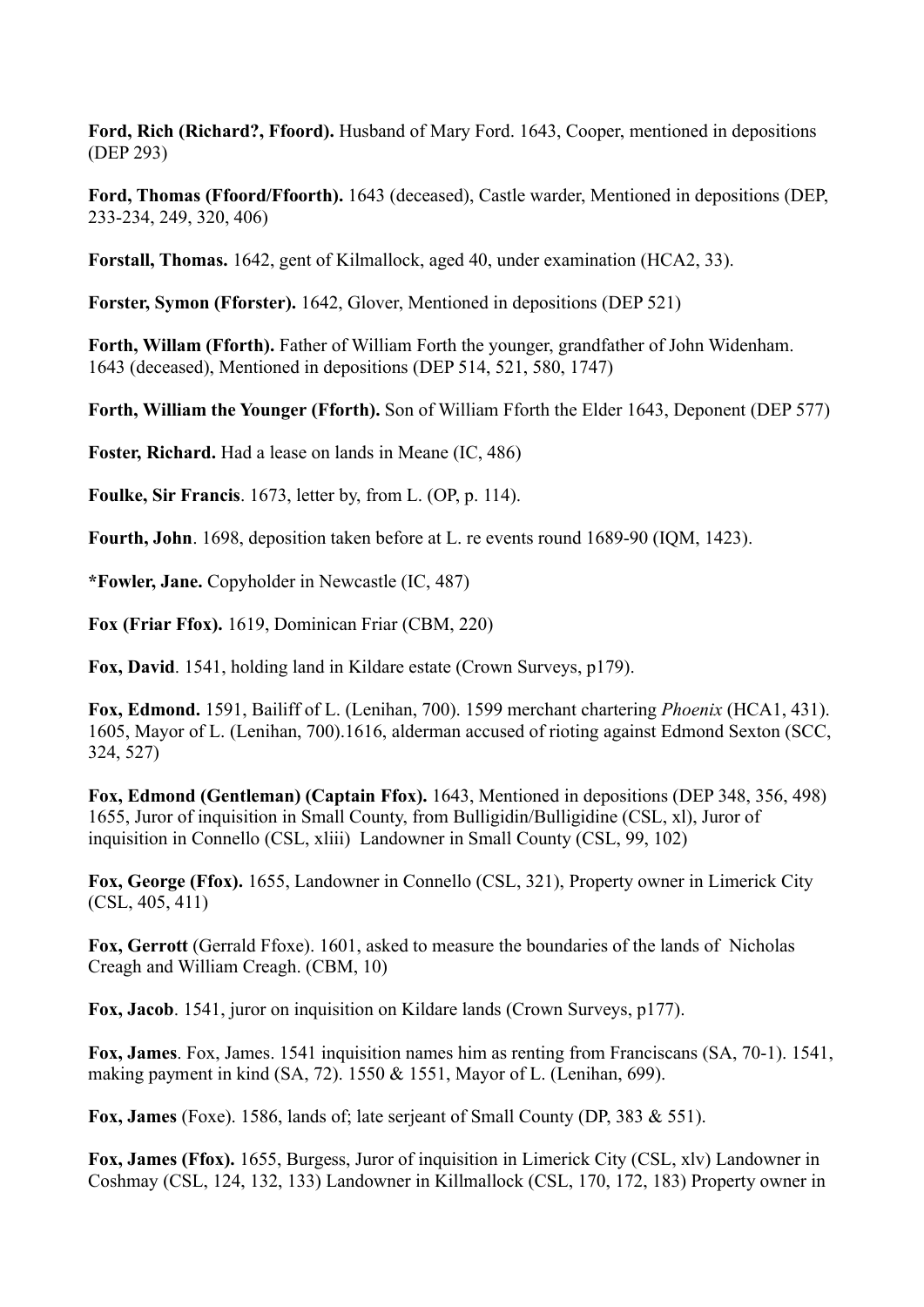**Ford, Rich (Richard?, Ffoord).** Husband of Mary Ford. 1643, Cooper, mentioned in depositions (DEP 293)

**Ford, Thomas (Ffoord/Ffoorth).** 1643 (deceased), Castle warder, Mentioned in depositions (DEP, 233-234, 249, 320, 406)

**Forstall, Thomas.** 1642, gent of Kilmallock, aged 40, under examination (HCA2, 33).

**Forster, Symon (Fforster).** 1642, Glover, Mentioned in depositions (DEP 521)

**Forth, Willam (Fforth).** Father of William Forth the younger, grandfather of John Widenham. 1643 (deceased), Mentioned in depositions (DEP 514, 521, 580, 1747)

**Forth, William the Younger (Fforth).** Son of William Fforth the Elder 1643, Deponent (DEP 577)

**Foster, Richard.** Had a lease on lands in Meane (IC, 486)

**Foulke, Sir Francis**. 1673, letter by, from L. (OP, p. 114).

**Fourth, John**. 1698, deposition taken before at L. re events round 1689-90 (IQM, 1423).

***Fowler, Jane.** Copyholder in Newcastle (IC, 487)

**Fox (Friar Ffox).** 1619, Dominican Friar (CBM, 220)

**Fox, David**. 1541, holding land in Kildare estate (Crown Surveys, p179).

**Fox, Edmond.** 1591, Bailiff of L. (Lenihan, 700). 1599 merchant chartering *Phoenix* (HCA1, 431). 1605, Mayor of L. (Lenihan, 700).1616, alderman accused of rioting against Edmond Sexton (SCC, 324, 527)

**Fox, Edmond (Gentleman) (Captain Ffox).** 1643, Mentioned in depositions (DEP 348, 356, 498) 1655, Juror of inquisition in Small County, from Bulligidin/Bulligidine (CSL, xl), Juror of inquisition in Connello (CSL, xliii) Landowner in Small County (CSL, 99, 102)

**Fox, George (Ffox).** 1655, Landowner in Connello (CSL, 321), Property owner in Limerick City (CSL, 405, 411)

**Fox, Gerrott** (Gerrald Ffoxe). 1601, asked to measure the boundaries of the lands of Nicholas Creagh and William Creagh. (CBM, 10)

**Fox, Jacob**. 1541, juror on inquisition on Kildare lands (Crown Surveys, p177).

**Fox, James**. Fox, James. 1541 inquisition names him as renting from Franciscans (SA, 70-1). 1541, making payment in kind (SA, 72). 1550 & 1551, Mayor of L. (Lenihan, 699).

**Fox, James** (Foxe). 1586, lands of; late serjeant of Small County (DP, 383 & 551).

**Fox, James (Ffox).** 1655, Burgess, Juror of inquisition in Limerick City (CSL, xlv) Landowner in Coshmay (CSL, 124, 132, 133) Landowner in Killmallock (CSL, 170, 172, 183) Property owner in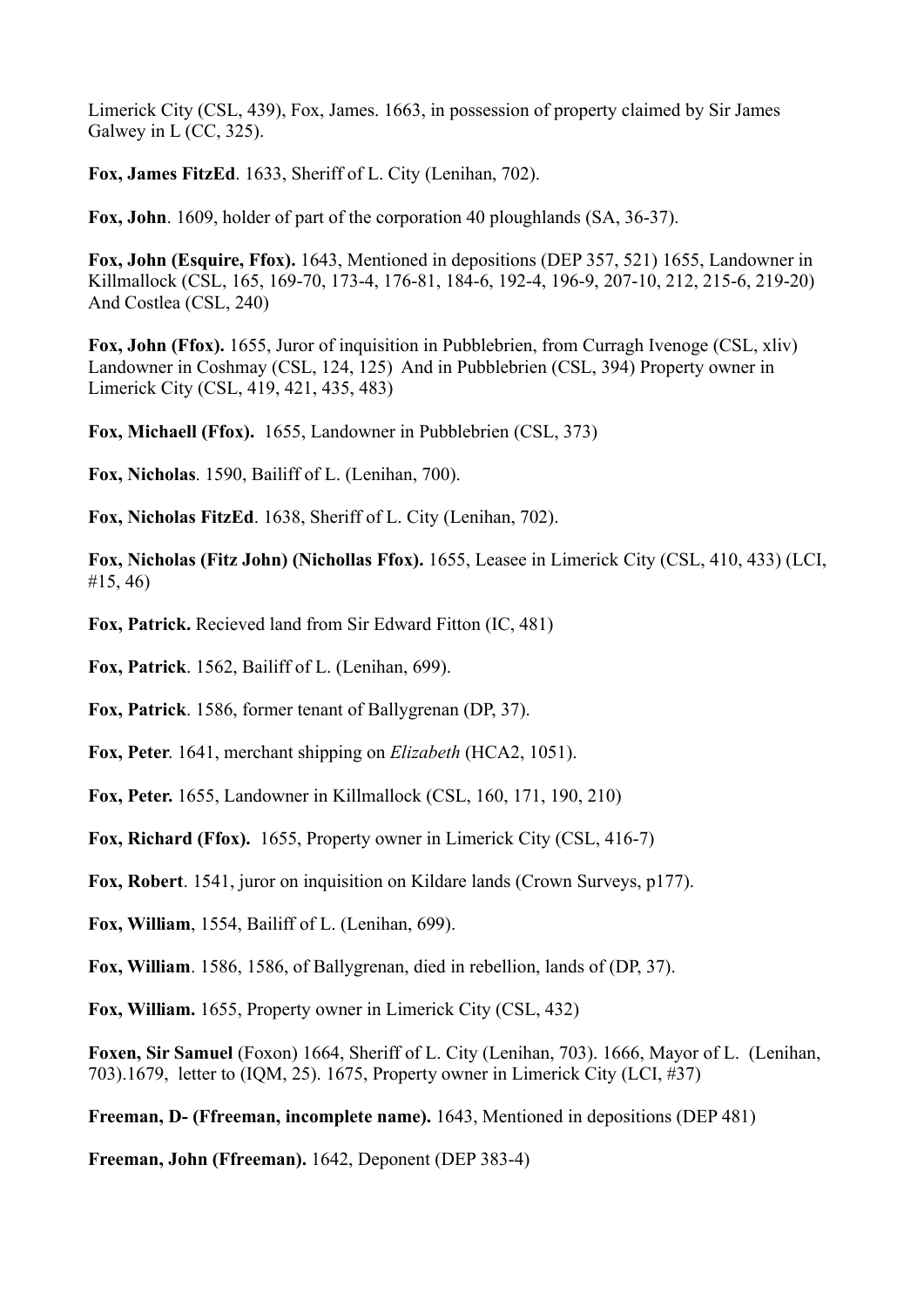Limerick City (CSL, 439), Fox, James. 1663, in possession of property claimed by Sir James Galwey in L (CC, 325).

**Fox, James FitzEd**. 1633, Sheriff of L. City (Lenihan, 702).

**Fox, John**. 1609, holder of part of the corporation 40 ploughlands (SA, 36-37).

**Fox, John (Esquire, Ffox).** 1643, Mentioned in depositions (DEP 357, 521) 1655, Landowner in Killmallock (CSL, 165, 169-70, 173-4, 176-81, 184-6, 192-4, 196-9, 207-10, 212, 215-6, 219-20) And Costlea (CSL, 240)

**Fox, John (Ffox).** 1655, Juror of inquisition in Pubblebrien, from Curragh Ivenoge (CSL, xliv) Landowner in Coshmay (CSL, 124, 125) And in Pubblebrien (CSL, 394) Property owner in Limerick City (CSL, 419, 421, 435, 483)

**Fox, Michaell (Ffox).** 1655, Landowner in Pubblebrien (CSL, 373)

**Fox, Nicholas**. 1590, Bailiff of L. (Lenihan, 700).

**Fox, Nicholas FitzEd**. 1638, Sheriff of L. City (Lenihan, 702).

**Fox, Nicholas (Fitz John) (Nichollas Ffox).** 1655, Leasee in Limerick City (CSL, 410, 433) (LCI, #15, 46)

**Fox, Patrick.** Recieved land from Sir Edward Fitton (IC, 481)

**Fox, Patrick**. 1562, Bailiff of L. (Lenihan, 699).

**Fox, Patrick**. 1586, former tenant of Ballygrenan (DP, 37).

**Fox, Peter**. 1641, merchant shipping on *Elizabeth* (HCA2, 1051).

**Fox, Peter.** 1655, Landowner in Killmallock (CSL, 160, 171, 190, 210)

**Fox, Richard (Ffox).** 1655, Property owner in Limerick City (CSL, 416-7)

**Fox, Robert**. 1541, juror on inquisition on Kildare lands (Crown Surveys, p177).

**Fox, William**, 1554, Bailiff of L. (Lenihan, 699).

**Fox, William**. 1586, 1586, of Ballygrenan, died in rebellion, lands of (DP, 37).

**Fox, William.** 1655, Property owner in Limerick City (CSL, 432)

**Foxen, Sir Samuel** (Foxon) 1664, Sheriff of L. City (Lenihan, 703). 1666, Mayor of L. (Lenihan, 703).1679, letter to (IQM, 25). 1675, Property owner in Limerick City (LCI, #37)

**Freeman, D- (Ffreeman, incomplete name).** 1643, Mentioned in depositions (DEP 481)

**Freeman, John (Ffreeman).** 1642, Deponent (DEP 383-4)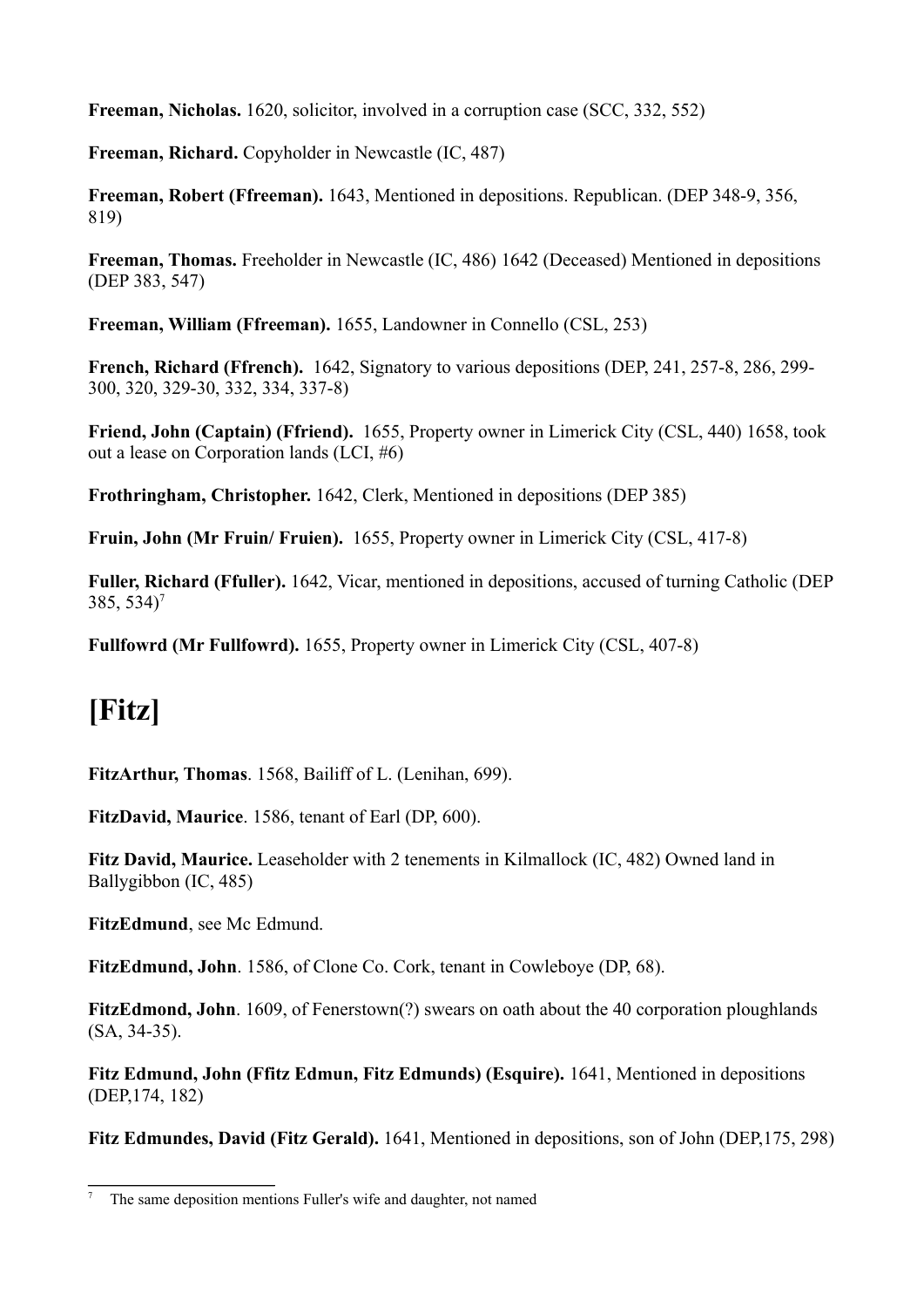**Freeman, Nicholas.** 1620, solicitor, involved in a corruption case (SCC, 332, 552)

**Freeman, Richard.** Copyholder in Newcastle (IC, 487)

**Freeman, Robert (Ffreeman).** 1643, Mentioned in depositions. Republican. (DEP 348-9, 356, 819)

**Freeman, Thomas.** Freeholder in Newcastle (IC, 486) 1642 (Deceased) Mentioned in depositions (DEP 383, 547)

**Freeman, William (Ffreeman).** 1655, Landowner in Connello (CSL, 253)

**French, Richard (Ffrench).** 1642, Signatory to various depositions (DEP, 241, 257-8, 286, 299-300, 320, 329-30, 332, 334, 337-8)

**Friend, John (Captain) (Ffriend).** 1655, Property owner in Limerick City (CSL, 440) 1658, took out a lease on Corporation lands (LCI, #6)

**Frothringham, Christopher.** 1642, Clerk, Mentioned in depositions (DEP 385)

**Fruin, John (Mr Fruin/ Fruien).** 1655, Property owner in Limerick City (CSL, 417-8)

**Fuller, Richard (Ffuller).** 1642, Vicar, mentioned in depositions, accused of turning Catholic (DEP 385, 534)[7]

**Fullfowrd (Mr Fullfowrd).** 1655, Property owner in Limerick City (CSL, 407-8)

# [Fitz]

**FitzArthur, Thomas**. 1568, Bailiff of L. (Lenihan, 699).

**FitzDavid, Maurice**. 1586, tenant of Earl (DP, 600).

**Fitz David, Maurice.** Leaseholder with 2 tenements in Kilmallock (IC, 482) Owned land in Ballygibbon (IC, 485)

**FitzEdmund**, see Mc Edmund.

**FitzEdmund, John**. 1586, of Clone Co. Cork, tenant in Cowleboye (DP, 68).

**FitzEdmond, John**. 1609, of Fenerstown(?) swears on oath about the 40 corporation ploughlands (SA, 34-35).

**Fitz Edmund, John (Ffitz Edmun, Fitz Edmunds) (Esquire).** 1641, Mentioned in depositions (DEP,174, 182)

**Fitz Edmundes, David (Fitz Gerald).** 1641, Mentioned in depositions, son of John (DEP,175, 298)

---

[7] The same deposition mentions Fuller's wife and daughter, not named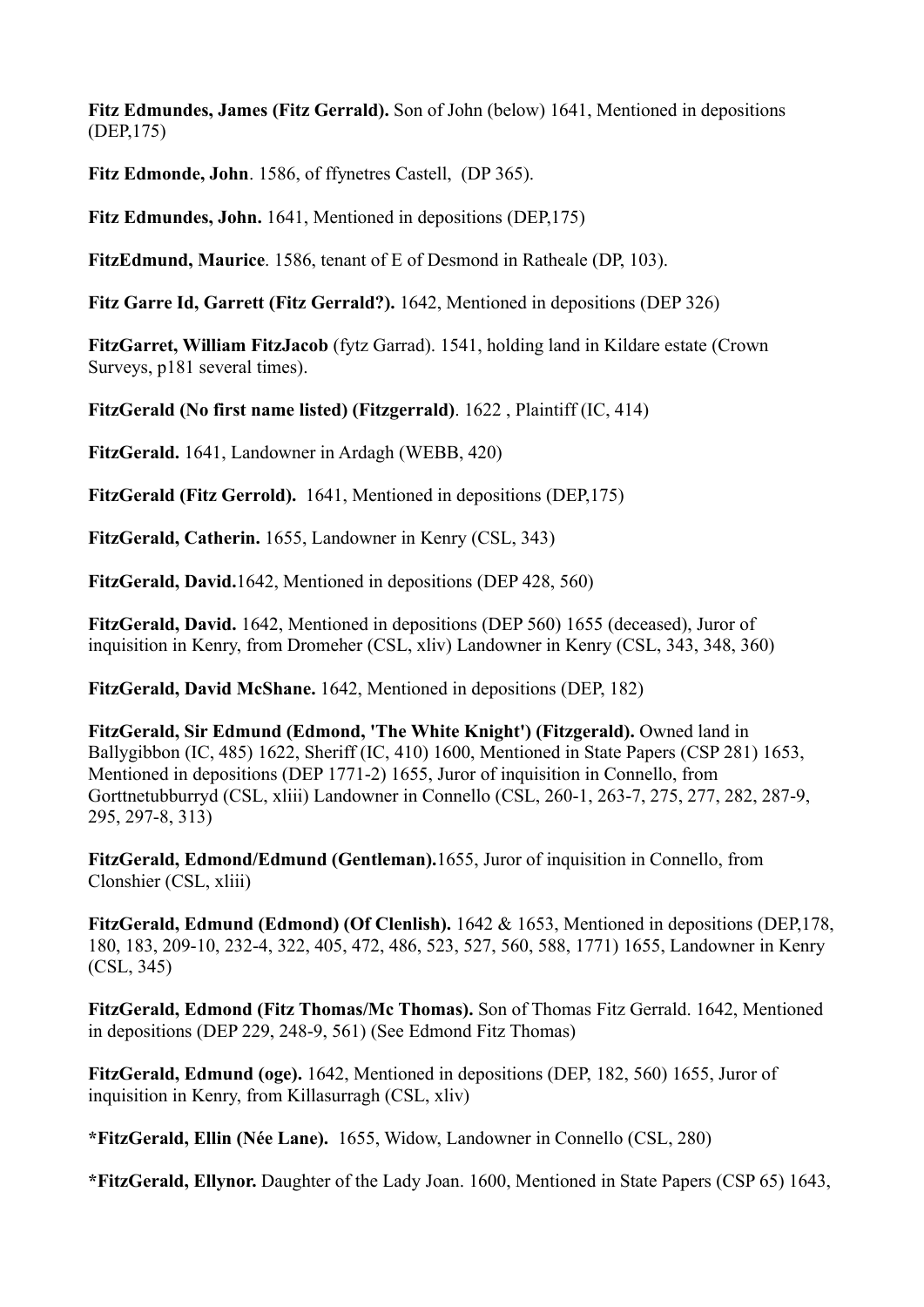**Fitz Edmundes, James (Fitz Gerrald).** Son of John (below) 1641, Mentioned in depositions (DEP,175)

**Fitz Edmonde, John**. 1586, of ffynetres Castell, (DP 365).

**Fitz Edmundes, John.** 1641, Mentioned in depositions (DEP,175)

**FitzEdmund, Maurice**. 1586, tenant of E of Desmond in Ratheale (DP, 103).

**Fitz Garre Id, Garrett (Fitz Gerrald?).** 1642, Mentioned in depositions (DEP 326)

**FitzGarret, William FitzJacob** (fytz Garrad). 1541, holding land in Kildare estate (Crown Surveys, p181 several times).

**FitzGerald (No first name listed) (Fitzgerrald)**. 1622 , Plaintiff (IC, 414)

**FitzGerald.** 1641, Landowner in Ardagh (WEBB, 420)

**FitzGerald (Fitz Gerrold).** 1641, Mentioned in depositions (DEP,175)

**FitzGerald, Catherin.** 1655, Landowner in Kenry (CSL, 343)

**FitzGerald, David.**1642, Mentioned in depositions (DEP 428, 560)

**FitzGerald, David.** 1642, Mentioned in depositions (DEP 560) 1655 (deceased), Juror of inquisition in Kenry, from Dromeher (CSL, xliv) Landowner in Kenry (CSL, 343, 348, 360)

**FitzGerald, David McShane.** 1642, Mentioned in depositions (DEP, 182)

**FitzGerald, Sir Edmund (Edmond, 'The White Knight') (Fitzgerald).** Owned land in Ballygibbon (IC, 485) 1622, Sheriff (IC, 410) 1600, Mentioned in State Papers (CSP 281) 1653, Mentioned in depositions (DEP 1771-2) 1655, Juror of inquisition in Connello, from Gorttnetubburryd (CSL, xliii) Landowner in Connello (CSL, 260-1, 263-7, 275, 277, 282, 287-9, 295, 297-8, 313)

**FitzGerald, Edmond/Edmund (Gentleman).**1655, Juror of inquisition in Connello, from Clonshier (CSL, xliii)

**FitzGerald, Edmund (Edmond) (Of Clenlish).** 1642 & 1653, Mentioned in depositions (DEP,178, 180, 183, 209-10, 232-4, 322, 405, 472, 486, 523, 527, 560, 588, 1771) 1655, Landowner in Kenry (CSL, 345)

**FitzGerald, Edmond (Fitz Thomas/Mc Thomas).** Son of Thomas Fitz Gerrald. 1642, Mentioned in depositions (DEP 229, 248-9, 561) (See Edmond Fitz Thomas)

**FitzGerald, Edmund (oge).** 1642, Mentioned in depositions (DEP, 182, 560) 1655, Juror of inquisition in Kenry, from Killasurragh (CSL, xliv)

***FitzGerald, Ellin (Née Lane).** 1655, Widow, Landowner in Connello (CSL, 280)

***FitzGerald, Ellynor.** Daughter of the Lady Joan. 1600, Mentioned in State Papers (CSP 65) 1643,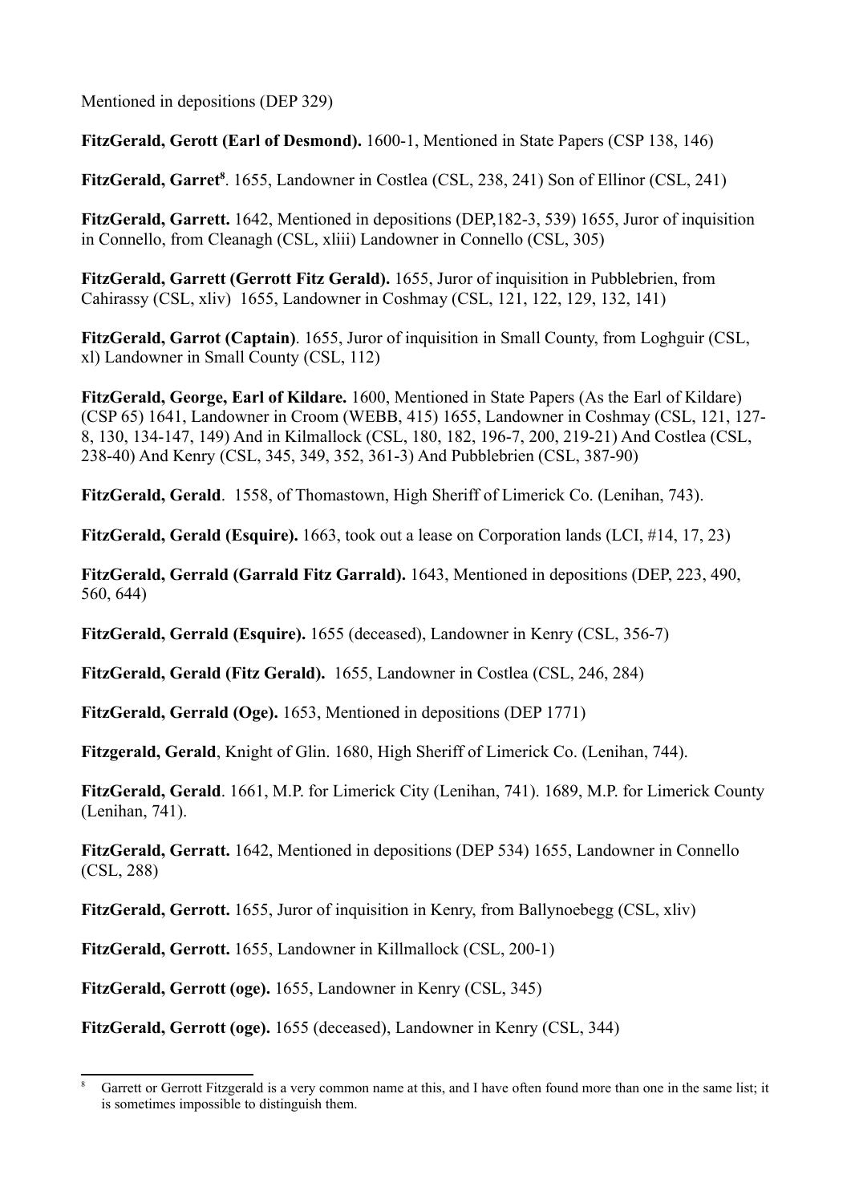Mentioned in depositions (DEP 329)

**FitzGerald, Gerott (Earl of Desmond).** 1600-1, Mentioned in State Papers (CSP 138, 146)

**FitzGerald, Garret**[8]. 1655, Landowner in Costlea (CSL, 238, 241) Son of Ellinor (CSL, 241)

**FitzGerald, Garrett.** 1642, Mentioned in depositions (DEP,182-3, 539) 1655, Juror of inquisition in Connello, from Cleanagh (CSL, xliii) Landowner in Connello (CSL, 305)

**FitzGerald, Garrett (Gerrott Fitz Gerald).** 1655, Juror of inquisition in Pubblebrien, from Cahirassy (CSL, xliv) 1655, Landowner in Coshmay (CSL, 121, 122, 129, 132, 141)

**FitzGerald, Garrot (Captain)**. 1655, Juror of inquisition in Small County, from Loghguir (CSL, xl) Landowner in Small County (CSL, 112)

**FitzGerald, George, Earl of Kildare.** 1600, Mentioned in State Papers (As the Earl of Kildare) (CSP 65) 1641, Landowner in Croom (WEBB, 415) 1655, Landowner in Coshmay (CSL, 121, 127-8, 130, 134-147, 149) And in Kilmallock (CSL, 180, 182, 196-7, 200, 219-21) And Costlea (CSL, 238-40) And Kenry (CSL, 345, 349, 352, 361-3) And Pubblebrien (CSL, 387-90)

**FitzGerald, Gerald**. 1558, of Thomastown, High Sheriff of Limerick Co. (Lenihan, 743).

**FitzGerald, Gerald (Esquire).** 1663, took out a lease on Corporation lands (LCI, #14, 17, 23)

**FitzGerald, Gerrald (Garrald Fitz Garrald).** 1643, Mentioned in depositions (DEP, 223, 490, 560, 644)

**FitzGerald, Gerrald (Esquire).** 1655 (deceased), Landowner in Kenry (CSL, 356-7)

**FitzGerald, Gerald (Fitz Gerald).** 1655, Landowner in Costlea (CSL, 246, 284)

**FitzGerald, Gerrald (Oge).** 1653, Mentioned in depositions (DEP 1771)

**Fitzgerald, Gerald**, Knight of Glin. 1680, High Sheriff of Limerick Co. (Lenihan, 744).

**FitzGerald, Gerald**. 1661, M.P. for Limerick City (Lenihan, 741). 1689, M.P. for Limerick County (Lenihan, 741).

**FitzGerald, Gerratt.** 1642, Mentioned in depositions (DEP 534) 1655, Landowner in Connello (CSL, 288)

**FitzGerald, Gerrott.** 1655, Juror of inquisition in Kenry, from Ballynoebegg (CSL, xliv)

**FitzGerald, Gerrott.** 1655, Landowner in Killmallock (CSL, 200-1)

**FitzGerald, Gerrott (oge).** 1655, Landowner in Kenry (CSL, 345)

**FitzGerald, Gerrott (oge).** 1655 (deceased), Landowner in Kenry (CSL, 344)

---

[8] Garrett or Gerrott Fitzgerald is a very common name at this, and I have often found more than one in the same list; it is sometimes impossible to distinguish them.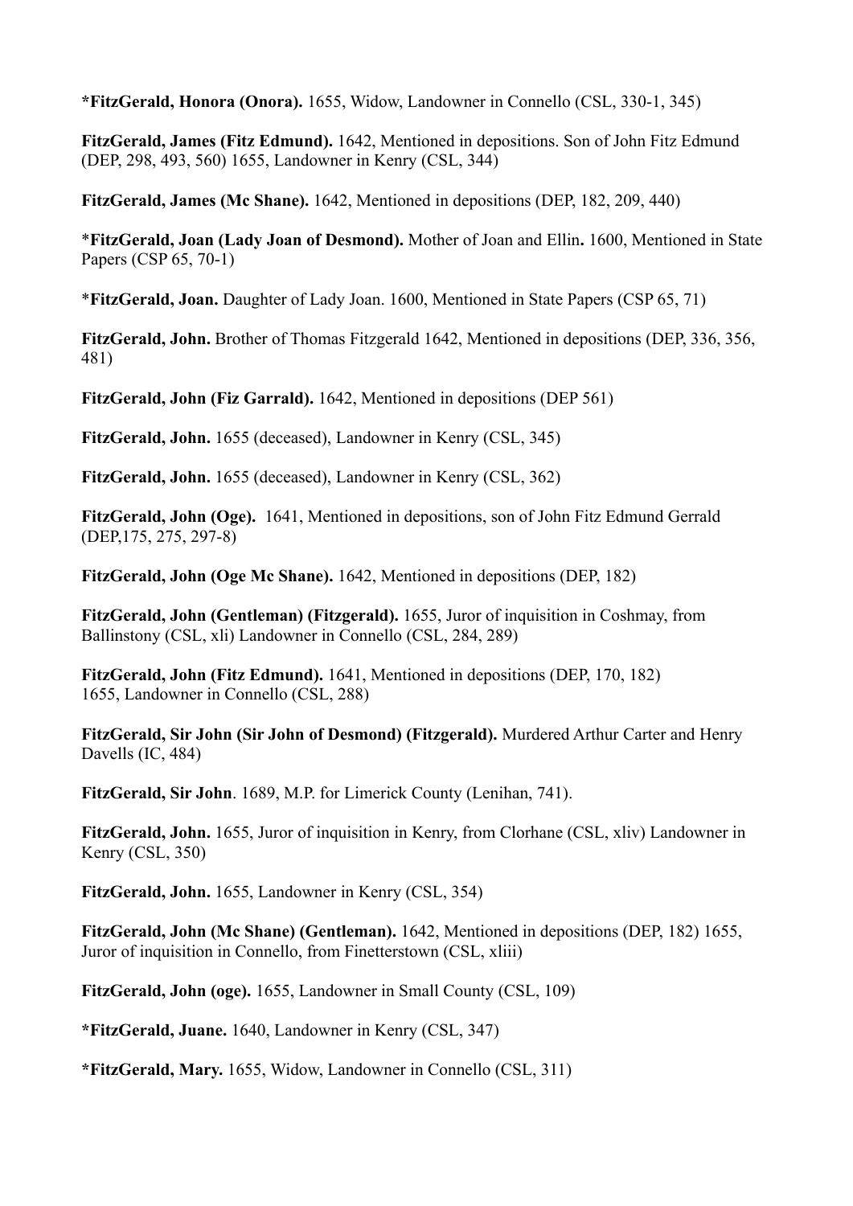**\*FitzGerald, Honora (Onora).** 1655, Widow, Landowner in Connello (CSL, 330-1, 345)

**FitzGerald, James (Fitz Edmund).** 1642, Mentioned in depositions. Son of John Fitz Edmund (DEP, 298, 493, 560) 1655, Landowner in Kenry (CSL, 344)

**FitzGerald, James (Mc Shane).** 1642, Mentioned in depositions (DEP, 182, 209, 440)

\***FitzGerald, Joan (Lady Joan of Desmond).** Mother of Joan and Ellin**.** 1600, Mentioned in State Papers (CSP 65, 70-1)

\***FitzGerald, Joan.** Daughter of Lady Joan. 1600, Mentioned in State Papers (CSP 65, 71)

**FitzGerald, John.** Brother of Thomas Fitzgerald 1642, Mentioned in depositions (DEP, 336, 356, 481)

**FitzGerald, John (Fiz Garrald).** 1642, Mentioned in depositions (DEP 561)

**FitzGerald, John.** 1655 (deceased), Landowner in Kenry (CSL, 345)

**FitzGerald, John.** 1655 (deceased), Landowner in Kenry (CSL, 362)

**FitzGerald, John (Oge).** 1641, Mentioned in depositions, son of John Fitz Edmund Gerrald (DEP,175, 275, 297-8)

**FitzGerald, John (Oge Mc Shane).** 1642, Mentioned in depositions (DEP, 182)

**FitzGerald, John (Gentleman) (Fitzgerald).** 1655, Juror of inquisition in Coshmay, from Ballinstony (CSL, xli) Landowner in Connello (CSL, 284, 289)

**FitzGerald, John (Fitz Edmund).** 1641, Mentioned in depositions (DEP, 170, 182)
1655, Landowner in Connello (CSL, 288)

**FitzGerald, Sir John (Sir John of Desmond) (Fitzgerald).** Murdered Arthur Carter and Henry Davells (IC, 484)

**FitzGerald, Sir John**. 1689, M.P. for Limerick County (Lenihan, 741).

**FitzGerald, John.** 1655, Juror of inquisition in Kenry, from Clorhane (CSL, xliv) Landowner in Kenry (CSL, 350)

**FitzGerald, John.** 1655, Landowner in Kenry (CSL, 354)

**FitzGerald, John (Mc Shane) (Gentleman).** 1642, Mentioned in depositions (DEP, 182) 1655, Juror of inquisition in Connello, from Finetterstown (CSL, xliii)

**FitzGerald, John (oge).** 1655, Landowner in Small County (CSL, 109)

**\*FitzGerald, Juane.** 1640, Landowner in Kenry (CSL, 347)

**\*FitzGerald, Mary.** 1655, Widow, Landowner in Connello (CSL, 311)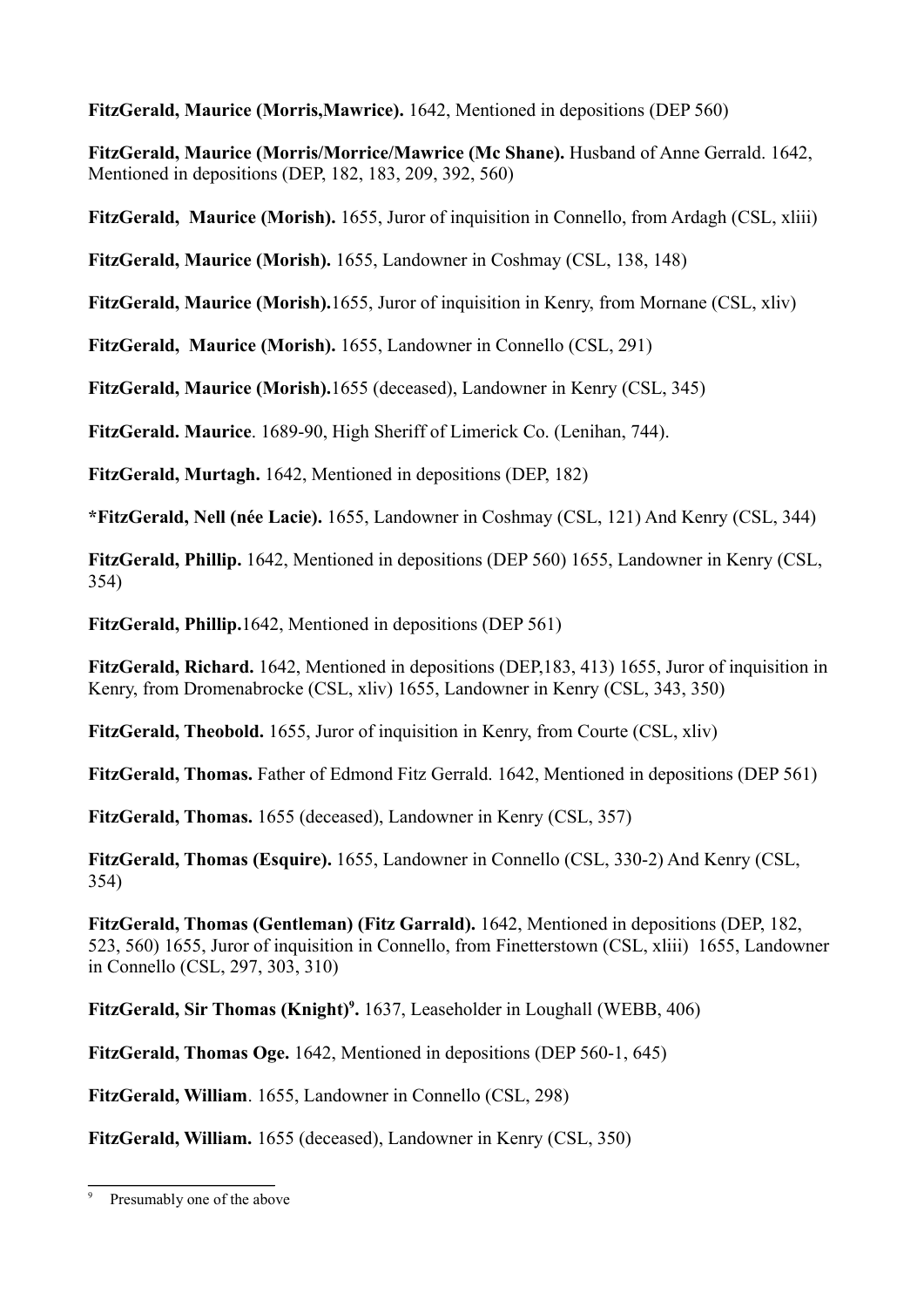**FitzGerald, Maurice (Morris,Mawrice).** 1642, Mentioned in depositions (DEP 560)

**FitzGerald, Maurice (Morris/Morrice/Mawrice (Mc Shane).** Husband of Anne Gerrald. 1642, Mentioned in depositions (DEP, 182, 183, 209, 392, 560)

**FitzGerald, Maurice (Morish).** 1655, Juror of inquisition in Connello, from Ardagh (CSL, xliii)

**FitzGerald, Maurice (Morish).** 1655, Landowner in Coshmay (CSL, 138, 148)

**FitzGerald, Maurice (Morish).**1655, Juror of inquisition in Kenry, from Mornane (CSL, xliv)

**FitzGerald, Maurice (Morish).** 1655, Landowner in Connello (CSL, 291)

**FitzGerald, Maurice (Morish).**1655 (deceased), Landowner in Kenry (CSL, 345)

**FitzGerald. Maurice**. 1689-90, High Sheriff of Limerick Co. (Lenihan, 744).

**FitzGerald, Murtagh.** 1642, Mentioned in depositions (DEP, 182)

***FitzGerald, Nell (née Lacie).** 1655, Landowner in Coshmay (CSL, 121) And Kenry (CSL, 344)

**FitzGerald, Phillip.** 1642, Mentioned in depositions (DEP 560) 1655, Landowner in Kenry (CSL, 354)

**FitzGerald, Phillip.**1642, Mentioned in depositions (DEP 561)

**FitzGerald, Richard.** 1642, Mentioned in depositions (DEP,183, 413) 1655, Juror of inquisition in Kenry, from Dromenabrocke (CSL, xliv) 1655, Landowner in Kenry (CSL, 343, 350)

**FitzGerald, Theobold.** 1655, Juror of inquisition in Kenry, from Courte (CSL, xliv)

**FitzGerald, Thomas.** Father of Edmond Fitz Gerrald. 1642, Mentioned in depositions (DEP 561)

**FitzGerald, Thomas.** 1655 (deceased), Landowner in Kenry (CSL, 357)

**FitzGerald, Thomas (Esquire).** 1655, Landowner in Connello (CSL, 330-2) And Kenry (CSL, 354)

**FitzGerald, Thomas (Gentleman) (Fitz Garrald).** 1642, Mentioned in depositions (DEP, 182, 523, 560) 1655, Juror of inquisition in Connello, from Finetterstown (CSL, xliii) 1655, Landowner in Connello (CSL, 297, 303, 310)

**FitzGerald, Sir Thomas (Knight)[9].** 1637, Leaseholder in Loughall (WEBB, 406)

**FitzGerald, Thomas Oge.** 1642, Mentioned in depositions (DEP 560-1, 645)

**FitzGerald, William**. 1655, Landowner in Connello (CSL, 298)

**FitzGerald, William.** 1655 (deceased), Landowner in Kenry (CSL, 350)

---

[9] Presumably one of the above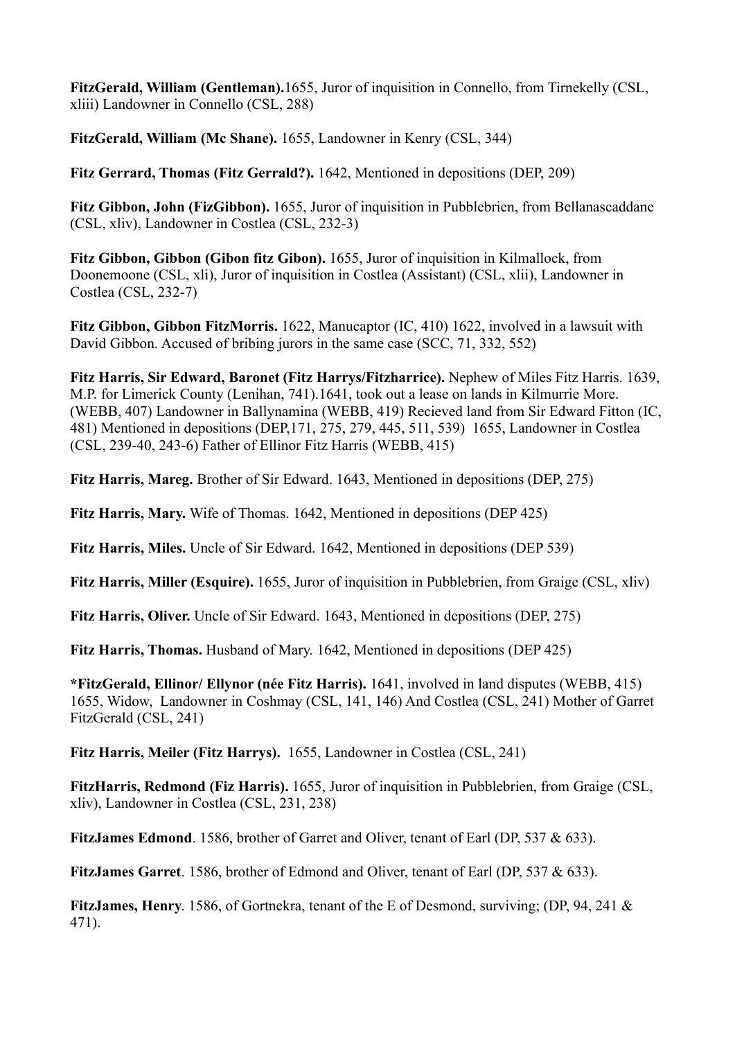**FitzGerald, William (Gentleman).**1655, Juror of inquisition in Connello, from Tirnekelly (CSL, xliii) Landowner in Connello (CSL, 288)

**FitzGerald, William (Mc Shane).** 1655, Landowner in Kenry (CSL, 344)

**Fitz Gerrard, Thomas (Fitz Gerrald?).** 1642, Mentioned in depositions (DEP, 209)

**Fitz Gibbon, John (FizGibbon).** 1655, Juror of inquisition in Pubblebrien, from Bellanascaddane (CSL, xliv), Landowner in Costlea (CSL, 232-3)

**Fitz Gibbon, Gibbon (Gibon fitz Gibon).** 1655, Juror of inquisition in Kilmallock, from Doonemoone (CSL, xli), Juror of inquisition in Costlea (Assistant) (CSL, xlii), Landowner in Costlea (CSL, 232-7)

**Fitz Gibbon, Gibbon FitzMorris.** 1622, Manucaptor (IC, 410) 1622, involved in a lawsuit with David Gibbon. Accused of bribing jurors in the same case (SCC, 71, 332, 552)

**Fitz Harris, Sir Edward, Baronet (Fitz Harrys/Fitzharrice).** Nephew of Miles Fitz Harris. 1639, M.P. for Limerick County (Lenihan, 741).1641, took out a lease on lands in Kilmurrie More. (WEBB, 407) Landowner in Ballynamina (WEBB, 419) Recieved land from Sir Edward Fitton (IC, 481) Mentioned in depositions (DEP,171, 275, 279, 445, 511, 539) 1655, Landowner in Costlea (CSL, 239-40, 243-6) Father of Ellinor Fitz Harris (WEBB, 415)

**Fitz Harris, Mareg.** Brother of Sir Edward. 1643, Mentioned in depositions (DEP, 275)

**Fitz Harris, Mary.** Wife of Thomas. 1642, Mentioned in depositions (DEP 425)

**Fitz Harris, Miles.** Uncle of Sir Edward. 1642, Mentioned in depositions (DEP 539)

**Fitz Harris, Miller (Esquire).** 1655, Juror of inquisition in Pubblebrien, from Graige (CSL, xliv)

**Fitz Harris, Oliver.** Uncle of Sir Edward. 1643, Mentioned in depositions (DEP, 275)

**Fitz Harris, Thomas.** Husband of Mary. 1642, Mentioned in depositions (DEP 425)

***FitzGerald, Ellinor/ Ellynor (née Fitz Harris).** 1641, involved in land disputes (WEBB, 415) 1655, Widow, Landowner in Coshmay (CSL, 141, 146) And Costlea (CSL, 241) Mother of Garret FitzGerald (CSL, 241)

**Fitz Harris, Meiler (Fitz Harrys).** 1655, Landowner in Costlea (CSL, 241)

**FitzHarris, Redmond (Fiz Harris).** 1655, Juror of inquisition in Pubblebrien, from Graige (CSL, xliv), Landowner in Costlea (CSL, 231, 238)

**FitzJames Edmond**. 1586, brother of Garret and Oliver, tenant of Earl (DP, 537 & 633).

**FitzJames Garret**. 1586, brother of Edmond and Oliver, tenant of Earl (DP, 537 & 633).

**FitzJames, Henry**. 1586, of Gortnekra, tenant of the E of Desmond, surviving; (DP, 94, 241 & 471).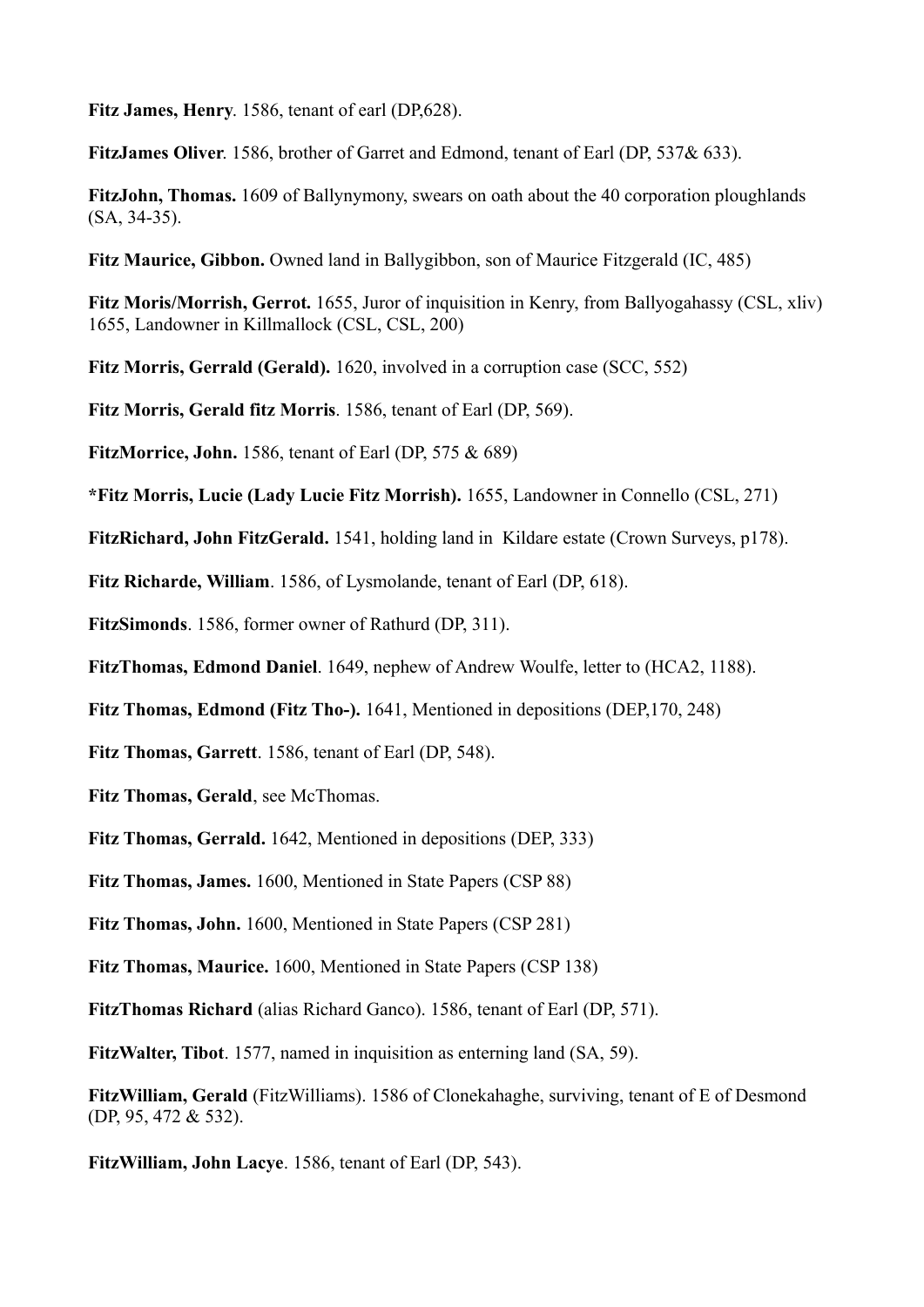**Fitz James, Henry**. 1586, tenant of earl (DP,628).

**FitzJames Oliver**. 1586, brother of Garret and Edmond, tenant of Earl (DP, 537& 633).

**FitzJohn, Thomas.** 1609 of Ballynymony, swears on oath about the 40 corporation ploughlands (SA, 34-35).

**Fitz Maurice, Gibbon.** Owned land in Ballygibbon, son of Maurice Fitzgerald (IC, 485)

**Fitz Moris/Morrish, Gerrot.** 1655, Juror of inquisition in Kenry, from Ballyogahassy (CSL, xliv) 1655, Landowner in Killmallock (CSL, CSL, 200)

**Fitz Morris, Gerrald (Gerald).** 1620, involved in a corruption case (SCC, 552)

**Fitz Morris, Gerald fitz Morris**. 1586, tenant of Earl (DP, 569).

**FitzMorrice, John.** 1586, tenant of Earl (DP, 575 & 689)

**\*Fitz Morris, Lucie (Lady Lucie Fitz Morrish).** 1655, Landowner in Connello (CSL, 271)

**FitzRichard, John FitzGerald.** 1541, holding land in Kildare estate (Crown Surveys, p178).

**Fitz Richarde, William**. 1586, of Lysmolande, tenant of Earl (DP, 618).

**FitzSimonds**. 1586, former owner of Rathurd (DP, 311).

**FitzThomas, Edmond Daniel**. 1649, nephew of Andrew Woulfe, letter to (HCA2, 1188).

**Fitz Thomas, Edmond (Fitz Tho-).** 1641, Mentioned in depositions (DEP,170, 248)

**Fitz Thomas, Garrett**. 1586, tenant of Earl (DP, 548).

**Fitz Thomas, Gerald**, see McThomas.

**Fitz Thomas, Gerrald.** 1642, Mentioned in depositions (DEP, 333)

**Fitz Thomas, James.** 1600, Mentioned in State Papers (CSP 88)

**Fitz Thomas, John.** 1600, Mentioned in State Papers (CSP 281)

**Fitz Thomas, Maurice.** 1600, Mentioned in State Papers (CSP 138)

**FitzThomas Richard** (alias Richard Ganco). 1586, tenant of Earl (DP, 571).

**FitzWalter, Tibot**. 1577, named in inquisition as enterning land (SA, 59).

**FitzWilliam, Gerald** (FitzWilliams). 1586 of Clonekahaghe, surviving, tenant of E of Desmond (DP, 95, 472 & 532).

**FitzWilliam, John Lacye**. 1586, tenant of Earl (DP, 543).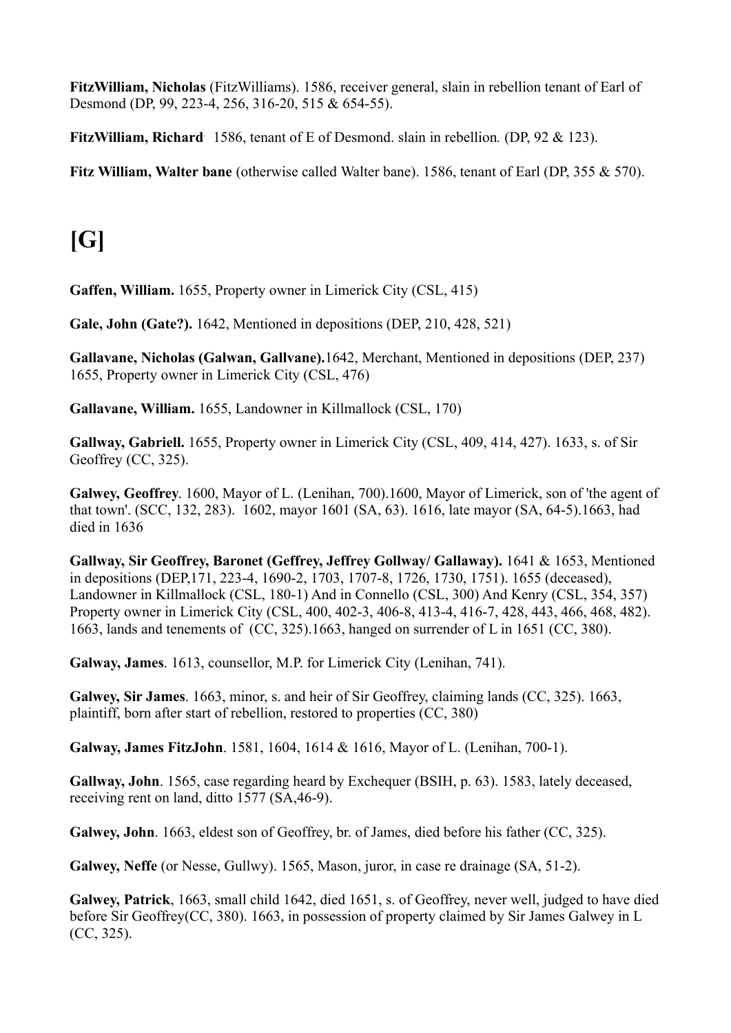**FitzWilliam, Nicholas** (FitzWilliams). 1586, receiver general, slain in rebellion tenant of Earl of Desmond (DP, 99, 223-4, 256, 316-20, 515 & 654-55).

**FitzWilliam, Richard**. 1586, tenant of E of Desmond. slain in rebellion. (DP, 92 & 123).

**Fitz William, Walter bane** (otherwise called Walter bane). 1586, tenant of Earl (DP, 355 & 570).

# [G]

**Gaffen, William.** 1655, Property owner in Limerick City (CSL, 415)

**Gale, John (Gate?).** 1642, Mentioned in depositions (DEP, 210, 428, 521)

**Gallavane, Nicholas (Galwan, Gallvane).**1642, Merchant, Mentioned in depositions (DEP, 237) 1655, Property owner in Limerick City (CSL, 476)

**Gallavane, William.** 1655, Landowner in Killmallock (CSL, 170)

**Gallway, Gabriell.** 1655, Property owner in Limerick City (CSL, 409, 414, 427). 1633, s. of Sir Geoffrey (CC, 325).

**Galwey, Geoffrey**. 1600, Mayor of L. (Lenihan, 700).1600, Mayor of Limerick, son of 'the agent of that town'. (SCC, 132, 283). 1602, mayor 1601 (SA, 63). 1616, late mayor (SA, 64-5).1663, had died in 1636

**Gallway, Sir Geoffrey, Baronet (Geffrey, Jeffrey Gollway/ Gallaway).** 1641 & 1653, Mentioned in depositions (DEP,171, 223-4, 1690-2, 1703, 1707-8, 1726, 1730, 1751). 1655 (deceased), Landowner in Killmallock (CSL, 180-1) And in Connello (CSL, 300) And Kenry (CSL, 354, 357) Property owner in Limerick City (CSL, 400, 402-3, 406-8, 413-4, 416-7, 428, 443, 466, 468, 482). 1663, lands and tenements of (CC, 325).1663, hanged on surrender of L in 1651 (CC, 380).

**Galway, James**. 1613, counsellor, M.P. for Limerick City (Lenihan, 741).

**Galwey, Sir James**. 1663, minor, s. and heir of Sir Geoffrey, claiming lands (CC, 325). 1663, plaintiff, born after start of rebellion, restored to properties (CC, 380)

**Galway, James FitzJohn**. 1581, 1604, 1614 & 1616, Mayor of L. (Lenihan, 700-1).

**Gallway, John**. 1565, case regarding heard by Exchequer (BSIH, p. 63). 1583, lately deceased, receiving rent on land, ditto 1577 (SA,46-9).

**Galwey, John**. 1663, eldest son of Geoffrey, br. of James, died before his father (CC, 325).

**Galwey, Neffe** (or Nesse, Gullwy). 1565, Mason, juror, in case re drainage (SA, 51-2).

**Galwey, Patrick**, 1663, small child 1642, died 1651, s. of Geoffrey, never well, judged to have died before Sir Geoffrey(CC, 380). 1663, in possession of property claimed by Sir James Galwey in L (CC, 325).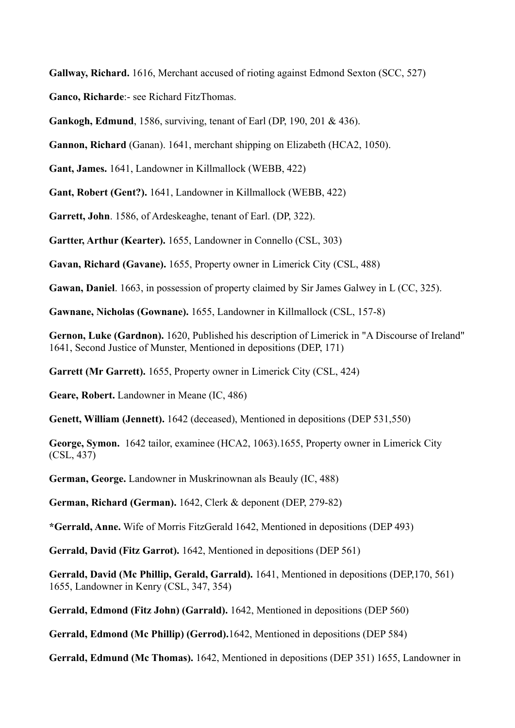**Gallway, Richard.** 1616, Merchant accused of rioting against Edmond Sexton (SCC, 527)

**Ganco, Richarde**:- see Richard FitzThomas.

**Gankogh, Edmund**, 1586, surviving, tenant of Earl (DP, 190, 201 & 436).

**Gannon, Richard** (Ganan). 1641, merchant shipping on Elizabeth (HCA2, 1050).

**Gant, James.** 1641, Landowner in Killmallock (WEBB, 422)

**Gant, Robert (Gent?).** 1641, Landowner in Killmallock (WEBB, 422)

**Garrett, John**. 1586, of Ardeskeaghe, tenant of Earl. (DP, 322).

**Gartter, Arthur (Kearter).** 1655, Landowner in Connello (CSL, 303)

**Gavan, Richard (Gavane).** 1655, Property owner in Limerick City (CSL, 488)

**Gawan, Daniel**. 1663, in possession of property claimed by Sir James Galwey in L (CC, 325).

**Gawnane, Nicholas (Gownane).** 1655, Landowner in Killmallock (CSL, 157-8)

**Gernon, Luke (Gardnon).** 1620, Published his description of Limerick in "A Discourse of Ireland" 1641, Second Justice of Munster, Mentioned in depositions (DEP, 171)

**Garrett (Mr Garrett).** 1655, Property owner in Limerick City (CSL, 424)

**Geare, Robert.** Landowner in Meane (IC, 486)

**Genett, William (Jennett).** 1642 (deceased), Mentioned in depositions (DEP 531,550)

**George, Symon.** 1642 tailor, examinee (HCA2, 1063).1655, Property owner in Limerick City (CSL, 437)

**German, George.** Landowner in Muskrinownan als Beauly (IC, 488)

**German, Richard (German).** 1642, Clerk & deponent (DEP, 279-82)

***Gerrald, Anne.** Wife of Morris FitzGerald 1642, Mentioned in depositions (DEP 493)

**Gerrald, David (Fitz Garrot).** 1642, Mentioned in depositions (DEP 561)

**Gerrald, David (Mc Phillip, Gerald, Garrald).** 1641, Mentioned in depositions (DEP,170, 561) 1655, Landowner in Kenry (CSL, 347, 354)

**Gerrald, Edmond (Fitz John) (Garrald).** 1642, Mentioned in depositions (DEP 560)

**Gerrald, Edmond (Mc Phillip) (Gerrod).**1642, Mentioned in depositions (DEP 584)

**Gerrald, Edmund (Mc Thomas).** 1642, Mentioned in depositions (DEP 351) 1655, Landowner in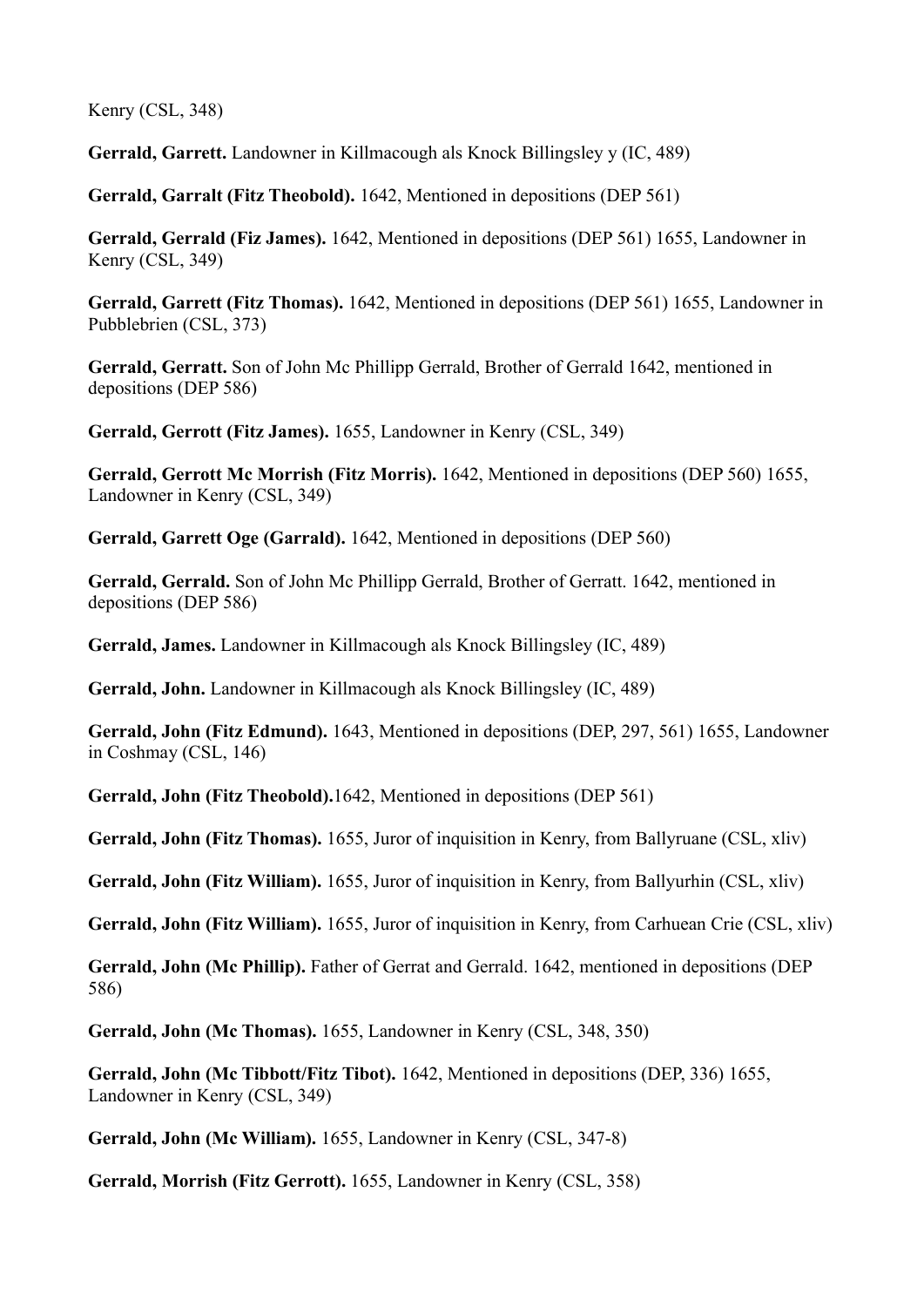Kenry (CSL, 348)

**Gerrald, Garrett.** Landowner in Killmacough als Knock Billingsley y (IC, 489)

**Gerrald, Garralt (Fitz Theobold).** 1642, Mentioned in depositions (DEP 561)

**Gerrald, Gerrald (Fiz James).** 1642, Mentioned in depositions (DEP 561) 1655, Landowner in Kenry (CSL, 349)

**Gerrald, Garrett (Fitz Thomas).** 1642, Mentioned in depositions (DEP 561) 1655, Landowner in Pubblebrien (CSL, 373)

**Gerrald, Gerratt.** Son of John Mc Phillipp Gerrald, Brother of Gerrald 1642, mentioned in depositions (DEP 586)

**Gerrald, Gerrott (Fitz James).** 1655, Landowner in Kenry (CSL, 349)

**Gerrald, Gerrott Mc Morrish (Fitz Morris).** 1642, Mentioned in depositions (DEP 560) 1655, Landowner in Kenry (CSL, 349)

**Gerrald, Garrett Oge (Garrald).** 1642, Mentioned in depositions (DEP 560)

**Gerrald, Gerrald.** Son of John Mc Phillipp Gerrald, Brother of Gerratt. 1642, mentioned in depositions (DEP 586)

**Gerrald, James.** Landowner in Killmacough als Knock Billingsley (IC, 489)

**Gerrald, John.** Landowner in Killmacough als Knock Billingsley (IC, 489)

**Gerrald, John (Fitz Edmund).** 1643, Mentioned in depositions (DEP, 297, 561) 1655, Landowner in Coshmay (CSL, 146)

**Gerrald, John (Fitz Theobold).**1642, Mentioned in depositions (DEP 561)

**Gerrald, John (Fitz Thomas).** 1655, Juror of inquisition in Kenry, from Ballyruane (CSL, xliv)

**Gerrald, John (Fitz William).** 1655, Juror of inquisition in Kenry, from Ballyurhin (CSL, xliv)

**Gerrald, John (Fitz William).** 1655, Juror of inquisition in Kenry, from Carhuean Crie (CSL, xliv)

**Gerrald, John (Mc Phillip).** Father of Gerrat and Gerrald. 1642, mentioned in depositions (DEP 586)

**Gerrald, John (Mc Thomas).** 1655, Landowner in Kenry (CSL, 348, 350)

**Gerrald, John (Mc Tibbott/Fitz Tibot).** 1642, Mentioned in depositions (DEP, 336) 1655, Landowner in Kenry (CSL, 349)

**Gerrald, John (Mc William).** 1655, Landowner in Kenry (CSL, 347-8)

**Gerrald, Morrish (Fitz Gerrott).** 1655, Landowner in Kenry (CSL, 358)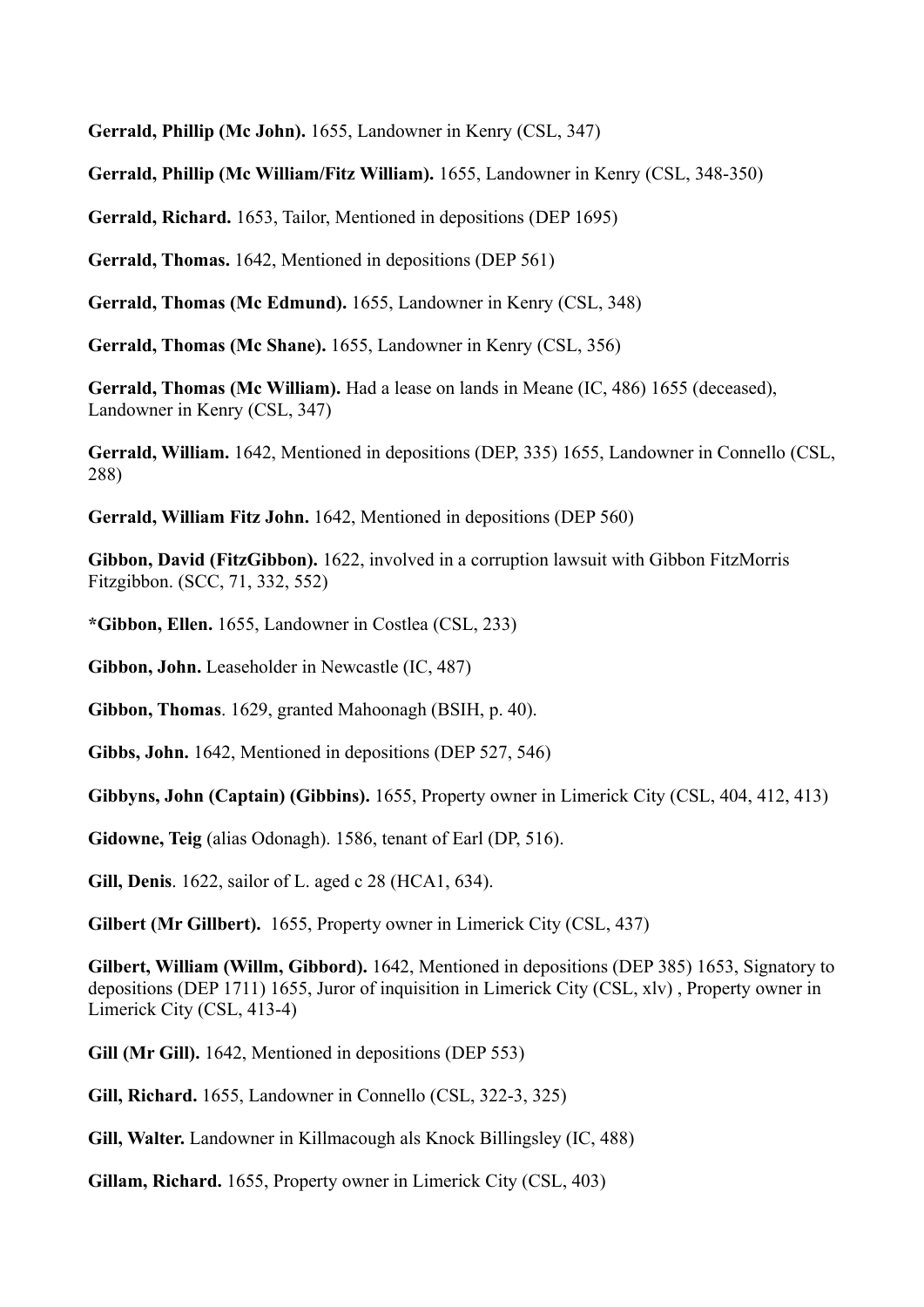**Gerrald, Phillip (Mc John).** 1655, Landowner in Kenry (CSL, 347)

**Gerrald, Phillip (Mc William/Fitz William).** 1655, Landowner in Kenry (CSL, 348-350)

**Gerrald, Richard.** 1653, Tailor, Mentioned in depositions (DEP 1695)

**Gerrald, Thomas.** 1642, Mentioned in depositions (DEP 561)

**Gerrald, Thomas (Mc Edmund).** 1655, Landowner in Kenry (CSL, 348)

**Gerrald, Thomas (Mc Shane).** 1655, Landowner in Kenry (CSL, 356)

**Gerrald, Thomas (Mc William).** Had a lease on lands in Meane (IC, 486) 1655 (deceased), Landowner in Kenry (CSL, 347)

**Gerrald, William.** 1642, Mentioned in depositions (DEP, 335) 1655, Landowner in Connello (CSL, 288)

**Gerrald, William Fitz John.** 1642, Mentioned in depositions (DEP 560)

**Gibbon, David (FitzGibbon).** 1622, involved in a corruption lawsuit with Gibbon FitzMorris Fitzgibbon. (SCC, 71, 332, 552)

**\*Gibbon, Ellen.** 1655, Landowner in Costlea (CSL, 233)

**Gibbon, John.** Leaseholder in Newcastle (IC, 487)

**Gibbon, Thomas**. 1629, granted Mahoonagh (BSIH, p. 40).

**Gibbs, John.** 1642, Mentioned in depositions (DEP 527, 546)

**Gibbyns, John (Captain) (Gibbins).** 1655, Property owner in Limerick City (CSL, 404, 412, 413)

**Gidowne, Teig** (alias Odonagh). 1586, tenant of Earl (DP, 516).

**Gill, Denis**. 1622, sailor of L. aged c 28 (HCA1, 634).

**Gilbert (Mr Gillbert).** 1655, Property owner in Limerick City (CSL, 437)

**Gilbert, William (Willm, Gibbord).** 1642, Mentioned in depositions (DEP 385) 1653, Signatory to depositions (DEP 1711) 1655, Juror of inquisition in Limerick City (CSL, xlv) , Property owner in Limerick City (CSL, 413-4)

**Gill (Mr Gill).** 1642, Mentioned in depositions (DEP 553)

**Gill, Richard.** 1655, Landowner in Connello (CSL, 322-3, 325)

**Gill, Walter.** Landowner in Killmacough als Knock Billingsley (IC, 488)

**Gillam, Richard.** 1655, Property owner in Limerick City (CSL, 403)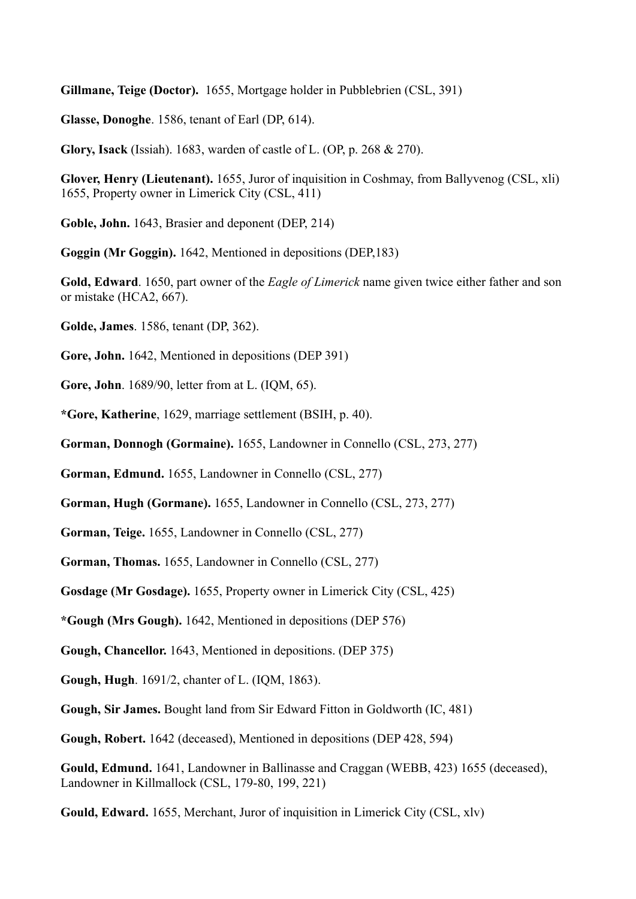**Gillmane, Teige (Doctor).** 1655, Mortgage holder in Pubblebrien (CSL, 391)

**Glasse, Donoghe**. 1586, tenant of Earl (DP, 614).

**Glory, Isack** (Issiah). 1683, warden of castle of L. (OP, p. 268 & 270).

**Glover, Henry (Lieutenant).** 1655, Juror of inquisition in Coshmay, from Ballyvenog (CSL, xli) 1655, Property owner in Limerick City (CSL, 411)

**Goble, John.** 1643, Brasier and deponent (DEP, 214)

**Goggin (Mr Goggin).** 1642, Mentioned in depositions (DEP,183)

**Gold, Edward**. 1650, part owner of the *Eagle of Limerick* name given twice either father and son or mistake (HCA2, 667).

**Golde, James**. 1586, tenant (DP, 362).

**Gore, John.** 1642, Mentioned in depositions (DEP 391)

**Gore, John**. 1689/90, letter from at L. (IQM, 65).

**\*Gore, Katherine**, 1629, marriage settlement (BSIH, p. 40).

**Gorman, Donnogh (Gormaine).** 1655, Landowner in Connello (CSL, 273, 277)

**Gorman, Edmund.** 1655, Landowner in Connello (CSL, 277)

**Gorman, Hugh (Gormane).** 1655, Landowner in Connello (CSL, 273, 277)

**Gorman, Teige.** 1655, Landowner in Connello (CSL, 277)

**Gorman, Thomas.** 1655, Landowner in Connello (CSL, 277)

**Gosdage (Mr Gosdage).** 1655, Property owner in Limerick City (CSL, 425)

**\*Gough (Mrs Gough).** 1642, Mentioned in depositions (DEP 576)

**Gough, Chancellor.** 1643, Mentioned in depositions. (DEP 375)

**Gough, Hugh**. 1691/2, chanter of L. (IQM, 1863).

**Gough, Sir James.** Bought land from Sir Edward Fitton in Goldworth (IC, 481)

**Gough, Robert.** 1642 (deceased), Mentioned in depositions (DEP 428, 594)

**Gould, Edmund.** 1641, Landowner in Ballinasse and Craggan (WEBB, 423) 1655 (deceased), Landowner in Killmallock (CSL, 179-80, 199, 221)

**Gould, Edward.** 1655, Merchant, Juror of inquisition in Limerick City (CSL, xlv)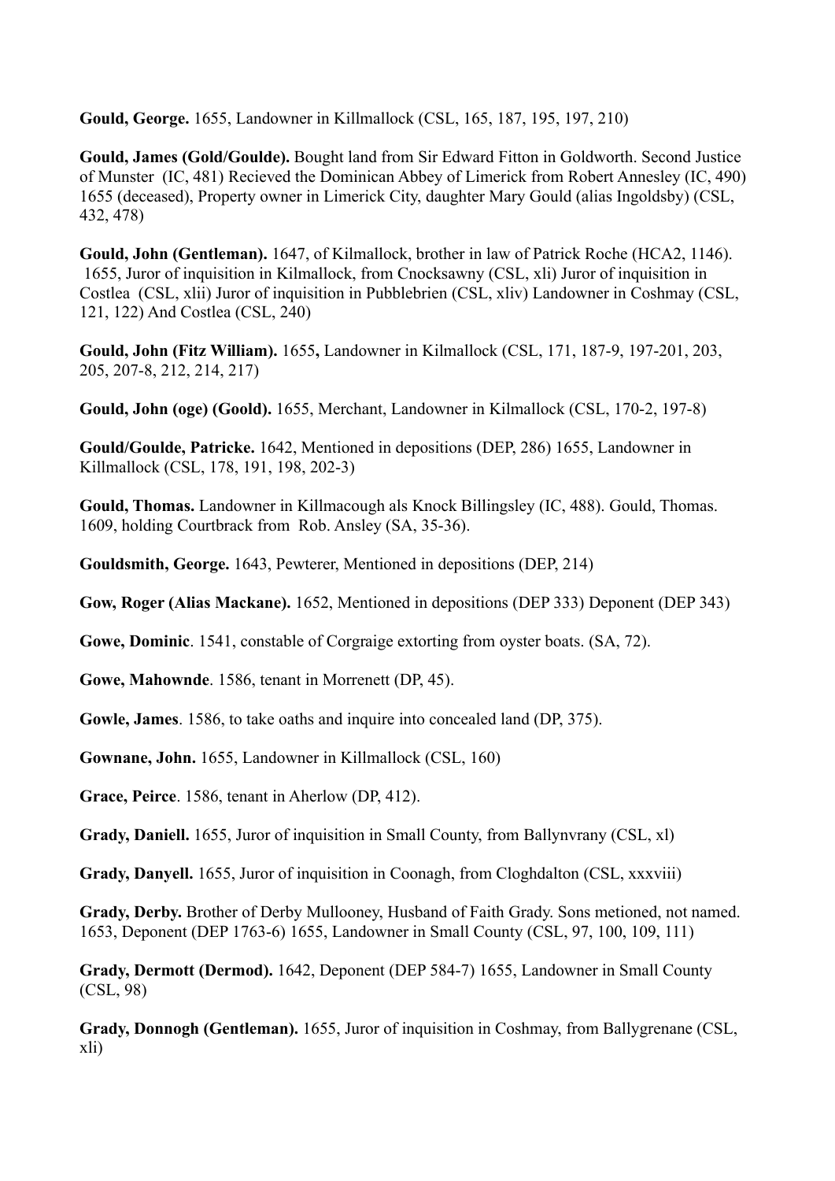**Gould, George.** 1655, Landowner in Killmallock (CSL, 165, 187, 195, 197, 210)

**Gould, James (Gold/Goulde).** Bought land from Sir Edward Fitton in Goldworth. Second Justice of Munster (IC, 481) Recieved the Dominican Abbey of Limerick from Robert Annesley (IC, 490) 1655 (deceased), Property owner in Limerick City, daughter Mary Gould (alias Ingoldsby) (CSL, 432, 478)

**Gould, John (Gentleman).** 1647, of Kilmallock, brother in law of Patrick Roche (HCA2, 1146). 1655, Juror of inquisition in Kilmallock, from Cnocksawny (CSL, xli) Juror of inquisition in Costlea (CSL, xlii) Juror of inquisition in Pubblebrien (CSL, xliv) Landowner in Coshmay (CSL, 121, 122) And Costlea (CSL, 240)

**Gould, John (Fitz William).** 1655**,** Landowner in Kilmallock (CSL, 171, 187-9, 197-201, 203, 205, 207-8, 212, 214, 217)

**Gould, John (oge) (Goold).** 1655, Merchant, Landowner in Kilmallock (CSL, 170-2, 197-8)

**Gould/Goulde, Patricke.** 1642, Mentioned in depositions (DEP, 286) 1655, Landowner in Killmallock (CSL, 178, 191, 198, 202-3)

**Gould, Thomas.** Landowner in Killmacough als Knock Billingsley (IC, 488). Gould, Thomas. 1609, holding Courtbrack from Rob. Ansley (SA, 35-36).

**Gouldsmith, George.** 1643, Pewterer, Mentioned in depositions (DEP, 214)

**Gow, Roger (Alias Mackane).** 1652, Mentioned in depositions (DEP 333) Deponent (DEP 343)

**Gowe, Dominic**. 1541, constable of Corgraige extorting from oyster boats. (SA, 72).

**Gowe, Mahownde**. 1586, tenant in Morrenett (DP, 45).

**Gowle, James**. 1586, to take oaths and inquire into concealed land (DP, 375).

**Gownane, John.** 1655, Landowner in Killmallock (CSL, 160)

**Grace, Peirce**. 1586, tenant in Aherlow (DP, 412).

**Grady, Daniell.** 1655, Juror of inquisition in Small County, from Ballynvrany (CSL, xl)

**Grady, Danyell.** 1655, Juror of inquisition in Coonagh, from Cloghdalton (CSL, xxxviii)

**Grady, Derby.** Brother of Derby Mullooney, Husband of Faith Grady. Sons metioned, not named. 1653, Deponent (DEP 1763-6) 1655, Landowner in Small County (CSL, 97, 100, 109, 111)

**Grady, Dermott (Dermod).** 1642, Deponent (DEP 584-7) 1655, Landowner in Small County (CSL, 98)

**Grady, Donnogh (Gentleman).** 1655, Juror of inquisition in Coshmay, from Ballygrenane (CSL, xli)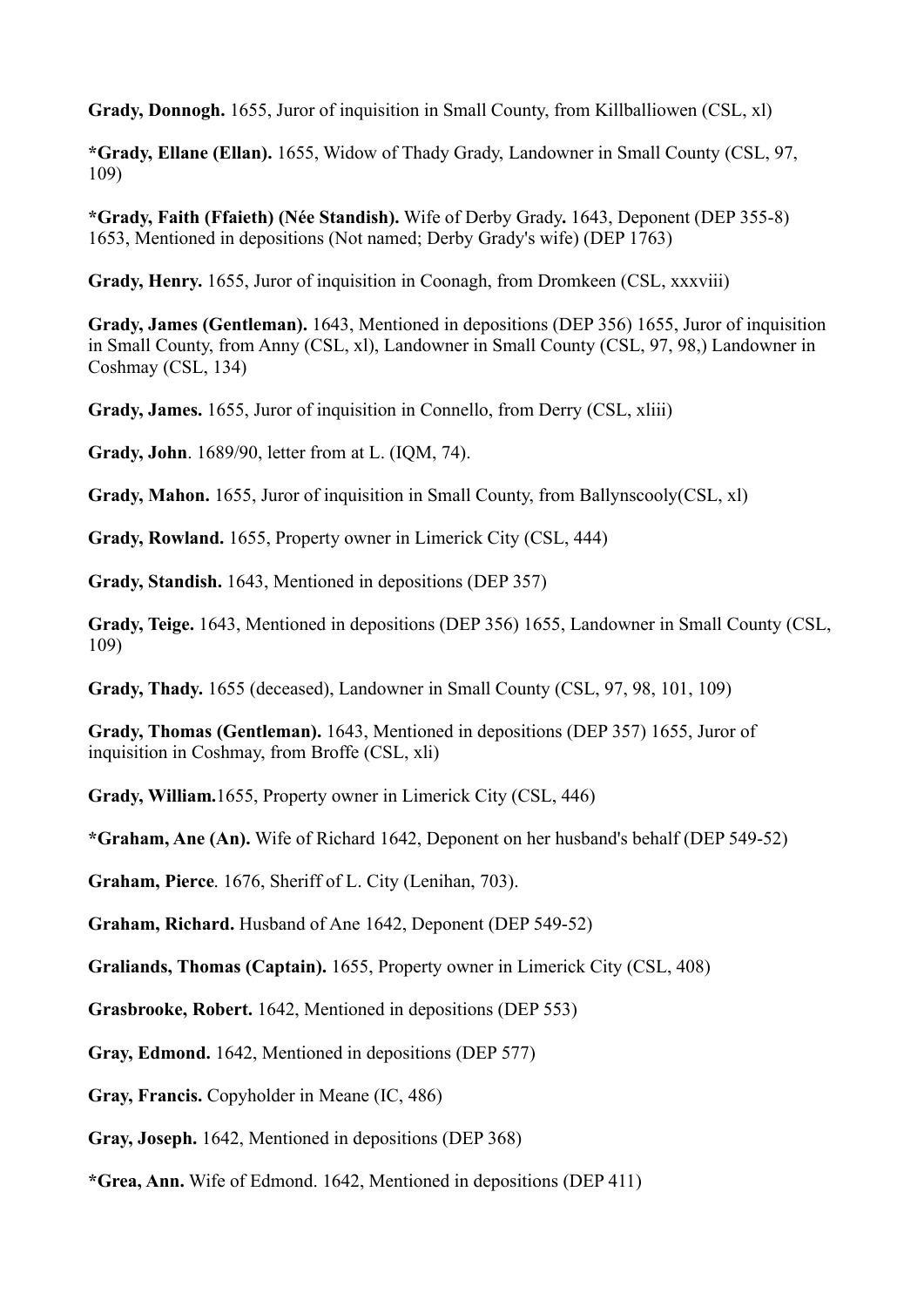**Grady, Donnogh.** 1655, Juror of inquisition in Small County, from Killballiowen (CSL, xl)

***Grady, Ellane (Ellan).** 1655, Widow of Thady Grady, Landowner in Small County (CSL, 97, 109)

***Grady, Faith (Ffaieth) (Née Standish).** Wife of Derby Grady**.** 1643, Deponent (DEP 355-8) 1653, Mentioned in depositions (Not named; Derby Grady's wife) (DEP 1763)

**Grady, Henry.** 1655, Juror of inquisition in Coonagh, from Dromkeen (CSL, xxxviii)

**Grady, James (Gentleman).** 1643, Mentioned in depositions (DEP 356) 1655, Juror of inquisition in Small County, from Anny (CSL, xl), Landowner in Small County (CSL, 97, 98,) Landowner in Coshmay (CSL, 134)

**Grady, James.** 1655, Juror of inquisition in Connello, from Derry (CSL, xliii)

**Grady, John**. 1689/90, letter from at L. (IQM, 74).

**Grady, Mahon.** 1655, Juror of inquisition in Small County, from Ballynscooly(CSL, xl)

**Grady, Rowland.** 1655, Property owner in Limerick City (CSL, 444)

**Grady, Standish.** 1643, Mentioned in depositions (DEP 357)

**Grady, Teige.** 1643, Mentioned in depositions (DEP 356) 1655, Landowner in Small County (CSL, 109)

**Grady, Thady.** 1655 (deceased), Landowner in Small County (CSL, 97, 98, 101, 109)

**Grady, Thomas (Gentleman).** 1643, Mentioned in depositions (DEP 357) 1655, Juror of inquisition in Coshmay, from Broffe (CSL, xli)

**Grady, William.**1655, Property owner in Limerick City (CSL, 446)

***Graham, Ane (An).** Wife of Richard 1642, Deponent on her husband's behalf (DEP 549-52)

**Graham, Pierce**. 1676, Sheriff of L. City (Lenihan, 703).

**Graham, Richard.** Husband of Ane 1642, Deponent (DEP 549-52)

**Graliands, Thomas (Captain).** 1655, Property owner in Limerick City (CSL, 408)

**Grasbrooke, Robert.** 1642, Mentioned in depositions (DEP 553)

**Gray, Edmond.** 1642, Mentioned in depositions (DEP 577)

**Gray, Francis.** Copyholder in Meane (IC, 486)

**Gray, Joseph.** 1642, Mentioned in depositions (DEP 368)

***Grea, Ann.** Wife of Edmond. 1642, Mentioned in depositions (DEP 411)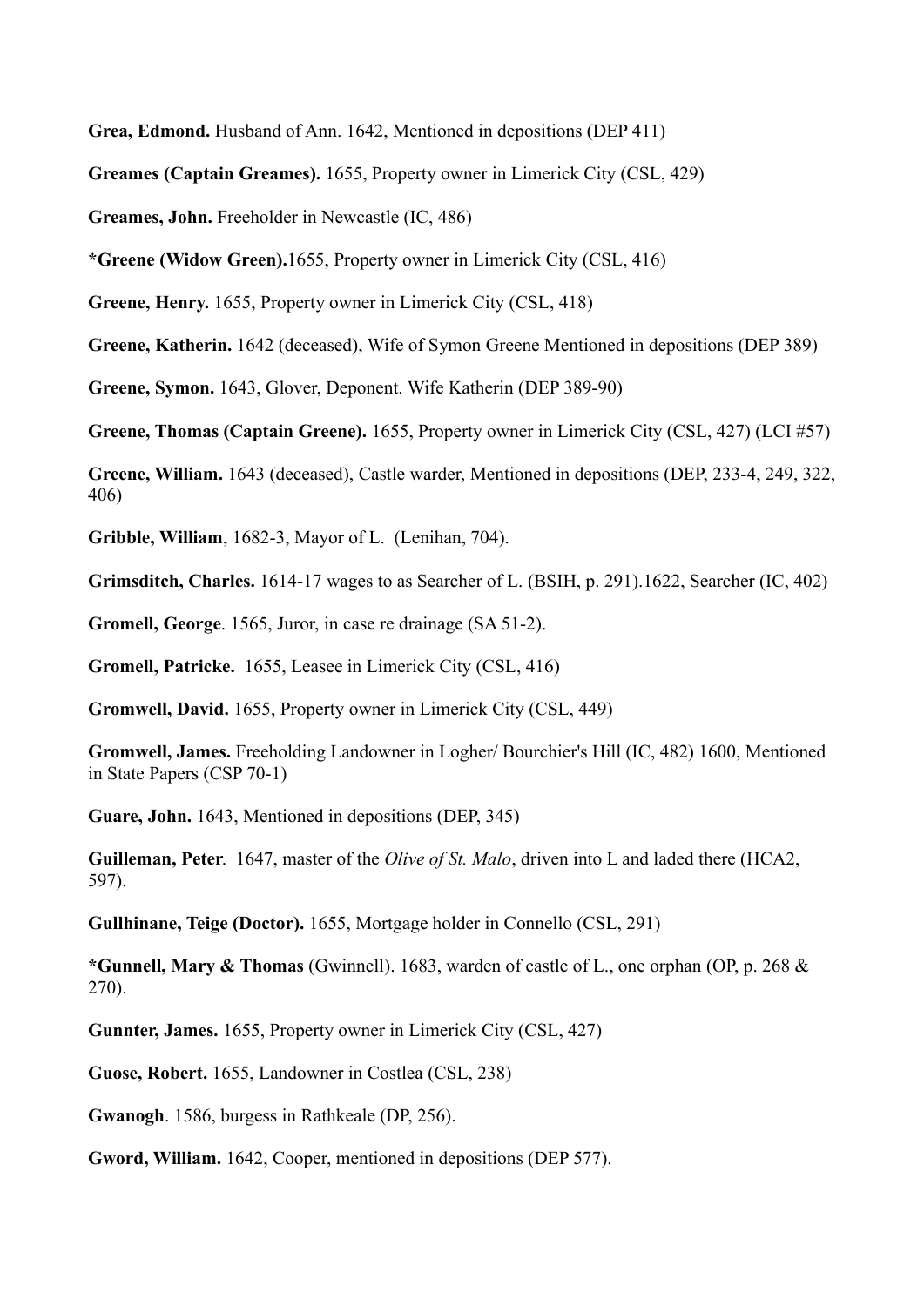**Grea, Edmond.** Husband of Ann. 1642, Mentioned in depositions (DEP 411)

**Greames (Captain Greames).** 1655, Property owner in Limerick City (CSL, 429)

**Greames, John.** Freeholder in Newcastle (IC, 486)

***Greene (Widow Green).**1655, Property owner in Limerick City (CSL, 416)

**Greene, Henry.** 1655, Property owner in Limerick City (CSL, 418)

**Greene, Katherin.** 1642 (deceased), Wife of Symon Greene Mentioned in depositions (DEP 389)

**Greene, Symon.** 1643, Glover, Deponent. Wife Katherin (DEP 389-90)

**Greene, Thomas (Captain Greene).** 1655, Property owner in Limerick City (CSL, 427) (LCI #57)

**Greene, William.** 1643 (deceased), Castle warder, Mentioned in depositions (DEP, 233-4, 249, 322, 406)

**Gribble, William**, 1682-3, Mayor of L. (Lenihan, 704).

**Grimsditch, Charles.** 1614-17 wages to as Searcher of L. (BSIH, p. 291).1622, Searcher (IC, 402)

**Gromell, George**. 1565, Juror, in case re drainage (SA 51-2).

**Gromell, Patricke.** 1655, Leasee in Limerick City (CSL, 416)

**Gromwell, David.** 1655, Property owner in Limerick City (CSL, 449)

**Gromwell, James.** Freeholding Landowner in Logher/ Bourchier's Hill (IC, 482) 1600, Mentioned in State Papers (CSP 70-1)

**Guare, John.** 1643, Mentioned in depositions (DEP, 345)

**Guilleman, Peter**. 1647, master of the *Olive of St. Malo*, driven into L and laded there (HCA2, 597).

**Gullhinane, Teige (Doctor).** 1655, Mortgage holder in Connello (CSL, 291)

***Gunnell, Mary & Thomas** (Gwinnell). 1683, warden of castle of L., one orphan (OP, p. 268 & 270).

**Gunnter, James.** 1655, Property owner in Limerick City (CSL, 427)

**Guose, Robert.** 1655, Landowner in Costlea (CSL, 238)

**Gwanogh**. 1586, burgess in Rathkeale (DP, 256).

**Gword, William.** 1642, Cooper, mentioned in depositions (DEP 577).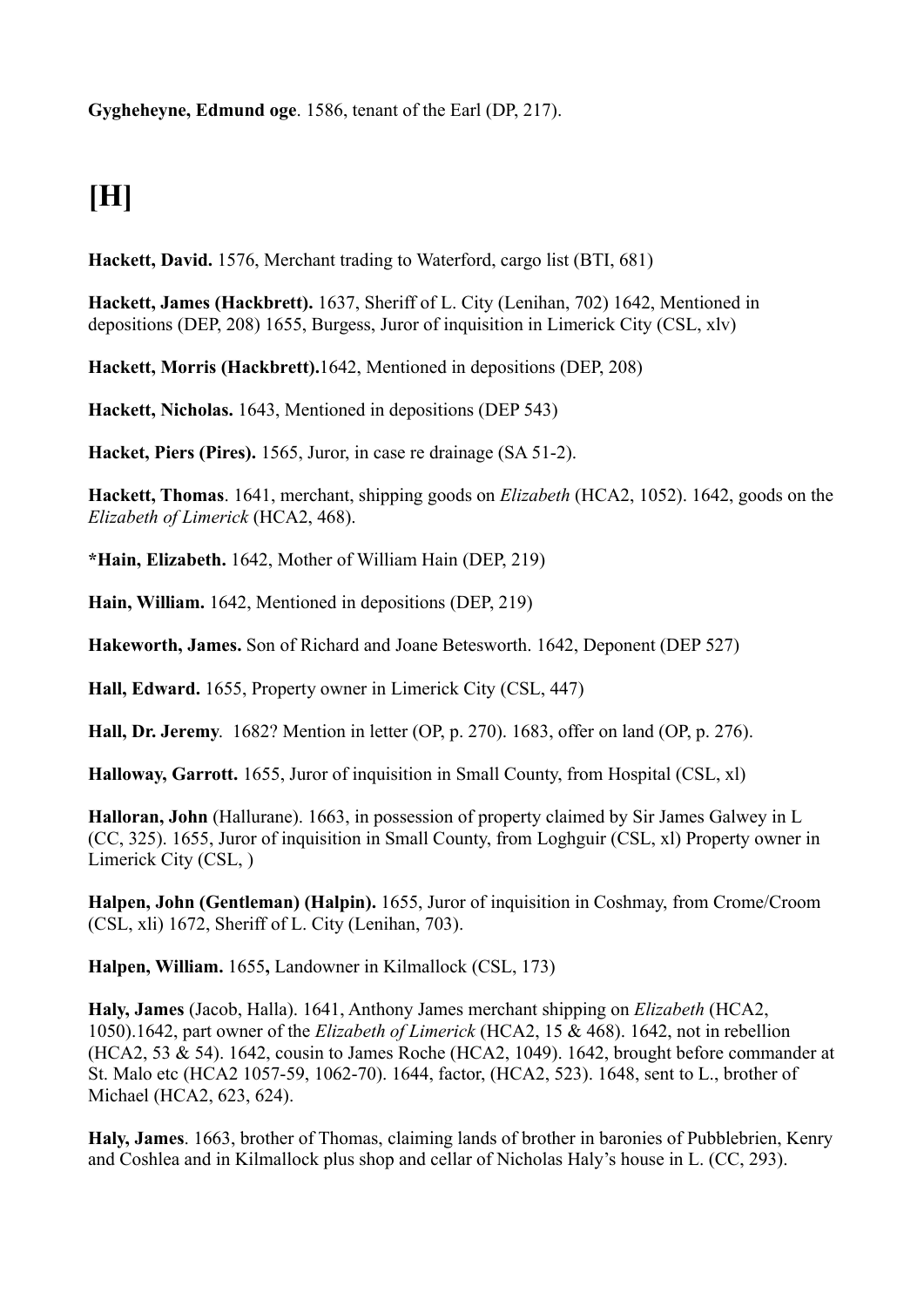**Gygheheyne, Edmund oge**. 1586, tenant of the Earl (DP, 217).

# [H]

**Hackett, David.** 1576, Merchant trading to Waterford, cargo list (BTI, 681)

**Hackett, James (Hackbrett).** 1637, Sheriff of L. City (Lenihan, 702) 1642, Mentioned in depositions (DEP, 208) 1655, Burgess, Juror of inquisition in Limerick City (CSL, xlv)

**Hackett, Morris (Hackbrett).**1642, Mentioned in depositions (DEP, 208)

**Hackett, Nicholas.** 1643, Mentioned in depositions (DEP 543)

**Hacket, Piers (Pires).** 1565, Juror, in case re drainage (SA 51-2).

**Hackett, Thomas**. 1641, merchant, shipping goods on *Elizabeth* (HCA2, 1052). 1642, goods on the *Elizabeth of Limerick* (HCA2, 468).

***Hain, Elizabeth.** 1642, Mother of William Hain (DEP, 219)

**Hain, William.** 1642, Mentioned in depositions (DEP, 219)

**Hakeworth, James.** Son of Richard and Joane Betesworth. 1642, Deponent (DEP 527)

**Hall, Edward.** 1655, Property owner in Limerick City (CSL, 447)

**Hall, Dr. Jeremy**. 1682? Mention in letter (OP, p. 270). 1683, offer on land (OP, p. 276).

**Halloway, Garrott.** 1655, Juror of inquisition in Small County, from Hospital (CSL, xl)

**Halloran, John** (Hallurane). 1663, in possession of property claimed by Sir James Galwey in L (CC, 325). 1655, Juror of inquisition in Small County, from Loghguir (CSL, xl) Property owner in Limerick City (CSL, )

**Halpen, John (Gentleman) (Halpin).** 1655, Juror of inquisition in Coshmay, from Crome/Croom (CSL, xli) 1672, Sheriff of L. City (Lenihan, 703).

**Halpen, William.** 1655**,** Landowner in Kilmallock (CSL, 173)

**Haly, James** (Jacob, Halla). 1641, Anthony James merchant shipping on *Elizabeth* (HCA2, 1050).1642, part owner of the *Elizabeth of Limerick* (HCA2, 15 & 468). 1642, not in rebellion (HCA2, 53 & 54). 1642, cousin to James Roche (HCA2, 1049). 1642, brought before commander at St. Malo etc (HCA2 1057-59, 1062-70). 1644, factor, (HCA2, 523). 1648, sent to L., brother of Michael (HCA2, 623, 624).

**Haly, James**. 1663, brother of Thomas, claiming lands of brother in baronies of Pubblebrien, Kenry and Coshlea and in Kilmallock plus shop and cellar of Nicholas Haly's house in L. (CC, 293).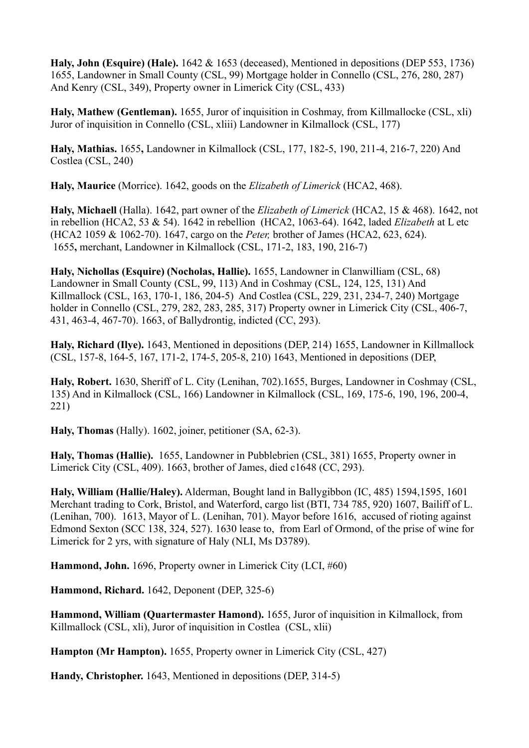**Haly, John (Esquire) (Hale).** 1642 & 1653 (deceased), Mentioned in depositions (DEP 553, 1736) 1655, Landowner in Small County (CSL, 99) Mortgage holder in Connello (CSL, 276, 280, 287) And Kenry (CSL, 349), Property owner in Limerick City (CSL, 433)

**Haly, Mathew (Gentleman).** 1655, Juror of inquisition in Coshmay, from Killmallocke (CSL, xli) Juror of inquisition in Connello (CSL, xliii) Landowner in Kilmallock (CSL, 177)

**Haly, Mathias.** 1655**,** Landowner in Kilmallock (CSL, 177, 182-5, 190, 211-4, 216-7, 220) And Costlea (CSL, 240)

**Haly, Maurice** (Morrice). 1642, goods on the *Elizabeth of Limerick* (HCA2, 468).

**Haly, Michaell** (Halla). 1642, part owner of the *Elizabeth of Limerick* (HCA2, 15 & 468). 1642, not in rebellion (HCA2, 53 & 54). 1642 in rebellion (HCA2, 1063-64). 1642, laded *Elizabeth* at L etc (HCA2 1059 & 1062-70). 1647, cargo on the *Peter,* brother of James (HCA2, 623, 624). 1655**,** merchant, Landowner in Kilmallock (CSL, 171-2, 183, 190, 216-7)

**Haly, Nichollas (Esquire) (Nocholas, Hallie).** 1655, Landowner in Clanwilliam (CSL, 68) Landowner in Small County (CSL, 99, 113) And in Coshmay (CSL, 124, 125, 131) And Killmallock (CSL, 163, 170-1, 186, 204-5) And Costlea (CSL, 229, 231, 234-7, 240) Mortgage holder in Connello (CSL, 279, 282, 283, 285, 317) Property owner in Limerick City (CSL, 406-7, 431, 463-4, 467-70). 1663, of Ballydrontig, indicted (CC, 293).

**Haly, Richard (Ilye).** 1643, Mentioned in depositions (DEP, 214) 1655, Landowner in Killmallock (CSL, 157-8, 164-5, 167, 171-2, 174-5, 205-8, 210) 1643, Mentioned in depositions (DEP,

**Haly, Robert.** 1630, Sheriff of L. City (Lenihan, 702).1655, Burges, Landowner in Coshmay (CSL, 135) And in Kilmallock (CSL, 166) Landowner in Kilmallock (CSL, 169, 175-6, 190, 196, 200-4, 221)

**Haly, Thomas** (Hally). 1602, joiner, petitioner (SA, 62-3).

**Haly, Thomas (Hallie).** 1655, Landowner in Pubblebrien (CSL, 381) 1655, Property owner in Limerick City (CSL, 409). 1663, brother of James, died c1648 (CC, 293).

**Haly, William (Hallie/Haley).** Alderman, Bought land in Ballygibbon (IC, 485) 1594,1595, 1601 Merchant trading to Cork, Bristol, and Waterford, cargo list (BTI, 734 785, 920) 1607, Bailiff of L. (Lenihan, 700). 1613, Mayor of L. (Lenihan, 701). Mayor before 1616, accused of rioting against Edmond Sexton (SCC 138, 324, 527). 1630 lease to, from Earl of Ormond, of the prise of wine for Limerick for 2 yrs, with signature of Haly (NLI, Ms D3789).

**Hammond, John.** 1696, Property owner in Limerick City (LCI, #60)

**Hammond, Richard.** 1642, Deponent (DEP, 325-6)

**Hammond, William (Quartermaster Hamond).** 1655, Juror of inquisition in Kilmallock, from Killmallock (CSL, xli), Juror of inquisition in Costlea (CSL, xlii)

**Hampton (Mr Hampton).** 1655, Property owner in Limerick City (CSL, 427)

**Handy, Christopher.** 1643, Mentioned in depositions (DEP, 314-5)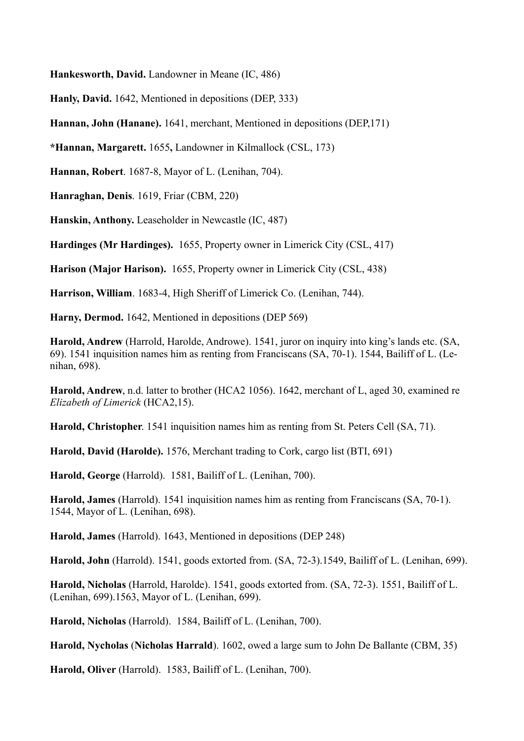**Hankesworth, David.** Landowner in Meane (IC, 486)

**Hanly, David.** 1642, Mentioned in depositions (DEP, 333)

**Hannan, John (Hanane).** 1641, merchant, Mentioned in depositions (DEP,171)

**\*Hannan, Margarett.** 1655**,** Landowner in Kilmallock (CSL, 173)

**Hannan, Robert**. 1687-8, Mayor of L. (Lenihan, 704).

**Hanraghan, Denis**. 1619, Friar (CBM, 220)

**Hanskin, Anthony.** Leaseholder in Newcastle (IC, 487)

**Hardinges (Mr Hardinges).** 1655, Property owner in Limerick City (CSL, 417)

**Harison (Major Harison).** 1655, Property owner in Limerick City (CSL, 438)

**Harrison, William**. 1683-4, High Sheriff of Limerick Co. (Lenihan, 744).

**Harny, Dermod.** 1642, Mentioned in depositions (DEP 569)

**Harold, Andrew** (Harrold, Harolde, Androwe). 1541, juror on inquiry into king's lands etc. (SA, 69). 1541 inquisition names him as renting from Franciscans (SA, 70-1). 1544, Bailiff of L. (Lenihan, 698).

**Harold, Andrew**, n.d. latter to brother (HCA2 1056). 1642, merchant of L, aged 30, examined re *Elizabeth of Limerick* (HCA2,15).

**Harold, Christopher**. 1541 inquisition names him as renting from St. Peters Cell (SA, 71).

**Harold, David (Harolde).** 1576, Merchant trading to Cork, cargo list (BTI, 691)

**Harold, George** (Harrold). 1581, Bailiff of L. (Lenihan, 700).

**Harold, James** (Harrold). 1541 inquisition names him as renting from Franciscans (SA, 70-1). 1544, Mayor of L. (Lenihan, 698).

**Harold, James** (Harrold). 1643, Mentioned in depositions (DEP 248)

**Harold, John** (Harrold). 1541, goods extorted from. (SA, 72-3).1549, Bailiff of L. (Lenihan, 699).

**Harold, Nicholas** (Harrold, Harolde). 1541, goods extorted from. (SA, 72-3). 1551, Bailiff of L. (Lenihan, 699).1563, Mayor of L. (Lenihan, 699).

**Harold, Nicholas** (Harrold). 1584, Bailiff of L. (Lenihan, 700).

**Harold, Nycholas** (**Nicholas Harrald**). 1602, owed a large sum to John De Ballante (CBM, 35)

**Harold, Oliver** (Harrold). 1583, Bailiff of L. (Lenihan, 700).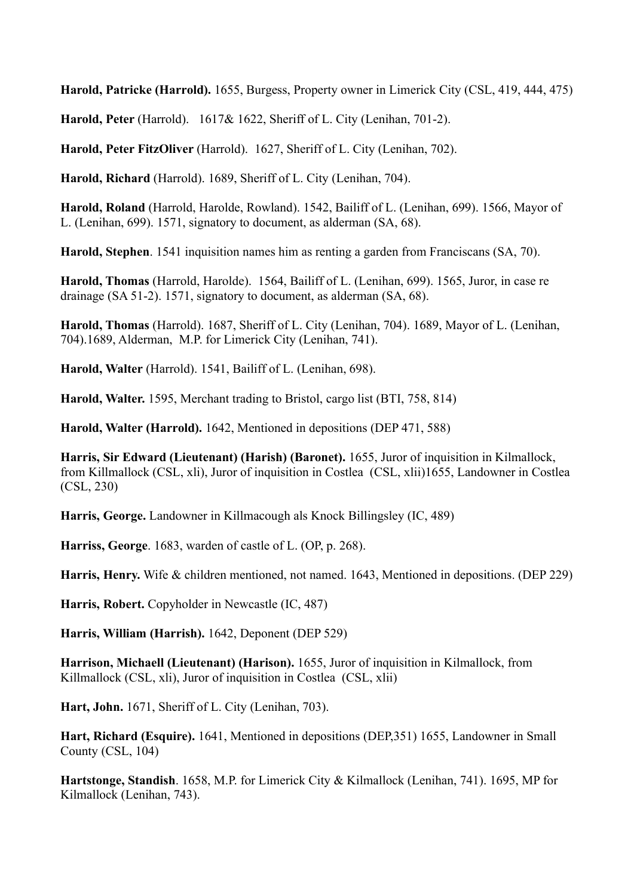**Harold, Patricke (Harrold).** 1655, Burgess, Property owner in Limerick City (CSL, 419, 444, 475)

**Harold, Peter** (Harrold). 1617& 1622, Sheriff of L. City (Lenihan, 701-2).

**Harold, Peter FitzOliver** (Harrold). 1627, Sheriff of L. City (Lenihan, 702).

**Harold, Richard** (Harrold). 1689, Sheriff of L. City (Lenihan, 704).

**Harold, Roland** (Harrold, Harolde, Rowland). 1542, Bailiff of L. (Lenihan, 699). 1566, Mayor of L. (Lenihan, 699). 1571, signatory to document, as alderman (SA, 68).

**Harold, Stephen**. 1541 inquisition names him as renting a garden from Franciscans (SA, 70).

**Harold, Thomas** (Harrold, Harolde). 1564, Bailiff of L. (Lenihan, 699). 1565, Juror, in case re drainage (SA 51-2). 1571, signatory to document, as alderman (SA, 68).

**Harold, Thomas** (Harrold). 1687, Sheriff of L. City (Lenihan, 704). 1689, Mayor of L. (Lenihan, 704).1689, Alderman, M.P. for Limerick City (Lenihan, 741).

**Harold, Walter** (Harrold). 1541, Bailiff of L. (Lenihan, 698).

**Harold, Walter.** 1595, Merchant trading to Bristol, cargo list (BTI, 758, 814)

**Harold, Walter (Harrold).** 1642, Mentioned in depositions (DEP 471, 588)

**Harris, Sir Edward (Lieutenant) (Harish) (Baronet).** 1655, Juror of inquisition in Kilmallock, from Killmallock (CSL, xli), Juror of inquisition in Costlea (CSL, xlii)1655, Landowner in Costlea (CSL, 230)

**Harris, George.** Landowner in Killmacough als Knock Billingsley (IC, 489)

**Harriss, George**. 1683, warden of castle of L. (OP, p. 268).

**Harris, Henry.** Wife & children mentioned, not named. 1643, Mentioned in depositions. (DEP 229)

**Harris, Robert.** Copyholder in Newcastle (IC, 487)

**Harris, William (Harrish).** 1642, Deponent (DEP 529)

**Harrison, Michaell (Lieutenant) (Harison).** 1655, Juror of inquisition in Kilmallock, from Killmallock (CSL, xli), Juror of inquisition in Costlea (CSL, xlii)

**Hart, John.** 1671, Sheriff of L. City (Lenihan, 703).

**Hart, Richard (Esquire).** 1641, Mentioned in depositions (DEP,351) 1655, Landowner in Small County (CSL, 104)

**Hartstonge, Standish**. 1658, M.P. for Limerick City & Kilmallock (Lenihan, 741). 1695, MP for Kilmallock (Lenihan, 743).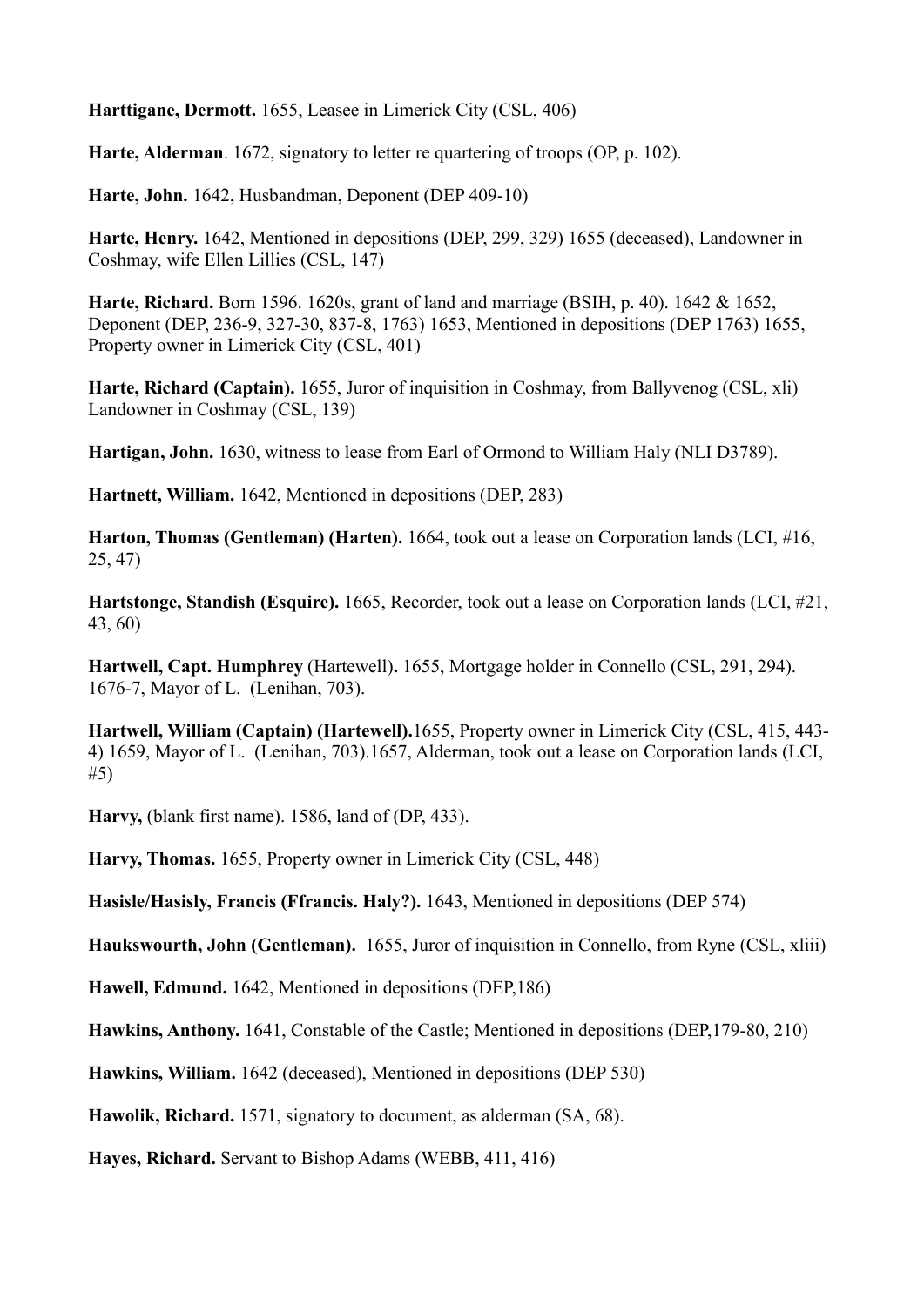**Harttigane, Dermott.** 1655, Leasee in Limerick City (CSL, 406)

**Harte, Alderman**. 1672, signatory to letter re quartering of troops (OP, p. 102).

**Harte, John.** 1642, Husbandman, Deponent (DEP 409-10)

**Harte, Henry.** 1642, Mentioned in depositions (DEP, 299, 329) 1655 (deceased), Landowner in Coshmay, wife Ellen Lillies (CSL, 147)

**Harte, Richard.** Born 1596. 1620s, grant of land and marriage (BSIH, p. 40). 1642 & 1652, Deponent (DEP, 236-9, 327-30, 837-8, 1763) 1653, Mentioned in depositions (DEP 1763) 1655, Property owner in Limerick City (CSL, 401)

**Harte, Richard (Captain).** 1655, Juror of inquisition in Coshmay, from Ballyvenog (CSL, xli) Landowner in Coshmay (CSL, 139)

**Hartigan, John.** 1630, witness to lease from Earl of Ormond to William Haly (NLI D3789).

**Hartnett, William.** 1642, Mentioned in depositions (DEP, 283)

**Harton, Thomas (Gentleman) (Harten).** 1664, took out a lease on Corporation lands (LCI, #16, 25, 47)

**Hartstonge, Standish (Esquire).** 1665, Recorder, took out a lease on Corporation lands (LCI, #21, 43, 60)

**Hartwell, Capt. Humphrey** (Hartewell)**.** 1655, Mortgage holder in Connello (CSL, 291, 294). 1676-7, Mayor of L. (Lenihan, 703).

**Hartwell, William (Captain) (Hartewell).**1655, Property owner in Limerick City (CSL, 415, 443-4) 1659, Mayor of L. (Lenihan, 703).1657, Alderman, took out a lease on Corporation lands (LCI, #5)

**Harvy,** (blank first name). 1586, land of (DP, 433).

**Harvy, Thomas.** 1655, Property owner in Limerick City (CSL, 448)

**Hasisle/Hasisly, Francis (Ffrancis. Haly?).** 1643, Mentioned in depositions (DEP 574)

**Haukswourth, John (Gentleman).** 1655, Juror of inquisition in Connello, from Ryne (CSL, xliii)

**Hawell, Edmund.** 1642, Mentioned in depositions (DEP,186)

**Hawkins, Anthony.** 1641, Constable of the Castle; Mentioned in depositions (DEP,179-80, 210)

**Hawkins, William.** 1642 (deceased), Mentioned in depositions (DEP 530)

**Hawolik, Richard.** 1571, signatory to document, as alderman (SA, 68).

**Hayes, Richard.** Servant to Bishop Adams (WEBB, 411, 416)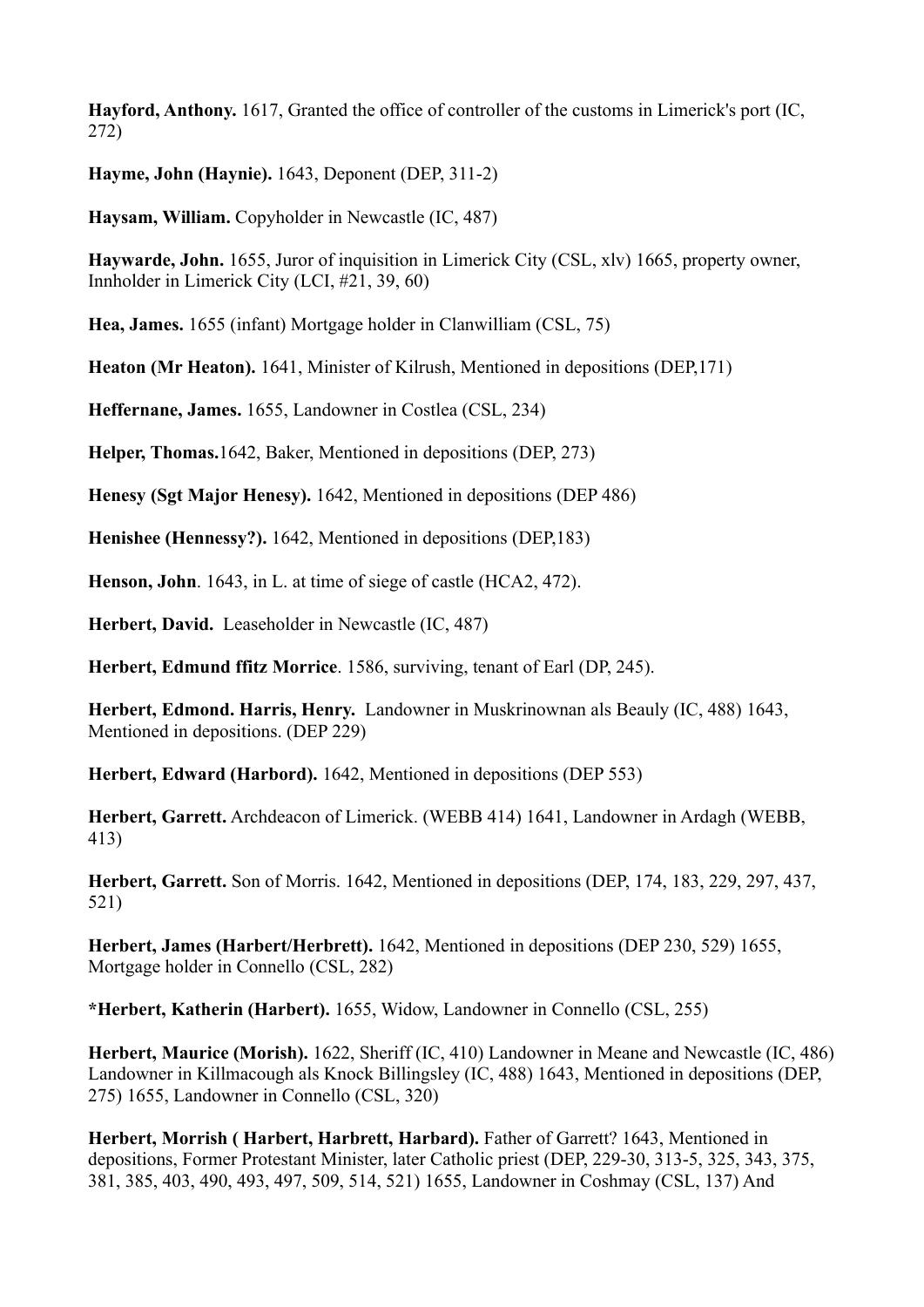**Hayford, Anthony.** 1617, Granted the office of controller of the customs in Limerick's port (IC, 272)

**Hayme, John (Haynie).** 1643, Deponent (DEP, 311-2)

**Haysam, William.** Copyholder in Newcastle (IC, 487)

**Haywarde, John.** 1655, Juror of inquisition in Limerick City (CSL, xlv) 1665, property owner, Innholder in Limerick City (LCI, #21, 39, 60)

**Hea, James.** 1655 (infant) Mortgage holder in Clanwilliam (CSL, 75)

**Heaton (Mr Heaton).** 1641, Minister of Kilrush, Mentioned in depositions (DEP,171)

**Heffernane, James.** 1655, Landowner in Costlea (CSL, 234)

**Helper, Thomas.**1642, Baker, Mentioned in depositions (DEP, 273)

**Henesy (Sgt Major Henesy).** 1642, Mentioned in depositions (DEP 486)

**Henishee (Hennessy?).** 1642, Mentioned in depositions (DEP,183)

**Henson, John**. 1643, in L. at time of siege of castle (HCA2, 472).

**Herbert, David.** Leaseholder in Newcastle (IC, 487)

**Herbert, Edmund ffitz Morrice**. 1586, surviving, tenant of Earl (DP, 245).

**Herbert, Edmond. Harris, Henry.** Landowner in Muskrinownan als Beauly (IC, 488) 1643, Mentioned in depositions. (DEP 229)

**Herbert, Edward (Harbord).** 1642, Mentioned in depositions (DEP 553)

**Herbert, Garrett.** Archdeacon of Limerick. (WEBB 414) 1641, Landowner in Ardagh (WEBB, 413)

**Herbert, Garrett.** Son of Morris. 1642, Mentioned in depositions (DEP, 174, 183, 229, 297, 437, 521)

**Herbert, James (Harbert/Herbrett).** 1642, Mentioned in depositions (DEP 230, 529) 1655, Mortgage holder in Connello (CSL, 282)

***Herbert, Katherin (Harbert).** 1655, Widow, Landowner in Connello (CSL, 255)

**Herbert, Maurice (Morish).** 1622, Sheriff (IC, 410) Landowner in Meane and Newcastle (IC, 486) Landowner in Killmacough als Knock Billingsley (IC, 488) 1643, Mentioned in depositions (DEP, 275) 1655, Landowner in Connello (CSL, 320)

**Herbert, Morrish ( Harbert, Harbrett, Harbard).** Father of Garrett? 1643, Mentioned in depositions, Former Protestant Minister, later Catholic priest (DEP, 229-30, 313-5, 325, 343, 375, 381, 385, 403, 490, 493, 497, 509, 514, 521) 1655, Landowner in Coshmay (CSL, 137) And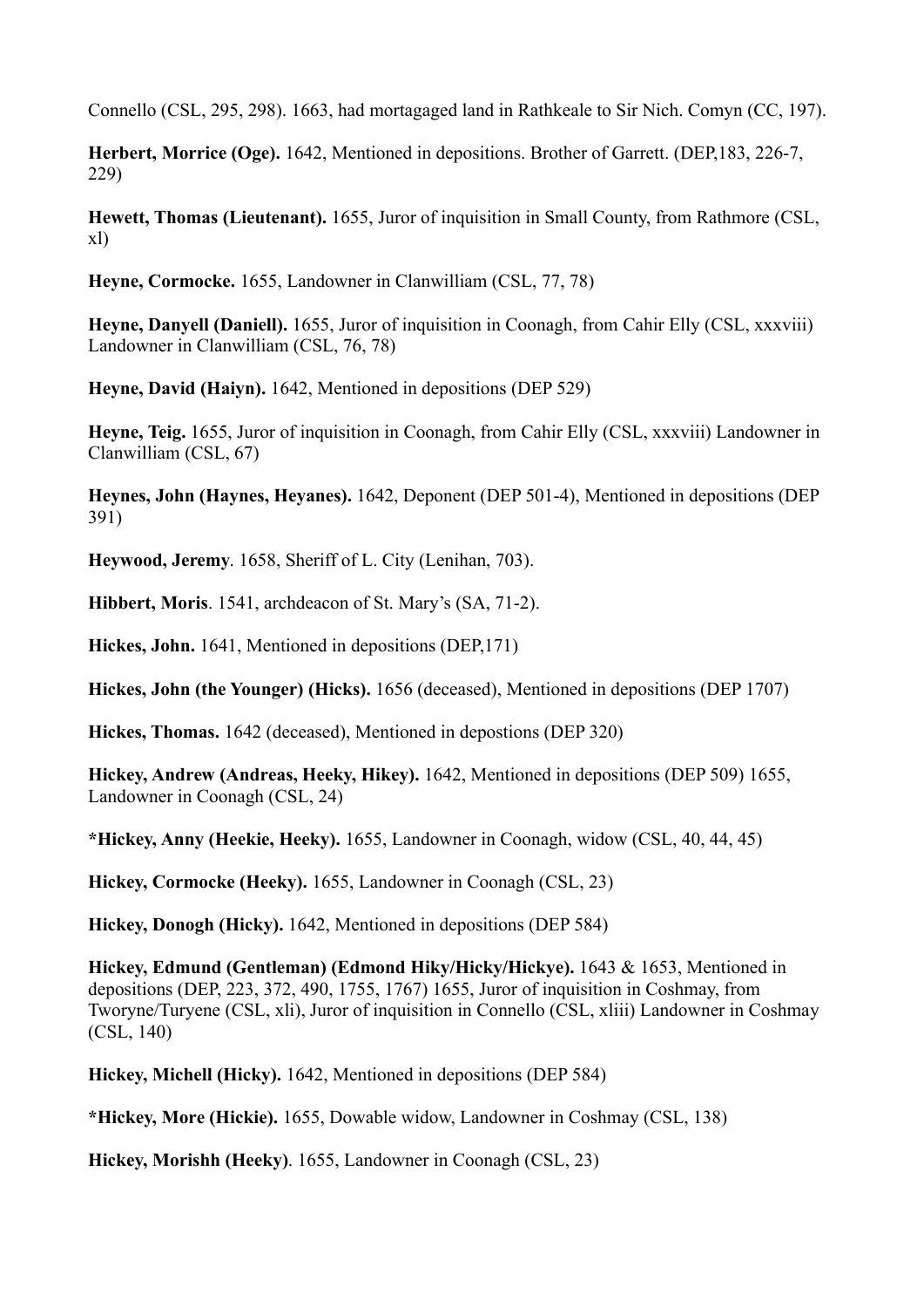Connello (CSL, 295, 298). 1663, had mortagaged land in Rathkeale to Sir Nich. Comyn (CC, 197).

**Herbert, Morrice (Oge).** 1642, Mentioned in depositions. Brother of Garrett. (DEP,183, 226-7, 229)

**Hewett, Thomas (Lieutenant).** 1655, Juror of inquisition in Small County, from Rathmore (CSL, xl)

**Heyne, Cormocke.** 1655, Landowner in Clanwilliam (CSL, 77, 78)

**Heyne, Danyell (Daniell).** 1655, Juror of inquisition in Coonagh, from Cahir Elly (CSL, xxxviii) Landowner in Clanwilliam (CSL, 76, 78)

**Heyne, David (Haiyn).** 1642, Mentioned in depositions (DEP 529)

**Heyne, Teig.** 1655, Juror of inquisition in Coonagh, from Cahir Elly (CSL, xxxviii) Landowner in Clanwilliam (CSL, 67)

**Heynes, John (Haynes, Heyanes).** 1642, Deponent (DEP 501-4), Mentioned in depositions (DEP 391)

**Heywood, Jeremy**. 1658, Sheriff of L. City (Lenihan, 703).

**Hibbert, Moris**. 1541, archdeacon of St. Mary's (SA, 71-2).

**Hickes, John.** 1641, Mentioned in depositions (DEP,171)

**Hickes, John (the Younger) (Hicks).** 1656 (deceased), Mentioned in depositions (DEP 1707)

**Hickes, Thomas.** 1642 (deceased), Mentioned in depostions (DEP 320)

**Hickey, Andrew (Andreas, Heeky, Hikey).** 1642, Mentioned in depositions (DEP 509) 1655, Landowner in Coonagh (CSL, 24)

**\*Hickey, Anny (Heekie, Heeky).** 1655, Landowner in Coonagh, widow (CSL, 40, 44, 45)

**Hickey, Cormocke (Heeky).** 1655, Landowner in Coonagh (CSL, 23)

**Hickey, Donogh (Hicky).** 1642, Mentioned in depositions (DEP 584)

**Hickey, Edmund (Gentleman) (Edmond Hiky/Hicky/Hickye).** 1643 & 1653, Mentioned in depositions (DEP, 223, 372, 490, 1755, 1767) 1655, Juror of inquisition in Coshmay, from Tworyne/Turyene (CSL, xli), Juror of inquisition in Connello (CSL, xliii) Landowner in Coshmay (CSL, 140)

**Hickey, Michell (Hicky).** 1642, Mentioned in depositions (DEP 584)

**\*Hickey, More (Hickie).** 1655, Dowable widow, Landowner in Coshmay (CSL, 138)

**Hickey, Morishh (Heeky)**. 1655, Landowner in Coonagh (CSL, 23)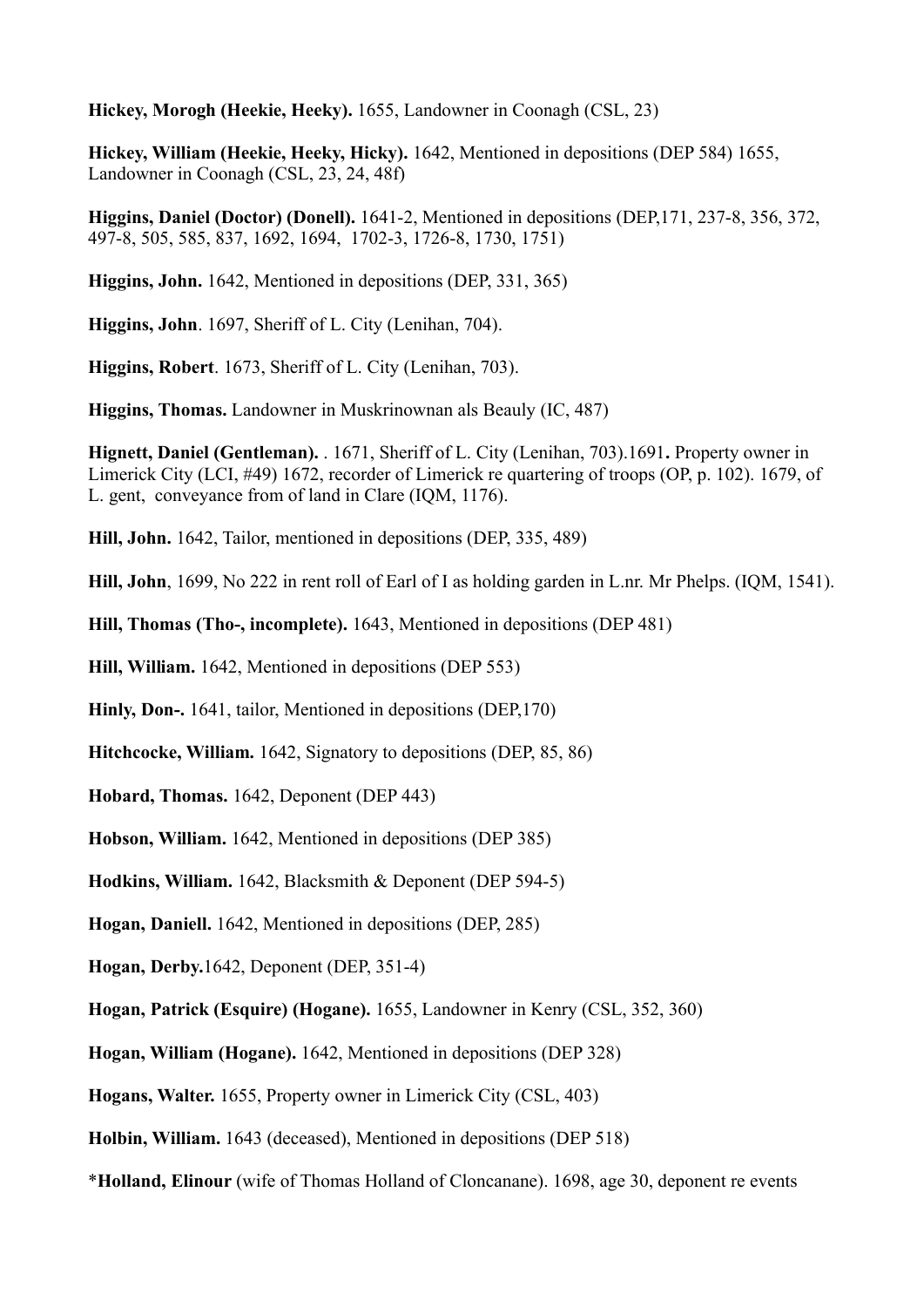**Hickey, Morogh (Heekie, Heeky).** 1655, Landowner in Coonagh (CSL, 23)

**Hickey, William (Heekie, Heeky, Hicky).** 1642, Mentioned in depositions (DEP 584) 1655, Landowner in Coonagh (CSL, 23, 24, 48f)

**Higgins, Daniel (Doctor) (Donell).** 1641-2, Mentioned in depositions (DEP,171, 237-8, 356, 372, 497-8, 505, 585, 837, 1692, 1694, 1702-3, 1726-8, 1730, 1751)

**Higgins, John.** 1642, Mentioned in depositions (DEP, 331, 365)

**Higgins, John**. 1697, Sheriff of L. City (Lenihan, 704).

**Higgins, Robert**. 1673, Sheriff of L. City (Lenihan, 703).

**Higgins, Thomas.** Landowner in Muskrinownan als Beauly (IC, 487)

**Hignett, Daniel (Gentleman).** . 1671, Sheriff of L. City (Lenihan, 703).1691**.** Property owner in Limerick City (LCI, #49) 1672, recorder of Limerick re quartering of troops (OP, p. 102). 1679, of L. gent, conveyance from of land in Clare (IQM, 1176).

**Hill, John.** 1642, Tailor, mentioned in depositions (DEP, 335, 489)

**Hill, John**, 1699, No 222 in rent roll of Earl of I as holding garden in L.nr. Mr Phelps. (IQM, 1541).

**Hill, Thomas (Tho-, incomplete).** 1643, Mentioned in depositions (DEP 481)

**Hill, William.** 1642, Mentioned in depositions (DEP 553)

**Hinly, Don-.** 1641, tailor, Mentioned in depositions (DEP,170)

**Hitchcocke, William.** 1642, Signatory to depositions (DEP, 85, 86)

**Hobard, Thomas.** 1642, Deponent (DEP 443)

**Hobson, William.** 1642, Mentioned in depositions (DEP 385)

**Hodkins, William.** 1642, Blacksmith & Deponent (DEP 594-5)

**Hogan, Daniell.** 1642, Mentioned in depositions (DEP, 285)

**Hogan, Derby.**1642, Deponent (DEP, 351-4)

**Hogan, Patrick (Esquire) (Hogane).** 1655, Landowner in Kenry (CSL, 352, 360)

**Hogan, William (Hogane).** 1642, Mentioned in depositions (DEP 328)

**Hogans, Walter.** 1655, Property owner in Limerick City (CSL, 403)

**Holbin, William.** 1643 (deceased), Mentioned in depositions (DEP 518)

*__Holland, Elinour__ (wife of Thomas Holland of Cloncanane). 1698, age 30, deponent re events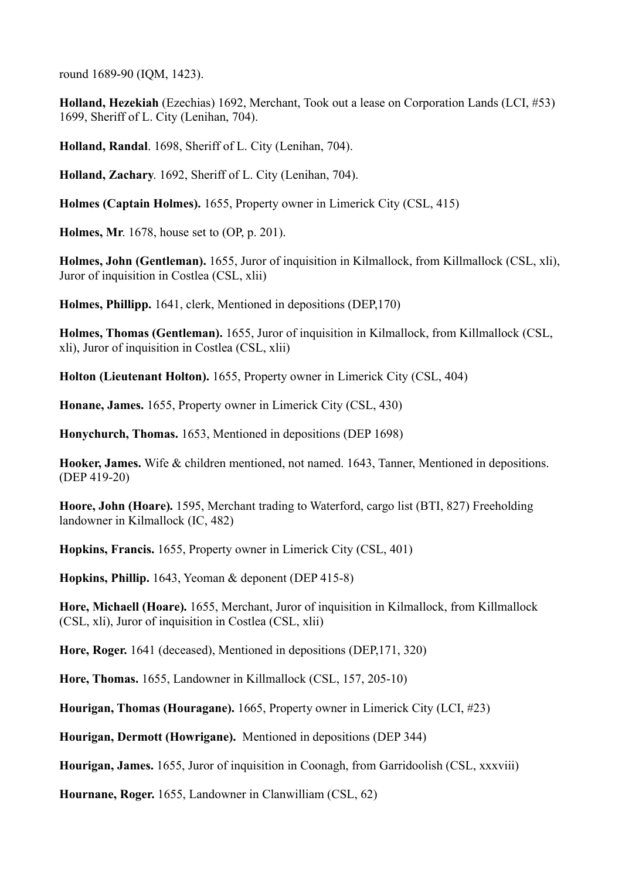round 1689-90 (IQM, 1423).

**Holland, Hezekiah** (Ezechias) 1692, Merchant, Took out a lease on Corporation Lands (LCI, #53) 1699, Sheriff of L. City (Lenihan, 704).

**Holland, Randal**. 1698, Sheriff of L. City (Lenihan, 704).

**Holland, Zachary**. 1692, Sheriff of L. City (Lenihan, 704).

**Holmes (Captain Holmes).** 1655, Property owner in Limerick City (CSL, 415)

**Holmes, Mr**. 1678, house set to (OP, p. 201).

**Holmes, John (Gentleman).** 1655, Juror of inquisition in Kilmallock, from Killmallock (CSL, xli), Juror of inquisition in Costlea (CSL, xlii)

**Holmes, Phillipp.** 1641, clerk, Mentioned in depositions (DEP,170)

**Holmes, Thomas (Gentleman).** 1655, Juror of inquisition in Kilmallock, from Killmallock (CSL, xli), Juror of inquisition in Costlea (CSL, xlii)

**Holton (Lieutenant Holton).** 1655, Property owner in Limerick City (CSL, 404)

**Honane, James.** 1655, Property owner in Limerick City (CSL, 430)

**Honychurch, Thomas.** 1653, Mentioned in depositions (DEP 1698)

**Hooker, James.** Wife & children mentioned, not named. 1643, Tanner, Mentioned in depositions. (DEP 419-20)

**Hoore, John (Hoare).** 1595, Merchant trading to Waterford, cargo list (BTI, 827) Freeholding landowner in Kilmallock (IC, 482)

**Hopkins, Francis.** 1655, Property owner in Limerick City (CSL, 401)

**Hopkins, Phillip.** 1643, Yeoman & deponent (DEP 415-8)

**Hore, Michaell (Hoare).** 1655, Merchant, Juror of inquisition in Kilmallock, from Killmallock (CSL, xli), Juror of inquisition in Costlea (CSL, xlii)

**Hore, Roger.** 1641 (deceased), Mentioned in depositions (DEP,171, 320)

**Hore, Thomas.** 1655, Landowner in Killmallock (CSL, 157, 205-10)

**Hourigan, Thomas (Houragane).** 1665, Property owner in Limerick City (LCI, #23)

**Hourigan, Dermott (Howrigane).** Mentioned in depositions (DEP 344)

**Hourigan, James.** 1655, Juror of inquisition in Coonagh, from Garridoolish (CSL, xxxviii)

**Hournane, Roger.** 1655, Landowner in Clanwilliam (CSL, 62)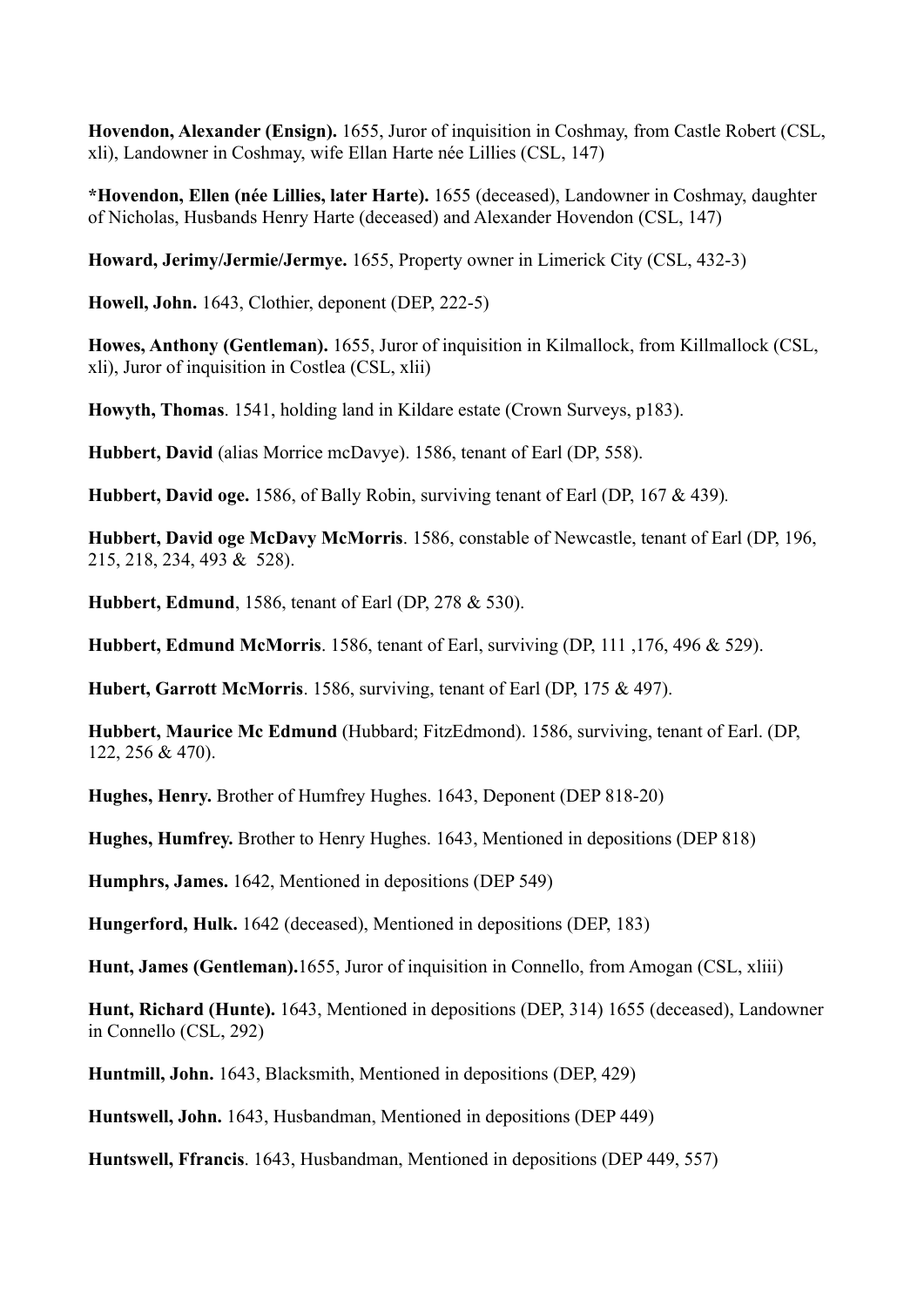**Hovendon, Alexander (Ensign).** 1655, Juror of inquisition in Coshmay, from Castle Robert (CSL, xli), Landowner in Coshmay, wife Ellan Harte née Lillies (CSL, 147)

***Hovendon, Ellen (née Lillies, later Harte).** 1655 (deceased), Landowner in Coshmay, daughter of Nicholas, Husbands Henry Harte (deceased) and Alexander Hovendon (CSL, 147)

**Howard, Jerimy/Jermie/Jermye.** 1655, Property owner in Limerick City (CSL, 432-3)

**Howell, John.** 1643, Clothier, deponent (DEP, 222-5)

**Howes, Anthony (Gentleman).** 1655, Juror of inquisition in Kilmallock, from Killmallock (CSL, xli), Juror of inquisition in Costlea (CSL, xlii)

**Howyth, Thomas**. 1541, holding land in Kildare estate (Crown Surveys, p183).

**Hubbert, David** (alias Morrice mcDavye). 1586, tenant of Earl (DP, 558).

**Hubbert, David oge.** 1586, of Bally Robin, surviving tenant of Earl (DP, 167 & 439).

**Hubbert, David oge McDavy McMorris**. 1586, constable of Newcastle, tenant of Earl (DP, 196, 215, 218, 234, 493 & 528).

**Hubbert, Edmund**, 1586, tenant of Earl (DP, 278 & 530).

**Hubbert, Edmund McMorris**. 1586, tenant of Earl, surviving (DP, 111 ,176, 496 & 529).

**Hubert, Garrott McMorris**. 1586, surviving, tenant of Earl (DP, 175 & 497).

**Hubbert, Maurice Mc Edmund** (Hubbard; FitzEdmond). 1586, surviving, tenant of Earl. (DP, 122, 256 & 470).

**Hughes, Henry.** Brother of Humfrey Hughes. 1643, Deponent (DEP 818-20)

**Hughes, Humfrey.** Brother to Henry Hughes. 1643, Mentioned in depositions (DEP 818)

**Humphrs, James.** 1642, Mentioned in depositions (DEP 549)

**Hungerford, Hulk.** 1642 (deceased), Mentioned in depositions (DEP, 183)

**Hunt, James (Gentleman).**1655, Juror of inquisition in Connello, from Amogan (CSL, xliii)

**Hunt, Richard (Hunte).** 1643, Mentioned in depositions (DEP, 314) 1655 (deceased), Landowner in Connello (CSL, 292)

**Huntmill, John.** 1643, Blacksmith, Mentioned in depositions (DEP, 429)

**Huntswell, John.** 1643, Husbandman, Mentioned in depositions (DEP 449)

**Huntswell, Ffrancis**. 1643, Husbandman, Mentioned in depositions (DEP 449, 557)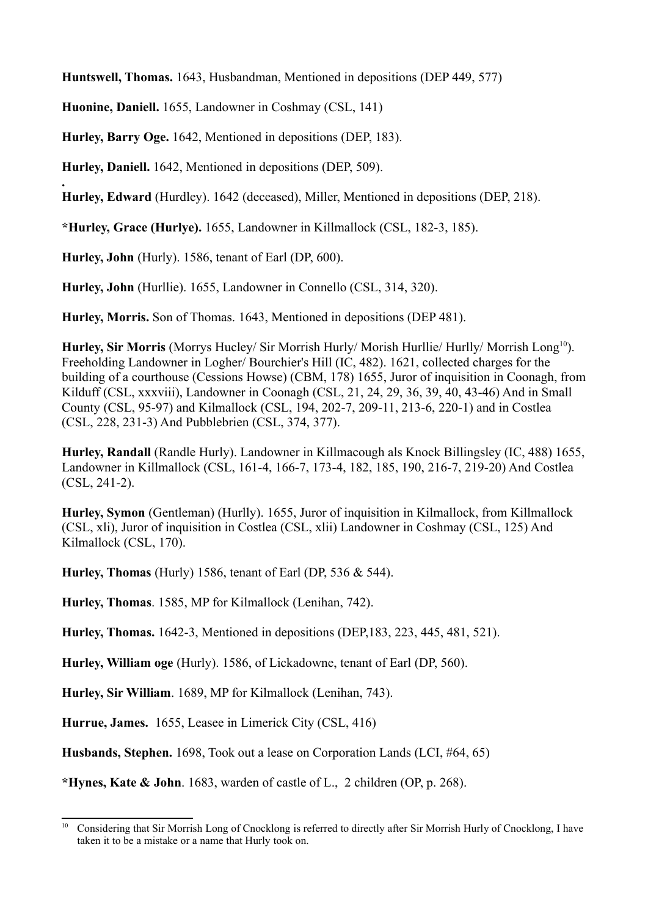**Huntswell, Thomas.** 1643, Husbandman, Mentioned in depositions (DEP 449, 577)

**Huonine, Daniell.** 1655, Landowner in Coshmay (CSL, 141)

**Hurley, Barry Oge.** 1642, Mentioned in depositions (DEP, 183).

**Hurley, Daniell.** 1642, Mentioned in depositions (DEP, 509).

**.**
**Hurley, Edward** (Hurdley). 1642 (deceased), Miller, Mentioned in depositions (DEP, 218).

***Hurley, Grace (Hurlye).** 1655, Landowner in Killmallock (CSL, 182-3, 185).

**Hurley, John** (Hurly). 1586, tenant of Earl (DP, 600).

**Hurley, John** (Hurllie). 1655, Landowner in Connello (CSL, 314, 320).

**Hurley, Morris.** Son of Thomas. 1643, Mentioned in depositions (DEP 481).

**Hurley, Sir Morris** (Morrys Hucley/ Sir Morrish Hurly/ Morish Hurllie/ Hurlly/ Morrish Long[10]). Freeholding Landowner in Logher/ Bourchier's Hill (IC, 482). 1621, collected charges for the building of a courthouse (Cessions Howse) (CBM, 178) 1655, Juror of inquisition in Coonagh, from Kilduff (CSL, xxxviii), Landowner in Coonagh (CSL, 21, 24, 29, 36, 39, 40, 43-46) And in Small County (CSL, 95-97) and Kilmallock (CSL, 194, 202-7, 209-11, 213-6, 220-1) and in Costlea (CSL, 228, 231-3) And Pubblebrien (CSL, 374, 377).

**Hurley, Randall** (Randle Hurly). Landowner in Killmacough als Knock Billingsley (IC, 488) 1655, Landowner in Killmallock (CSL, 161-4, 166-7, 173-4, 182, 185, 190, 216-7, 219-20) And Costlea (CSL, 241-2).

**Hurley, Symon** (Gentleman) (Hurlly). 1655, Juror of inquisition in Kilmallock, from Killmallock (CSL, xli), Juror of inquisition in Costlea (CSL, xlii) Landowner in Coshmay (CSL, 125) And Kilmallock (CSL, 170).

**Hurley, Thomas** (Hurly) 1586, tenant of Earl (DP, 536 & 544).

**Hurley, Thomas**. 1585, MP for Kilmallock (Lenihan, 742).

**Hurley, Thomas.** 1642-3, Mentioned in depositions (DEP,183, 223, 445, 481, 521).

**Hurley, William oge** (Hurly). 1586, of Lickadowne, tenant of Earl (DP, 560).

**Hurley, Sir William**. 1689, MP for Kilmallock (Lenihan, 743).

**Hurrue, James.** 1655, Leasee in Limerick City (CSL, 416)

**Husbands, Stephen.** 1698, Took out a lease on Corporation Lands (LCI, #64, 65)

***Hynes, Kate & John**. 1683, warden of castle of L., 2 children (OP, p. 268).

---

[10] Considering that Sir Morrish Long of Cnocklong is referred to directly after Sir Morrish Hurly of Cnocklong, I have taken it to be a mistake or a name that Hurly took on.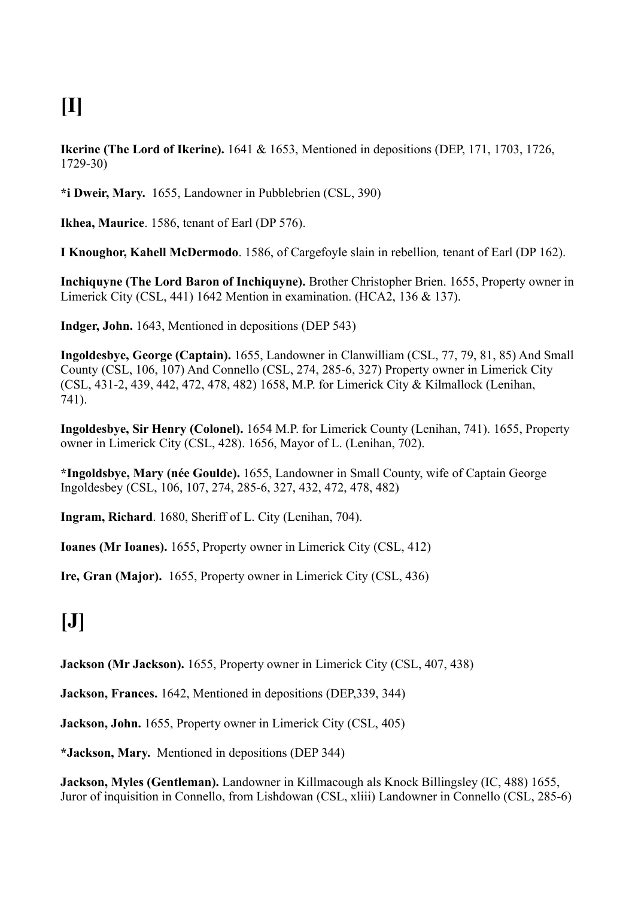# [I]

**Ikerine (The Lord of Ikerine).** 1641 & 1653, Mentioned in depositions (DEP, 171, 1703, 1726, 1729-30)

***i Dweir, Mary.** 1655, Landowner in Pubblebrien (CSL, 390)

**Ikhea, Maurice**. 1586, tenant of Earl (DP 576).

**I Knoughor, Kahell McDermodo**. 1586, of Cargefoyle slain in rebellion*,* tenant of Earl (DP 162).

**Inchiquyne (The Lord Baron of Inchiquyne).** Brother Christopher Brien. 1655, Property owner in Limerick City (CSL, 441) 1642 Mention in examination. (HCA2, 136 & 137).

**Indger, John.** 1643, Mentioned in depositions (DEP 543)

**Ingoldesbye, George (Captain).** 1655, Landowner in Clanwilliam (CSL, 77, 79, 81, 85) And Small County (CSL, 106, 107) And Connello (CSL, 274, 285-6, 327) Property owner in Limerick City (CSL, 431-2, 439, 442, 472, 478, 482) 1658, M.P. for Limerick City & Kilmallock (Lenihan, 741).

**Ingoldesbye, Sir Henry (Colonel).** 1654 M.P. for Limerick County (Lenihan, 741). 1655, Property owner in Limerick City (CSL, 428). 1656, Mayor of L. (Lenihan, 702).

***Ingoldsbye, Mary (née Goulde).** 1655, Landowner in Small County, wife of Captain George Ingoldesbey (CSL, 106, 107, 274, 285-6, 327, 432, 472, 478, 482)

**Ingram, Richard**. 1680, Sheriff of L. City (Lenihan, 704).

**Ioanes (Mr Ioanes).** 1655, Property owner in Limerick City (CSL, 412)

**Ire, Gran (Major).** 1655, Property owner in Limerick City (CSL, 436)

# [J]

**Jackson (Mr Jackson).** 1655, Property owner in Limerick City (CSL, 407, 438)

**Jackson, Frances.** 1642, Mentioned in depositions (DEP,339, 344)

**Jackson, John.** 1655, Property owner in Limerick City (CSL, 405)

***Jackson, Mary.** Mentioned in depositions (DEP 344)

**Jackson, Myles (Gentleman).** Landowner in Killmacough als Knock Billingsley (IC, 488) 1655, Juror of inquisition in Connello, from Lishdowan (CSL, xliii) Landowner in Connello (CSL, 285-6)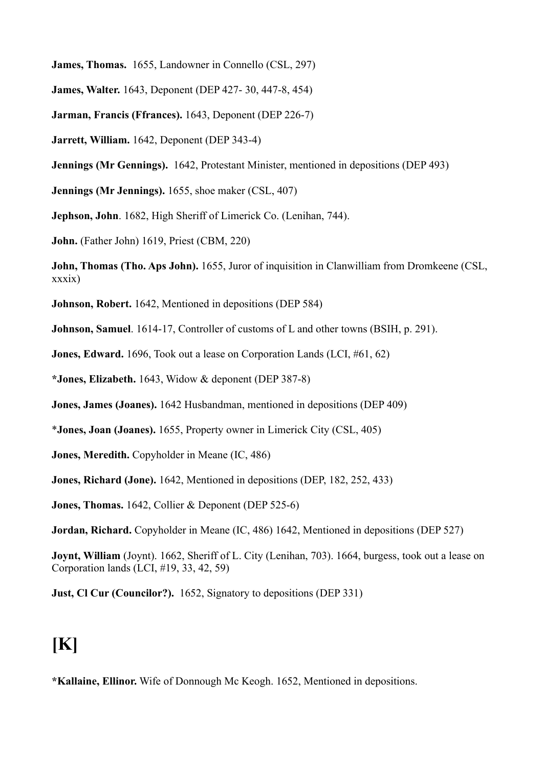**James, Thomas.** 1655, Landowner in Connello (CSL, 297)

**James, Walter.** 1643, Deponent (DEP 427- 30, 447-8, 454)

**Jarman, Francis (Ffrances).** 1643, Deponent (DEP 226-7)

**Jarrett, William.** 1642, Deponent (DEP 343-4)

**Jennings (Mr Gennings).** 1642, Protestant Minister, mentioned in depositions (DEP 493)

**Jennings (Mr Jennings).** 1655, shoe maker (CSL, 407)

**Jephson, John**. 1682, High Sheriff of Limerick Co. (Lenihan, 744).

**John.** (Father John) 1619, Priest (CBM, 220)

**John, Thomas (Tho. Aps John).** 1655, Juror of inquisition in Clanwilliam from Dromkeene (CSL, xxxix)

**Johnson, Robert.** 1642, Mentioned in depositions (DEP 584)

**Johnson, Samuel**. 1614-17, Controller of customs of L and other towns (BSIH, p. 291).

**Jones, Edward.** 1696, Took out a lease on Corporation Lands (LCI, #61, 62)

**\*Jones, Elizabeth.** 1643, Widow & deponent (DEP 387-8)

**Jones, James (Joanes).** 1642 Husbandman, mentioned in depositions (DEP 409)

\***Jones, Joan (Joanes).** 1655, Property owner in Limerick City (CSL, 405)

**Jones, Meredith.** Copyholder in Meane (IC, 486)

**Jones, Richard (Jone).** 1642, Mentioned in depositions (DEP, 182, 252, 433)

**Jones, Thomas.** 1642, Collier & Deponent (DEP 525-6)

**Jordan, Richard.** Copyholder in Meane (IC, 486) 1642, Mentioned in depositions (DEP 527)

**Joynt, William** (Joynt). 1662, Sheriff of L. City (Lenihan, 703). 1664, burgess, took out a lease on Corporation lands (LCI, #19, 33, 42, 59)

**Just, Cl Cur (Councilor?).** 1652, Signatory to depositions (DEP 331)

# [K]

**\*Kallaine, Ellinor.** Wife of Donnough Mc Keogh. 1652, Mentioned in depositions.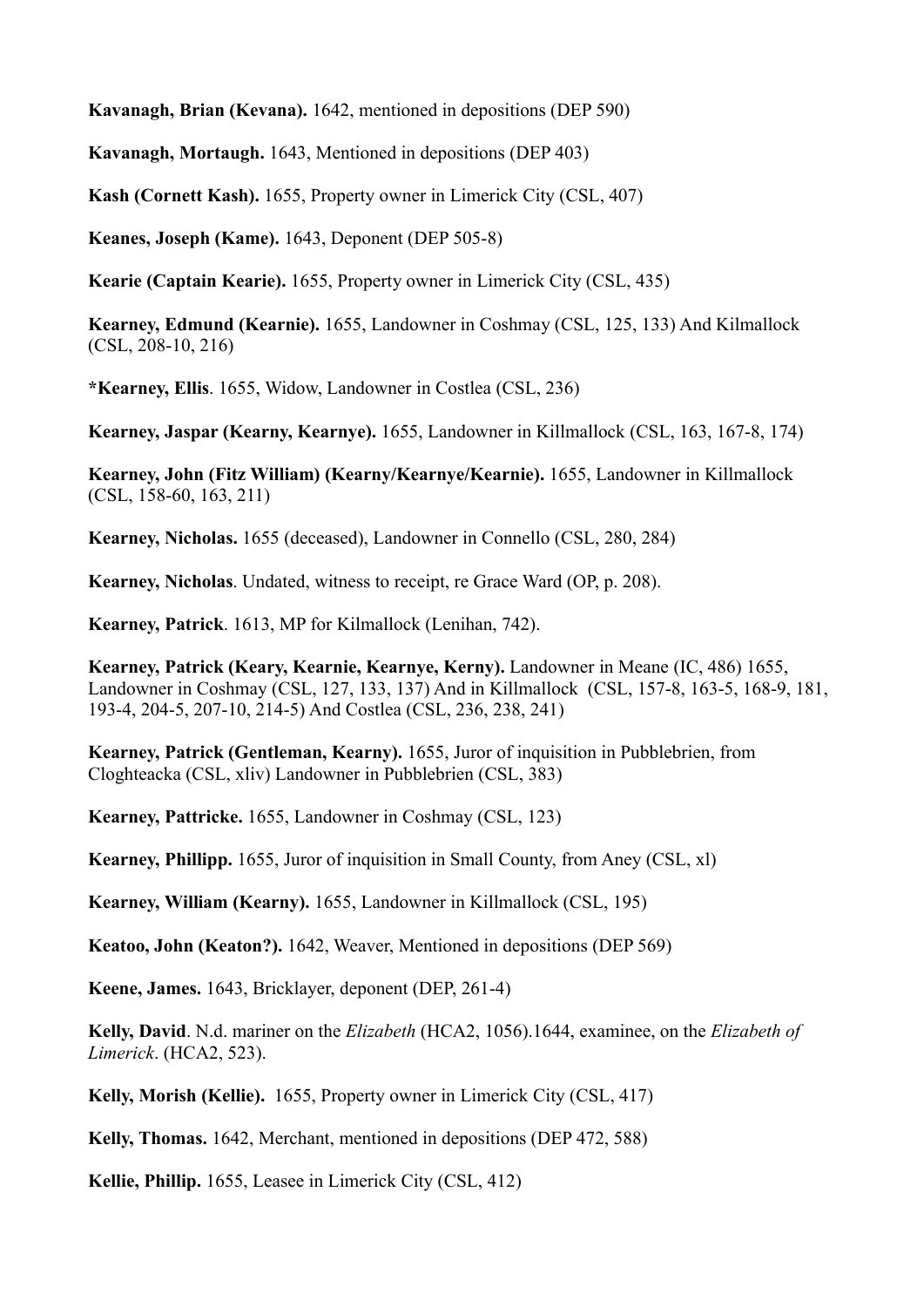**Kavanagh, Brian (Kevana).** 1642, mentioned in depositions (DEP 590)

**Kavanagh, Mortaugh.** 1643, Mentioned in depositions (DEP 403)

**Kash (Cornett Kash).** 1655, Property owner in Limerick City (CSL, 407)

**Keanes, Joseph (Kame).** 1643, Deponent (DEP 505-8)

**Kearie (Captain Kearie).** 1655, Property owner in Limerick City (CSL, 435)

**Kearney, Edmund (Kearnie).** 1655, Landowner in Coshmay (CSL, 125, 133) And Kilmallock (CSL, 208-10, 216)

***Kearney, Ellis**. 1655, Widow, Landowner in Costlea (CSL, 236)

**Kearney, Jaspar (Kearny, Kearnye).** 1655, Landowner in Killmallock (CSL, 163, 167-8, 174)

**Kearney, John (Fitz William) (Kearny/Kearnye/Kearnie).** 1655, Landowner in Killmallock (CSL, 158-60, 163, 211)

**Kearney, Nicholas.** 1655 (deceased), Landowner in Connello (CSL, 280, 284)

**Kearney, Nicholas**. Undated, witness to receipt, re Grace Ward (OP, p. 208).

**Kearney, Patrick**. 1613, MP for Kilmallock (Lenihan, 742).

**Kearney, Patrick (Keary, Kearnie, Kearnye, Kerny).** Landowner in Meane (IC, 486) 1655, Landowner in Coshmay (CSL, 127, 133, 137) And in Killmallock (CSL, 157-8, 163-5, 168-9, 181, 193-4, 204-5, 207-10, 214-5) And Costlea (CSL, 236, 238, 241)

**Kearney, Patrick (Gentleman, Kearny).** 1655, Juror of inquisition in Pubblebrien, from Cloghteacka (CSL, xliv) Landowner in Pubblebrien (CSL, 383)

**Kearney, Pattricke.** 1655, Landowner in Coshmay (CSL, 123)

**Kearney, Phillipp.** 1655, Juror of inquisition in Small County, from Aney (CSL, xl)

**Kearney, William (Kearny).** 1655, Landowner in Killmallock (CSL, 195)

**Keatoo, John (Keaton?).** 1642, Weaver, Mentioned in depositions (DEP 569)

**Keene, James.** 1643, Bricklayer, deponent (DEP, 261-4)

**Kelly, David**. N.d. mariner on the *Elizabeth* (HCA2, 1056).1644, examinee, on the *Elizabeth of Limerick*. (HCA2, 523).

**Kelly, Morish (Kellie).** 1655, Property owner in Limerick City (CSL, 417)

**Kelly, Thomas.** 1642, Merchant, mentioned in depositions (DEP 472, 588)

**Kellie, Phillip.** 1655, Leasee in Limerick City (CSL, 412)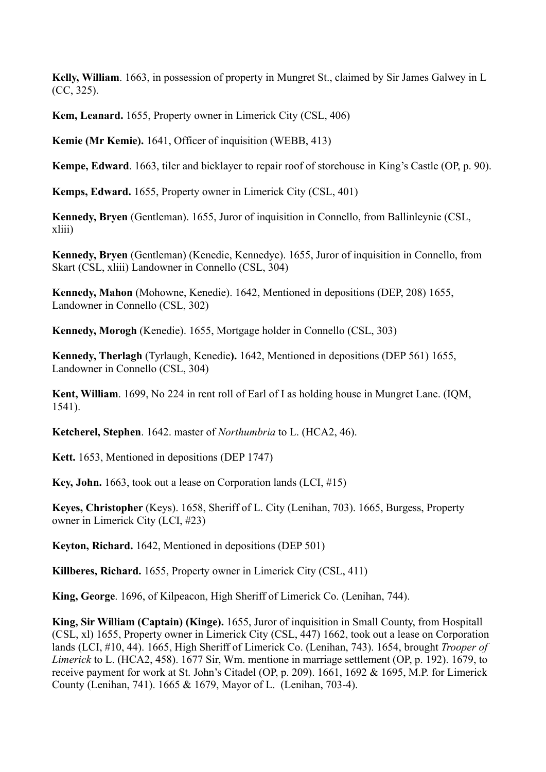**Kelly, William**. 1663, in possession of property in Mungret St., claimed by Sir James Galwey in L (CC, 325).

**Kem, Leanard.** 1655, Property owner in Limerick City (CSL, 406)

**Kemie (Mr Kemie).** 1641, Officer of inquisition (WEBB, 413)

**Kempe, Edward**. 1663, tiler and bicklayer to repair roof of storehouse in King's Castle (OP, p. 90).

**Kemps, Edward.** 1655, Property owner in Limerick City (CSL, 401)

**Kennedy, Bryen** (Gentleman). 1655, Juror of inquisition in Connello, from Ballinleynie (CSL, xliii)

**Kennedy, Bryen** (Gentleman) (Kenedie, Kennedye). 1655, Juror of inquisition in Connello, from Skart (CSL, xliii) Landowner in Connello (CSL, 304)

**Kennedy, Mahon** (Mohowne, Kenedie). 1642, Mentioned in depositions (DEP, 208) 1655, Landowner in Connello (CSL, 302)

**Kennedy, Morogh** (Kenedie). 1655, Mortgage holder in Connello (CSL, 303)

**Kennedy, Therlagh** (Tyrlaugh, Kenedie**).** 1642, Mentioned in depositions (DEP 561) 1655, Landowner in Connello (CSL, 304)

**Kent, William**. 1699, No 224 in rent roll of Earl of I as holding house in Mungret Lane. (IQM, 1541).

**Ketcherel, Stephen**. 1642. master of *Northumbria* to L. (HCA2, 46).

**Kett.** 1653, Mentioned in depositions (DEP 1747)

**Key, John.** 1663, took out a lease on Corporation lands (LCI, #15)

**Keyes, Christopher** (Keys). 1658, Sheriff of L. City (Lenihan, 703). 1665, Burgess, Property owner in Limerick City (LCI, #23)

**Keyton, Richard.** 1642, Mentioned in depositions (DEP 501)

**Killberes, Richard.** 1655, Property owner in Limerick City (CSL, 411)

**King, George**. 1696, of Kilpeacon, High Sheriff of Limerick Co. (Lenihan, 744).

**King, Sir William (Captain) (Kinge).** 1655, Juror of inquisition in Small County, from Hospitall (CSL, xl) 1655, Property owner in Limerick City (CSL, 447) 1662, took out a lease on Corporation lands (LCI, #10, 44). 1665, High Sheriff of Limerick Co. (Lenihan, 743). 1654, brought *Trooper of Limerick* to L. (HCA2, 458). 1677 Sir, Wm. mentione in marriage settlement (OP, p. 192). 1679, to receive payment for work at St. John's Citadel (OP, p. 209). 1661, 1692 & 1695, M.P. for Limerick County (Lenihan, 741). 1665 & 1679, Mayor of L. (Lenihan, 703-4).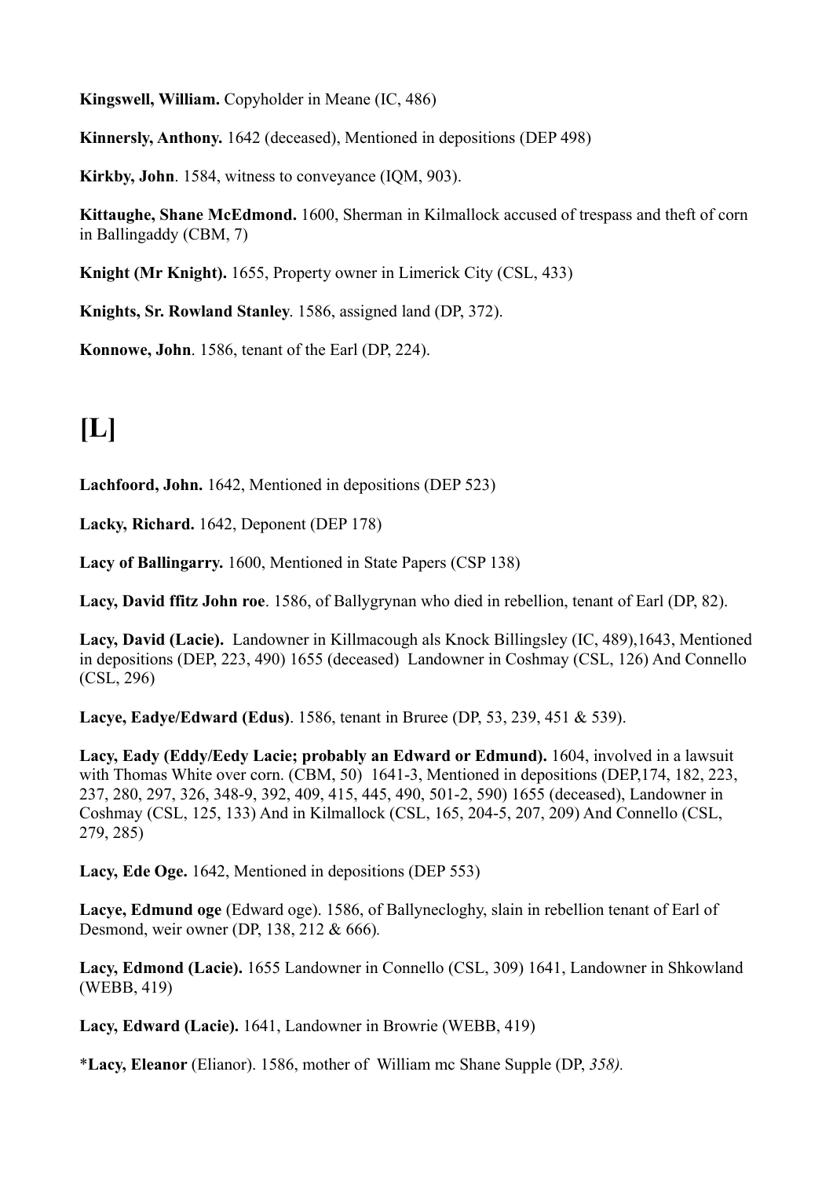**Kingswell, William.** Copyholder in Meane (IC, 486)

**Kinnersly, Anthony.** 1642 (deceased), Mentioned in depositions (DEP 498)

**Kirkby, John**. 1584, witness to conveyance (IQM, 903).

**Kittaughe, Shane McEdmond.** 1600, Sherman in Kilmallock accused of trespass and theft of corn in Ballingaddy (CBM, 7)

**Knight (Mr Knight).** 1655, Property owner in Limerick City (CSL, 433)

**Knights, Sr. Rowland Stanley**. 1586, assigned land (DP, 372).

**Konnowe, John**. 1586, tenant of the Earl (DP, 224).

# [L]

**Lachfoord, John.** 1642, Mentioned in depositions (DEP 523)

**Lacky, Richard.** 1642, Deponent (DEP 178)

**Lacy of Ballingarry.** 1600, Mentioned in State Papers (CSP 138)

**Lacy, David ffitz John roe**. 1586, of Ballygrynan who died in rebellion, tenant of Earl (DP, 82).

**Lacy, David (Lacie).** Landowner in Killmacough als Knock Billingsley (IC, 489),1643, Mentioned in depositions (DEP, 223, 490) 1655 (deceased) Landowner in Coshmay (CSL, 126) And Connello (CSL, 296)

**Lacye, Eadye/Edward (Edus)**. 1586, tenant in Bruree (DP, 53, 239, 451 & 539).

**Lacy, Eady (Eddy/Eedy Lacie; probably an Edward or Edmund).** 1604, involved in a lawsuit with Thomas White over corn. (CBM, 50) 1641-3, Mentioned in depositions (DEP,174, 182, 223, 237, 280, 297, 326, 348-9, 392, 409, 415, 445, 490, 501-2, 590) 1655 (deceased), Landowner in Coshmay (CSL, 125, 133) And in Kilmallock (CSL, 165, 204-5, 207, 209) And Connello (CSL, 279, 285)

**Lacy, Ede Oge.** 1642, Mentioned in depositions (DEP 553)

**Lacye, Edmund oge** (Edward oge). 1586, of Ballynecloghy, slain in rebellion tenant of Earl of Desmond, weir owner (DP, 138, 212 & 666).

**Lacy, Edmond (Lacie).** 1655 Landowner in Connello (CSL, 309) 1641, Landowner in Shkowland (WEBB, 419)

**Lacy, Edward (Lacie).** 1641, Landowner in Browrie (WEBB, 419)

\***Lacy, Eleanor** (Elianor). 1586, mother of William mc Shane Supple (DP, *358).*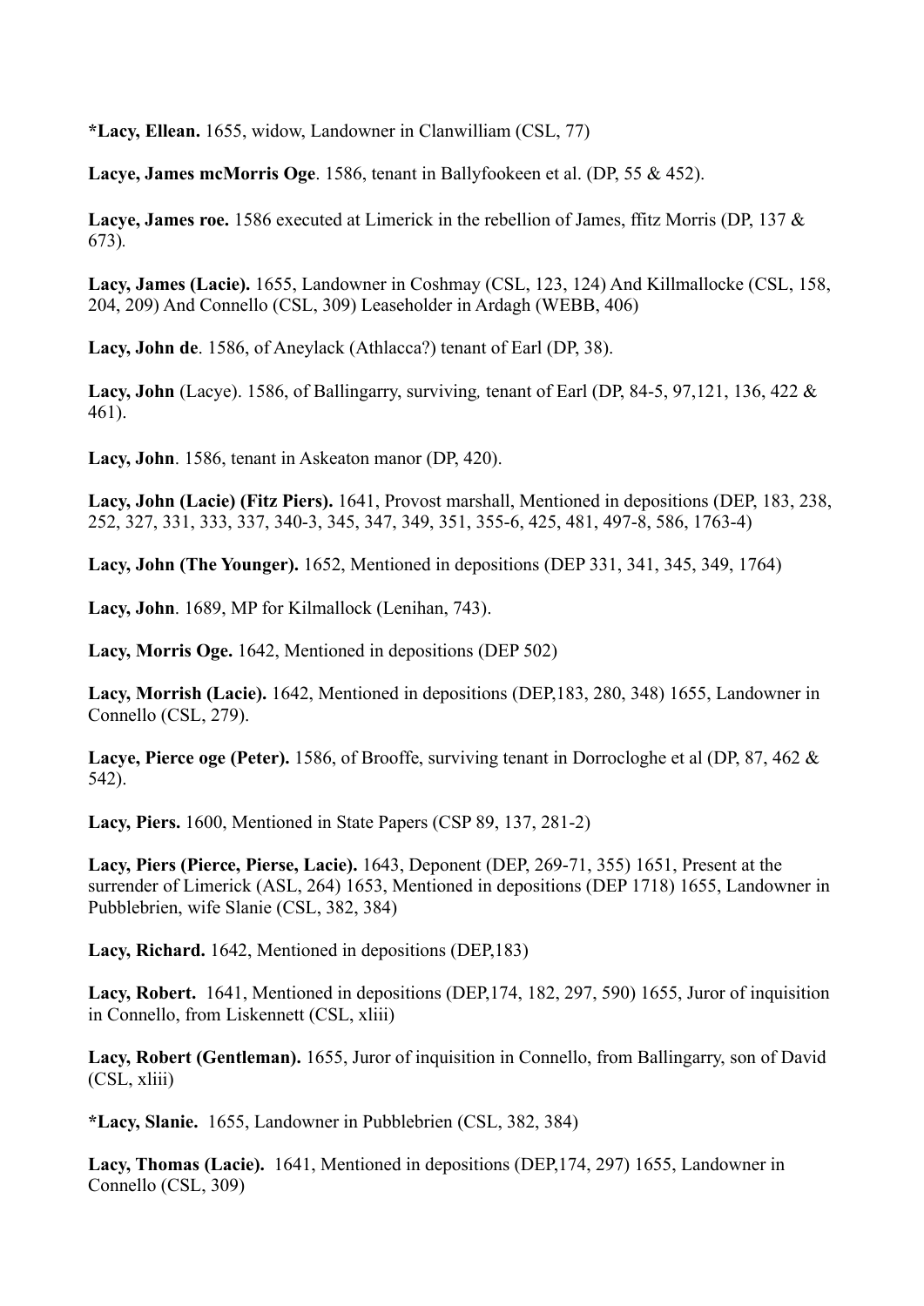**\*Lacy, Ellean.** 1655, widow, Landowner in Clanwilliam (CSL, 77)

**Lacye, James mcMorris Oge**. 1586, tenant in Ballyfookeen et al. (DP, 55 & 452).

**Lacye, James roe.** 1586 executed at Limerick in the rebellion of James, ffitz Morris (DP, 137 & 673).

**Lacy, James (Lacie).** 1655, Landowner in Coshmay (CSL, 123, 124) And Killmallocke (CSL, 158, 204, 209) And Connello (CSL, 309) Leaseholder in Ardagh (WEBB, 406)

**Lacy, John de**. 1586, of Aneylack (Athlacca?) tenant of Earl (DP, 38).

**Lacy, John** (Lacye). 1586, of Ballingarry, surviving, tenant of Earl (DP, 84-5, 97,121, 136, 422 & 461).

**Lacy, John**. 1586, tenant in Askeaton manor (DP, 420).

**Lacy, John (Lacie) (Fitz Piers).** 1641, Provost marshall, Mentioned in depositions (DEP, 183, 238, 252, 327, 331, 333, 337, 340-3, 345, 347, 349, 351, 355-6, 425, 481, 497-8, 586, 1763-4)

**Lacy, John (The Younger).** 1652, Mentioned in depositions (DEP 331, 341, 345, 349, 1764)

**Lacy, John**. 1689, MP for Kilmallock (Lenihan, 743).

**Lacy, Morris Oge.** 1642, Mentioned in depositions (DEP 502)

**Lacy, Morrish (Lacie).** 1642, Mentioned in depositions (DEP,183, 280, 348) 1655, Landowner in Connello (CSL, 279).

**Lacye, Pierce oge (Peter).** 1586, of Brooffe, surviving tenant in Dorrocloghe et al (DP, 87, 462 & 542).

**Lacy, Piers.** 1600, Mentioned in State Papers (CSP 89, 137, 281-2)

**Lacy, Piers (Pierce, Pierse, Lacie).** 1643, Deponent (DEP, 269-71, 355) 1651, Present at the surrender of Limerick (ASL, 264) 1653, Mentioned in depositions (DEP 1718) 1655, Landowner in Pubblebrien, wife Slanie (CSL, 382, 384)

**Lacy, Richard.** 1642, Mentioned in depositions (DEP,183)

**Lacy, Robert.** 1641, Mentioned in depositions (DEP,174, 182, 297, 590) 1655, Juror of inquisition in Connello, from Liskennett (CSL, xliii)

**Lacy, Robert (Gentleman).** 1655, Juror of inquisition in Connello, from Ballingarry, son of David (CSL, xliii)

**\*Lacy, Slanie.** 1655, Landowner in Pubblebrien (CSL, 382, 384)

**Lacy, Thomas (Lacie).** 1641, Mentioned in depositions (DEP,174, 297) 1655, Landowner in Connello (CSL, 309)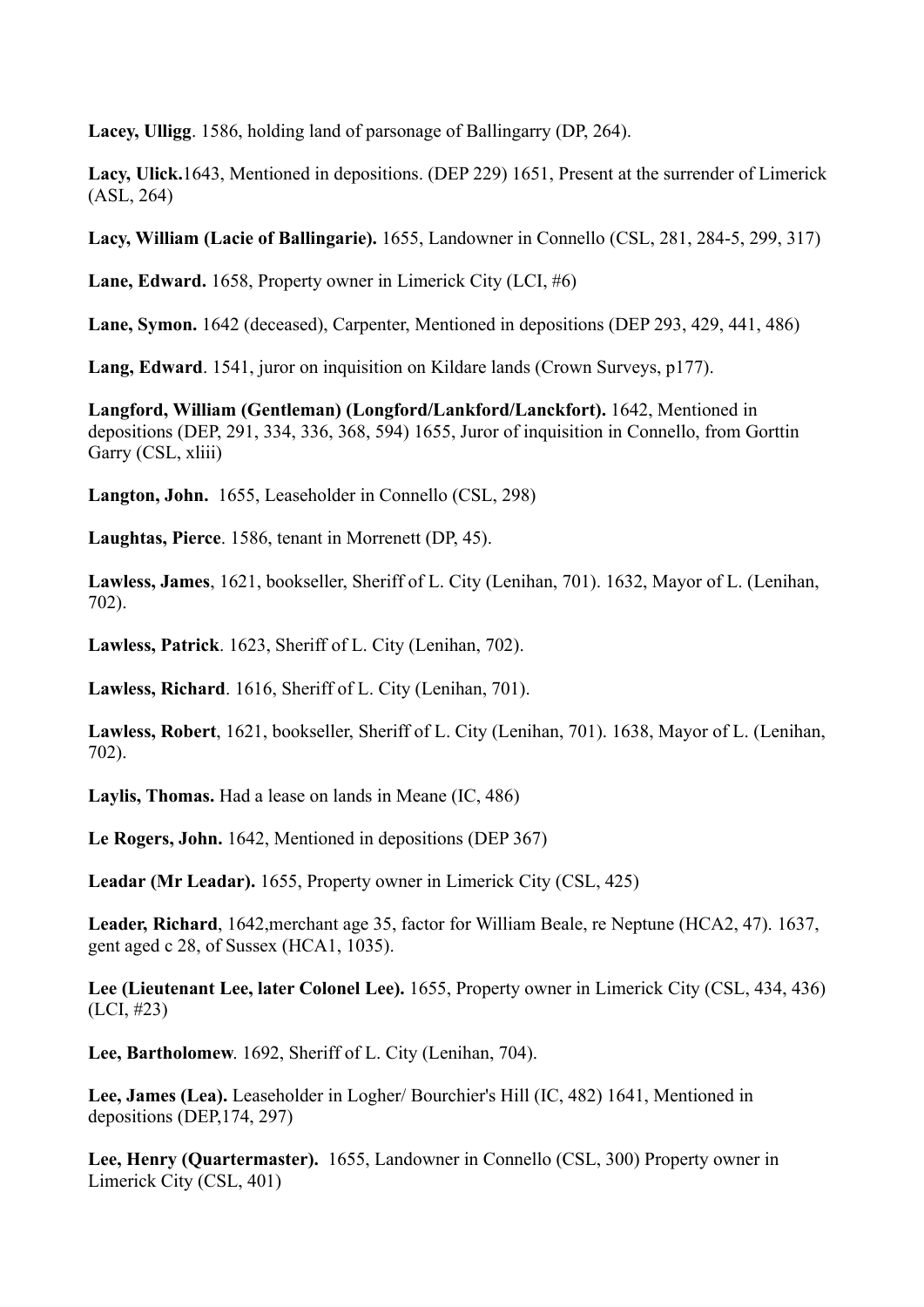**Lacey, Ulligg**. 1586, holding land of parsonage of Ballingarry (DP, 264).

**Lacy, Ulick.**1643, Mentioned in depositions. (DEP 229) 1651, Present at the surrender of Limerick (ASL, 264)

**Lacy, William (Lacie of Ballingarie).** 1655, Landowner in Connello (CSL, 281, 284-5, 299, 317)

**Lane, Edward.** 1658, Property owner in Limerick City (LCI, #6)

**Lane, Symon.** 1642 (deceased), Carpenter, Mentioned in depositions (DEP 293, 429, 441, 486)

**Lang, Edward**. 1541, juror on inquisition on Kildare lands (Crown Surveys, p177).

**Langford, William (Gentleman) (Longford/Lankford/Lanckfort).** 1642, Mentioned in depositions (DEP, 291, 334, 336, 368, 594) 1655, Juror of inquisition in Connello, from Gorttin Garry (CSL, xliii)

**Langton, John.** 1655, Leaseholder in Connello (CSL, 298)

**Laughtas, Pierce**. 1586, tenant in Morrenett (DP, 45).

**Lawless, James**, 1621, bookseller, Sheriff of L. City (Lenihan, 701). 1632, Mayor of L. (Lenihan, 702).

**Lawless, Patrick**. 1623, Sheriff of L. City (Lenihan, 702).

**Lawless, Richard**. 1616, Sheriff of L. City (Lenihan, 701).

**Lawless, Robert**, 1621, bookseller, Sheriff of L. City (Lenihan, 701). 1638, Mayor of L. (Lenihan, 702).

**Laylis, Thomas.** Had a lease on lands in Meane (IC, 486)

**Le Rogers, John.** 1642, Mentioned in depositions (DEP 367)

**Leadar (Mr Leadar).** 1655, Property owner in Limerick City (CSL, 425)

**Leader, Richard**, 1642,merchant age 35, factor for William Beale, re Neptune (HCA2, 47). 1637, gent aged c 28, of Sussex (HCA1, 1035).

**Lee (Lieutenant Lee, later Colonel Lee).** 1655, Property owner in Limerick City (CSL, 434, 436) (LCI, #23)

**Lee, Bartholomew**. 1692, Sheriff of L. City (Lenihan, 704).

**Lee, James (Lea).** Leaseholder in Logher/ Bourchier's Hill (IC, 482) 1641, Mentioned in depositions (DEP,174, 297)

**Lee, Henry (Quartermaster).** 1655, Landowner in Connello (CSL, 300) Property owner in Limerick City (CSL, 401)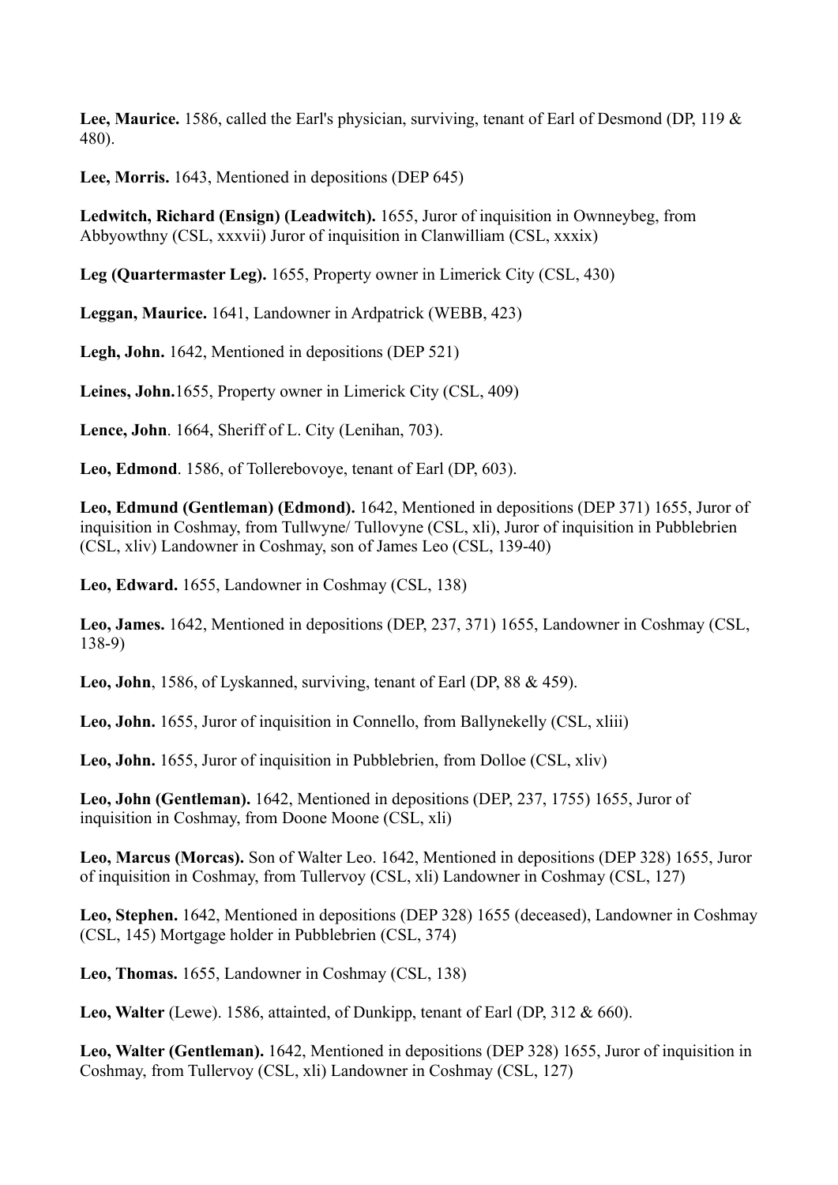**Lee, Maurice.** 1586, called the Earl's physician, surviving, tenant of Earl of Desmond (DP, 119 & 480).

**Lee, Morris.** 1643, Mentioned in depositions (DEP 645)

**Ledwitch, Richard (Ensign) (Leadwitch).** 1655, Juror of inquisition in Ownneybeg, from Abbyowthny (CSL, xxxvii) Juror of inquisition in Clanwilliam (CSL, xxxix)

**Leg (Quartermaster Leg).** 1655, Property owner in Limerick City (CSL, 430)

**Leggan, Maurice.** 1641, Landowner in Ardpatrick (WEBB, 423)

**Legh, John.** 1642, Mentioned in depositions (DEP 521)

**Leines, John.**1655, Property owner in Limerick City (CSL, 409)

**Lence, John**. 1664, Sheriff of L. City (Lenihan, 703).

**Leo, Edmond**. 1586, of Tollerebovoye, tenant of Earl (DP, 603).

**Leo, Edmund (Gentleman) (Edmond).** 1642, Mentioned in depositions (DEP 371) 1655, Juror of inquisition in Coshmay, from Tullwyne/ Tullovyne (CSL, xli), Juror of inquisition in Pubblebrien (CSL, xliv) Landowner in Coshmay, son of James Leo (CSL, 139-40)

**Leo, Edward.** 1655, Landowner in Coshmay (CSL, 138)

**Leo, James.** 1642, Mentioned in depositions (DEP, 237, 371) 1655, Landowner in Coshmay (CSL, 138-9)

**Leo, John**, 1586, of Lyskanned, surviving, tenant of Earl (DP, 88 & 459).

**Leo, John.** 1655, Juror of inquisition in Connello, from Ballynekelly (CSL, xliii)

**Leo, John.** 1655, Juror of inquisition in Pubblebrien, from Dolloe (CSL, xliv)

**Leo, John (Gentleman).** 1642, Mentioned in depositions (DEP, 237, 1755) 1655, Juror of inquisition in Coshmay, from Doone Moone (CSL, xli)

**Leo, Marcus (Morcas).** Son of Walter Leo. 1642, Mentioned in depositions (DEP 328) 1655, Juror of inquisition in Coshmay, from Tullervoy (CSL, xli) Landowner in Coshmay (CSL, 127)

**Leo, Stephen.** 1642, Mentioned in depositions (DEP 328) 1655 (deceased), Landowner in Coshmay (CSL, 145) Mortgage holder in Pubblebrien (CSL, 374)

**Leo, Thomas.** 1655, Landowner in Coshmay (CSL, 138)

**Leo, Walter** (Lewe). 1586, attainted, of Dunkipp, tenant of Earl (DP, 312 & 660).

**Leo, Walter (Gentleman).** 1642, Mentioned in depositions (DEP 328) 1655, Juror of inquisition in Coshmay, from Tullervoy (CSL, xli) Landowner in Coshmay (CSL, 127)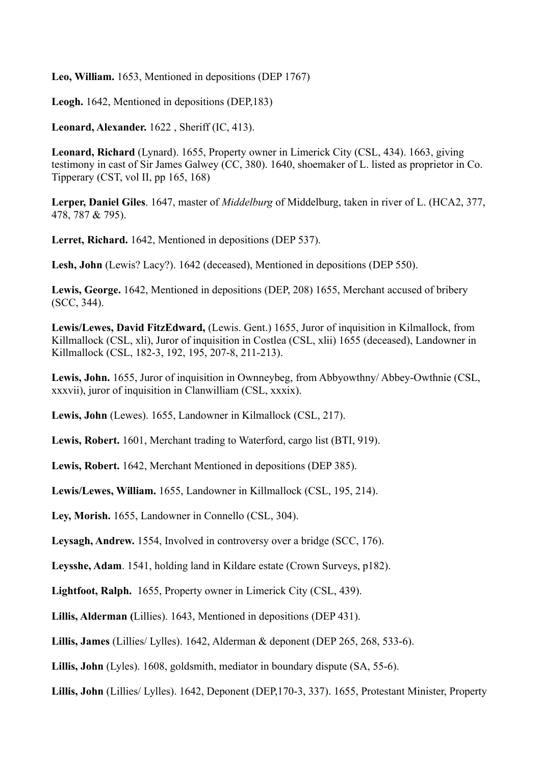**Leo, William.** 1653, Mentioned in depositions (DEP 1767)

**Leogh.** 1642, Mentioned in depositions (DEP,183)

**Leonard, Alexander.** 1622 , Sheriff (IC, 413).

**Leonard, Richard** (Lynard). 1655, Property owner in Limerick City (CSL, 434). 1663, giving testimony in cast of Sir James Galwey (CC, 380). 1640, shoemaker of L. listed as proprietor in Co. Tipperary (CST, vol II, pp 165, 168)

**Lerper, Daniel Giles**. 1647, master of *Middelburg* of Middelburg, taken in river of L. (HCA2, 377, 478, 787 & 795).

**Lerret, Richard.** 1642, Mentioned in depositions (DEP 537).

**Lesh, John** (Lewis? Lacy?). 1642 (deceased), Mentioned in depositions (DEP 550).

**Lewis, George.** 1642, Mentioned in depositions (DEP, 208) 1655, Merchant accused of bribery (SCC, 344).

**Lewis/Lewes, David FitzEdward,** (Lewis. Gent.) 1655, Juror of inquisition in Kilmallock, from Killmallock (CSL, xli), Juror of inquisition in Costlea (CSL, xlii) 1655 (deceased), Landowner in Killmallock (CSL, 182-3, 192, 195, 207-8, 211-213).

**Lewis, John.** 1655, Juror of inquisition in Ownneybeg, from Abbyowthny/ Abbey-Owthnie (CSL, xxxvii), juror of inquisition in Clanwilliam (CSL, xxxix).

**Lewis, John** (Lewes). 1655, Landowner in Kilmallock (CSL, 217).

**Lewis, Robert.** 1601, Merchant trading to Waterford, cargo list (BTI, 919).

**Lewis, Robert.** 1642, Merchant Mentioned in depositions (DEP 385).

**Lewis/Lewes, William.** 1655, Landowner in Killmallock (CSL, 195, 214).

**Ley, Morish.** 1655, Landowner in Connello (CSL, 304).

**Leysagh, Andrew.** 1554, Involved in controversy over a bridge (SCC, 176).

**Leysshe, Adam**. 1541, holding land in Kildare estate (Crown Surveys, p182).

**Lightfoot, Ralph.** 1655, Property owner in Limerick City (CSL, 439).

**Lillis, Alderman (**Lillies). 1643, Mentioned in depositions (DEP 431).

**Lillis, James** (Lillies/ Lylles). 1642, Alderman & deponent (DEP 265, 268, 533-6).

**Lillis, John** (Lyles). 1608, goldsmith, mediator in boundary dispute (SA, 55-6).

**Lillis, John** (Lillies/ Lylles). 1642, Deponent (DEP,170-3, 337). 1655, Protestant Minister, Property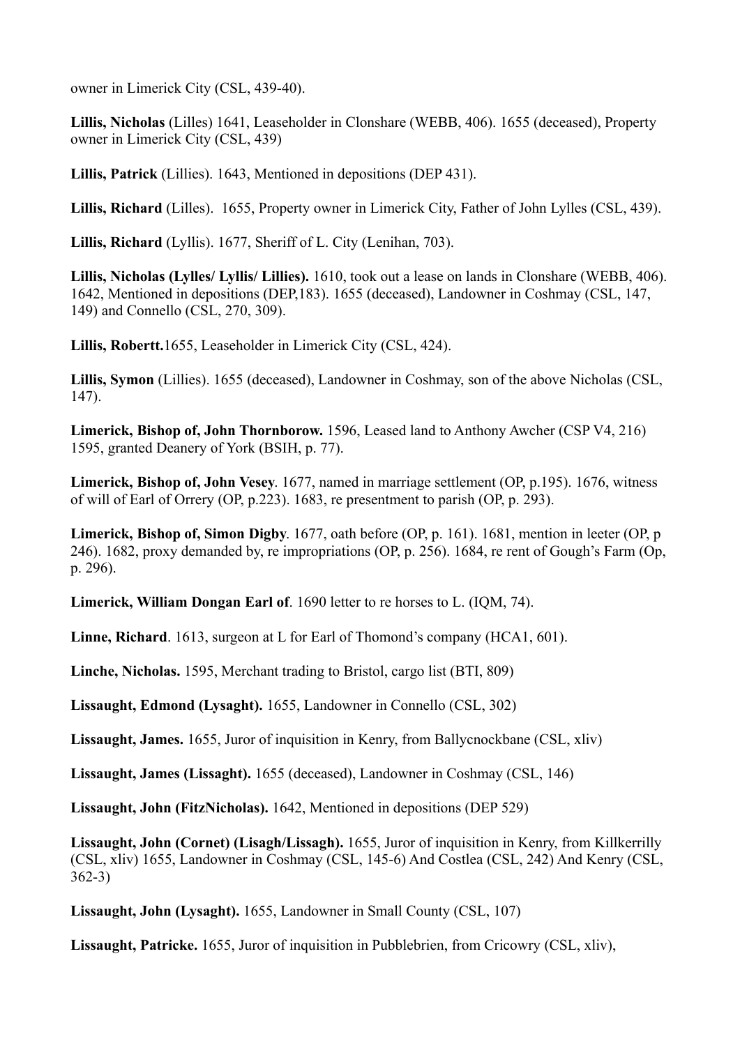owner in Limerick City (CSL, 439-40).

**Lillis, Nicholas** (Lilles) 1641, Leaseholder in Clonshare (WEBB, 406). 1655 (deceased), Property owner in Limerick City (CSL, 439)

**Lillis, Patrick** (Lillies). 1643, Mentioned in depositions (DEP 431).

**Lillis, Richard** (Lilles). 1655, Property owner in Limerick City, Father of John Lylles (CSL, 439).

**Lillis, Richard** (Lyllis). 1677, Sheriff of L. City (Lenihan, 703).

**Lillis, Nicholas (Lylles/ Lyllis/ Lillies).** 1610, took out a lease on lands in Clonshare (WEBB, 406). 1642, Mentioned in depositions (DEP,183). 1655 (deceased), Landowner in Coshmay (CSL, 147, 149) and Connello (CSL, 270, 309).

**Lillis, Robertt.**1655, Leaseholder in Limerick City (CSL, 424).

**Lillis, Symon** (Lillies). 1655 (deceased), Landowner in Coshmay, son of the above Nicholas (CSL, 147).

**Limerick, Bishop of, John Thornborow.** 1596, Leased land to Anthony Awcher (CSP V4, 216) 1595, granted Deanery of York (BSIH, p. 77).

**Limerick, Bishop of, John Vesey**. 1677, named in marriage settlement (OP, p.195). 1676, witness of will of Earl of Orrery (OP, p.223). 1683, re presentment to parish (OP, p. 293).

**Limerick, Bishop of, Simon Digby**. 1677, oath before (OP, p. 161). 1681, mention in leeter (OP, p 246). 1682, proxy demanded by, re impropriations (OP, p. 256). 1684, re rent of Gough's Farm (Op, p. 296).

**Limerick, William Dongan Earl of**. 1690 letter to re horses to L. (IQM, 74).

**Linne, Richard**. 1613, surgeon at L for Earl of Thomond's company (HCA1, 601).

**Linche, Nicholas.** 1595, Merchant trading to Bristol, cargo list (BTI, 809)

**Lissaught, Edmond (Lysaght).** 1655, Landowner in Connello (CSL, 302)

**Lissaught, James.** 1655, Juror of inquisition in Kenry, from Ballycnockbane (CSL, xliv)

**Lissaught, James (Lissaght).** 1655 (deceased), Landowner in Coshmay (CSL, 146)

**Lissaught, John (FitzNicholas).** 1642, Mentioned in depositions (DEP 529)

**Lissaught, John (Cornet) (Lisagh/Lissagh).** 1655, Juror of inquisition in Kenry, from Killkerrilly (CSL, xliv) 1655, Landowner in Coshmay (CSL, 145-6) And Costlea (CSL, 242) And Kenry (CSL, 362-3)

**Lissaught, John (Lysaght).** 1655, Landowner in Small County (CSL, 107)

**Lissaught, Patricke.** 1655, Juror of inquisition in Pubblebrien, from Cricowry (CSL, xliv),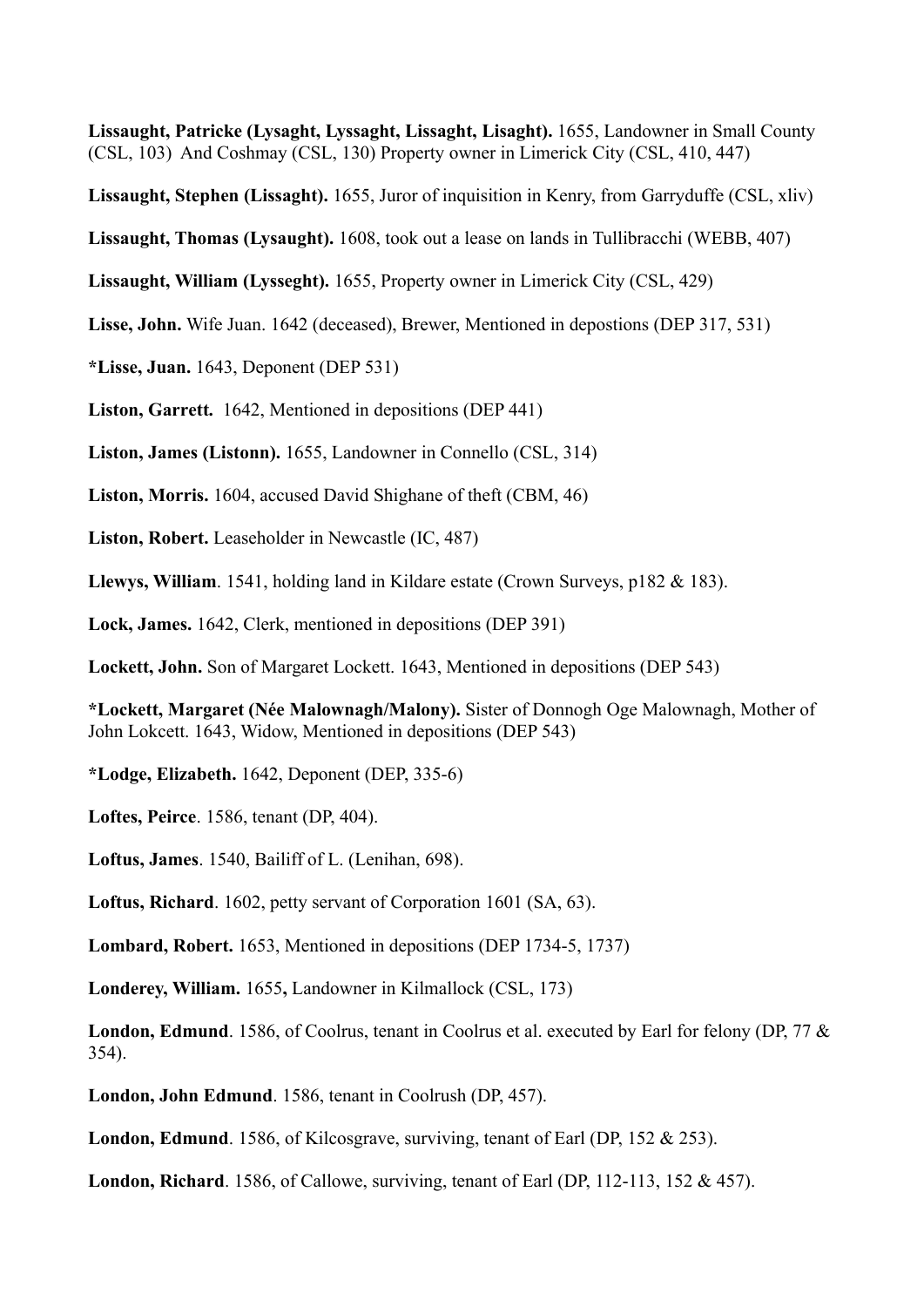**Lissaught, Patricke (Lysaght, Lyssaght, Lissaght, Lisaght).** 1655, Landowner in Small County (CSL, 103) And Coshmay (CSL, 130) Property owner in Limerick City (CSL, 410, 447)

**Lissaught, Stephen (Lissaght).** 1655, Juror of inquisition in Kenry, from Garryduffe (CSL, xliv)

**Lissaught, Thomas (Lysaught).** 1608, took out a lease on lands in Tullibracchi (WEBB, 407)

**Lissaught, William (Lysseght).** 1655, Property owner in Limerick City (CSL, 429)

**Lisse, John.** Wife Juan. 1642 (deceased), Brewer, Mentioned in depostions (DEP 317, 531)

***Lisse, Juan.** 1643, Deponent (DEP 531)

**Liston, Garrett.** 1642, Mentioned in depositions (DEP 441)

**Liston, James (Listonn).** 1655, Landowner in Connello (CSL, 314)

**Liston, Morris.** 1604, accused David Shighane of theft (CBM, 46)

**Liston, Robert.** Leaseholder in Newcastle (IC, 487)

**Llewys, William**. 1541, holding land in Kildare estate (Crown Surveys, p182 & 183).

**Lock, James.** 1642, Clerk, mentioned in depositions (DEP 391)

**Lockett, John.** Son of Margaret Lockett. 1643, Mentioned in depositions (DEP 543)

***Lockett, Margaret (Née Malownagh/Malony).** Sister of Donnogh Oge Malownagh, Mother of John Lokcett. 1643, Widow, Mentioned in depositions (DEP 543)

***Lodge, Elizabeth.** 1642, Deponent (DEP, 335-6)

**Loftes, Peirce**. 1586, tenant (DP, 404).

**Loftus, James**. 1540, Bailiff of L. (Lenihan, 698).

**Loftus, Richard**. 1602, petty servant of Corporation 1601 (SA, 63).

**Lombard, Robert.** 1653, Mentioned in depositions (DEP 1734-5, 1737)

**Londerey, William.** 1655**,** Landowner in Kilmallock (CSL, 173)

**London, Edmund**. 1586, of Coolrus, tenant in Coolrus et al. executed by Earl for felony (DP, 77 & 354).

**London, John Edmund**. 1586, tenant in Coolrush (DP, 457).

**London, Edmund**. 1586, of Kilcosgrave, surviving, tenant of Earl (DP, 152 & 253).

**London, Richard**. 1586, of Callowe, surviving, tenant of Earl (DP, 112-113, 152 & 457).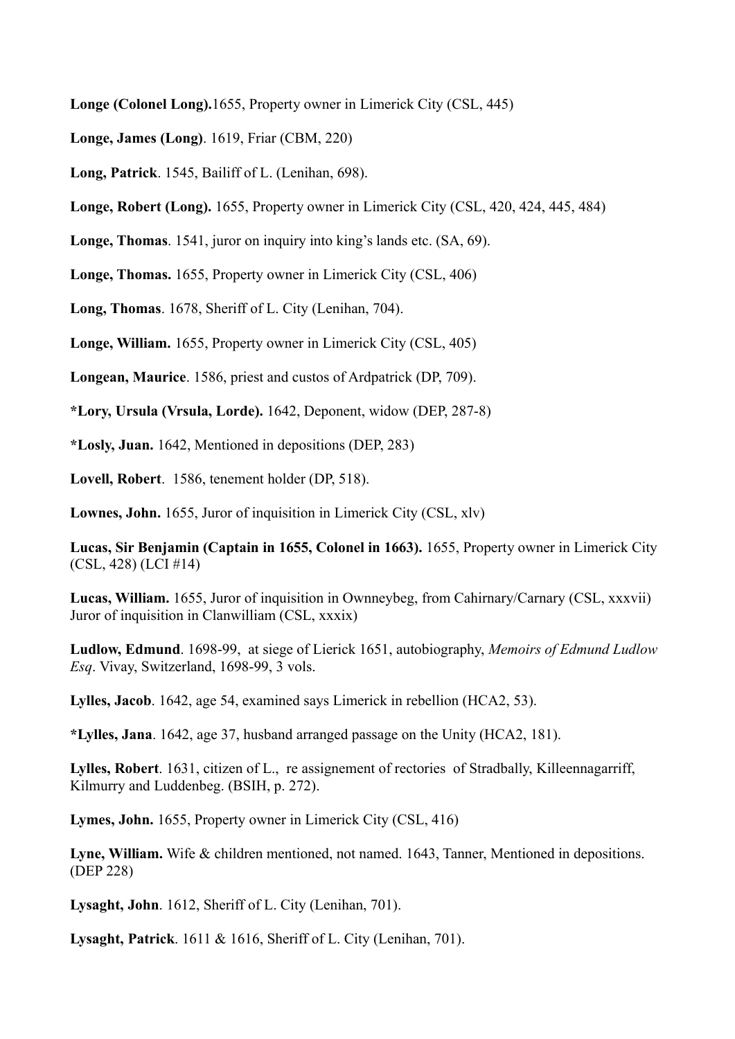**Longe (Colonel Long).**1655, Property owner in Limerick City (CSL, 445)

**Longe, James (Long)**. 1619, Friar (CBM, 220)

**Long, Patrick**. 1545, Bailiff of L. (Lenihan, 698).

**Longe, Robert (Long).** 1655, Property owner in Limerick City (CSL, 420, 424, 445, 484)

**Longe, Thomas**. 1541, juror on inquiry into king's lands etc. (SA, 69).

**Longe, Thomas.** 1655, Property owner in Limerick City (CSL, 406)

**Long, Thomas**. 1678, Sheriff of L. City (Lenihan, 704).

**Longe, William.** 1655, Property owner in Limerick City (CSL, 405)

**Longean, Maurice**. 1586, priest and custos of Ardpatrick (DP, 709).

**\*Lory, Ursula (Vrsula, Lorde).** 1642, Deponent, widow (DEP, 287-8)

**\*Losly, Juan.** 1642, Mentioned in depositions (DEP, 283)

**Lovell, Robert**. 1586, tenement holder (DP, 518).

**Lownes, John.** 1655, Juror of inquisition in Limerick City (CSL, xlv)

**Lucas, Sir Benjamin (Captain in 1655, Colonel in 1663).** 1655, Property owner in Limerick City (CSL, 428) (LCI #14)

**Lucas, William.** 1655, Juror of inquisition in Ownneybeg, from Cahirnary/Carnary (CSL, xxxvii) Juror of inquisition in Clanwilliam (CSL, xxxix)

**Ludlow, Edmund**. 1698-99, at siege of Lierick 1651, autobiography, *Memoirs of Edmund Ludlow Esq*. Vivay, Switzerland, 1698-99, 3 vols.

**Lylles, Jacob**. 1642, age 54, examined says Limerick in rebellion (HCA2, 53).

**\*Lylles, Jana**. 1642, age 37, husband arranged passage on the Unity (HCA2, 181).

**Lylles, Robert**. 1631, citizen of L., re assignement of rectories of Stradbally, Killeennagarriff, Kilmurry and Luddenbeg. (BSIH, p. 272).

**Lymes, John.** 1655, Property owner in Limerick City (CSL, 416)

**Lyne, William.** Wife & children mentioned, not named. 1643, Tanner, Mentioned in depositions. (DEP 228)

**Lysaght, John**. 1612, Sheriff of L. City (Lenihan, 701).

**Lysaght, Patrick**. 1611 & 1616, Sheriff of L. City (Lenihan, 701).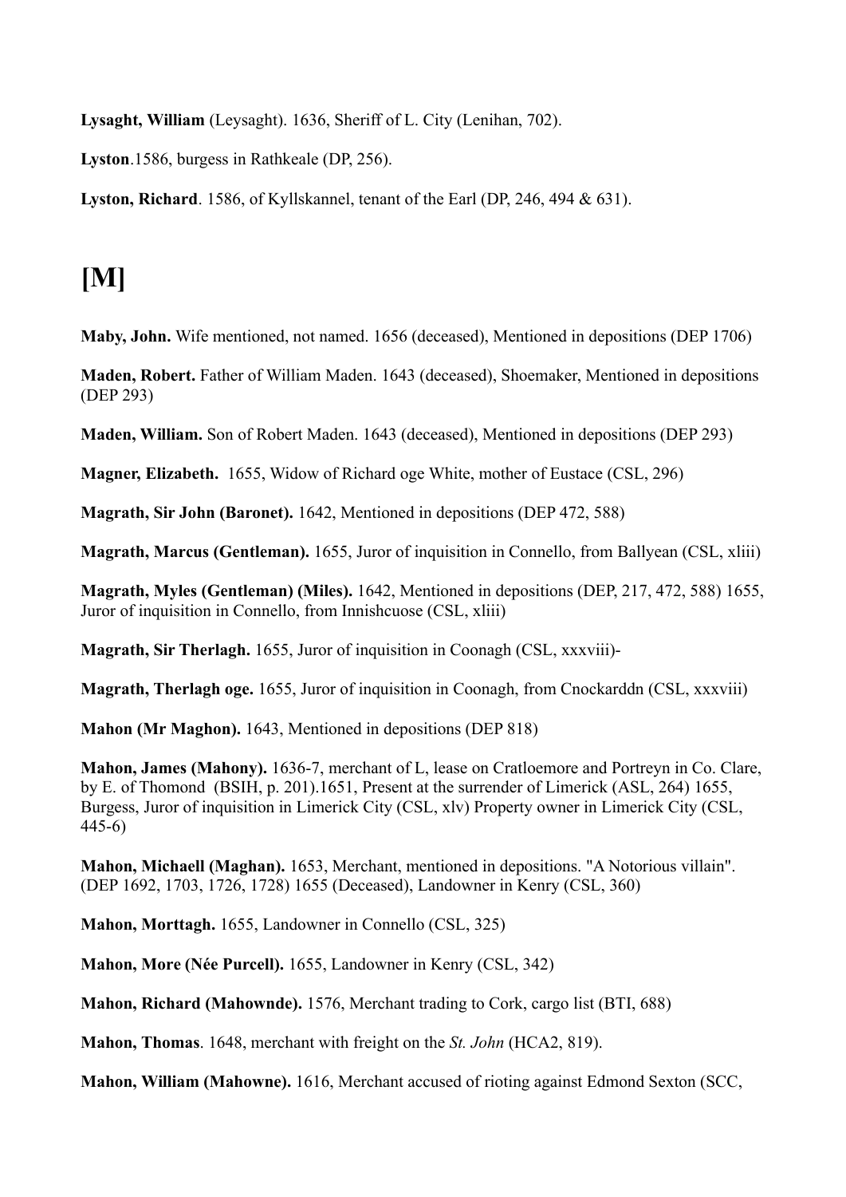**Lysaght, William** (Leysaght). 1636, Sheriff of L. City (Lenihan, 702).

**Lyston**.1586, burgess in Rathkeale (DP, 256).

**Lyston, Richard**. 1586, of Kyllskannel, tenant of the Earl (DP, 246, 494 & 631).

# [M]

**Maby, John.** Wife mentioned, not named. 1656 (deceased), Mentioned in depositions (DEP 1706)

**Maden, Robert.** Father of William Maden. 1643 (deceased), Shoemaker, Mentioned in depositions (DEP 293)

**Maden, William.** Son of Robert Maden. 1643 (deceased), Mentioned in depositions (DEP 293)

**Magner, Elizabeth.** 1655, Widow of Richard oge White, mother of Eustace (CSL, 296)

**Magrath, Sir John (Baronet).** 1642, Mentioned in depositions (DEP 472, 588)

**Magrath, Marcus (Gentleman).** 1655, Juror of inquisition in Connello, from Ballyean (CSL, xliii)

**Magrath, Myles (Gentleman) (Miles).** 1642, Mentioned in depositions (DEP, 217, 472, 588) 1655, Juror of inquisition in Connello, from Innishcuose (CSL, xliii)

**Magrath, Sir Therlagh.** 1655, Juror of inquisition in Coonagh (CSL, xxxviii)-

**Magrath, Therlagh oge.** 1655, Juror of inquisition in Coonagh, from Cnockarddn (CSL, xxxviii)

**Mahon (Mr Maghon).** 1643, Mentioned in depositions (DEP 818)

**Mahon, James (Mahony).** 1636-7, merchant of L, lease on Cratloemore and Portreyn in Co. Clare, by E. of Thomond (BSIH, p. 201).1651, Present at the surrender of Limerick (ASL, 264) 1655, Burgess, Juror of inquisition in Limerick City (CSL, xlv) Property owner in Limerick City (CSL, 445-6)

**Mahon, Michaell (Maghan).** 1653, Merchant, mentioned in depositions. "A Notorious villain". (DEP 1692, 1703, 1726, 1728) 1655 (Deceased), Landowner in Kenry (CSL, 360)

**Mahon, Morttagh.** 1655, Landowner in Connello (CSL, 325)

**Mahon, More (Née Purcell).** 1655, Landowner in Kenry (CSL, 342)

**Mahon, Richard (Mahownde).** 1576, Merchant trading to Cork, cargo list (BTI, 688)

**Mahon, Thomas**. 1648, merchant with freight on the *St. John* (HCA2, 819).

**Mahon, William (Mahowne).** 1616, Merchant accused of rioting against Edmond Sexton (SCC,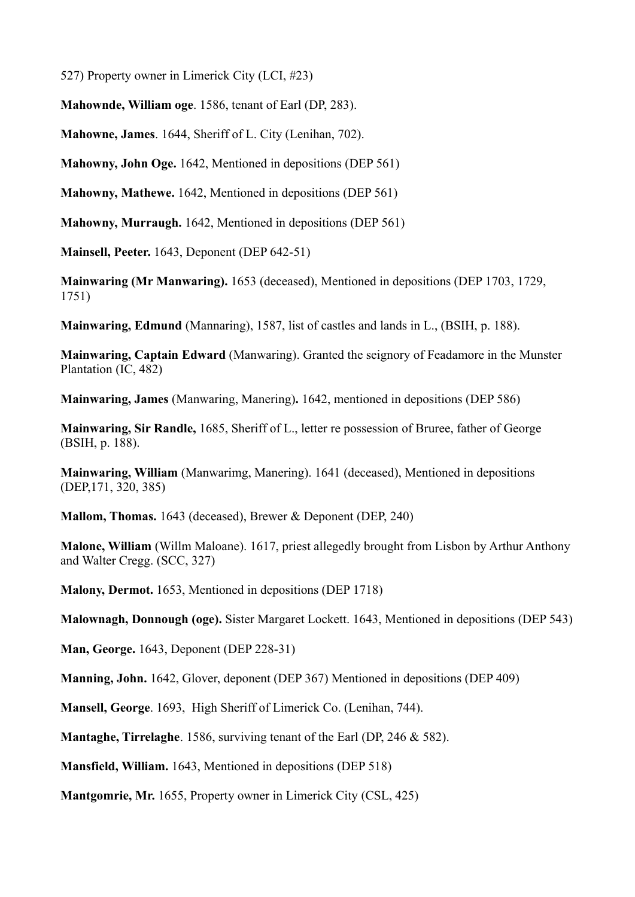527) Property owner in Limerick City (LCI, #23)

**Mahownde, William oge**. 1586, tenant of Earl (DP, 283).

**Mahowne, James**. 1644, Sheriff of L. City (Lenihan, 702).

**Mahowny, John Oge.** 1642, Mentioned in depositions (DEP 561)

**Mahowny, Mathewe.** 1642, Mentioned in depositions (DEP 561)

**Mahowny, Murraugh.** 1642, Mentioned in depositions (DEP 561)

**Mainsell, Peeter.** 1643, Deponent (DEP 642-51)

**Mainwaring (Mr Manwaring).** 1653 (deceased), Mentioned in depositions (DEP 1703, 1729, 1751)

**Mainwaring, Edmund** (Mannaring), 1587, list of castles and lands in L., (BSIH, p. 188).

**Mainwaring, Captain Edward** (Manwaring). Granted the seignory of Feadamore in the Munster Plantation (IC, 482)

**Mainwaring, James** (Manwaring, Manering**).** 1642, mentioned in depositions (DEP 586)

**Mainwaring, Sir Randle,** 1685, Sheriff of L., letter re possession of Bruree, father of George (BSIH, p. 188).

**Mainwaring, William** (Manwarimg, Manering). 1641 (deceased), Mentioned in depositions (DEP,171, 320, 385)

**Mallom, Thomas.** 1643 (deceased), Brewer & Deponent (DEP, 240)

**Malone, William** (Willm Maloane). 1617, priest allegedly brought from Lisbon by Arthur Anthony and Walter Cregg. (SCC, 327)

**Malony, Dermot.** 1653, Mentioned in depositions (DEP 1718)

**Malownagh, Donnough (oge).** Sister Margaret Lockett. 1643, Mentioned in depositions (DEP 543)

**Man, George.** 1643, Deponent (DEP 228-31)

**Manning, John.** 1642, Glover, deponent (DEP 367) Mentioned in depositions (DEP 409)

**Mansell, George**. 1693, High Sheriff of Limerick Co. (Lenihan, 744).

**Mantaghe, Tirrelaghe**. 1586, surviving tenant of the Earl (DP, 246 & 582).

**Mansfield, William.** 1643, Mentioned in depositions (DEP 518)

**Mantgomrie, Mr.** 1655, Property owner in Limerick City (CSL, 425)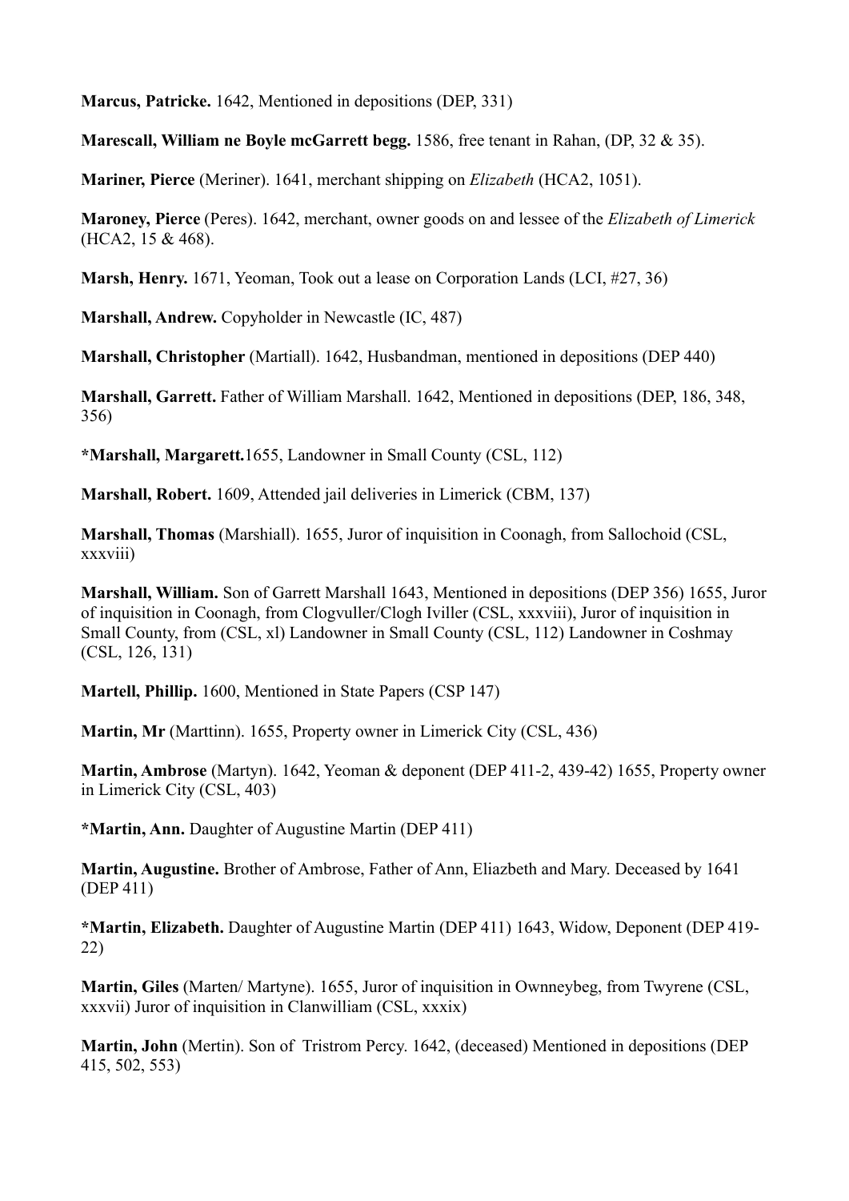**Marcus, Patricke.** 1642, Mentioned in depositions (DEP, 331)

**Marescall, William ne Boyle mcGarrett begg.** 1586, free tenant in Rahan, (DP, 32 & 35).

**Mariner, Pierce** (Meriner). 1641, merchant shipping on *Elizabeth* (HCA2, 1051).

**Maroney, Pierce** (Peres). 1642, merchant, owner goods on and lessee of the *Elizabeth of Limerick* (HCA2, 15 & 468).

**Marsh, Henry.** 1671, Yeoman, Took out a lease on Corporation Lands (LCI, #27, 36)

**Marshall, Andrew.** Copyholder in Newcastle (IC, 487)

**Marshall, Christopher** (Martiall). 1642, Husbandman, mentioned in depositions (DEP 440)

**Marshall, Garrett.** Father of William Marshall. 1642, Mentioned in depositions (DEP, 186, 348, 356)

***Marshall, Margarett.**1655, Landowner in Small County (CSL, 112)

**Marshall, Robert.** 1609, Attended jail deliveries in Limerick (CBM, 137)

**Marshall, Thomas** (Marshiall). 1655, Juror of inquisition in Coonagh, from Sallochoid (CSL, xxxviii)

**Marshall, William.** Son of Garrett Marshall 1643, Mentioned in depositions (DEP 356) 1655, Juror of inquisition in Coonagh, from Clogvuller/Clogh Iviller (CSL, xxxviii), Juror of inquisition in Small County, from (CSL, xl) Landowner in Small County (CSL, 112) Landowner in Coshmay (CSL, 126, 131)

**Martell, Phillip.** 1600, Mentioned in State Papers (CSP 147)

**Martin, Mr** (Marttinn). 1655, Property owner in Limerick City (CSL, 436)

**Martin, Ambrose** (Martyn). 1642, Yeoman & deponent (DEP 411-2, 439-42) 1655, Property owner in Limerick City (CSL, 403)

***Martin, Ann.** Daughter of Augustine Martin (DEP 411)

**Martin, Augustine.** Brother of Ambrose, Father of Ann, Eliazbeth and Mary. Deceased by 1641 (DEP 411)

***Martin, Elizabeth.** Daughter of Augustine Martin (DEP 411) 1643, Widow, Deponent (DEP 419-22)

**Martin, Giles** (Marten/ Martyne). 1655, Juror of inquisition in Ownneybeg, from Twyrene (CSL, xxxvii) Juror of inquisition in Clanwilliam (CSL, xxxix)

**Martin, John** (Mertin). Son of Tristrom Percy. 1642, (deceased) Mentioned in depositions (DEP 415, 502, 553)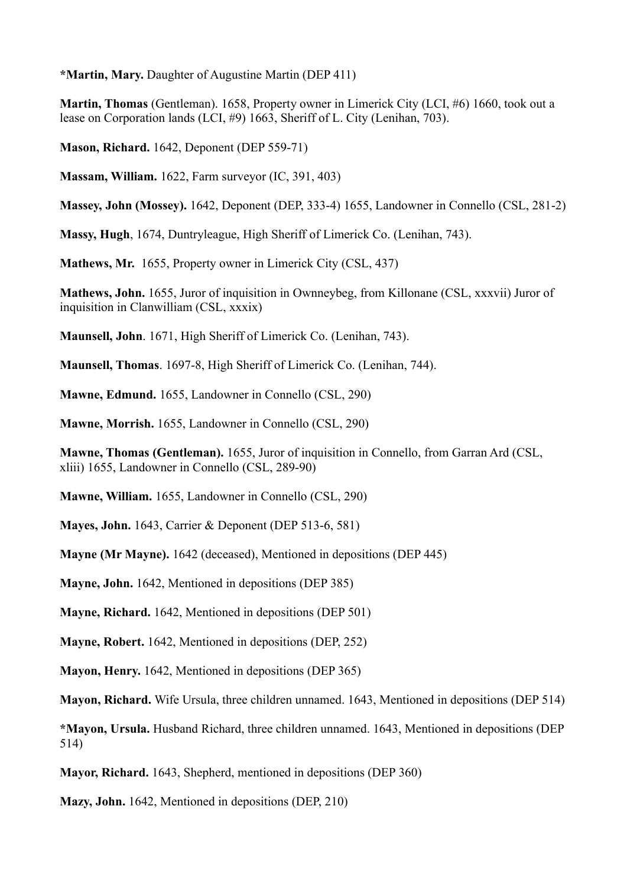***Martin, Mary.** Daughter of Augustine Martin (DEP 411)

**Martin, Thomas** (Gentleman). 1658, Property owner in Limerick City (LCI, #6) 1660, took out a lease on Corporation lands (LCI, #9) 1663, Sheriff of L. City (Lenihan, 703).

**Mason, Richard.** 1642, Deponent (DEP 559-71)

**Massam, William.** 1622, Farm surveyor (IC, 391, 403)

**Massey, John (Mossey).** 1642, Deponent (DEP, 333-4) 1655, Landowner in Connello (CSL, 281-2)

**Massy, Hugh**, 1674, Duntryleague, High Sheriff of Limerick Co. (Lenihan, 743).

**Mathews, Mr.** 1655, Property owner in Limerick City (CSL, 437)

**Mathews, John.** 1655, Juror of inquisition in Ownneybeg, from Killonane (CSL, xxxvii) Juror of inquisition in Clanwilliam (CSL, xxxix)

**Maunsell, John**. 1671, High Sheriff of Limerick Co. (Lenihan, 743).

**Maunsell, Thomas**. 1697-8, High Sheriff of Limerick Co. (Lenihan, 744).

**Mawne, Edmund.** 1655, Landowner in Connello (CSL, 290)

**Mawne, Morrish.** 1655, Landowner in Connello (CSL, 290)

**Mawne, Thomas (Gentleman).** 1655, Juror of inquisition in Connello, from Garran Ard (CSL, xliii) 1655, Landowner in Connello (CSL, 289-90)

**Mawne, William.** 1655, Landowner in Connello (CSL, 290)

**Mayes, John.** 1643, Carrier & Deponent (DEP 513-6, 581)

**Mayne (Mr Mayne).** 1642 (deceased), Mentioned in depositions (DEP 445)

**Mayne, John.** 1642, Mentioned in depositions (DEP 385)

**Mayne, Richard.** 1642, Mentioned in depositions (DEP 501)

**Mayne, Robert.** 1642, Mentioned in depositions (DEP, 252)

**Mayon, Henry.** 1642, Mentioned in depositions (DEP 365)

**Mayon, Richard.** Wife Ursula, three children unnamed. 1643, Mentioned in depositions (DEP 514)

***Mayon, Ursula.** Husband Richard, three children unnamed. 1643, Mentioned in depositions (DEP 514)

**Mayor, Richard.** 1643, Shepherd, mentioned in depositions (DEP 360)

**Mazy, John.** 1642, Mentioned in depositions (DEP, 210)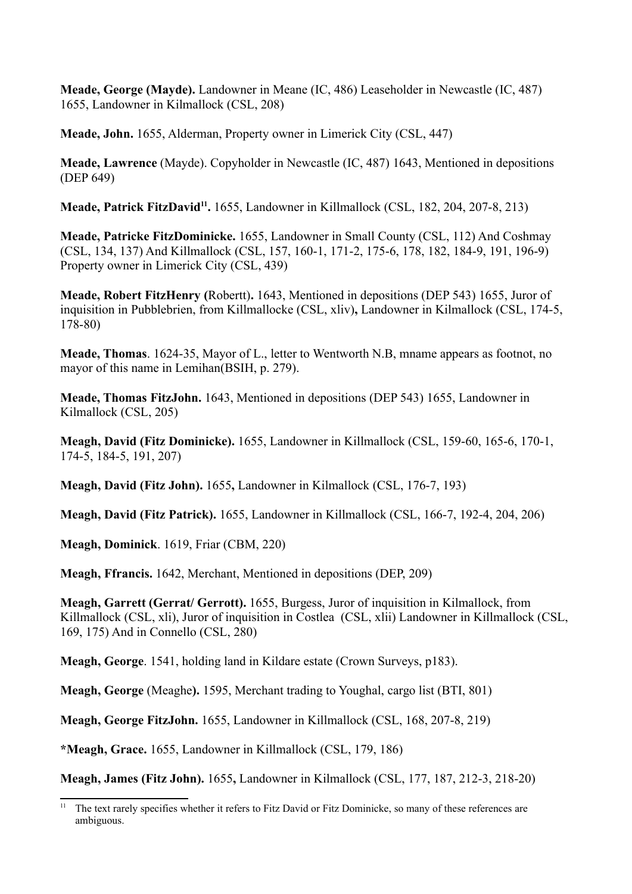**Meade, George (Mayde).** Landowner in Meane (IC, 486) Leaseholder in Newcastle (IC, 487) 1655, Landowner in Kilmallock (CSL, 208)

**Meade, John.** 1655, Alderman, Property owner in Limerick City (CSL, 447)

**Meade, Lawrence** (Mayde). Copyholder in Newcastle (IC, 487) 1643, Mentioned in depositions (DEP 649)

**Meade, Patrick FitzDavid[11].** 1655, Landowner in Killmallock (CSL, 182, 204, 207-8, 213)

**Meade, Patricke FitzDominicke.** 1655, Landowner in Small County (CSL, 112) And Coshmay (CSL, 134, 137) And Killmallock (CSL, 157, 160-1, 171-2, 175-6, 178, 182, 184-9, 191, 196-9) Property owner in Limerick City (CSL, 439)

**Meade, Robert FitzHenry (**Robertt)**.** 1643, Mentioned in depositions (DEP 543) 1655, Juror of inquisition in Pubblebrien, from Killmallocke (CSL, xliv)**,** Landowner in Kilmallock (CSL, 174-5, 178-80)

**Meade, Thomas**. 1624-35, Mayor of L., letter to Wentworth N.B, mname appears as footnot, no mayor of this name in Lemihan(BSIH, p. 279).

**Meade, Thomas FitzJohn.** 1643, Mentioned in depositions (DEP 543) 1655, Landowner in Kilmallock (CSL, 205)

**Meagh, David (Fitz Dominicke).** 1655, Landowner in Killmallock (CSL, 159-60, 165-6, 170-1, 174-5, 184-5, 191, 207)

**Meagh, David (Fitz John).** 1655**,** Landowner in Kilmallock (CSL, 176-7, 193)

**Meagh, David (Fitz Patrick).** 1655, Landowner in Killmallock (CSL, 166-7, 192-4, 204, 206)

**Meagh, Dominick**. 1619, Friar (CBM, 220)

**Meagh, Ffrancis.** 1642, Merchant, Mentioned in depositions (DEP, 209)

**Meagh, Garrett (Gerrat/ Gerrott).** 1655, Burgess, Juror of inquisition in Kilmallock, from Killmallock (CSL, xli), Juror of inquisition in Costlea (CSL, xlii) Landowner in Killmallock (CSL, 169, 175) And in Connello (CSL, 280)

**Meagh, George**. 1541, holding land in Kildare estate (Crown Surveys, p183).

**Meagh, George** (Meaghe**).** 1595, Merchant trading to Youghal, cargo list (BTI, 801)

**Meagh, George FitzJohn.** 1655, Landowner in Killmallock (CSL, 168, 207-8, 219)

**\*Meagh, Grace.** 1655, Landowner in Killmallock (CSL, 179, 186)

**Meagh, James (Fitz John).** 1655**,** Landowner in Kilmallock (CSL, 177, 187, 212-3, 218-20)

---

[11] The text rarely specifies whether it refers to Fitz David or Fitz Dominicke, so many of these references are ambiguous.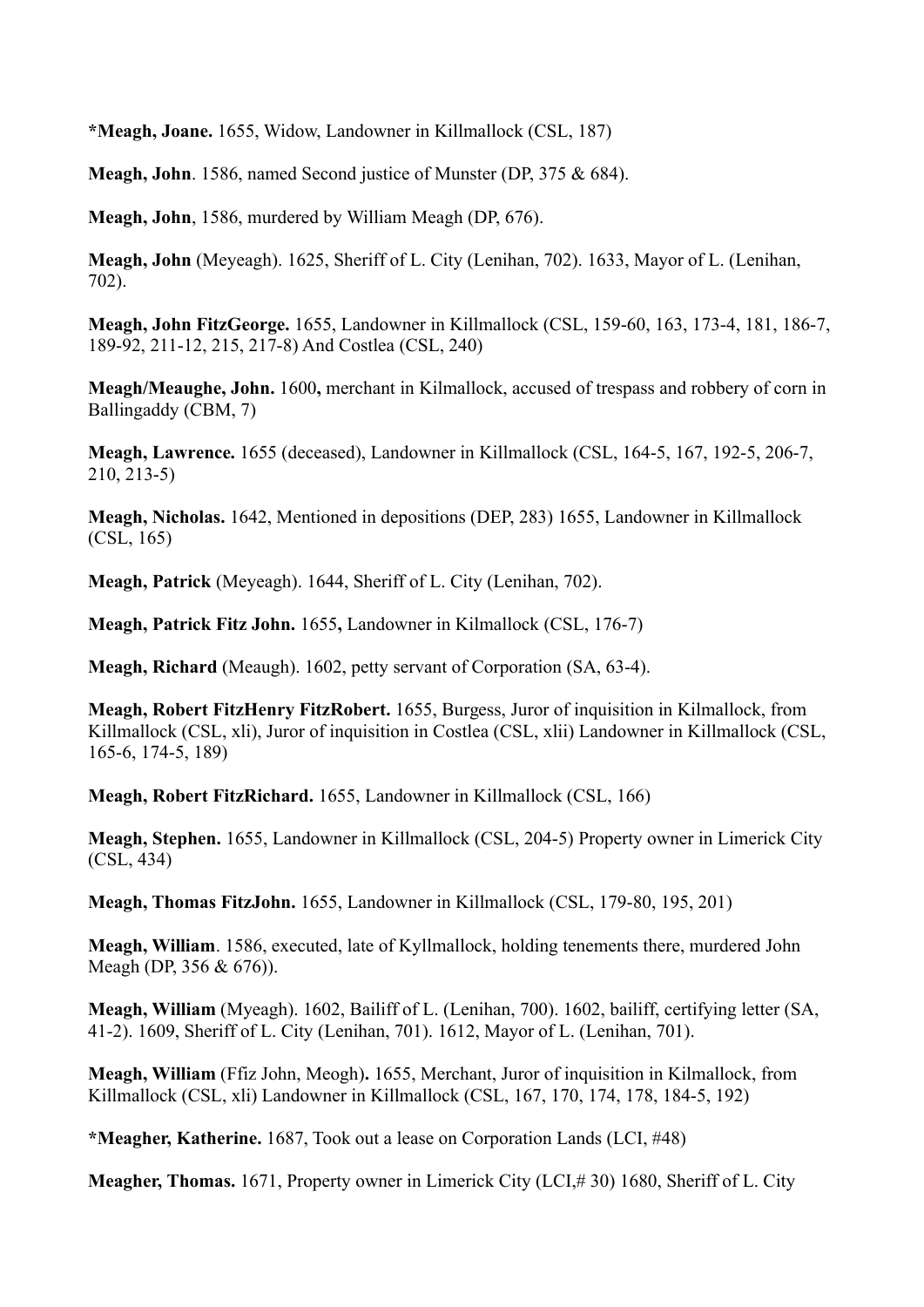***Meagh, Joane.** 1655, Widow, Landowner in Killmallock (CSL, 187)

**Meagh, John**. 1586, named Second justice of Munster (DP, 375 & 684).

**Meagh, John**, 1586, murdered by William Meagh (DP, 676).

**Meagh, John** (Meyeagh). 1625, Sheriff of L. City (Lenihan, 702). 1633, Mayor of L. (Lenihan, 702).

**Meagh, John FitzGeorge.** 1655, Landowner in Killmallock (CSL, 159-60, 163, 173-4, 181, 186-7, 189-92, 211-12, 215, 217-8) And Costlea (CSL, 240)

**Meagh/Meaughe, John.** 1600**,** merchant in Kilmallock, accused of trespass and robbery of corn in Ballingaddy (CBM, 7)

**Meagh, Lawrence.** 1655 (deceased), Landowner in Killmallock (CSL, 164-5, 167, 192-5, 206-7, 210, 213-5)

**Meagh, Nicholas.** 1642, Mentioned in depositions (DEP, 283) 1655, Landowner in Killmallock (CSL, 165)

**Meagh, Patrick** (Meyeagh). 1644, Sheriff of L. City (Lenihan, 702).

**Meagh, Patrick Fitz John.** 1655**,** Landowner in Kilmallock (CSL, 176-7)

**Meagh, Richard** (Meaugh). 1602, petty servant of Corporation (SA, 63-4).

**Meagh, Robert FitzHenry FitzRobert.** 1655, Burgess, Juror of inquisition in Kilmallock, from Killmallock (CSL, xli), Juror of inquisition in Costlea (CSL, xlii) Landowner in Killmallock (CSL, 165-6, 174-5, 189)

**Meagh, Robert FitzRichard.** 1655, Landowner in Killmallock (CSL, 166)

**Meagh, Stephen.** 1655, Landowner in Killmallock (CSL, 204-5) Property owner in Limerick City (CSL, 434)

**Meagh, Thomas FitzJohn.** 1655, Landowner in Killmallock (CSL, 179-80, 195, 201)

**Meagh, William**. 1586, executed, late of Kyllmallock, holding tenements there, murdered John Meagh (DP, 356 & 676)).

**Meagh, William** (Myeagh). 1602, Bailiff of L. (Lenihan, 700). 1602, bailiff, certifying letter (SA, 41-2). 1609, Sheriff of L. City (Lenihan, 701). 1612, Mayor of L. (Lenihan, 701).

**Meagh, William** (Ffiz John, Meogh)**.** 1655, Merchant, Juror of inquisition in Kilmallock, from Killmallock (CSL, xli) Landowner in Killmallock (CSL, 167, 170, 174, 178, 184-5, 192)

***Meagher, Katherine.** 1687, Took out a lease on Corporation Lands (LCI, #48)

**Meagher, Thomas.** 1671, Property owner in Limerick City (LCI,# 30) 1680, Sheriff of L. City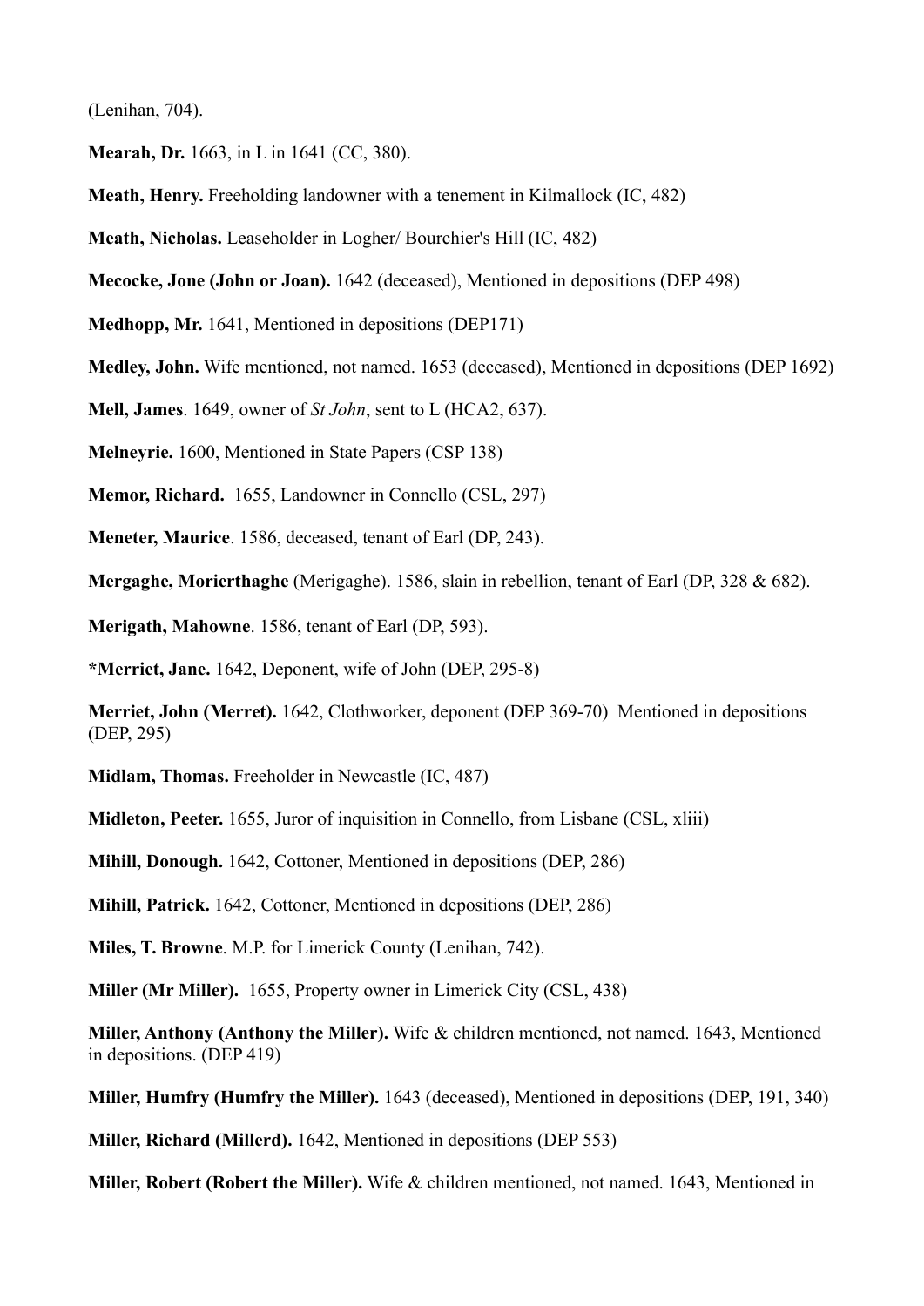(Lenihan, 704).

**Mearah, Dr.** 1663, in L in 1641 (CC, 380).

**Meath, Henry.** Freeholding landowner with a tenement in Kilmallock (IC, 482)

**Meath, Nicholas.** Leaseholder in Logher/ Bourchier's Hill (IC, 482)

**Mecocke, Jone (John or Joan).** 1642 (deceased), Mentioned in depositions (DEP 498)

**Medhopp, Mr.** 1641, Mentioned in depositions (DEP171)

**Medley, John.** Wife mentioned, not named. 1653 (deceased), Mentioned in depositions (DEP 1692)

**Mell, James**. 1649, owner of *St John*, sent to L (HCA2, 637).

**Melneyrie.** 1600, Mentioned in State Papers (CSP 138)

**Memor, Richard.** 1655, Landowner in Connello (CSL, 297)

**Meneter, Maurice**. 1586, deceased, tenant of Earl (DP, 243).

**Mergaghe, Morierthaghe** (Merigaghe). 1586, slain in rebellion, tenant of Earl (DP, 328 & 682).

**Merigath, Mahowne**. 1586, tenant of Earl (DP, 593).

***Merriet, Jane.** 1642, Deponent, wife of John (DEP, 295-8)

**Merriet, John (Merret).** 1642, Clothworker, deponent (DEP 369-70) Mentioned in depositions (DEP, 295)

**Midlam, Thomas.** Freeholder in Newcastle (IC, 487)

**Midleton, Peeter.** 1655, Juror of inquisition in Connello, from Lisbane (CSL, xliii)

**Mihill, Donough.** 1642, Cottoner, Mentioned in depositions (DEP, 286)

**Mihill, Patrick.** 1642, Cottoner, Mentioned in depositions (DEP, 286)

**Miles, T. Browne**. M.P. for Limerick County (Lenihan, 742).

**Miller (Mr Miller).** 1655, Property owner in Limerick City (CSL, 438)

**Miller, Anthony (Anthony the Miller).** Wife & children mentioned, not named. 1643, Mentioned in depositions. (DEP 419)

**Miller, Humfry (Humfry the Miller).** 1643 (deceased), Mentioned in depositions (DEP, 191, 340)

**Miller, Richard (Millerd).** 1642, Mentioned in depositions (DEP 553)

**Miller, Robert (Robert the Miller).** Wife & children mentioned, not named. 1643, Mentioned in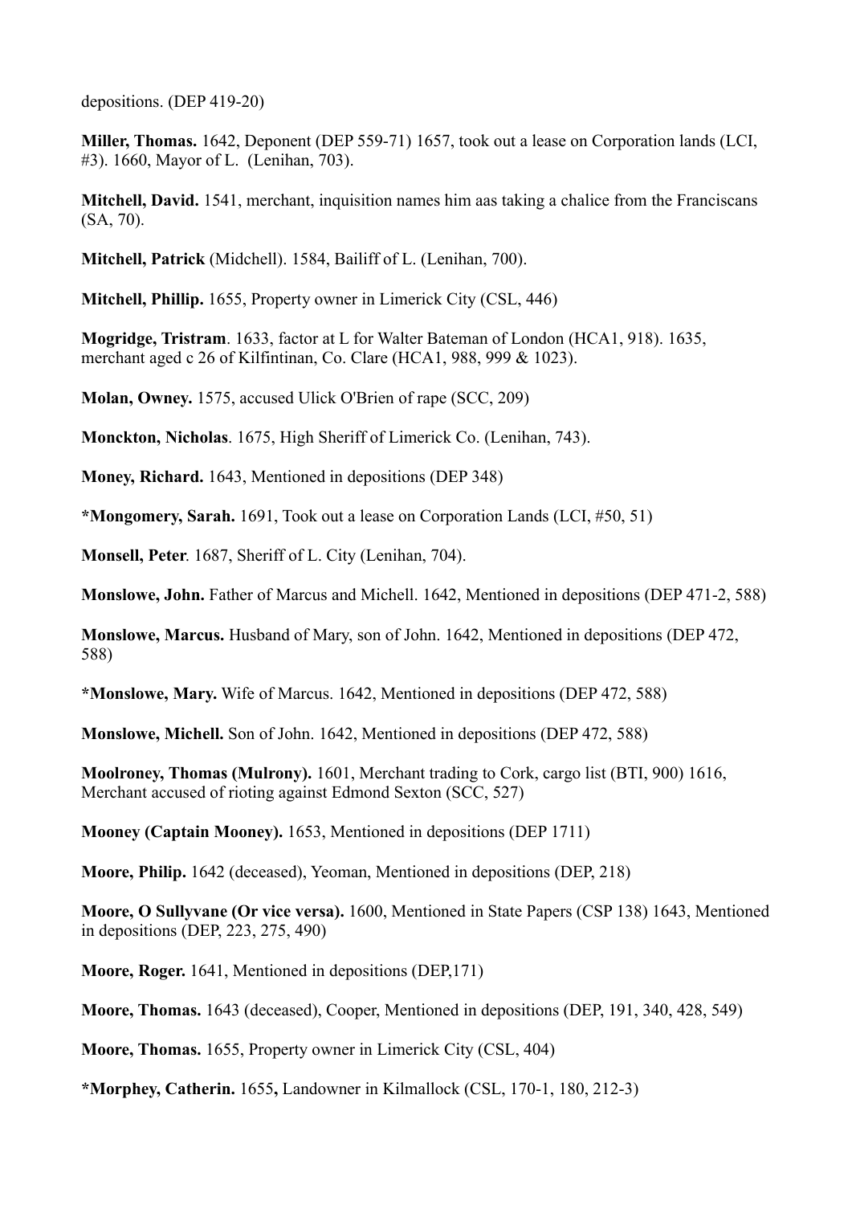depositions. (DEP 419-20)

**Miller, Thomas.** 1642, Deponent (DEP 559-71) 1657, took out a lease on Corporation lands (LCI, #3). 1660, Mayor of L. (Lenihan, 703).

**Mitchell, David.** 1541, merchant, inquisition names him aas taking a chalice from the Franciscans (SA, 70).

**Mitchell, Patrick** (Midchell). 1584, Bailiff of L. (Lenihan, 700).

**Mitchell, Phillip.** 1655, Property owner in Limerick City (CSL, 446)

**Mogridge, Tristram**. 1633, factor at L for Walter Bateman of London (HCA1, 918). 1635, merchant aged c 26 of Kilfintinan, Co. Clare (HCA1, 988, 999 & 1023).

**Molan, Owney.** 1575, accused Ulick O'Brien of rape (SCC, 209)

**Monckton, Nicholas**. 1675, High Sheriff of Limerick Co. (Lenihan, 743).

**Money, Richard.** 1643, Mentioned in depositions (DEP 348)

**\*Mongomery, Sarah.** 1691, Took out a lease on Corporation Lands (LCI, #50, 51)

**Monsell, Peter**. 1687, Sheriff of L. City (Lenihan, 704).

**Monslowe, John.** Father of Marcus and Michell. 1642, Mentioned in depositions (DEP 471-2, 588)

**Monslowe, Marcus.** Husband of Mary, son of John. 1642, Mentioned in depositions (DEP 472, 588)

**\*Monslowe, Mary.** Wife of Marcus. 1642, Mentioned in depositions (DEP 472, 588)

**Monslowe, Michell.** Son of John. 1642, Mentioned in depositions (DEP 472, 588)

**Moolroney, Thomas (Mulrony).** 1601, Merchant trading to Cork, cargo list (BTI, 900) 1616, Merchant accused of rioting against Edmond Sexton (SCC, 527)

**Mooney (Captain Mooney).** 1653, Mentioned in depositions (DEP 1711)

**Moore, Philip.** 1642 (deceased), Yeoman, Mentioned in depositions (DEP, 218)

**Moore, O Sullyvane (Or vice versa).** 1600, Mentioned in State Papers (CSP 138) 1643, Mentioned in depositions (DEP, 223, 275, 490)

**Moore, Roger.** 1641, Mentioned in depositions (DEP,171)

**Moore, Thomas.** 1643 (deceased), Cooper, Mentioned in depositions (DEP, 191, 340, 428, 549)

**Moore, Thomas.** 1655, Property owner in Limerick City (CSL, 404)

**\*Morphey, Catherin.** 1655**,** Landowner in Kilmallock (CSL, 170-1, 180, 212-3)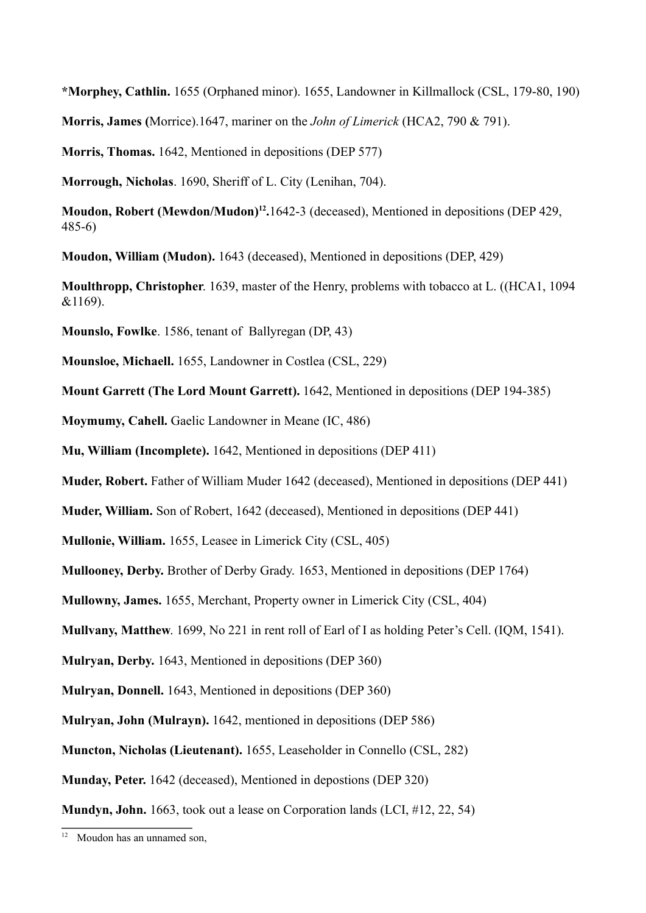***Morphey, Cathlin.** 1655 (Orphaned minor). 1655, Landowner in Killmallock (CSL, 179-80, 190)

**Morris, James (**Morrice).1647, mariner on the *John of Limerick* (HCA2, 790 & 791).

**Morris, Thomas.** 1642, Mentioned in depositions (DEP 577)

**Morrough, Nicholas**. 1690, Sheriff of L. City (Lenihan, 704).

**Moudon, Robert (Mewdon/Mudon)[12].**1642-3 (deceased), Mentioned in depositions (DEP 429, 485-6)

**Moudon, William (Mudon).** 1643 (deceased), Mentioned in depositions (DEP, 429)

**Moulthropp, Christopher**. 1639, master of the Henry, problems with tobacco at L. ((HCA1, 1094 &1169).

**Mounslo, Fowlke**. 1586, tenant of Ballyregan (DP, 43)

**Mounsloe, Michaell.** 1655, Landowner in Costlea (CSL, 229)

**Mount Garrett (The Lord Mount Garrett).** 1642, Mentioned in depositions (DEP 194-385)

**Moymumy, Cahell.** Gaelic Landowner in Meane (IC, 486)

**Mu, William (Incomplete).** 1642, Mentioned in depositions (DEP 411)

**Muder, Robert.** Father of William Muder 1642 (deceased), Mentioned in depositions (DEP 441)

**Muder, William.** Son of Robert, 1642 (deceased), Mentioned in depositions (DEP 441)

**Mullonie, William.** 1655, Leasee in Limerick City (CSL, 405)

**Mullooney, Derby.** Brother of Derby Grady. 1653, Mentioned in depositions (DEP 1764)

**Mullowny, James.** 1655, Merchant, Property owner in Limerick City (CSL, 404)

**Mullvany, Matthew**. 1699, No 221 in rent roll of Earl of I as holding Peter's Cell. (IQM, 1541).

**Mulryan, Derby.** 1643, Mentioned in depositions (DEP 360)

**Mulryan, Donnell.** 1643, Mentioned in depositions (DEP 360)

**Mulryan, John (Mulrayn).** 1642, mentioned in depositions (DEP 586)

**Muncton, Nicholas (Lieutenant).** 1655, Leaseholder in Connello (CSL, 282)

**Munday, Peter.** 1642 (deceased), Mentioned in depostions (DEP 320)

**Mundyn, John.** 1663, took out a lease on Corporation lands (LCI, #12, 22, 54)

---

[12] Moudon has an unnamed son,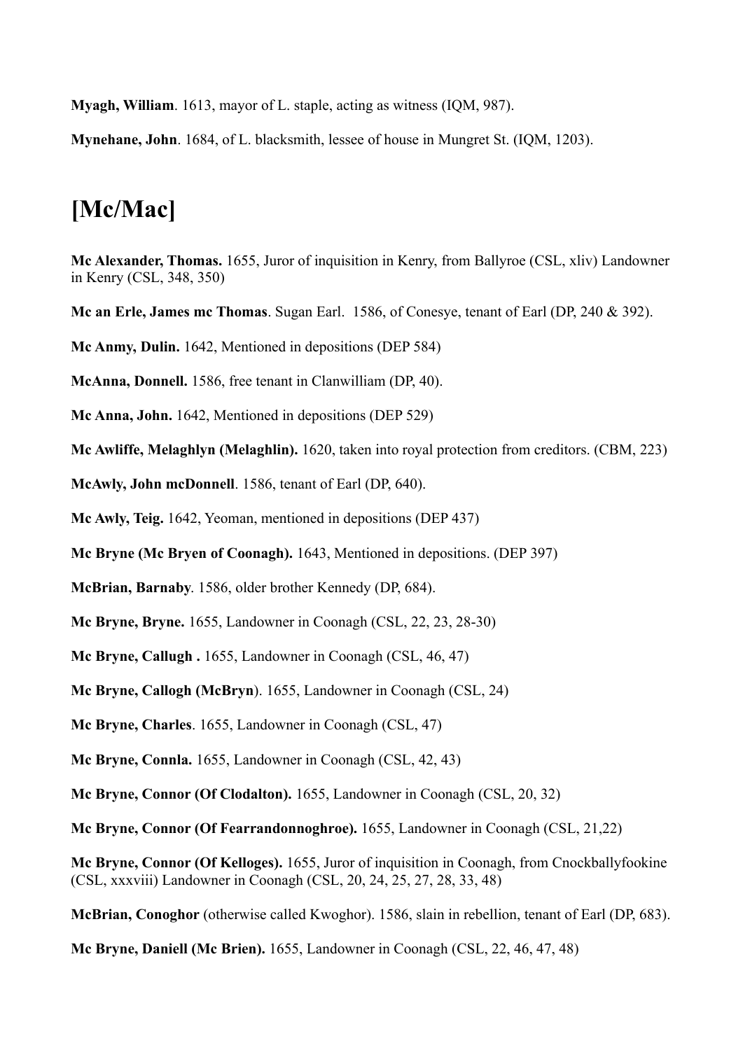**Myagh, William**. 1613, mayor of L. staple, acting as witness (IQM, 987).

**Mynehane, John**. 1684, of L. blacksmith, lessee of house in Mungret St. (IQM, 1203).

# [Mc/Mac]

**Mc Alexander, Thomas.** 1655, Juror of inquisition in Kenry, from Ballyroe (CSL, xliv) Landowner in Kenry (CSL, 348, 350)

**Mc an Erle, James mc Thomas**. Sugan Earl. 1586, of Conesye, tenant of Earl (DP, 240 & 392).

**Mc Anmy, Dulin.** 1642, Mentioned in depositions (DEP 584)

**McAnna, Donnell.** 1586, free tenant in Clanwilliam (DP, 40).

**Mc Anna, John.** 1642, Mentioned in depositions (DEP 529)

**Mc Awliffe, Melaghlyn (Melaghlin).** 1620, taken into royal protection from creditors. (CBM, 223)

**McAwly, John mcDonnell**. 1586, tenant of Earl (DP, 640).

**Mc Awly, Teig.** 1642, Yeoman, mentioned in depositions (DEP 437)

**Mc Bryne (Mc Bryen of Coonagh).** 1643, Mentioned in depositions. (DEP 397)

**McBrian, Barnaby**. 1586, older brother Kennedy (DP, 684).

**Mc Bryne, Bryne.** 1655, Landowner in Coonagh (CSL, 22, 23, 28-30)

**Mc Bryne, Callugh .** 1655, Landowner in Coonagh (CSL, 46, 47)

**Mc Bryne, Callogh (McBryn**). 1655, Landowner in Coonagh (CSL, 24)

**Mc Bryne, Charles**. 1655, Landowner in Coonagh (CSL, 47)

**Mc Bryne, Connla.** 1655, Landowner in Coonagh (CSL, 42, 43)

**Mc Bryne, Connor (Of Clodalton).** 1655, Landowner in Coonagh (CSL, 20, 32)

**Mc Bryne, Connor (Of Fearrandonnoghroe).** 1655, Landowner in Coonagh (CSL, 21,22)

**Mc Bryne, Connor (Of Kelloges).** 1655, Juror of inquisition in Coonagh, from Cnockballyfookine (CSL, xxxviii) Landowner in Coonagh (CSL, 20, 24, 25, 27, 28, 33, 48)

**McBrian, Conoghor** (otherwise called Kwoghor). 1586, slain in rebellion, tenant of Earl (DP, 683).

**Mc Bryne, Daniell (Mc Brien).** 1655, Landowner in Coonagh (CSL, 22, 46, 47, 48)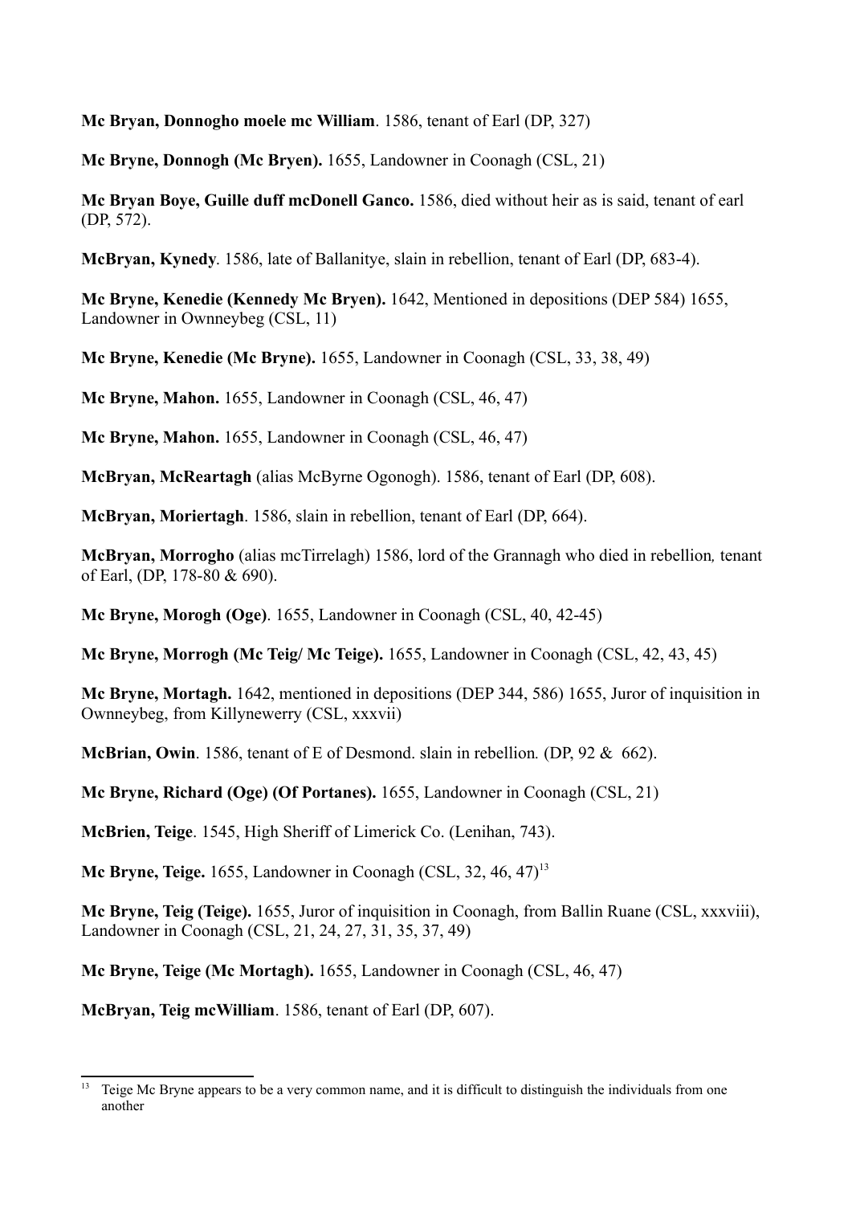**Mc Bryan, Donnogho moele mc William**. 1586, tenant of Earl (DP, 327)

**Mc Bryne, Donnogh (Mc Bryen).** 1655, Landowner in Coonagh (CSL, 21)

**Mc Bryan Boye, Guille duff mcDonell Ganco.** 1586, died without heir as is said, tenant of earl (DP, 572).

**McBryan, Kynedy**. 1586, late of Ballanitye, slain in rebellion, tenant of Earl (DP, 683-4).

**Mc Bryne, Kenedie (Kennedy Mc Bryen).** 1642, Mentioned in depositions (DEP 584) 1655, Landowner in Ownneybeg (CSL, 11)

**Mc Bryne, Kenedie (Mc Bryne).** 1655, Landowner in Coonagh (CSL, 33, 38, 49)

**Mc Bryne, Mahon.** 1655, Landowner in Coonagh (CSL, 46, 47)

**Mc Bryne, Mahon.** 1655, Landowner in Coonagh (CSL, 46, 47)

**McBryan, McReartagh** (alias McByrne Ogonogh). 1586, tenant of Earl (DP, 608).

**McBryan, Moriertagh**. 1586, slain in rebellion, tenant of Earl (DP, 664).

**McBryan, Morrogho** (alias mcTirrelagh) 1586, lord of the Grannagh who died in rebellion*,* tenant of Earl, (DP, 178-80 & 690).

**Mc Bryne, Morogh (Oge)**. 1655, Landowner in Coonagh (CSL, 40, 42-45)

**Mc Bryne, Morrogh (Mc Teig/ Mc Teige).** 1655, Landowner in Coonagh (CSL, 42, 43, 45)

**Mc Bryne, Mortagh.** 1642, mentioned in depositions (DEP 344, 586) 1655, Juror of inquisition in Ownneybeg, from Killynewerry (CSL, xxxvii)

**McBrian, Owin**. 1586, tenant of E of Desmond. slain in rebellion*.* (DP, 92 & 662).

**Mc Bryne, Richard (Oge) (Of Portanes).** 1655, Landowner in Coonagh (CSL, 21)

**McBrien, Teige**. 1545, High Sheriff of Limerick Co. (Lenihan, 743).

**Mc Bryne, Teige.** 1655, Landowner in Coonagh (CSL, 32, 46, 47)[13]

**Mc Bryne, Teig (Teige).** 1655, Juror of inquisition in Coonagh, from Ballin Ruane (CSL, xxxviii), Landowner in Coonagh (CSL, 21, 24, 27, 31, 35, 37, 49)

**Mc Bryne, Teige (Mc Mortagh).** 1655, Landowner in Coonagh (CSL, 46, 47)

**McBryan, Teig mcWilliam**. 1586, tenant of Earl (DP, 607).

---

[13] Teige Mc Bryne appears to be a very common name, and it is difficult to distinguish the individuals from one another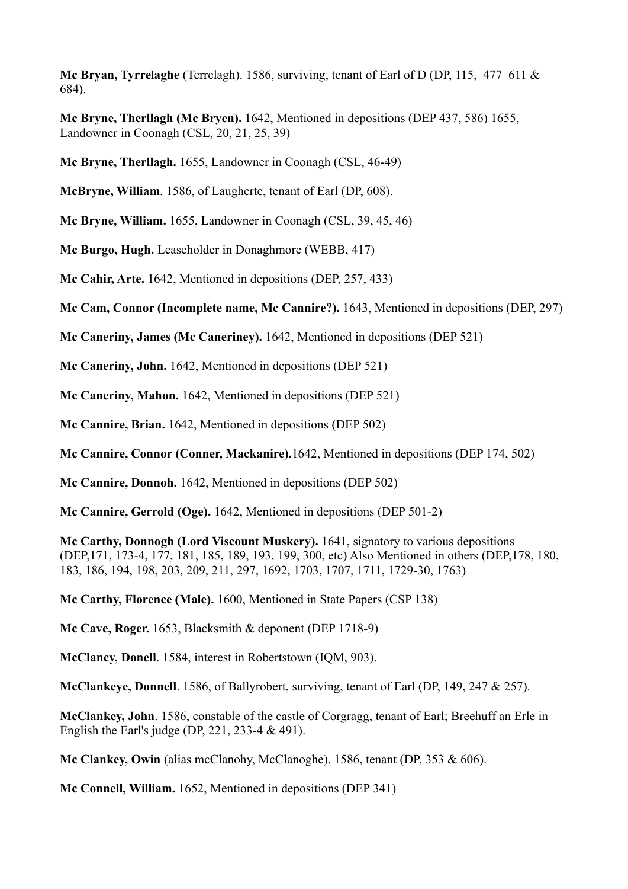**Mc Bryan, Tyrrelaghe** (Terrelagh). 1586, surviving, tenant of Earl of D (DP, 115, 477 611 & 684).

**Mc Bryne, Therllagh (Mc Bryen).** 1642, Mentioned in depositions (DEP 437, 586) 1655, Landowner in Coonagh (CSL, 20, 21, 25, 39)

**Mc Bryne, Therllagh.** 1655, Landowner in Coonagh (CSL, 46-49)

**McBryne, William**. 1586, of Laugherte, tenant of Earl (DP, 608).

**Mc Bryne, William.** 1655, Landowner in Coonagh (CSL, 39, 45, 46)

**Mc Burgo, Hugh.** Leaseholder in Donaghmore (WEBB, 417)

**Mc Cahir, Arte.** 1642, Mentioned in depositions (DEP, 257, 433)

**Mc Cam, Connor (Incomplete name, Mc Cannire?).** 1643, Mentioned in depositions (DEP, 297)

**Mc Caneriny, James (Mc Caneriney).** 1642, Mentioned in depositions (DEP 521)

**Mc Caneriny, John.** 1642, Mentioned in depositions (DEP 521)

**Mc Caneriny, Mahon.** 1642, Mentioned in depositions (DEP 521)

**Mc Cannire, Brian.** 1642, Mentioned in depositions (DEP 502)

**Mc Cannire, Connor (Conner, Mackanire).**1642, Mentioned in depositions (DEP 174, 502)

**Mc Cannire, Donnoh.** 1642, Mentioned in depositions (DEP 502)

**Mc Cannire, Gerrold (Oge).** 1642, Mentioned in depositions (DEP 501-2)

**Mc Carthy, Donnogh (Lord Viscount Muskery).** 1641, signatory to various depositions (DEP,171, 173-4, 177, 181, 185, 189, 193, 199, 300, etc) Also Mentioned in others (DEP,178, 180, 183, 186, 194, 198, 203, 209, 211, 297, 1692, 1703, 1707, 1711, 1729-30, 1763)

**Mc Carthy, Florence (Male).** 1600, Mentioned in State Papers (CSP 138)

**Mc Cave, Roger.** 1653, Blacksmith & deponent (DEP 1718-9)

**McClancy, Donell**. 1584, interest in Robertstown (IQM, 903).

**McClankeye, Donnell**. 1586, of Ballyrobert, surviving, tenant of Earl (DP, 149, 247 & 257).

**McClankey, John**. 1586, constable of the castle of Corgragg, tenant of Earl; Breehuff an Erle in English the Earl's judge (DP, 221, 233-4 & 491).

**Mc Clankey, Owin** (alias mcClanohy, McClanoghe). 1586, tenant (DP, 353 & 606).

**Mc Connell, William.** 1652, Mentioned in depositions (DEP 341)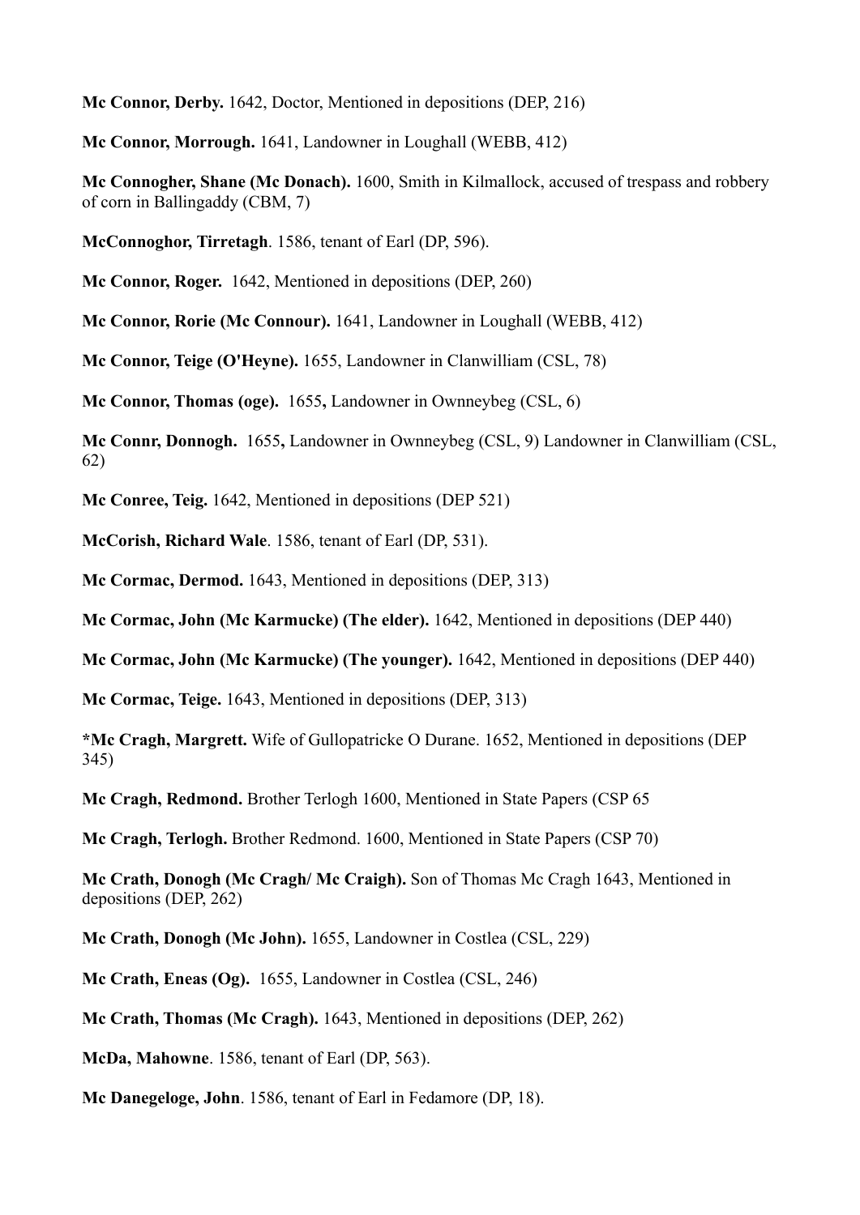**Mc Connor, Derby.** 1642, Doctor, Mentioned in depositions (DEP, 216)

**Mc Connor, Morrough.** 1641, Landowner in Loughall (WEBB, 412)

**Mc Connogher, Shane (Mc Donach).** 1600, Smith in Kilmallock, accused of trespass and robbery of corn in Ballingaddy (CBM, 7)

**McConnoghor, Tirretagh**. 1586, tenant of Earl (DP, 596).

**Mc Connor, Roger.** 1642, Mentioned in depositions (DEP, 260)

**Mc Connor, Rorie (Mc Connour).** 1641, Landowner in Loughall (WEBB, 412)

**Mc Connor, Teige (O'Heyne).** 1655, Landowner in Clanwilliam (CSL, 78)

**Mc Connor, Thomas (oge).** 1655**,** Landowner in Ownneybeg (CSL, 6)

**Mc Connr, Donnogh.** 1655**,** Landowner in Ownneybeg (CSL, 9) Landowner in Clanwilliam (CSL, 62)

**Mc Conree, Teig.** 1642, Mentioned in depositions (DEP 521)

**McCorish, Richard Wale**. 1586, tenant of Earl (DP, 531).

**Mc Cormac, Dermod.** 1643, Mentioned in depositions (DEP, 313)

**Mc Cormac, John (Mc Karmucke) (The elder).** 1642, Mentioned in depositions (DEP 440)

**Mc Cormac, John (Mc Karmucke) (The younger).** 1642, Mentioned in depositions (DEP 440)

**Mc Cormac, Teige.** 1643, Mentioned in depositions (DEP, 313)

**\*Mc Cragh, Margrett.** Wife of Gullopatricke O Durane. 1652, Mentioned in depositions (DEP 345)

**Mc Cragh, Redmond.** Brother Terlogh 1600, Mentioned in State Papers (CSP 65

**Mc Cragh, Terlogh.** Brother Redmond. 1600, Mentioned in State Papers (CSP 70)

**Mc Crath, Donogh (Mc Cragh/ Mc Craigh).** Son of Thomas Mc Cragh 1643, Mentioned in depositions (DEP, 262)

**Mc Crath, Donogh (Mc John).** 1655, Landowner in Costlea (CSL, 229)

**Mc Crath, Eneas (Og).** 1655, Landowner in Costlea (CSL, 246)

**Mc Crath, Thomas (Mc Cragh).** 1643, Mentioned in depositions (DEP, 262)

**McDa, Mahowne**. 1586, tenant of Earl (DP, 563).

**Mc Danegeloge, John**. 1586, tenant of Earl in Fedamore (DP, 18).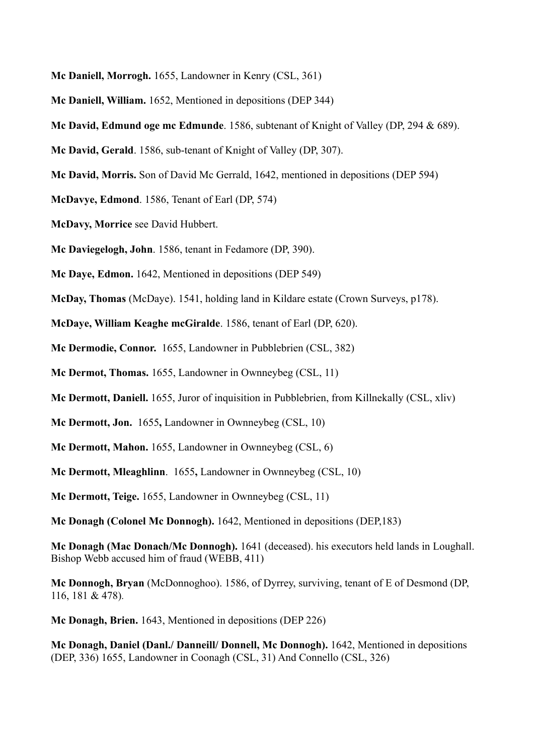**Mc Daniell, Morrogh.** 1655, Landowner in Kenry (CSL, 361)

**Mc Daniell, William.** 1652, Mentioned in depositions (DEP 344)

**Mc David, Edmund oge mc Edmunde**. 1586, subtenant of Knight of Valley (DP, 294 & 689).

**Mc David, Gerald**. 1586, sub-tenant of Knight of Valley (DP, 307).

**Mc David, Morris.** Son of David Mc Gerrald, 1642, mentioned in depositions (DEP 594)

**McDavye, Edmond**. 1586, Tenant of Earl (DP, 574)

**McDavy, Morrice** see David Hubbert.

**Mc Daviegelogh, John**. 1586, tenant in Fedamore (DP, 390).

**Mc Daye, Edmon.** 1642, Mentioned in depositions (DEP 549)

**McDay, Thomas** (McDaye). 1541, holding land in Kildare estate (Crown Surveys, p178).

**McDaye, William Keaghe mcGiralde**. 1586, tenant of Earl (DP, 620).

**Mc Dermodie, Connor.** 1655, Landowner in Pubblebrien (CSL, 382)

**Mc Dermot, Thomas.** 1655, Landowner in Ownneybeg (CSL, 11)

**Mc Dermott, Daniell.** 1655, Juror of inquisition in Pubblebrien, from Killnekally (CSL, xliv)

**Mc Dermott, Jon.** 1655**,** Landowner in Ownneybeg (CSL, 10)

**Mc Dermott, Mahon.** 1655, Landowner in Ownneybeg (CSL, 6)

**Mc Dermott, Mleaghlinn**. 1655**,** Landowner in Ownneybeg (CSL, 10)

**Mc Dermott, Teige.** 1655, Landowner in Ownneybeg (CSL, 11)

**Mc Donagh (Colonel Mc Donnogh).** 1642, Mentioned in depositions (DEP,183)

**Mc Donagh (Mac Donach/Mc Donnogh).** 1641 (deceased). his executors held lands in Loughall. Bishop Webb accused him of fraud (WEBB, 411)

**Mc Donnogh, Bryan** (McDonnoghoo). 1586, of Dyrrey, surviving, tenant of E of Desmond (DP, 116, 181 & 478).

**Mc Donagh, Brien.** 1643, Mentioned in depositions (DEP 226)

**Mc Donagh, Daniel (Danl./ Danneill/ Donnell, Mc Donnogh).** 1642, Mentioned in depositions (DEP, 336) 1655, Landowner in Coonagh (CSL, 31) And Connello (CSL, 326)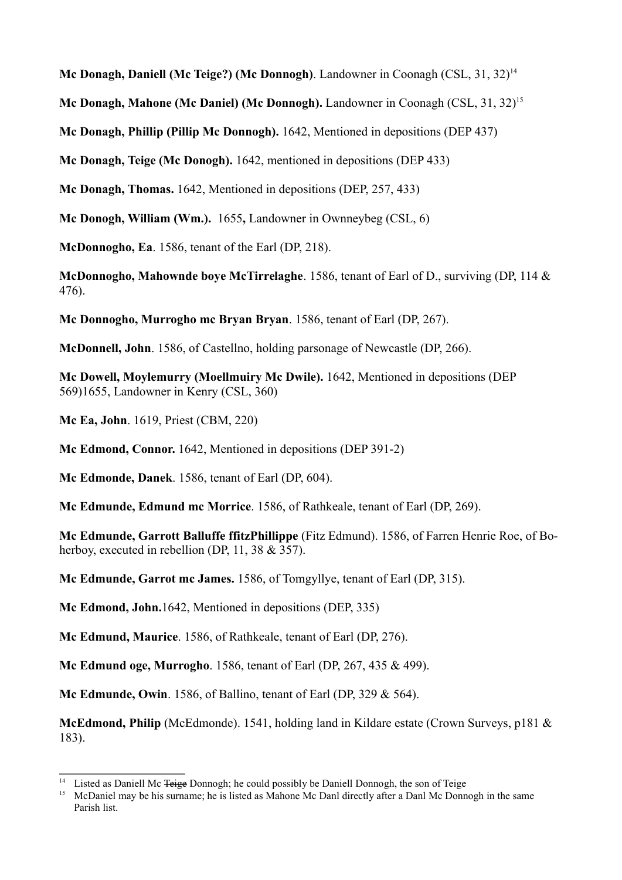**Mc Donagh, Daniell (Mc Teige?) (Mc Donnogh)**. Landowner in Coonagh (CSL, 31, 32)[14]

**Mc Donagh, Mahone (Mc Daniel) (Mc Donnogh).** Landowner in Coonagh (CSL, 31, 32)[15]

**Mc Donagh, Phillip (Pillip Mc Donnogh).** 1642, Mentioned in depositions (DEP 437)

**Mc Donagh, Teige (Mc Donogh).** 1642, mentioned in depositions (DEP 433)

**Mc Donagh, Thomas.** 1642, Mentioned in depositions (DEP, 257, 433)

**Mc Donogh, William (Wm.).** 1655**,** Landowner in Ownneybeg (CSL, 6)

**McDonnogho, Ea**. 1586, tenant of the Earl (DP, 218).

**McDonnogho, Mahownde boye McTirrelaghe**. 1586, tenant of Earl of D., surviving (DP, 114 & 476).

**Mc Donnogho, Murrogho mc Bryan Bryan**. 1586, tenant of Earl (DP, 267).

**McDonnell, John**. 1586, of Castellno, holding parsonage of Newcastle (DP, 266).

**Mc Dowell, Moylemurry (Moellmuiry Mc Dwile).** 1642, Mentioned in depositions (DEP 569)1655, Landowner in Kenry (CSL, 360)

**Mc Ea, John**. 1619, Priest (CBM, 220)

**Mc Edmond, Connor.** 1642, Mentioned in depositions (DEP 391-2)

**Mc Edmonde, Danek**. 1586, tenant of Earl (DP, 604).

**Mc Edmunde, Edmund mc Morrice**. 1586, of Rathkeale, tenant of Earl (DP, 269).

**Mc Edmunde, Garrott Balluffe ffitzPhillippe** (Fitz Edmund). 1586, of Farren Henrie Roe, of Boherboy, executed in rebellion (DP, 11, 38 & 357).

**Mc Edmunde, Garrot mc James.** 1586, of Tomgyllye, tenant of Earl (DP, 315).

**Mc Edmond, John.**1642, Mentioned in depositions (DEP, 335)

**Mc Edmund, Maurice**. 1586, of Rathkeale, tenant of Earl (DP, 276).

**Mc Edmund oge, Murrogho**. 1586, tenant of Earl (DP, 267, 435 & 499).

**Mc Edmunde, Owin**. 1586, of Ballino, tenant of Earl (DP, 329 & 564).

**McEdmond, Philip** (McEdmonde). 1541, holding land in Kildare estate (Crown Surveys, p181 & 183).

---

[14] Listed as Daniell Mc ~~Teige~~ Donnogh; he could possibly be Daniell Donnogh, the son of Teige

[15] McDaniel may be his surname; he is listed as Mahone Mc Danl directly after a Danl Mc Donnogh in the same Parish list.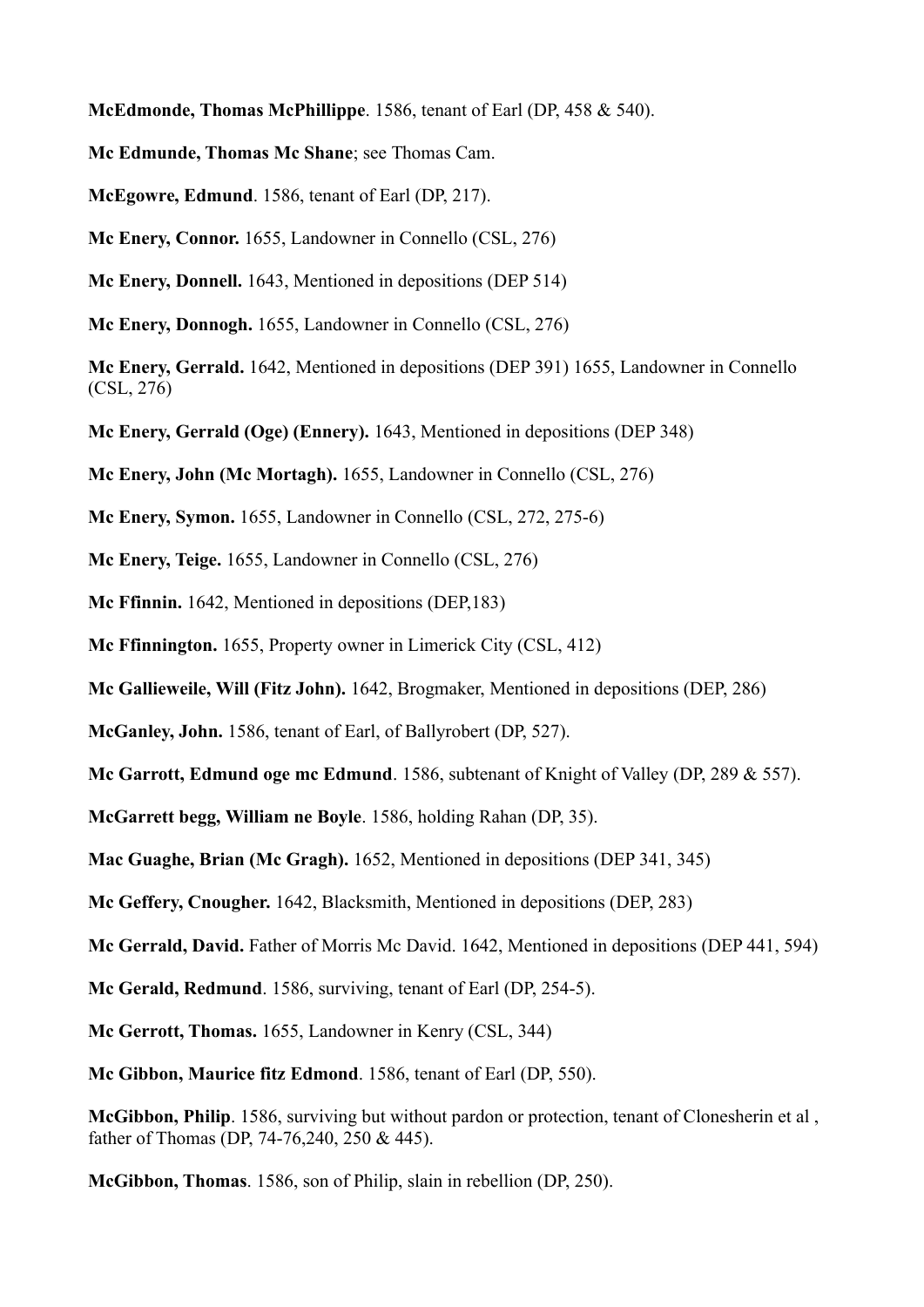**McEdmonde, Thomas McPhillippe**. 1586, tenant of Earl (DP, 458 & 540).

**Mc Edmunde, Thomas Mc Shane**; see Thomas Cam.

**McEgowre, Edmund**. 1586, tenant of Earl (DP, 217).

**Mc Enery, Connor.** 1655, Landowner in Connello (CSL, 276)

**Mc Enery, Donnell.** 1643, Mentioned in depositions (DEP 514)

**Mc Enery, Donnogh.** 1655, Landowner in Connello (CSL, 276)

**Mc Enery, Gerrald.** 1642, Mentioned in depositions (DEP 391) 1655, Landowner in Connello (CSL, 276)

**Mc Enery, Gerrald (Oge) (Ennery).** 1643, Mentioned in depositions (DEP 348)

**Mc Enery, John (Mc Mortagh).** 1655, Landowner in Connello (CSL, 276)

**Mc Enery, Symon.** 1655, Landowner in Connello (CSL, 272, 275-6)

**Mc Enery, Teige.** 1655, Landowner in Connello (CSL, 276)

**Mc Ffinnin.** 1642, Mentioned in depositions (DEP,183)

**Mc Ffinnington.** 1655, Property owner in Limerick City (CSL, 412)

**Mc Gallieweile, Will (Fitz John).** 1642, Brogmaker, Mentioned in depositions (DEP, 286)

**McGanley, John.** 1586, tenant of Earl, of Ballyrobert (DP, 527).

**Mc Garrott, Edmund oge mc Edmund**. 1586, subtenant of Knight of Valley (DP, 289 & 557).

**McGarrett begg, William ne Boyle**. 1586, holding Rahan (DP, 35).

**Mac Guaghe, Brian (Mc Gragh).** 1652, Mentioned in depositions (DEP 341, 345)

**Mc Geffery, Cnougher.** 1642, Blacksmith, Mentioned in depositions (DEP, 283)

**Mc Gerrald, David.** Father of Morris Mc David. 1642, Mentioned in depositions (DEP 441, 594)

**Mc Gerald, Redmund**. 1586, surviving, tenant of Earl (DP, 254-5).

**Mc Gerrott, Thomas.** 1655, Landowner in Kenry (CSL, 344)

**Mc Gibbon, Maurice fitz Edmond**. 1586, tenant of Earl (DP, 550).

**McGibbon, Philip**. 1586, surviving but without pardon or protection, tenant of Clonesherin et al , father of Thomas (DP, 74-76,240, 250 & 445).

**McGibbon, Thomas**. 1586, son of Philip, slain in rebellion (DP, 250).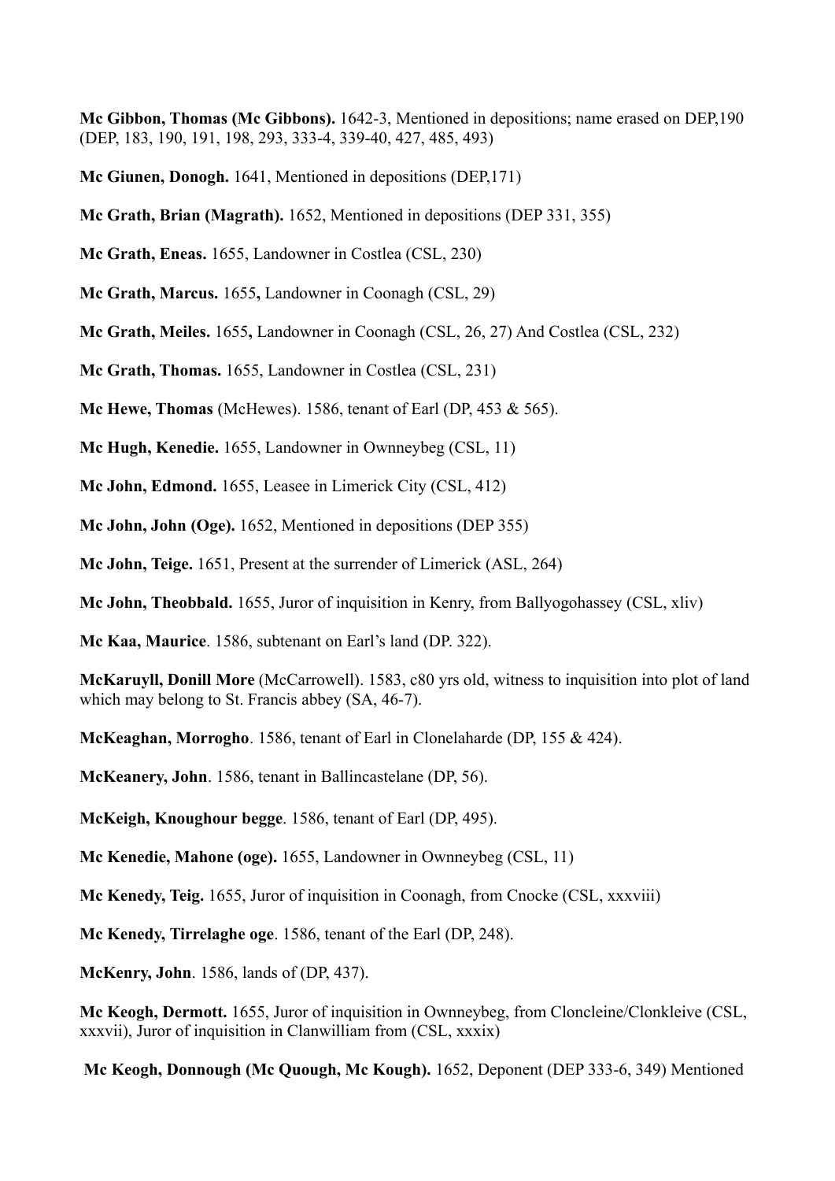**Mc Gibbon, Thomas (Mc Gibbons).** 1642-3, Mentioned in depositions; name erased on DEP,190 (DEP, 183, 190, 191, 198, 293, 333-4, 339-40, 427, 485, 493)

**Mc Giunen, Donogh.** 1641, Mentioned in depositions (DEP,171)

**Mc Grath, Brian (Magrath).** 1652, Mentioned in depositions (DEP 331, 355)

**Mc Grath, Eneas.** 1655, Landowner in Costlea (CSL, 230)

**Mc Grath, Marcus.** 1655**,** Landowner in Coonagh (CSL, 29)

**Mc Grath, Meiles.** 1655**,** Landowner in Coonagh (CSL, 26, 27) And Costlea (CSL, 232)

**Mc Grath, Thomas.** 1655, Landowner in Costlea (CSL, 231)

**Mc Hewe, Thomas** (McHewes). 1586, tenant of Earl (DP, 453 & 565).

**Mc Hugh, Kenedie.** 1655, Landowner in Ownneybeg (CSL, 11)

**Mc John, Edmond.** 1655, Leasee in Limerick City (CSL, 412)

**Mc John, John (Oge).** 1652, Mentioned in depositions (DEP 355)

**Mc John, Teige.** 1651, Present at the surrender of Limerick (ASL, 264)

**Mc John, Theobbald.** 1655, Juror of inquisition in Kenry, from Ballyogohassey (CSL, xliv)

**Mc Kaa, Maurice**. 1586, subtenant on Earl's land (DP. 322).

**McKaruyll, Donill More** (McCarrowell). 1583, c80 yrs old, witness to inquisition into plot of land which may belong to St. Francis abbey (SA, 46-7).

**McKeaghan, Morrogho**. 1586, tenant of Earl in Clonelaharde (DP, 155 & 424).

**McKeanery, John**. 1586, tenant in Ballincastelane (DP, 56).

**McKeigh, Knoughour begge**. 1586, tenant of Earl (DP, 495).

**Mc Kenedie, Mahone (oge).** 1655, Landowner in Ownneybeg (CSL, 11)

**Mc Kenedy, Teig.** 1655, Juror of inquisition in Coonagh, from Cnocke (CSL, xxxviii)

**Mc Kenedy, Tirrelaghe oge**. 1586, tenant of the Earl (DP, 248).

**McKenry, John**. 1586, lands of (DP, 437).

**Mc Keogh, Dermott.** 1655, Juror of inquisition in Ownneybeg, from Cloncleine/Clonkleive (CSL, xxxvii), Juror of inquisition in Clanwilliam from (CSL, xxxix)

**Mc Keogh, Donnough (Mc Quough, Mc Kough).** 1652, Deponent (DEP 333-6, 349) Mentioned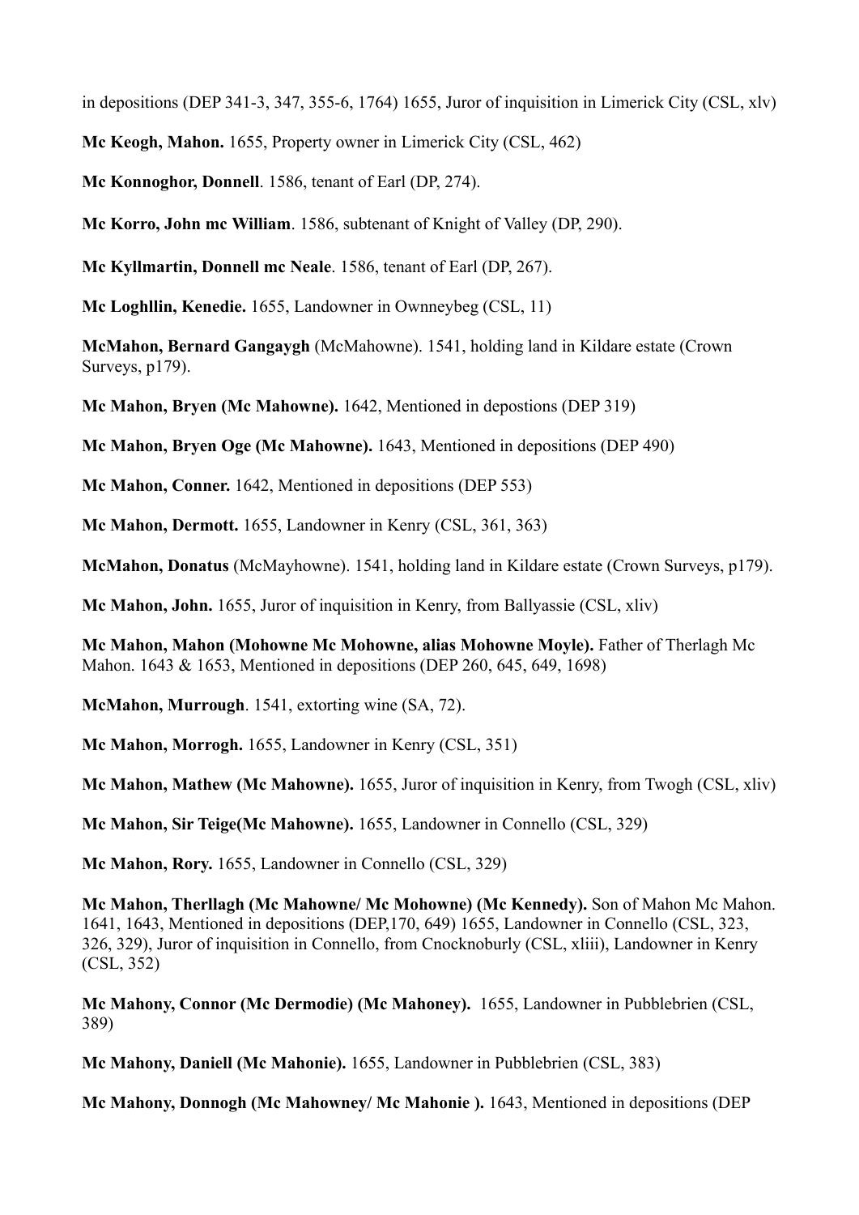in depositions (DEP 341-3, 347, 355-6, 1764) 1655, Juror of inquisition in Limerick City (CSL, xlv)

**Mc Keogh, Mahon.** 1655, Property owner in Limerick City (CSL, 462)

**Mc Konnoghor, Donnell**. 1586, tenant of Earl (DP, 274).

**Mc Korro, John mc William**. 1586, subtenant of Knight of Valley (DP, 290).

**Mc Kyllmartin, Donnell mc Neale**. 1586, tenant of Earl (DP, 267).

**Mc Loghllin, Kenedie.** 1655, Landowner in Ownneybeg (CSL, 11)

**McMahon, Bernard Gangaygh** (McMahowne). 1541, holding land in Kildare estate (Crown Surveys, p179).

**Mc Mahon, Bryen (Mc Mahowne).** 1642, Mentioned in depostions (DEP 319)

**Mc Mahon, Bryen Oge (Mc Mahowne).** 1643, Mentioned in depositions (DEP 490)

**Mc Mahon, Conner.** 1642, Mentioned in depositions (DEP 553)

**Mc Mahon, Dermott.** 1655, Landowner in Kenry (CSL, 361, 363)

**McMahon, Donatus** (McMayhowne). 1541, holding land in Kildare estate (Crown Surveys, p179).

**Mc Mahon, John.** 1655, Juror of inquisition in Kenry, from Ballyassie (CSL, xliv)

**Mc Mahon, Mahon (Mohowne Mc Mohowne, alias Mohowne Moyle).** Father of Therlagh Mc Mahon. 1643 & 1653, Mentioned in depositions (DEP 260, 645, 649, 1698)

**McMahon, Murrough**. 1541, extorting wine (SA, 72).

**Mc Mahon, Morrogh.** 1655, Landowner in Kenry (CSL, 351)

**Mc Mahon, Mathew (Mc Mahowne).** 1655, Juror of inquisition in Kenry, from Twogh (CSL, xliv)

**Mc Mahon, Sir Teige(Mc Mahowne).** 1655, Landowner in Connello (CSL, 329)

**Mc Mahon, Rory.** 1655, Landowner in Connello (CSL, 329)

**Mc Mahon, Therllagh (Mc Mahowne/ Mc Mohowne) (Mc Kennedy).** Son of Mahon Mc Mahon. 1641, 1643, Mentioned in depositions (DEP,170, 649) 1655, Landowner in Connello (CSL, 323, 326, 329), Juror of inquisition in Connello, from Cnocknoburly (CSL, xliii), Landowner in Kenry (CSL, 352)

**Mc Mahony, Connor (Mc Dermodie) (Mc Mahoney).** 1655, Landowner in Pubblebrien (CSL, 389)

**Mc Mahony, Daniell (Mc Mahonie).** 1655, Landowner in Pubblebrien (CSL, 383)

**Mc Mahony, Donnogh (Mc Mahowney/ Mc Mahonie ).** 1643, Mentioned in depositions (DEP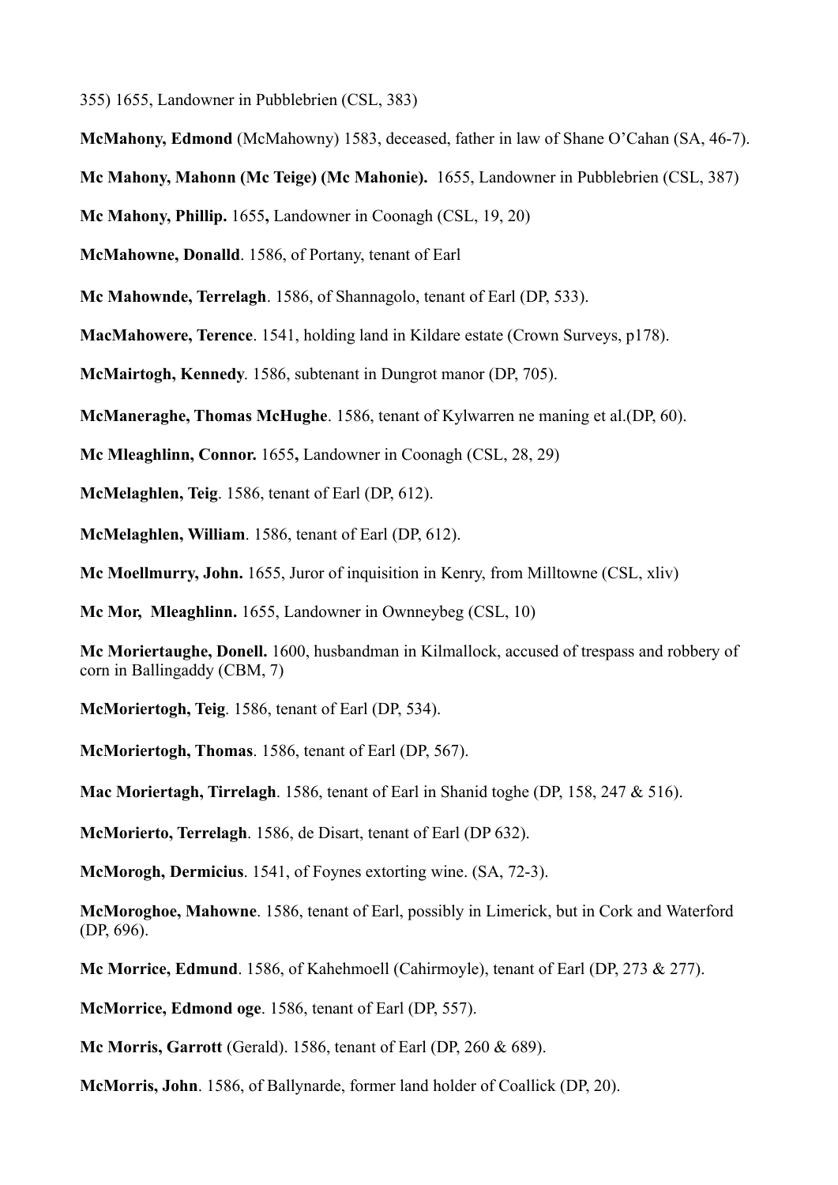355) 1655, Landowner in Pubblebrien (CSL, 383)

**McMahony, Edmond** (McMahowny) 1583, deceased, father in law of Shane O'Cahan (SA, 46-7).

**Mc Mahony, Mahonn (Mc Teige) (Mc Mahonie).** 1655, Landowner in Pubblebrien (CSL, 387)

**Mc Mahony, Phillip.** 1655**,** Landowner in Coonagh (CSL, 19, 20)

**McMahowne, Donalld**. 1586, of Portany, tenant of Earl

**Mc Mahownde, Terrelagh**. 1586, of Shannagolo, tenant of Earl (DP, 533).

**MacMahowere, Terence**. 1541, holding land in Kildare estate (Crown Surveys, p178).

**McMairtogh, Kennedy**. 1586, subtenant in Dungrot manor (DP, 705).

**McManeraghe, Thomas McHughe**. 1586, tenant of Kylwarren ne maning et al.(DP, 60).

**Mc Mleaghlinn, Connor.** 1655**,** Landowner in Coonagh (CSL, 28, 29)

**McMelaghlen, Teig**. 1586, tenant of Earl (DP, 612).

**McMelaghlen, William**. 1586, tenant of Earl (DP, 612).

**Mc Moellmurry, John.** 1655, Juror of inquisition in Kenry, from Milltowne (CSL, xliv)

**Mc Mor, Mleaghlinn.** 1655, Landowner in Ownneybeg (CSL, 10)

**Mc Moriertaughe, Donell.** 1600, husbandman in Kilmallock, accused of trespass and robbery of corn in Ballingaddy (CBM, 7)

**McMoriertogh, Teig**. 1586, tenant of Earl (DP, 534).

**McMoriertogh, Thomas**. 1586, tenant of Earl (DP, 567).

**Mac Moriertagh, Tirrelagh**. 1586, tenant of Earl in Shanid toghe (DP, 158, 247 & 516).

**McMorierto, Terrelagh**. 1586, de Disart, tenant of Earl (DP 632).

**McMorogh, Dermicius**. 1541, of Foynes extorting wine. (SA, 72-3).

**McMoroghoe, Mahowne**. 1586, tenant of Earl, possibly in Limerick, but in Cork and Waterford (DP, 696).

**Mc Morrice, Edmund**. 1586, of Kahehmoell (Cahirmoyle), tenant of Earl (DP, 273 & 277).

**McMorrice, Edmond oge**. 1586, tenant of Earl (DP, 557).

**Mc Morris, Garrott** (Gerald). 1586, tenant of Earl (DP, 260 & 689).

**McMorris, John**. 1586, of Ballynarde, former land holder of Coallick (DP, 20).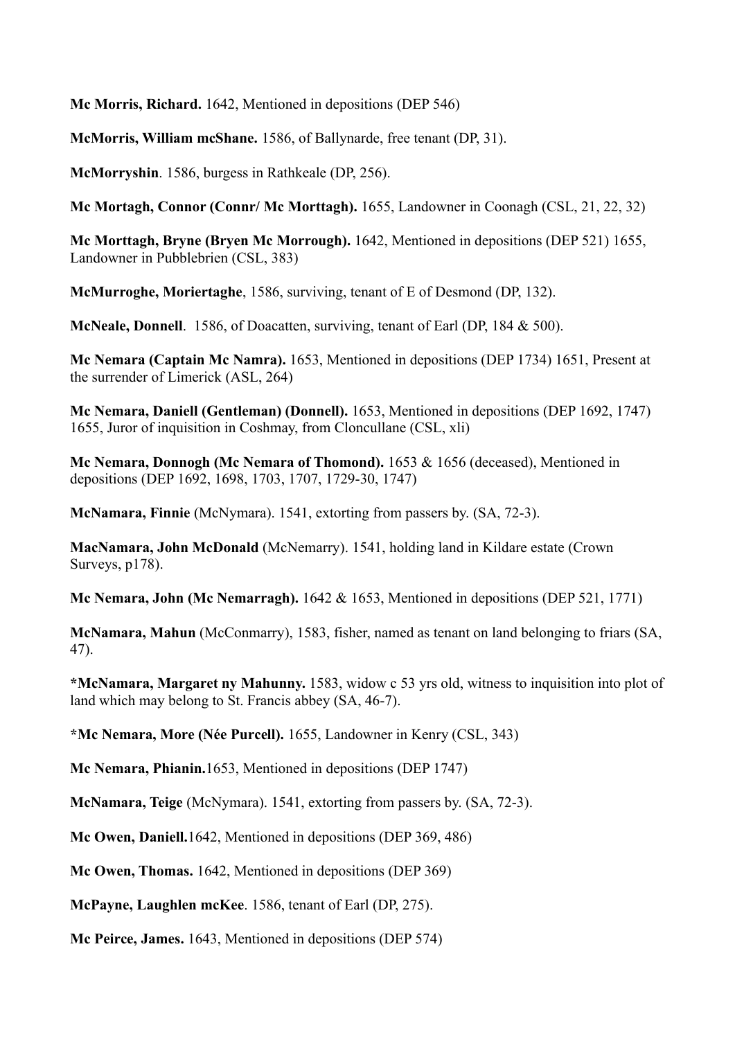**Mc Morris, Richard.** 1642, Mentioned in depositions (DEP 546)

**McMorris, William mcShane.** 1586, of Ballynarde, free tenant (DP, 31).

**McMorryshin**. 1586, burgess in Rathkeale (DP, 256).

**Mc Mortagh, Connor (Connr/ Mc Morttagh).** 1655, Landowner in Coonagh (CSL, 21, 22, 32)

**Mc Morttagh, Bryne (Bryen Mc Morrough).** 1642, Mentioned in depositions (DEP 521) 1655, Landowner in Pubblebrien (CSL, 383)

**McMurroghe, Moriertaghe**, 1586, surviving, tenant of E of Desmond (DP, 132).

**McNeale, Donnell**. 1586, of Doacatten, surviving, tenant of Earl (DP, 184 & 500).

**Mc Nemara (Captain Mc Namra).** 1653, Mentioned in depositions (DEP 1734) 1651, Present at the surrender of Limerick (ASL, 264)

**Mc Nemara, Daniell (Gentleman) (Donnell).** 1653, Mentioned in depositions (DEP 1692, 1747) 1655, Juror of inquisition in Coshmay, from Cloncullane (CSL, xli)

**Mc Nemara, Donnogh (Mc Nemara of Thomond).** 1653 & 1656 (deceased), Mentioned in depositions (DEP 1692, 1698, 1703, 1707, 1729-30, 1747)

**McNamara, Finnie** (McNymara). 1541, extorting from passers by. (SA, 72-3).

**MacNamara, John McDonald** (McNemarry). 1541, holding land in Kildare estate (Crown Surveys, p178).

**Mc Nemara, John (Mc Nemarragh).** 1642 & 1653, Mentioned in depositions (DEP 521, 1771)

**McNamara, Mahun** (McConmarry), 1583, fisher, named as tenant on land belonging to friars (SA, 47).

***McNamara, Margaret ny Mahunny.** 1583, widow c 53 yrs old, witness to inquisition into plot of land which may belong to St. Francis abbey (SA, 46-7).

***Mc Nemara, More (Née Purcell).** 1655, Landowner in Kenry (CSL, 343)

**Mc Nemara, Phianin.**1653, Mentioned in depositions (DEP 1747)

**McNamara, Teige** (McNymara). 1541, extorting from passers by. (SA, 72-3).

**Mc Owen, Daniell.**1642, Mentioned in depositions (DEP 369, 486)

**Mc Owen, Thomas.** 1642, Mentioned in depositions (DEP 369)

**McPayne, Laughlen mcKee**. 1586, tenant of Earl (DP, 275).

**Mc Peirce, James.** 1643, Mentioned in depositions (DEP 574)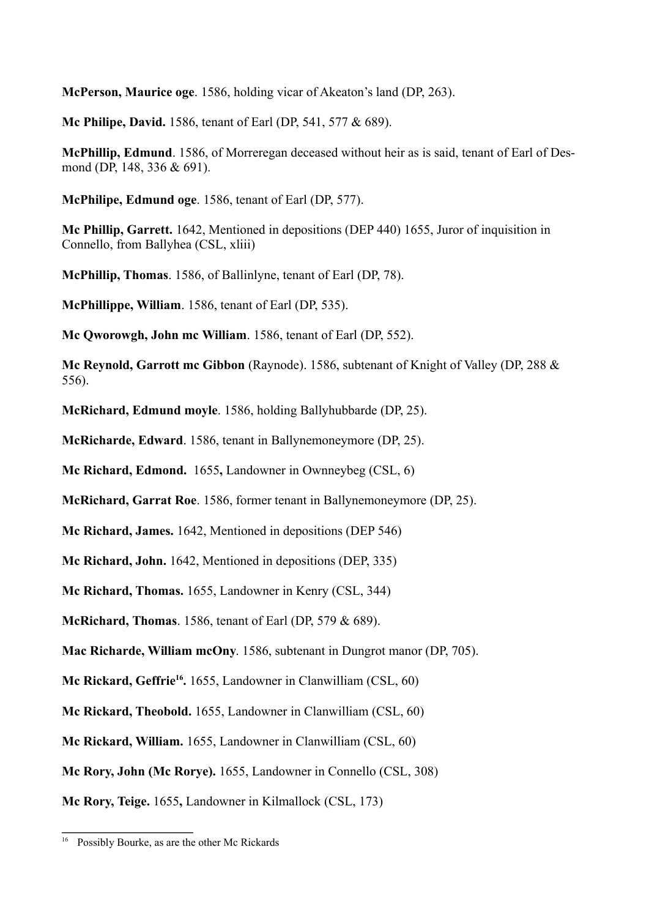**McPerson, Maurice oge**. 1586, holding vicar of Akeaton's land (DP, 263).

**Mc Philipe, David.** 1586, tenant of Earl (DP, 541, 577 & 689).

**McPhillip, Edmund**. 1586, of Morreregan deceased without heir as is said, tenant of Earl of Desmond (DP, 148, 336 & 691).

**McPhilipe, Edmund oge**. 1586, tenant of Earl (DP, 577).

**Mc Phillip, Garrett.** 1642, Mentioned in depositions (DEP 440) 1655, Juror of inquisition in Connello, from Ballyhea (CSL, xliii)

**McPhillip, Thomas**. 1586, of Ballinlyne, tenant of Earl (DP, 78).

**McPhillippe, William**. 1586, tenant of Earl (DP, 535).

**Mc Qworowgh, John mc William**. 1586, tenant of Earl (DP, 552).

**Mc Reynold, Garrott mc Gibbon** (Raynode). 1586, subtenant of Knight of Valley (DP, 288 & 556).

**McRichard, Edmund moyle**. 1586, holding Ballyhubbarde (DP, 25).

**McRicharde, Edward**. 1586, tenant in Ballynemoneymore (DP, 25).

**Mc Richard, Edmond.** 1655**,** Landowner in Ownneybeg (CSL, 6)

**McRichard, Garrat Roe**. 1586, former tenant in Ballynemoneymore (DP, 25).

**Mc Richard, James.** 1642, Mentioned in depositions (DEP 546)

**Mc Richard, John.** 1642, Mentioned in depositions (DEP, 335)

**Mc Richard, Thomas.** 1655, Landowner in Kenry (CSL, 344)

**McRichard, Thomas**. 1586, tenant of Earl (DP, 579 & 689).

**Mac Richarde, William mcOny**. 1586, subtenant in Dungrot manor (DP, 705).

**Mc Rickard, Geffrie[16].** 1655, Landowner in Clanwilliam (CSL, 60)

**Mc Rickard, Theobold.** 1655, Landowner in Clanwilliam (CSL, 60)

**Mc Rickard, William.** 1655, Landowner in Clanwilliam (CSL, 60)

**Mc Rory, John (Mc Rorye).** 1655, Landowner in Connello (CSL, 308)

**Mc Rory, Teige.** 1655**,** Landowner in Kilmallock (CSL, 173)

[16] Possibly Bourke, as are the other Mc Rickards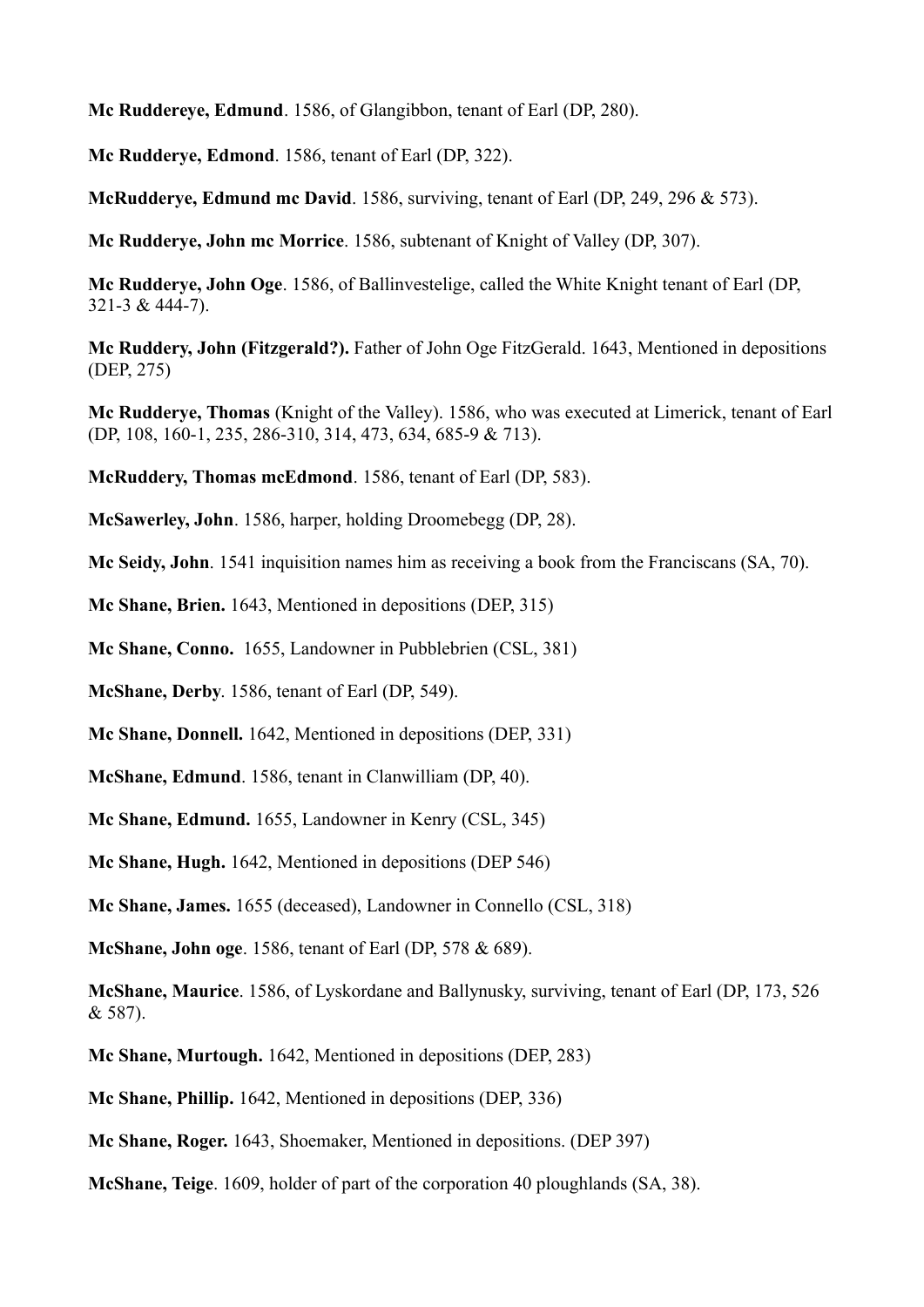**Mc Ruddereye, Edmund**. 1586, of Glangibbon, tenant of Earl (DP, 280).

**Mc Rudderye, Edmond**. 1586, tenant of Earl (DP, 322).

**McRudderye, Edmund mc David**. 1586, surviving, tenant of Earl (DP, 249, 296 & 573).

**Mc Rudderye, John mc Morrice**. 1586, subtenant of Knight of Valley (DP, 307).

**Mc Rudderye, John Oge**. 1586, of Ballinvestelige, called the White Knight tenant of Earl (DP, 321-3 & 444-7).

**Mc Ruddery, John (Fitzgerald?).** Father of John Oge FitzGerald. 1643, Mentioned in depositions (DEP, 275)

**Mc Rudderye, Thomas** (Knight of the Valley). 1586, who was executed at Limerick, tenant of Earl (DP, 108, 160-1, 235, 286-310, 314, 473, 634, 685-9 & 713).

**McRuddery, Thomas mcEdmond**. 1586, tenant of Earl (DP, 583).

**McSawerley, John**. 1586, harper, holding Droomebegg (DP, 28).

**Mc Seidy, John**. 1541 inquisition names him as receiving a book from the Franciscans (SA, 70).

**Mc Shane, Brien.** 1643, Mentioned in depositions (DEP, 315)

**Mc Shane, Conno.** 1655, Landowner in Pubblebrien (CSL, 381)

**McShane, Derby**. 1586, tenant of Earl (DP, 549).

**Mc Shane, Donnell.** 1642, Mentioned in depositions (DEP, 331)

**McShane, Edmund**. 1586, tenant in Clanwilliam (DP, 40).

**Mc Shane, Edmund.** 1655, Landowner in Kenry (CSL, 345)

**Mc Shane, Hugh.** 1642, Mentioned in depositions (DEP 546)

**Mc Shane, James.** 1655 (deceased), Landowner in Connello (CSL, 318)

**McShane, John oge**. 1586, tenant of Earl (DP, 578 & 689).

**McShane, Maurice**. 1586, of Lyskordane and Ballynusky, surviving, tenant of Earl (DP, 173, 526 & 587).

**Mc Shane, Murtough.** 1642, Mentioned in depositions (DEP, 283)

**Mc Shane, Phillip.** 1642, Mentioned in depositions (DEP, 336)

**Mc Shane, Roger.** 1643, Shoemaker, Mentioned in depositions. (DEP 397)

**McShane, Teige**. 1609, holder of part of the corporation 40 ploughlands (SA, 38).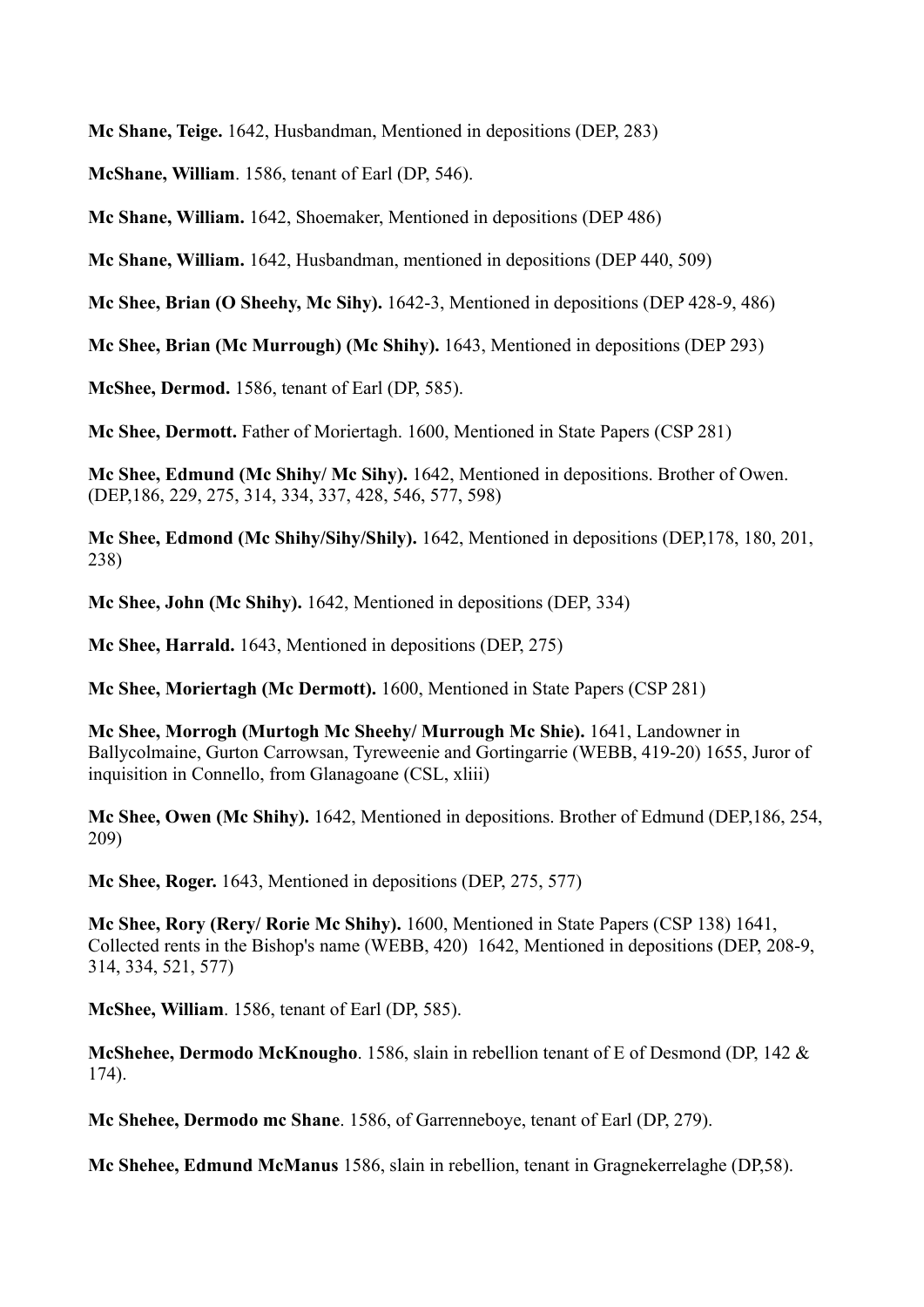**Mc Shane, Teige.** 1642, Husbandman, Mentioned in depositions (DEP, 283)

**McShane, William**. 1586, tenant of Earl (DP, 546).

**Mc Shane, William.** 1642, Shoemaker, Mentioned in depositions (DEP 486)

**Mc Shane, William.** 1642, Husbandman, mentioned in depositions (DEP 440, 509)

**Mc Shee, Brian (O Sheehy, Mc Sihy).** 1642-3, Mentioned in depositions (DEP 428-9, 486)

**Mc Shee, Brian (Mc Murrough) (Mc Shihy).** 1643, Mentioned in depositions (DEP 293)

**McShee, Dermod.** 1586, tenant of Earl (DP, 585).

**Mc Shee, Dermott.** Father of Moriertagh. 1600, Mentioned in State Papers (CSP 281)

**Mc Shee, Edmund (Mc Shihy/ Mc Sihy).** 1642, Mentioned in depositions. Brother of Owen. (DEP,186, 229, 275, 314, 334, 337, 428, 546, 577, 598)

**Mc Shee, Edmond (Mc Shihy/Sihy/Shily).** 1642, Mentioned in depositions (DEP,178, 180, 201, 238)

**Mc Shee, John (Mc Shihy).** 1642, Mentioned in depositions (DEP, 334)

**Mc Shee, Harrald.** 1643, Mentioned in depositions (DEP, 275)

**Mc Shee, Moriertagh (Mc Dermott).** 1600, Mentioned in State Papers (CSP 281)

**Mc Shee, Morrogh (Murtogh Mc Sheehy/ Murrough Mc Shie).** 1641, Landowner in Ballycolmaine, Gurton Carrowsan, Tyreweenie and Gortingarrie (WEBB, 419-20) 1655, Juror of inquisition in Connello, from Glanagoane (CSL, xliii)

**Mc Shee, Owen (Mc Shihy).** 1642, Mentioned in depositions. Brother of Edmund (DEP,186, 254, 209)

**Mc Shee, Roger.** 1643, Mentioned in depositions (DEP, 275, 577)

**Mc Shee, Rory (Rery/ Rorie Mc Shihy).** 1600, Mentioned in State Papers (CSP 138) 1641, Collected rents in the Bishop's name (WEBB, 420) 1642, Mentioned in depositions (DEP, 208-9, 314, 334, 521, 577)

**McShee, William**. 1586, tenant of Earl (DP, 585).

**McShehee, Dermodo McKnougho**. 1586, slain in rebellion tenant of E of Desmond (DP, 142 & 174).

**Mc Shehee, Dermodo mc Shane**. 1586, of Garrenneboye, tenant of Earl (DP, 279).

**Mc Shehee, Edmund McManus** 1586, slain in rebellion, tenant in Gragnekerrelaghe (DP,58).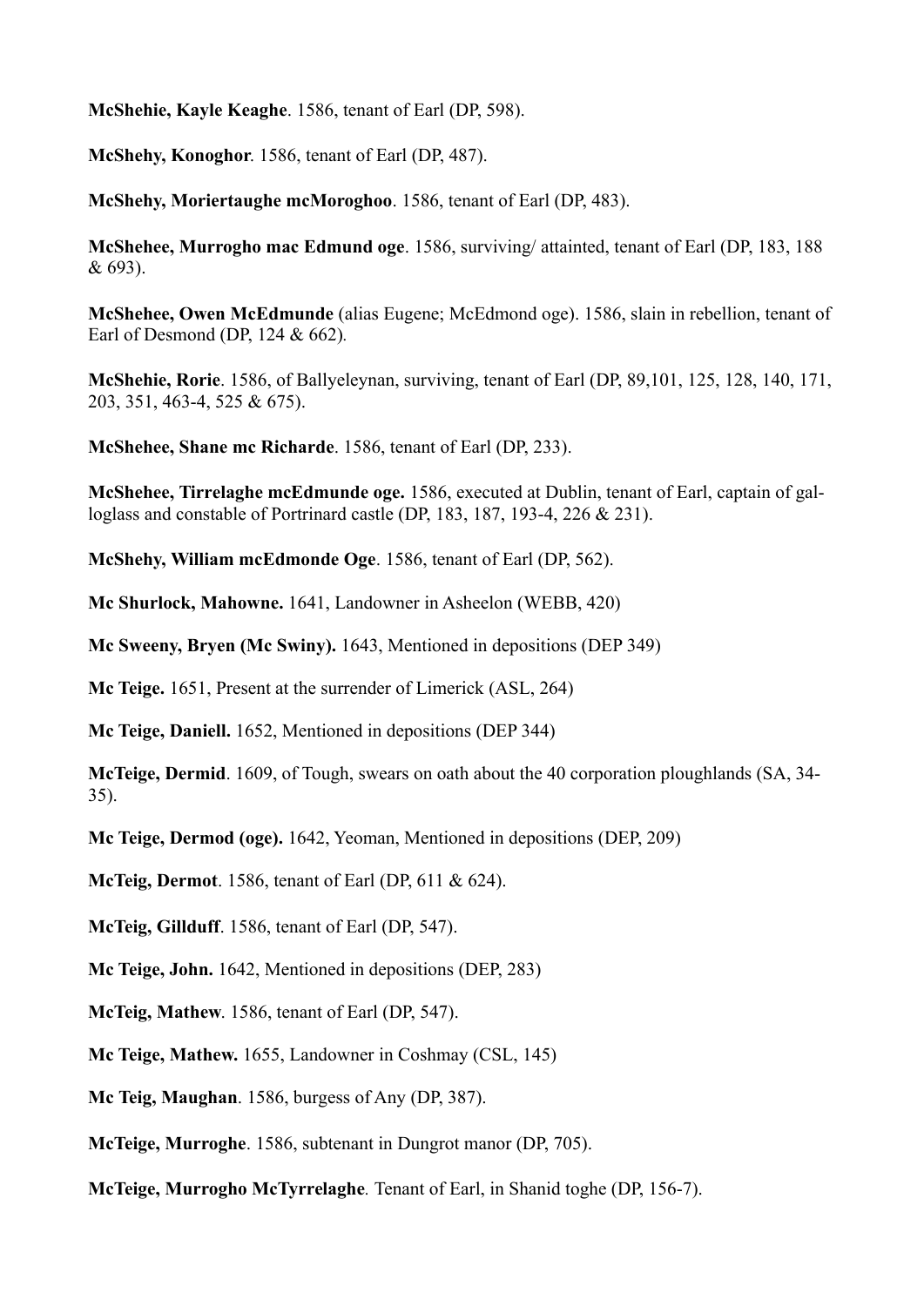**McShehie, Kayle Keaghe**. 1586, tenant of Earl (DP, 598).

**McShehy, Konoghor**. 1586, tenant of Earl (DP, 487).

**McShehy, Moriertaughe mcMoroghoo**. 1586, tenant of Earl (DP, 483).

**McShehee, Murrogho mac Edmund oge**. 1586, surviving/ attainted, tenant of Earl (DP, 183, 188 & 693).

**McShehee, Owen McEdmunde** (alias Eugene; McEdmond oge). 1586, slain in rebellion, tenant of Earl of Desmond (DP, 124 & 662).

**McShehie, Rorie**. 1586, of Ballyeleynan, surviving, tenant of Earl (DP, 89,101, 125, 128, 140, 171, 203, 351, 463-4, 525 & 675).

**McShehee, Shane mc Richarde**. 1586, tenant of Earl (DP, 233).

**McShehee, Tirrelaghe mcEdmunde oge.** 1586, executed at Dublin, tenant of Earl, captain of gal-loglass and constable of Portrinard castle (DP, 183, 187, 193-4, 226 & 231).

**McShehy, William mcEdmonde Oge**. 1586, tenant of Earl (DP, 562).

**Mc Shurlock, Mahowne.** 1641, Landowner in Asheelon (WEBB, 420)

**Mc Sweeny, Bryen (Mc Swiny).** 1643, Mentioned in depositions (DEP 349)

**Mc Teige.** 1651, Present at the surrender of Limerick (ASL, 264)

**Mc Teige, Daniell.** 1652, Mentioned in depositions (DEP 344)

**McTeige, Dermid**. 1609, of Tough, swears on oath about the 40 corporation ploughlands (SA, 34-35).

**Mc Teige, Dermod (oge).** 1642, Yeoman, Mentioned in depositions (DEP, 209)

**McTeig, Dermot**. 1586, tenant of Earl (DP, 611 & 624).

**McTeig, Gillduff**. 1586, tenant of Earl (DP, 547).

**Mc Teige, John.** 1642, Mentioned in depositions (DEP, 283)

**McTeig, Mathew**. 1586, tenant of Earl (DP, 547).

**Mc Teige, Mathew.** 1655, Landowner in Coshmay (CSL, 145)

**Mc Teig, Maughan**. 1586, burgess of Any (DP, 387).

**McTeige, Murroghe**. 1586, subtenant in Dungrot manor (DP, 705).

**McTeige, Murrogho McTyrrelaghe**. Tenant of Earl, in Shanid toghe (DP, 156-7).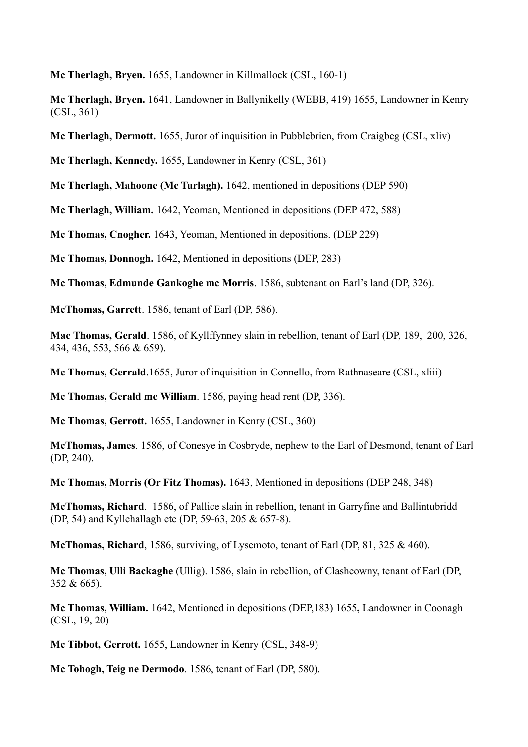**Mc Therlagh, Bryen.** 1655, Landowner in Killmallock (CSL, 160-1)

**Mc Therlagh, Bryen.** 1641, Landowner in Ballynikelly (WEBB, 419) 1655, Landowner in Kenry (CSL, 361)

**Mc Therlagh, Dermott.** 1655, Juror of inquisition in Pubblebrien, from Craigbeg (CSL, xliv)

**Mc Therlagh, Kennedy.** 1655, Landowner in Kenry (CSL, 361)

**Mc Therlagh, Mahoone (Mc Turlagh).** 1642, mentioned in depositions (DEP 590)

**Mc Therlagh, William.** 1642, Yeoman, Mentioned in depositions (DEP 472, 588)

**Mc Thomas, Cnogher.** 1643, Yeoman, Mentioned in depositions. (DEP 229)

**Mc Thomas, Donnogh.** 1642, Mentioned in depositions (DEP, 283)

**Mc Thomas, Edmunde Gankoghe mc Morris**. 1586, subtenant on Earl's land (DP, 326).

**McThomas, Garrett**. 1586, tenant of Earl (DP, 586).

**Mac Thomas, Gerald**. 1586, of Kyllffynney slain in rebellion, tenant of Earl (DP, 189, 200, 326, 434, 436, 553, 566 & 659).

**Mc Thomas, Gerrald**.1655, Juror of inquisition in Connello, from Rathnaseare (CSL, xliii)

**Mc Thomas, Gerald mc William**. 1586, paying head rent (DP, 336).

**Mc Thomas, Gerrott.** 1655, Landowner in Kenry (CSL, 360)

**McThomas, James**. 1586, of Conesye in Cosbryde, nephew to the Earl of Desmond, tenant of Earl (DP, 240).

**Mc Thomas, Morris (Or Fitz Thomas).** 1643, Mentioned in depositions (DEP 248, 348)

**McThomas, Richard**. 1586, of Pallice slain in rebellion, tenant in Garryfine and Ballintubridd (DP, 54) and Kyllehallagh etc (DP, 59-63, 205 & 657-8).

**McThomas, Richard**, 1586, surviving, of Lysemoto, tenant of Earl (DP, 81, 325 & 460).

**Mc Thomas, Ulli Backaghe** (Ullig). 1586, slain in rebellion, of Clasheowny, tenant of Earl (DP, 352 & 665).

**Mc Thomas, William.** 1642, Mentioned in depositions (DEP,183) 1655**,** Landowner in Coonagh (CSL, 19, 20)

**Mc Tibbot, Gerrott.** 1655, Landowner in Kenry (CSL, 348-9)

**Mc Tohogh, Teig ne Dermodo**. 1586, tenant of Earl (DP, 580).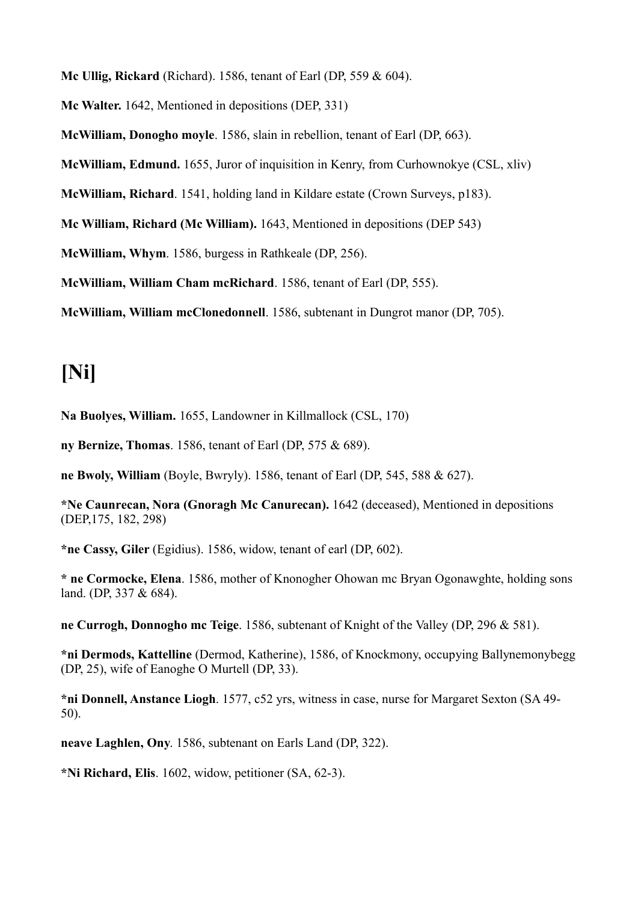**Mc Ullig, Rickard** (Richard). 1586, tenant of Earl (DP, 559 & 604).

**Mc Walter.** 1642, Mentioned in depositions (DEP, 331)

**McWilliam, Donogho moyle**. 1586, slain in rebellion, tenant of Earl (DP, 663).

**McWilliam, Edmund.** 1655, Juror of inquisition in Kenry, from Curhownokye (CSL, xliv)

**McWilliam, Richard**. 1541, holding land in Kildare estate (Crown Surveys, p183).

**Mc William, Richard (Mc William).** 1643, Mentioned in depositions (DEP 543)

**McWilliam, Whym**. 1586, burgess in Rathkeale (DP, 256).

**McWilliam, William Cham mcRichard**. 1586, tenant of Earl (DP, 555).

**McWilliam, William mcClonedonnell**. 1586, subtenant in Dungrot manor (DP, 705).

# [Ni]

**Na Buolyes, William.** 1655, Landowner in Killmallock (CSL, 170)

**ny Bernize, Thomas**. 1586, tenant of Earl (DP, 575 & 689).

**ne Bwoly, William** (Boyle, Bwryly). 1586, tenant of Earl (DP, 545, 588 & 627).

**\*Ne Caunrecan, Nora (Gnoragh Mc Canurecan).** 1642 (deceased), Mentioned in depositions (DEP,175, 182, 298)

**\*ne Cassy, Giler** (Egidius). 1586, widow, tenant of earl (DP, 602).

**\* ne Cormocke, Elena**. 1586, mother of Knonogher Ohowan mc Bryan Ogonawghte, holding sons land. (DP, 337 & 684).

**ne Currogh, Donnogho mc Teige**. 1586, subtenant of Knight of the Valley (DP, 296 & 581).

**\*ni Dermods, Kattelline** (Dermod, Katherine), 1586, of Knockmony, occupying Ballynemonybegg (DP, 25), wife of Eanoghe O Murtell (DP, 33).

**\*ni Donnell, Anstance Liogh**. 1577, c52 yrs, witness in case, nurse for Margaret Sexton (SA 49-50).

**neave Laghlen, Ony**. 1586, subtenant on Earls Land (DP, 322).

**\*Ni Richard, Elis**. 1602, widow, petitioner (SA, 62-3).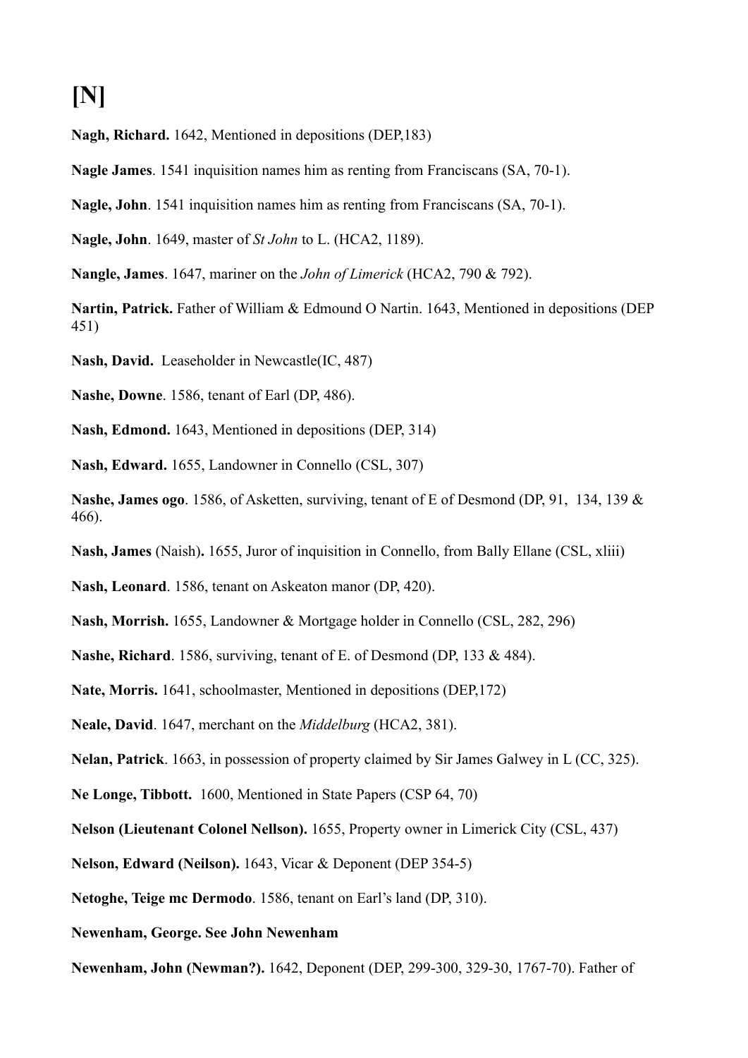# [N]

**Nagh, Richard.** 1642, Mentioned in depositions (DEP,183)

**Nagle James**. 1541 inquisition names him as renting from Franciscans (SA, 70-1).

**Nagle, John**. 1541 inquisition names him as renting from Franciscans (SA, 70-1).

**Nagle, John**. 1649, master of *St John* to L. (HCA2, 1189).

**Nangle, James**. 1647, mariner on the *John of Limerick* (HCA2, 790 & 792).

**Nartin, Patrick.** Father of William & Edmound O Nartin. 1643, Mentioned in depositions (DEP 451)

**Nash, David.** Leaseholder in Newcastle(IC, 487)

**Nashe, Downe**. 1586, tenant of Earl (DP, 486).

**Nash, Edmond.** 1643, Mentioned in depositions (DEP, 314)

**Nash, Edward.** 1655, Landowner in Connello (CSL, 307)

**Nashe, James ogo**. 1586, of Asketten, surviving, tenant of E of Desmond (DP, 91, 134, 139 & 466).

**Nash, James** (Naish)**.** 1655, Juror of inquisition in Connello, from Bally Ellane (CSL, xliii)

**Nash, Leonard**. 1586, tenant on Askeaton manor (DP, 420).

**Nash, Morrish.** 1655, Landowner & Mortgage holder in Connello (CSL, 282, 296)

**Nashe, Richard**. 1586, surviving, tenant of E. of Desmond (DP, 133 & 484).

**Nate, Morris.** 1641, schoolmaster, Mentioned in depositions (DEP,172)

**Neale, David**. 1647, merchant on the *Middelburg* (HCA2, 381).

**Nelan, Patrick**. 1663, in possession of property claimed by Sir James Galwey in L (CC, 325).

**Ne Longe, Tibbott.** 1600, Mentioned in State Papers (CSP 64, 70)

**Nelson (Lieutenant Colonel Nellson).** 1655, Property owner in Limerick City (CSL, 437)

**Nelson, Edward (Neilson).** 1643, Vicar & Deponent (DEP 354-5)

**Netoghe, Teige mc Dermodo**. 1586, tenant on Earl's land (DP, 310).

**Newenham, George. See John Newenham**

**Newenham, John (Newman?).** 1642, Deponent (DEP, 299-300, 329-30, 1767-70). Father of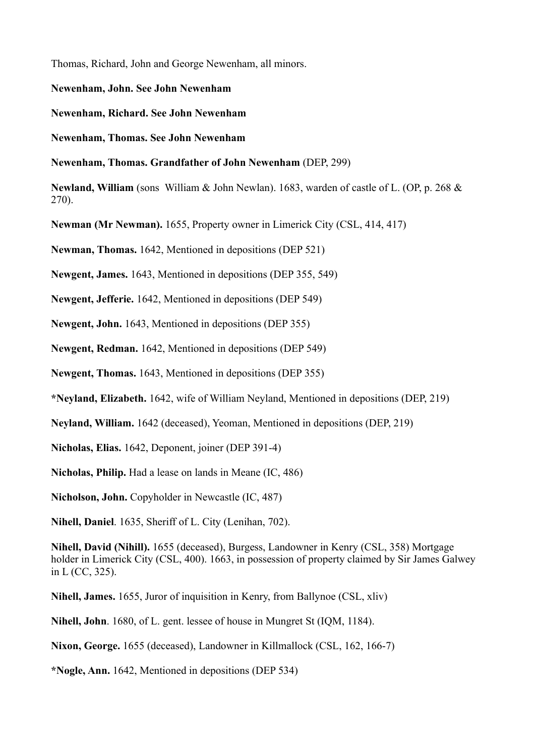Thomas, Richard, John and George Newenham, all minors.

**Newenham, John. See John Newenham**

**Newenham, Richard. See John Newenham**

**Newenham, Thomas. See John Newenham**

**Newenham, Thomas. Grandfather of John Newenham** (DEP, 299)

**Newland, William** (sons William & John Newlan). 1683, warden of castle of L. (OP, p. 268 & 270).

**Newman (Mr Newman).** 1655, Property owner in Limerick City (CSL, 414, 417)

**Newman, Thomas.** 1642, Mentioned in depositions (DEP 521)

**Newgent, James.** 1643, Mentioned in depositions (DEP 355, 549)

**Newgent, Jefferie.** 1642, Mentioned in depositions (DEP 549)

**Newgent, John.** 1643, Mentioned in depositions (DEP 355)

**Newgent, Redman.** 1642, Mentioned in depositions (DEP 549)

**Newgent, Thomas.** 1643, Mentioned in depositions (DEP 355)

**\*Neyland, Elizabeth.** 1642, wife of William Neyland, Mentioned in depositions (DEP, 219)

**Neyland, William.** 1642 (deceased), Yeoman, Mentioned in depositions (DEP, 219)

**Nicholas, Elias.** 1642, Deponent, joiner (DEP 391-4)

**Nicholas, Philip.** Had a lease on lands in Meane (IC, 486)

**Nicholson, John.** Copyholder in Newcastle (IC, 487)

**Nihell, Daniel**. 1635, Sheriff of L. City (Lenihan, 702).

**Nihell, David (Nihill).** 1655 (deceased), Burgess, Landowner in Kenry (CSL, 358) Mortgage holder in Limerick City (CSL, 400). 1663, in possession of property claimed by Sir James Galwey in L (CC, 325).

**Nihell, James.** 1655, Juror of inquisition in Kenry, from Ballynoe (CSL, xliv)

**Nihell, John**. 1680, of L. gent. lessee of house in Mungret St (IQM, 1184).

**Nixon, George.** 1655 (deceased), Landowner in Killmallock (CSL, 162, 166-7)

**\*Nogle, Ann.** 1642, Mentioned in depositions (DEP 534)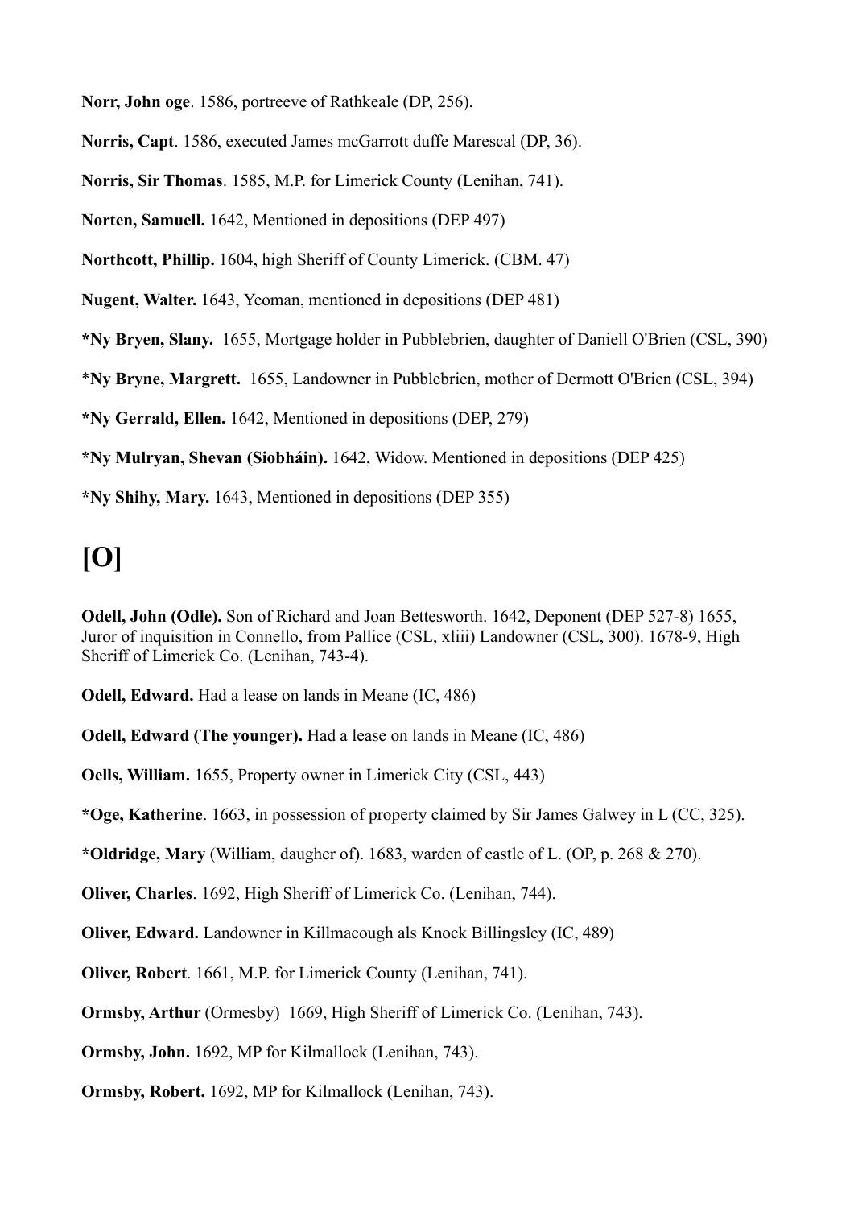**Norr, John oge**. 1586, portreeve of Rathkeale (DP, 256).

**Norris, Capt**. 1586, executed James mcGarrott duffe Marescal (DP, 36).

**Norris, Sir Thomas**. 1585, M.P. for Limerick County (Lenihan, 741).

**Norten, Samuell.** 1642, Mentioned in depositions (DEP 497)

**Northcott, Phillip.** 1604, high Sheriff of County Limerick. (CBM. 47)

**Nugent, Walter.** 1643, Yeoman, mentioned in depositions (DEP 481)

**\*Ny Bryen, Slany.** 1655, Mortgage holder in Pubblebrien, daughter of Daniell O'Brien (CSL, 390)

\***Ny Bryne, Margrett.** 1655, Landowner in Pubblebrien, mother of Dermott O'Brien (CSL, 394)

**\*Ny Gerrald, Ellen.** 1642, Mentioned in depositions (DEP, 279)

**\*Ny Mulryan, Shevan (Siobháin).** 1642, Widow. Mentioned in depositions (DEP 425)

**\*Ny Shihy, Mary.** 1643, Mentioned in depositions (DEP 355)

# [O]

**Odell, John (Odle).** Son of Richard and Joan Bettesworth. 1642, Deponent (DEP 527-8) 1655, Juror of inquisition in Connello, from Pallice (CSL, xliii) Landowner (CSL, 300). 1678-9, High Sheriff of Limerick Co. (Lenihan, 743-4).

**Odell, Edward.** Had a lease on lands in Meane (IC, 486)

**Odell, Edward (The younger).** Had a lease on lands in Meane (IC, 486)

**Oells, William.** 1655, Property owner in Limerick City (CSL, 443)

**\*Oge, Katherine**. 1663, in possession of property claimed by Sir James Galwey in L (CC, 325).

**\*Oldridge, Mary** (William, daugher of). 1683, warden of castle of L. (OP, p. 268 & 270).

**Oliver, Charles**. 1692, High Sheriff of Limerick Co. (Lenihan, 744).

**Oliver, Edward.** Landowner in Killmacough als Knock Billingsley (IC, 489)

**Oliver, Robert**. 1661, M.P. for Limerick County (Lenihan, 741).

**Ormsby, Arthur** (Ormesby) 1669, High Sheriff of Limerick Co. (Lenihan, 743).

**Ormsby, John.** 1692, MP for Kilmallock (Lenihan, 743).

**Ormsby, Robert.** 1692, MP for Kilmallock (Lenihan, 743).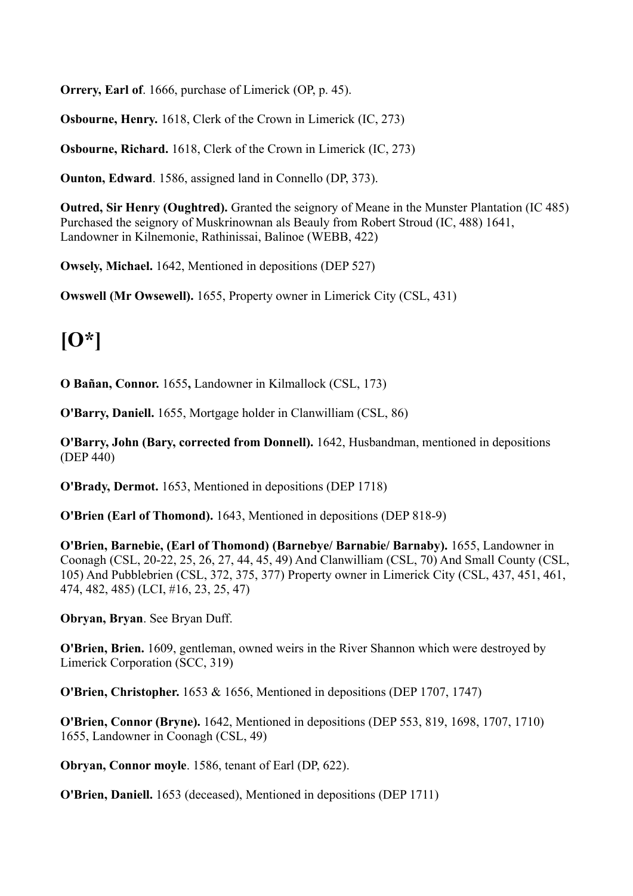**Orrery, Earl of**. 1666, purchase of Limerick (OP, p. 45).

**Osbourne, Henry.** 1618, Clerk of the Crown in Limerick (IC, 273)

**Osbourne, Richard.** 1618, Clerk of the Crown in Limerick (IC, 273)

**Ounton, Edward**. 1586, assigned land in Connello (DP, 373).

**Outred, Sir Henry (Oughtred).** Granted the seignory of Meane in the Munster Plantation (IC 485) Purchased the seignory of Muskrinownan als Beauly from Robert Stroud (IC, 488) 1641, Landowner in Kilnemonie, Rathinissai, Balinoe (WEBB, 422)

**Owsely, Michael.** 1642, Mentioned in depositions (DEP 527)

**Owswell (Mr Owsewell).** 1655, Property owner in Limerick City (CSL, 431)

# [O*]

**O Bañan, Connor.** 1655**,** Landowner in Kilmallock (CSL, 173)

**O'Barry, Daniell.** 1655, Mortgage holder in Clanwilliam (CSL, 86)

**O'Barry, John (Bary, corrected from Donnell).** 1642, Husbandman, mentioned in depositions (DEP 440)

**O'Brady, Dermot.** 1653, Mentioned in depositions (DEP 1718)

**O'Brien (Earl of Thomond).** 1643, Mentioned in depositions (DEP 818-9)

**O'Brien, Barnebie, (Earl of Thomond) (Barnebye/ Barnabie/ Barnaby).** 1655, Landowner in Coonagh (CSL, 20-22, 25, 26, 27, 44, 45, 49) And Clanwilliam (CSL, 70) And Small County (CSL, 105) And Pubblebrien (CSL, 372, 375, 377) Property owner in Limerick City (CSL, 437, 451, 461, 474, 482, 485) (LCI, #16, 23, 25, 47)

**Obryan, Bryan**. See Bryan Duff.

**O'Brien, Brien.** 1609, gentleman, owned weirs in the River Shannon which were destroyed by Limerick Corporation (SCC, 319)

**O'Brien, Christopher.** 1653 & 1656, Mentioned in depositions (DEP 1707, 1747)

**O'Brien, Connor (Bryne).** 1642, Mentioned in depositions (DEP 553, 819, 1698, 1707, 1710) 1655, Landowner in Coonagh (CSL, 49)

**Obryan, Connor moyle**. 1586, tenant of Earl (DP, 622).

**O'Brien, Daniell.** 1653 (deceased), Mentioned in depositions (DEP 1711)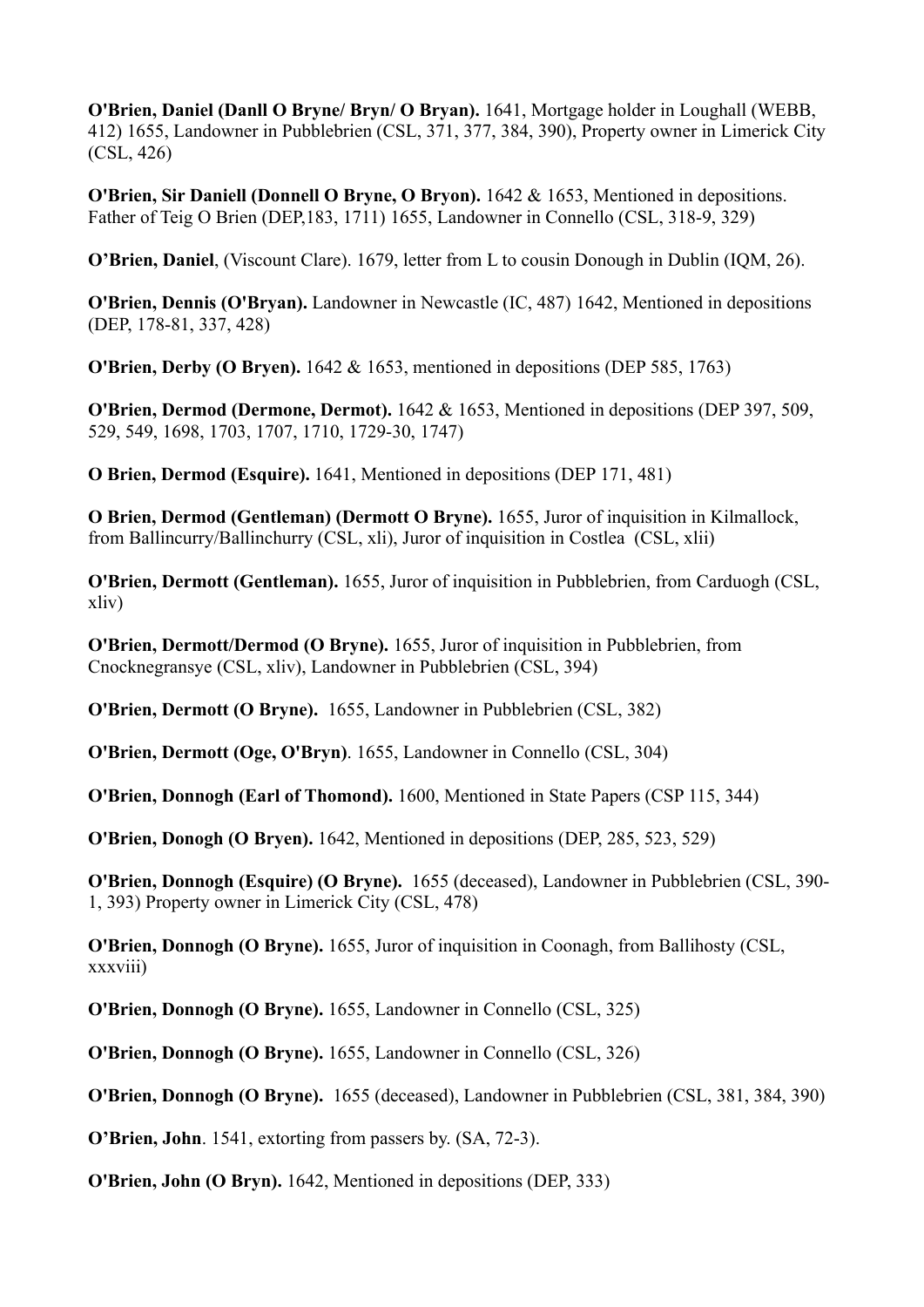**O'Brien, Daniel (Danll O Bryne/ Bryn/ O Bryan).** 1641, Mortgage holder in Loughall (WEBB, 412) 1655, Landowner in Pubblebrien (CSL, 371, 377, 384, 390), Property owner in Limerick City (CSL, 426)

**O'Brien, Sir Daniell (Donnell O Bryne, O Bryon).** 1642 & 1653, Mentioned in depositions. Father of Teig O Brien (DEP,183, 1711) 1655, Landowner in Connello (CSL, 318-9, 329)

**O'Brien, Daniel**, (Viscount Clare). 1679, letter from L to cousin Donough in Dublin (IQM, 26).

**O'Brien, Dennis (O'Bryan).** Landowner in Newcastle (IC, 487) 1642, Mentioned in depositions (DEP, 178-81, 337, 428)

**O'Brien, Derby (O Bryen).** 1642 & 1653, mentioned in depositions (DEP 585, 1763)

**O'Brien, Dermod (Dermone, Dermot).** 1642 & 1653, Mentioned in depositions (DEP 397, 509, 529, 549, 1698, 1703, 1707, 1710, 1729-30, 1747)

**O Brien, Dermod (Esquire).** 1641, Mentioned in depositions (DEP 171, 481)

**O Brien, Dermod (Gentleman) (Dermott O Bryne).** 1655, Juror of inquisition in Kilmallock, from Ballincurry/Ballinchurry (CSL, xli), Juror of inquisition in Costlea (CSL, xlii)

**O'Brien, Dermott (Gentleman).** 1655, Juror of inquisition in Pubblebrien, from Carduogh (CSL, xliv)

**O'Brien, Dermott/Dermod (O Bryne).** 1655, Juror of inquisition in Pubblebrien, from Cnocknegransye (CSL, xliv), Landowner in Pubblebrien (CSL, 394)

**O'Brien, Dermott (O Bryne).** 1655, Landowner in Pubblebrien (CSL, 382)

**O'Brien, Dermott (Oge, O'Bryn)**. 1655, Landowner in Connello (CSL, 304)

**O'Brien, Donnogh (Earl of Thomond).** 1600, Mentioned in State Papers (CSP 115, 344)

**O'Brien, Donogh (O Bryen).** 1642, Mentioned in depositions (DEP, 285, 523, 529)

**O'Brien, Donnogh (Esquire) (O Bryne).** 1655 (deceased), Landowner in Pubblebrien (CSL, 390-1, 393) Property owner in Limerick City (CSL, 478)

**O'Brien, Donnogh (O Bryne).** 1655, Juror of inquisition in Coonagh, from Ballihosty (CSL, xxxviii)

**O'Brien, Donnogh (O Bryne).** 1655, Landowner in Connello (CSL, 325)

**O'Brien, Donnogh (O Bryne).** 1655, Landowner in Connello (CSL, 326)

**O'Brien, Donnogh (O Bryne).** 1655 (deceased), Landowner in Pubblebrien (CSL, 381, 384, 390)

**O'Brien, John**. 1541, extorting from passers by. (SA, 72-3).

**O'Brien, John (O Bryn).** 1642, Mentioned in depositions (DEP, 333)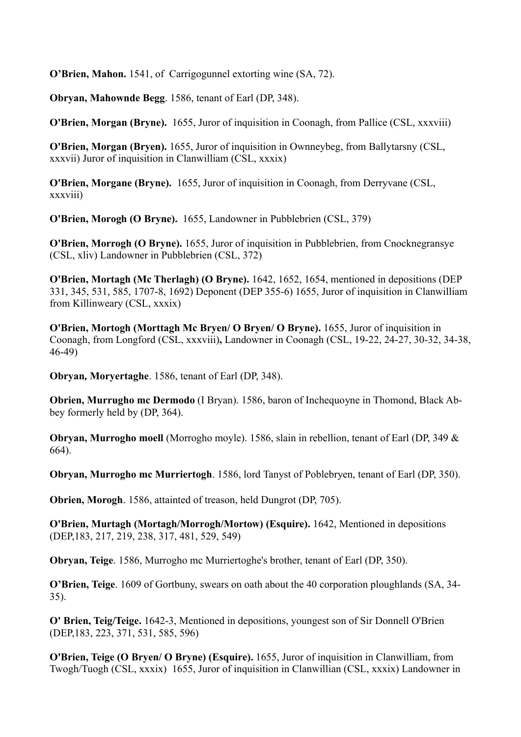**O'Brien, Mahon.** 1541, of Carrigogunnel extorting wine (SA, 72).

**Obryan, Mahownde Begg**. 1586, tenant of Earl (DP, 348).

**O'Brien, Morgan (Bryne).** 1655, Juror of inquisition in Coonagh, from Pallice (CSL, xxxviii)

**O'Brien, Morgan (Bryen).** 1655, Juror of inquisition in Ownneybeg, from Ballytarsny (CSL, xxxvii) Juror of inquisition in Clanwilliam (CSL, xxxix)

**O'Brien, Morgane (Bryne).** 1655, Juror of inquisition in Coonagh, from Derryvane (CSL, xxxviii)

**O'Brien, Morogh (O Bryne).** 1655, Landowner in Pubblebrien (CSL, 379)

**O'Brien, Morrogh (O Bryne).** 1655, Juror of inquisition in Pubblebrien, from Cnocknegransye (CSL, xliv) Landowner in Pubblebrien (CSL, 372)

**O'Brien, Mortagh (Mc Therlagh) (O Bryne).** 1642, 1652, 1654, mentioned in depositions (DEP 331, 345, 531, 585, 1707-8, 1692) Deponent (DEP 355-6) 1655, Juror of inquisition in Clanwilliam from Killinweary (CSL, xxxix)

**O'Brien, Mortogh (Morttagh Mc Bryen/ O Bryen/ O Bryne).** 1655, Juror of inquisition in Coonagh, from Longford (CSL, xxxviii)**,** Landowner in Coonagh (CSL, 19-22, 24-27, 30-32, 34-38, 46-49)

**Obryan, Moryertaghe**. 1586, tenant of Earl (DP, 348).

**Obrien, Murrugho mc Dermodo** (I Bryan). 1586, baron of Inchequoyne in Thomond, Black Abbey formerly held by (DP, 364).

**Obryan, Murrogho moell** (Morrogho moyle). 1586, slain in rebellion, tenant of Earl (DP, 349 & 664).

**Obryan, Murrogho mc Murriertogh**. 1586, lord Tanyst of Poblebryen, tenant of Earl (DP, 350).

**Obrien, Morogh**. 1586, attainted of treason, held Dungrot (DP, 705).

**O'Brien, Murtagh (Mortagh/Morrogh/Mortow) (Esquire).** 1642, Mentioned in depositions (DEP,183, 217, 219, 238, 317, 481, 529, 549)

**Obryan, Teige**. 1586, Murrogho mc Murriertoghe's brother, tenant of Earl (DP, 350).

**O'Brien, Teige**. 1609 of Gortbuny, swears on oath about the 40 corporation ploughlands (SA, 34-35).

**O' Brien, Teig/Teige.** 1642-3, Mentioned in depositions, youngest son of Sir Donnell O'Brien (DEP,183, 223, 371, 531, 585, 596)

**O'Brien, Teige (O Bryen/ O Bryne) (Esquire).** 1655, Juror of inquisition in Clanwilliam, from Twogh/Tuogh (CSL, xxxix) 1655, Juror of inquisition in Clanwillian (CSL, xxxix) Landowner in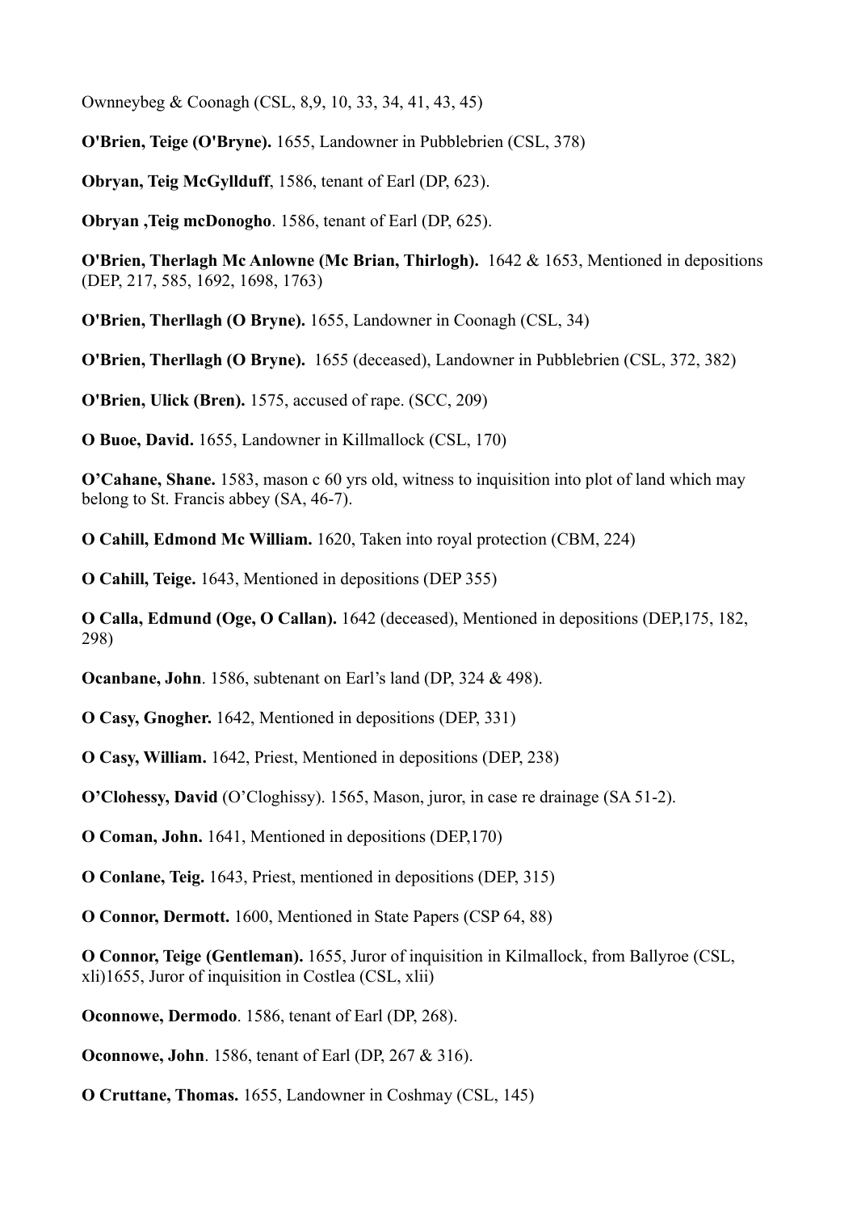Ownneybeg & Coonagh (CSL, 8,9, 10, 33, 34, 41, 43, 45)

**O'Brien, Teige (O'Bryne).** 1655, Landowner in Pubblebrien (CSL, 378)

**Obryan, Teig McGyllduff**, 1586, tenant of Earl (DP, 623).

**Obryan ,Teig mcDonogho**. 1586, tenant of Earl (DP, 625).

**O'Brien, Therlagh Mc Anlowne (Mc Brian, Thirlogh).** 1642 & 1653, Mentioned in depositions (DEP, 217, 585, 1692, 1698, 1763)

**O'Brien, Therllagh (O Bryne).** 1655, Landowner in Coonagh (CSL, 34)

**O'Brien, Therllagh (O Bryne).** 1655 (deceased), Landowner in Pubblebrien (CSL, 372, 382)

**O'Brien, Ulick (Bren).** 1575, accused of rape. (SCC, 209)

**O Buoe, David.** 1655, Landowner in Killmallock (CSL, 170)

**O'Cahane, Shane.** 1583, mason c 60 yrs old, witness to inquisition into plot of land which may belong to St. Francis abbey (SA, 46-7).

**O Cahill, Edmond Mc William.** 1620, Taken into royal protection (CBM, 224)

**O Cahill, Teige.** 1643, Mentioned in depositions (DEP 355)

**O Calla, Edmund (Oge, O Callan).** 1642 (deceased), Mentioned in depositions (DEP,175, 182, 298)

**Ocanbane, John**. 1586, subtenant on Earl's land (DP, 324 & 498).

**O Casy, Gnogher.** 1642, Mentioned in depositions (DEP, 331)

**O Casy, William.** 1642, Priest, Mentioned in depositions (DEP, 238)

**O'Clohessy, David** (O'Cloghissy). 1565, Mason, juror, in case re drainage (SA 51-2).

**O Coman, John.** 1641, Mentioned in depositions (DEP,170)

**O Conlane, Teig.** 1643, Priest, mentioned in depositions (DEP, 315)

**O Connor, Dermott.** 1600, Mentioned in State Papers (CSP 64, 88)

**O Connor, Teige (Gentleman).** 1655, Juror of inquisition in Kilmallock, from Ballyroe (CSL, xli)1655, Juror of inquisition in Costlea (CSL, xlii)

**Oconnowe, Dermodo**. 1586, tenant of Earl (DP, 268).

**Oconnowe, John**. 1586, tenant of Earl (DP, 267 & 316).

**O Cruttane, Thomas.** 1655, Landowner in Coshmay (CSL, 145)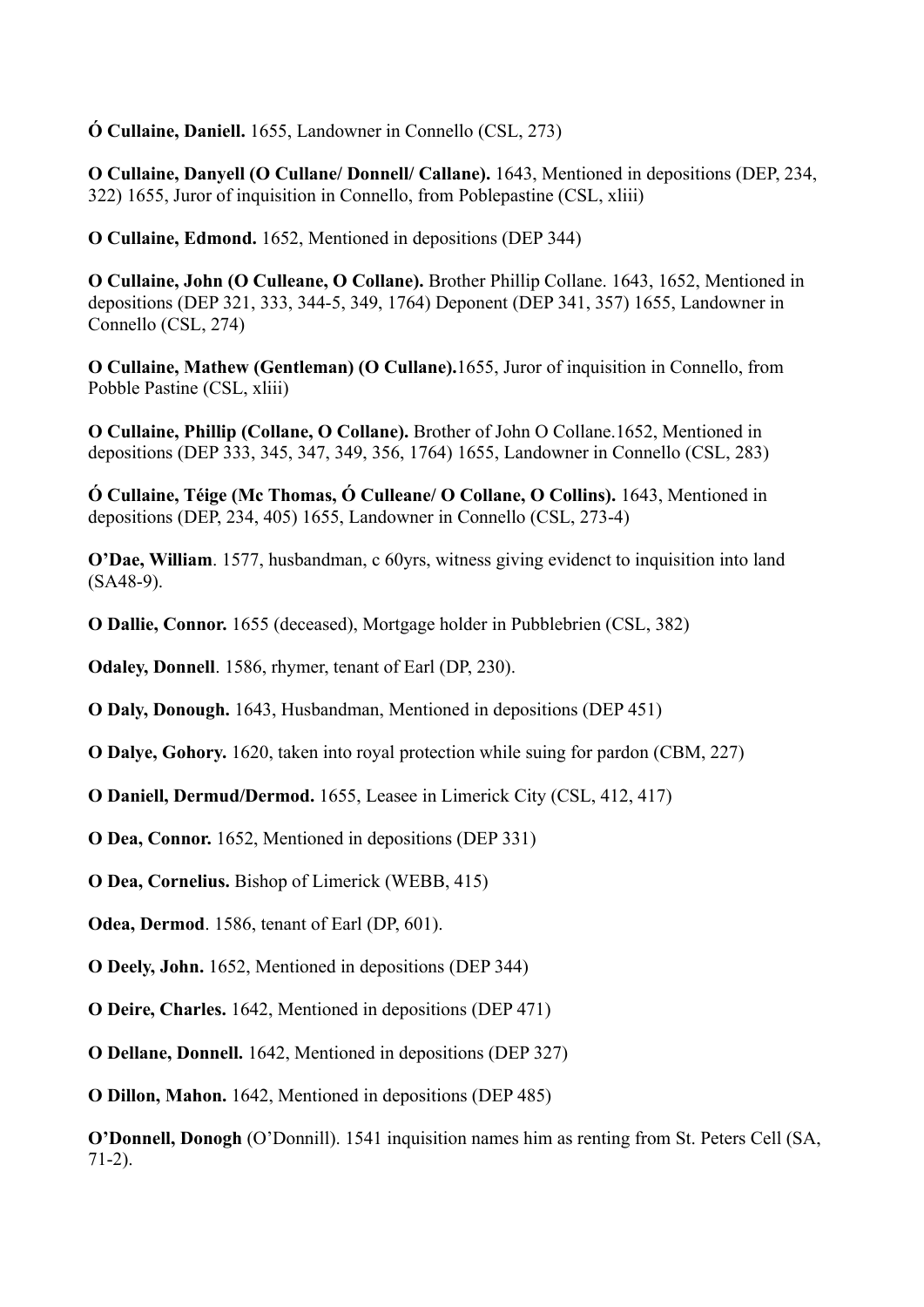**Ó Cullaine, Daniell.** 1655, Landowner in Connello (CSL, 273)

**O Cullaine, Danyell (O Cullane/ Donnell/ Callane).** 1643, Mentioned in depositions (DEP, 234, 322) 1655, Juror of inquisition in Connello, from Poblepastine (CSL, xliii)

**O Cullaine, Edmond.** 1652, Mentioned in depositions (DEP 344)

**O Cullaine, John (O Culleane, O Collane).** Brother Phillip Collane. 1643, 1652, Mentioned in depositions (DEP 321, 333, 344-5, 349, 1764) Deponent (DEP 341, 357) 1655, Landowner in Connello (CSL, 274)

**O Cullaine, Mathew (Gentleman) (O Cullane).**1655, Juror of inquisition in Connello, from Pobble Pastine (CSL, xliii)

**O Cullaine, Phillip (Collane, O Collane).** Brother of John O Collane.1652, Mentioned in depositions (DEP 333, 345, 347, 349, 356, 1764) 1655, Landowner in Connello (CSL, 283)

**Ó Cullaine, Téige (Mc Thomas, Ó Culleane/ O Collane, O Collins).** 1643, Mentioned in depositions (DEP, 234, 405) 1655, Landowner in Connello (CSL, 273-4)

**O'Dae, William**. 1577, husbandman, c 60yrs, witness giving evidenct to inquisition into land (SA48-9).

**O Dallie, Connor.** 1655 (deceased), Mortgage holder in Pubblebrien (CSL, 382)

**Odaley, Donnell**. 1586, rhymer, tenant of Earl (DP, 230).

**O Daly, Donough.** 1643, Husbandman, Mentioned in depositions (DEP 451)

**O Dalye, Gohory.** 1620, taken into royal protection while suing for pardon (CBM, 227)

**O Daniell, Dermud/Dermod.** 1655, Leasee in Limerick City (CSL, 412, 417)

**O Dea, Connor.** 1652, Mentioned in depositions (DEP 331)

**O Dea, Cornelius.** Bishop of Limerick (WEBB, 415)

**Odea, Dermod**. 1586, tenant of Earl (DP, 601).

**O Deely, John.** 1652, Mentioned in depositions (DEP 344)

**O Deire, Charles.** 1642, Mentioned in depositions (DEP 471)

**O Dellane, Donnell.** 1642, Mentioned in depositions (DEP 327)

**O Dillon, Mahon.** 1642, Mentioned in depositions (DEP 485)

**O'Donnell, Donogh** (O'Donnill). 1541 inquisition names him as renting from St. Peters Cell (SA, 71-2).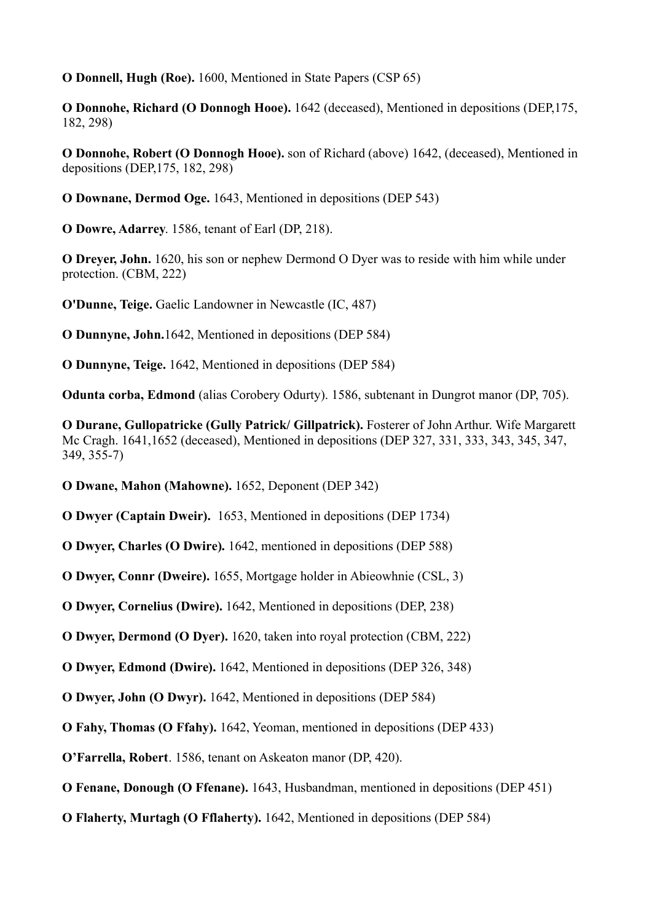**O Donnell, Hugh (Roe).** 1600, Mentioned in State Papers (CSP 65)

**O Donnohe, Richard (O Donnogh Hooe).** 1642 (deceased), Mentioned in depositions (DEP,175, 182, 298)

**O Donnohe, Robert (O Donnogh Hooe).** son of Richard (above) 1642, (deceased), Mentioned in depositions (DEP,175, 182, 298)

**O Downane, Dermod Oge.** 1643, Mentioned in depositions (DEP 543)

**O Dowre, Adarrey**. 1586, tenant of Earl (DP, 218).

**O Dreyer, John.** 1620, his son or nephew Dermond O Dyer was to reside with him while under protection. (CBM, 222)

**O'Dunne, Teige.** Gaelic Landowner in Newcastle (IC, 487)

**O Dunnyne, John.**1642, Mentioned in depositions (DEP 584)

**O Dunnyne, Teige.** 1642, Mentioned in depositions (DEP 584)

**Odunta corba, Edmond** (alias Corobery Odurty). 1586, subtenant in Dungrot manor (DP, 705).

**O Durane, Gullopatricke (Gully Patrick/ Gillpatrick).** Fosterer of John Arthur. Wife Margarett Mc Cragh. 1641,1652 (deceased), Mentioned in depositions (DEP 327, 331, 333, 343, 345, 347, 349, 355-7)

**O Dwane, Mahon (Mahowne).** 1652, Deponent (DEP 342)

**O Dwyer (Captain Dweir).** 1653, Mentioned in depositions (DEP 1734)

**O Dwyer, Charles (O Dwire).** 1642, mentioned in depositions (DEP 588)

**O Dwyer, Connr (Dweire).** 1655, Mortgage holder in Abieowhnie (CSL, 3)

**O Dwyer, Cornelius (Dwire).** 1642, Mentioned in depositions (DEP, 238)

**O Dwyer, Dermond (O Dyer).** 1620, taken into royal protection (CBM, 222)

**O Dwyer, Edmond (Dwire).** 1642, Mentioned in depositions (DEP 326, 348)

**O Dwyer, John (O Dwyr).** 1642, Mentioned in depositions (DEP 584)

**O Fahy, Thomas (O Ffahy).** 1642, Yeoman, mentioned in depositions (DEP 433)

**O'Farrella, Robert**. 1586, tenant on Askeaton manor (DP, 420).

**O Fenane, Donough (O Ffenane).** 1643, Husbandman, mentioned in depositions (DEP 451)

**O Flaherty, Murtagh (O Fflaherty).** 1642, Mentioned in depositions (DEP 584)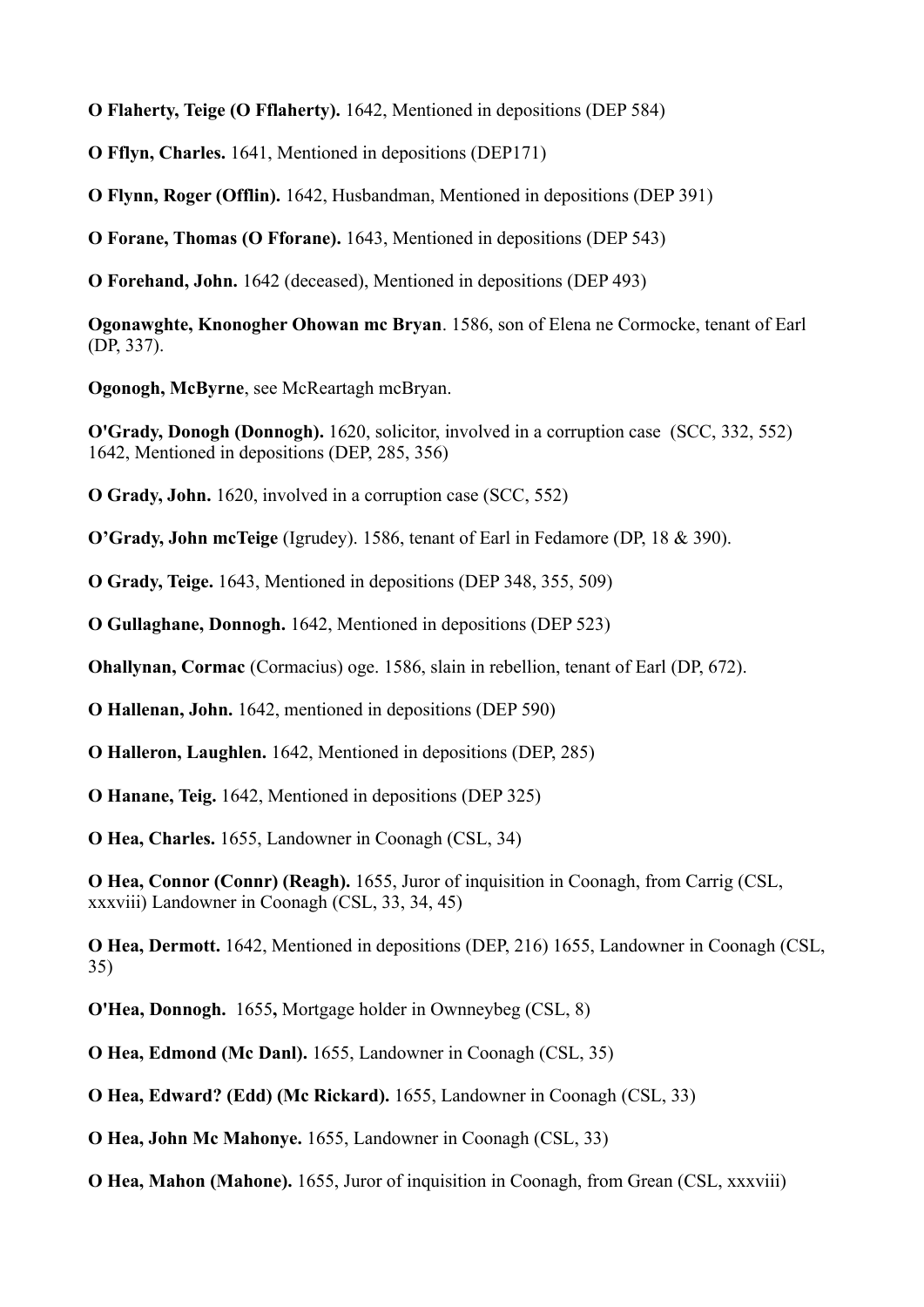**O Flaherty, Teige (O Fflaherty).** 1642, Mentioned in depositions (DEP 584)

**O Fflyn, Charles.** 1641, Mentioned in depositions (DEP171)

**O Flynn, Roger (Offlin).** 1642, Husbandman, Mentioned in depositions (DEP 391)

**O Forane, Thomas (O Fforane).** 1643, Mentioned in depositions (DEP 543)

**O Forehand, John.** 1642 (deceased), Mentioned in depositions (DEP 493)

**Ogonawghte, Knonogher Ohowan mc Bryan**. 1586, son of Elena ne Cormocke, tenant of Earl (DP, 337).

**Ogonogh, McByrne**, see McReartagh mcBryan.

**O'Grady, Donogh (Donnogh).** 1620, solicitor, involved in a corruption case (SCC, 332, 552) 1642, Mentioned in depositions (DEP, 285, 356)

**O Grady, John.** 1620, involved in a corruption case (SCC, 552)

**O'Grady, John mcTeige** (Igrudey). 1586, tenant of Earl in Fedamore (DP, 18 & 390).

**O Grady, Teige.** 1643, Mentioned in depositions (DEP 348, 355, 509)

**O Gullaghane, Donnogh.** 1642, Mentioned in depositions (DEP 523)

**Ohallynan, Cormac** (Cormacius) oge. 1586, slain in rebellion, tenant of Earl (DP, 672).

**O Hallenan, John.** 1642, mentioned in depositions (DEP 590)

**O Halleron, Laughlen.** 1642, Mentioned in depositions (DEP, 285)

**O Hanane, Teig.** 1642, Mentioned in depositions (DEP 325)

**O Hea, Charles.** 1655, Landowner in Coonagh (CSL, 34)

**O Hea, Connor (Connr) (Reagh).** 1655, Juror of inquisition in Coonagh, from Carrig (CSL, xxxviii) Landowner in Coonagh (CSL, 33, 34, 45)

**O Hea, Dermott.** 1642, Mentioned in depositions (DEP, 216) 1655, Landowner in Coonagh (CSL, 35)

**O'Hea, Donnogh.** 1655**,** Mortgage holder in Ownneybeg (CSL, 8)

**O Hea, Edmond (Mc Danl).** 1655, Landowner in Coonagh (CSL, 35)

**O Hea, Edward? (Edd) (Mc Rickard).** 1655, Landowner in Coonagh (CSL, 33)

**O Hea, John Mc Mahonye.** 1655, Landowner in Coonagh (CSL, 33)

**O Hea, Mahon (Mahone).** 1655, Juror of inquisition in Coonagh, from Grean (CSL, xxxviii)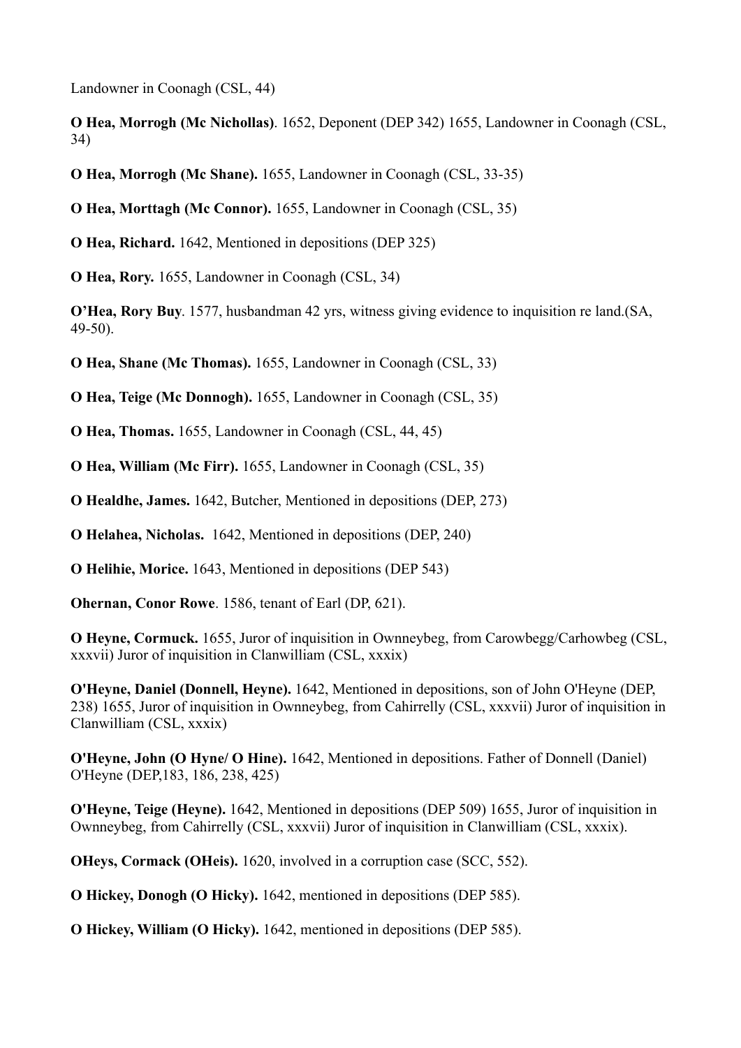Landowner in Coonagh (CSL, 44)

**O Hea, Morrogh (Mc Nichollas)**. 1652, Deponent (DEP 342) 1655, Landowner in Coonagh (CSL, 34)

**O Hea, Morrogh (Mc Shane).** 1655, Landowner in Coonagh (CSL, 33-35)

**O Hea, Morttagh (Mc Connor).** 1655, Landowner in Coonagh (CSL, 35)

**O Hea, Richard.** 1642, Mentioned in depositions (DEP 325)

**O Hea, Rory.** 1655, Landowner in Coonagh (CSL, 34)

**O'Hea, Rory Buy**. 1577, husbandman 42 yrs, witness giving evidence to inquisition re land.(SA, 49-50).

**O Hea, Shane (Mc Thomas).** 1655, Landowner in Coonagh (CSL, 33)

**O Hea, Teige (Mc Donnogh).** 1655, Landowner in Coonagh (CSL, 35)

**O Hea, Thomas.** 1655, Landowner in Coonagh (CSL, 44, 45)

**O Hea, William (Mc Firr).** 1655, Landowner in Coonagh (CSL, 35)

**O Healdhe, James.** 1642, Butcher, Mentioned in depositions (DEP, 273)

**O Helahea, Nicholas.** 1642, Mentioned in depositions (DEP, 240)

**O Helihie, Morice.** 1643, Mentioned in depositions (DEP 543)

**Ohernan, Conor Rowe**. 1586, tenant of Earl (DP, 621).

**O Heyne, Cormuck.** 1655, Juror of inquisition in Ownneybeg, from Carowbegg/Carhowbeg (CSL, xxxvii) Juror of inquisition in Clanwilliam (CSL, xxxix)

**O'Heyne, Daniel (Donnell, Heyne).** 1642, Mentioned in depositions, son of John O'Heyne (DEP, 238) 1655, Juror of inquisition in Ownneybeg, from Cahirrelly (CSL, xxxvii) Juror of inquisition in Clanwilliam (CSL, xxxix)

**O'Heyne, John (O Hyne/ O Hine).** 1642, Mentioned in depositions. Father of Donnell (Daniel) O'Heyne (DEP,183, 186, 238, 425)

**O'Heyne, Teige (Heyne).** 1642, Mentioned in depositions (DEP 509) 1655, Juror of inquisition in Ownneybeg, from Cahirrelly (CSL, xxxvii) Juror of inquisition in Clanwilliam (CSL, xxxix).

**OHeys, Cormack (OHeis).** 1620, involved in a corruption case (SCC, 552).

**O Hickey, Donogh (O Hicky).** 1642, mentioned in depositions (DEP 585).

**O Hickey, William (O Hicky).** 1642, mentioned in depositions (DEP 585).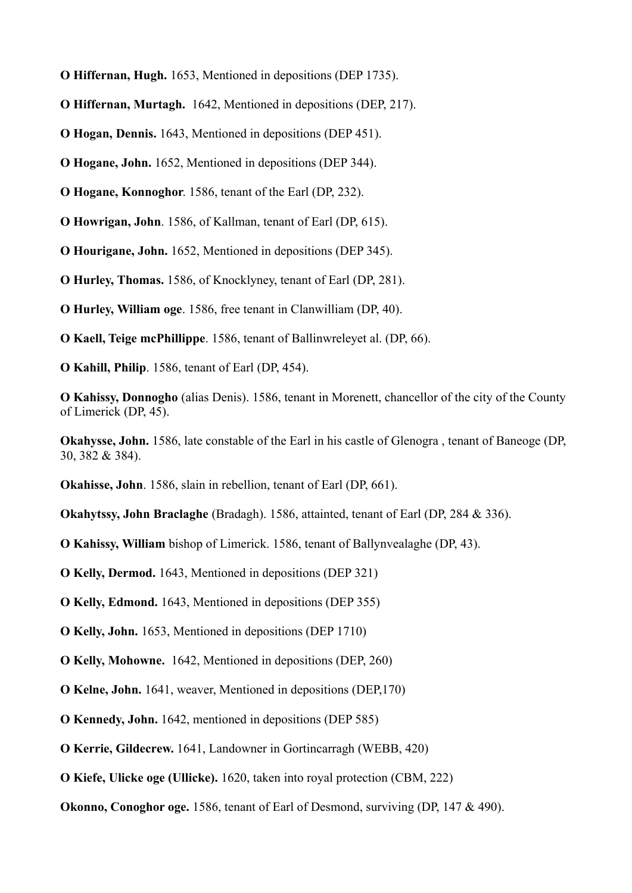**O Hiffernan, Hugh.** 1653, Mentioned in depositions (DEP 1735).

**O Hiffernan, Murtagh.** 1642, Mentioned in depositions (DEP, 217).

**O Hogan, Dennis.** 1643, Mentioned in depositions (DEP 451).

**O Hogane, John.** 1652, Mentioned in depositions (DEP 344).

**O Hogane, Konnoghor**. 1586, tenant of the Earl (DP, 232).

**O Howrigan, John**. 1586, of Kallman, tenant of Earl (DP, 615).

**O Hourigane, John.** 1652, Mentioned in depositions (DEP 345).

**O Hurley, Thomas.** 1586, of Knocklyney, tenant of Earl (DP, 281).

**O Hurley, William oge**. 1586, free tenant in Clanwilliam (DP, 40).

**O Kaell, Teige mcPhillippe**. 1586, tenant of Ballinwreleyet al. (DP, 66).

**O Kahill, Philip**. 1586, tenant of Earl (DP, 454).

**O Kahissy, Donnogho** (alias Denis). 1586, tenant in Morenett, chancellor of the city of the County of Limerick (DP, 45).

**Okahysse, John.** 1586, late constable of the Earl in his castle of Glenogra , tenant of Baneoge (DP, 30, 382 & 384).

**Okahisse, John**. 1586, slain in rebellion, tenant of Earl (DP, 661).

**Okahytssy, John Braclaghe** (Bradagh). 1586, attainted, tenant of Earl (DP, 284 & 336).

**O Kahissy, William** bishop of Limerick. 1586, tenant of Ballynvealaghe (DP, 43).

**O Kelly, Dermod.** 1643, Mentioned in depositions (DEP 321)

**O Kelly, Edmond.** 1643, Mentioned in depositions (DEP 355)

**O Kelly, John.** 1653, Mentioned in depositions (DEP 1710)

**O Kelly, Mohowne.** 1642, Mentioned in depositions (DEP, 260)

**O Kelne, John.** 1641, weaver, Mentioned in depositions (DEP,170)

**O Kennedy, John.** 1642, mentioned in depositions (DEP 585)

**O Kerrie, Gildecrew.** 1641, Landowner in Gortincarragh (WEBB, 420)

**O Kiefe, Ulicke oge (Ullicke).** 1620, taken into royal protection (CBM, 222)

**Okonno, Conoghor oge.** 1586, tenant of Earl of Desmond, surviving (DP, 147 & 490).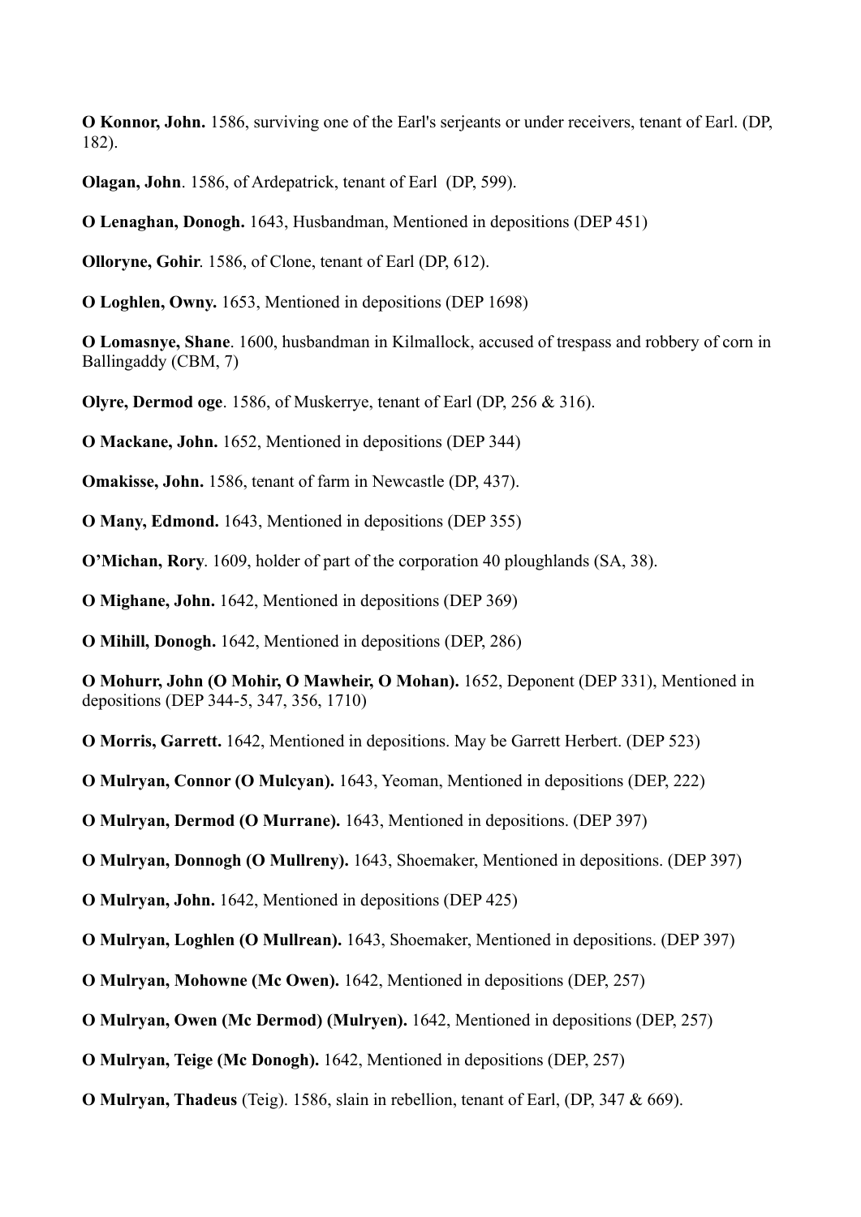**O Konnor, John.** 1586, surviving one of the Earl's serjeants or under receivers, tenant of Earl. (DP, 182).

**Olagan, John**. 1586, of Ardepatrick, tenant of Earl (DP, 599).

**O Lenaghan, Donogh.** 1643, Husbandman, Mentioned in depositions (DEP 451)

**Olloryne, Gohir**. 1586, of Clone, tenant of Earl (DP, 612).

**O Loghlen, Owny.** 1653, Mentioned in depositions (DEP 1698)

**O Lomasnye, Shane**. 1600, husbandman in Kilmallock, accused of trespass and robbery of corn in Ballingaddy (CBM, 7)

**Olyre, Dermod oge**. 1586, of Muskerrye, tenant of Earl (DP, 256 & 316).

**O Mackane, John.** 1652, Mentioned in depositions (DEP 344)

**Omakisse, John.** 1586, tenant of farm in Newcastle (DP, 437).

**O Many, Edmond.** 1643, Mentioned in depositions (DEP 355)

**O'Michan, Rory**. 1609, holder of part of the corporation 40 ploughlands (SA, 38).

**O Mighane, John.** 1642, Mentioned in depositions (DEP 369)

**O Mihill, Donogh.** 1642, Mentioned in depositions (DEP, 286)

**O Mohurr, John (O Mohir, O Mawheir, O Mohan).** 1652, Deponent (DEP 331), Mentioned in depositions (DEP 344-5, 347, 356, 1710)

**O Morris, Garrett.** 1642, Mentioned in depositions. May be Garrett Herbert. (DEP 523)

**O Mulryan, Connor (O Mulcyan).** 1643, Yeoman, Mentioned in depositions (DEP, 222)

**O Mulryan, Dermod (O Murrane).** 1643, Mentioned in depositions. (DEP 397)

**O Mulryan, Donnogh (O Mullreny).** 1643, Shoemaker, Mentioned in depositions. (DEP 397)

**O Mulryan, John.** 1642, Mentioned in depositions (DEP 425)

**O Mulryan, Loghlen (O Mullrean).** 1643, Shoemaker, Mentioned in depositions. (DEP 397)

**O Mulryan, Mohowne (Mc Owen).** 1642, Mentioned in depositions (DEP, 257)

**O Mulryan, Owen (Mc Dermod) (Mulryen).** 1642, Mentioned in depositions (DEP, 257)

**O Mulryan, Teige (Mc Donogh).** 1642, Mentioned in depositions (DEP, 257)

**O Mulryan, Thadeus** (Teig). 1586, slain in rebellion, tenant of Earl, (DP, 347 & 669).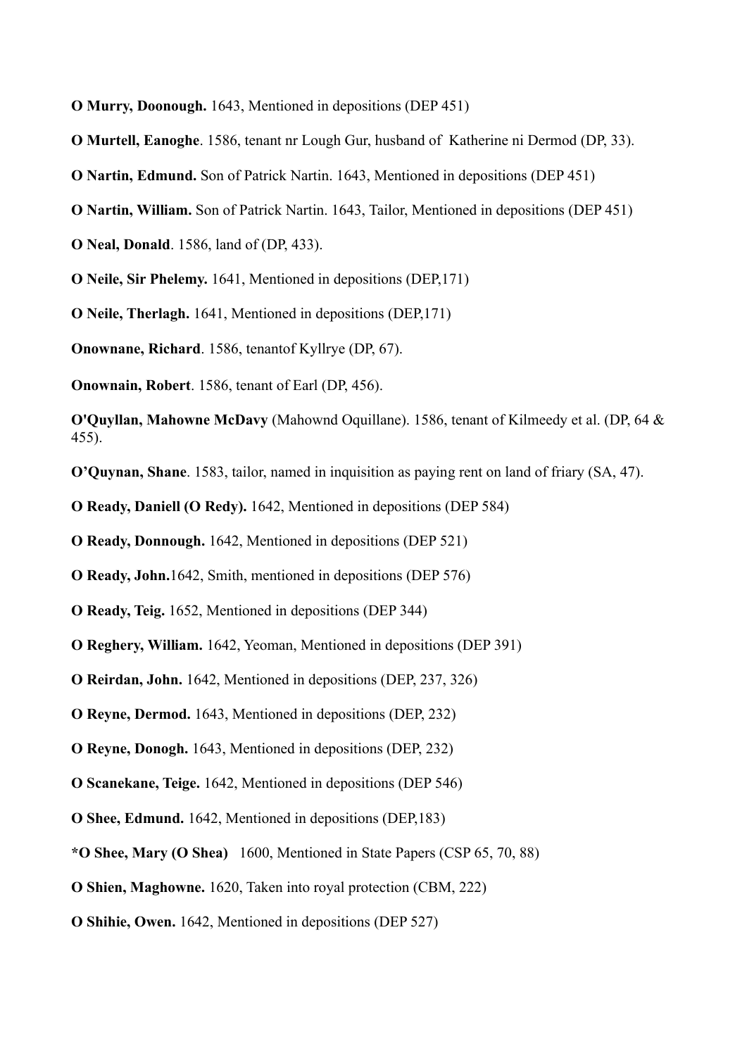**O Murry, Doonough.** 1643, Mentioned in depositions (DEP 451)

**O Murtell, Eanoghe**. 1586, tenant nr Lough Gur, husband of Katherine ni Dermod (DP, 33).

**O Nartin, Edmund.** Son of Patrick Nartin. 1643, Mentioned in depositions (DEP 451)

**O Nartin, William.** Son of Patrick Nartin. 1643, Tailor, Mentioned in depositions (DEP 451)

**O Neal, Donald**. 1586, land of (DP, 433).

**O Neile, Sir Phelemy.** 1641, Mentioned in depositions (DEP,171)

**O Neile, Therlagh.** 1641, Mentioned in depositions (DEP,171)

**Onownane, Richard**. 1586, tenantof Kyllrye (DP, 67).

**Onownain, Robert**. 1586, tenant of Earl (DP, 456).

**O'Quyllan, Mahowne McDavy** (Mahownd Oquillane). 1586, tenant of Kilmeedy et al. (DP, 64 & 455).

**O'Quynan, Shane**. 1583, tailor, named in inquisition as paying rent on land of friary (SA, 47).

**O Ready, Daniell (O Redy).** 1642, Mentioned in depositions (DEP 584)

**O Ready, Donnough.** 1642, Mentioned in depositions (DEP 521)

**O Ready, John.**1642, Smith, mentioned in depositions (DEP 576)

**O Ready, Teig.** 1652, Mentioned in depositions (DEP 344)

**O Reghery, William.** 1642, Yeoman, Mentioned in depositions (DEP 391)

**O Reirdan, John.** 1642, Mentioned in depositions (DEP, 237, 326)

**O Reyne, Dermod.** 1643, Mentioned in depositions (DEP, 232)

**O Reyne, Donogh.** 1643, Mentioned in depositions (DEP, 232)

**O Scanekane, Teige.** 1642, Mentioned in depositions (DEP 546)

**O Shee, Edmund.** 1642, Mentioned in depositions (DEP,183)

**\*O Shee, Mary (O Shea)** 1600, Mentioned in State Papers (CSP 65, 70, 88)

**O Shien, Maghowne.** 1620, Taken into royal protection (CBM, 222)

**O Shihie, Owen.** 1642, Mentioned in depositions (DEP 527)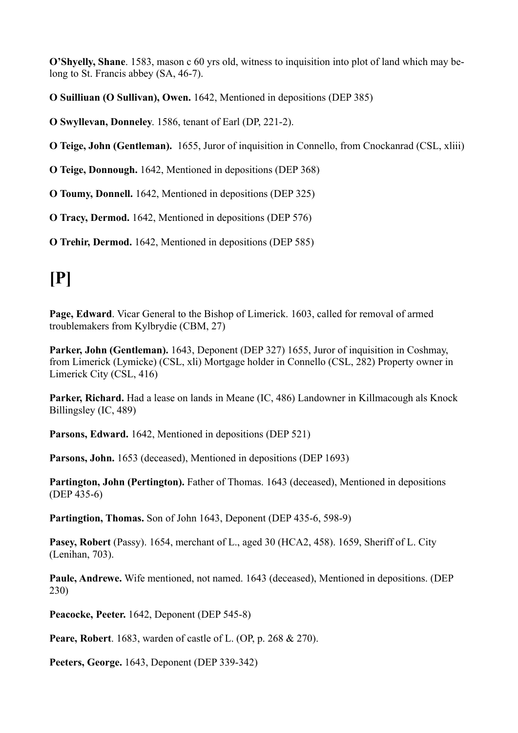**O'Shyelly, Shane**. 1583, mason c 60 yrs old, witness to inquisition into plot of land which may belong to St. Francis abbey (SA, 46-7).

**O Suilliuan (O Sullivan), Owen.** 1642, Mentioned in depositions (DEP 385)

**O Swyllevan, Donneley**. 1586, tenant of Earl (DP, 221-2).

**O Teige, John (Gentleman).** 1655, Juror of inquisition in Connello, from Cnockanrad (CSL, xliii)

**O Teige, Donnough.** 1642, Mentioned in depositions (DEP 368)

**O Toumy, Donnell.** 1642, Mentioned in depositions (DEP 325)

**O Tracy, Dermod.** 1642, Mentioned in depositions (DEP 576)

**O Trehir, Dermod.** 1642, Mentioned in depositions (DEP 585)

# [P]

**Page, Edward**. Vicar General to the Bishop of Limerick. 1603, called for removal of armed troublemakers from Kylbrydie (CBM, 27)

**Parker, John (Gentleman).** 1643, Deponent (DEP 327) 1655, Juror of inquisition in Coshmay, from Limerick (Lymicke) (CSL, xli) Mortgage holder in Connello (CSL, 282) Property owner in Limerick City (CSL, 416)

**Parker, Richard.** Had a lease on lands in Meane (IC, 486) Landowner in Killmacough als Knock Billingsley (IC, 489)

**Parsons, Edward.** 1642, Mentioned in depositions (DEP 521)

**Parsons, John.** 1653 (deceased), Mentioned in depositions (DEP 1693)

**Partington, John (Pertington).** Father of Thomas. 1643 (deceased), Mentioned in depositions (DEP 435-6)

**Partingtion, Thomas.** Son of John 1643, Deponent (DEP 435-6, 598-9)

**Pasey, Robert** (Passy). 1654, merchant of L., aged 30 (HCA2, 458). 1659, Sheriff of L. City (Lenihan, 703).

**Paule, Andrewe.** Wife mentioned, not named. 1643 (deceased), Mentioned in depositions. (DEP 230)

**Peacocke, Peeter.** 1642, Deponent (DEP 545-8)

**Peare, Robert**. 1683, warden of castle of L. (OP, p. 268 & 270).

**Peeters, George.** 1643, Deponent (DEP 339-342)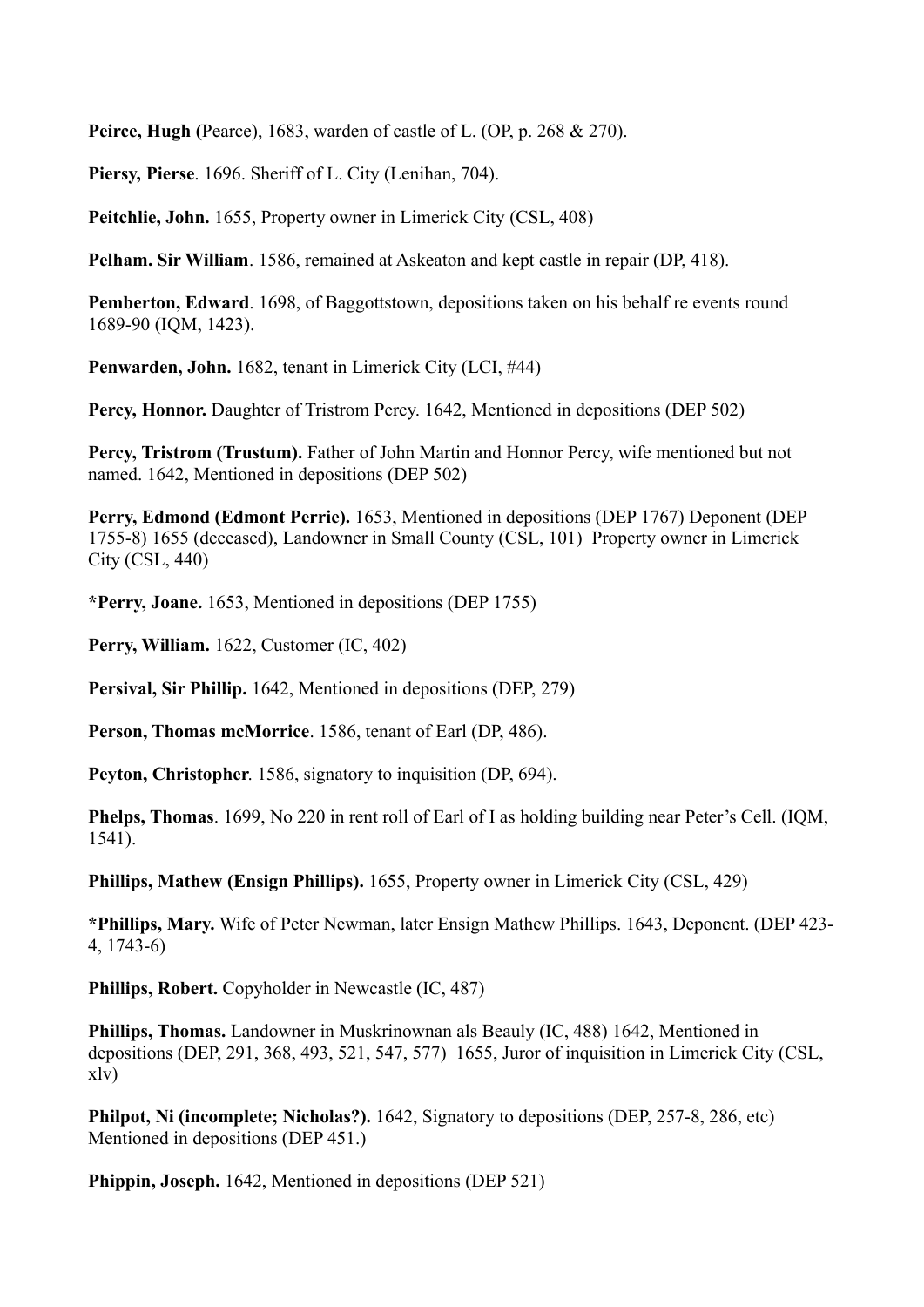**Peirce, Hugh (**Pearce), 1683, warden of castle of L. (OP, p. 268 & 270).

**Piersy, Pierse**. 1696. Sheriff of L. City (Lenihan, 704).

**Peitchlie, John.** 1655, Property owner in Limerick City (CSL, 408)

**Pelham. Sir William**. 1586, remained at Askeaton and kept castle in repair (DP, 418).

**Pemberton, Edward**. 1698, of Baggottstown, depositions taken on his behalf re events round 1689-90 (IQM, 1423).

**Penwarden, John.** 1682, tenant in Limerick City (LCI, #44)

**Percy, Honnor.** Daughter of Tristrom Percy. 1642, Mentioned in depositions (DEP 502)

**Percy, Tristrom (Trustum).** Father of John Martin and Honnor Percy, wife mentioned but not named. 1642, Mentioned in depositions (DEP 502)

**Perry, Edmond (Edmont Perrie).** 1653, Mentioned in depositions (DEP 1767) Deponent (DEP 1755-8) 1655 (deceased), Landowner in Small County (CSL, 101) Property owner in Limerick City (CSL, 440)

**\*Perry, Joane.** 1653, Mentioned in depositions (DEP 1755)

**Perry, William.** 1622, Customer (IC, 402)

**Persival, Sir Phillip.** 1642, Mentioned in depositions (DEP, 279)

**Person, Thomas mcMorrice**. 1586, tenant of Earl (DP, 486).

**Peyton, Christopher**. 1586, signatory to inquisition (DP, 694).

**Phelps, Thomas**. 1699, No 220 in rent roll of Earl of I as holding building near Peter's Cell. (IQM, 1541).

**Phillips, Mathew (Ensign Phillips).** 1655, Property owner in Limerick City (CSL, 429)

**\*Phillips, Mary.** Wife of Peter Newman, later Ensign Mathew Phillips. 1643, Deponent. (DEP 423-4, 1743-6)

**Phillips, Robert.** Copyholder in Newcastle (IC, 487)

**Phillips, Thomas.** Landowner in Muskrinownan als Beauly (IC, 488) 1642, Mentioned in depositions (DEP, 291, 368, 493, 521, 547, 577) 1655, Juror of inquisition in Limerick City (CSL, xlv)

**Philpot, Ni (incomplete; Nicholas?).** 1642, Signatory to depositions (DEP, 257-8, 286, etc) Mentioned in depositions (DEP 451.)

**Phippin, Joseph.** 1642, Mentioned in depositions (DEP 521)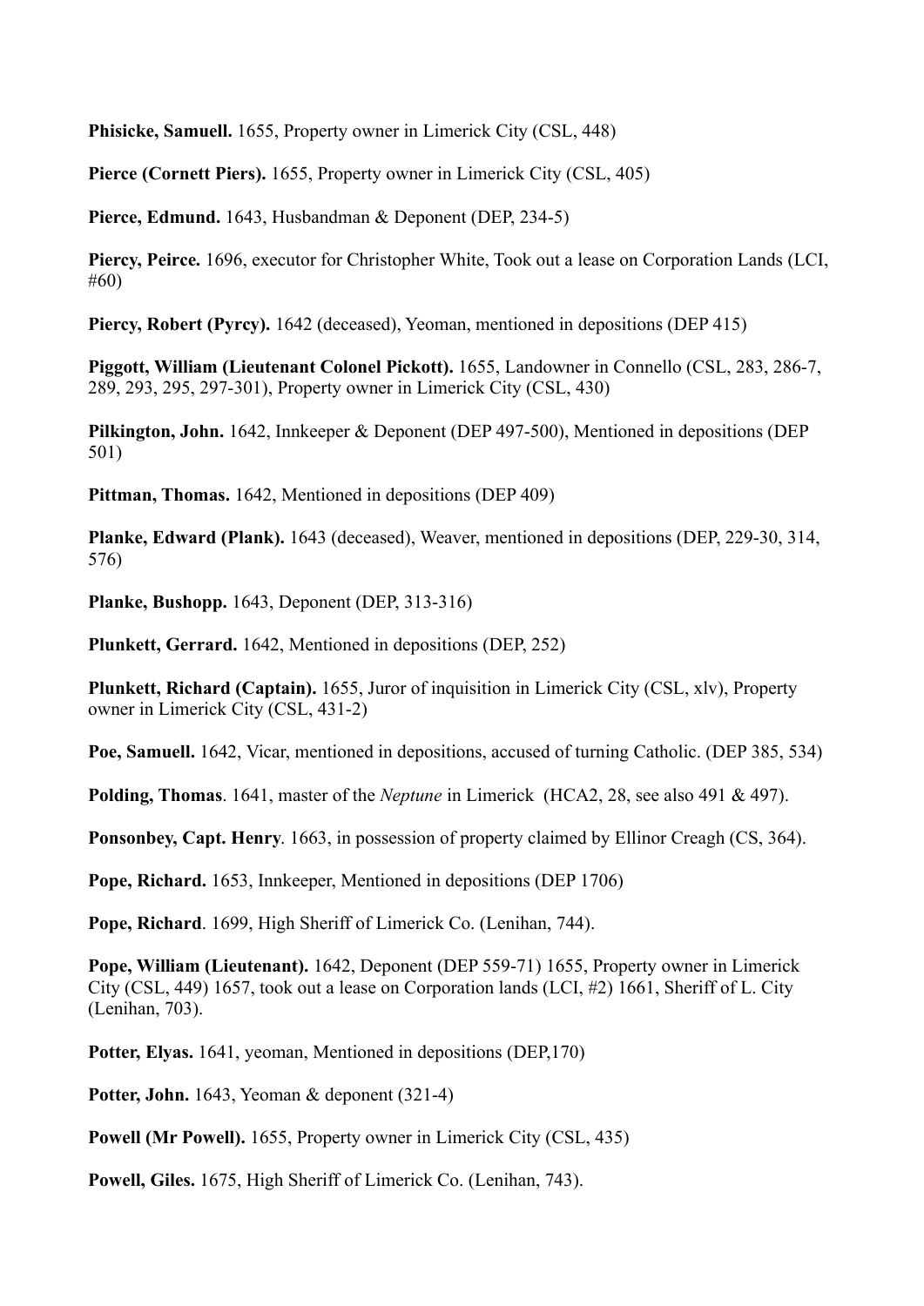**Phisicke, Samuell.** 1655, Property owner in Limerick City (CSL, 448)

**Pierce (Cornett Piers).** 1655, Property owner in Limerick City (CSL, 405)

**Pierce, Edmund.** 1643, Husbandman & Deponent (DEP, 234-5)

**Piercy, Peirce.** 1696, executor for Christopher White, Took out a lease on Corporation Lands (LCI, #60)

**Piercy, Robert (Pyrcy).** 1642 (deceased), Yeoman, mentioned in depositions (DEP 415)

**Piggott, William (Lieutenant Colonel Pickott).** 1655, Landowner in Connello (CSL, 283, 286-7, 289, 293, 295, 297-301), Property owner in Limerick City (CSL, 430)

**Pilkington, John.** 1642, Innkeeper & Deponent (DEP 497-500), Mentioned in depositions (DEP 501)

**Pittman, Thomas.** 1642, Mentioned in depositions (DEP 409)

**Planke, Edward (Plank).** 1643 (deceased), Weaver, mentioned in depositions (DEP, 229-30, 314, 576)

**Planke, Bushopp.** 1643, Deponent (DEP, 313-316)

**Plunkett, Gerrard.** 1642, Mentioned in depositions (DEP, 252)

**Plunkett, Richard (Captain).** 1655, Juror of inquisition in Limerick City (CSL, xlv), Property owner in Limerick City (CSL, 431-2)

**Poe, Samuell.** 1642, Vicar, mentioned in depositions, accused of turning Catholic. (DEP 385, 534)

**Polding, Thomas**. 1641, master of the *Neptune* in Limerick (HCA2, 28, see also 491 & 497).

**Ponsonbey, Capt. Henry**. 1663, in possession of property claimed by Ellinor Creagh (CS, 364).

**Pope, Richard.** 1653, Innkeeper, Mentioned in depositions (DEP 1706)

**Pope, Richard**. 1699, High Sheriff of Limerick Co. (Lenihan, 744).

**Pope, William (Lieutenant).** 1642, Deponent (DEP 559-71) 1655, Property owner in Limerick City (CSL, 449) 1657, took out a lease on Corporation lands (LCI, #2) 1661, Sheriff of L. City (Lenihan, 703).

**Potter, Elyas.** 1641, yeoman, Mentioned in depositions (DEP,170)

**Potter, John.** 1643, Yeoman & deponent (321-4)

**Powell (Mr Powell).** 1655, Property owner in Limerick City (CSL, 435)

**Powell, Giles.** 1675, High Sheriff of Limerick Co. (Lenihan, 743).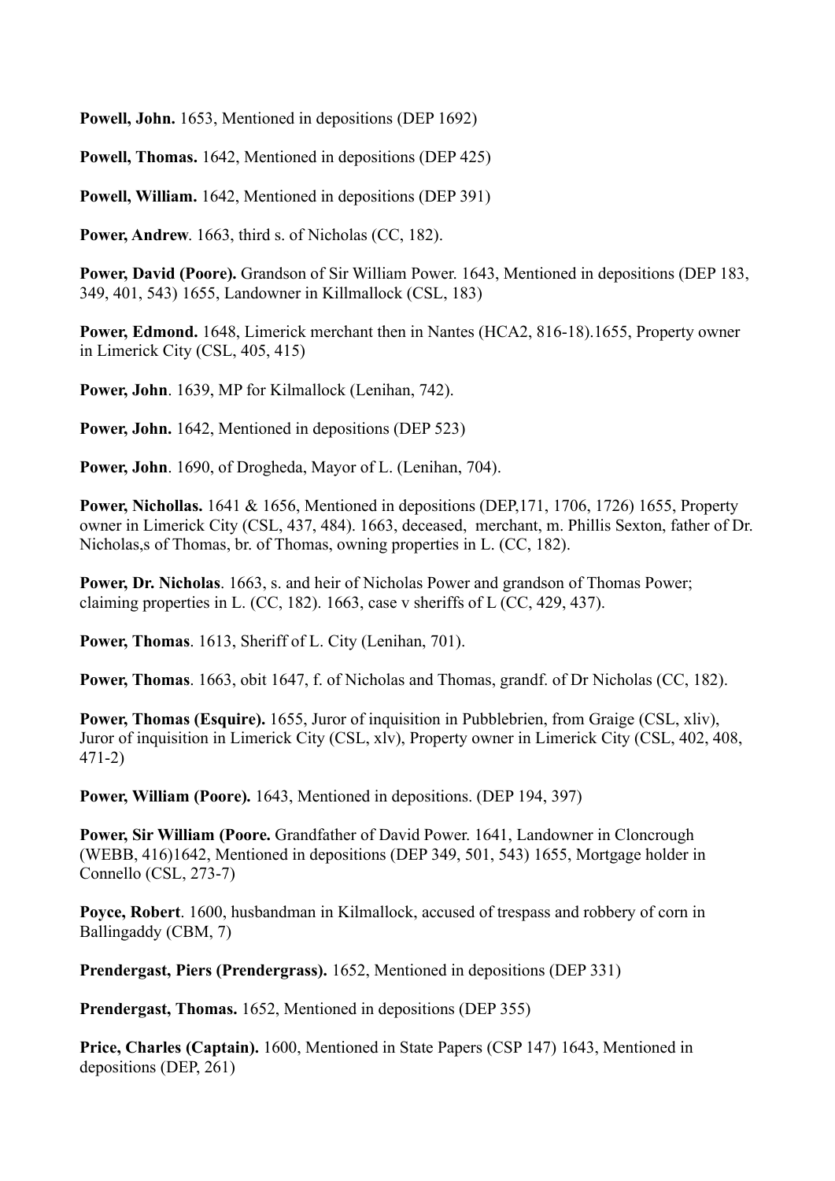**Powell, John.** 1653, Mentioned in depositions (DEP 1692)

**Powell, Thomas.** 1642, Mentioned in depositions (DEP 425)

**Powell, William.** 1642, Mentioned in depositions (DEP 391)

**Power, Andrew**. 1663, third s. of Nicholas (CC, 182).

**Power, David (Poore).** Grandson of Sir William Power. 1643, Mentioned in depositions (DEP 183, 349, 401, 543) 1655, Landowner in Killmallock (CSL, 183)

**Power, Edmond.** 1648, Limerick merchant then in Nantes (HCA2, 816-18).1655, Property owner in Limerick City (CSL, 405, 415)

**Power, John**. 1639, MP for Kilmallock (Lenihan, 742).

**Power, John.** 1642, Mentioned in depositions (DEP 523)

**Power, John**. 1690, of Drogheda, Mayor of L. (Lenihan, 704).

**Power, Nichollas.** 1641 & 1656, Mentioned in depositions (DEP,171, 1706, 1726) 1655, Property owner in Limerick City (CSL, 437, 484). 1663, deceased, merchant, m. Phillis Sexton, father of Dr. Nicholas,s of Thomas, br. of Thomas, owning properties in L. (CC, 182).

**Power, Dr. Nicholas**. 1663, s. and heir of Nicholas Power and grandson of Thomas Power; claiming properties in L. (CC, 182). 1663, case v sheriffs of L (CC, 429, 437).

**Power, Thomas**. 1613, Sheriff of L. City (Lenihan, 701).

**Power, Thomas**. 1663, obit 1647, f. of Nicholas and Thomas, grandf. of Dr Nicholas (CC, 182).

**Power, Thomas (Esquire).** 1655, Juror of inquisition in Pubblebrien, from Graige (CSL, xliv), Juror of inquisition in Limerick City (CSL, xlv), Property owner in Limerick City (CSL, 402, 408, 471-2)

**Power, William (Poore).** 1643, Mentioned in depositions. (DEP 194, 397)

**Power, Sir William (Poore.** Grandfather of David Power. 1641, Landowner in Cloncrough (WEBB, 416)1642, Mentioned in depositions (DEP 349, 501, 543) 1655, Mortgage holder in Connello (CSL, 273-7)

**Poyce, Robert**. 1600, husbandman in Kilmallock, accused of trespass and robbery of corn in Ballingaddy (CBM, 7)

**Prendergast, Piers (Prendergrass).** 1652, Mentioned in depositions (DEP 331)

**Prendergast, Thomas.** 1652, Mentioned in depositions (DEP 355)

**Price, Charles (Captain).** 1600, Mentioned in State Papers (CSP 147) 1643, Mentioned in depositions (DEP, 261)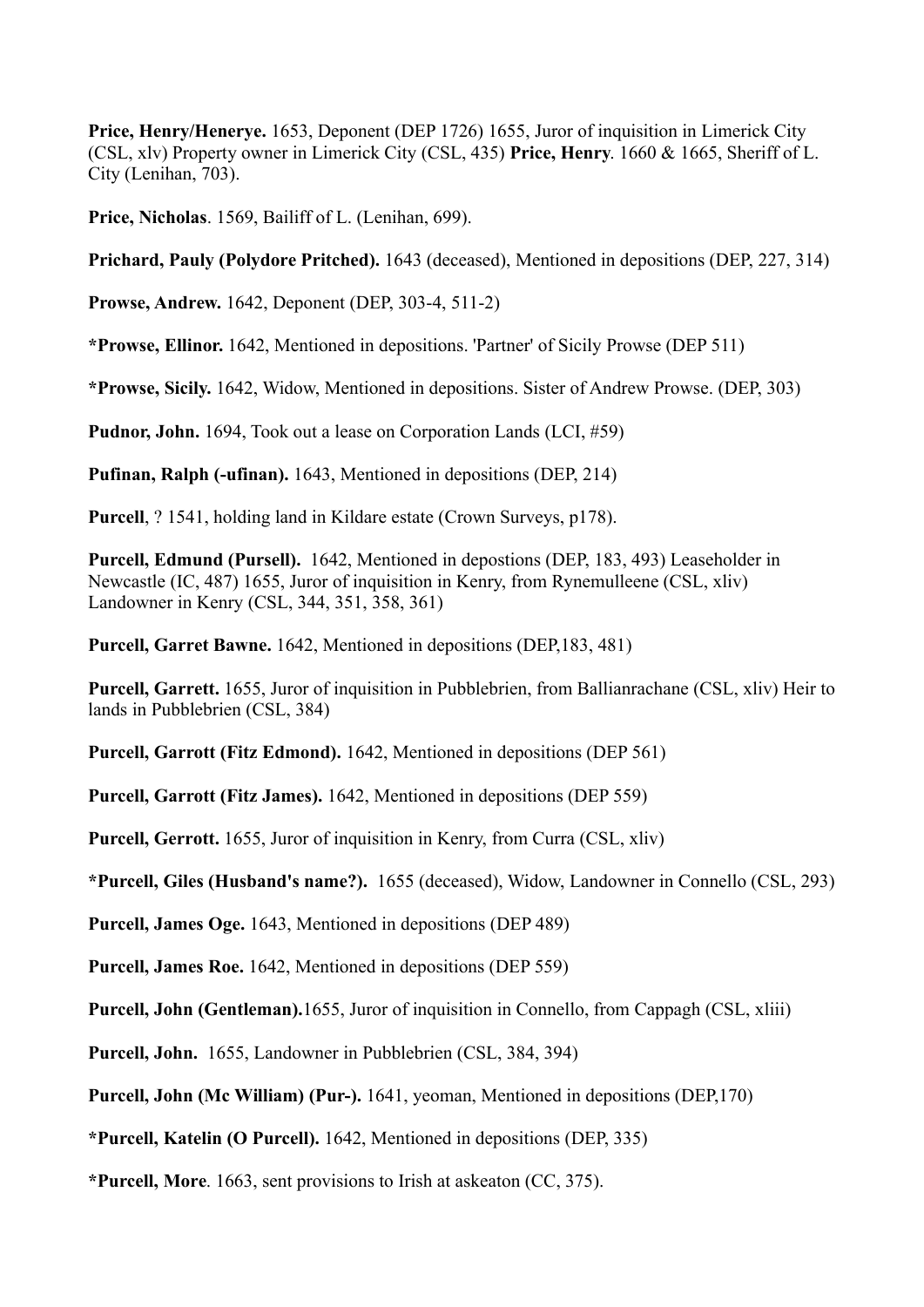**Price, Henry/Henerye.** 1653, Deponent (DEP 1726) 1655, Juror of inquisition in Limerick City (CSL, xlv) Property owner in Limerick City (CSL, 435) **Price, Henry**. 1660 & 1665, Sheriff of L. City (Lenihan, 703).

**Price, Nicholas**. 1569, Bailiff of L. (Lenihan, 699).

**Prichard, Pauly (Polydore Pritched).** 1643 (deceased), Mentioned in depositions (DEP, 227, 314)

**Prowse, Andrew.** 1642, Deponent (DEP, 303-4, 511-2)

**\*Prowse, Ellinor.** 1642, Mentioned in depositions. 'Partner' of Sicily Prowse (DEP 511)

**\*Prowse, Sicily.** 1642, Widow, Mentioned in depositions. Sister of Andrew Prowse. (DEP, 303)

**Pudnor, John.** 1694, Took out a lease on Corporation Lands (LCI, #59)

**Pufinan, Ralph (-ufinan).** 1643, Mentioned in depositions (DEP, 214)

**Purcell**, ? 1541, holding land in Kildare estate (Crown Surveys, p178).

**Purcell, Edmund (Pursell).** 1642, Mentioned in depostions (DEP, 183, 493) Leaseholder in Newcastle (IC, 487) 1655, Juror of inquisition in Kenry, from Rynemulleene (CSL, xliv) Landowner in Kenry (CSL, 344, 351, 358, 361)

**Purcell, Garret Bawne.** 1642, Mentioned in depositions (DEP,183, 481)

**Purcell, Garrett.** 1655, Juror of inquisition in Pubblebrien, from Ballianrachane (CSL, xliv) Heir to lands in Pubblebrien (CSL, 384)

**Purcell, Garrott (Fitz Edmond).** 1642, Mentioned in depositions (DEP 561)

**Purcell, Garrott (Fitz James).** 1642, Mentioned in depositions (DEP 559)

**Purcell, Gerrott.** 1655, Juror of inquisition in Kenry, from Curra (CSL, xliv)

**\*Purcell, Giles (Husband's name?).** 1655 (deceased), Widow, Landowner in Connello (CSL, 293)

**Purcell, James Oge.** 1643, Mentioned in depositions (DEP 489)

**Purcell, James Roe.** 1642, Mentioned in depositions (DEP 559)

**Purcell, John (Gentleman).**1655, Juror of inquisition in Connello, from Cappagh (CSL, xliii)

**Purcell, John.** 1655, Landowner in Pubblebrien (CSL, 384, 394)

**Purcell, John (Mc William) (Pur-).** 1641, yeoman, Mentioned in depositions (DEP,170)

**\*Purcell, Katelin (O Purcell).** 1642, Mentioned in depositions (DEP, 335)

**\*Purcell, More**. 1663, sent provisions to Irish at askeaton (CC, 375).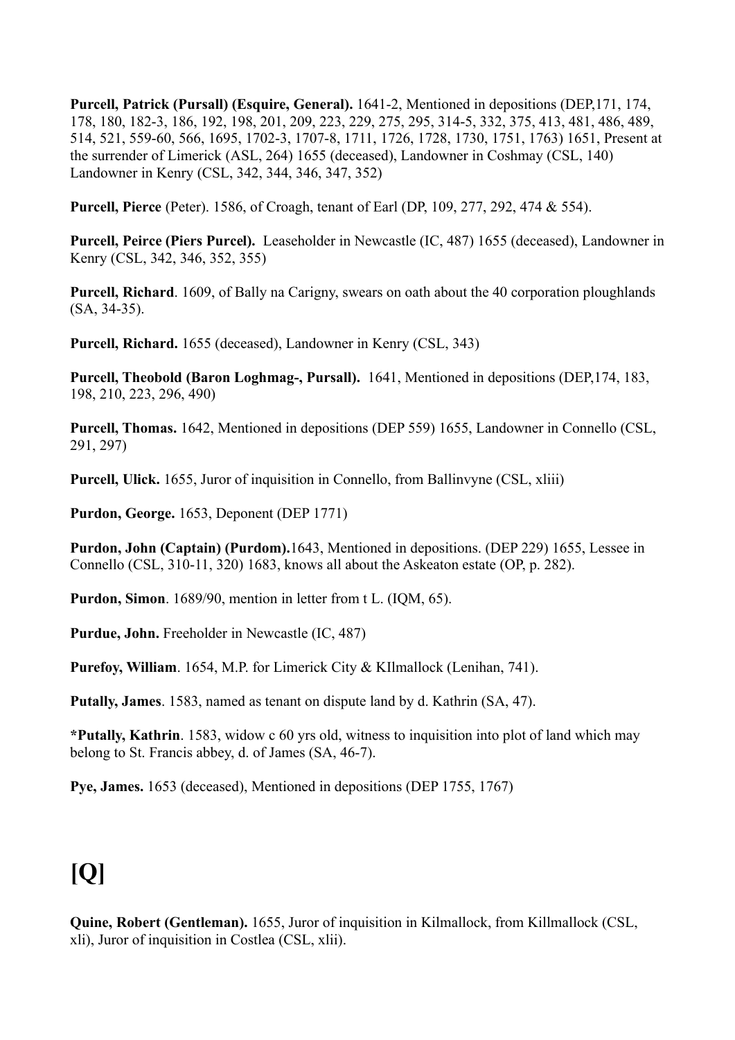**Purcell, Patrick (Pursall) (Esquire, General).** 1641-2, Mentioned in depositions (DEP,171, 174, 178, 180, 182-3, 186, 192, 198, 201, 209, 223, 229, 275, 295, 314-5, 332, 375, 413, 481, 486, 489, 514, 521, 559-60, 566, 1695, 1702-3, 1707-8, 1711, 1726, 1728, 1730, 1751, 1763) 1651, Present at the surrender of Limerick (ASL, 264) 1655 (deceased), Landowner in Coshmay (CSL, 140) Landowner in Kenry (CSL, 342, 344, 346, 347, 352)

**Purcell, Pierce** (Peter). 1586, of Croagh, tenant of Earl (DP, 109, 277, 292, 474 & 554).

**Purcell, Peirce (Piers Purcel).** Leaseholder in Newcastle (IC, 487) 1655 (deceased), Landowner in Kenry (CSL, 342, 346, 352, 355)

**Purcell, Richard**. 1609, of Bally na Carigny, swears on oath about the 40 corporation ploughlands (SA, 34-35).

**Purcell, Richard.** 1655 (deceased), Landowner in Kenry (CSL, 343)

**Purcell, Theobold (Baron Loghmag-, Pursall).** 1641, Mentioned in depositions (DEP,174, 183, 198, 210, 223, 296, 490)

**Purcell, Thomas.** 1642, Mentioned in depositions (DEP 559) 1655, Landowner in Connello (CSL, 291, 297)

**Purcell, Ulick.** 1655, Juror of inquisition in Connello, from Ballinvyne (CSL, xliii)

**Purdon, George.** 1653, Deponent (DEP 1771)

**Purdon, John (Captain) (Purdom).**1643, Mentioned in depositions. (DEP 229) 1655, Lessee in Connello (CSL, 310-11, 320) 1683, knows all about the Askeaton estate (OP, p. 282).

**Purdon, Simon**. 1689/90, mention in letter from t L. (IQM, 65).

**Purdue, John.** Freeholder in Newcastle (IC, 487)

**Purefoy, William**. 1654, M.P. for Limerick City & KIlmallock (Lenihan, 741).

**Putally, James**. 1583, named as tenant on dispute land by d. Kathrin (SA, 47).

***Putally, Kathrin**. 1583, widow c 60 yrs old, witness to inquisition into plot of land which may belong to St. Francis abbey, d. of James (SA, 46-7).

**Pye, James.** 1653 (deceased), Mentioned in depositions (DEP 1755, 1767)

# [Q]

**Quine, Robert (Gentleman).** 1655, Juror of inquisition in Kilmallock, from Killmallock (CSL, xli), Juror of inquisition in Costlea (CSL, xlii).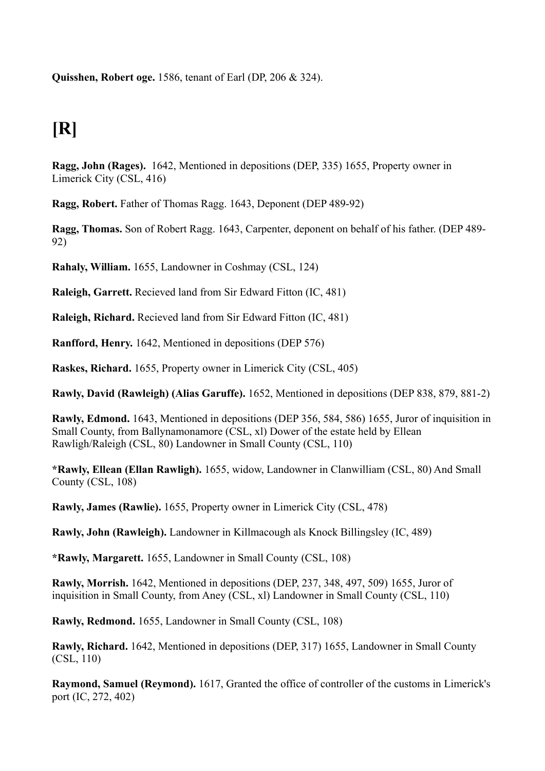**Quisshen, Robert oge.** 1586, tenant of Earl (DP, 206 & 324).

# [R]

**Ragg, John (Rages).** 1642, Mentioned in depositions (DEP, 335) 1655, Property owner in Limerick City (CSL, 416)

**Ragg, Robert.** Father of Thomas Ragg. 1643, Deponent (DEP 489-92)

**Ragg, Thomas.** Son of Robert Ragg. 1643, Carpenter, deponent on behalf of his father. (DEP 489-92)

**Rahaly, William.** 1655, Landowner in Coshmay (CSL, 124)

**Raleigh, Garrett.** Recieved land from Sir Edward Fitton (IC, 481)

**Raleigh, Richard.** Recieved land from Sir Edward Fitton (IC, 481)

**Ranfford, Henry.** 1642, Mentioned in depositions (DEP 576)

**Raskes, Richard.** 1655, Property owner in Limerick City (CSL, 405)

**Rawly, David (Rawleigh) (Alias Garuffe).** 1652, Mentioned in depositions (DEP 838, 879, 881-2)

**Rawly, Edmond.** 1643, Mentioned in depositions (DEP 356, 584, 586) 1655, Juror of inquisition in Small County, from Ballynamonamore (CSL, xl) Dower of the estate held by Ellean Rawligh/Raleigh (CSL, 80) Landowner in Small County (CSL, 110)

**\*Rawly, Ellean (Ellan Rawligh).** 1655, widow, Landowner in Clanwilliam (CSL, 80) And Small County (CSL, 108)

**Rawly, James (Rawlie).** 1655, Property owner in Limerick City (CSL, 478)

**Rawly, John (Rawleigh).** Landowner in Killmacough als Knock Billingsley (IC, 489)

**\*Rawly, Margarett.** 1655, Landowner in Small County (CSL, 108)

**Rawly, Morrish.** 1642, Mentioned in depositions (DEP, 237, 348, 497, 509) 1655, Juror of inquisition in Small County, from Aney (CSL, xl) Landowner in Small County (CSL, 110)

**Rawly, Redmond.** 1655, Landowner in Small County (CSL, 108)

**Rawly, Richard.** 1642, Mentioned in depositions (DEP, 317) 1655, Landowner in Small County (CSL, 110)

**Raymond, Samuel (Reymond).** 1617, Granted the office of controller of the customs in Limerick's port (IC, 272, 402)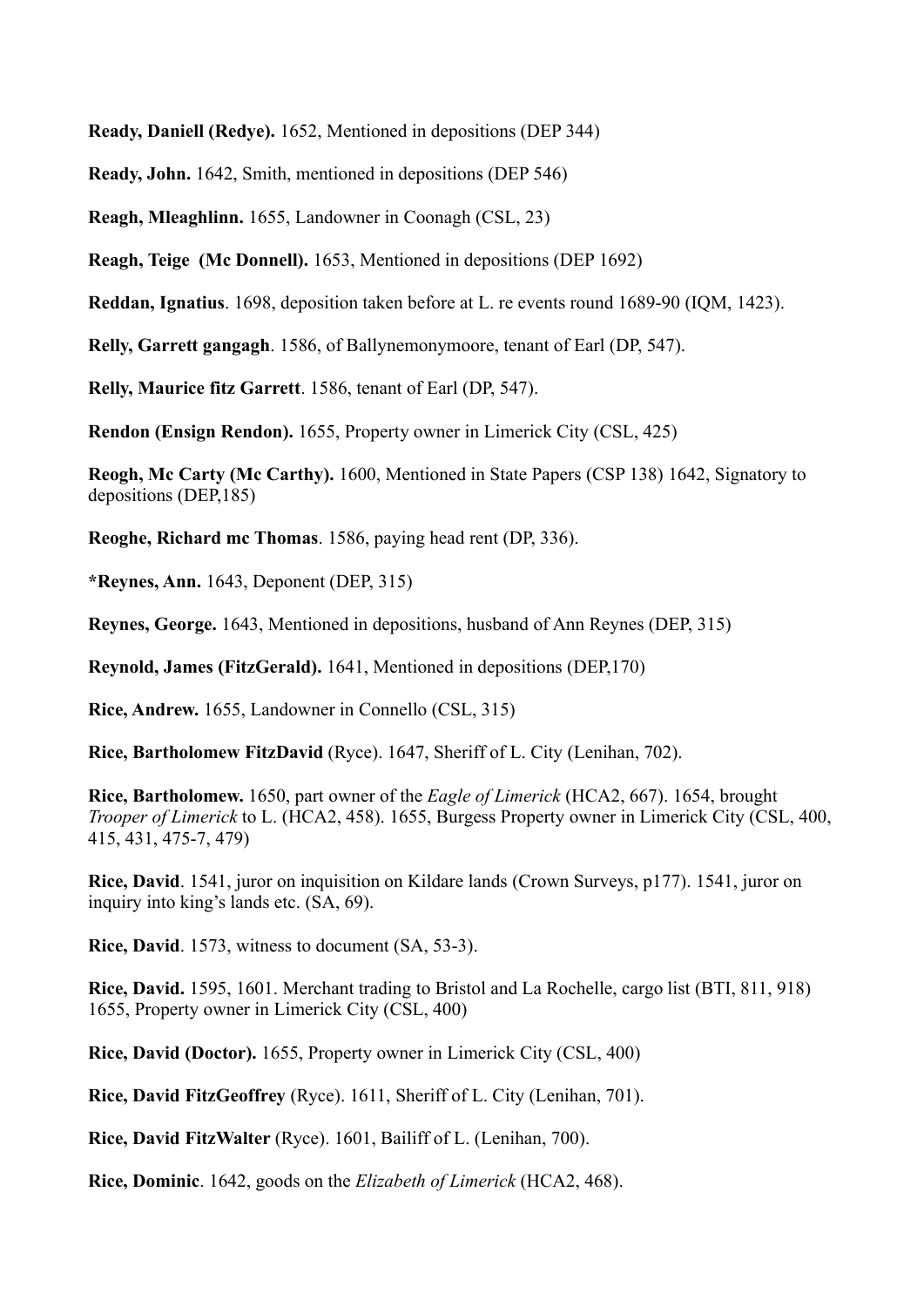**Ready, Daniell (Redye).** 1652, Mentioned in depositions (DEP 344)

**Ready, John.** 1642, Smith, mentioned in depositions (DEP 546)

**Reagh, Mleaghlinn.** 1655, Landowner in Coonagh (CSL, 23)

**Reagh, Teige (Mc Donnell).** 1653, Mentioned in depositions (DEP 1692)

**Reddan, Ignatius**. 1698, deposition taken before at L. re events round 1689-90 (IQM, 1423).

**Relly, Garrett gangagh**. 1586, of Ballynemonymoore, tenant of Earl (DP, 547).

**Relly, Maurice fitz Garrett**. 1586, tenant of Earl (DP, 547).

**Rendon (Ensign Rendon).** 1655, Property owner in Limerick City (CSL, 425)

**Reogh, Mc Carty (Mc Carthy).** 1600, Mentioned in State Papers (CSP 138) 1642, Signatory to depositions (DEP,185)

**Reoghe, Richard mc Thomas**. 1586, paying head rent (DP, 336).

***Reynes, Ann.** 1643, Deponent (DEP, 315)

**Reynes, George.** 1643, Mentioned in depositions, husband of Ann Reynes (DEP, 315)

**Reynold, James (FitzGerald).** 1641, Mentioned in depositions (DEP,170)

**Rice, Andrew.** 1655, Landowner in Connello (CSL, 315)

**Rice, Bartholomew FitzDavid** (Ryce). 1647, Sheriff of L. City (Lenihan, 702).

**Rice, Bartholomew.** 1650, part owner of the *Eagle of Limerick* (HCA2, 667). 1654, brought *Trooper of Limerick* to L. (HCA2, 458). 1655, Burgess Property owner in Limerick City (CSL, 400, 415, 431, 475-7, 479)

**Rice, David**. 1541, juror on inquisition on Kildare lands (Crown Surveys, p177). 1541, juror on inquiry into king's lands etc. (SA, 69).

**Rice, David**. 1573, witness to document (SA, 53-3).

**Rice, David.** 1595, 1601. Merchant trading to Bristol and La Rochelle, cargo list (BTI, 811, 918) 1655, Property owner in Limerick City (CSL, 400)

**Rice, David (Doctor).** 1655, Property owner in Limerick City (CSL, 400)

**Rice, David FitzGeoffrey** (Ryce). 1611, Sheriff of L. City (Lenihan, 701).

**Rice, David FitzWalter** (Ryce). 1601, Bailiff of L. (Lenihan, 700).

**Rice, Dominic**. 1642, goods on the *Elizabeth of Limerick* (HCA2, 468).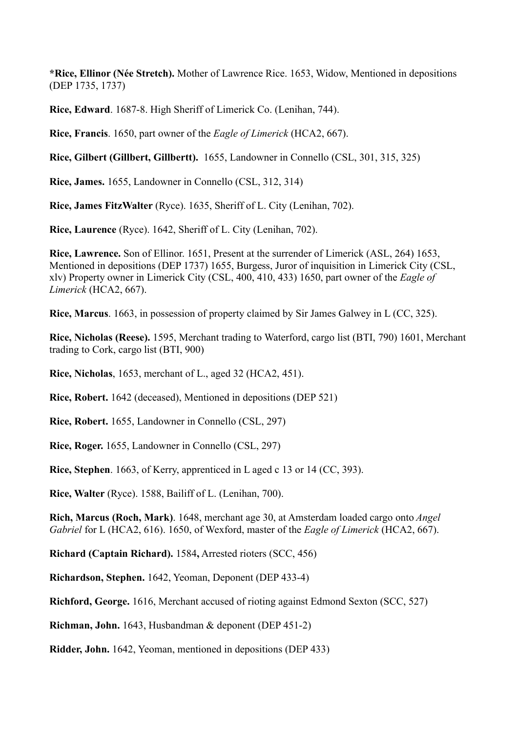**\*Rice, Ellinor (Née Stretch).** Mother of Lawrence Rice. 1653, Widow, Mentioned in depositions (DEP 1735, 1737)

**Rice, Edward**. 1687-8. High Sheriff of Limerick Co. (Lenihan, 744).

**Rice, Francis**. 1650, part owner of the *Eagle of Limerick* (HCA2, 667).

**Rice, Gilbert (Gillbert, Gillbertt).** 1655, Landowner in Connello (CSL, 301, 315, 325)

**Rice, James.** 1655, Landowner in Connello (CSL, 312, 314)

**Rice, James FitzWalter** (Ryce). 1635, Sheriff of L. City (Lenihan, 702).

**Rice, Laurence** (Ryce). 1642, Sheriff of L. City (Lenihan, 702).

**Rice, Lawrence.** Son of Ellinor. 1651, Present at the surrender of Limerick (ASL, 264) 1653, Mentioned in depositions (DEP 1737) 1655, Burgess, Juror of inquisition in Limerick City (CSL, xlv) Property owner in Limerick City (CSL, 400, 410, 433) 1650, part owner of the *Eagle of Limerick* (HCA2, 667).

**Rice, Marcus**. 1663, in possession of property claimed by Sir James Galwey in L (CC, 325).

**Rice, Nicholas (Reese).** 1595, Merchant trading to Waterford, cargo list (BTI, 790) 1601, Merchant trading to Cork, cargo list (BTI, 900)

**Rice, Nicholas**, 1653, merchant of L., aged 32 (HCA2, 451).

**Rice, Robert.** 1642 (deceased), Mentioned in depositions (DEP 521)

**Rice, Robert.** 1655, Landowner in Connello (CSL, 297)

**Rice, Roger.** 1655, Landowner in Connello (CSL, 297)

**Rice, Stephen**. 1663, of Kerry, apprenticed in L aged c 13 or 14 (CC, 393).

**Rice, Walter** (Ryce). 1588, Bailiff of L. (Lenihan, 700).

**Rich, Marcus (Roch, Mark)**. 1648, merchant age 30, at Amsterdam loaded cargo onto *Angel Gabriel* for L (HCA2, 616). 1650, of Wexford, master of the *Eagle of Limerick* (HCA2, 667).

**Richard (Captain Richard). 1584,** Arrested rioters (SCC, 456)

**Richardson, Stephen.** 1642, Yeoman, Deponent (DEP 433-4)

**Richford, George.** 1616, Merchant accused of rioting against Edmond Sexton (SCC, 527)

**Richman, John.** 1643, Husbandman & deponent (DEP 451-2)

**Ridder, John.** 1642, Yeoman, mentioned in depositions (DEP 433)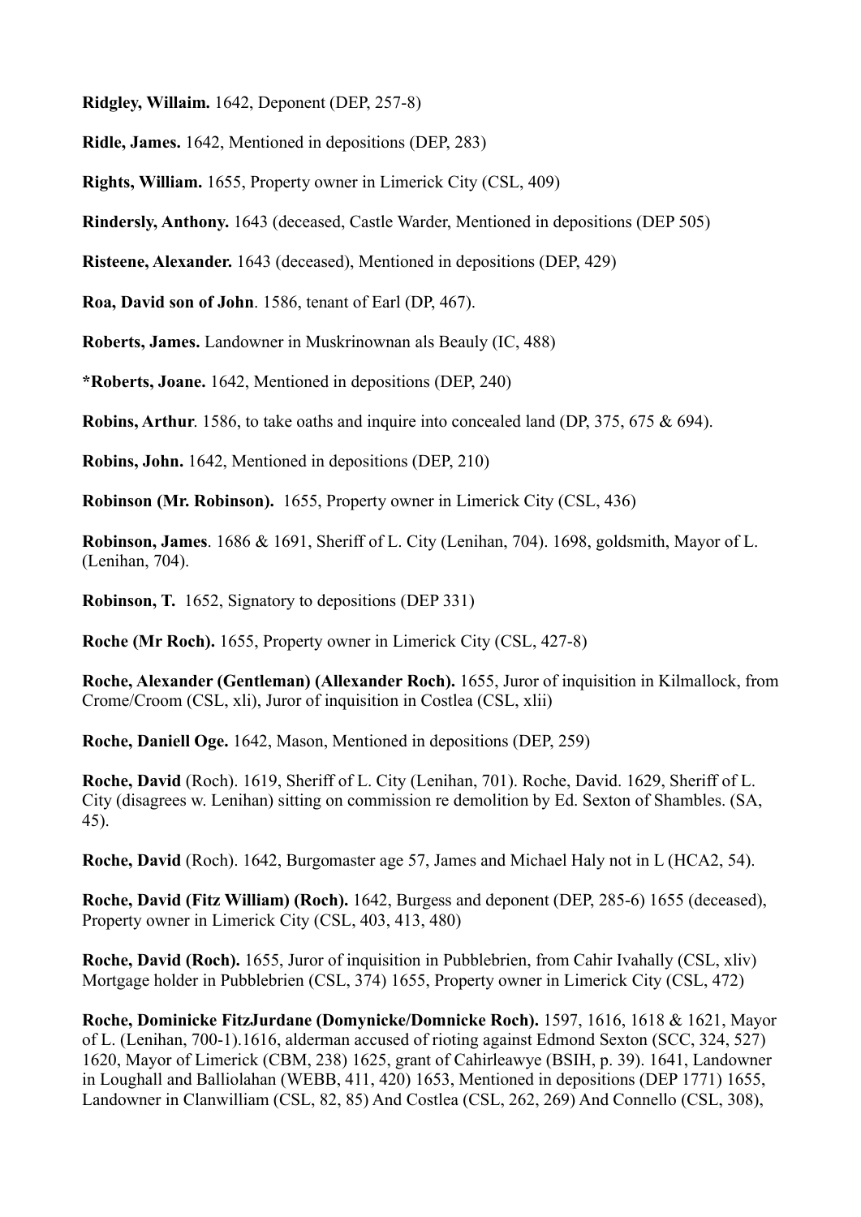**Ridgley, Willaim.** 1642, Deponent (DEP, 257-8)

**Ridle, James.** 1642, Mentioned in depositions (DEP, 283)

**Rights, William.** 1655, Property owner in Limerick City (CSL, 409)

**Rindersly, Anthony.** 1643 (deceased, Castle Warder, Mentioned in depositions (DEP 505)

**Risteene, Alexander.** 1643 (deceased), Mentioned in depositions (DEP, 429)

**Roa, David son of John**. 1586, tenant of Earl (DP, 467).

**Roberts, James.** Landowner in Muskrinownan als Beauly (IC, 488)

***Roberts, Joane.** 1642, Mentioned in depositions (DEP, 240)

**Robins, Arthur**. 1586, to take oaths and inquire into concealed land (DP, 375, 675 & 694).

**Robins, John.** 1642, Mentioned in depositions (DEP, 210)

**Robinson (Mr. Robinson).** 1655, Property owner in Limerick City (CSL, 436)

**Robinson, James**. 1686 & 1691, Sheriff of L. City (Lenihan, 704). 1698, goldsmith, Mayor of L. (Lenihan, 704).

**Robinson, T.** 1652, Signatory to depositions (DEP 331)

**Roche (Mr Roch).** 1655, Property owner in Limerick City (CSL, 427-8)

**Roche, Alexander (Gentleman) (Allexander Roch).** 1655, Juror of inquisition in Kilmallock, from Crome/Croom (CSL, xli), Juror of inquisition in Costlea (CSL, xlii)

**Roche, Daniell Oge.** 1642, Mason, Mentioned in depositions (DEP, 259)

**Roche, David** (Roch). 1619, Sheriff of L. City (Lenihan, 701). Roche, David. 1629, Sheriff of L. City (disagrees w. Lenihan) sitting on commission re demolition by Ed. Sexton of Shambles. (SA, 45).

**Roche, David** (Roch). 1642, Burgomaster age 57, James and Michael Haly not in L (HCA2, 54).

**Roche, David (Fitz William) (Roch).** 1642, Burgess and deponent (DEP, 285-6) 1655 (deceased), Property owner in Limerick City (CSL, 403, 413, 480)

**Roche, David (Roch).** 1655, Juror of inquisition in Pubblebrien, from Cahir Ivahally (CSL, xliv) Mortgage holder in Pubblebrien (CSL, 374) 1655, Property owner in Limerick City (CSL, 472)

**Roche, Dominicke FitzJurdane (Domynicke/Domnicke Roch).** 1597, 1616, 1618 & 1621, Mayor of L. (Lenihan, 700-1).1616, alderman accused of rioting against Edmond Sexton (SCC, 324, 527) 1620, Mayor of Limerick (CBM, 238) 1625, grant of Cahirleawye (BSIH, p. 39). 1641, Landowner in Loughall and Balliolahan (WEBB, 411, 420) 1653, Mentioned in depositions (DEP 1771) 1655, Landowner in Clanwilliam (CSL, 82, 85) And Costlea (CSL, 262, 269) And Connello (CSL, 308),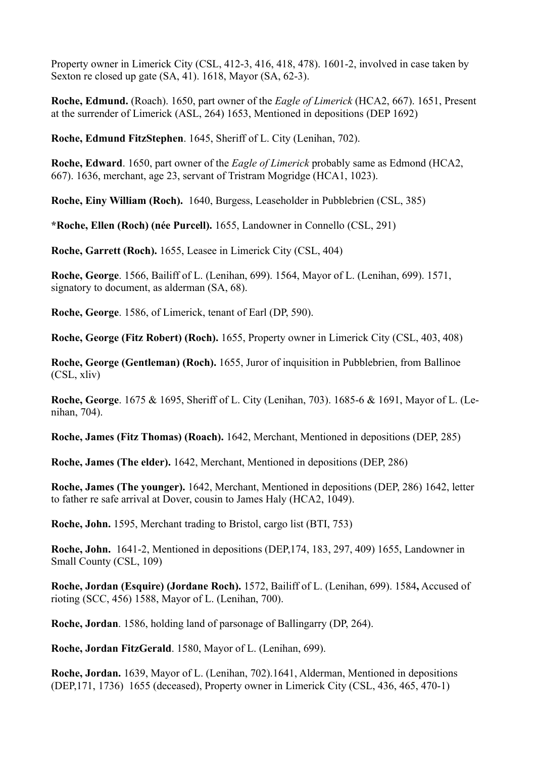Property owner in Limerick City (CSL, 412-3, 416, 418, 478). 1601-2, involved in case taken by Sexton re closed up gate (SA, 41). 1618, Mayor (SA, 62-3).

**Roche, Edmund.** (Roach). 1650, part owner of the *Eagle of Limerick* (HCA2, 667). 1651, Present at the surrender of Limerick (ASL, 264) 1653, Mentioned in depositions (DEP 1692)

**Roche, Edmund FitzStephen**. 1645, Sheriff of L. City (Lenihan, 702).

**Roche, Edward**. 1650, part owner of the *Eagle of Limerick* probably same as Edmond (HCA2, 667). 1636, merchant, age 23, servant of Tristram Mogridge (HCA1, 1023).

**Roche, Einy William (Roch).** 1640, Burgess, Leaseholder in Pubblebrien (CSL, 385)

**\*Roche, Ellen (Roch) (née Purcell).** 1655, Landowner in Connello (CSL, 291)

**Roche, Garrett (Roch).** 1655, Leasee in Limerick City (CSL, 404)

**Roche, George**. 1566, Bailiff of L. (Lenihan, 699). 1564, Mayor of L. (Lenihan, 699). 1571, signatory to document, as alderman (SA, 68).

**Roche, George**. 1586, of Limerick, tenant of Earl (DP, 590).

**Roche, George (Fitz Robert) (Roch).** 1655, Property owner in Limerick City (CSL, 403, 408)

**Roche, George (Gentleman) (Roch).** 1655, Juror of inquisition in Pubblebrien, from Ballinoe (CSL, xliv)

**Roche, George**. 1675 & 1695, Sheriff of L. City (Lenihan, 703). 1685-6 & 1691, Mayor of L. (Lenihan, 704).

**Roche, James (Fitz Thomas) (Roach).** 1642, Merchant, Mentioned in depositions (DEP, 285)

**Roche, James (The elder).** 1642, Merchant, Mentioned in depositions (DEP, 286)

**Roche, James (The younger).** 1642, Merchant, Mentioned in depositions (DEP, 286) 1642, letter to father re safe arrival at Dover, cousin to James Haly (HCA2, 1049).

**Roche, John.** 1595, Merchant trading to Bristol, cargo list (BTI, 753)

**Roche, John.** 1641-2, Mentioned in depositions (DEP,174, 183, 297, 409) 1655, Landowner in Small County (CSL, 109)

**Roche, Jordan (Esquire) (Jordane Roch).** 1572, Bailiff of L. (Lenihan, 699). 1584**,** Accused of rioting (SCC, 456) 1588, Mayor of L. (Lenihan, 700).

**Roche, Jordan**. 1586, holding land of parsonage of Ballingarry (DP, 264).

**Roche, Jordan FitzGerald**. 1580, Mayor of L. (Lenihan, 699).

**Roche, Jordan.** 1639, Mayor of L. (Lenihan, 702).1641, Alderman, Mentioned in depositions (DEP,171, 1736) 1655 (deceased), Property owner in Limerick City (CSL, 436, 465, 470-1)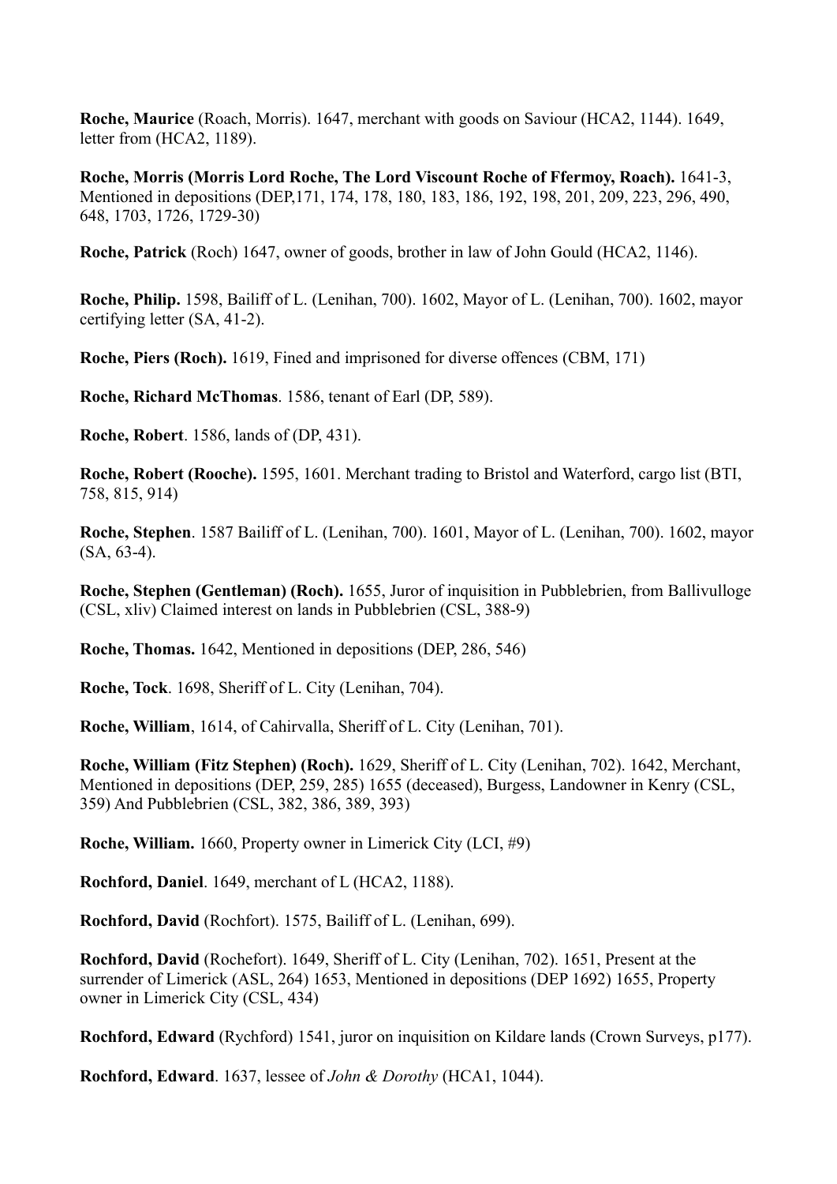**Roche, Maurice** (Roach, Morris). 1647, merchant with goods on Saviour (HCA2, 1144). 1649, letter from (HCA2, 1189).

**Roche, Morris (Morris Lord Roche, The Lord Viscount Roche of Ffermoy, Roach).** 1641-3, Mentioned in depositions (DEP,171, 174, 178, 180, 183, 186, 192, 198, 201, 209, 223, 296, 490, 648, 1703, 1726, 1729-30)

**Roche, Patrick** (Roch) 1647, owner of goods, brother in law of John Gould (HCA2, 1146).

**Roche, Philip.** 1598, Bailiff of L. (Lenihan, 700). 1602, Mayor of L. (Lenihan, 700). 1602, mayor certifying letter (SA, 41-2).

**Roche, Piers (Roch).** 1619, Fined and imprisoned for diverse offences (CBM, 171)

**Roche, Richard McThomas**. 1586, tenant of Earl (DP, 589).

**Roche, Robert**. 1586, lands of (DP, 431).

**Roche, Robert (Rooche).** 1595, 1601. Merchant trading to Bristol and Waterford, cargo list (BTI, 758, 815, 914)

**Roche, Stephen**. 1587 Bailiff of L. (Lenihan, 700). 1601, Mayor of L. (Lenihan, 700). 1602, mayor (SA, 63-4).

**Roche, Stephen (Gentleman) (Roch).** 1655, Juror of inquisition in Pubblebrien, from Ballivulloge (CSL, xliv) Claimed interest on lands in Pubblebrien (CSL, 388-9)

**Roche, Thomas.** 1642, Mentioned in depositions (DEP, 286, 546)

**Roche, Tock**. 1698, Sheriff of L. City (Lenihan, 704).

**Roche, William**, 1614, of Cahirvalla, Sheriff of L. City (Lenihan, 701).

**Roche, William (Fitz Stephen) (Roch).** 1629, Sheriff of L. City (Lenihan, 702). 1642, Merchant, Mentioned in depositions (DEP, 259, 285) 1655 (deceased), Burgess, Landowner in Kenry (CSL, 359) And Pubblebrien (CSL, 382, 386, 389, 393)

**Roche, William.** 1660, Property owner in Limerick City (LCI, #9)

**Rochford, Daniel**. 1649, merchant of L (HCA2, 1188).

**Rochford, David** (Rochfort). 1575, Bailiff of L. (Lenihan, 699).

**Rochford, David** (Rochefort). 1649, Sheriff of L. City (Lenihan, 702). 1651, Present at the surrender of Limerick (ASL, 264) 1653, Mentioned in depositions (DEP 1692) 1655, Property owner in Limerick City (CSL, 434)

**Rochford, Edward** (Rychford) 1541, juror on inquisition on Kildare lands (Crown Surveys, p177).

**Rochford, Edward**. 1637, lessee of *John & Dorothy* (HCA1, 1044).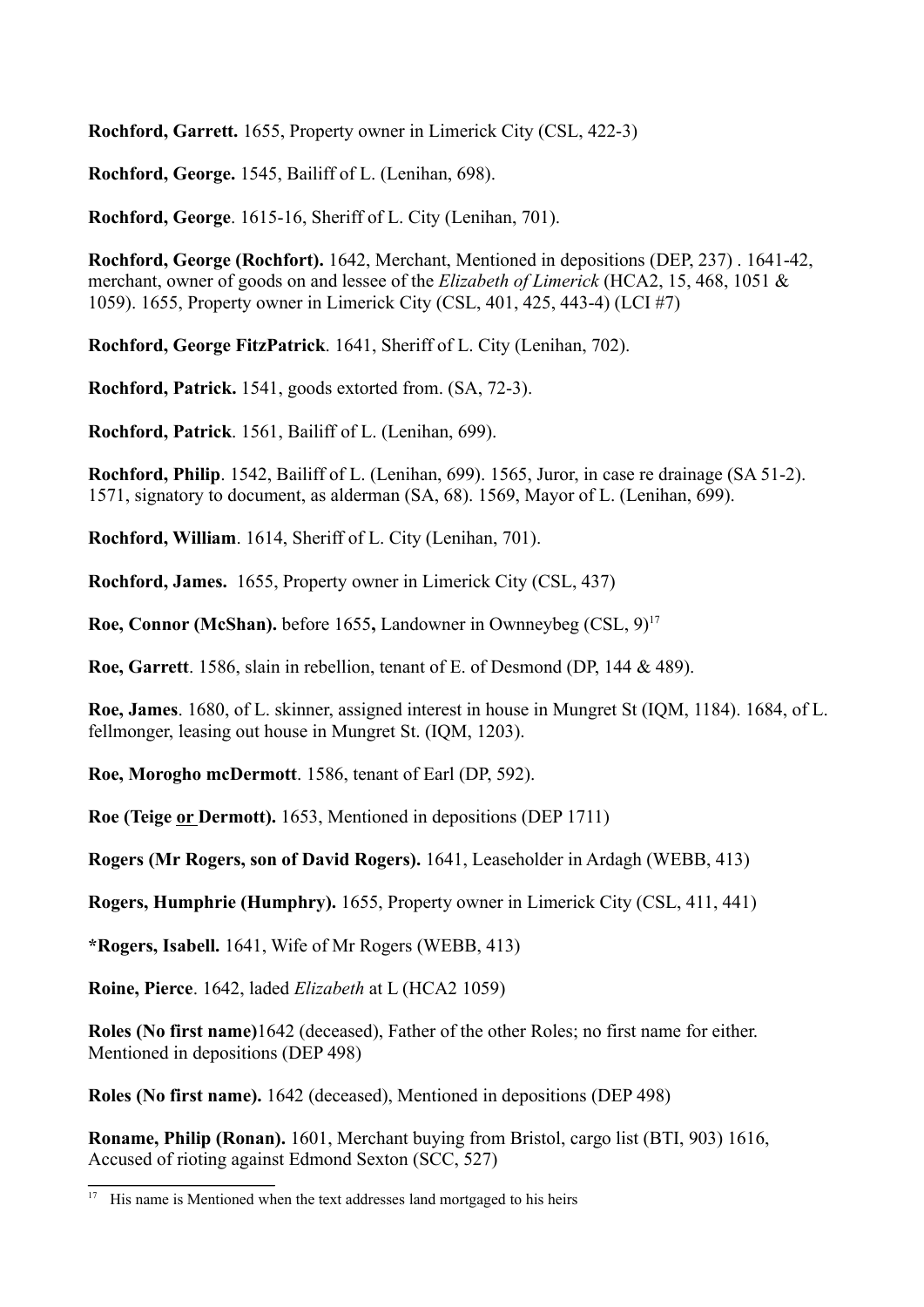**Rochford, Garrett.** 1655, Property owner in Limerick City (CSL, 422-3)

**Rochford, George.** 1545, Bailiff of L. (Lenihan, 698).

**Rochford, George**. 1615-16, Sheriff of L. City (Lenihan, 701).

**Rochford, George (Rochfort).** 1642, Merchant, Mentioned in depositions (DEP, 237) . 1641-42, merchant, owner of goods on and lessee of the *Elizabeth of Limerick* (HCA2, 15, 468, 1051 & 1059). 1655, Property owner in Limerick City (CSL, 401, 425, 443-4) (LCI #7)

**Rochford, George FitzPatrick**. 1641, Sheriff of L. City (Lenihan, 702).

**Rochford, Patrick.** 1541, goods extorted from. (SA, 72-3).

**Rochford, Patrick**. 1561, Bailiff of L. (Lenihan, 699).

**Rochford, Philip**. 1542, Bailiff of L. (Lenihan, 699). 1565, Juror, in case re drainage (SA 51-2). 1571, signatory to document, as alderman (SA, 68). 1569, Mayor of L. (Lenihan, 699).

**Rochford, William**. 1614, Sheriff of L. City (Lenihan, 701).

**Rochford, James.** 1655, Property owner in Limerick City (CSL, 437)

**Roe, Connor (McShan).** before 1655**,** Landowner in Ownneybeg (CSL, 9)[17]

**Roe, Garrett**. 1586, slain in rebellion, tenant of E. of Desmond (DP, 144 & 489).

**Roe, James**. 1680, of L. skinner, assigned interest in house in Mungret St (IQM, 1184). 1684, of L. fellmonger, leasing out house in Mungret St. (IQM, 1203).

**Roe, Morogho mcDermott**. 1586, tenant of Earl (DP, 592).

**Roe (Teige or Dermott).** 1653, Mentioned in depositions (DEP 1711)

**Rogers (Mr Rogers, son of David Rogers).** 1641, Leaseholder in Ardagh (WEBB, 413)

**Rogers, Humphrie (Humphry).** 1655, Property owner in Limerick City (CSL, 411, 441)

**\*Rogers, Isabell.** 1641, Wife of Mr Rogers (WEBB, 413)

**Roine, Pierce**. 1642, laded *Elizabeth* at L (HCA2 1059)

**Roles (No first name)**1642 (deceased), Father of the other Roles; no first name for either. Mentioned in depositions (DEP 498)

**Roles (No first name).** 1642 (deceased), Mentioned in depositions (DEP 498)

**Roname, Philip (Ronan).** 1601, Merchant buying from Bristol, cargo list (BTI, 903) 1616, Accused of rioting against Edmond Sexton (SCC, 527)

---

[17] His name is Mentioned when the text addresses land mortgaged to his heirs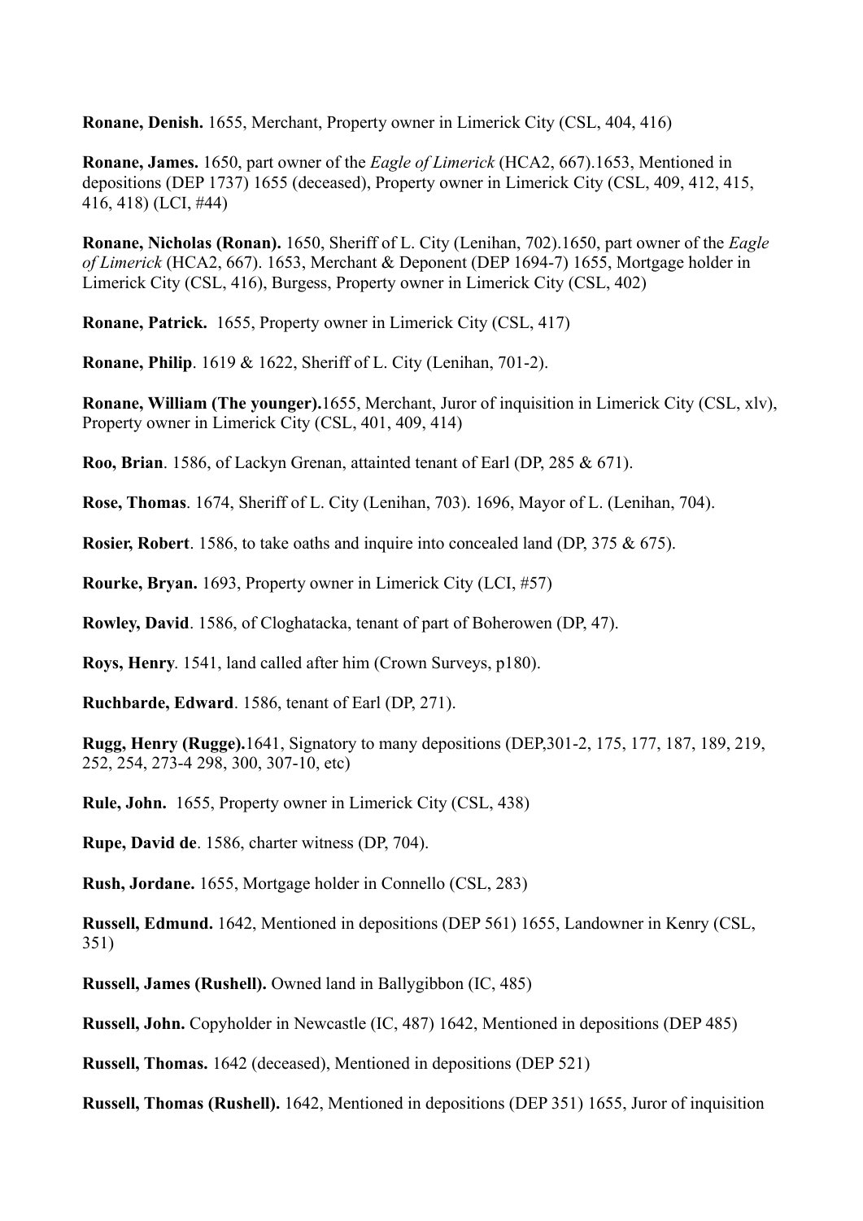**Ronane, Denish.** 1655, Merchant, Property owner in Limerick City (CSL, 404, 416)

**Ronane, James.** 1650, part owner of the *Eagle of Limerick* (HCA2, 667).1653, Mentioned in depositions (DEP 1737) 1655 (deceased), Property owner in Limerick City (CSL, 409, 412, 415, 416, 418) (LCI, #44)

**Ronane, Nicholas (Ronan).** 1650, Sheriff of L. City (Lenihan, 702).1650, part owner of the *Eagle of Limerick* (HCA2, 667). 1653, Merchant & Deponent (DEP 1694-7) 1655, Mortgage holder in Limerick City (CSL, 416), Burgess, Property owner in Limerick City (CSL, 402)

**Ronane, Patrick.** 1655, Property owner in Limerick City (CSL, 417)

**Ronane, Philip**. 1619 & 1622, Sheriff of L. City (Lenihan, 701-2).

**Ronane, William (The younger).**1655, Merchant, Juror of inquisition in Limerick City (CSL, xlv), Property owner in Limerick City (CSL, 401, 409, 414)

**Roo, Brian**. 1586, of Lackyn Grenan, attainted tenant of Earl (DP, 285 & 671).

**Rose, Thomas**. 1674, Sheriff of L. City (Lenihan, 703). 1696, Mayor of L. (Lenihan, 704).

**Rosier, Robert**. 1586, to take oaths and inquire into concealed land (DP, 375 & 675).

**Rourke, Bryan.** 1693, Property owner in Limerick City (LCI, #57)

**Rowley, David**. 1586, of Cloghatacka, tenant of part of Boherowen (DP, 47).

**Roys, Henry**. 1541, land called after him (Crown Surveys, p180).

**Ruchbarde, Edward**. 1586, tenant of Earl (DP, 271).

**Rugg, Henry (Rugge).**1641, Signatory to many depositions (DEP,301-2, 175, 177, 187, 189, 219, 252, 254, 273-4 298, 300, 307-10, etc)

**Rule, John.** 1655, Property owner in Limerick City (CSL, 438)

**Rupe, David de**. 1586, charter witness (DP, 704).

**Rush, Jordane.** 1655, Mortgage holder in Connello (CSL, 283)

**Russell, Edmund.** 1642, Mentioned in depositions (DEP 561) 1655, Landowner in Kenry (CSL, 351)

**Russell, James (Rushell).** Owned land in Ballygibbon (IC, 485)

**Russell, John.** Copyholder in Newcastle (IC, 487) 1642, Mentioned in depositions (DEP 485)

**Russell, Thomas.** 1642 (deceased), Mentioned in depositions (DEP 521)

**Russell, Thomas (Rushell).** 1642, Mentioned in depositions (DEP 351) 1655, Juror of inquisition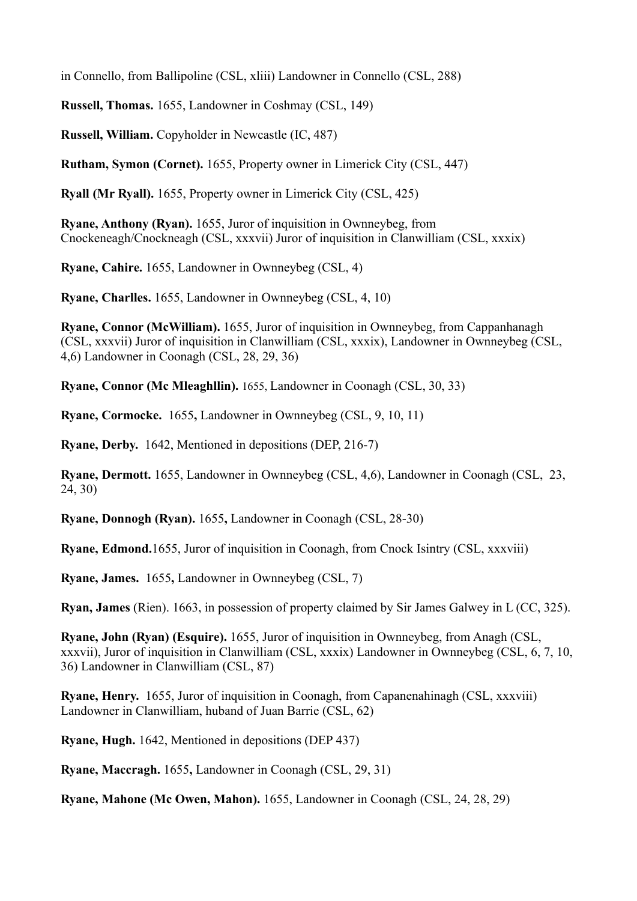in Connello, from Ballipoline (CSL, xliii) Landowner in Connello (CSL, 288)

**Russell, Thomas.** 1655, Landowner in Coshmay (CSL, 149)

**Russell, William.** Copyholder in Newcastle (IC, 487)

**Rutham, Symon (Cornet).** 1655, Property owner in Limerick City (CSL, 447)

**Ryall (Mr Ryall).** 1655, Property owner in Limerick City (CSL, 425)

**Ryane, Anthony (Ryan).** 1655, Juror of inquisition in Ownneybeg, from Cnockeneagh/Cnockneagh (CSL, xxxvii) Juror of inquisition in Clanwilliam (CSL, xxxix)

**Ryane, Cahire.** 1655, Landowner in Ownneybeg (CSL, 4)

**Ryane, Charlles.** 1655, Landowner in Ownneybeg (CSL, 4, 10)

**Ryane, Connor (McWilliam).** 1655, Juror of inquisition in Ownneybeg, from Cappanhanagh (CSL, xxxvii) Juror of inquisition in Clanwilliam (CSL, xxxix), Landowner in Ownneybeg (CSL, 4,6) Landowner in Coonagh (CSL, 28, 29, 36)

**Ryane, Connor (Mc Mleaghllin).** 1655, Landowner in Coonagh (CSL, 30, 33)

**Ryane, Cormocke.** 1655**,** Landowner in Ownneybeg (CSL, 9, 10, 11)

**Ryane, Derby.** 1642, Mentioned in depositions (DEP, 216-7)

**Ryane, Dermott.** 1655, Landowner in Ownneybeg (CSL, 4,6), Landowner in Coonagh (CSL, 23, 24, 30)

**Ryane, Donnogh (Ryan).** 1655**,** Landowner in Coonagh (CSL, 28-30)

**Ryane, Edmond.**1655, Juror of inquisition in Coonagh, from Cnock Isintry (CSL, xxxviii)

**Ryane, James.** 1655**,** Landowner in Ownneybeg (CSL, 7)

**Ryan, James** (Rien). 1663, in possession of property claimed by Sir James Galwey in L (CC, 325).

**Ryane, John (Ryan) (Esquire).** 1655, Juror of inquisition in Ownneybeg, from Anagh (CSL, xxxvii), Juror of inquisition in Clanwilliam (CSL, xxxix) Landowner in Ownneybeg (CSL, 6, 7, 10, 36) Landowner in Clanwilliam (CSL, 87)

**Ryane, Henry.** 1655, Juror of inquisition in Coonagh, from Capanenahinagh (CSL, xxxviii) Landowner in Clanwilliam, huband of Juan Barrie (CSL, 62)

**Ryane, Hugh.** 1642, Mentioned in depositions (DEP 437)

**Ryane, Maccragh.** 1655**,** Landowner in Coonagh (CSL, 29, 31)

**Ryane, Mahone (Mc Owen, Mahon).** 1655, Landowner in Coonagh (CSL, 24, 28, 29)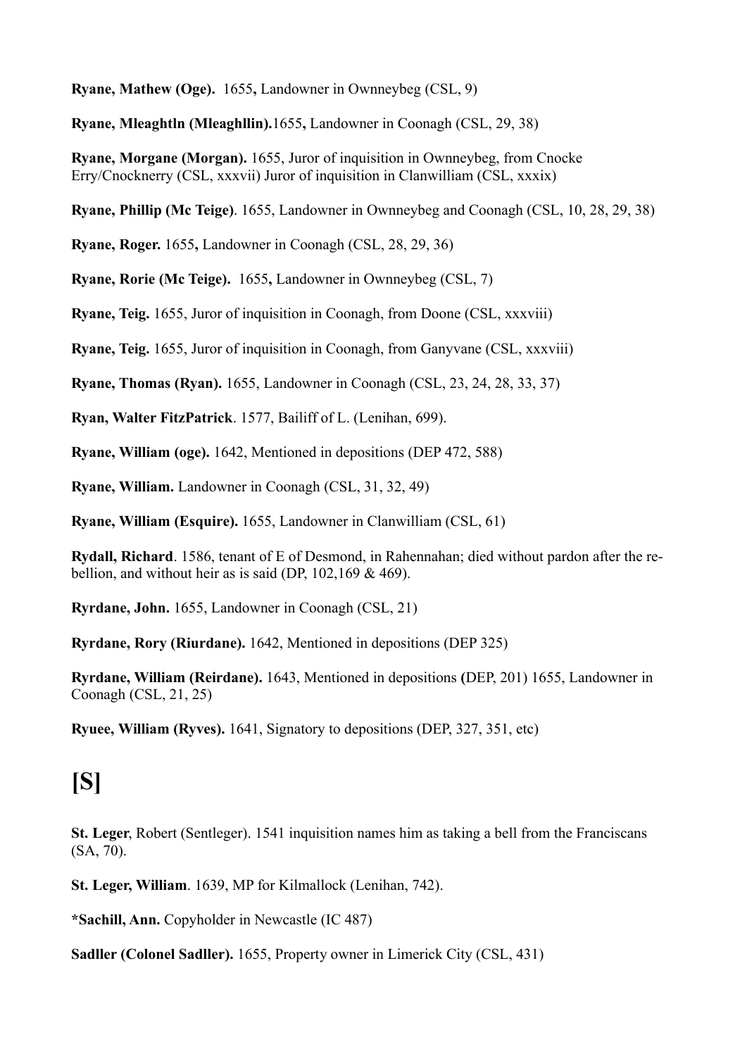**Ryane, Mathew (Oge).** 1655**,** Landowner in Ownneybeg (CSL, 9)

**Ryane, Mleaghtln (Mleaghllin).**1655**,** Landowner in Coonagh (CSL, 29, 38)

**Ryane, Morgane (Morgan).** 1655, Juror of inquisition in Ownneybeg, from Cnocke Erry/Cnocknerry (CSL, xxxvii) Juror of inquisition in Clanwilliam (CSL, xxxix)

**Ryane, Phillip (Mc Teige)**. 1655, Landowner in Ownneybeg and Coonagh (CSL, 10, 28, 29, 38)

**Ryane, Roger.** 1655**,** Landowner in Coonagh (CSL, 28, 29, 36)

**Ryane, Rorie (Mc Teige).** 1655**,** Landowner in Ownneybeg (CSL, 7)

**Ryane, Teig.** 1655, Juror of inquisition in Coonagh, from Doone (CSL, xxxviii)

**Ryane, Teig.** 1655, Juror of inquisition in Coonagh, from Ganyvane (CSL, xxxviii)

**Ryane, Thomas (Ryan).** 1655, Landowner in Coonagh (CSL, 23, 24, 28, 33, 37)

**Ryan, Walter FitzPatrick**. 1577, Bailiff of L. (Lenihan, 699).

**Ryane, William (oge).** 1642, Mentioned in depositions (DEP 472, 588)

**Ryane, William.** Landowner in Coonagh (CSL, 31, 32, 49)

**Ryane, William (Esquire).** 1655, Landowner in Clanwilliam (CSL, 61)

**Rydall, Richard**. 1586, tenant of E of Desmond, in Rahennahan; died without pardon after the rebellion, and without heir as is said (DP, 102,169 & 469).

**Ryrdane, John.** 1655, Landowner in Coonagh (CSL, 21)

**Ryrdane, Rory (Riurdane).** 1642, Mentioned in depositions (DEP 325)

**Ryrdane, William (Reirdane).** 1643, Mentioned in depositions **(**DEP, 201) 1655, Landowner in Coonagh (CSL, 21, 25)

**Ryuee, William (Ryves).** 1641, Signatory to depositions (DEP, 327, 351, etc)

# [S]

**St. Leger**, Robert (Sentleger). 1541 inquisition names him as taking a bell from the Franciscans (SA, 70).

**St. Leger, William**. 1639, MP for Kilmallock (Lenihan, 742).

**\*Sachill, Ann.** Copyholder in Newcastle (IC 487)

**Sadller (Colonel Sadller).** 1655, Property owner in Limerick City (CSL, 431)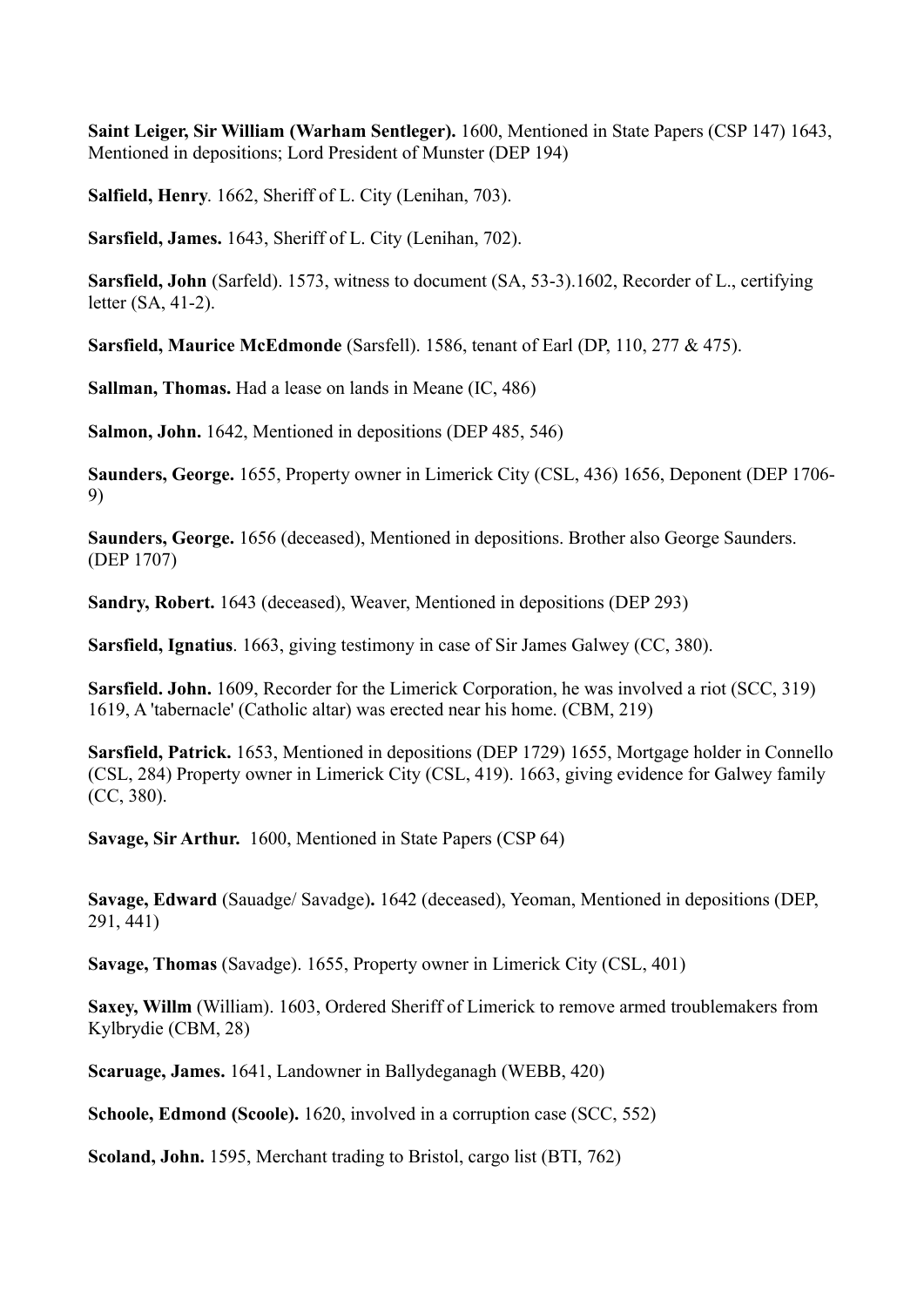**Saint Leiger, Sir William (Warham Sentleger).** 1600, Mentioned in State Papers (CSP 147) 1643, Mentioned in depositions; Lord President of Munster (DEP 194)

**Salfield, Henry**. 1662, Sheriff of L. City (Lenihan, 703).

**Sarsfield, James.** 1643, Sheriff of L. City (Lenihan, 702).

**Sarsfield, John** (Sarfeld). 1573, witness to document (SA, 53-3).1602, Recorder of L., certifying letter (SA, 41-2).

**Sarsfield, Maurice McEdmonde** (Sarsfell). 1586, tenant of Earl (DP, 110, 277 & 475).

**Sallman, Thomas.** Had a lease on lands in Meane (IC, 486)

**Salmon, John.** 1642, Mentioned in depositions (DEP 485, 546)

**Saunders, George.** 1655, Property owner in Limerick City (CSL, 436) 1656, Deponent (DEP 1706-9)

**Saunders, George.** 1656 (deceased), Mentioned in depositions. Brother also George Saunders. (DEP 1707)

**Sandry, Robert.** 1643 (deceased), Weaver, Mentioned in depositions (DEP 293)

**Sarsfield, Ignatius**. 1663, giving testimony in case of Sir James Galwey (CC, 380).

**Sarsfield. John.** 1609, Recorder for the Limerick Corporation, he was involved a riot (SCC, 319) 1619, A 'tabernacle' (Catholic altar) was erected near his home. (CBM, 219)

**Sarsfield, Patrick.** 1653, Mentioned in depositions (DEP 1729) 1655, Mortgage holder in Connello (CSL, 284) Property owner in Limerick City (CSL, 419). 1663, giving evidence for Galwey family (CC, 380).

**Savage, Sir Arthur.** 1600, Mentioned in State Papers (CSP 64)

**Savage, Edward** (Sauadge/ Savadge)**.** 1642 (deceased), Yeoman, Mentioned in depositions (DEP, 291, 441)

**Savage, Thomas** (Savadge). 1655, Property owner in Limerick City (CSL, 401)

**Saxey, Willm** (William). 1603, Ordered Sheriff of Limerick to remove armed troublemakers from Kylbrydie (CBM, 28)

**Scaruage, James.** 1641, Landowner in Ballydeganagh (WEBB, 420)

**Schoole, Edmond (Scoole).** 1620, involved in a corruption case (SCC, 552)

**Scoland, John.** 1595, Merchant trading to Bristol, cargo list (BTI, 762)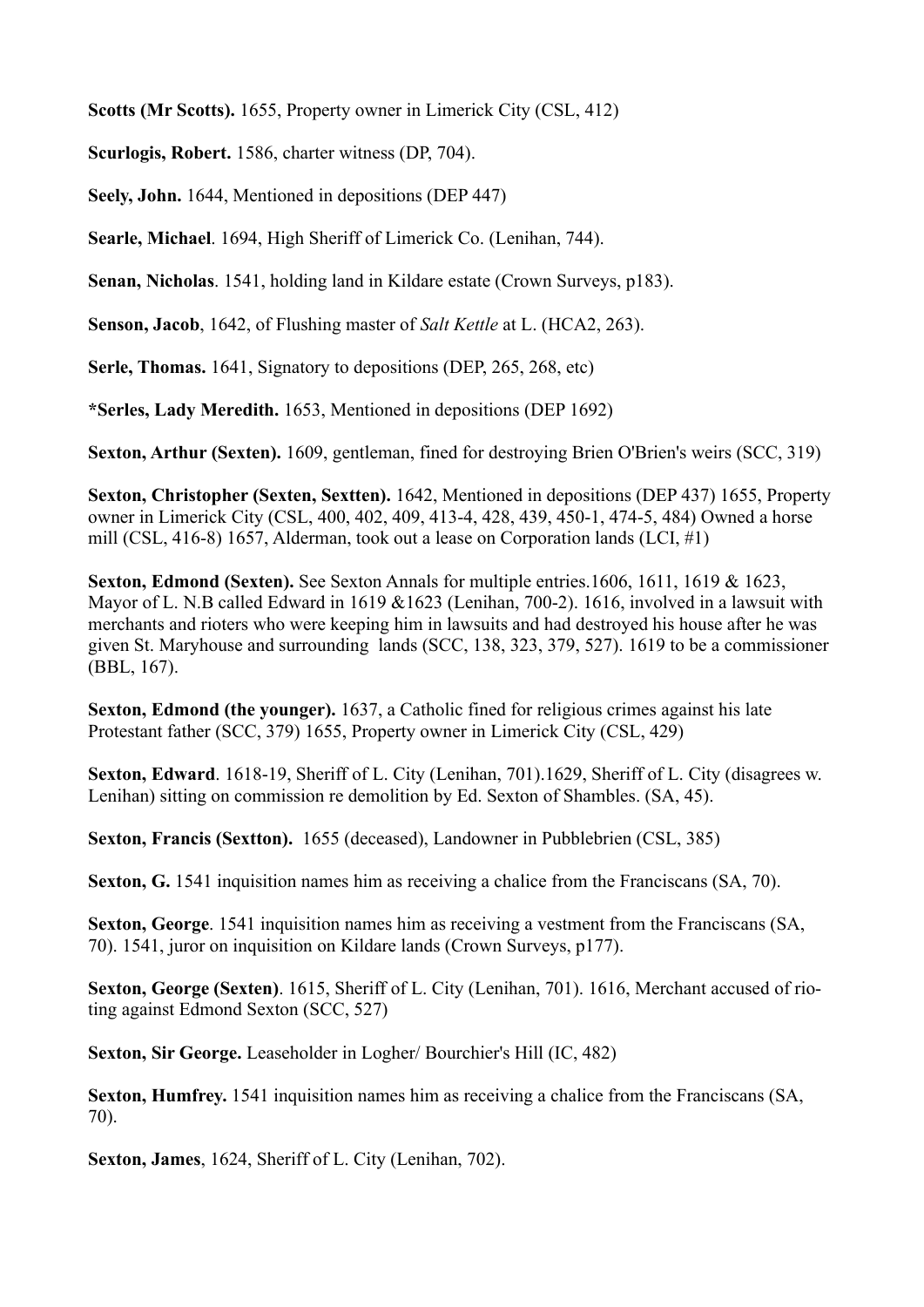**Scotts (Mr Scotts).** 1655, Property owner in Limerick City (CSL, 412)

**Scurlogis, Robert.** 1586, charter witness (DP, 704).

**Seely, John.** 1644, Mentioned in depositions (DEP 447)

**Searle, Michael**. 1694, High Sheriff of Limerick Co. (Lenihan, 744).

**Senan, Nicholas**. 1541, holding land in Kildare estate (Crown Surveys, p183).

**Senson, Jacob**, 1642, of Flushing master of *Salt Kettle* at L. (HCA2, 263).

**Serle, Thomas.** 1641, Signatory to depositions (DEP, 265, 268, etc)

**\*Serles, Lady Meredith.** 1653, Mentioned in depositions (DEP 1692)

**Sexton, Arthur (Sexten).** 1609, gentleman, fined for destroying Brien O'Brien's weirs (SCC, 319)

**Sexton, Christopher (Sexten, Sextten).** 1642, Mentioned in depositions (DEP 437) 1655, Property owner in Limerick City (CSL, 400, 402, 409, 413-4, 428, 439, 450-1, 474-5, 484) Owned a horse mill (CSL, 416-8) 1657, Alderman, took out a lease on Corporation lands (LCI, #1)

**Sexton, Edmond (Sexten).** See Sexton Annals for multiple entries.1606, 1611, 1619 & 1623, Mayor of L. N.B called Edward in 1619 &1623 (Lenihan, 700-2). 1616, involved in a lawsuit with merchants and rioters who were keeping him in lawsuits and had destroyed his house after he was given St. Maryhouse and surrounding lands (SCC, 138, 323, 379, 527). 1619 to be a commissioner (BBL, 167).

**Sexton, Edmond (the younger).** 1637, a Catholic fined for religious crimes against his late Protestant father (SCC, 379) 1655, Property owner in Limerick City (CSL, 429)

**Sexton, Edward**. 1618-19, Sheriff of L. City (Lenihan, 701).1629, Sheriff of L. City (disagrees w. Lenihan) sitting on commission re demolition by Ed. Sexton of Shambles. (SA, 45).

**Sexton, Francis (Sextton).** 1655 (deceased), Landowner in Pubblebrien (CSL, 385)

**Sexton, G.** 1541 inquisition names him as receiving a chalice from the Franciscans (SA, 70).

**Sexton, George**. 1541 inquisition names him as receiving a vestment from the Franciscans (SA, 70). 1541, juror on inquisition on Kildare lands (Crown Surveys, p177).

**Sexton, George (Sexten)**. 1615, Sheriff of L. City (Lenihan, 701). 1616, Merchant accused of rioting against Edmond Sexton (SCC, 527)

**Sexton, Sir George.** Leaseholder in Logher/ Bourchier's Hill (IC, 482)

**Sexton, Humfrey.** 1541 inquisition names him as receiving a chalice from the Franciscans (SA, 70).

**Sexton, James**, 1624, Sheriff of L. City (Lenihan, 702).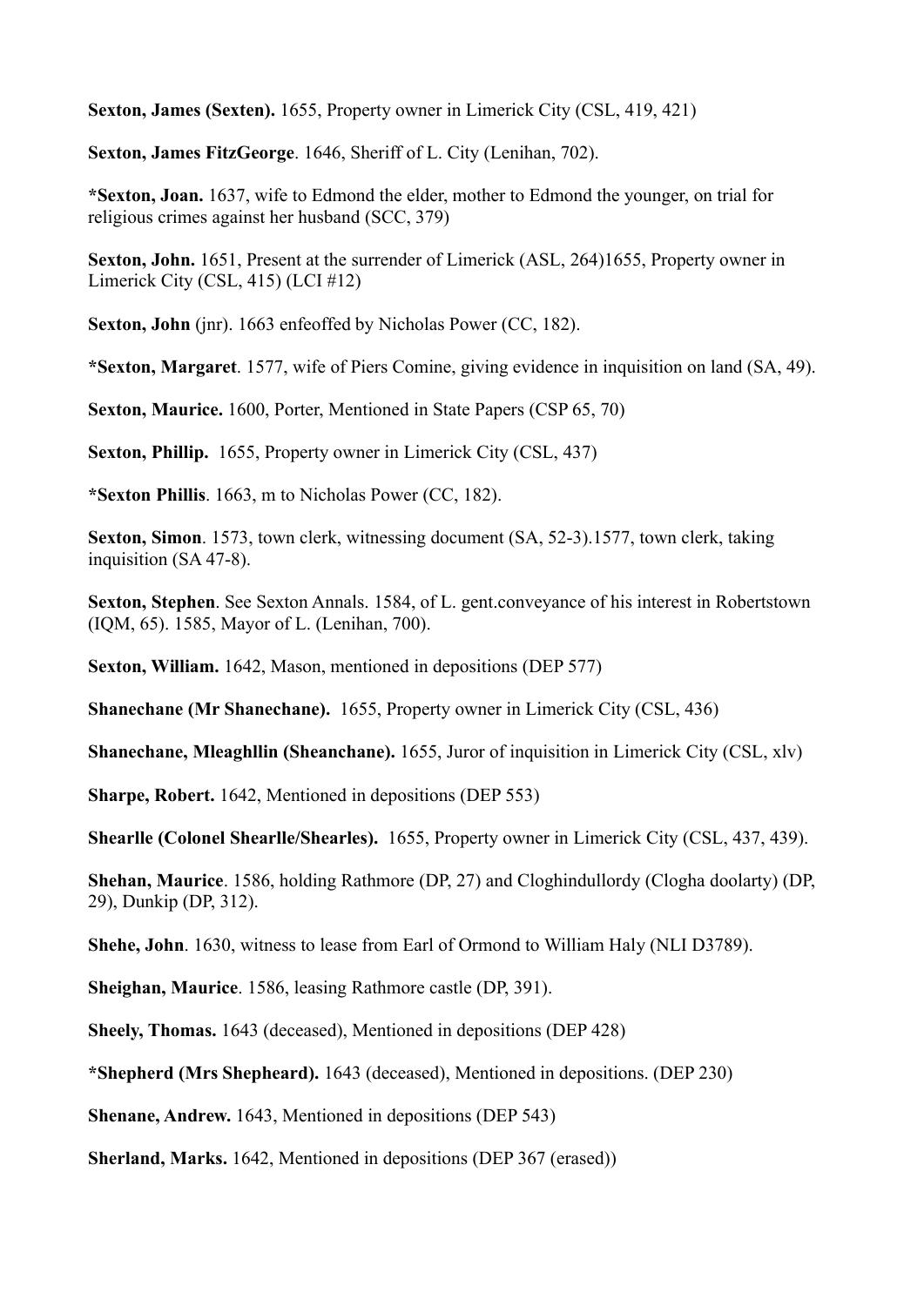**Sexton, James (Sexten).** 1655, Property owner in Limerick City (CSL, 419, 421)

**Sexton, James FitzGeorge**. 1646, Sheriff of L. City (Lenihan, 702).

***Sexton, Joan.** 1637, wife to Edmond the elder, mother to Edmond the younger, on trial for religious crimes against her husband (SCC, 379)

**Sexton, John.** 1651, Present at the surrender of Limerick (ASL, 264)1655, Property owner in Limerick City (CSL, 415) (LCI #12)

**Sexton, John** (jnr). 1663 enfeoffed by Nicholas Power (CC, 182).

***Sexton, Margaret**. 1577, wife of Piers Comine, giving evidence in inquisition on land (SA, 49).

**Sexton, Maurice.** 1600, Porter, Mentioned in State Papers (CSP 65, 70)

**Sexton, Phillip.** 1655, Property owner in Limerick City (CSL, 437)

***Sexton Phillis**. 1663, m to Nicholas Power (CC, 182).

**Sexton, Simon**. 1573, town clerk, witnessing document (SA, 52-3).1577, town clerk, taking inquisition (SA 47-8).

**Sexton, Stephen**. See Sexton Annals. 1584, of L. gent.conveyance of his interest in Robertstown (IQM, 65). 1585, Mayor of L. (Lenihan, 700).

**Sexton, William.** 1642, Mason, mentioned in depositions (DEP 577)

**Shanechane (Mr Shanechane).** 1655, Property owner in Limerick City (CSL, 436)

**Shanechane, Mleaghllin (Sheanchane).** 1655, Juror of inquisition in Limerick City (CSL, xlv)

**Sharpe, Robert.** 1642, Mentioned in depositions (DEP 553)

**Shearlle (Colonel Shearlle/Shearles).** 1655, Property owner in Limerick City (CSL, 437, 439).

**Shehan, Maurice**. 1586, holding Rathmore (DP, 27) and Cloghindullordy (Clogha doolarty) (DP, 29), Dunkip (DP, 312).

**Shehe, John**. 1630, witness to lease from Earl of Ormond to William Haly (NLI D3789).

**Sheighan, Maurice**. 1586, leasing Rathmore castle (DP, 391).

**Sheely, Thomas.** 1643 (deceased), Mentioned in depositions (DEP 428)

***Shepherd (Mrs Shepheard).** 1643 (deceased), Mentioned in depositions. (DEP 230)

**Shenane, Andrew.** 1643, Mentioned in depositions (DEP 543)

**Sherland, Marks.** 1642, Mentioned in depositions (DEP 367 (erased))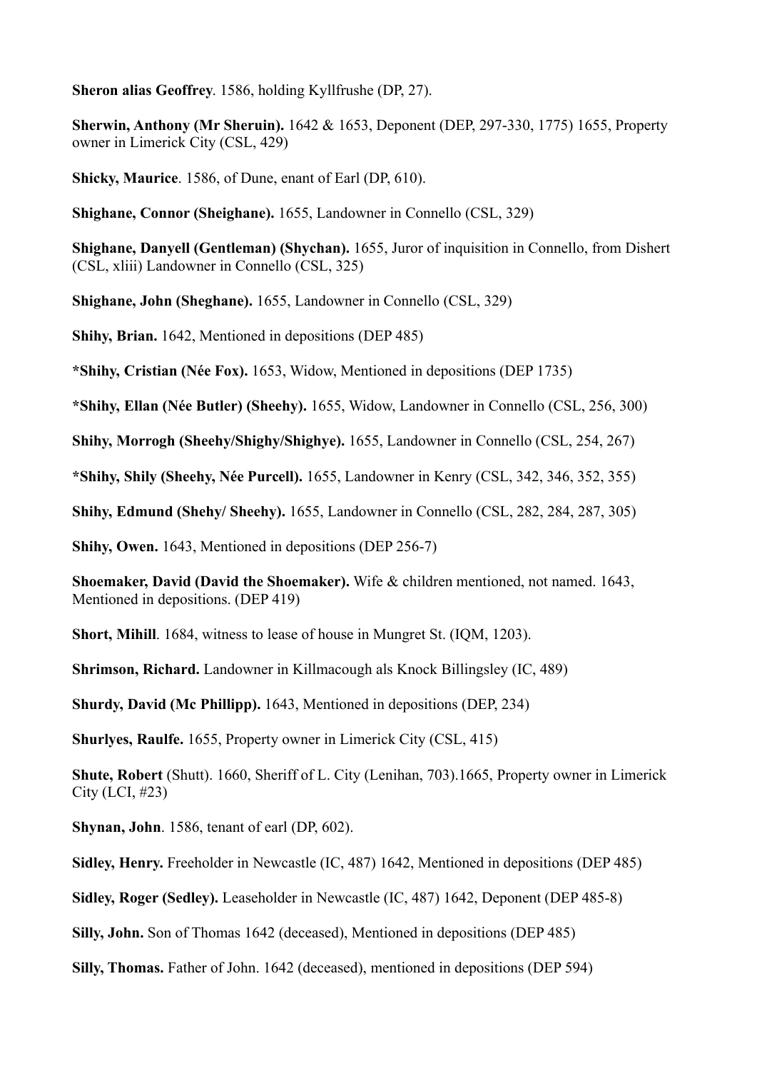**Sheron alias Geoffrey**. 1586, holding Kyllfrushe (DP, 27).

**Sherwin, Anthony (Mr Sheruin).** 1642 & 1653, Deponent (DEP, 297-330, 1775) 1655, Property owner in Limerick City (CSL, 429)

**Shicky, Maurice**. 1586, of Dune, enant of Earl (DP, 610).

**Shighane, Connor (Sheighane).** 1655, Landowner in Connello (CSL, 329)

**Shighane, Danyell (Gentleman) (Shychan).** 1655, Juror of inquisition in Connello, from Dishert (CSL, xliii) Landowner in Connello (CSL, 325)

**Shighane, John (Sheghane).** 1655, Landowner in Connello (CSL, 329)

**Shihy, Brian.** 1642, Mentioned in depositions (DEP 485)

***Shihy, Cristian (Née Fox).** 1653, Widow, Mentioned in depositions (DEP 1735)

***Shihy, Ellan (Née Butler) (Sheehy).** 1655, Widow, Landowner in Connello (CSL, 256, 300)

**Shihy, Morrogh (Sheehy/Shighy/Shighye).** 1655, Landowner in Connello (CSL, 254, 267)

***Shihy, Shily (Sheehy, Née Purcell).** 1655, Landowner in Kenry (CSL, 342, 346, 352, 355)

**Shihy, Edmund (Shehy/ Sheehy).** 1655, Landowner in Connello (CSL, 282, 284, 287, 305)

**Shihy, Owen.** 1643, Mentioned in depositions (DEP 256-7)

**Shoemaker, David (David the Shoemaker).** Wife & children mentioned, not named. 1643, Mentioned in depositions. (DEP 419)

**Short, Mihill**. 1684, witness to lease of house in Mungret St. (IQM, 1203).

**Shrimson, Richard.** Landowner in Killmacough als Knock Billingsley (IC, 489)

**Shurdy, David (Mc Phillipp).** 1643, Mentioned in depositions (DEP, 234)

**Shurlyes, Raulfe.** 1655, Property owner in Limerick City (CSL, 415)

**Shute, Robert** (Shutt). 1660, Sheriff of L. City (Lenihan, 703).1665, Property owner in Limerick City (LCI, #23)

**Shynan, John**. 1586, tenant of earl (DP, 602).

**Sidley, Henry.** Freeholder in Newcastle (IC, 487) 1642, Mentioned in depositions (DEP 485)

**Sidley, Roger (Sedley).** Leaseholder in Newcastle (IC, 487) 1642, Deponent (DEP 485-8)

**Silly, John.** Son of Thomas 1642 (deceased), Mentioned in depositions (DEP 485)

**Silly, Thomas.** Father of John. 1642 (deceased), mentioned in depositions (DEP 594)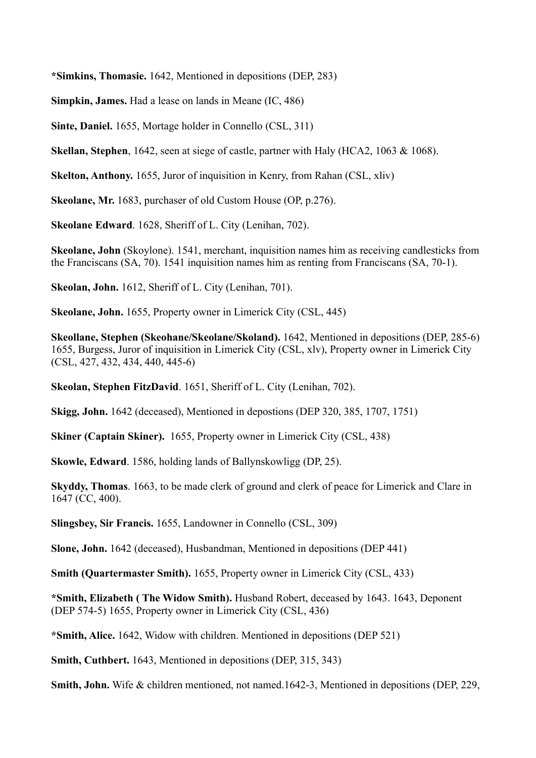**\*Simkins, Thomasie.** 1642, Mentioned in depositions (DEP, 283)

**Simpkin, James.** Had a lease on lands in Meane (IC, 486)

**Sinte, Daniel.** 1655, Mortage holder in Connello (CSL, 311)

**Skellan, Stephen**, 1642, seen at siege of castle, partner with Haly (HCA2, 1063 & 1068).

**Skelton, Anthony.** 1655, Juror of inquisition in Kenry, from Rahan (CSL, xliv)

**Skeolane, Mr.** 1683, purchaser of old Custom House (OP, p.276).

**Skeolane Edward**. 1628, Sheriff of L. City (Lenihan, 702).

**Skeolane, John** (Skoylone). 1541, merchant, inquisition names him as receiving candlesticks from the Franciscans (SA, 70). 1541 inquisition names him as renting from Franciscans (SA, 70-1).

**Skeolan, John.** 1612, Sheriff of L. City (Lenihan, 701).

**Skeolane, John.** 1655, Property owner in Limerick City (CSL, 445)

**Skeollane, Stephen (Skeohane/Skeolane/Skoland).** 1642, Mentioned in depositions (DEP, 285-6) 1655, Burgess, Juror of inquisition in Limerick City (CSL, xlv), Property owner in Limerick City (CSL, 427, 432, 434, 440, 445-6)

**Skeolan, Stephen FitzDavid**. 1651, Sheriff of L. City (Lenihan, 702).

**Skigg, John.** 1642 (deceased), Mentioned in depostions (DEP 320, 385, 1707, 1751)

**Skiner (Captain Skiner).** 1655, Property owner in Limerick City (CSL, 438)

**Skowle, Edward**. 1586, holding lands of Ballynskowligg (DP, 25).

**Skyddy, Thomas**. 1663, to be made clerk of ground and clerk of peace for Limerick and Clare in 1647 (CC, 400).

**Slingsbey, Sir Francis.** 1655, Landowner in Connello (CSL, 309)

**Slone, John.** 1642 (deceased), Husbandman, Mentioned in depositions (DEP 441)

**Smith (Quartermaster Smith).** 1655, Property owner in Limerick City (CSL, 433)

**\*Smith, Elizabeth ( The Widow Smith).** Husband Robert, deceased by 1643. 1643, Deponent (DEP 574-5) 1655, Property owner in Limerick City (CSL, 436)

**\*Smith, Alice.** 1642, Widow with children. Mentioned in depositions (DEP 521)

**Smith, Cuthbert.** 1643, Mentioned in depositions (DEP, 315, 343)

**Smith, John.** Wife & children mentioned, not named.1642-3, Mentioned in depositions (DEP, 229,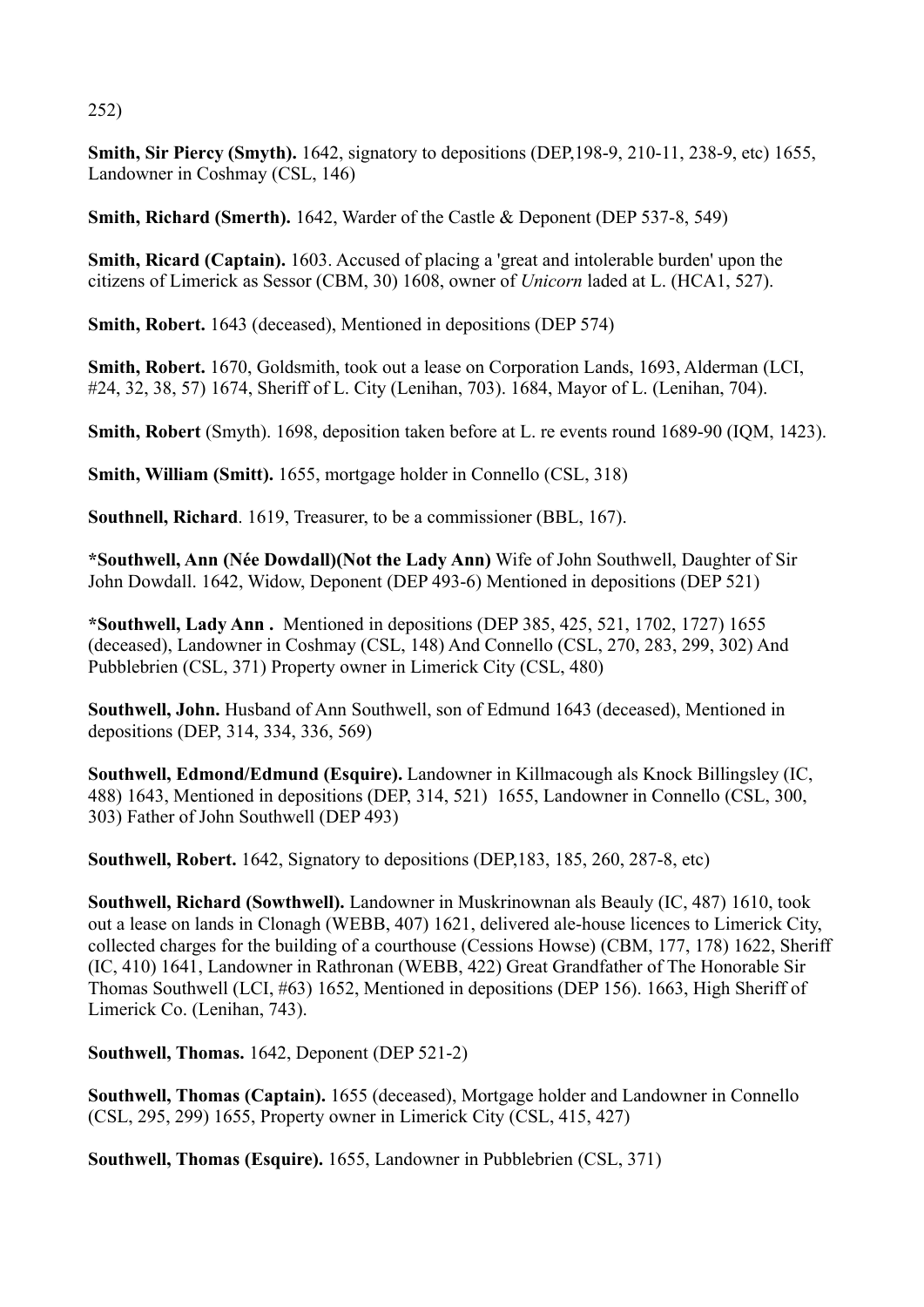252)

**Smith, Sir Piercy (Smyth).** 1642, signatory to depositions (DEP,198-9, 210-11, 238-9, etc) 1655, Landowner in Coshmay (CSL, 146)

**Smith, Richard (Smerth).** 1642, Warder of the Castle & Deponent (DEP 537-8, 549)

**Smith, Ricard (Captain).** 1603. Accused of placing a 'great and intolerable burden' upon the citizens of Limerick as Sessor (CBM, 30) 1608, owner of *Unicorn* laded at L. (HCA1, 527).

**Smith, Robert.** 1643 (deceased), Mentioned in depositions (DEP 574)

**Smith, Robert.** 1670, Goldsmith, took out a lease on Corporation Lands, 1693, Alderman (LCI, #24, 32, 38, 57) 1674, Sheriff of L. City (Lenihan, 703). 1684, Mayor of L. (Lenihan, 704).

**Smith, Robert** (Smyth). 1698, deposition taken before at L. re events round 1689-90 (IQM, 1423).

**Smith, William (Smitt).** 1655, mortgage holder in Connello (CSL, 318)

**Southnell, Richard**. 1619, Treasurer, to be a commissioner (BBL, 167).

**\*Southwell, Ann (Née Dowdall)(Not the Lady Ann)** Wife of John Southwell, Daughter of Sir John Dowdall. 1642, Widow, Deponent (DEP 493-6) Mentioned in depositions (DEP 521)

**\*Southwell, Lady Ann .** Mentioned in depositions (DEP 385, 425, 521, 1702, 1727) 1655 (deceased), Landowner in Coshmay (CSL, 148) And Connello (CSL, 270, 283, 299, 302) And Pubblebrien (CSL, 371) Property owner in Limerick City (CSL, 480)

**Southwell, John.** Husband of Ann Southwell, son of Edmund 1643 (deceased), Mentioned in depositions (DEP, 314, 334, 336, 569)

**Southwell, Edmond/Edmund (Esquire).** Landowner in Killmacough als Knock Billingsley (IC, 488) 1643, Mentioned in depositions (DEP, 314, 521) 1655, Landowner in Connello (CSL, 300, 303) Father of John Southwell (DEP 493)

**Southwell, Robert.** 1642, Signatory to depositions (DEP,183, 185, 260, 287-8, etc)

**Southwell, Richard (Sowthwell).** Landowner in Muskrinownan als Beauly (IC, 487) 1610, took out a lease on lands in Clonagh (WEBB, 407) 1621, delivered ale-house licences to Limerick City, collected charges for the building of a courthouse (Cessions Howse) (CBM, 177, 178) 1622, Sheriff (IC, 410) 1641, Landowner in Rathronan (WEBB, 422) Great Grandfather of The Honorable Sir Thomas Southwell (LCI, #63) 1652, Mentioned in depositions (DEP 156). 1663, High Sheriff of Limerick Co. (Lenihan, 743).

**Southwell, Thomas.** 1642, Deponent (DEP 521-2)

**Southwell, Thomas (Captain).** 1655 (deceased), Mortgage holder and Landowner in Connello (CSL, 295, 299) 1655, Property owner in Limerick City (CSL, 415, 427)

**Southwell, Thomas (Esquire).** 1655, Landowner in Pubblebrien (CSL, 371)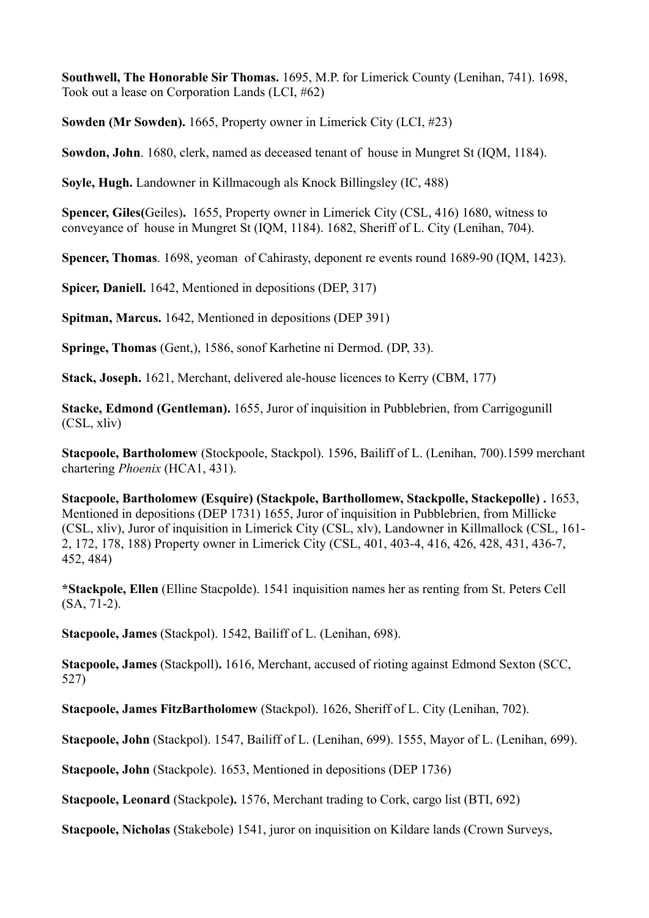**Southwell, The Honorable Sir Thomas.** 1695, M.P. for Limerick County (Lenihan, 741). 1698, Took out a lease on Corporation Lands (LCI, #62)

**Sowden (Mr Sowden).** 1665, Property owner in Limerick City (LCI, #23)

**Sowdon, John**. 1680, clerk, named as deceased tenant of house in Mungret St (IQM, 1184).

**Soyle, Hugh.** Landowner in Killmacough als Knock Billingsley (IC, 488)

**Spencer, Giles(**Geiles**).** 1655, Property owner in Limerick City (CSL, 416) 1680, witness to conveyance of house in Mungret St (IQM, 1184). 1682, Sheriff of L. City (Lenihan, 704).

**Spencer, Thomas**. 1698, yeoman of Cahirasty, deponent re events round 1689-90 (IQM, 1423).

**Spicer, Daniell.** 1642, Mentioned in depositions (DEP, 317)

**Spitman, Marcus.** 1642, Mentioned in depositions (DEP 391)

**Springe, Thomas** (Gent,), 1586, sonof Karhetine ni Dermod. (DP, 33).

**Stack, Joseph.** 1621, Merchant, delivered ale-house licences to Kerry (CBM, 177)

**Stacke, Edmond (Gentleman).** 1655, Juror of inquisition in Pubblebrien, from Carrigogunill (CSL, xliv)

**Stacpoole, Bartholomew** (Stockpoole, Stackpol). 1596, Bailiff of L. (Lenihan, 700).1599 merchant chartering *Phoenix* (HCA1, 431).

**Stacpoole, Bartholomew (Esquire) (Stackpole, Barthollomew, Stackpolle, Stackepolle) .** 1653, Mentioned in depositions (DEP 1731) 1655, Juror of inquisition in Pubblebrien, from Millicke (CSL, xliv), Juror of inquisition in Limerick City (CSL, xlv), Landowner in Killmallock (CSL, 161-2, 172, 178, 188) Property owner in Limerick City (CSL, 401, 403-4, 416, 426, 428, 431, 436-7, 452, 484)

**\*Stackpole, Ellen** (Elline Stacpolde). 1541 inquisition names her as renting from St. Peters Cell (SA, 71-2).

**Stacpoole, James** (Stackpol). 1542, Bailiff of L. (Lenihan, 698).

**Stacpoole, James** (Stackpoll)**.** 1616, Merchant, accused of rioting against Edmond Sexton (SCC, 527)

**Stacpoole, James FitzBartholomew** (Stackpol). 1626, Sheriff of L. City (Lenihan, 702).

**Stacpoole, John** (Stackpol). 1547, Bailiff of L. (Lenihan, 699). 1555, Mayor of L. (Lenihan, 699).

**Stacpoole, John** (Stackpole). 1653, Mentioned in depositions (DEP 1736)

**Stacpoole, Leonard** (Stackpole**).** 1576, Merchant trading to Cork, cargo list (BTI, 692)

**Stacpoole, Nicholas** (Stakebole) 1541, juror on inquisition on Kildare lands (Crown Surveys,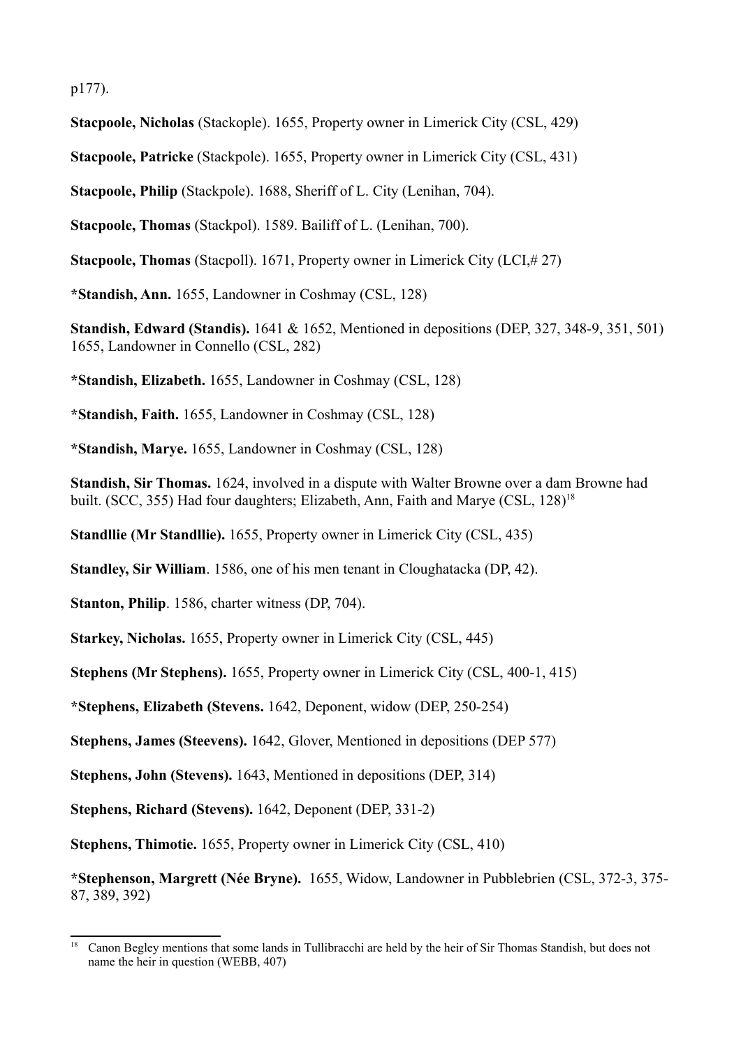p177).

**Stacpoole, Nicholas** (Stackople). 1655, Property owner in Limerick City (CSL, 429)

**Stacpoole, Patricke** (Stackpole). 1655, Property owner in Limerick City (CSL, 431)

**Stacpoole, Philip** (Stackpole). 1688, Sheriff of L. City (Lenihan, 704).

**Stacpoole, Thomas** (Stackpol). 1589. Bailiff of L. (Lenihan, 700).

**Stacpoole, Thomas** (Stacpoll). 1671, Property owner in Limerick City (LCI,# 27)

***Standish, Ann.** 1655, Landowner in Coshmay (CSL, 128)

**Standish, Edward (Standis).** 1641 & 1652, Mentioned in depositions (DEP, 327, 348-9, 351, 501) 1655, Landowner in Connello (CSL, 282)

***Standish, Elizabeth.** 1655, Landowner in Coshmay (CSL, 128)

***Standish, Faith.** 1655, Landowner in Coshmay (CSL, 128)

***Standish, Marye.** 1655, Landowner in Coshmay (CSL, 128)

**Standish, Sir Thomas.** 1624, involved in a dispute with Walter Browne over a dam Browne had built. (SCC, 355) Had four daughters; Elizabeth, Ann, Faith and Marye (CSL, 128)[18]

**Standllie (Mr Standllie).** 1655, Property owner in Limerick City (CSL, 435)

**Standley, Sir William**. 1586, one of his men tenant in Cloughatacka (DP, 42).

**Stanton, Philip**. 1586, charter witness (DP, 704).

**Starkey, Nicholas.** 1655, Property owner in Limerick City (CSL, 445)

**Stephens (Mr Stephens).** 1655, Property owner in Limerick City (CSL, 400-1, 415)

***Stephens, Elizabeth (Stevens.** 1642, Deponent, widow (DEP, 250-254)

**Stephens, James (Steevens).** 1642, Glover, Mentioned in depositions (DEP 577)

**Stephens, John (Stevens).** 1643, Mentioned in depositions (DEP, 314)

**Stephens, Richard (Stevens).** 1642, Deponent (DEP, 331-2)

**Stephens, Thimotie.** 1655, Property owner in Limerick City (CSL, 410)

***Stephenson, Margrett (Née Bryne).** 1655, Widow, Landowner in Pubblebrien (CSL, 372-3, 375-87, 389, 392)

---

[18] Canon Begley mentions that some lands in Tullibracchi are held by the heir of Sir Thomas Standish, but does not name the heir in question (WEBB, 407)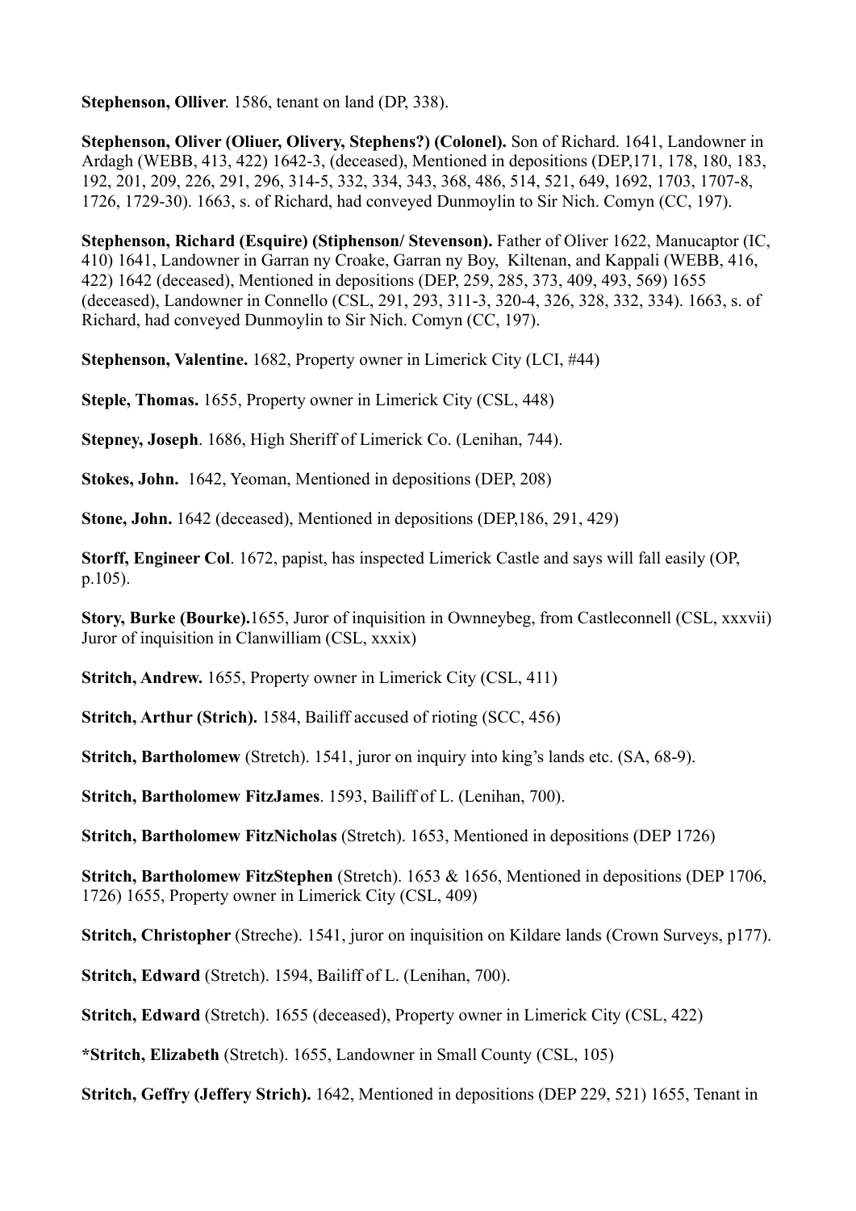**Stephenson, Olliver**. 1586, tenant on land (DP, 338).

**Stephenson, Oliver (Oliuer, Olivery, Stephens?) (Colonel).** Son of Richard. 1641, Landowner in Ardagh (WEBB, 413, 422) 1642-3, (deceased), Mentioned in depositions (DEP,171, 178, 180, 183, 192, 201, 209, 226, 291, 296, 314-5, 332, 334, 343, 368, 486, 514, 521, 649, 1692, 1703, 1707-8, 1726, 1729-30). 1663, s. of Richard, had conveyed Dunmoylin to Sir Nich. Comyn (CC, 197).

**Stephenson, Richard (Esquire) (Stiphenson/ Stevenson).** Father of Oliver 1622, Manucaptor (IC, 410) 1641, Landowner in Garran ny Croake, Garran ny Boy, Kiltenan, and Kappali (WEBB, 416, 422) 1642 (deceased), Mentioned in depositions (DEP, 259, 285, 373, 409, 493, 569) 1655 (deceased), Landowner in Connello (CSL, 291, 293, 311-3, 320-4, 326, 328, 332, 334). 1663, s. of Richard, had conveyed Dunmoylin to Sir Nich. Comyn (CC, 197).

**Stephenson, Valentine.** 1682, Property owner in Limerick City (LCI, #44)

**Steple, Thomas.** 1655, Property owner in Limerick City (CSL, 448)

**Stepney, Joseph**. 1686, High Sheriff of Limerick Co. (Lenihan, 744).

**Stokes, John.** 1642, Yeoman, Mentioned in depositions (DEP, 208)

**Stone, John.** 1642 (deceased), Mentioned in depositions (DEP,186, 291, 429)

**Storff, Engineer Col**. 1672, papist, has inspected Limerick Castle and says will fall easily (OP, p.105).

**Story, Burke (Bourke).**1655, Juror of inquisition in Ownneybeg, from Castleconnell (CSL, xxxvii) Juror of inquisition in Clanwilliam (CSL, xxxix)

**Stritch, Andrew.** 1655, Property owner in Limerick City (CSL, 411)

**Stritch, Arthur (Strich).** 1584, Bailiff accused of rioting (SCC, 456)

**Stritch, Bartholomew** (Stretch). 1541, juror on inquiry into king's lands etc. (SA, 68-9).

**Stritch, Bartholomew FitzJames**. 1593, Bailiff of L. (Lenihan, 700).

**Stritch, Bartholomew FitzNicholas** (Stretch). 1653, Mentioned in depositions (DEP 1726)

**Stritch, Bartholomew FitzStephen** (Stretch). 1653 & 1656, Mentioned in depositions (DEP 1706, 1726) 1655, Property owner in Limerick City (CSL, 409)

**Stritch, Christopher** (Streche). 1541, juror on inquisition on Kildare lands (Crown Surveys, p177).

**Stritch, Edward** (Stretch). 1594, Bailiff of L. (Lenihan, 700).

**Stritch, Edward** (Stretch). 1655 (deceased), Property owner in Limerick City (CSL, 422)

***Stritch, Elizabeth** (Stretch). 1655, Landowner in Small County (CSL, 105)

**Stritch, Geffry (Jeffery Strich).** 1642, Mentioned in depositions (DEP 229, 521) 1655, Tenant in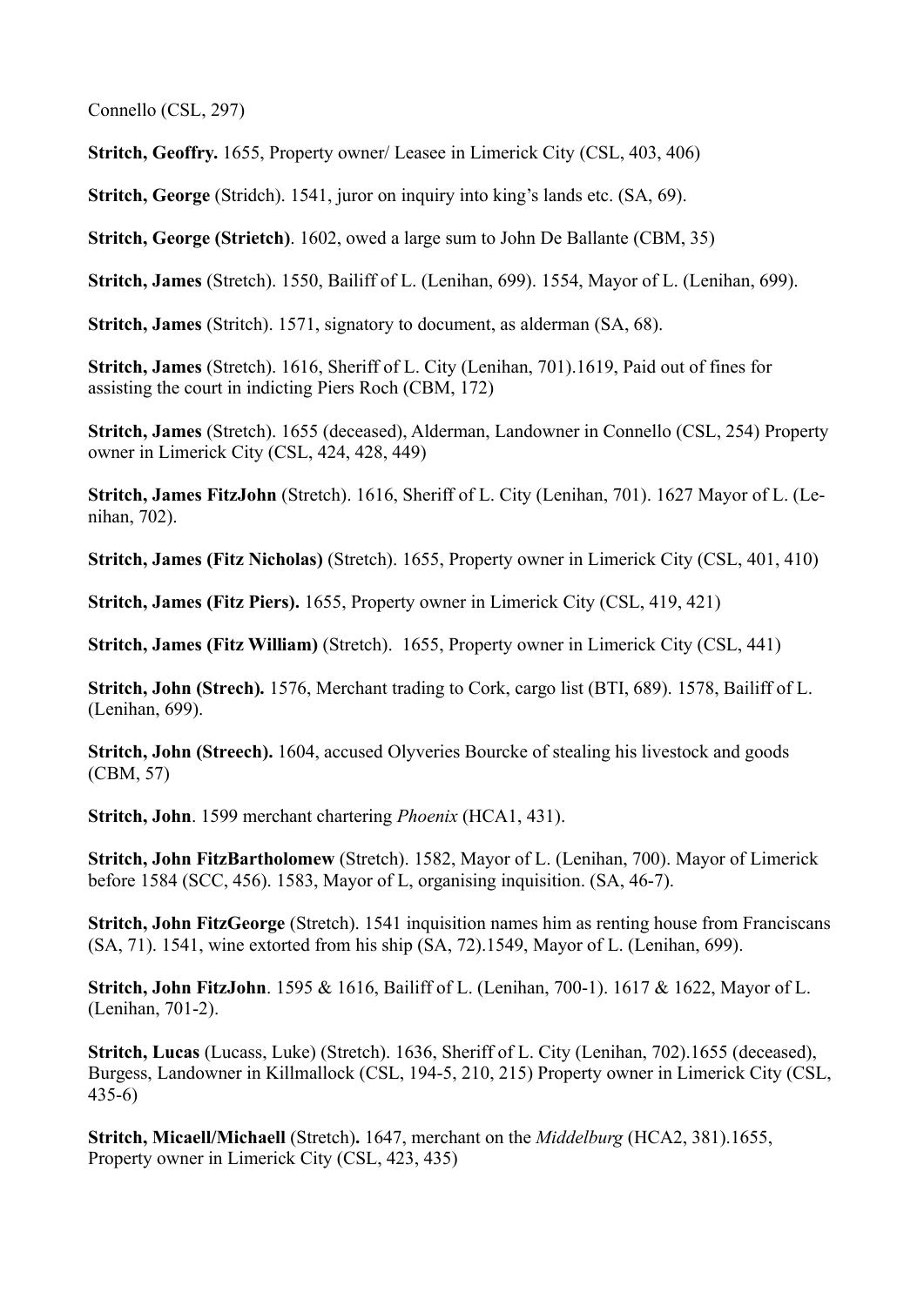Connello (CSL, 297)

**Stritch, Geoffry.** 1655, Property owner/ Leasee in Limerick City (CSL, 403, 406)

**Stritch, George** (Stridch). 1541, juror on inquiry into king's lands etc. (SA, 69).

**Stritch, George (Strietch)**. 1602, owed a large sum to John De Ballante (CBM, 35)

**Stritch, James** (Stretch). 1550, Bailiff of L. (Lenihan, 699). 1554, Mayor of L. (Lenihan, 699).

**Stritch, James** (Stritch). 1571, signatory to document, as alderman (SA, 68).

**Stritch, James** (Stretch). 1616, Sheriff of L. City (Lenihan, 701).1619, Paid out of fines for assisting the court in indicting Piers Roch (CBM, 172)

**Stritch, James** (Stretch). 1655 (deceased), Alderman, Landowner in Connello (CSL, 254) Property owner in Limerick City (CSL, 424, 428, 449)

**Stritch, James FitzJohn** (Stretch). 1616, Sheriff of L. City (Lenihan, 701). 1627 Mayor of L. (Lenihan, 702).

**Stritch, James (Fitz Nicholas)** (Stretch). 1655, Property owner in Limerick City (CSL, 401, 410)

**Stritch, James (Fitz Piers).** 1655, Property owner in Limerick City (CSL, 419, 421)

**Stritch, James (Fitz William)** (Stretch). 1655, Property owner in Limerick City (CSL, 441)

**Stritch, John (Strech).** 1576, Merchant trading to Cork, cargo list (BTI, 689). 1578, Bailiff of L. (Lenihan, 699).

**Stritch, John (Streech).** 1604, accused Olyveries Bourcke of stealing his livestock and goods (CBM, 57)

**Stritch, John**. 1599 merchant chartering *Phoenix* (HCA1, 431).

**Stritch, John FitzBartholomew** (Stretch). 1582, Mayor of L. (Lenihan, 700). Mayor of Limerick before 1584 (SCC, 456). 1583, Mayor of L, organising inquisition. (SA, 46-7).

**Stritch, John FitzGeorge** (Stretch). 1541 inquisition names him as renting house from Franciscans (SA, 71). 1541, wine extorted from his ship (SA, 72).1549, Mayor of L. (Lenihan, 699).

**Stritch, John FitzJohn**. 1595 & 1616, Bailiff of L. (Lenihan, 700-1). 1617 & 1622, Mayor of L. (Lenihan, 701-2).

**Stritch, Lucas** (Lucass, Luke) (Stretch). 1636, Sheriff of L. City (Lenihan, 702).1655 (deceased), Burgess, Landowner in Killmallock (CSL, 194-5, 210, 215) Property owner in Limerick City (CSL, 435-6)

**Stritch, Micaell/Michaell** (Stretch)**.** 1647, merchant on the *Middelburg* (HCA2, 381).1655, Property owner in Limerick City (CSL, 423, 435)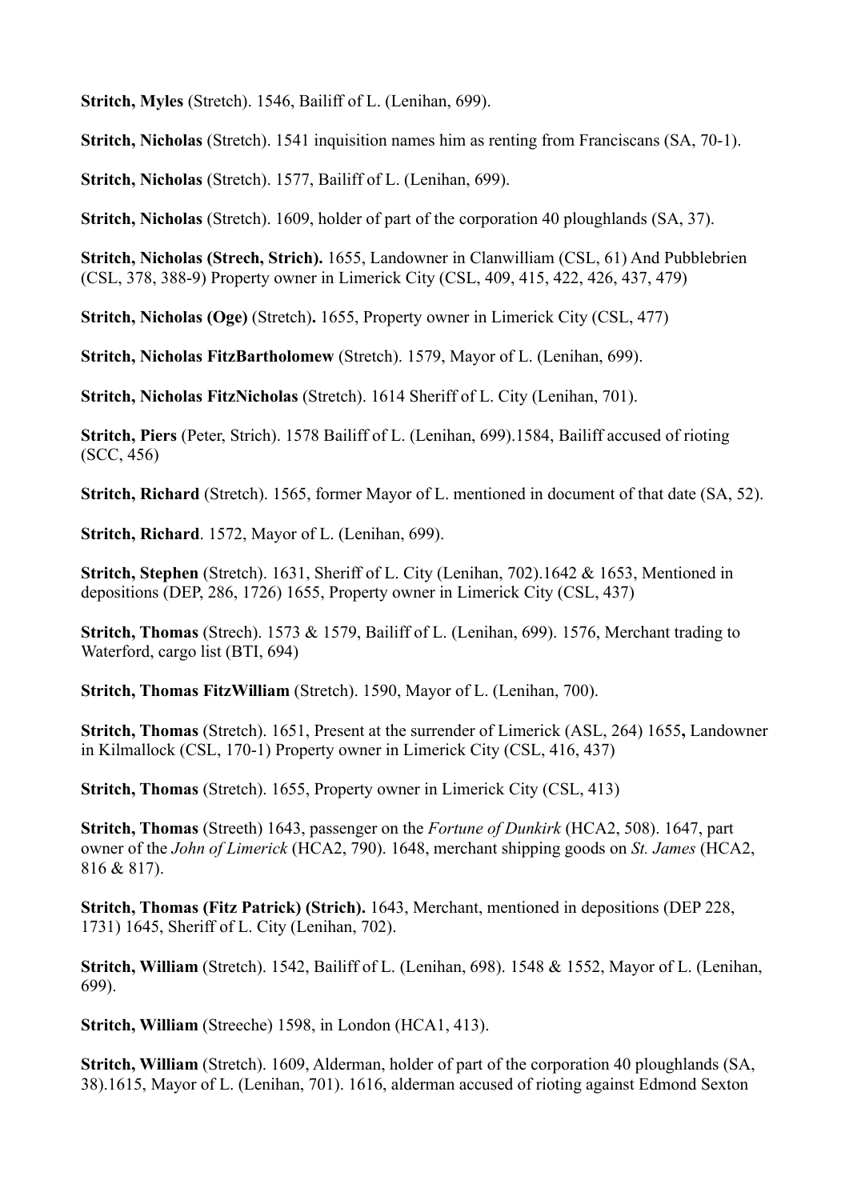**Stritch, Myles** (Stretch). 1546, Bailiff of L. (Lenihan, 699).

**Stritch, Nicholas** (Stretch). 1541 inquisition names him as renting from Franciscans (SA, 70-1).

**Stritch, Nicholas** (Stretch). 1577, Bailiff of L. (Lenihan, 699).

**Stritch, Nicholas** (Stretch). 1609, holder of part of the corporation 40 ploughlands (SA, 37).

**Stritch, Nicholas (Strech, Strich).** 1655, Landowner in Clanwilliam (CSL, 61) And Pubblebrien (CSL, 378, 388-9) Property owner in Limerick City (CSL, 409, 415, 422, 426, 437, 479)

**Stritch, Nicholas (Oge)** (Stretch)**.** 1655, Property owner in Limerick City (CSL, 477)

**Stritch, Nicholas FitzBartholomew** (Stretch). 1579, Mayor of L. (Lenihan, 699).

**Stritch, Nicholas FitzNicholas** (Stretch). 1614 Sheriff of L. City (Lenihan, 701).

**Stritch, Piers** (Peter, Strich). 1578 Bailiff of L. (Lenihan, 699).1584, Bailiff accused of rioting (SCC, 456)

**Stritch, Richard** (Stretch). 1565, former Mayor of L. mentioned in document of that date (SA, 52).

**Stritch, Richard**. 1572, Mayor of L. (Lenihan, 699).

**Stritch, Stephen** (Stretch). 1631, Sheriff of L. City (Lenihan, 702).1642 & 1653, Mentioned in depositions (DEP, 286, 1726) 1655, Property owner in Limerick City (CSL, 437)

**Stritch, Thomas** (Strech). 1573 & 1579, Bailiff of L. (Lenihan, 699). 1576, Merchant trading to Waterford, cargo list (BTI, 694)

**Stritch, Thomas FitzWilliam** (Stretch). 1590, Mayor of L. (Lenihan, 700).

**Stritch, Thomas** (Stretch). 1651, Present at the surrender of Limerick (ASL, 264) 1655**,** Landowner in Kilmallock (CSL, 170-1) Property owner in Limerick City (CSL, 416, 437)

**Stritch, Thomas** (Stretch). 1655, Property owner in Limerick City (CSL, 413)

**Stritch, Thomas** (Streeth) 1643, passenger on the *Fortune of Dunkirk* (HCA2, 508). 1647, part owner of the *John of Limerick* (HCA2, 790). 1648, merchant shipping goods on *St. James* (HCA2, 816 & 817).

**Stritch, Thomas (Fitz Patrick) (Strich).** 1643, Merchant, mentioned in depositions (DEP 228, 1731) 1645, Sheriff of L. City (Lenihan, 702).

**Stritch, William** (Stretch). 1542, Bailiff of L. (Lenihan, 698). 1548 & 1552, Mayor of L. (Lenihan, 699).

**Stritch, William** (Streeche) 1598, in London (HCA1, 413).

**Stritch, William** (Stretch). 1609, Alderman, holder of part of the corporation 40 ploughlands (SA, 38).1615, Mayor of L. (Lenihan, 701). 1616, alderman accused of rioting against Edmond Sexton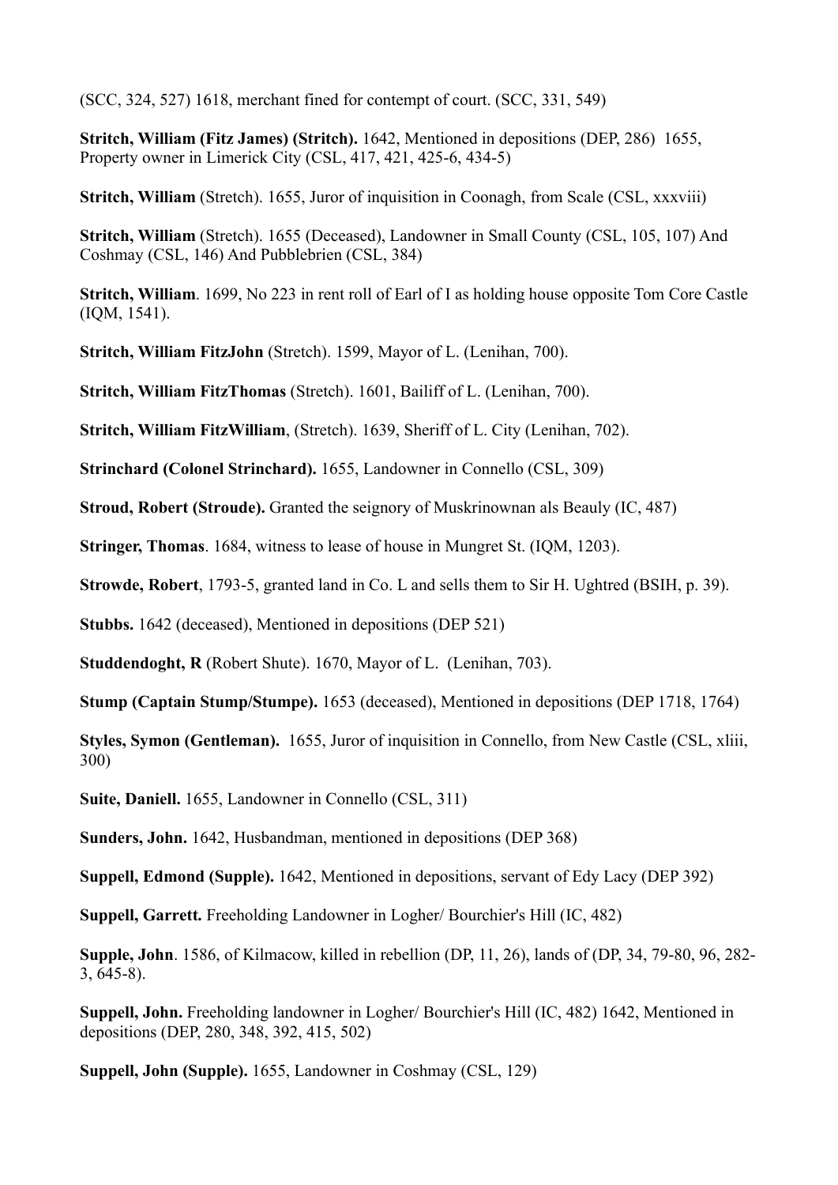(SCC, 324, 527) 1618, merchant fined for contempt of court. (SCC, 331, 549)

**Stritch, William (Fitz James) (Stritch).** 1642, Mentioned in depositions (DEP, 286) 1655, Property owner in Limerick City (CSL, 417, 421, 425-6, 434-5)

**Stritch, William** (Stretch). 1655, Juror of inquisition in Coonagh, from Scale (CSL, xxxviii)

**Stritch, William** (Stretch). 1655 (Deceased), Landowner in Small County (CSL, 105, 107) And Coshmay (CSL, 146) And Pubblebrien (CSL, 384)

**Stritch, William**. 1699, No 223 in rent roll of Earl of I as holding house opposite Tom Core Castle (IQM, 1541).

**Stritch, William FitzJohn** (Stretch). 1599, Mayor of L. (Lenihan, 700).

**Stritch, William FitzThomas** (Stretch). 1601, Bailiff of L. (Lenihan, 700).

**Stritch, William FitzWilliam**, (Stretch). 1639, Sheriff of L. City (Lenihan, 702).

**Strinchard (Colonel Strinchard).** 1655, Landowner in Connello (CSL, 309)

**Stroud, Robert (Stroude).** Granted the seignory of Muskrinownan als Beauly (IC, 487)

**Stringer, Thomas**. 1684, witness to lease of house in Mungret St. (IQM, 1203).

**Strowde, Robert**, 1793-5, granted land in Co. L and sells them to Sir H. Ughtred (BSIH, p. 39).

**Stubbs.** 1642 (deceased), Mentioned in depositions (DEP 521)

**Studdendoght, R** (Robert Shute). 1670, Mayor of L. (Lenihan, 703).

**Stump (Captain Stump/Stumpe).** 1653 (deceased), Mentioned in depositions (DEP 1718, 1764)

**Styles, Symon (Gentleman).** 1655, Juror of inquisition in Connello, from New Castle (CSL, xliii, 300)

**Suite, Daniell.** 1655, Landowner in Connello (CSL, 311)

**Sunders, John.** 1642, Husbandman, mentioned in depositions (DEP 368)

**Suppell, Edmond (Supple).** 1642, Mentioned in depositions, servant of Edy Lacy (DEP 392)

**Suppell, Garrett.** Freeholding Landowner in Logher/ Bourchier's Hill (IC, 482)

**Supple, John**. 1586, of Kilmacow, killed in rebellion (DP, 11, 26), lands of (DP, 34, 79-80, 96, 282-3, 645-8).

**Suppell, John.** Freeholding landowner in Logher/ Bourchier's Hill (IC, 482) 1642, Mentioned in depositions (DEP, 280, 348, 392, 415, 502)

**Suppell, John (Supple).** 1655, Landowner in Coshmay (CSL, 129)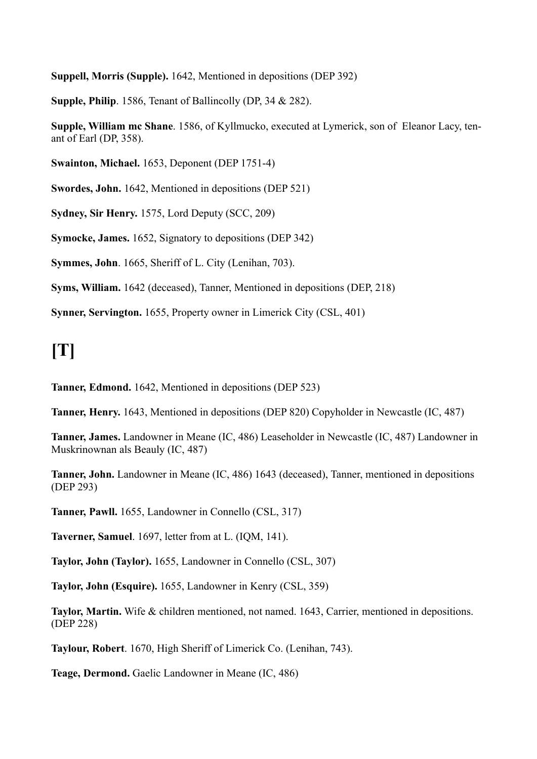**Suppell, Morris (Supple).** 1642, Mentioned in depositions (DEP 392)

**Supple, Philip**. 1586, Tenant of Ballincolly (DP, 34 & 282).

**Supple, William mc Shane**. 1586, of Kyllmucko, executed at Lymerick, son of Eleanor Lacy, tenant of Earl (DP, 358).

**Swainton, Michael.** 1653, Deponent (DEP 1751-4)

**Swordes, John.** 1642, Mentioned in depositions (DEP 521)

**Sydney, Sir Henry.** 1575, Lord Deputy (SCC, 209)

**Symocke, James.** 1652, Signatory to depositions (DEP 342)

**Symmes, John**. 1665, Sheriff of L. City (Lenihan, 703).

**Syms, William.** 1642 (deceased), Tanner, Mentioned in depositions (DEP, 218)

**Synner, Servington.** 1655, Property owner in Limerick City (CSL, 401)

# [T]

**Tanner, Edmond.** 1642, Mentioned in depositions (DEP 523)

**Tanner, Henry.** 1643, Mentioned in depositions (DEP 820) Copyholder in Newcastle (IC, 487)

**Tanner, James.** Landowner in Meane (IC, 486) Leaseholder in Newcastle (IC, 487) Landowner in Muskrinownan als Beauly (IC, 487)

**Tanner, John.** Landowner in Meane (IC, 486) 1643 (deceased), Tanner, mentioned in depositions (DEP 293)

**Tanner, Pawll.** 1655, Landowner in Connello (CSL, 317)

**Taverner, Samuel**. 1697, letter from at L. (IQM, 141).

**Taylor, John (Taylor).** 1655, Landowner in Connello (CSL, 307)

**Taylor, John (Esquire).** 1655, Landowner in Kenry (CSL, 359)

**Taylor, Martin.** Wife & children mentioned, not named. 1643, Carrier, mentioned in depositions. (DEP 228)

**Taylour, Robert**. 1670, High Sheriff of Limerick Co. (Lenihan, 743).

**Teage, Dermond.** Gaelic Landowner in Meane (IC, 486)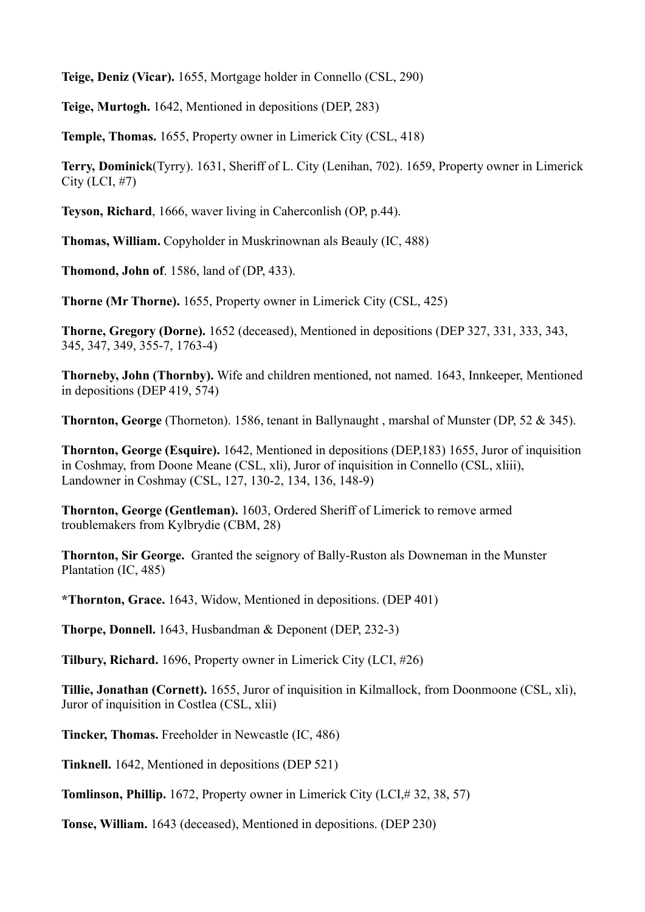**Teige, Deniz (Vicar).** 1655, Mortgage holder in Connello (CSL, 290)

**Teige, Murtogh.** 1642, Mentioned in depositions (DEP, 283)

**Temple, Thomas.** 1655, Property owner in Limerick City (CSL, 418)

**Terry, Dominick**(Tyrry). 1631, Sheriff of L. City (Lenihan, 702). 1659, Property owner in Limerick City (LCI, #7)

**Teyson, Richard**, 1666, waver living in Caherconlish (OP, p.44).

**Thomas, William.** Copyholder in Muskrinownan als Beauly (IC, 488)

**Thomond, John of**. 1586, land of (DP, 433).

**Thorne (Mr Thorne).** 1655, Property owner in Limerick City (CSL, 425)

**Thorne, Gregory (Dorne).** 1652 (deceased), Mentioned in depositions (DEP 327, 331, 333, 343, 345, 347, 349, 355-7, 1763-4)

**Thorneby, John (Thornby).** Wife and children mentioned, not named. 1643, Innkeeper, Mentioned in depositions (DEP 419, 574)

**Thornton, George** (Thorneton). 1586, tenant in Ballynaught , marshal of Munster (DP, 52 & 345).

**Thornton, George (Esquire).** 1642, Mentioned in depositions (DEP,183) 1655, Juror of inquisition in Coshmay, from Doone Meane (CSL, xli), Juror of inquisition in Connello (CSL, xliii), Landowner in Coshmay (CSL, 127, 130-2, 134, 136, 148-9)

**Thornton, George (Gentleman).** 1603, Ordered Sheriff of Limerick to remove armed troublemakers from Kylbrydie (CBM, 28)

**Thornton, Sir George.** Granted the seignory of Bally-Ruston als Downeman in the Munster Plantation (IC, 485)

**\*Thornton, Grace.** 1643, Widow, Mentioned in depositions. (DEP 401)

**Thorpe, Donnell.** 1643, Husbandman & Deponent (DEP, 232-3)

**Tilbury, Richard.** 1696, Property owner in Limerick City (LCI, #26)

**Tillie, Jonathan (Cornett).** 1655, Juror of inquisition in Kilmallock, from Doonmoone (CSL, xli), Juror of inquisition in Costlea (CSL, xlii)

**Tincker, Thomas.** Freeholder in Newcastle (IC, 486)

**Tinknell.** 1642, Mentioned in depositions (DEP 521)

**Tomlinson, Phillip.** 1672, Property owner in Limerick City (LCI,# 32, 38, 57)

**Tonse, William.** 1643 (deceased), Mentioned in depositions. (DEP 230)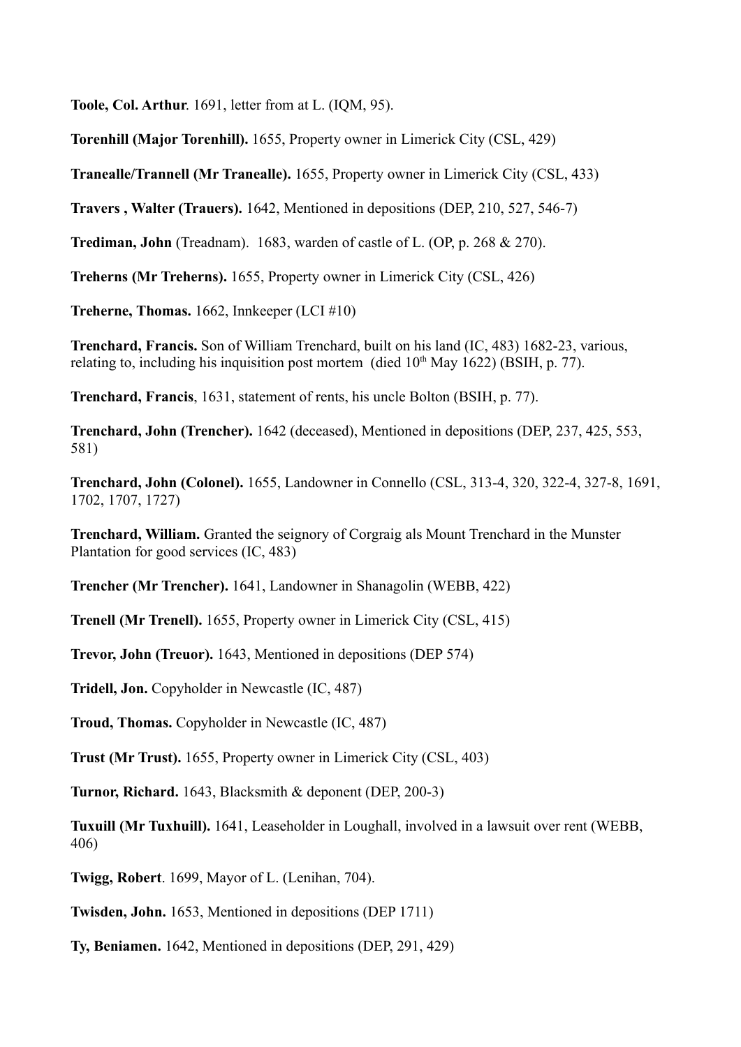**Toole, Col. Arthur**. 1691, letter from at L. (IQM, 95).

**Torenhill (Major Torenhill).** 1655, Property owner in Limerick City (CSL, 429)

**Tranealle/Trannell (Mr Tranealle).** 1655, Property owner in Limerick City (CSL, 433)

**Travers , Walter (Trauers).** 1642, Mentioned in depositions (DEP, 210, 527, 546-7)

**Trediman, John** (Treadnam). 1683, warden of castle of L. (OP, p. 268 & 270).

**Treherns (Mr Treherns).** 1655, Property owner in Limerick City (CSL, 426)

**Treherne, Thomas.** 1662, Innkeeper (LCI #10)

**Trenchard, Francis.** Son of William Trenchard, built on his land (IC, 483) 1682-23, various, relating to, including his inquisition post mortem (died 10th May 1622) (BSIH, p. 77).

**Trenchard, Francis**, 1631, statement of rents, his uncle Bolton (BSIH, p. 77).

**Trenchard, John (Trencher).** 1642 (deceased), Mentioned in depositions (DEP, 237, 425, 553, 581)

**Trenchard, John (Colonel).** 1655, Landowner in Connello (CSL, 313-4, 320, 322-4, 327-8, 1691, 1702, 1707, 1727)

**Trenchard, William.** Granted the seignory of Corgraig als Mount Trenchard in the Munster Plantation for good services (IC, 483)

**Trencher (Mr Trencher).** 1641, Landowner in Shanagolin (WEBB, 422)

**Trenell (Mr Trenell).** 1655, Property owner in Limerick City (CSL, 415)

**Trevor, John (Treuor).** 1643, Mentioned in depositions (DEP 574)

**Tridell, Jon.** Copyholder in Newcastle (IC, 487)

**Troud, Thomas.** Copyholder in Newcastle (IC, 487)

**Trust (Mr Trust).** 1655, Property owner in Limerick City (CSL, 403)

**Turnor, Richard.** 1643, Blacksmith & deponent (DEP, 200-3)

**Tuxuill (Mr Tuxhuill).** 1641, Leaseholder in Loughall, involved in a lawsuit over rent (WEBB, 406)

**Twigg, Robert**. 1699, Mayor of L. (Lenihan, 704).

**Twisden, John.** 1653, Mentioned in depositions (DEP 1711)

**Ty, Beniamen.** 1642, Mentioned in depositions (DEP, 291, 429)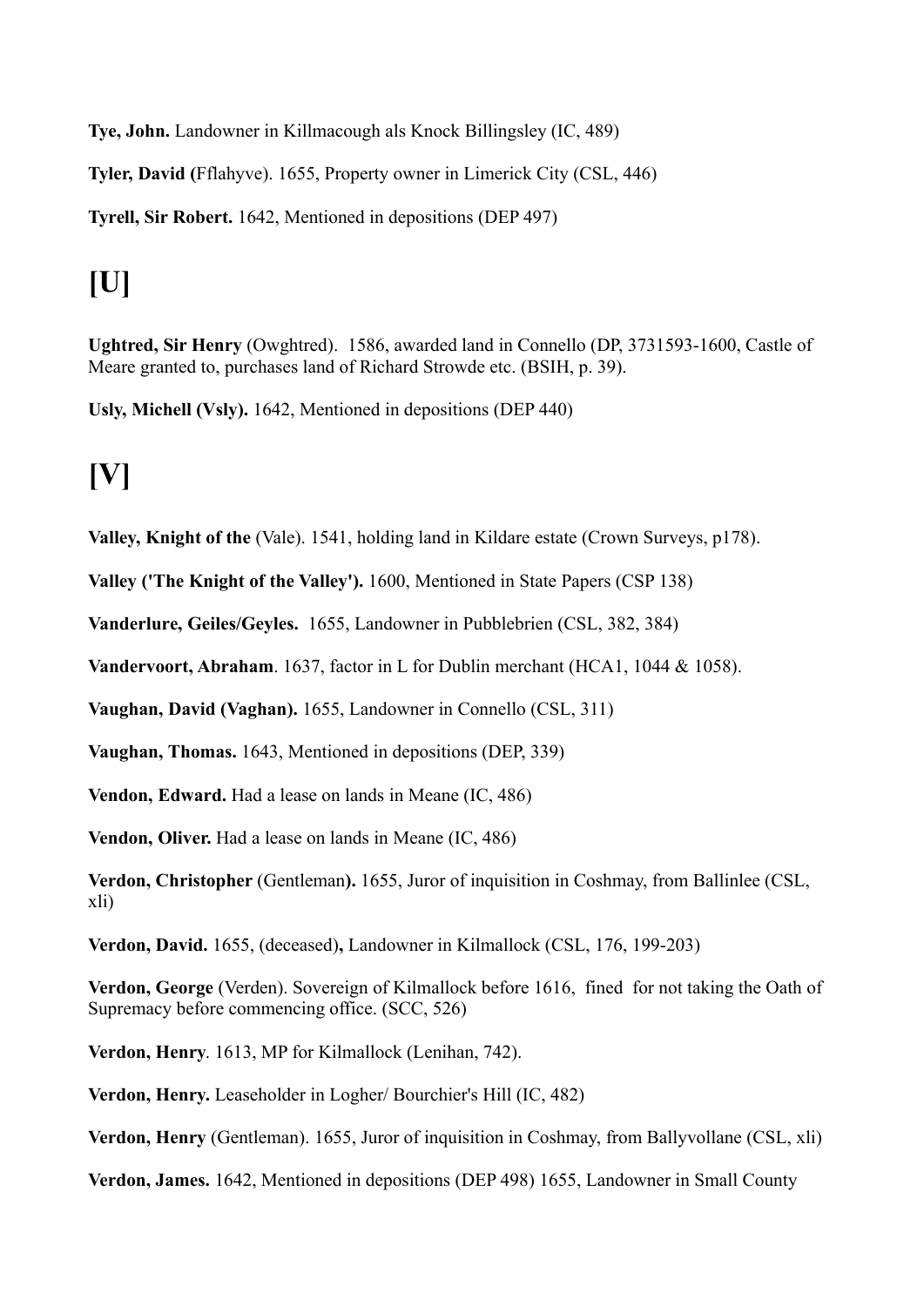**Tye, John.** Landowner in Killmacough als Knock Billingsley (IC, 489)

**Tyler, David (**Fflahyve). 1655, Property owner in Limerick City (CSL, 446)

**Tyrell, Sir Robert.** 1642, Mentioned in depositions (DEP 497)

# [U]

**Ughtred, Sir Henry** (Owghtred). 1586, awarded land in Connello (DP, 3731593-1600, Castle of Meare granted to, purchases land of Richard Strowde etc. (BSIH, p. 39).

**Usly, Michell (Vsly).** 1642, Mentioned in depositions (DEP 440)

# [V]

**Valley, Knight of the** (Vale). 1541, holding land in Kildare estate (Crown Surveys, p178).

**Valley ('The Knight of the Valley').** 1600, Mentioned in State Papers (CSP 138)

**Vanderlure, Geiles/Geyles.** 1655, Landowner in Pubblebrien (CSL, 382, 384)

**Vandervoort, Abraham**. 1637, factor in L for Dublin merchant (HCA1, 1044 & 1058).

**Vaughan, David (Vaghan).** 1655, Landowner in Connello (CSL, 311)

**Vaughan, Thomas.** 1643, Mentioned in depositions (DEP, 339)

**Vendon, Edward.** Had a lease on lands in Meane (IC, 486)

**Vendon, Oliver.** Had a lease on lands in Meane (IC, 486)

**Verdon, Christopher** (Gentleman**).** 1655, Juror of inquisition in Coshmay, from Ballinlee (CSL, xli)

**Verdon, David.** 1655, (deceased)**,** Landowner in Kilmallock (CSL, 176, 199-203)

**Verdon, George** (Verden). Sovereign of Kilmallock before 1616, fined for not taking the Oath of Supremacy before commencing office. (SCC, 526)

**Verdon, Henry**. 1613, MP for Kilmallock (Lenihan, 742).

**Verdon, Henry.** Leaseholder in Logher/ Bourchier's Hill (IC, 482)

**Verdon, Henry** (Gentleman). 1655, Juror of inquisition in Coshmay, from Ballyvollane (CSL, xli)

**Verdon, James.** 1642, Mentioned in depositions (DEP 498) 1655, Landowner in Small County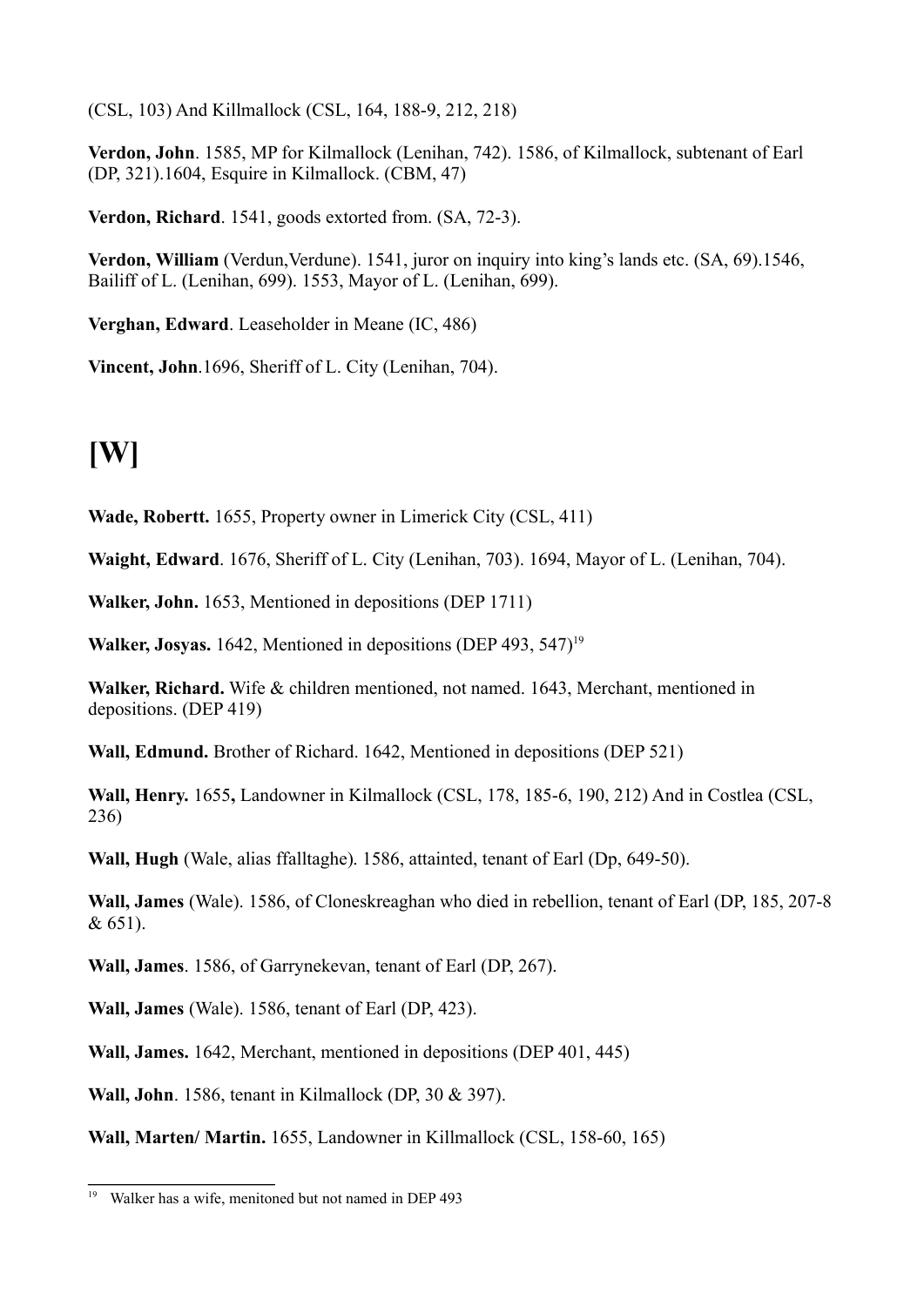(CSL, 103) And Killmallock (CSL, 164, 188-9, 212, 218)

**Verdon, John**. 1585, MP for Kilmallock (Lenihan, 742). 1586, of Kilmallock, subtenant of Earl (DP, 321).1604, Esquire in Kilmallock. (CBM, 47)

**Verdon, Richard**. 1541, goods extorted from. (SA, 72-3).

**Verdon, William** (Verdun,Verdune). 1541, juror on inquiry into king's lands etc. (SA, 69).1546, Bailiff of L. (Lenihan, 699). 1553, Mayor of L. (Lenihan, 699).

**Verghan, Edward**. Leaseholder in Meane (IC, 486)

**Vincent, John**.1696, Sheriff of L. City (Lenihan, 704).

# [W]

**Wade, Robertt.** 1655, Property owner in Limerick City (CSL, 411)

**Waight, Edward**. 1676, Sheriff of L. City (Lenihan, 703). 1694, Mayor of L. (Lenihan, 704).

**Walker, John.** 1653, Mentioned in depositions (DEP 1711)

**Walker, Josyas.** 1642, Mentioned in depositions (DEP 493, 547)[19]

**Walker, Richard.** Wife & children mentioned, not named. 1643, Merchant, mentioned in depositions. (DEP 419)

**Wall, Edmund.** Brother of Richard. 1642, Mentioned in depositions (DEP 521)

**Wall, Henry.** 1655**,** Landowner in Kilmallock (CSL, 178, 185-6, 190, 212) And in Costlea (CSL, 236)

**Wall, Hugh** (Wale, alias ffalltaghe). 1586, attainted, tenant of Earl (Dp, 649-50).

**Wall, James** (Wale). 1586, of Cloneskreaghan who died in rebellion, tenant of Earl (DP, 185, 207-8 & 651).

**Wall, James**. 1586, of Garrynekevan, tenant of Earl (DP, 267).

**Wall, James** (Wale). 1586, tenant of Earl (DP, 423).

**Wall, James.** 1642, Merchant, mentioned in depositions (DEP 401, 445)

**Wall, John**. 1586, tenant in Kilmallock (DP, 30 & 397).

**Wall, Marten/ Martin.** 1655, Landowner in Killmallock (CSL, 158-60, 165)

---

[19] Walker has a wife, menitoned but not named in DEP 493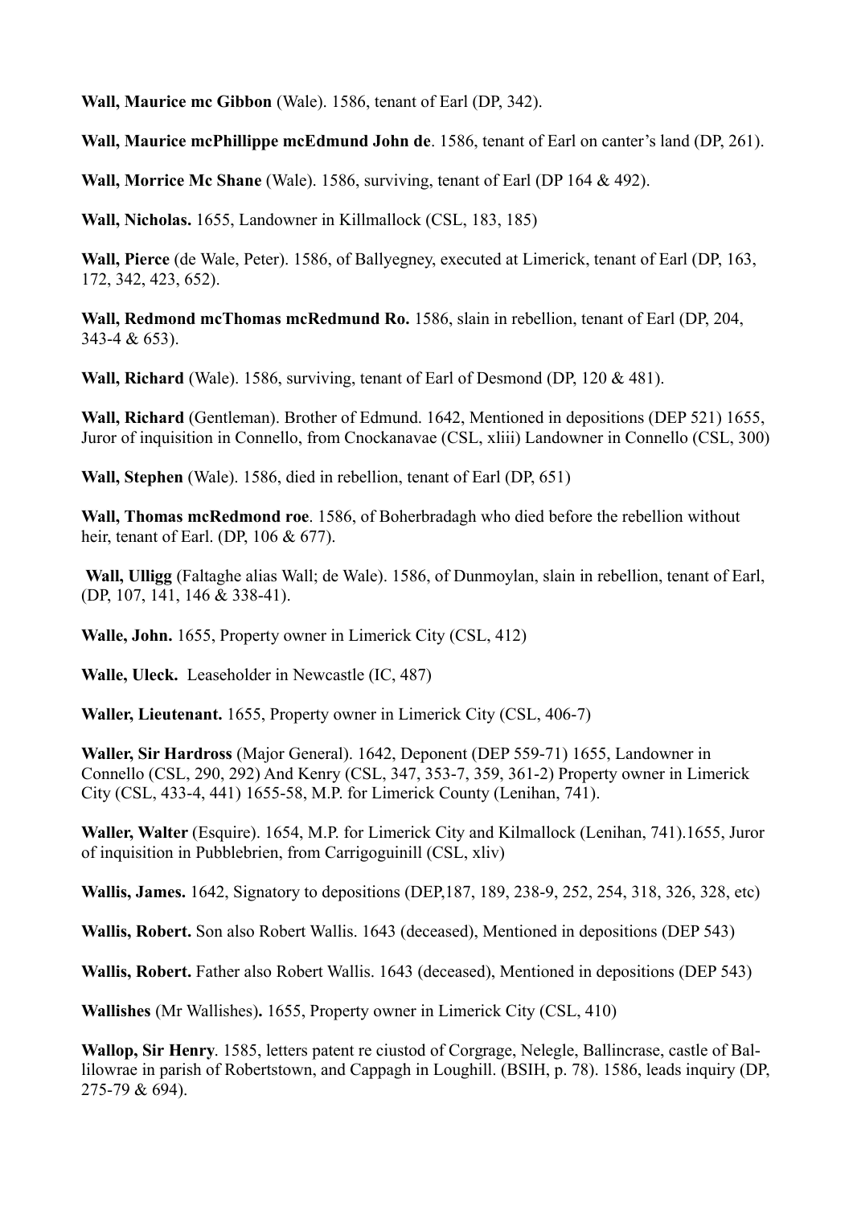**Wall, Maurice mc Gibbon** (Wale). 1586, tenant of Earl (DP, 342).

**Wall, Maurice mcPhillippe mcEdmund John de**. 1586, tenant of Earl on canter's land (DP, 261).

**Wall, Morrice Mc Shane** (Wale). 1586, surviving, tenant of Earl (DP 164 & 492).

**Wall, Nicholas.** 1655, Landowner in Killmallock (CSL, 183, 185)

**Wall, Pierce** (de Wale, Peter). 1586, of Ballyegney, executed at Limerick, tenant of Earl (DP, 163, 172, 342, 423, 652).

**Wall, Redmond mcThomas mcRedmund Ro.** 1586, slain in rebellion, tenant of Earl (DP, 204, 343-4 & 653).

**Wall, Richard** (Wale). 1586, surviving, tenant of Earl of Desmond (DP, 120 & 481).

**Wall, Richard** (Gentleman). Brother of Edmund. 1642, Mentioned in depositions (DEP 521) 1655, Juror of inquisition in Connello, from Cnockanavae (CSL, xliii) Landowner in Connello (CSL, 300)

**Wall, Stephen** (Wale). 1586, died in rebellion, tenant of Earl (DP, 651)

**Wall, Thomas mcRedmond roe**. 1586, of Boherbradagh who died before the rebellion without heir, tenant of Earl. (DP, 106 & 677).

**Wall, Ulligg** (Faltaghe alias Wall; de Wale). 1586, of Dunmoylan, slain in rebellion, tenant of Earl, (DP, 107, 141, 146 & 338-41).

**Walle, John.** 1655, Property owner in Limerick City (CSL, 412)

**Walle, Uleck.** Leaseholder in Newcastle (IC, 487)

**Waller, Lieutenant.** 1655, Property owner in Limerick City (CSL, 406-7)

**Waller, Sir Hardross** (Major General). 1642, Deponent (DEP 559-71) 1655, Landowner in Connello (CSL, 290, 292) And Kenry (CSL, 347, 353-7, 359, 361-2) Property owner in Limerick City (CSL, 433-4, 441) 1655-58, M.P. for Limerick County (Lenihan, 741).

**Waller, Walter** (Esquire). 1654, M.P. for Limerick City and Kilmallock (Lenihan, 741).1655, Juror of inquisition in Pubblebrien, from Carrigoguinill (CSL, xliv)

**Wallis, James.** 1642, Signatory to depositions (DEP,187, 189, 238-9, 252, 254, 318, 326, 328, etc)

**Wallis, Robert.** Son also Robert Wallis. 1643 (deceased), Mentioned in depositions (DEP 543)

**Wallis, Robert.** Father also Robert Wallis. 1643 (deceased), Mentioned in depositions (DEP 543)

**Wallishes** (Mr Wallishes)**.** 1655, Property owner in Limerick City (CSL, 410)

**Wallop, Sir Henry**. 1585, letters patent re ciustod of Corgrage, Nelegle, Ballincrase, castle of Ballilowrae in parish of Robertstown, and Cappagh in Loughill. (BSIH, p. 78). 1586, leads inquiry (DP, 275-79 & 694).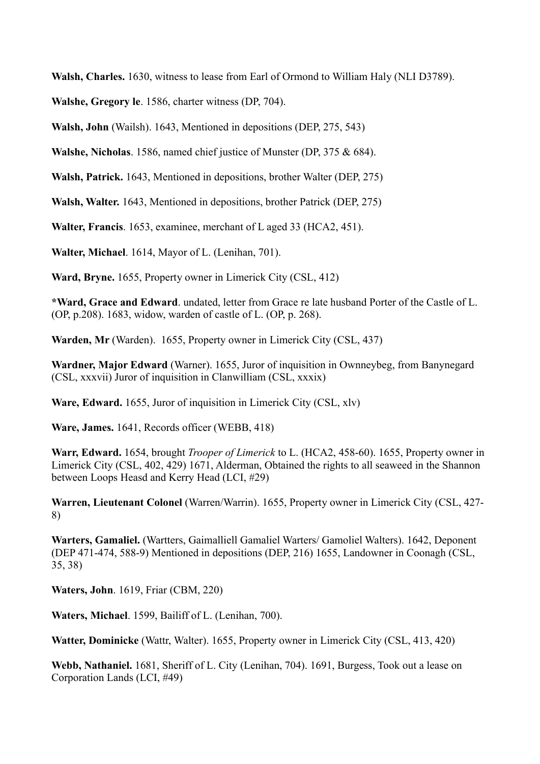**Walsh, Charles.** 1630, witness to lease from Earl of Ormond to William Haly (NLI D3789).

**Walshe, Gregory le**. 1586, charter witness (DP, 704).

**Walsh, John** (Wailsh). 1643, Mentioned in depositions (DEP, 275, 543)

**Walshe, Nicholas**. 1586, named chief justice of Munster (DP, 375 & 684).

**Walsh, Patrick.** 1643, Mentioned in depositions, brother Walter (DEP, 275)

**Walsh, Walter.** 1643, Mentioned in depositions, brother Patrick (DEP, 275)

**Walter, Francis**. 1653, examinee, merchant of L aged 33 (HCA2, 451).

**Walter, Michael**. 1614, Mayor of L. (Lenihan, 701).

**Ward, Bryne.** 1655, Property owner in Limerick City (CSL, 412)

***Ward, Grace and Edward**. undated, letter from Grace re late husband Porter of the Castle of L. (OP, p.208). 1683, widow, warden of castle of L. (OP, p. 268).

**Warden, Mr** (Warden). 1655, Property owner in Limerick City (CSL, 437)

**Wardner, Major Edward** (Warner). 1655, Juror of inquisition in Ownneybeg, from Banynegard (CSL, xxxvii) Juror of inquisition in Clanwilliam (CSL, xxxix)

**Ware, Edward.** 1655, Juror of inquisition in Limerick City (CSL, xlv)

**Ware, James.** 1641, Records officer (WEBB, 418)

**Warr, Edward.** 1654, brought *Trooper of Limerick* to L. (HCA2, 458-60). 1655, Property owner in Limerick City (CSL, 402, 429) 1671, Alderman, Obtained the rights to all seaweed in the Shannon between Loops Heasd and Kerry Head (LCI, #29)

**Warren, Lieutenant Colonel** (Warren/Warrin). 1655, Property owner in Limerick City (CSL, 427-8)

**Warters, Gamaliel.** (Wartters, Gaimalliell Gamaliel Warters/ Gamoliel Walters). 1642, Deponent (DEP 471-474, 588-9) Mentioned in depositions (DEP, 216) 1655, Landowner in Coonagh (CSL, 35, 38)

**Waters, John**. 1619, Friar (CBM, 220)

**Waters, Michael**. 1599, Bailiff of L. (Lenihan, 700).

**Watter, Dominicke** (Wattr, Walter). 1655, Property owner in Limerick City (CSL, 413, 420)

**Webb, Nathaniel.** 1681, Sheriff of L. City (Lenihan, 704). 1691, Burgess, Took out a lease on Corporation Lands (LCI, #49)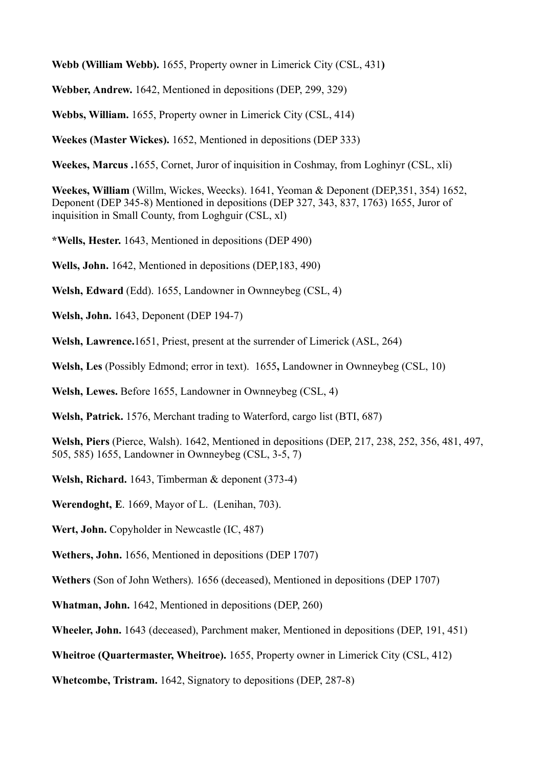**Webb (William Webb).** 1655, Property owner in Limerick City (CSL, 431**)**

**Webber, Andrew.** 1642, Mentioned in depositions (DEP, 299, 329)

**Webbs, William.** 1655, Property owner in Limerick City (CSL, 414)

**Weekes (Master Wickes).** 1652, Mentioned in depositions (DEP 333)

**Weekes, Marcus .**1655, Cornet, Juror of inquisition in Coshmay, from Loghinyr (CSL, xli)

**Weekes, William** (Willm, Wickes, Weecks). 1641, Yeoman & Deponent (DEP,351, 354) 1652, Deponent (DEP 345-8) Mentioned in depositions (DEP 327, 343, 837, 1763) 1655, Juror of inquisition in Small County, from Loghguir (CSL, xl)

**\*Wells, Hester.** 1643, Mentioned in depositions (DEP 490)

**Wells, John.** 1642, Mentioned in depositions (DEP,183, 490)

**Welsh, Edward** (Edd). 1655, Landowner in Ownneybeg (CSL, 4)

**Welsh, John.** 1643, Deponent (DEP 194-7)

**Welsh, Lawrence.**1651, Priest, present at the surrender of Limerick (ASL, 264)

**Welsh, Les** (Possibly Edmond; error in text). 1655**,** Landowner in Ownneybeg (CSL, 10)

**Welsh, Lewes.** Before 1655, Landowner in Ownneybeg (CSL, 4)

**Welsh, Patrick.** 1576, Merchant trading to Waterford, cargo list (BTI, 687)

**Welsh, Piers** (Pierce, Walsh). 1642, Mentioned in depositions (DEP, 217, 238, 252, 356, 481, 497, 505, 585) 1655, Landowner in Ownneybeg (CSL, 3-5, 7)

**Welsh, Richard.** 1643, Timberman & deponent (373-4)

**Werendoght, E**. 1669, Mayor of L. (Lenihan, 703).

**Wert, John.** Copyholder in Newcastle (IC, 487)

**Wethers, John.** 1656, Mentioned in depositions (DEP 1707)

**Wethers** (Son of John Wethers). 1656 (deceased), Mentioned in depositions (DEP 1707)

**Whatman, John.** 1642, Mentioned in depositions (DEP, 260)

**Wheeler, John.** 1643 (deceased), Parchment maker, Mentioned in depositions (DEP, 191, 451)

**Wheitroe (Quartermaster, Wheitroe).** 1655, Property owner in Limerick City (CSL, 412)

**Whetcombe, Tristram.** 1642, Signatory to depositions (DEP, 287-8)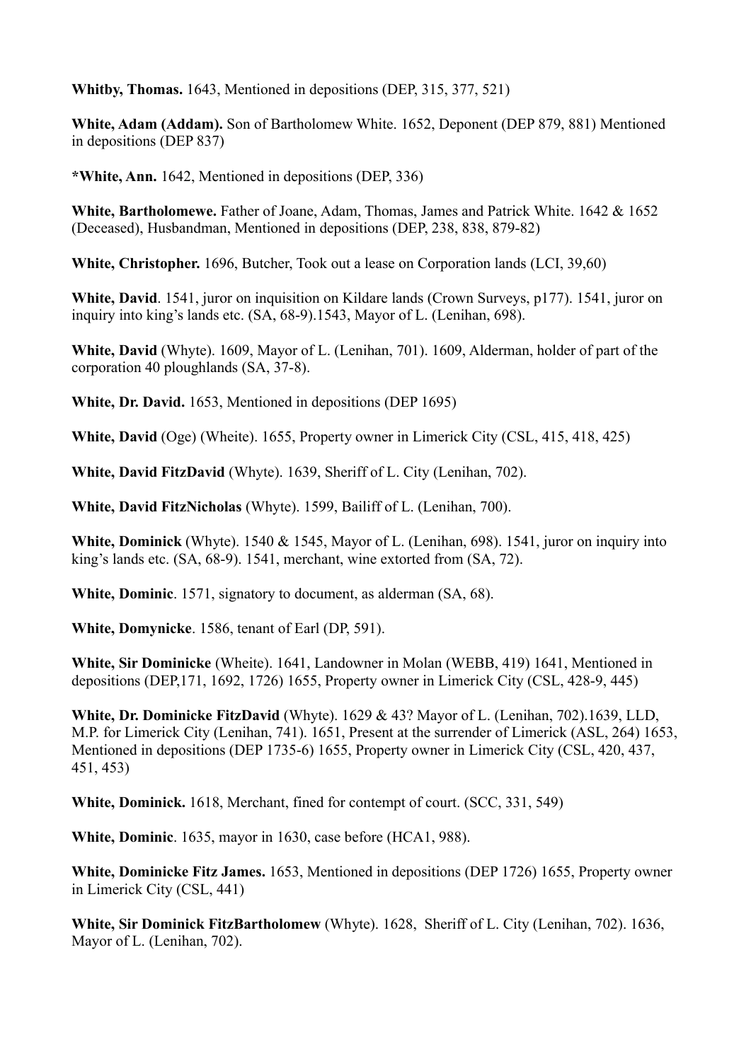**Whitby, Thomas.** 1643, Mentioned in depositions (DEP, 315, 377, 521)

**White, Adam (Addam).** Son of Bartholomew White. 1652, Deponent (DEP 879, 881) Mentioned in depositions (DEP 837)

**\*White, Ann.** 1642, Mentioned in depositions (DEP, 336)

**White, Bartholomewe.** Father of Joane, Adam, Thomas, James and Patrick White. 1642 & 1652 (Deceased), Husbandman, Mentioned in depositions (DEP, 238, 838, 879-82)

**White, Christopher.** 1696, Butcher, Took out a lease on Corporation lands (LCI, 39,60)

**White, David**. 1541, juror on inquisition on Kildare lands (Crown Surveys, p177). 1541, juror on inquiry into king's lands etc. (SA, 68-9).1543, Mayor of L. (Lenihan, 698).

**White, David** (Whyte). 1609, Mayor of L. (Lenihan, 701). 1609, Alderman, holder of part of the corporation 40 ploughlands (SA, 37-8).

**White, Dr. David.** 1653, Mentioned in depositions (DEP 1695)

**White, David** (Oge) (Wheite). 1655, Property owner in Limerick City (CSL, 415, 418, 425)

**White, David FitzDavid** (Whyte). 1639, Sheriff of L. City (Lenihan, 702).

**White, David FitzNicholas** (Whyte). 1599, Bailiff of L. (Lenihan, 700).

**White, Dominick** (Whyte). 1540 & 1545, Mayor of L. (Lenihan, 698). 1541, juror on inquiry into king's lands etc. (SA, 68-9). 1541, merchant, wine extorted from (SA, 72).

**White, Dominic**. 1571, signatory to document, as alderman (SA, 68).

**White, Domynicke**. 1586, tenant of Earl (DP, 591).

**White, Sir Dominicke** (Wheite). 1641, Landowner in Molan (WEBB, 419) 1641, Mentioned in depositions (DEP,171, 1692, 1726) 1655, Property owner in Limerick City (CSL, 428-9, 445)

**White, Dr. Dominicke FitzDavid** (Whyte). 1629 & 43? Mayor of L. (Lenihan, 702).1639, LLD, M.P. for Limerick City (Lenihan, 741). 1651, Present at the surrender of Limerick (ASL, 264) 1653, Mentioned in depositions (DEP 1735-6) 1655, Property owner in Limerick City (CSL, 420, 437, 451, 453)

**White, Dominick.** 1618, Merchant, fined for contempt of court. (SCC, 331, 549)

**White, Dominic**. 1635, mayor in 1630, case before (HCA1, 988).

**White, Dominicke Fitz James.** 1653, Mentioned in depositions (DEP 1726) 1655, Property owner in Limerick City (CSL, 441)

**White, Sir Dominick FitzBartholomew** (Whyte). 1628, Sheriff of L. City (Lenihan, 702). 1636, Mayor of L. (Lenihan, 702).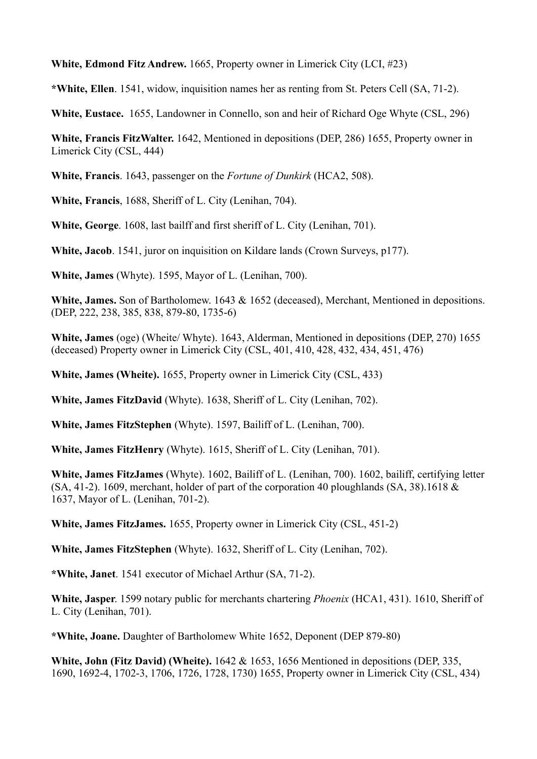**White, Edmond Fitz Andrew.** 1665, Property owner in Limerick City (LCI, #23)

***White, Ellen**. 1541, widow, inquisition names her as renting from St. Peters Cell (SA, 71-2).

**White, Eustace.** 1655, Landowner in Connello, son and heir of Richard Oge Whyte (CSL, 296)

**White, Francis FitzWalter.** 1642, Mentioned in depositions (DEP, 286) 1655, Property owner in Limerick City (CSL, 444)

**White, Francis**. 1643, passenger on the *Fortune of Dunkirk* (HCA2, 508).

**White, Francis**, 1688, Sheriff of L. City (Lenihan, 704).

**White, George**. 1608, last bailff and first sheriff of L. City (Lenihan, 701).

**White, Jacob**. 1541, juror on inquisition on Kildare lands (Crown Surveys, p177).

**White, James** (Whyte). 1595, Mayor of L. (Lenihan, 700).

**White, James.** Son of Bartholomew. 1643 & 1652 (deceased), Merchant, Mentioned in depositions. (DEP, 222, 238, 385, 838, 879-80, 1735-6)

**White, James** (oge) (Wheite/ Whyte). 1643, Alderman, Mentioned in depositions (DEP, 270) 1655 (deceased) Property owner in Limerick City (CSL, 401, 410, 428, 432, 434, 451, 476)

**White, James (Wheite).** 1655, Property owner in Limerick City (CSL, 433)

**White, James FitzDavid** (Whyte). 1638, Sheriff of L. City (Lenihan, 702).

**White, James FitzStephen** (Whyte). 1597, Bailiff of L. (Lenihan, 700).

**White, James FitzHenry** (Whyte). 1615, Sheriff of L. City (Lenihan, 701).

**White, James FitzJames** (Whyte). 1602, Bailiff of L. (Lenihan, 700). 1602, bailiff, certifying letter (SA, 41-2). 1609, merchant, holder of part of the corporation 40 ploughlands (SA, 38).1618 & 1637, Mayor of L. (Lenihan, 701-2).

**White, James FitzJames.** 1655, Property owner in Limerick City (CSL, 451-2)

**White, James FitzStephen** (Whyte). 1632, Sheriff of L. City (Lenihan, 702).

***White, Janet**. 1541 executor of Michael Arthur (SA, 71-2).

**White, Jasper**. 1599 notary public for merchants chartering *Phoenix* (HCA1, 431). 1610, Sheriff of L. City (Lenihan, 701).

***White, Joane.** Daughter of Bartholomew White 1652, Deponent (DEP 879-80)

**White, John (Fitz David) (Wheite).** 1642 & 1653, 1656 Mentioned in depositions (DEP, 335, 1690, 1692-4, 1702-3, 1706, 1726, 1728, 1730) 1655, Property owner in Limerick City (CSL, 434)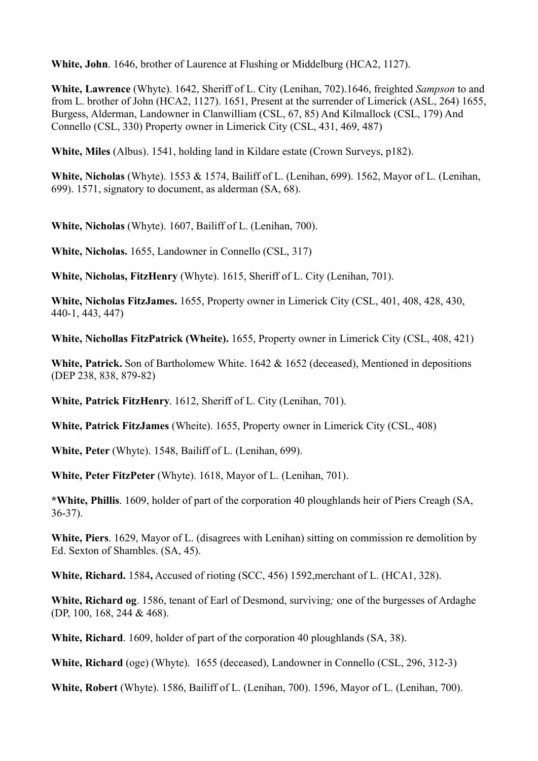**White, John**. 1646, brother of Laurence at Flushing or Middelburg (HCA2, 1127).

**White, Lawrence** (Whyte). 1642, Sheriff of L. City (Lenihan, 702).1646, freighted *Sampson* to and from L. brother of John (HCA2, 1127). 1651, Present at the surrender of Limerick (ASL, 264) 1655, Burgess, Alderman, Landowner in Clanwilliam (CSL, 67, 85) And Kilmallock (CSL, 179) And Connello (CSL, 330) Property owner in Limerick City (CSL, 431, 469, 487)

**White, Miles** (Albus). 1541, holding land in Kildare estate (Crown Surveys, p182).

**White, Nicholas** (Whyte). 1553 & 1574, Bailiff of L. (Lenihan, 699). 1562, Mayor of L. (Lenihan, 699). 1571, signatory to document, as alderman (SA, 68).

**White, Nicholas** (Whyte). 1607, Bailiff of L. (Lenihan, 700).

**White, Nicholas.** 1655, Landowner in Connello (CSL, 317)

**White, Nicholas, FitzHenry** (Whyte). 1615, Sheriff of L. City (Lenihan, 701).

**White, Nicholas FitzJames.** 1655, Property owner in Limerick City (CSL, 401, 408, 428, 430, 440-1, 443, 447)

**White, Nichollas FitzPatrick (Wheite).** 1655, Property owner in Limerick City (CSL, 408, 421)

**White, Patrick.** Son of Bartholomew White. 1642 & 1652 (deceased), Mentioned in depositions (DEP 238, 838, 879-82)

**White, Patrick FitzHenry**. 1612, Sheriff of L. City (Lenihan, 701).

**White, Patrick FitzJames** (Wheite). 1655, Property owner in Limerick City (CSL, 408)

**White, Peter** (Whyte). 1548, Bailiff of L. (Lenihan, 699).

**White, Peter FitzPeter** (Whyte). 1618, Mayor of L. (Lenihan, 701).

**\*White, Phillis**. 1609, holder of part of the corporation 40 ploughlands heir of Piers Creagh (SA, 36-37).

**White, Piers**. 1629, Mayor of L. (disagrees with Lenihan) sitting on commission re demolition by Ed. Sexton of Shambles. (SA, 45).

**White, Richard.** 1584**,** Accused of rioting (SCC, 456) 1592,merchant of L. (HCA1, 328).

**White, Richard og**. 1586, tenant of Earl of Desmond, surviving*;* one of the burgesses of Ardaghe (DP, 100, 168, 244 & 468).

**White, Richard**. 1609, holder of part of the corporation 40 ploughlands (SA, 38).

**White, Richard** (oge) (Whyte). 1655 (deceased), Landowner in Connello (CSL, 296, 312-3)

**White, Robert** (Whyte). 1586, Bailiff of L. (Lenihan, 700). 1596, Mayor of L. (Lenihan, 700).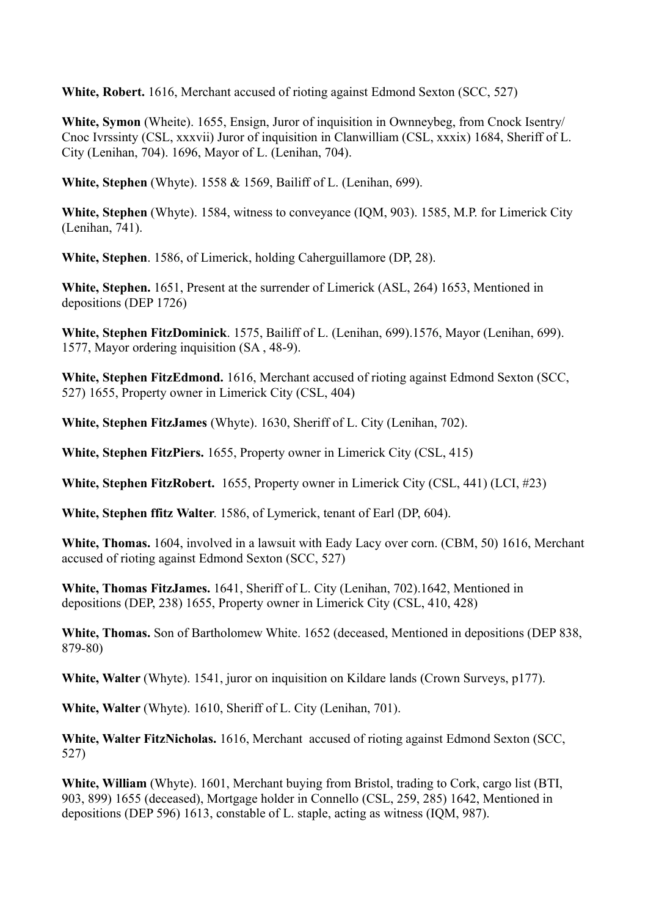**White, Robert.** 1616, Merchant accused of rioting against Edmond Sexton (SCC, 527)

**White, Symon** (Wheite). 1655, Ensign, Juror of inquisition in Ownneybeg, from Cnock Isentry/ Cnoc Ivrssinty (CSL, xxxvii) Juror of inquisition in Clanwilliam (CSL, xxxix) 1684, Sheriff of L. City (Lenihan, 704). 1696, Mayor of L. (Lenihan, 704).

**White, Stephen** (Whyte). 1558 & 1569, Bailiff of L. (Lenihan, 699).

**White, Stephen** (Whyte). 1584, witness to conveyance (IQM, 903). 1585, M.P. for Limerick City (Lenihan, 741).

**White, Stephen**. 1586, of Limerick, holding Caherguillamore (DP, 28).

**White, Stephen.** 1651, Present at the surrender of Limerick (ASL, 264) 1653, Mentioned in depositions (DEP 1726)

**White, Stephen FitzDominick**. 1575, Bailiff of L. (Lenihan, 699).1576, Mayor (Lenihan, 699). 1577, Mayor ordering inquisition (SA , 48-9).

**White, Stephen FitzEdmond.** 1616, Merchant accused of rioting against Edmond Sexton (SCC, 527) 1655, Property owner in Limerick City (CSL, 404)

**White, Stephen FitzJames** (Whyte). 1630, Sheriff of L. City (Lenihan, 702).

**White, Stephen FitzPiers.** 1655, Property owner in Limerick City (CSL, 415)

**White, Stephen FitzRobert.** 1655, Property owner in Limerick City (CSL, 441) (LCI, #23)

**White, Stephen ffitz Walter**. 1586, of Lymerick, tenant of Earl (DP, 604).

**White, Thomas.** 1604, involved in a lawsuit with Eady Lacy over corn. (CBM, 50) 1616, Merchant accused of rioting against Edmond Sexton (SCC, 527)

**White, Thomas FitzJames.** 1641, Sheriff of L. City (Lenihan, 702).1642, Mentioned in depositions (DEP, 238) 1655, Property owner in Limerick City (CSL, 410, 428)

**White, Thomas.** Son of Bartholomew White. 1652 (deceased, Mentioned in depositions (DEP 838, 879-80)

**White, Walter** (Whyte). 1541, juror on inquisition on Kildare lands (Crown Surveys, p177).

**White, Walter** (Whyte). 1610, Sheriff of L. City (Lenihan, 701).

**White, Walter FitzNicholas.** 1616, Merchant accused of rioting against Edmond Sexton (SCC, 527)

**White, William** (Whyte). 1601, Merchant buying from Bristol, trading to Cork, cargo list (BTI, 903, 899) 1655 (deceased), Mortgage holder in Connello (CSL, 259, 285) 1642, Mentioned in depositions (DEP 596) 1613, constable of L. staple, acting as witness (IQM, 987).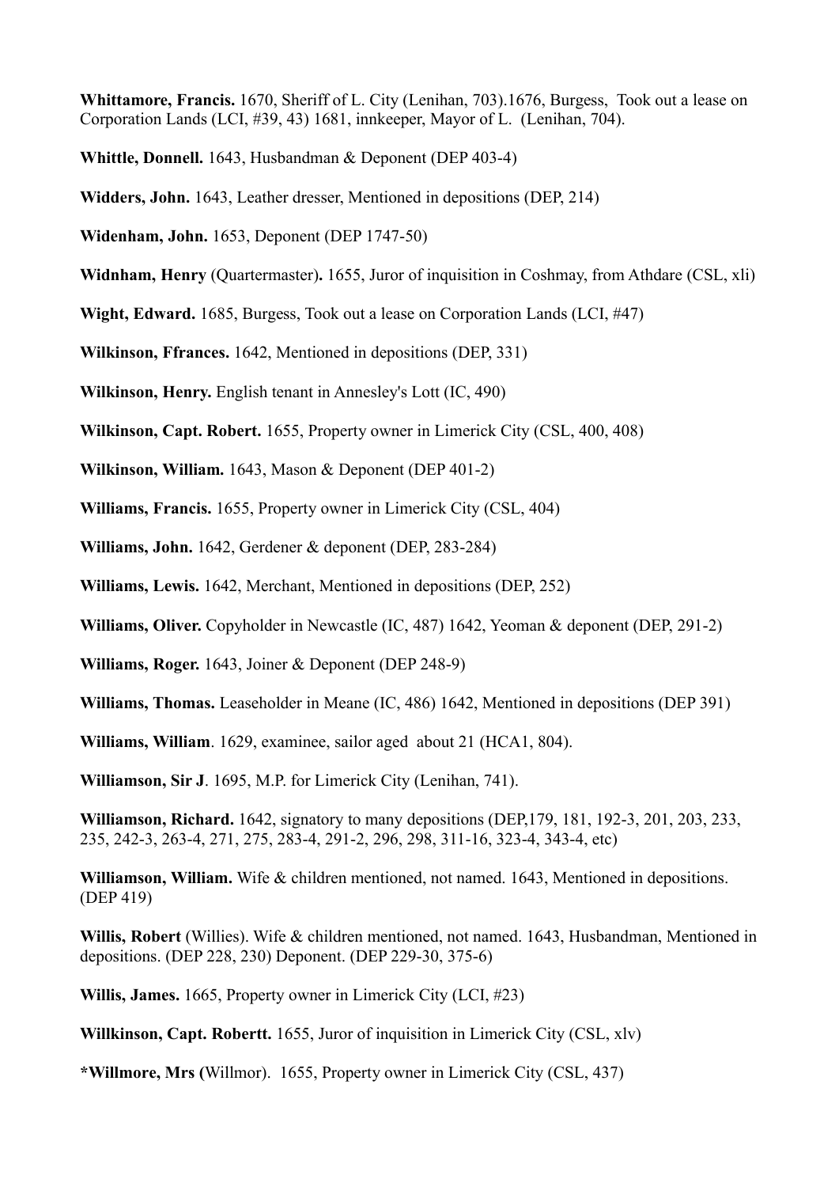**Whittamore, Francis.** 1670, Sheriff of L. City (Lenihan, 703).1676, Burgess, Took out a lease on Corporation Lands (LCI, #39, 43) 1681, innkeeper, Mayor of L. (Lenihan, 704).

**Whittle, Donnell.** 1643, Husbandman & Deponent (DEP 403-4)

**Widders, John.** 1643, Leather dresser, Mentioned in depositions (DEP, 214)

**Widenham, John.** 1653, Deponent (DEP 1747-50)

**Widnham, Henry** (Quartermaster)**.** 1655, Juror of inquisition in Coshmay, from Athdare (CSL, xli)

**Wight, Edward.** 1685, Burgess, Took out a lease on Corporation Lands (LCI, #47)

**Wilkinson, Ffrances.** 1642, Mentioned in depositions (DEP, 331)

**Wilkinson, Henry.** English tenant in Annesley's Lott (IC, 490)

**Wilkinson, Capt. Robert.** 1655, Property owner in Limerick City (CSL, 400, 408)

**Wilkinson, William.** 1643, Mason & Deponent (DEP 401-2)

**Williams, Francis.** 1655, Property owner in Limerick City (CSL, 404)

**Williams, John.** 1642, Gerdener & deponent (DEP, 283-284)

**Williams, Lewis.** 1642, Merchant, Mentioned in depositions (DEP, 252)

**Williams, Oliver.** Copyholder in Newcastle (IC, 487) 1642, Yeoman & deponent (DEP, 291-2)

**Williams, Roger.** 1643, Joiner & Deponent (DEP 248-9)

**Williams, Thomas.** Leaseholder in Meane (IC, 486) 1642, Mentioned in depositions (DEP 391)

**Williams, William**. 1629, examinee, sailor aged about 21 (HCA1, 804).

**Williamson, Sir J**. 1695, M.P. for Limerick City (Lenihan, 741).

**Williamson, Richard.** 1642, signatory to many depositions (DEP,179, 181, 192-3, 201, 203, 233, 235, 242-3, 263-4, 271, 275, 283-4, 291-2, 296, 298, 311-16, 323-4, 343-4, etc)

**Williamson, William.** Wife & children mentioned, not named. 1643, Mentioned in depositions. (DEP 419)

**Willis, Robert** (Willies). Wife & children mentioned, not named. 1643, Husbandman, Mentioned in depositions. (DEP 228, 230) Deponent. (DEP 229-30, 375-6)

**Willis, James.** 1665, Property owner in Limerick City (LCI, #23)

**Willkinson, Capt. Robertt.** 1655, Juror of inquisition in Limerick City (CSL, xlv)

**\*Willmore, Mrs (**Willmor). 1655, Property owner in Limerick City (CSL, 437)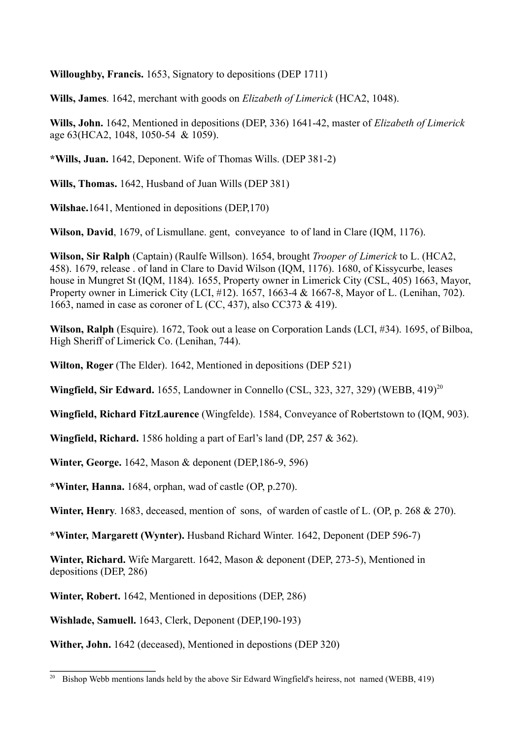**Willoughby, Francis.** 1653, Signatory to depositions (DEP 1711)

**Wills, James**. 1642, merchant with goods on *Elizabeth of Limerick* (HCA2, 1048).

**Wills, John.** 1642, Mentioned in depositions (DEP, 336) 1641-42, master of *Elizabeth of Limerick* age 63(HCA2, 1048, 1050-54 & 1059).

***Wills, Juan.** 1642, Deponent. Wife of Thomas Wills. (DEP 381-2)

**Wills, Thomas.** 1642, Husband of Juan Wills (DEP 381)

**Wilshae.**1641, Mentioned in depositions (DEP,170)

**Wilson, David**, 1679, of Lismullane. gent, conveyance to of land in Clare (IQM, 1176).

**Wilson, Sir Ralph** (Captain) (Raulfe Willson). 1654, brought *Trooper of Limerick* to L. (HCA2, 458). 1679, release . of land in Clare to David Wilson (IQM, 1176). 1680, of Kissycurbe, leases house in Mungret St (IQM, 1184). 1655, Property owner in Limerick City (CSL, 405) 1663, Mayor, Property owner in Limerick City (LCI, #12). 1657, 1663-4 & 1667-8, Mayor of L. (Lenihan, 702). 1663, named in case as coroner of L (CC, 437), also CC373 & 419).

**Wilson, Ralph** (Esquire). 1672, Took out a lease on Corporation Lands (LCI, #34). 1695, of Bilboa, High Sheriff of Limerick Co. (Lenihan, 744).

**Wilton, Roger** (The Elder). 1642, Mentioned in depositions (DEP 521)

**Wingfield, Sir Edward.** 1655, Landowner in Connello (CSL, 323, 327, 329) (WEBB, 419)[20]

**Wingfield, Richard FitzLaurence** (Wingfelde). 1584, Conveyance of Robertstown to (IQM, 903).

**Wingfield, Richard.** 1586 holding a part of Earl's land (DP, 257 & 362).

**Winter, George.** 1642, Mason & deponent (DEP,186-9, 596)

***Winter, Hanna.** 1684, orphan, wad of castle (OP, p.270).

**Winter, Henry**. 1683, deceased, mention of sons, of warden of castle of L. (OP, p. 268 & 270).

***Winter, Margarett (Wynter).** Husband Richard Winter. 1642, Deponent (DEP 596-7)

**Winter, Richard.** Wife Margarett. 1642, Mason & deponent (DEP, 273-5), Mentioned in depositions (DEP, 286)

**Winter, Robert.** 1642, Mentioned in depositions (DEP, 286)

**Wishlade, Samuell.** 1643, Clerk, Deponent (DEP,190-193)

**Wither, John.** 1642 (deceased), Mentioned in depostions (DEP 320)

---

[20] Bishop Webb mentions lands held by the above Sir Edward Wingfield's heiress, not named (WEBB, 419)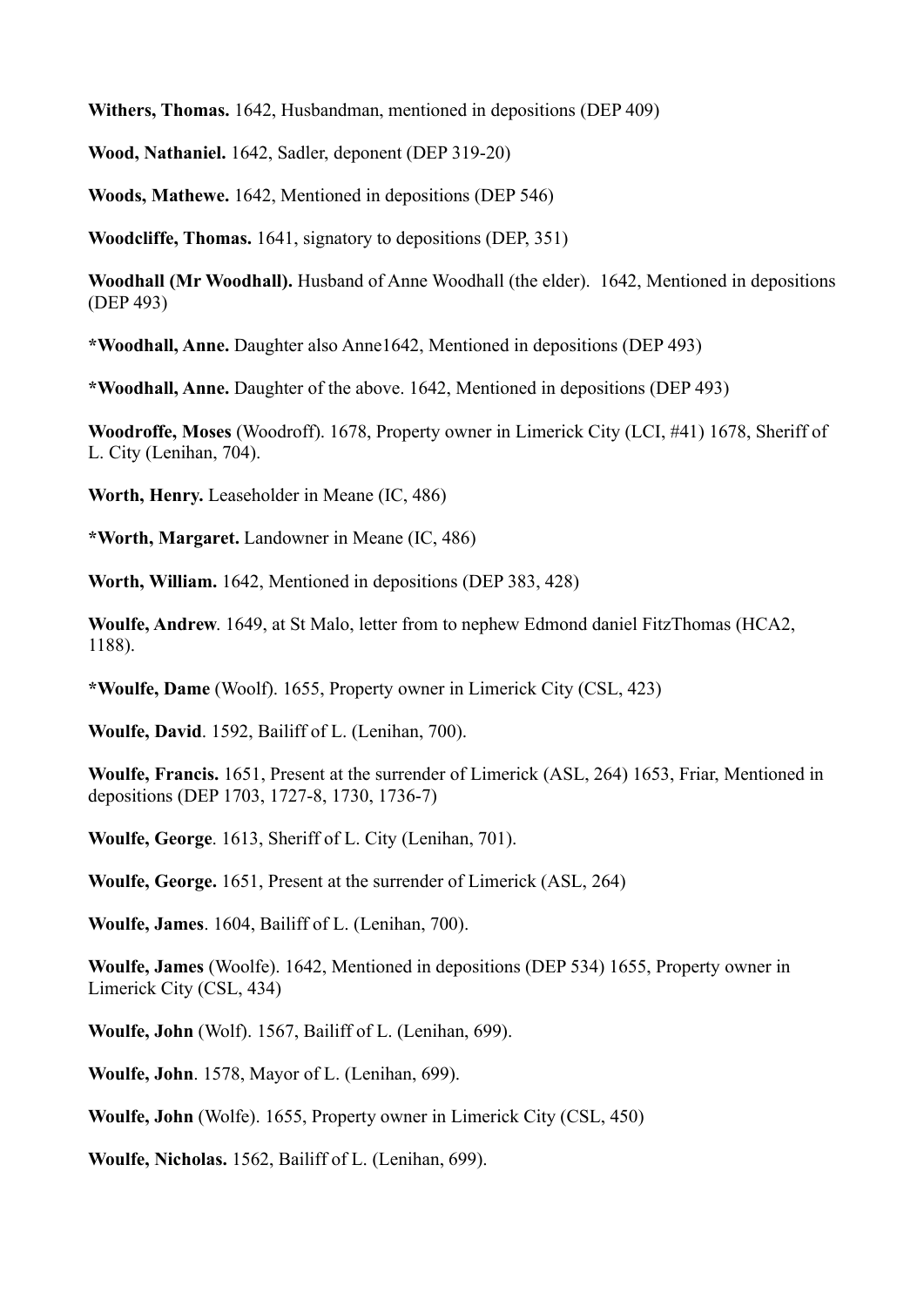**Withers, Thomas.** 1642, Husbandman, mentioned in depositions (DEP 409)

**Wood, Nathaniel.** 1642, Sadler, deponent (DEP 319-20)

**Woods, Mathewe.** 1642, Mentioned in depositions (DEP 546)

**Woodcliffe, Thomas.** 1641, signatory to depositions (DEP, 351)

**Woodhall (Mr Woodhall).** Husband of Anne Woodhall (the elder). 1642, Mentioned in depositions (DEP 493)

**\*Woodhall, Anne.** Daughter also Anne1642, Mentioned in depositions (DEP 493)

**\*Woodhall, Anne.** Daughter of the above. 1642, Mentioned in depositions (DEP 493)

**Woodroffe, Moses** (Woodroff). 1678, Property owner in Limerick City (LCI, #41) 1678, Sheriff of L. City (Lenihan, 704).

**Worth, Henry.** Leaseholder in Meane (IC, 486)

**\*Worth, Margaret.** Landowner in Meane (IC, 486)

**Worth, William.** 1642, Mentioned in depositions (DEP 383, 428)

**Woulfe, Andrew**. 1649, at St Malo, letter from to nephew Edmond daniel FitzThomas (HCA2, 1188).

**\*Woulfe, Dame** (Woolf). 1655, Property owner in Limerick City (CSL, 423)

**Woulfe, David**. 1592, Bailiff of L. (Lenihan, 700).

**Woulfe, Francis.** 1651, Present at the surrender of Limerick (ASL, 264) 1653, Friar, Mentioned in depositions (DEP 1703, 1727-8, 1730, 1736-7)

**Woulfe, George**. 1613, Sheriff of L. City (Lenihan, 701).

**Woulfe, George.** 1651, Present at the surrender of Limerick (ASL, 264)

**Woulfe, James**. 1604, Bailiff of L. (Lenihan, 700).

**Woulfe, James** (Woolfe). 1642, Mentioned in depositions (DEP 534) 1655, Property owner in Limerick City (CSL, 434)

**Woulfe, John** (Wolf). 1567, Bailiff of L. (Lenihan, 699).

**Woulfe, John**. 1578, Mayor of L. (Lenihan, 699).

**Woulfe, John** (Wolfe). 1655, Property owner in Limerick City (CSL, 450)

**Woulfe, Nicholas.** 1562, Bailiff of L. (Lenihan, 699).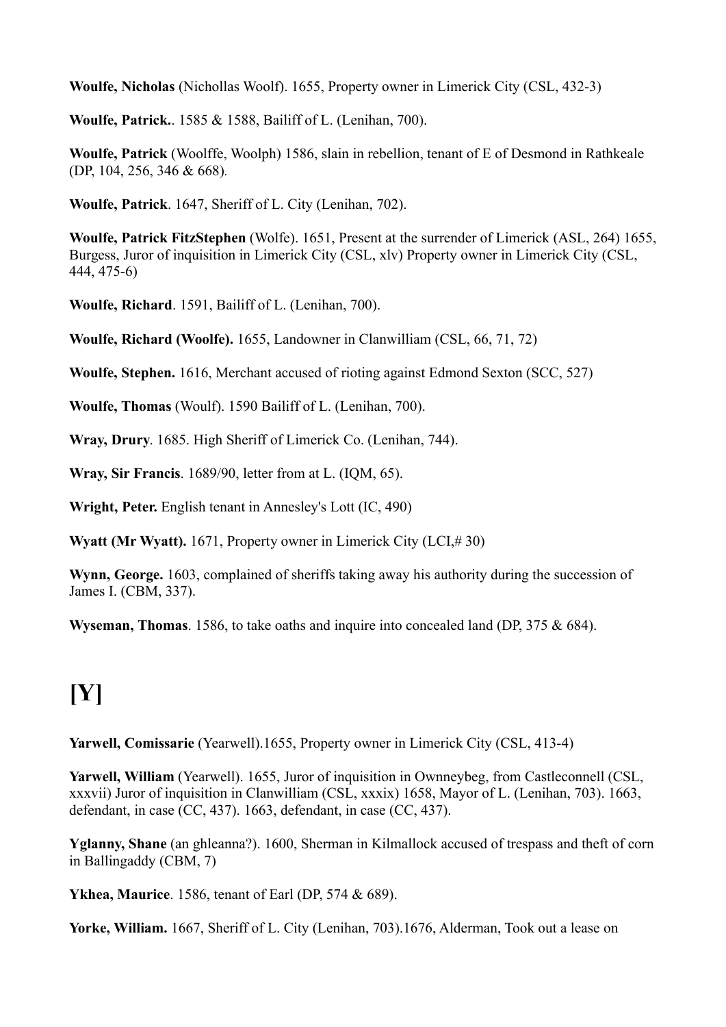**Woulfe, Nicholas** (Nichollas Woolf). 1655, Property owner in Limerick City (CSL, 432-3)

**Woulfe, Patrick.**. 1585 & 1588, Bailiff of L. (Lenihan, 700).

**Woulfe, Patrick** (Woolffe, Woolph) 1586, slain in rebellion, tenant of E of Desmond in Rathkeale (DP, 104, 256, 346 & 668).

**Woulfe, Patrick**. 1647, Sheriff of L. City (Lenihan, 702).

**Woulfe, Patrick FitzStephen** (Wolfe). 1651, Present at the surrender of Limerick (ASL, 264) 1655, Burgess, Juror of inquisition in Limerick City (CSL, xlv) Property owner in Limerick City (CSL, 444, 475-6)

**Woulfe, Richard**. 1591, Bailiff of L. (Lenihan, 700).

**Woulfe, Richard (Woolfe).** 1655, Landowner in Clanwilliam (CSL, 66, 71, 72)

**Woulfe, Stephen.** 1616, Merchant accused of rioting against Edmond Sexton (SCC, 527)

**Woulfe, Thomas** (Woulf). 1590 Bailiff of L. (Lenihan, 700).

**Wray, Drury**. 1685. High Sheriff of Limerick Co. (Lenihan, 744).

**Wray, Sir Francis**. 1689/90, letter from at L. (IQM, 65).

**Wright, Peter.** English tenant in Annesley's Lott (IC, 490)

**Wyatt (Mr Wyatt).** 1671, Property owner in Limerick City (LCI,# 30)

**Wynn, George.** 1603, complained of sheriffs taking away his authority during the succession of James I. (CBM, 337).

**Wyseman, Thomas**. 1586, to take oaths and inquire into concealed land (DP, 375 & 684).

# [Y]

**Yarwell, Comissarie** (Yearwell).1655, Property owner in Limerick City (CSL, 413-4)

**Yarwell, William** (Yearwell). 1655, Juror of inquisition in Ownneybeg, from Castleconnell (CSL, xxxvii) Juror of inquisition in Clanwilliam (CSL, xxxix) 1658, Mayor of L. (Lenihan, 703). 1663, defendant, in case (CC, 437). 1663, defendant, in case (CC, 437).

**Yglanny, Shane** (an ghleanna?). 1600, Sherman in Kilmallock accused of trespass and theft of corn in Ballingaddy (CBM, 7)

**Ykhea, Maurice**. 1586, tenant of Earl (DP, 574 & 689).

**Yorke, William.** 1667, Sheriff of L. City (Lenihan, 703).1676, Alderman, Took out a lease on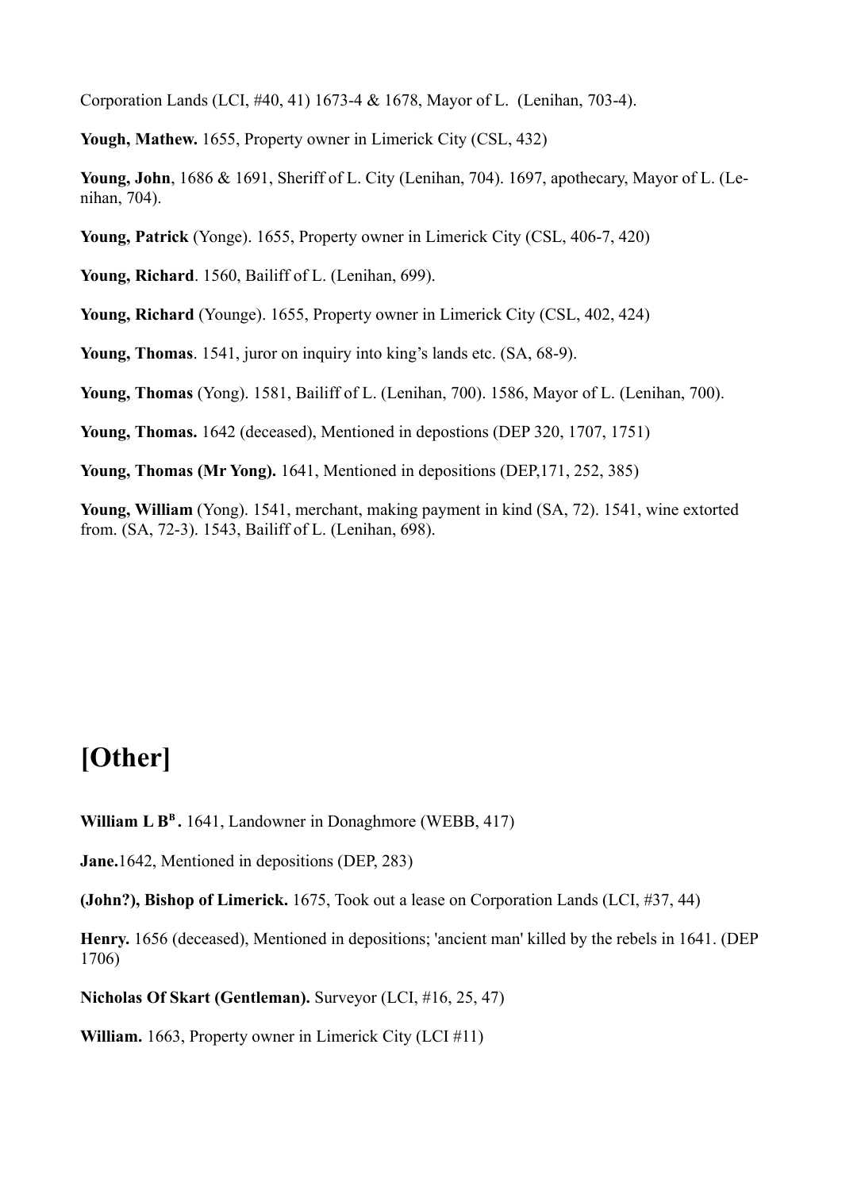Corporation Lands (LCI, #40, 41) 1673-4 & 1678, Mayor of L.  (Lenihan, 703-4).

**Yough, Mathew.** 1655, Property owner in Limerick City (CSL, 432)

**Young, John**, 1686 & 1691, Sheriff of L. City (Lenihan, 704). 1697, apothecary, Mayor of L. (Lenihan, 704).

**Young, Patrick** (Yonge). 1655, Property owner in Limerick City (CSL, 406-7, 420)

**Young, Richard**. 1560, Bailiff of L. (Lenihan, 699).

**Young, Richard** (Younge). 1655, Property owner in Limerick City (CSL, 402, 424)

**Young, Thomas**. 1541, juror on inquiry into king's lands etc. (SA, 68-9).

**Young, Thomas** (Yong). 1581, Bailiff of L. (Lenihan, 700). 1586, Mayor of L. (Lenihan, 700).

**Young, Thomas.** 1642 (deceased), Mentioned in depostions (DEP 320, 1707, 1751)

**Young, Thomas (Mr Yong).** 1641, Mentioned in depositions (DEP,171, 252, 385)

**Young, William** (Yong). 1541, merchant, making payment in kind (SA, 72). 1541, wine extorted from. (SA, 72-3). 1543, Bailiff of L. (Lenihan, 698).

# [Other]

**William L B[B] .** 1641, Landowner in Donaghmore (WEBB, 417)

**Jane.**1642, Mentioned in depositions (DEP, 283)

**(John?), Bishop of Limerick.** 1675, Took out a lease on Corporation Lands (LCI, #37, 44)

**Henry.** 1656 (deceased), Mentioned in depositions; 'ancient man' killed by the rebels in 1641. (DEP 1706)

**Nicholas Of Skart (Gentleman).** Surveyor (LCI, #16, 25, 47)

**William.** 1663, Property owner in Limerick City (LCI #11)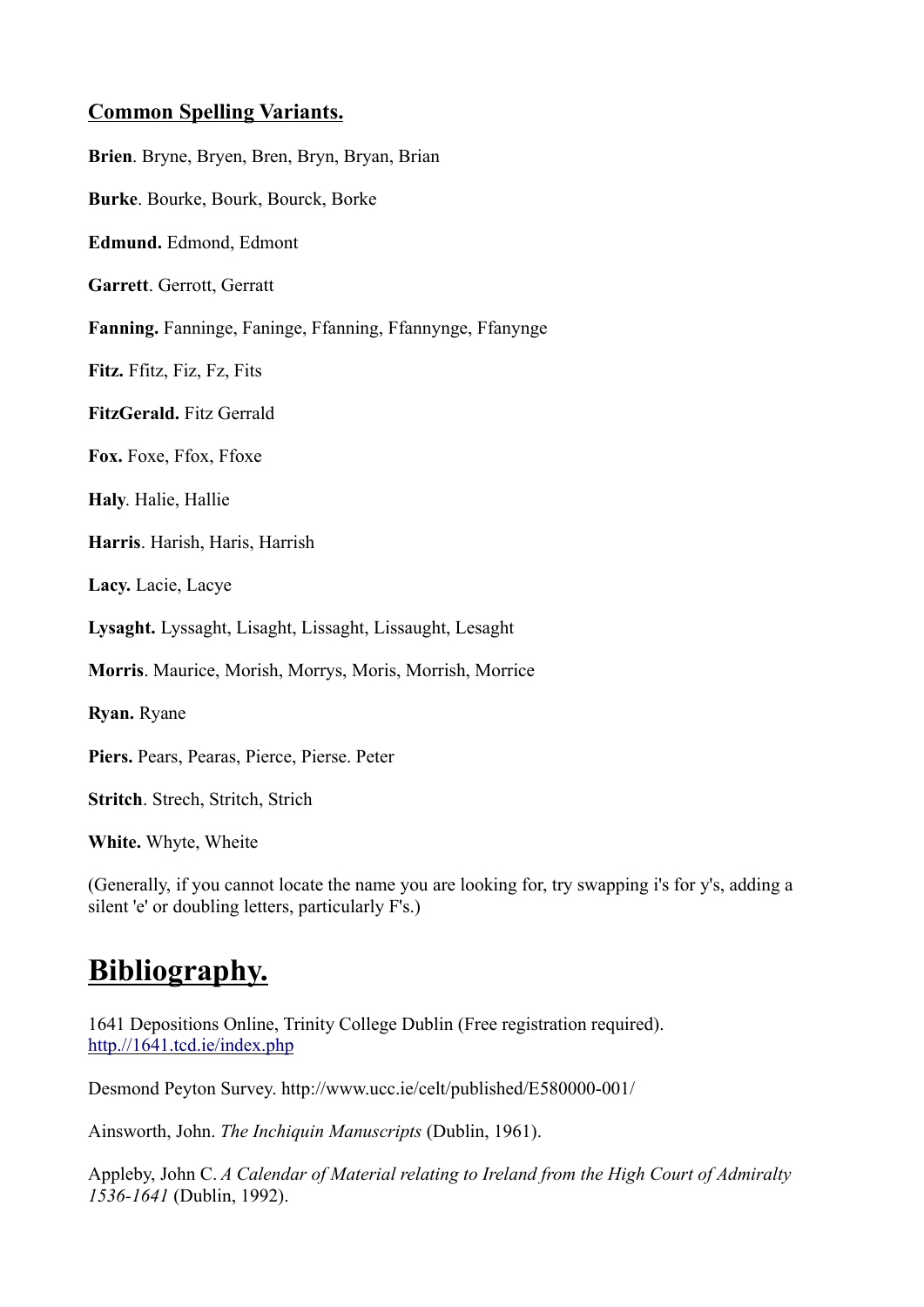### Common Spelling Variants.

**Brien**. Bryne, Bryen, Bren, Bryn, Bryan, Brian

**Burke**. Bourke, Bourk, Bourck, Borke

**Edmund.** Edmond, Edmont

**Garrett**. Gerrott, Gerratt

**Fanning.** Fanninge, Faninge, Ffanning, Ffannynge, Ffanynge

**Fitz.** Ffitz, Fiz, Fz, Fits

**FitzGerald.** Fitz Gerrald

**Fox.** Foxe, Ffox, Ffoxe

**Haly**. Halie, Hallie

**Harris**. Harish, Haris, Harrish

**Lacy.** Lacie, Lacye

**Lysaght.** Lyssaght, Lisaght, Lissaght, Lissaught, Lesaght

**Morris**. Maurice, Morish, Morrys, Moris, Morrish, Morrice

**Ryan.** Ryane

**Piers.** Pears, Pearas, Pierce, Pierse. Peter

**Stritch**. Strech, Stritch, Strich

**White.** Whyte, Wheite

(Generally, if you cannot locate the name you are looking for, try swapping i's for y's, adding a silent 'e' or doubling letters, particularly F's.)

# Bibliography.

1641 Depositions Online, Trinity College Dublin (Free registration required). http://1641.tcd.ie/index.php

Desmond Peyton Survey. http://www.ucc.ie/celt/published/E580000-001/

Ainsworth, John. *The Inchiquin Manuscripts* (Dublin, 1961).

Appleby, John C. *A Calendar of Material relating to Ireland from the High Court of Admiralty 1536-1641* (Dublin, 1992).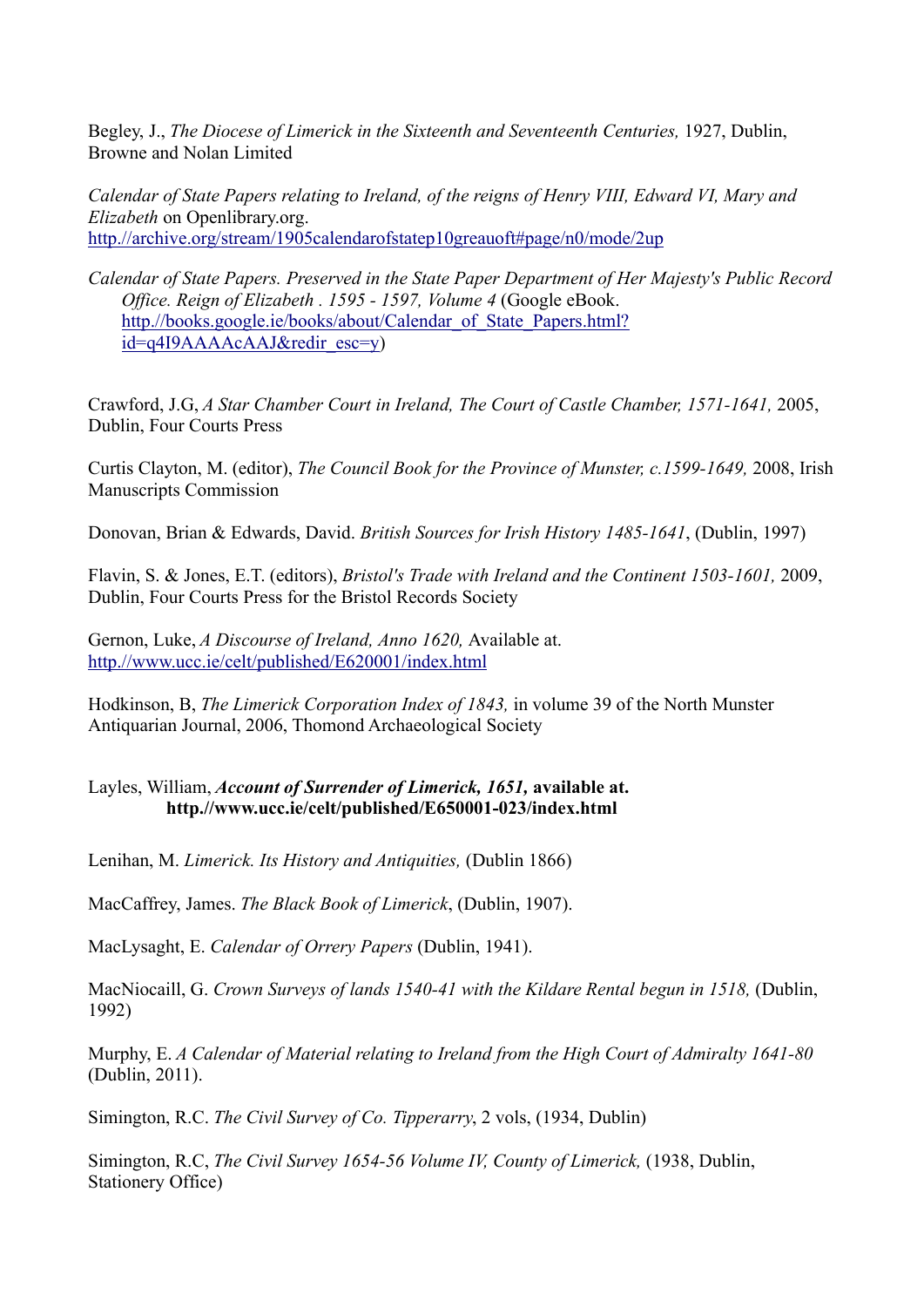Begley, J., *The Diocese of Limerick in the Sixteenth and Seventeenth Centuries,* 1927, Dublin, Browne and Nolan Limited

*Calendar of State Papers relating to Ireland, of the reigns of Henry VIII, Edward VI, Mary and Elizabeth* on Openlibrary.org. http://archive.org/stream/1905calendarofstatep10greauoft#page/n0/mode/2up

*Calendar of State Papers. Preserved in the State Paper Department of Her Majesty's Public Record Office. Reign of Elizabeth . 1595 - 1597, Volume 4* (Google eBook. http://books.google.ie/books/about/Calendar_of_State_Papers.html?id=q4I9AAAAcAAJ&redir_esc=y)

Crawford, J.G, *A Star Chamber Court in Ireland, The Court of Castle Chamber, 1571-1641,* 2005, Dublin, Four Courts Press

Curtis Clayton, M. (editor), *The Council Book for the Province of Munster, c.1599-1649,* 2008, Irish Manuscripts Commission

Donovan, Brian & Edwards, David. *British Sources for Irish History 1485-1641*, (Dublin, 1997)

Flavin, S. & Jones, E.T. (editors), *Bristol's Trade with Ireland and the Continent 1503-1601,* 2009, Dublin, Four Courts Press for the Bristol Records Society

Gernon, Luke, *A Discourse of Ireland, Anno 1620,* Available at. http://www.ucc.ie/celt/published/E620001/index.html

Hodkinson, B, *The Limerick Corporation Index of 1843,* in volume 39 of the North Munster Antiquarian Journal, 2006, Thomond Archaeological Society

Layles, William, ***Account of Surrender of Limerick, 1651,*** **available at. http.//www.ucc.ie/celt/published/E650001-023/index.html**

Lenihan, M. *Limerick. Its History and Antiquities,* (Dublin 1866)

MacCaffrey, James. *The Black Book of Limerick*, (Dublin, 1907).

MacLysaght, E. *Calendar of Orrery Papers* (Dublin, 1941).

MacNiocaill, G. *Crown Surveys of lands 1540-41 with the Kildare Rental begun in 1518,* (Dublin, 1992)

Murphy, E. *A Calendar of Material relating to Ireland from the High Court of Admiralty 1641-80* (Dublin, 2011).

Simington, R.C. *The Civil Survey of Co. Tipperarry*, 2 vols, (1934, Dublin)

Simington, R.C, *The Civil Survey 1654-56 Volume IV, County of Limerick,* (1938, Dublin, Stationery Office)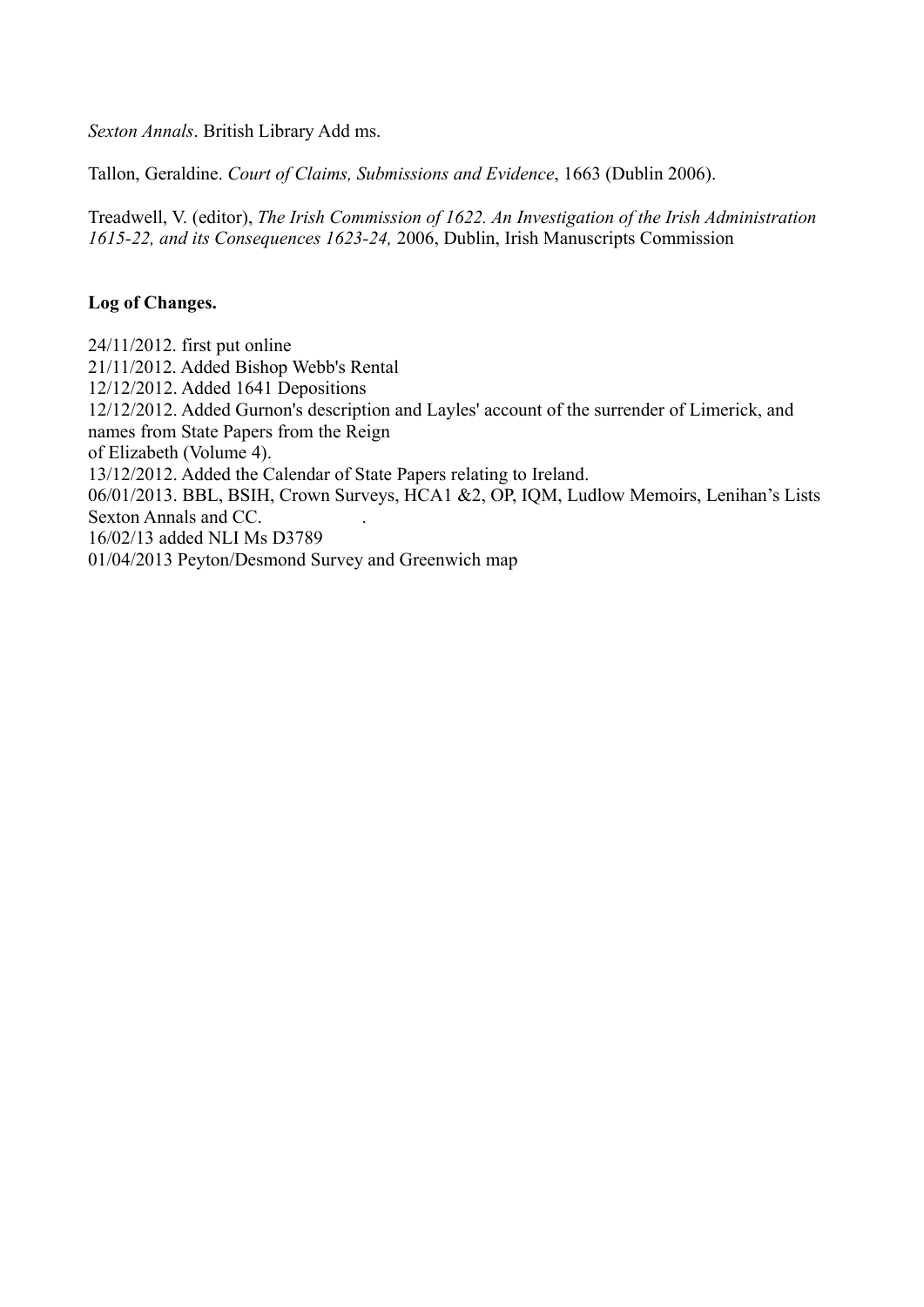*Sexton Annals*. British Library Add ms.

Tallon, Geraldine. *Court of Claims, Submissions and Evidence*, 1663 (Dublin 2006).

Treadwell, V. (editor), *The Irish Commission of 1622. An Investigation of the Irish Administration 1615-22, and its Consequences 1623-24,* 2006, Dublin, Irish Manuscripts Commission

**Log of Changes.**

24/11/2012. first put online
21/11/2012. Added Bishop Webb's Rental
12/12/2012. Added 1641 Depositions
12/12/2012. Added Gurnon's description and Layles' account of the surrender of Limerick, and names from State Papers from the Reign
of Elizabeth (Volume 4).
13/12/2012. Added the Calendar of State Papers relating to Ireland.
06/01/2013. BBL, BSIH, Crown Surveys, HCA1 &2, OP, IQM, Ludlow Memoirs, Lenihan's Lists Sexton Annals and CC.
16/02/13 added NLI Ms D3789
01/04/2013 Peyton/Desmond Survey and Greenwich map